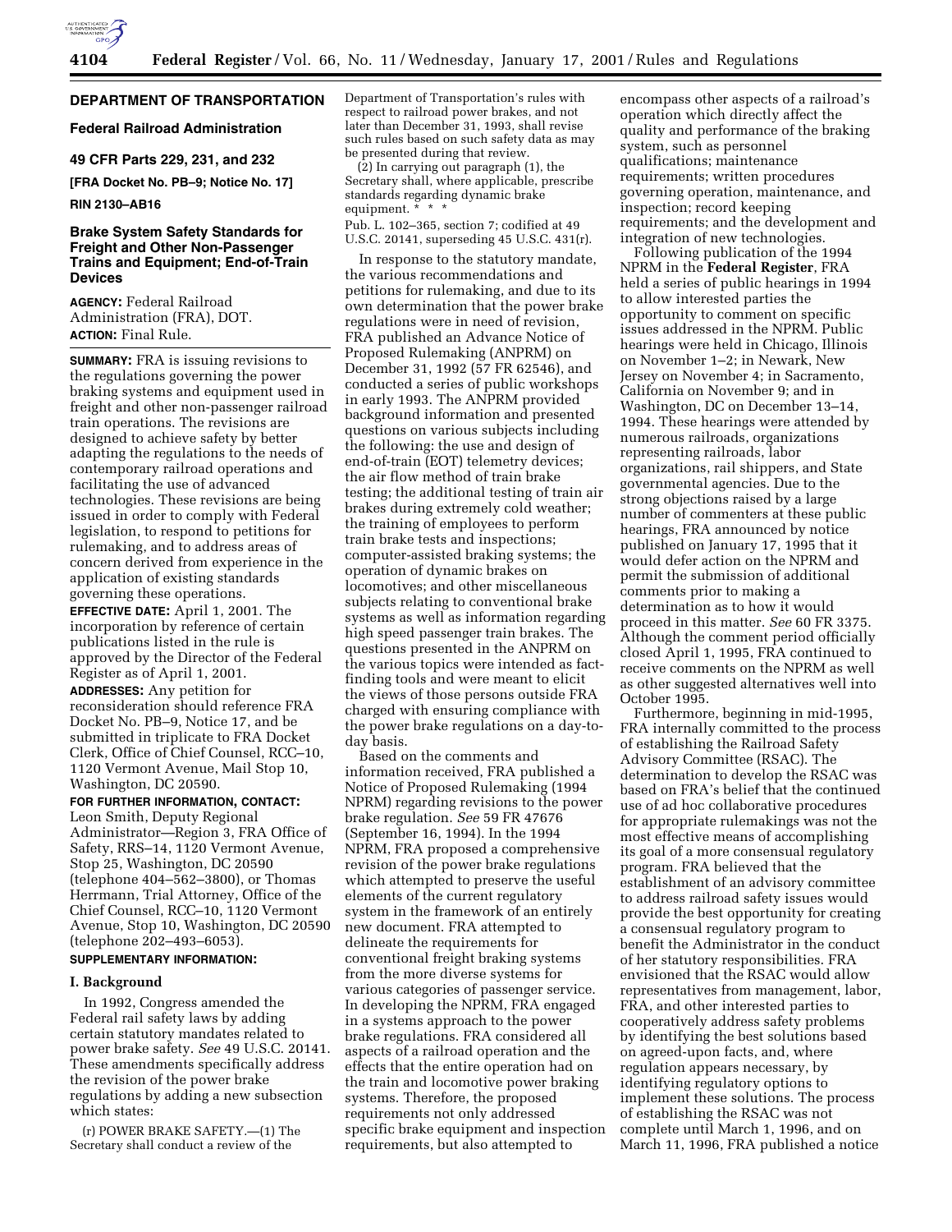# DEPARTMENT OF TRANSPORTATION

## Federal Railroad Administration

## 49 CFR Parts 229, 231, and 232

**[FRA Docket No. PB–9; Notice No. 17]**

**RIN 2130–AB16**

## Brake System Safety Standards for Freight and Other Non-Passenger Trains and Equipment; End-of-Train Devices

**AGENCY:** Federal Railroad Administration (FRA), DOT.

**ACTION:** Final Rule.

**SUMMARY:** FRA is issuing revisions to the regulations governing the power braking systems and equipment used in freight and other non-passenger railroad train operations. The revisions are designed to achieve safety by better adapting the regulations to the needs of contemporary railroad operations and facilitating the use of advanced technologies. These revisions are being issued in order to comply with Federal legislation, to respond to petitions for rulemaking, and to address areas of concern derived from experience in the application of existing standards governing these operations.

**EFFECTIVE DATE:** April 1, 2001. The incorporation by reference of certain publications listed in the rule is approved by the Director of the Federal Register as of April 1, 2001.

**ADDRESSES:** Any petition for reconsideration should reference FRA Docket No. PB–9, Notice 17, and be submitted in triplicate to FRA Docket Clerk, Office of Chief Counsel, RCC–10, 1120 Vermont Avenue, Mail Stop 10, Washington, DC 20590.

**FOR FURTHER INFORMATION, CONTACT:** Leon Smith, Deputy Regional Administrator—Region 3, FRA Office of Safety, RRS–14, 1120 Vermont Avenue, Stop 25, Washington, DC 20590 (telephone 404–562–3800), or Thomas Herrmann, Trial Attorney, Office of the Chief Counsel, RCC–10, 1120 Vermont Avenue, Stop 10, Washington, DC 20590 (telephone 202–493–6053).

**SUPPLEMENTARY INFORMATION:**

### I. Background

In 1992, Congress amended the Federal rail safety laws by adding certain statutory mandates related to power brake safety. *See* 49 U.S.C. 20141. These amendments specifically address the revision of the power brake regulations by adding a new subsection which states:

(r) POWER BRAKE SAFETY.—(1) The Secretary shall conduct a review of the Department of Transportation's rules with respect to railroad power brakes, and not later than December 31, 1993, shall revise such rules based on such safety data as may be presented during that review.

(2) In carrying out paragraph (1), the Secretary shall, where applicable, prescribe standards regarding dynamic brake equipment. * * *

Pub. L. 102–365, section 7; codified at 49 U.S.C. 20141, superseding 45 U.S.C. 431(r).

In response to the statutory mandate, the various recommendations and petitions for rulemaking, and due to its own determination that the power brake regulations were in need of revision, FRA published an Advance Notice of Proposed Rulemaking (ANPRM) on December 31, 1992 (57 FR 62546), and conducted a series of public workshops in early 1993. The ANPRM provided background information and presented questions on various subjects including the following: the use and design of end-of-train (EOT) telemetry devices; the air flow method of train brake testing; the additional testing of train air brakes during extremely cold weather; the training of employees to perform train brake tests and inspections; computer-assisted braking systems; the operation of dynamic brakes on locomotives; and other miscellaneous subjects relating to conventional brake systems as well as information regarding high speed passenger train brakes. The questions presented in the ANPRM on the various topics were intended as fact-finding tools and were meant to elicit the views of those persons outside FRA charged with ensuring compliance with the power brake regulations on a day-to-day basis.

Based on the comments and information received, FRA published a Notice of Proposed Rulemaking (1994 NPRM) regarding revisions to the power brake regulation. *See* 59 FR 47676 (September 16, 1994). In the 1994 NPRM, FRA proposed a comprehensive revision of the power brake regulations which attempted to preserve the useful elements of the current regulatory system in the framework of an entirely new document. FRA attempted to delineate the requirements for conventional freight braking systems from the more diverse systems for various categories of passenger service. In developing the NPRM, FRA engaged in a systems approach to the power brake regulations. FRA considered all aspects of a railroad operation and the effects that the entire operation had on the train and locomotive power braking systems. Therefore, the proposed requirements not only addressed specific brake equipment and inspection requirements, but also attempted to encompass other aspects of a railroad's operation which directly affect the quality and performance of the braking system, such as personnel qualifications; maintenance requirements; written procedures governing operation, maintenance, and inspection; record keeping requirements; and the development and integration of new technologies.

Following publication of the 1994 NPRM in the **Federal Register**, FRA held a series of public hearings in 1994 to allow interested parties the opportunity to comment on specific issues addressed in the NPRM. Public hearings were held in Chicago, Illinois on November 1–2; in Newark, New Jersey on November 4; in Sacramento, California on November 9; and in Washington, DC on December 13–14, 1994. These hearings were attended by numerous railroads, organizations representing railroads, labor organizations, rail shippers, and State governmental agencies. Due to the strong objections raised by a large number of commenters at these public hearings, FRA announced by notice published on January 17, 1995 that it would defer action on the NPRM and permit the submission of additional comments prior to making a determination as to how it would proceed in this matter. *See* 60 FR 3375. Although the comment period officially closed April 1, 1995, FRA continued to receive comments on the NPRM as well as other suggested alternatives well into October 1995.

Furthermore, beginning in mid-1995, FRA internally committed to the process of establishing the Railroad Safety Advisory Committee (RSAC). The determination to develop the RSAC was based on FRA's belief that the continued use of ad hoc collaborative procedures for appropriate rulemakings was not the most effective means of accomplishing its goal of a more consensual regulatory program. FRA believed that the establishment of an advisory committee to address railroad safety issues would provide the best opportunity for creating a consensual regulatory program to benefit the Administrator in the conduct of her statutory responsibilities. FRA envisioned that the RSAC would allow representatives from management, labor, FRA, and other interested parties to cooperatively address safety problems by identifying the best solutions based on agreed-upon facts, and, where regulation appears necessary, by identifying regulatory options to implement these solutions. The process of establishing the RSAC was not complete until March 1, 1996, and on March 11, 1996, FRA published a notice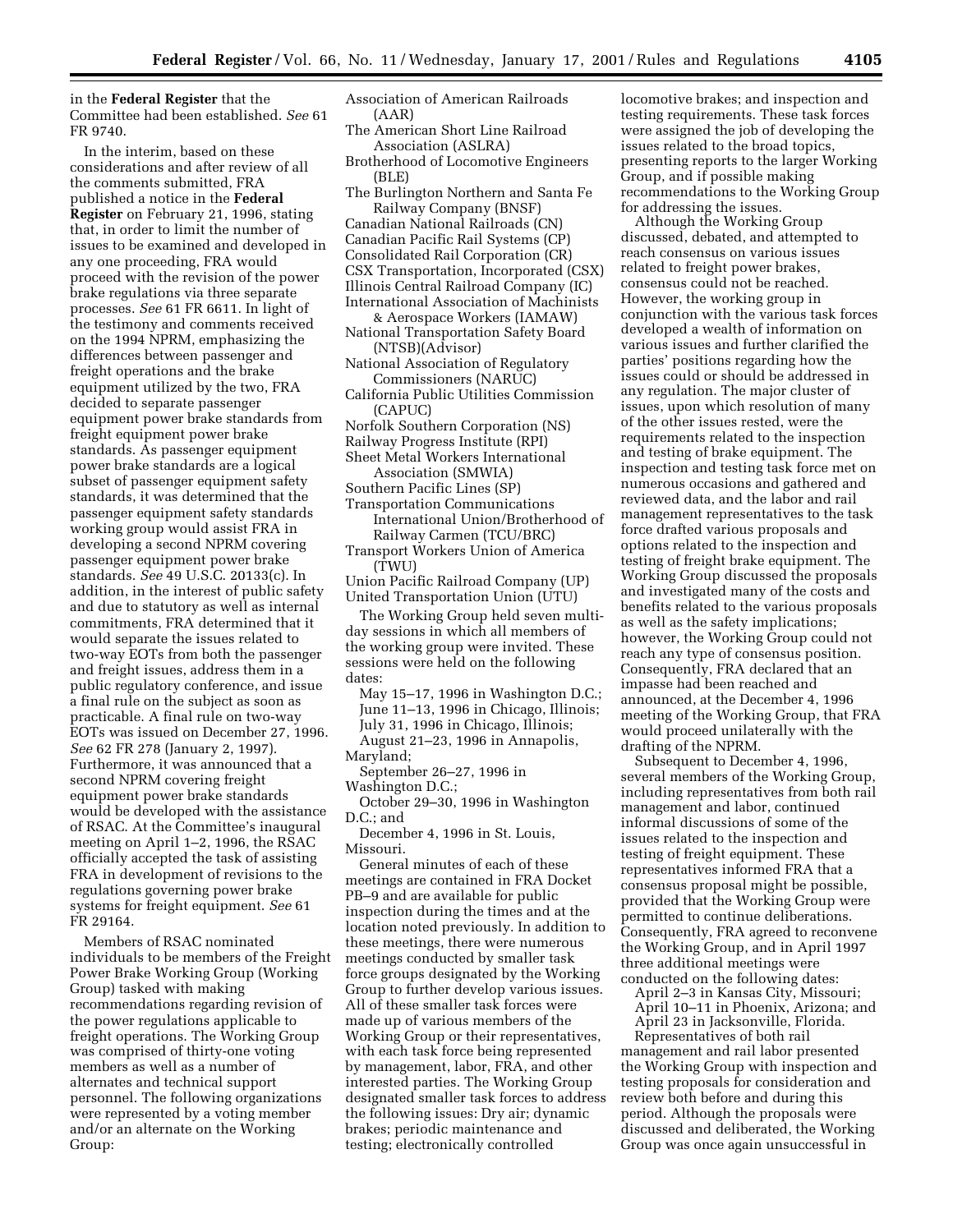in the **Federal Register** that the Committee had been established. *See* 61 FR 9740.

In the interim, based on these considerations and after review of all the comments submitted, FRA published a notice in the **Federal Register** on February 21, 1996, stating that, in order to limit the number of issues to be examined and developed in any one proceeding, FRA would proceed with the revision of the power brake regulations via three separate processes. *See* 61 FR 6611. In light of the testimony and comments received on the 1994 NPRM, emphasizing the differences between passenger and freight operations and the brake equipment utilized by the two, FRA decided to separate passenger equipment power brake standards from freight equipment power brake standards. As passenger equipment power brake standards are a logical subset of passenger equipment safety standards, it was determined that the passenger equipment safety standards working group would assist FRA in developing a second NPRM covering passenger equipment power brake standards. *See* 49 U.S.C. 20133(c). In addition, in the interest of public safety and due to statutory as well as internal commitments, FRA determined that it would separate the issues related to two-way EOTs from both the passenger and freight issues, address them in a public regulatory conference, and issue a final rule on the subject as soon as practicable. A final rule on two-way EOTs was issued on December 27, 1996. *See* 62 FR 278 (January 2, 1997). Furthermore, it was announced that a second NPRM covering freight equipment power brake standards would be developed with the assistance of RSAC. At the Committee's inaugural meeting on April 1–2, 1996, the RSAC officially accepted the task of assisting FRA in development of revisions to the regulations governing power brake systems for freight equipment. *See* 61 FR 29164.

Members of RSAC nominated individuals to be members of the Freight Power Brake Working Group (Working Group) tasked with making recommendations regarding revision of the power regulations applicable to freight operations. The Working Group was comprised of thirty-one voting members as well as a number of alternates and technical support personnel. The following organizations were represented by a voting member and/or an alternate on the Working Group:

- Association of American Railroads (AAR)
- The American Short Line Railroad Association (ASLRA)
- Brotherhood of Locomotive Engineers (BLE)
- The Burlington Northern and Santa Fe Railway Company (BNSF)
- Canadian National Railroads (CN)
- Canadian Pacific Rail Systems (CP)
- Consolidated Rail Corporation (CR)
- CSX Transportation, Incorporated (CSX)
- Illinois Central Railroad Company (IC)
- International Association of Machinists & Aerospace Workers (IAMAW)
- National Transportation Safety Board (NTSB)(Advisor)
- National Association of Regulatory Commissioners (NARUC)
- California Public Utilities Commission (CAPUC)
- Norfolk Southern Corporation (NS)
- Railway Progress Institute (RPI)
- Sheet Metal Workers International Association (SMWIA)
- Southern Pacific Lines (SP)
- Transportation Communications International Union/Brotherhood of Railway Carmen (TCU/BRC)
- Transport Workers Union of America (TWU)
- Union Pacific Railroad Company (UP)
- United Transportation Union (UTU)

The Working Group held seven multi-day sessions in which all members of the working group were invited. These sessions were held on the following dates:

May 15–17, 1996 in Washington D.C.;
June 11–13, 1996 in Chicago, Illinois;
July 31, 1996 in Chicago, Illinois;
August 21–23, 1996 in Annapolis, Maryland;
September 26–27, 1996 in Washington D.C.;
October 29–30, 1996 in Washington D.C.; and
December 4, 1996 in St. Louis, Missouri.

General minutes of each of these meetings are contained in FRA Docket PB–9 and are available for public inspection during the times and at the location noted previously. In addition to these meetings, there were numerous meetings conducted by smaller task force groups designated by the Working Group to further develop various issues. All of these smaller task forces were made up of various members of the Working Group or their representatives, with each task force being represented by management, labor, FRA, and other interested parties. The Working Group designated smaller task forces to address the following issues: Dry air; dynamic brakes; periodic maintenance and testing; electronically controlled locomotive brakes; and inspection and testing requirements. These task forces were assigned the job of developing the issues related to the broad topics, presenting reports to the larger Working Group, and if possible making recommendations to the Working Group for addressing the issues.

Although the Working Group discussed, debated, and attempted to reach consensus on various issues related to freight power brakes, consensus could not be reached. However, the working group in conjunction with the various task forces developed a wealth of information on various issues and further clarified the parties' positions regarding how the issues could or should be addressed in any regulation. The major cluster of issues, upon which resolution of many of the other issues rested, were the requirements related to the inspection and testing of brake equipment. The inspection and testing task force met on numerous occasions and gathered and reviewed data, and the labor and rail management representatives to the task force drafted various proposals and options related to the inspection and testing of freight brake equipment. The Working Group discussed the proposals and investigated many of the costs and benefits related to the various proposals as well as the safety implications; however, the Working Group could not reach any type of consensus position. Consequently, FRA declared that an impasse had been reached and announced, at the December 4, 1996 meeting of the Working Group, that FRA would proceed unilaterally with the drafting of the NPRM.

Subsequent to December 4, 1996, several members of the Working Group, including representatives from both rail management and labor, continued informal discussions of some of the issues related to the inspection and testing of freight equipment. These representatives informed FRA that a consensus proposal might be possible, provided that the Working Group were permitted to continue deliberations. Consequently, FRA agreed to reconvene the Working Group, and in April 1997 three additional meetings were conducted on the following dates:

April 2–3 in Kansas City, Missouri;
April 10–11 in Phoenix, Arizona; and
April 23 in Jacksonville, Florida.

Representatives of both rail management and rail labor presented the Working Group with inspection and testing proposals for consideration and review both before and during this period. Although the proposals were discussed and deliberated, the Working Group was once again unsuccessful in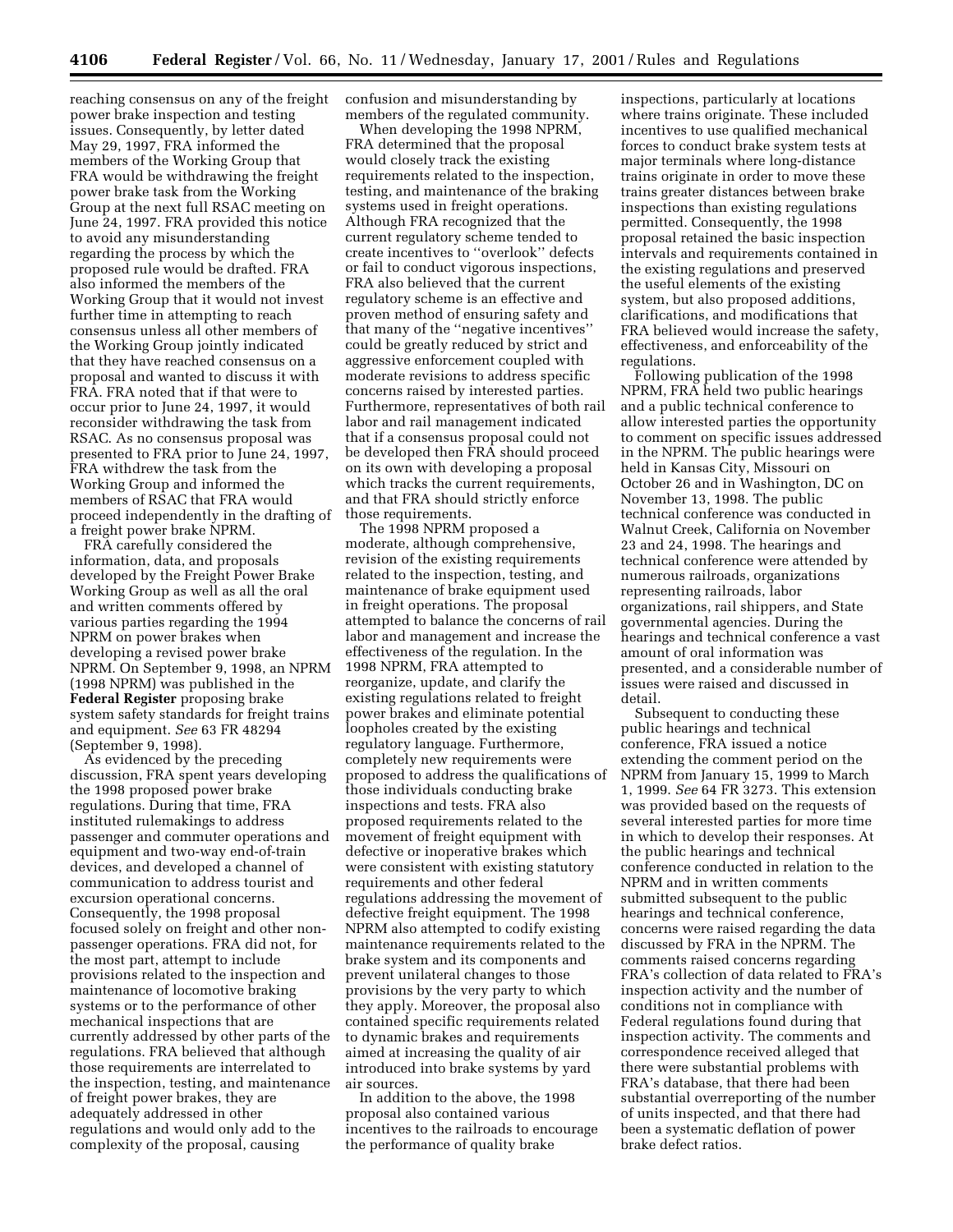reaching consensus on any of the freight power brake inspection and testing issues. Consequently, by letter dated May 29, 1997, FRA informed the members of the Working Group that FRA would be withdrawing the freight power brake task from the Working Group at the next full RSAC meeting on June 24, 1997. FRA provided this notice to avoid any misunderstanding regarding the process by which the proposed rule would be drafted. FRA also informed the members of the Working Group that it would not invest further time in attempting to reach consensus unless all other members of the Working Group jointly indicated that they have reached consensus on a proposal and wanted to discuss it with FRA. FRA noted that if that were to occur prior to June 24, 1997, it would reconsider withdrawing the task from RSAC. As no consensus proposal was presented to FRA prior to June 24, 1997, FRA withdrew the task from the Working Group and informed the members of RSAC that FRA would proceed independently in the drafting of a freight power brake NPRM.

FRA carefully considered the information, data, and proposals developed by the Freight Power Brake Working Group as well as all the oral and written comments offered by various parties regarding the 1994 NPRM on power brakes when developing a revised power brake NPRM. On September 9, 1998, an NPRM (1998 NPRM) was published in the **Federal Register** proposing brake system safety standards for freight trains and equipment. *See* 63 FR 48294 (September 9, 1998).

As evidenced by the preceding discussion, FRA spent years developing the 1998 proposed power brake regulations. During that time, FRA instituted rulemakings to address passenger and commuter operations and equipment and two-way end-of-train devices, and developed a channel of communication to address tourist and excursion operational concerns. Consequently, the 1998 proposal focused solely on freight and other non-passenger operations. FRA did not, for the most part, attempt to include provisions related to the inspection and maintenance of locomotive braking systems or to the performance of other mechanical inspections that are currently addressed by other parts of the regulations. FRA believed that although those requirements are interrelated to the inspection, testing, and maintenance of freight power brakes, they are adequately addressed in other regulations and would only add to the complexity of the proposal, causing confusion and misunderstanding by members of the regulated community.

When developing the 1998 NPRM, FRA determined that the proposal would closely track the existing requirements related to the inspection, testing, and maintenance of the braking systems used in freight operations. Although FRA recognized that the current regulatory scheme tended to create incentives to "overlook" defects or fail to conduct vigorous inspections, FRA also believed that the current regulatory scheme is an effective and proven method of ensuring safety and that many of the "negative incentives" could be greatly reduced by strict and aggressive enforcement coupled with moderate revisions to address specific concerns raised by interested parties. Furthermore, representatives of both rail labor and rail management indicated that if a consensus proposal could not be developed then FRA should proceed on its own with developing a proposal which tracks the current requirements, and that FRA should strictly enforce those requirements.

The 1998 NPRM proposed a moderate, although comprehensive, revision of the existing requirements related to the inspection, testing, and maintenance of brake equipment used in freight operations. The proposal attempted to balance the concerns of rail labor and management and increase the effectiveness of the regulation. In the 1998 NPRM, FRA attempted to reorganize, update, and clarify the existing regulations related to freight power brakes and eliminate potential loopholes created by the existing regulatory language. Furthermore, completely new requirements were proposed to address the qualifications of those individuals conducting brake inspections and tests. FRA also proposed requirements related to the movement of freight equipment with defective or inoperative brakes which were consistent with existing statutory requirements and other federal regulations addressing the movement of defective freight equipment. The 1998 NPRM also attempted to codify existing maintenance requirements related to the brake system and its components and prevent unilateral changes to those provisions by the very party to which they apply. Moreover, the proposal also contained specific requirements related to dynamic brakes and requirements aimed at increasing the quality of air introduced into brake systems by yard air sources.

In addition to the above, the 1998 proposal also contained various incentives to the railroads to encourage the performance of quality brake inspections, particularly at locations where trains originate. These included incentives to use qualified mechanical forces to conduct brake system tests at major terminals where long-distance trains originate in order to move these trains greater distances between brake inspections than existing regulations permitted. Consequently, the 1998 proposal retained the basic inspection intervals and requirements contained in the existing regulations and preserved the useful elements of the existing system, but also proposed additions, clarifications, and modifications that FRA believed would increase the safety, effectiveness, and enforceability of the regulations.

Following publication of the 1998 NPRM, FRA held two public hearings and a public technical conference to allow interested parties the opportunity to comment on specific issues addressed in the NPRM. The public hearings were held in Kansas City, Missouri on October 26 and in Washington, DC on November 13, 1998. The public technical conference was conducted in Walnut Creek, California on November 23 and 24, 1998. The hearings and technical conference were attended by numerous railroads, organizations representing railroads, labor organizations, rail shippers, and State governmental agencies. During the hearings and technical conference a vast amount of oral information was presented, and a considerable number of issues were raised and discussed in detail.

Subsequent to conducting these public hearings and technical conference, FRA issued a notice extending the comment period on the NPRM from January 15, 1999 to March 1, 1999. *See* 64 FR 3273. This extension was provided based on the requests of several interested parties for more time in which to develop their responses. At the public hearings and technical conference conducted in relation to the NPRM and in written comments submitted subsequent to the public hearings and technical conference, concerns were raised regarding the data discussed by FRA in the NPRM. The comments raised concerns regarding FRA's collection of data related to FRA's inspection activity and the number of conditions not in compliance with Federal regulations found during that inspection activity. The comments and correspondence received alleged that there were substantial problems with FRA's database, that there had been substantial overreporting of the number of units inspected, and that there had been a systematic deflation of power brake defect ratios.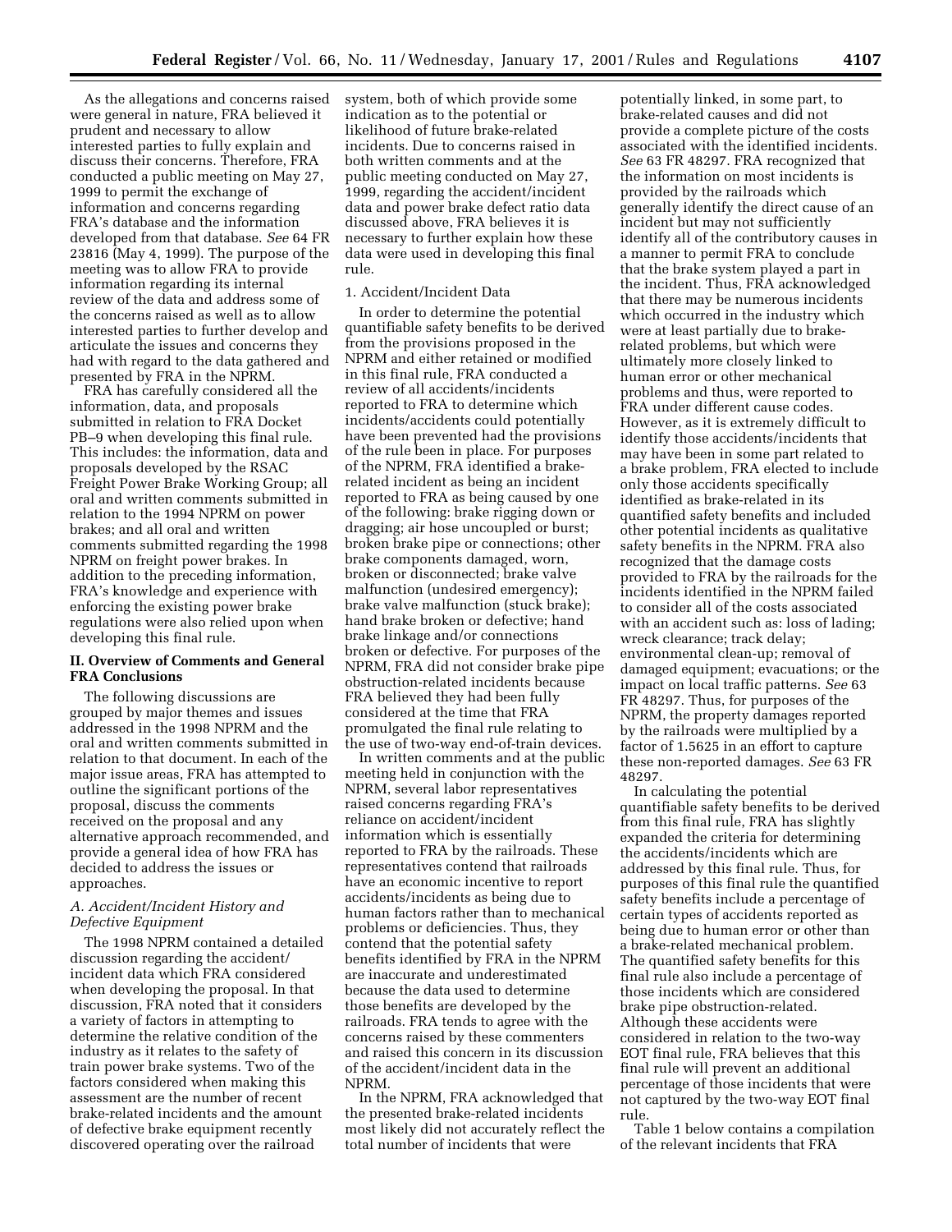As the allegations and concerns raised were general in nature, FRA believed it prudent and necessary to allow interested parties to fully explain and discuss their concerns. Therefore, FRA conducted a public meeting on May 27, 1999 to permit the exchange of information and concerns regarding FRA's database and the information developed from that database. *See* 64 FR 23816 (May 4, 1999). The purpose of the meeting was to allow FRA to provide information regarding its internal review of the data and address some of the concerns raised as well as to allow interested parties to further develop and articulate the issues and concerns they had with regard to the data gathered and presented by FRA in the NPRM.

FRA has carefully considered all the information, data, and proposals submitted in relation to FRA Docket PB–9 when developing this final rule. This includes: the information, data and proposals developed by the RSAC Freight Power Brake Working Group; all oral and written comments submitted in relation to the 1994 NPRM on power brakes; and all oral and written comments submitted regarding the 1998 NPRM on freight power brakes. In addition to the preceding information, FRA's knowledge and experience with enforcing the existing power brake regulations were also relied upon when developing this final rule.

## II. Overview of Comments and General FRA Conclusions

The following discussions are grouped by major themes and issues addressed in the 1998 NPRM and the oral and written comments submitted in relation to that document. In each of the major issue areas, FRA has attempted to outline the significant portions of the proposal, discuss the comments received on the proposal and any alternative approach recommended, and provide a general idea of how FRA has decided to address the issues or approaches.

### *A. Accident/Incident History and Defective Equipment*

The 1998 NPRM contained a detailed discussion regarding the accident/incident data which FRA considered when developing the proposal. In that discussion, FRA noted that it considers a variety of factors in attempting to determine the relative condition of the industry as it relates to the safety of train power brake systems. Two of the factors considered when making this assessment are the number of recent brake-related incidents and the amount of defective brake equipment recently discovered operating over the railroad system, both of which provide some indication as to the potential or likelihood of future brake-related incidents. Due to concerns raised in both written comments and at the public meeting conducted on May 27, 1999, regarding the accident/incident data and power brake defect ratio data discussed above, FRA believes it is necessary to further explain how these data were used in developing this final rule.

#### 1. Accident/Incident Data

In order to determine the potential quantifiable safety benefits to be derived from the provisions proposed in the NPRM and either retained or modified in this final rule, FRA conducted a review of all accidents/incidents reported to FRA to determine which incidents/accidents could potentially have been prevented had the provisions of the rule been in place. For purposes of the NPRM, FRA identified a brake-related incident as being an incident reported to FRA as being caused by one of the following: brake rigging down or dragging; air hose uncoupled or burst; broken brake pipe or connections; other brake components damaged, worn, broken or disconnected; brake valve malfunction (undesired emergency); brake valve malfunction (stuck brake); hand brake broken or defective; hand brake linkage and/or connections broken or defective. For purposes of the NPRM, FRA did not consider brake pipe obstruction-related incidents because FRA believed they had been fully considered at the time that FRA promulgated the final rule relating to the use of two-way end-of-train devices.

In written comments and at the public meeting held in conjunction with the NPRM, several labor representatives raised concerns regarding FRA's reliance on accident/incident information which is essentially reported to FRA by the railroads. These representatives contend that railroads have an economic incentive to report accidents/incidents as being due to human factors rather than to mechanical problems or deficiencies. Thus, they contend that the potential safety benefits identified by FRA in the NPRM are inaccurate and underestimated because the data used to determine those benefits are developed by the railroads. FRA tends to agree with the concerns raised by these commenters and raised this concern in its discussion of the accident/incident data in the NPRM.

In the NPRM, FRA acknowledged that the presented brake-related incidents most likely did not accurately reflect the total number of incidents that were potentially linked, in some part, to brake-related causes and did not provide a complete picture of the costs associated with the identified incidents. *See* 63 FR 48297. FRA recognized that the information on most incidents is provided by the railroads which generally identify the direct cause of an incident but may not sufficiently identify all of the contributory causes in a manner to permit FRA to conclude that the brake system played a part in the incident. Thus, FRA acknowledged that there may be numerous incidents which occurred in the industry which were at least partially due to brake-related problems, but which were ultimately more closely linked to human error or other mechanical problems and thus, were reported to FRA under different cause codes. However, as it is extremely difficult to identify those accidents/incidents that may have been in some part related to a brake problem, FRA elected to include only those accidents specifically identified as brake-related in its quantified safety benefits and included other potential incidents as qualitative safety benefits in the NPRM. FRA also recognized that the damage costs provided to FRA by the railroads for the incidents identified in the NPRM failed to consider all of the costs associated with an accident such as: loss of lading; wreck clearance; track delay; environmental clean-up; removal of damaged equipment; evacuations; or the impact on local traffic patterns. *See* 63 FR 48297. Thus, for purposes of the NPRM, the property damages reported by the railroads were multiplied by a factor of 1.5625 in an effort to capture these non-reported damages. *See* 63 FR 48297.

In calculating the potential quantifiable safety benefits to be derived from this final rule, FRA has slightly expanded the criteria for determining the accidents/incidents which are addressed by this final rule. Thus, for purposes of this final rule the quantified safety benefits include a percentage of certain types of accidents reported as being due to human error or other than a brake-related mechanical problem. The quantified safety benefits for this final rule also include a percentage of those incidents which are considered brake pipe obstruction-related. Although these accidents were considered in relation to the two-way EOT final rule, FRA believes that this final rule will prevent an additional percentage of those incidents that were not captured by the two-way EOT final rule.

Table 1 below contains a compilation of the relevant incidents that FRA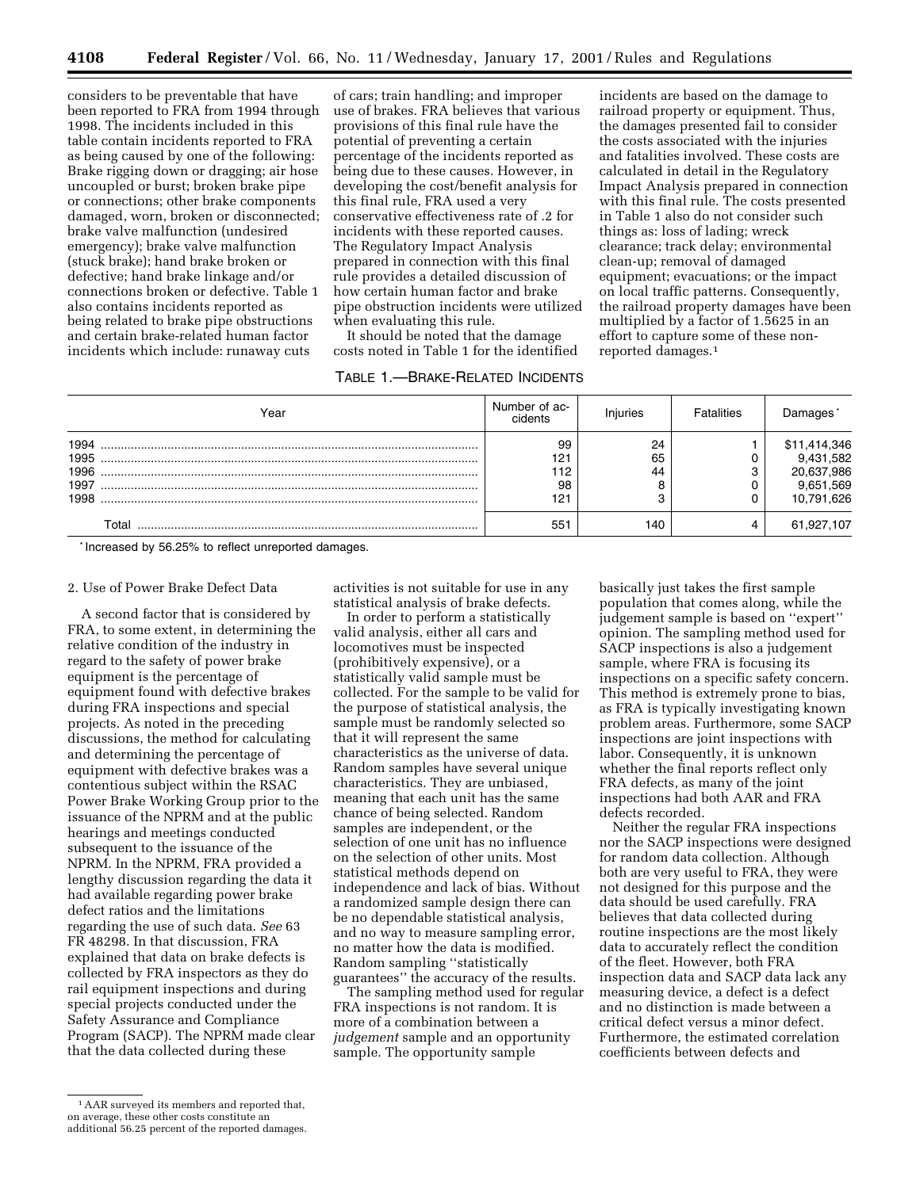considers to be preventable that have been reported to FRA from 1994 through 1998. The incidents included in this table contain incidents reported to FRA as being caused by one of the following: Brake rigging down or dragging; air hose uncoupled or burst; broken brake pipe or connections; other brake components damaged, worn, broken or disconnected; brake valve malfunction (undesired emergency); brake valve malfunction (stuck brake); hand brake broken or defective; hand brake linkage and/or connections broken or defective. Table 1 also contains incidents reported as being related to brake pipe obstructions and certain brake-related human factor incidents which include: runaway cuts of cars; train handling; and improper use of brakes. FRA believes that various provisions of this final rule have the potential of preventing a certain percentage of the incidents reported as being due to these causes. However, in developing the cost/benefit analysis for this final rule, FRA used a very conservative effectiveness rate of .2 for incidents with these reported causes. The Regulatory Impact Analysis prepared in connection with this final rule provides a detailed discussion of how certain human factor and brake pipe obstruction incidents were utilized when evaluating this rule.

It should be noted that the damage costs noted in Table 1 for the identified incidents are based on the damage to railroad property or equipment. Thus, the damages presented fail to consider the costs associated with the injuries and fatalities involved. These costs are calculated in detail in the Regulatory Impact Analysis prepared in connection with this final rule. The costs presented in Table 1 also do not consider such things as: loss of lading; wreck clearance; track delay; environmental clean-up; removal of damaged equipment; evacuations; or the impact on local traffic patterns. Consequently, the railroad property damages have been multiplied by a factor of 1.5625 in an effort to capture some of these non-reported damages.[1]

TABLE 1.—BRAKE-RELATED INCIDENTS

| Year | Number of accidents | Injuries | Fatalities | Damages* |
|---|---|---|---|---|
| 1994 | 99 | 24 | 1 | $11,414,346 |
| 1995 | 121 | 65 | 0 | 9,431,582 |
| 1996 | 112 | 44 | 3 | 20,637,986 |
| 1997 | 98 | 8 | 0 | 9,651,569 |
| 1998 | 121 | 3 | 0 | 10,791,626 |
| Total | 551 | 140 | 4 | 61,927,107 |

* Increased by 56.25% to reflect unreported damages.

2. Use of Power Brake Defect Data

A second factor that is considered by FRA, to some extent, in determining the relative condition of the industry in regard to the safety of power brake equipment is the percentage of equipment found with defective brakes during FRA inspections and special projects. As noted in the preceding discussions, the method for calculating and determining the percentage of equipment with defective brakes was a contentious subject within the RSAC Power Brake Working Group prior to the issuance of the NPRM and at the public hearings and meetings conducted subsequent to the issuance of the NPRM. In the NPRM, FRA provided a lengthy discussion regarding the data it had available regarding power brake defect ratios and the limitations regarding the use of such data. *See* 63 FR 48298. In that discussion, FRA explained that data on brake defects is collected by FRA inspectors as they do rail equipment inspections and during special projects conducted under the Safety Assurance and Compliance Program (SACP). The NPRM made clear that the data collected during these activities is not suitable for use in any statistical analysis of brake defects.

In order to perform a statistically valid analysis, either all cars and locomotives must be inspected (prohibitively expensive), or a statistically valid sample must be collected. For the sample to be valid for the purpose of statistical analysis, the sample must be randomly selected so that it will represent the same characteristics as the universe of data. Random samples have several unique characteristics. They are unbiased, meaning that each unit has the same chance of being selected. Random samples are independent, or the selection of one unit has no influence on the selection of other units. Most statistical methods depend on independence and lack of bias. Without a randomized sample design there can be no dependable statistical analysis, and no way to measure sampling error, no matter how the data is modified. Random sampling ''statistically guarantees'' the accuracy of the results.

The sampling method used for regular FRA inspections is not random. It is more of a combination between a *judgement* sample and an opportunity sample. The opportunity sample basically just takes the first sample population that comes along, while the judgement sample is based on ''expert'' opinion. The sampling method used for SACP inspections is also a judgement sample, where FRA is focusing its inspections on a specific safety concern. This method is extremely prone to bias, as FRA is typically investigating known problem areas. Furthermore, some SACP inspections are joint inspections with labor. Consequently, it is unknown whether the final reports reflect only FRA defects, as many of the joint inspections had both AAR and FRA defects recorded.

Neither the regular FRA inspections nor the SACP inspections were designed for random data collection. Although both are very useful to FRA, they were not designed for this purpose and the data should be used carefully. FRA believes that data collected during routine inspections are the most likely data to accurately reflect the condition of the fleet. However, both FRA inspection data and SACP data lack any measuring device, a defect is a defect and no distinction is made between a critical defect versus a minor defect. Furthermore, the estimated correlation coefficients between defects and

[1] AAR surveyed its members and reported that, on average, these other costs constitute an additional 56.25 percent of the reported damages.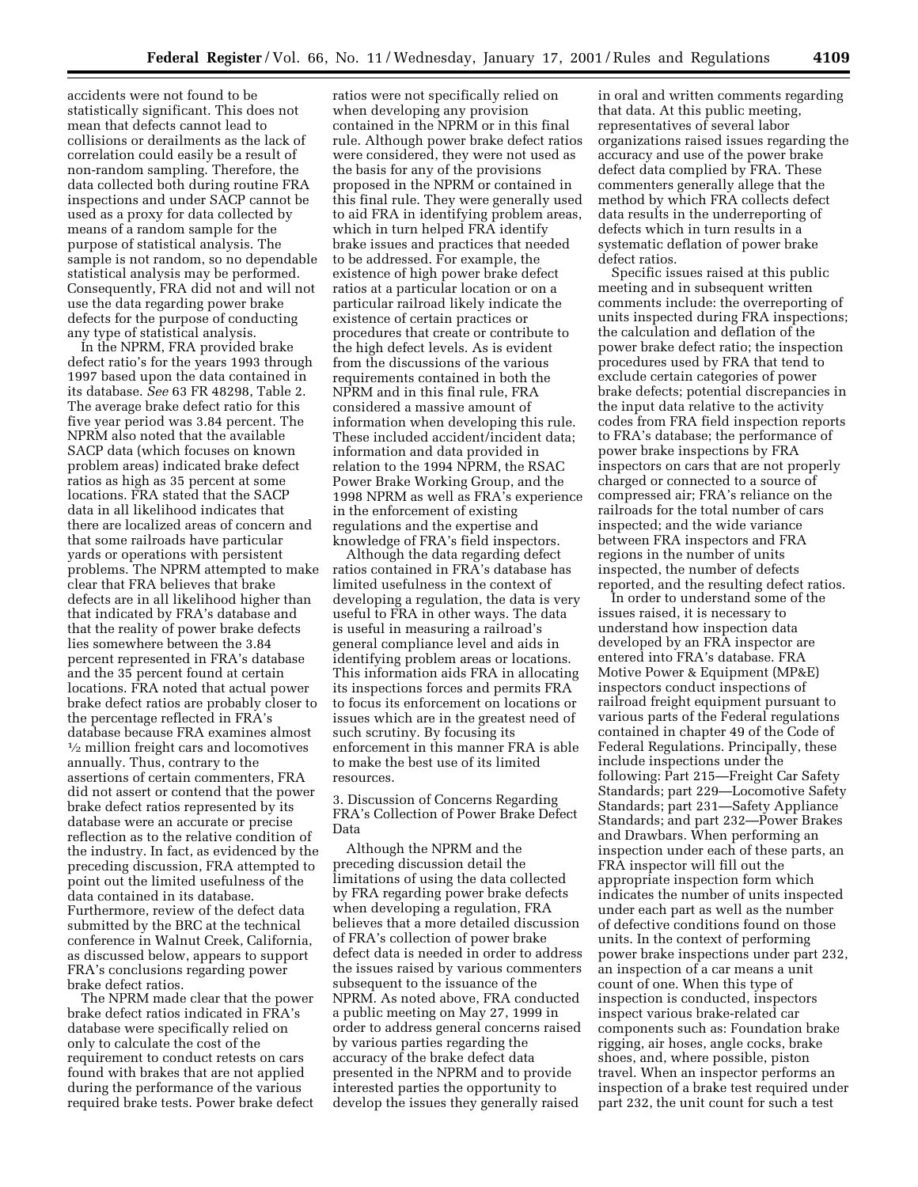accidents were not found to be statistically significant. This does not mean that defects cannot lead to collisions or derailments as the lack of correlation could easily be a result of non-random sampling. Therefore, the data collected both during routine FRA inspections and under SACP cannot be used as a proxy for data collected by means of a random sample for the purpose of statistical analysis. The sample is not random, so no dependable statistical analysis may be performed. Consequently, FRA did not and will not use the data regarding power brake defects for the purpose of conducting any type of statistical analysis.

In the NPRM, FRA provided brake defect ratio's for the years 1993 through 1997 based upon the data contained in its database. *See* 63 FR 48298, Table 2. The average brake defect ratio for this five year period was 3.84 percent. The NPRM also noted that the available SACP data (which focuses on known problem areas) indicated brake defect ratios as high as 35 percent at some locations. FRA stated that the SACP data in all likelihood indicates that there are localized areas of concern and that some railroads have particular yards or operations with persistent problems. The NPRM attempted to make clear that FRA believes that brake defects are in all likelihood higher than that indicated by FRA's database and that the reality of power brake defects lies somewhere between the 3.84 percent represented in FRA's database and the 35 percent found at certain locations. FRA noted that actual power brake defect ratios are probably closer to the percentage reflected in FRA's database because FRA examines almost ½ million freight cars and locomotives annually. Thus, contrary to the assertions of certain commenters, FRA did not assert or contend that the power brake defect ratios represented by its database were an accurate or precise reflection as to the relative condition of the industry. In fact, as evidenced by the preceding discussion, FRA attempted to point out the limited usefulness of the data contained in its database. Furthermore, review of the defect data submitted by the BRC at the technical conference in Walnut Creek, California, as discussed below, appears to support FRA's conclusions regarding power brake defect ratios.

The NPRM made clear that the power brake defect ratios indicated in FRA's database were specifically relied on only to calculate the cost of the requirement to conduct retests on cars found with brakes that are not applied during the performance of the various required brake tests. Power brake defect ratios were not specifically relied on when developing any provision contained in the NPRM or in this final rule. Although power brake defect ratios were considered, they were not used as the basis for any of the provisions proposed in the NPRM or contained in this final rule. They were generally used to aid FRA in identifying problem areas, which in turn helped FRA identify brake issues and practices that needed to be addressed. For example, the existence of high power brake defect ratios at a particular location or on a particular railroad likely indicate the existence of certain practices or procedures that create or contribute to the high defect levels. As is evident from the discussions of the various requirements contained in both the NPRM and in this final rule, FRA considered a massive amount of information when developing this rule. These included accident/incident data; information and data provided in relation to the 1994 NPRM, the RSAC Power Brake Working Group, and the 1998 NPRM as well as FRA's experience in the enforcement of existing regulations and the expertise and knowledge of FRA's field inspectors.

Although the data regarding defect ratios contained in FRA's database has limited usefulness in the context of developing a regulation, the data is very useful to FRA in other ways. The data is useful in measuring a railroad's general compliance level and aids in identifying problem areas or locations. This information aids FRA in allocating its inspections forces and permits FRA to focus its enforcement on locations or issues which are in the greatest need of such scrutiny. By focusing its enforcement in this manner FRA is able to make the best use of its limited resources.

3. Discussion of Concerns Regarding FRA's Collection of Power Brake Defect Data

Although the NPRM and the preceding discussion detail the limitations of using the data collected by FRA regarding power brake defects when developing a regulation, FRA believes that a more detailed discussion of FRA's collection of power brake defect data is needed in order to address the issues raised by various commenters subsequent to the issuance of the NPRM. As noted above, FRA conducted a public meeting on May 27, 1999 in order to address general concerns raised by various parties regarding the accuracy of the brake defect data presented in the NPRM and to provide interested parties the opportunity to develop the issues they generally raised in oral and written comments regarding that data. At this public meeting, representatives of several labor organizations raised issues regarding the accuracy and use of the power brake defect data complied by FRA. These commenters generally allege that the method by which FRA collects defect data results in the underreporting of defects which in turn results in a systematic deflation of power brake defect ratios.

Specific issues raised at this public meeting and in subsequent written comments include: the overreporting of units inspected during FRA inspections; the calculation and deflation of the power brake defect ratio; the inspection procedures used by FRA that tend to exclude certain categories of power brake defects; potential discrepancies in the input data relative to the activity codes from FRA field inspection reports to FRA's database; the performance of power brake inspections by FRA inspectors on cars that are not properly charged or connected to a source of compressed air; FRA's reliance on the railroads for the total number of cars inspected; and the wide variance between FRA inspectors and FRA regions in the number of units inspected, the number of defects reported, and the resulting defect ratios.

In order to understand some of the issues raised, it is necessary to understand how inspection data developed by an FRA inspector are entered into FRA's database. FRA Motive Power & Equipment (MP&E) inspectors conduct inspections of railroad freight equipment pursuant to various parts of the Federal regulations contained in chapter 49 of the Code of Federal Regulations. Principally, these include inspections under the following: Part 215—Freight Car Safety Standards; part 229—Locomotive Safety Standards; part 231—Safety Appliance Standards; and part 232—Power Brakes and Drawbars. When performing an inspection under each of these parts, an FRA inspector will fill out the appropriate inspection form which indicates the number of units inspected under each part as well as the number of defective conditions found on those units. In the context of performing power brake inspections under part 232, an inspection of a car means a unit count of one. When this type of inspection is conducted, inspectors inspect various brake-related car components such as: Foundation brake rigging, air hoses, angle cocks, brake shoes, and, where possible, piston travel. When an inspector performs an inspection of a brake test required under part 232, the unit count for such a test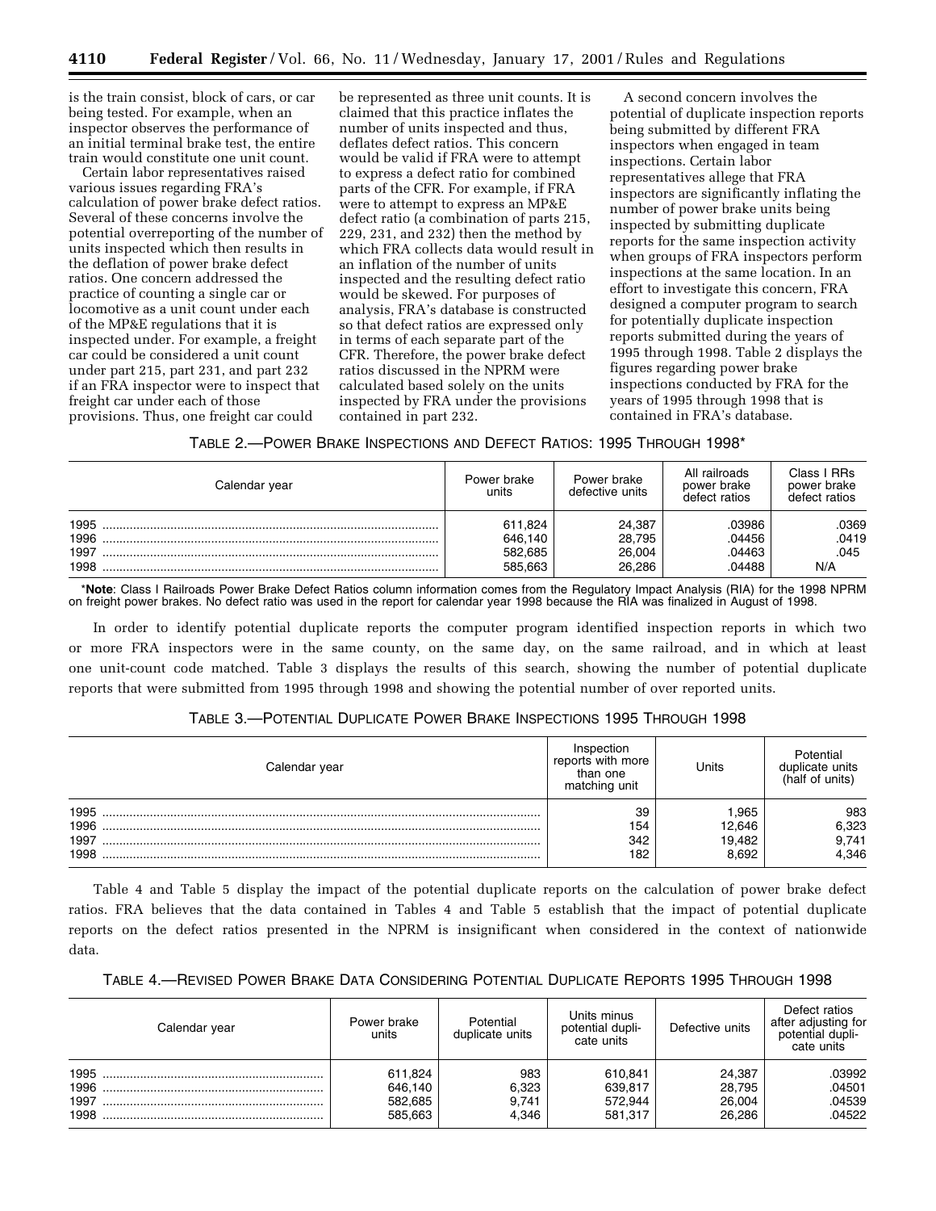is the train consist, block of cars, or car being tested. For example, when an inspector observes the performance of an initial terminal brake test, the entire train would constitute one unit count.

Certain labor representatives raised various issues regarding FRA's calculation of power brake defect ratios. Several of these concerns involve the potential overreporting of the number of units inspected which then results in the deflation of power brake defect ratios. One concern addressed the practice of counting a single car or locomotive as a unit count under each of the MP&E regulations that it is inspected under. For example, a freight car could be considered a unit count under part 215, part 231, and part 232 if an FRA inspector were to inspect that freight car under each of those provisions. Thus, one freight car could be represented as three unit counts. It is claimed that this practice inflates the number of units inspected and thus, deflates defect ratios. This concern would be valid if FRA were to attempt to express a defect ratio for combined parts of the CFR. For example, if FRA were to attempt to express an MP&E defect ratio (a combination of parts 215, 229, 231, and 232) then the method by which FRA collects data would result in an inflation of the number of units inspected and the resulting defect ratio would be skewed. For purposes of analysis, FRA's database is constructed so that defect ratios are expressed only in terms of each separate part of the CFR. Therefore, the power brake defect ratios discussed in the NPRM were calculated based solely on the units inspected by FRA under the provisions contained in part 232.

A second concern involves the potential of duplicate inspection reports being submitted by different FRA inspectors when engaged in team inspections. Certain labor representatives allege that FRA inspectors are significantly inflating the number of power brake units being inspected by submitting duplicate reports for the same inspection activity when groups of FRA inspectors perform inspections at the same location. In an effort to investigate this concern, FRA designed a computer program to search for potentially duplicate inspection reports submitted during the years of 1995 through 1998. Table 2 displays the figures regarding power brake inspections conducted by FRA for the years of 1995 through 1998 that is contained in FRA's database.

TABLE 2.—POWER BRAKE INSPECTIONS AND DEFECT RATIOS: 1995 THROUGH 1998*

| Calendar year | Power brake units | Power brake defective units | All railroads power brake defect ratios | Class I RRs power brake defect ratios |
|---|---|---|---|---|
| 1995 | 611,824 | 24,387 | .03986 | .0369 |
| 1996 | 646,140 | 28,795 | .04456 | .0419 |
| 1997 | 582,685 | 26,004 | .04463 | .045 |
| 1998 | 585,663 | 26,286 | .04488 | N/A |

***Note**: Class I Railroads Power Brake Defect Ratios column information comes from the Regulatory Impact Analysis (RIA) for the 1998 NPRM on freight power brakes. No defect ratio was used in the report for calendar year 1998 because the RIA was finalized in August of 1998.

In order to identify potential duplicate reports the computer program identified inspection reports in which two or more FRA inspectors were in the same county, on the same day, on the same railroad, and in which at least one unit-count code matched. Table 3 displays the results of this search, showing the number of potential duplicate reports that were submitted from 1995 through 1998 and showing the potential number of over reported units.

TABLE 3.—POTENTIAL DUPLICATE POWER BRAKE INSPECTIONS 1995 THROUGH 1998

| Calendar year | Inspection reports with more than one matching unit | Units | Potential duplicate units (half of units) |
|---|---|---|---|
| 1995 | 39 | 1,965 | 983 |
| 1996 | 154 | 12,646 | 6,323 |
| 1997 | 342 | 19,482 | 9,741 |
| 1998 | 182 | 8,692 | 4,346 |

Table 4 and Table 5 display the impact of the potential duplicate reports on the calculation of power brake defect ratios. FRA believes that the data contained in Tables 4 and Table 5 establish that the impact of potential duplicate reports on the defect ratios presented in the NPRM is insignificant when considered in the context of nationwide data.

TABLE 4.—REVISED POWER BRAKE DATA CONSIDERING POTENTIAL DUPLICATE REPORTS 1995 THROUGH 1998

| Calendar year | Power brake units | Potential duplicate units | Units minus potential duplicate units | Defective units | Defect ratios after adjusting for potential duplicate units |
|---|---|---|---|---|---|
| 1995 | 611,824 | 983 | 610,841 | 24,387 | .03992 |
| 1996 | 646,140 | 6,323 | 639,817 | 28,795 | .04501 |
| 1997 | 582,685 | 9,741 | 572,944 | 26,004 | .04539 |
| 1998 | 585,663 | 4,346 | 581,317 | 26,286 | .04522 |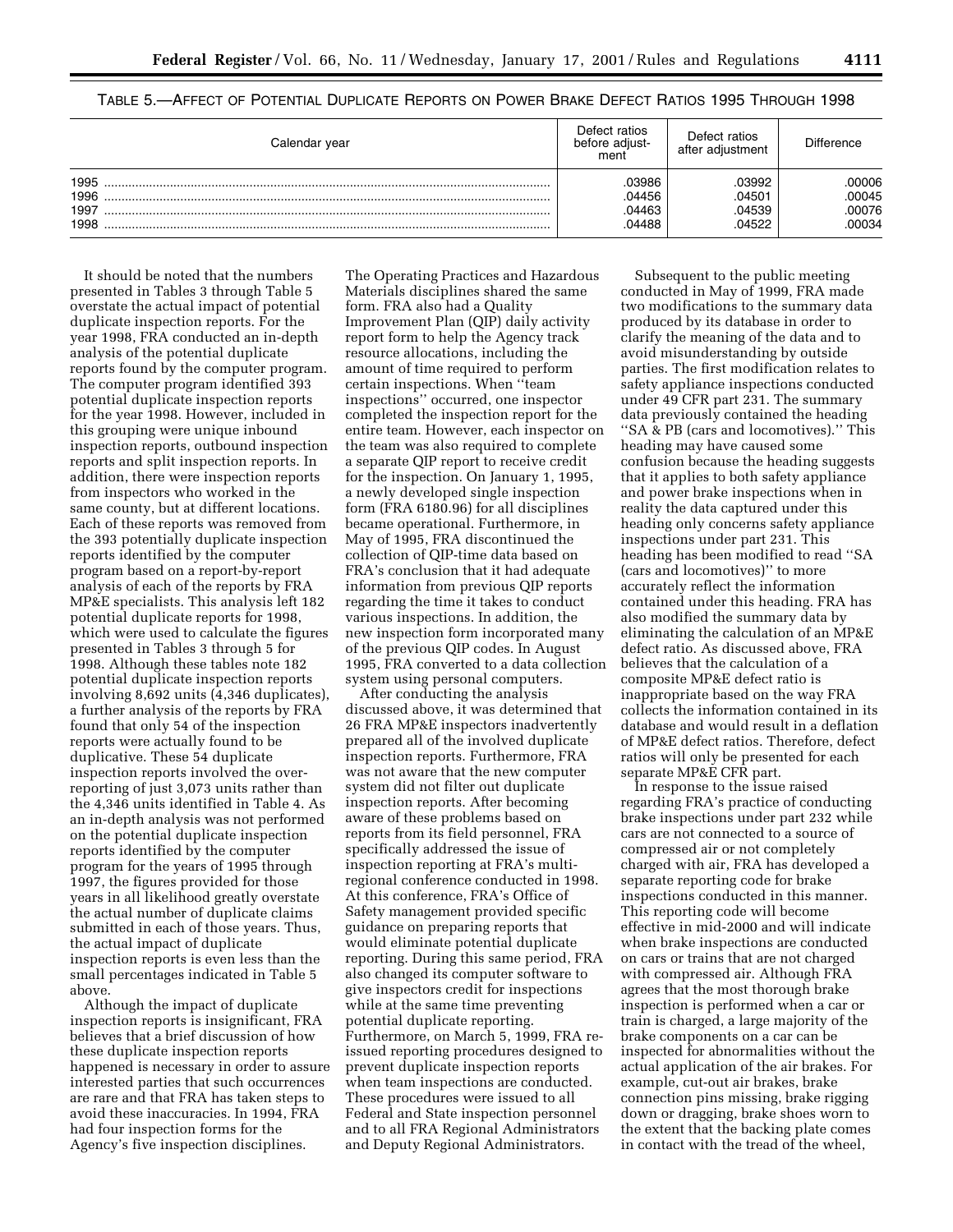TABLE 5.—AFFECT OF POTENTIAL DUPLICATE REPORTS ON POWER BRAKE DEFECT RATIOS 1995 THROUGH 1998

| Calendar year | Defect ratios before adjustment | Defect ratios after adjustment | Difference |
|---|---|---|---|
| 1995 | .03986 | .03992 | .00006 |
| 1996 | .04456 | .04501 | .00045 |
| 1997 | .04463 | .04539 | .00076 |
| 1998 | .04488 | .04522 | .00034 |

It should be noted that the numbers presented in Tables 3 through Table 5 overstate the actual impact of potential duplicate inspection reports. For the year 1998, FRA conducted an in-depth analysis of the potential duplicate reports found by the computer program. The computer program identified 393 potential duplicate inspection reports for the year 1998. However, included in this grouping were unique inbound inspection reports, outbound inspection reports and split inspection reports. In addition, there were inspection reports from inspectors who worked in the same county, but at different locations. Each of these reports was removed from the 393 potentially duplicate inspection reports identified by the computer program based on a report-by-report analysis of each of the reports by FRA MP&E specialists. This analysis left 182 potential duplicate reports for 1998, which were used to calculate the figures presented in Tables 3 through 5 for 1998. Although these tables note 182 potential duplicate inspection reports involving 8,692 units (4,346 duplicates), a further analysis of the reports by FRA found that only 54 of the inspection reports were actually found to be duplicative. These 54 duplicate inspection reports involved the over-reporting of just 3,073 units rather than the 4,346 units identified in Table 4. As an in-depth analysis was not performed on the potential duplicate inspection reports identified by the computer program for the years of 1995 through 1997, the figures provided for those years in all likelihood greatly overstate the actual number of duplicate claims submitted in each of those years. Thus, the actual impact of duplicate inspection reports is even less than the small percentages indicated in Table 5 above.

Although the impact of duplicate inspection reports is insignificant, FRA believes that a brief discussion of how these duplicate inspection reports happened is necessary in order to assure interested parties that such occurrences are rare and that FRA has taken steps to avoid these inaccuracies. In 1994, FRA had four inspection forms for the Agency's five inspection disciplines. The Operating Practices and Hazardous Materials disciplines shared the same form. FRA also had a Quality Improvement Plan (QIP) daily activity report form to help the Agency track resource allocations, including the amount of time required to perform certain inspections. When "team inspections" occurred, one inspector completed the inspection report for the entire team. However, each inspector on the team was also required to complete a separate QIP report to receive credit for the inspection. On January 1, 1995, a newly developed single inspection form (FRA 6180.96) for all disciplines became operational. Furthermore, in May of 1995, FRA discontinued the collection of QIP-time data based on FRA's conclusion that it had adequate information from previous QIP reports regarding the time it takes to conduct various inspections. In addition, the new inspection form incorporated many of the previous QIP codes. In August 1995, FRA converted to a data collection system using personal computers.

After conducting the analysis discussed above, it was determined that 26 FRA MP&E inspectors inadvertently prepared all of the involved duplicate inspection reports. Furthermore, FRA was not aware that the new computer system did not filter out duplicate inspection reports. After becoming aware of these problems based on reports from its field personnel, FRA specifically addressed the issue of inspection reporting at FRA's multi-regional conference conducted in 1998. At this conference, FRA's Office of Safety management provided specific guidance on preparing reports that would eliminate potential duplicate reporting. During this same period, FRA also changed its computer software to give inspectors credit for inspections while at the same time preventing potential duplicate reporting. Furthermore, on March 5, 1999, FRA re-issued reporting procedures designed to prevent duplicate inspection reports when team inspections are conducted. These procedures were issued to all Federal and State inspection personnel and to all FRA Regional Administrators and Deputy Regional Administrators.

Subsequent to the public meeting conducted in May of 1999, FRA made two modifications to the summary data produced by its database in order to clarify the meaning of the data and to avoid misunderstanding by outside parties. The first modification relates to safety appliance inspections conducted under 49 CFR part 231. The summary data previously contained the heading "SA & PB (cars and locomotives)." This heading may have caused some confusion because the heading suggests that it applies to both safety appliance and power brake inspections when in reality the data captured under this heading only concerns safety appliance inspections under part 231. This heading has been modified to read "SA (cars and locomotives)" to more accurately reflect the information contained under this heading. FRA has also modified the summary data by eliminating the calculation of an MP&E defect ratio. As discussed above, FRA believes that the calculation of a composite MP&E defect ratio is inappropriate based on the way FRA collects the information contained in its database and would result in a deflation of MP&E defect ratios. Therefore, defect ratios will only be presented for each separate MP&E CFR part.

In response to the issue raised regarding FRA's practice of conducting brake inspections under part 232 while cars are not connected to a source of compressed air or not completely charged with air, FRA has developed a separate reporting code for brake inspections conducted in this manner. This reporting code will become effective in mid-2000 and will indicate when brake inspections are conducted on cars or trains that are not charged with compressed air. Although FRA agrees that the most thorough brake inspection is performed when a car or train is charged, a large majority of the brake components on a car can be inspected for abnormalities without the actual application of the air brakes. For example, cut-out air brakes, brake connection pins missing, brake rigging down or dragging, brake shoes worn to the extent that the backing plate comes in contact with the tread of the wheel,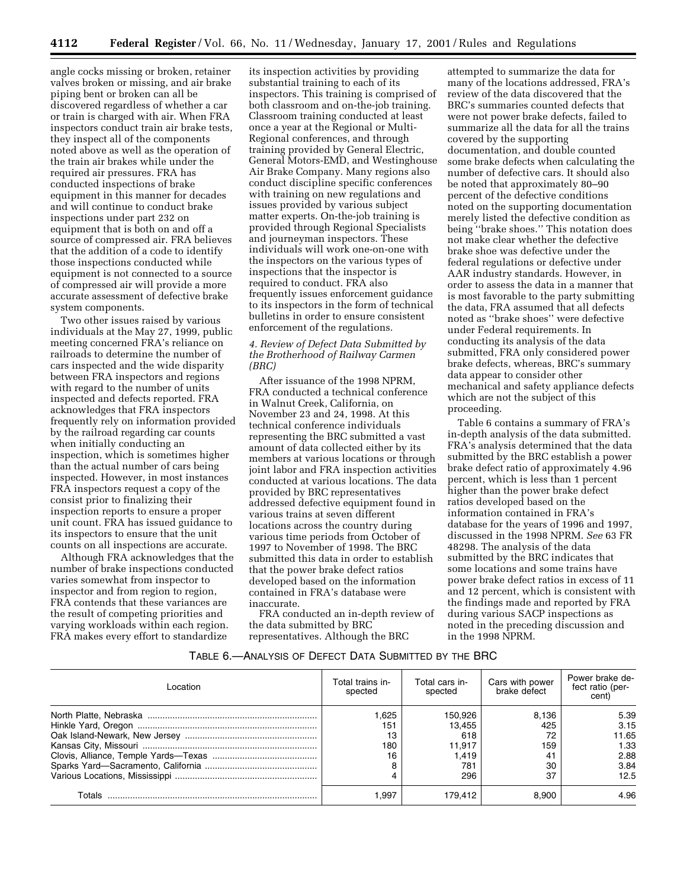angle cocks missing or broken, retainer valves broken or missing, and air brake piping bent or broken can all be discovered regardless of whether a car or train is charged with air. When FRA inspectors conduct train air brake tests, they inspect all of the components noted above as well as the operation of the train air brakes while under the required air pressures. FRA has conducted inspections of brake equipment in this manner for decades and will continue to conduct brake inspections under part 232 on equipment that is both on and off a source of compressed air. FRA believes that the addition of a code to identify those inspections conducted while equipment is not connected to a source of compressed air will provide a more accurate assessment of defective brake system components.

Two other issues raised by various individuals at the May 27, 1999, public meeting concerned FRA's reliance on railroads to determine the number of cars inspected and the wide disparity between FRA inspectors and regions with regard to the number of units inspected and defects reported. FRA acknowledges that FRA inspectors frequently rely on information provided by the railroad regarding car counts when initially conducting an inspection, which is sometimes higher than the actual number of cars being inspected. However, in most instances FRA inspectors request a copy of the consist prior to finalizing their inspection reports to ensure a proper unit count. FRA has issued guidance to its inspectors to ensure that the unit counts on all inspections are accurate.

Although FRA acknowledges that the number of brake inspections conducted varies somewhat from inspector to inspector and from region to region, FRA contends that these variances are the result of competing priorities and varying workloads within each region. FRA makes every effort to standardize its inspection activities by providing substantial training to each of its inspectors. This training is comprised of both classroom and on-the-job training. Classroom training conducted at least once a year at the Regional or Multi-Regional conferences, and through training provided by General Electric, General Motors-EMD, and Westinghouse Air Brake Company. Many regions also conduct discipline specific conferences with training on new regulations and issues provided by various subject matter experts. On-the-job training is provided through Regional Specialists and journeyman inspectors. These individuals will work one-on-one with the inspectors on the various types of inspections that the inspector is required to conduct. FRA also frequently issues enforcement guidance to its inspectors in the form of technical bulletins in order to ensure consistent enforcement of the regulations.

*4. Review of Defect Data Submitted by the Brotherhood of Railway Carmen (BRC)*

After issuance of the 1998 NPRM, FRA conducted a technical conference in Walnut Creek, California, on November 23 and 24, 1998. At this technical conference individuals representing the BRC submitted a vast amount of data collected either by its members at various locations or through joint labor and FRA inspection activities conducted at various locations. The data provided by BRC representatives addressed defective equipment found in various trains at seven different locations across the country during various time periods from October of 1997 to November of 1998. The BRC submitted this data in order to establish that the power brake defect ratios developed based on the information contained in FRA's database were inaccurate.

FRA conducted an in-depth review of the data submitted by BRC representatives. Although the BRC attempted to summarize the data for many of the locations addressed, FRA's review of the data discovered that the BRC's summaries counted defects that were not power brake defects, failed to summarize all the data for all the trains covered by the supporting documentation, and double counted some brake defects when calculating the number of defective cars. It should also be noted that approximately 80–90 percent of the defective conditions noted on the supporting documentation merely listed the defective condition as being ''brake shoes.'' This notation does not make clear whether the defective brake shoe was defective under the federal regulations or defective under AAR industry standards. However, in order to assess the data in a manner that is most favorable to the party submitting the data, FRA assumed that all defects noted as ''brake shoes'' were defective under Federal requirements. In conducting its analysis of the data submitted, FRA only considered power brake defects, whereas, BRC's summary data appear to consider other mechanical and safety appliance defects which are not the subject of this proceeding.

Table 6 contains a summary of FRA's in-depth analysis of the data submitted. FRA's analysis determined that the data submitted by the BRC establish a power brake defect ratio of approximately 4.96 percent, which is less than 1 percent higher than the power brake defect ratios developed based on the information contained in FRA's database for the years of 1996 and 1997, discussed in the 1998 NPRM. *See* 63 FR 48298. The analysis of the data submitted by the BRC indicates that some locations and some trains have power brake defect ratios in excess of 11 and 12 percent, which is consistent with the findings made and reported by FRA during various SACP inspections as noted in the preceding discussion and in the 1998 NPRM.

TABLE 6.—ANALYSIS OF DEFECT DATA SUBMITTED BY THE BRC

| Location | Total trains inspected | Total cars inspected | Cars with power brake defect | Power brake defect ratio (percent) |
|---|---|---|---|---|
| North Platte, Nebraska | 1,625 | 150,926 | 8,136 | 5.39 |
| Hinkle Yard, Oregon | 151 | 13,455 | 425 | 3.15 |
| Oak Island-Newark, New Jersey | 13 | 618 | 72 | 11.65 |
| Kansas City, Missouri | 180 | 11,917 | 159 | 1.33 |
| Clovis, Alliance, Temple Yards—Texas | 16 | 1,419 | 41 | 2.88 |
| Sparks Yard—Sacramento, California | 8 | 781 | 30 | 3.84 |
| Various Locations, Mississippi | 4 | 296 | 37 | 12.5 |
| Totals | 1,997 | 179,412 | 8,900 | 4.96 |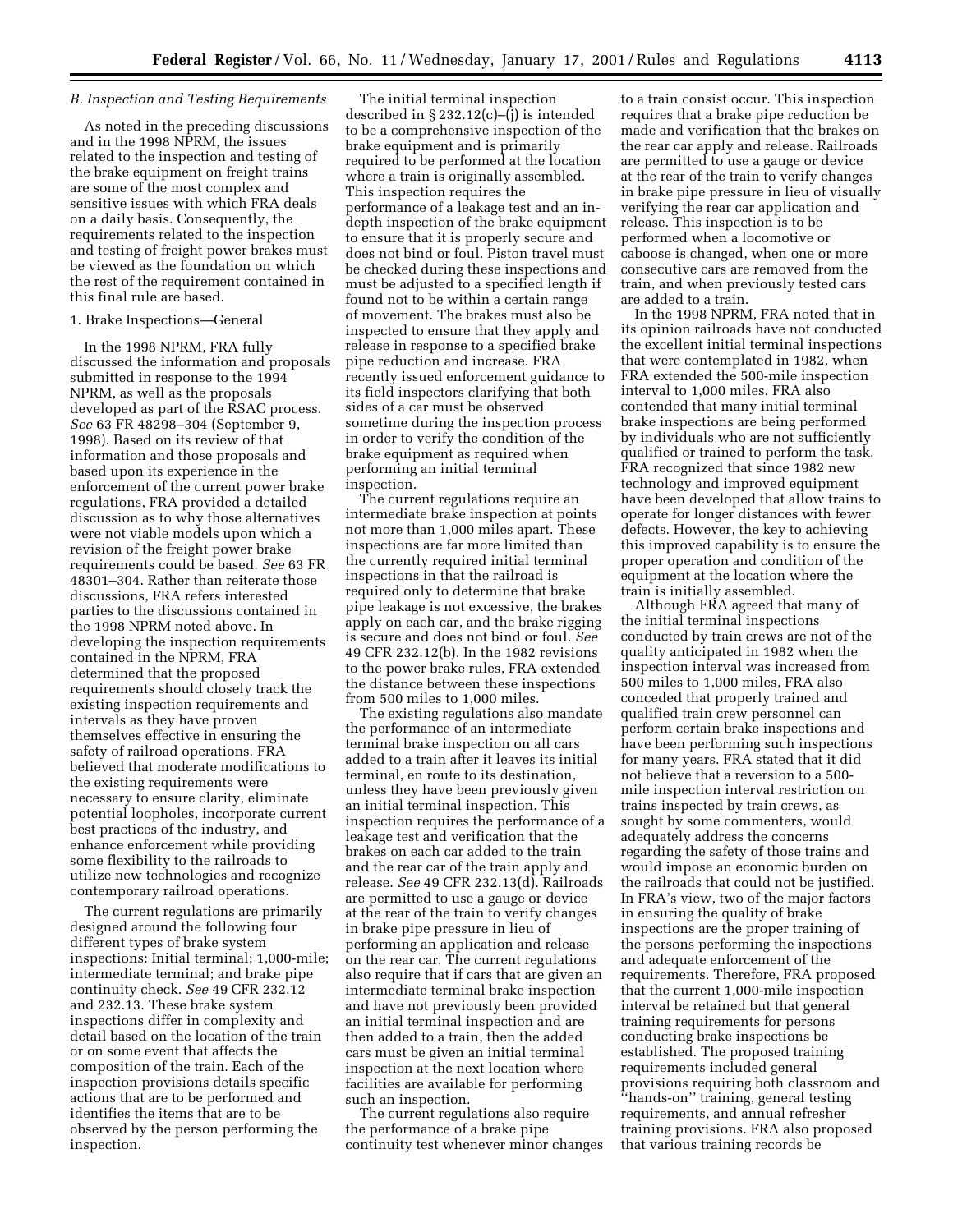### *B. Inspection and Testing Requirements*

As noted in the preceding discussions and in the 1998 NPRM, the issues related to the inspection and testing of the brake equipment on freight trains are some of the most complex and sensitive issues with which FRA deals on a daily basis. Consequently, the requirements related to the inspection and testing of freight power brakes must be viewed as the foundation on which the rest of the requirement contained in this final rule are based.

#### 1. Brake Inspections—General

In the 1998 NPRM, FRA fully discussed the information and proposals submitted in response to the 1994 NPRM, as well as the proposals developed as part of the RSAC process. *See* 63 FR 48298–304 (September 9, 1998). Based on its review of that information and those proposals and based upon its experience in the enforcement of the current power brake regulations, FRA provided a detailed discussion as to why those alternatives were not viable models upon which a revision of the freight power brake requirements could be based. *See* 63 FR 48301–304. Rather than reiterate those discussions, FRA refers interested parties to the discussions contained in the 1998 NPRM noted above. In developing the inspection requirements contained in the NPRM, FRA determined that the proposed requirements should closely track the existing inspection requirements and intervals as they have proven themselves effective in ensuring the safety of railroad operations. FRA believed that moderate modifications to the existing requirements were necessary to ensure clarity, eliminate potential loopholes, incorporate current best practices of the industry, and enhance enforcement while providing some flexibility to the railroads to utilize new technologies and recognize contemporary railroad operations.

The current regulations are primarily designed around the following four different types of brake system inspections: Initial terminal; 1,000-mile; intermediate terminal; and brake pipe continuity check. *See* 49 CFR 232.12 and 232.13. These brake system inspections differ in complexity and detail based on the location of the train or on some event that affects the composition of the train. Each of the inspection provisions details specific actions that are to be performed and identifies the items that are to be observed by the person performing the inspection.

The initial terminal inspection described in § 232.12(c)–(j) is intended to be a comprehensive inspection of the brake equipment and is primarily required to be performed at the location where a train is originally assembled. This inspection requires the performance of a leakage test and an in-depth inspection of the brake equipment to ensure that it is properly secure and does not bind or foul. Piston travel must be checked during these inspections and must be adjusted to a specified length if found not to be within a certain range of movement. The brakes must also be inspected to ensure that they apply and release in response to a specified brake pipe reduction and increase. FRA recently issued enforcement guidance to its field inspectors clarifying that both sides of a car must be observed sometime during the inspection process in order to verify the condition of the brake equipment as required when performing an initial terminal inspection.

The current regulations require an intermediate brake inspection at points not more than 1,000 miles apart. These inspections are far more limited than the currently required initial terminal inspections in that the railroad is required only to determine that brake pipe leakage is not excessive, the brakes apply on each car, and the brake rigging is secure and does not bind or foul. *See* 49 CFR 232.12(b). In the 1982 revisions to the power brake rules, FRA extended the distance between these inspections from 500 miles to 1,000 miles.

The existing regulations also mandate the performance of an intermediate terminal brake inspection on all cars added to a train after it leaves its initial terminal, en route to its destination, unless they have been previously given an initial terminal inspection. This inspection requires the performance of a leakage test and verification that the brakes on each car added to the train and the rear car of the train apply and release. *See* 49 CFR 232.13(d). Railroads are permitted to use a gauge or device at the rear of the train to verify changes in brake pipe pressure in lieu of performing an application and release on the rear car. The current regulations also require that if cars that are given an intermediate terminal brake inspection and have not previously been provided an initial terminal inspection and are then added to a train, then the added cars must be given an initial terminal inspection at the next location where facilities are available for performing such an inspection.

The current regulations also require the performance of a brake pipe continuity test whenever minor changes to a train consist occur. This inspection requires that a brake pipe reduction be made and verification that the brakes on the rear car apply and release. Railroads are permitted to use a gauge or device at the rear of the train to verify changes in brake pipe pressure in lieu of visually verifying the rear car application and release. This inspection is to be performed when a locomotive or caboose is changed, when one or more consecutive cars are removed from the train, and when previously tested cars are added to a train.

In the 1998 NPRM, FRA noted that in its opinion railroads have not conducted the excellent initial terminal inspections that were contemplated in 1982, when FRA extended the 500-mile inspection interval to 1,000 miles. FRA also contended that many initial terminal brake inspections are being performed by individuals who are not sufficiently qualified or trained to perform the task. FRA recognized that since 1982 new technology and improved equipment have been developed that allow trains to operate for longer distances with fewer defects. However, the key to achieving this improved capability is to ensure the proper operation and condition of the equipment at the location where the train is initially assembled.

Although FRA agreed that many of the initial terminal inspections conducted by train crews are not of the quality anticipated in 1982 when the inspection interval was increased from 500 miles to 1,000 miles, FRA also conceded that properly trained and qualified train crew personnel can perform certain brake inspections and have been performing such inspections for many years. FRA stated that it did not believe that a reversion to a 500-mile inspection interval restriction on trains inspected by train crews, as sought by some commenters, would adequately address the concerns regarding the safety of those trains and would impose an economic burden on the railroads that could not be justified. In FRA's view, two of the major factors in ensuring the quality of brake inspections are the proper training of the persons performing the inspections and adequate enforcement of the requirements. Therefore, FRA proposed that the current 1,000-mile inspection interval be retained but that general training requirements for persons conducting brake inspections be established. The proposed training requirements included general provisions requiring both classroom and "hands-on" training, general testing requirements, and annual refresher training provisions. FRA also proposed that various training records be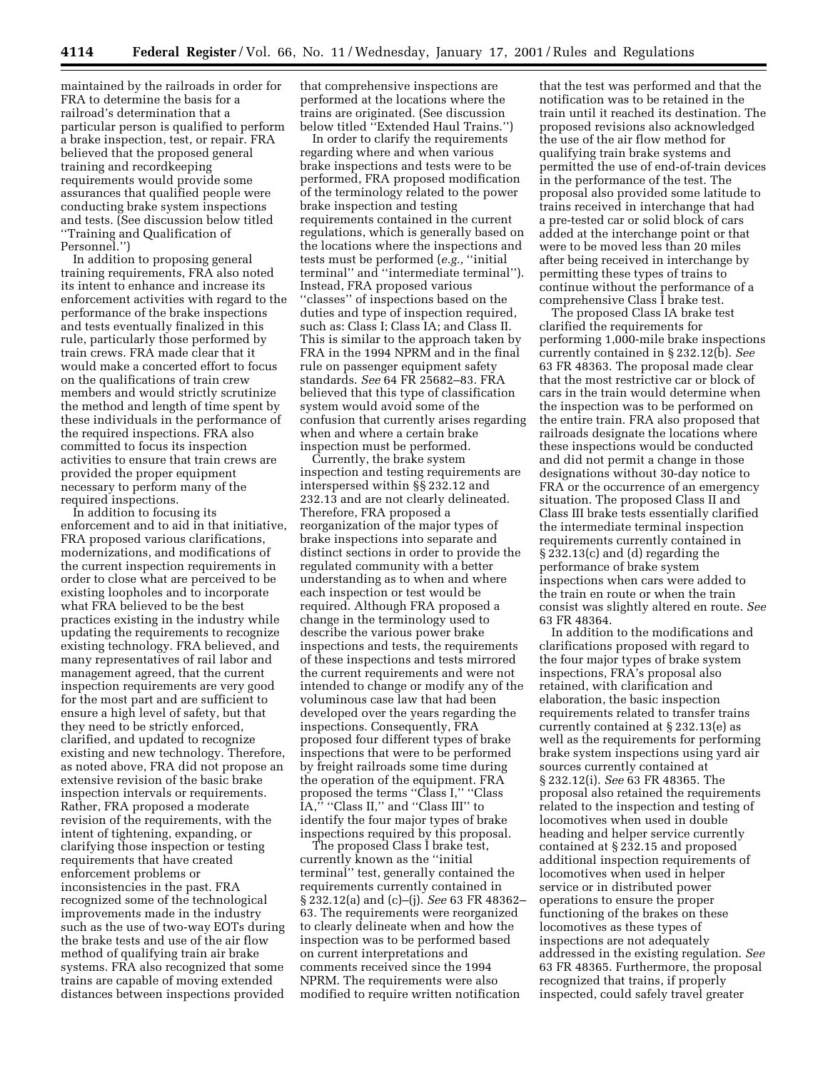maintained by the railroads in order for FRA to determine the basis for a railroad's determination that a particular person is qualified to perform a brake inspection, test, or repair. FRA believed that the proposed general training and recordkeeping requirements would provide some assurances that qualified people were conducting brake system inspections and tests. (See discussion below titled ''Training and Qualification of Personnel.'')

In addition to proposing general training requirements, FRA also noted its intent to enhance and increase its enforcement activities with regard to the performance of the brake inspections and tests eventually finalized in this rule, particularly those performed by train crews. FRA made clear that it would make a concerted effort to focus on the qualifications of train crew members and would strictly scrutinize the method and length of time spent by these individuals in the performance of the required inspections. FRA also committed to focus its inspection activities to ensure that train crews are provided the proper equipment necessary to perform many of the required inspections.

In addition to focusing its enforcement and to aid in that initiative, FRA proposed various clarifications, modernizations, and modifications of the current inspection requirements in order to close what are perceived to be existing loopholes and to incorporate what FRA believed to be the best practices existing in the industry while updating the requirements to recognize existing technology. FRA believed, and many representatives of rail labor and management agreed, that the current inspection requirements are very good for the most part and are sufficient to ensure a high level of safety, but that they need to be strictly enforced, clarified, and updated to recognize existing and new technology. Therefore, as noted above, FRA did not propose an extensive revision of the basic brake inspection intervals or requirements. Rather, FRA proposed a moderate revision of the requirements, with the intent of tightening, expanding, or clarifying those inspection or testing requirements that have created enforcement problems or inconsistencies in the past. FRA recognized some of the technological improvements made in the industry such as the use of two-way EOTs during the brake tests and use of the air flow method of qualifying train air brake systems. FRA also recognized that some trains are capable of moving extended distances between inspections provided that comprehensive inspections are performed at the locations where the trains are originated. (See discussion below titled ''Extended Haul Trains.'')

In order to clarify the requirements regarding where and when various brake inspections and tests were to be performed, FRA proposed modification of the terminology related to the power brake inspection and testing requirements contained in the current regulations, which is generally based on the locations where the inspections and tests must be performed (*e.g.,* ''initial terminal'' and ''intermediate terminal''). Instead, FRA proposed various ''classes'' of inspections based on the duties and type of inspection required, such as: Class I; Class IA; and Class II. This is similar to the approach taken by FRA in the 1994 NPRM and in the final rule on passenger equipment safety standards. *See* 64 FR 25682–83. FRA believed that this type of classification system would avoid some of the confusion that currently arises regarding when and where a certain brake inspection must be performed.

Currently, the brake system inspection and testing requirements are interspersed within §§ 232.12 and 232.13 and are not clearly delineated. Therefore, FRA proposed a reorganization of the major types of brake inspections into separate and distinct sections in order to provide the regulated community with a better understanding as to when and where each inspection or test would be required. Although FRA proposed a change in the terminology used to describe the various power brake inspections and tests, the requirements of these inspections and tests mirrored the current requirements and were not intended to change or modify any of the voluminous case law that had been developed over the years regarding the inspections. Consequently, FRA proposed four different types of brake inspections that were to be performed by freight railroads some time during the operation of the equipment. FRA proposed the terms ''Class I,'' ''Class IA,'' ''Class II,'' and ''Class III'' to identify the four major types of brake inspections required by this proposal.

The proposed Class I brake test, currently known as the ''initial terminal'' test, generally contained the requirements currently contained in § 232.12(a) and (c)–(j). *See* 63 FR 48362–63. The requirements were reorganized to clearly delineate when and how the inspection was to be performed based on current interpretations and comments received since the 1994 NPRM. The requirements were also modified to require written notification that the test was performed and that the notification was to be retained in the train until it reached its destination. The proposed revisions also acknowledged the use of the air flow method for qualifying train brake systems and permitted the use of end-of-train devices in the performance of the test. The proposal also provided some latitude to trains received in interchange that had a pre-tested car or solid block of cars added at the interchange point or that were to be moved less than 20 miles after being received in interchange by permitting these types of trains to continue without the performance of a comprehensive Class I brake test.

The proposed Class IA brake test clarified the requirements for performing 1,000-mile brake inspections currently contained in § 232.12(b). *See* 63 FR 48363. The proposal made clear that the most restrictive car or block of cars in the train would determine when the inspection was to be performed on the entire train. FRA also proposed that railroads designate the locations where these inspections would be conducted and did not permit a change in those designations without 30-day notice to FRA or the occurrence of an emergency situation. The proposed Class II and Class III brake tests essentially clarified the intermediate terminal inspection requirements currently contained in § 232.13(c) and (d) regarding the performance of brake system inspections when cars were added to the train en route or when the train consist was slightly altered en route. *See* 63 FR 48364.

In addition to the modifications and clarifications proposed with regard to the four major types of brake system inspections, FRA's proposal also retained, with clarification and elaboration, the basic inspection requirements related to transfer trains currently contained at § 232.13(e) as well as the requirements for performing brake system inspections using yard air sources currently contained at § 232.12(i). *See* 63 FR 48365. The proposal also retained the requirements related to the inspection and testing of locomotives when used in double heading and helper service currently contained at § 232.15 and proposed additional inspection requirements of locomotives when used in helper service or in distributed power operations to ensure the proper functioning of the brakes on these locomotives as these types of inspections are not adequately addressed in the existing regulation. *See* 63 FR 48365. Furthermore, the proposal recognized that trains, if properly inspected, could safely travel greater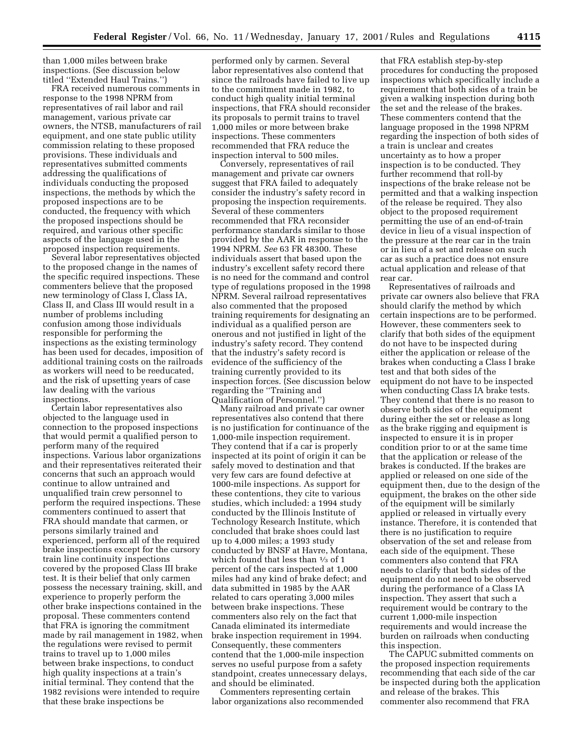than 1,000 miles between brake inspections. (See discussion below titled "Extended Haul Trains.")

FRA received numerous comments in response to the 1998 NPRM from representatives of rail labor and rail management, various private car owners, the NTSB, manufacturers of rail equipment, and one state public utility commission relating to these proposed provisions. These individuals and representatives submitted comments addressing the qualifications of individuals conducting the proposed inspections, the methods by which the proposed inspections are to be conducted, the frequency with which the proposed inspections should be required, and various other specific aspects of the language used in the proposed inspection requirements.

Several labor representatives objected to the proposed change in the names of the specific required inspections. These commenters believe that the proposed new terminology of Class I, Class IA, Class II, and Class III would result in a number of problems including confusion among those individuals responsible for performing the inspections as the existing terminology has been used for decades, imposition of additional training costs on the railroads as workers will need to be reeducated, and the risk of upsetting years of case law dealing with the various inspections.

Certain labor representatives also objected to the language used in connection to the proposed inspections that would permit a qualified person to perform many of the required inspections. Various labor organizations and their representatives reiterated their concerns that such an approach would continue to allow untrained and unqualified train crew personnel to perform the required inspections. These commenters continued to assert that FRA should mandate that carmen, or persons similarly trained and experienced, perform all of the required brake inspections except for the cursory train line continuity inspections covered by the proposed Class III brake test. It is their belief that only carmen possess the necessary training, skill, and experience to properly perform the other brake inspections contained in the proposal. These commenters contend that FRA is ignoring the commitment made by rail management in 1982, when the regulations were revised to permit trains to travel up to 1,000 miles between brake inspections, to conduct high quality inspections at a train's initial terminal. They contend that the 1982 revisions were intended to require that these brake inspections be performed only by carmen. Several labor representatives also contend that since the railroads have failed to live up to the commitment made in 1982, to conduct high quality initial terminal inspections, that FRA should reconsider its proposals to permit trains to travel 1,000 miles or more between brake inspections. These commenters recommended that FRA reduce the inspection interval to 500 miles.

Conversely, representatives of rail management and private car owners suggest that FRA failed to adequately consider the industry's safety record in proposing the inspection requirements. Several of these commenters recommended that FRA reconsider performance standards similar to those provided by the AAR in response to the 1994 NPRM. *See* 63 FR 48300. These individuals assert that based upon the industry's excellent safety record there is no need for the command and control type of regulations proposed in the 1998 NPRM. Several railroad representatives also commented that the proposed training requirements for designating an individual as a qualified person are onerous and not justified in light of the industry's safety record. They contend that the industry's safety record is evidence of the sufficiency of the training currently provided to its inspection forces. (See discussion below regarding the "Training and Qualification of Personnel.")

Many railroad and private car owner representatives also contend that there is no justification for continuance of the 1,000-mile inspection requirement. They contend that if a car is properly inspected at its point of origin it can be safely moved to destination and that very few cars are found defective at 1000-mile inspections. As support for these contentions, they cite to various studies, which included: a 1994 study conducted by the Illinois Institute of Technology Research Institute, which concluded that brake shoes could last up to 4,000 miles; a 1993 study conducted by BNSF at Havre, Montana, which found that less than 1⁄3 of 1 percent of the cars inspected at 1,000 miles had any kind of brake defect; and data submitted in 1985 by the AAR related to cars operating 3,000 miles between brake inspections. These commenters also rely on the fact that Canada eliminated its intermediate brake inspection requirement in 1994. Consequently, these commenters contend that the 1,000-mile inspection serves no useful purpose from a safety standpoint, creates unnecessary delays, and should be eliminated.

Commenters representing certain labor organizations also recommended that FRA establish step-by-step procedures for conducting the proposed inspections which specifically include a requirement that both sides of a train be given a walking inspection during both the set and the release of the brakes. These commenters contend that the language proposed in the 1998 NPRM regarding the inspection of both sides of a train is unclear and creates uncertainty as to how a proper inspection is to be conducted. They further recommend that roll-by inspections of the brake release not be permitted and that a walking inspection of the release be required. They also object to the proposed requirement permitting the use of an end-of-train device in lieu of a visual inspection of the pressure at the rear car in the train or in lieu of a set and release on such car as such a practice does not ensure actual application and release of that rear car.

Representatives of railroads and private car owners also believe that FRA should clarify the method by which certain inspections are to be performed. However, these commenters seek to clarify that both sides of the equipment do not have to be inspected during either the application or release of the brakes when conducting a Class I brake test and that both sides of the equipment do not have to be inspected when conducting Class IA brake tests. They contend that there is no reason to observe both sides of the equipment during either the set or release as long as the brake rigging and equipment is inspected to ensure it is in proper condition prior to or at the same time that the application or release of the brakes is conducted. If the brakes are applied or released on one side of the equipment then, due to the design of the equipment, the brakes on the other side of the equipment will be similarly applied or released in virtually every instance. Therefore, it is contended that there is no justification to require observation of the set and release from each side of the equipment. These commenters also contend that FRA needs to clarify that both sides of the equipment do not need to be observed during the performance of a Class IA inspection. They assert that such a requirement would be contrary to the current 1,000-mile inspection requirements and would increase the burden on railroads when conducting this inspection.

The CAPUC submitted comments on the proposed inspection requirements recommending that each side of the car be inspected during both the application and release of the brakes. This commenter also recommend that FRA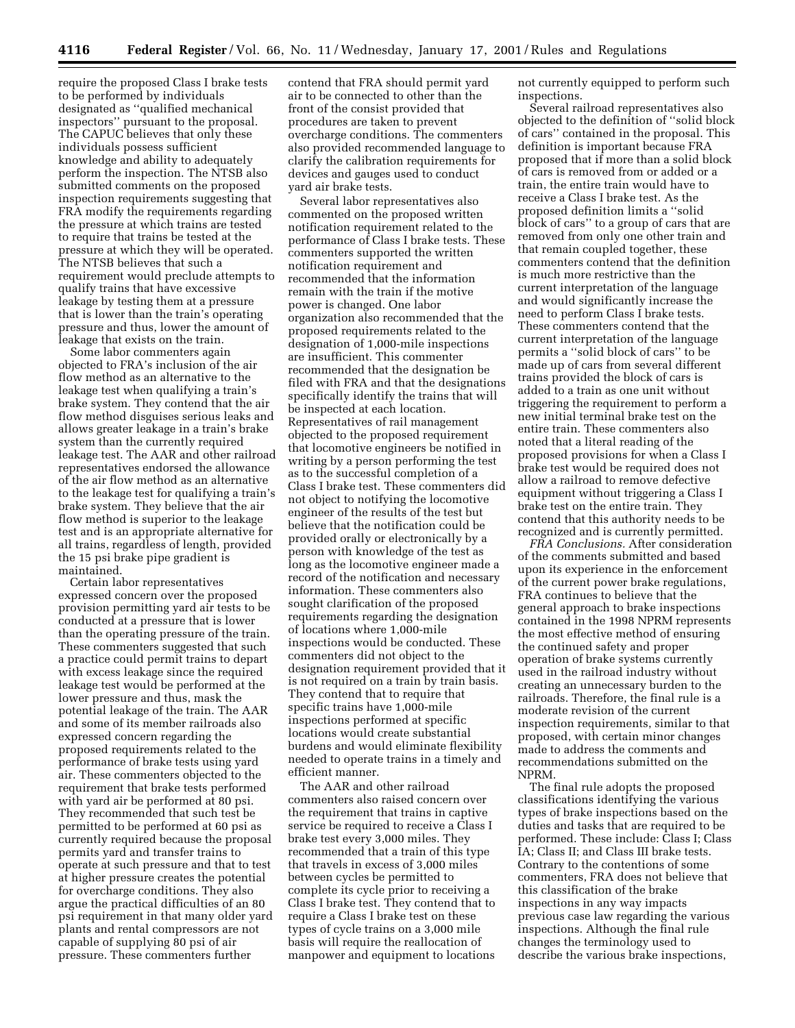require the proposed Class I brake tests to be performed by individuals designated as ''qualified mechanical inspectors'' pursuant to the proposal. The CAPUC believes that only these individuals possess sufficient knowledge and ability to adequately perform the inspection. The NTSB also submitted comments on the proposed inspection requirements suggesting that FRA modify the requirements regarding the pressure at which trains are tested to require that trains be tested at the pressure at which they will be operated. The NTSB believes that such a requirement would preclude attempts to qualify trains that have excessive leakage by testing them at a pressure that is lower than the train's operating pressure and thus, lower the amount of leakage that exists on the train.

Some labor commenters again objected to FRA's inclusion of the air flow method as an alternative to the leakage test when qualifying a train's brake system. They contend that the air flow method disguises serious leaks and allows greater leakage in a train's brake system than the currently required leakage test. The AAR and other railroad representatives endorsed the allowance of the air flow method as an alternative to the leakage test for qualifying a train's brake system. They believe that the air flow method is superior to the leakage test and is an appropriate alternative for all trains, regardless of length, provided the 15 psi brake pipe gradient is maintained.

Certain labor representatives expressed concern over the proposed provision permitting yard air tests to be conducted at a pressure that is lower than the operating pressure of the train. These commenters suggested that such a practice could permit trains to depart with excess leakage since the required leakage test would be performed at the lower pressure and thus, mask the potential leakage of the train. The AAR and some of its member railroads also expressed concern regarding the proposed requirements related to the performance of brake tests using yard air. These commenters objected to the requirement that brake tests performed with yard air be performed at 80 psi. They recommended that such test be permitted to be performed at 60 psi as currently required because the proposal permits yard and transfer trains to operate at such pressure and that to test at higher pressure creates the potential for overcharge conditions. They also argue the practical difficulties of an 80 psi requirement in that many older yard plants and rental compressors are not capable of supplying 80 psi of air pressure. These commenters further contend that FRA should permit yard air to be connected to other than the front of the consist provided that procedures are taken to prevent overcharge conditions. The commenters also provided recommended language to clarify the calibration requirements for devices and gauges used to conduct yard air brake tests.

Several labor representatives also commented on the proposed written notification requirement related to the performance of Class I brake tests. These commenters supported the written notification requirement and recommended that the information remain with the train if the motive power is changed. One labor organization also recommended that the proposed requirements related to the designation of 1,000-mile inspections are insufficient. This commenter recommended that the designation be filed with FRA and that the designations specifically identify the trains that will be inspected at each location. Representatives of rail management objected to the proposed requirement that locomotive engineers be notified in writing by a person performing the test as to the successful completion of a Class I brake test. These commenters did not object to notifying the locomotive engineer of the results of the test but believe that the notification could be provided orally or electronically by a person with knowledge of the test as long as the locomotive engineer made a record of the notification and necessary information. These commenters also sought clarification of the proposed requirements regarding the designation of locations where 1,000-mile inspections would be conducted. These commenters did not object to the designation requirement provided that it is not required on a train by train basis. They contend that to require that specific trains have 1,000-mile inspections performed at specific locations would create substantial burdens and would eliminate flexibility needed to operate trains in a timely and efficient manner.

The AAR and other railroad commenters also raised concern over the requirement that trains in captive service be required to receive a Class I brake test every 3,000 miles. They recommended that a train of this type that travels in excess of 3,000 miles between cycles be permitted to complete its cycle prior to receiving a Class I brake test. They contend that to require a Class I brake test on these types of cycle trains on a 3,000 mile basis will require the reallocation of manpower and equipment to locations not currently equipped to perform such inspections.

Several railroad representatives also objected to the definition of ''solid block of cars'' contained in the proposal. This definition is important because FRA proposed that if more than a solid block of cars is removed from or added or a train, the entire train would have to receive a Class I brake test. As the proposed definition limits a ''solid block of cars'' to a group of cars that are removed from only one other train and that remain coupled together, these commenters contend that the definition is much more restrictive than the current interpretation of the language and would significantly increase the need to perform Class I brake tests. These commenters contend that the current interpretation of the language permits a ''solid block of cars'' to be made up of cars from several different trains provided the block of cars is added to a train as one unit without triggering the requirement to perform a new initial terminal brake test on the entire train. These commenters also noted that a literal reading of the proposed provisions for when a Class I brake test would be required does not allow a railroad to remove defective equipment without triggering a Class I brake test on the entire train. They contend that this authority needs to be recognized and is currently permitted.

*FRA Conclusions.* After consideration of the comments submitted and based upon its experience in the enforcement of the current power brake regulations, FRA continues to believe that the general approach to brake inspections contained in the 1998 NPRM represents the most effective method of ensuring the continued safety and proper operation of brake systems currently used in the railroad industry without creating an unnecessary burden to the railroads. Therefore, the final rule is a moderate revision of the current inspection requirements, similar to that proposed, with certain minor changes made to address the comments and recommendations submitted on the NPRM.

The final rule adopts the proposed classifications identifying the various types of brake inspections based on the duties and tasks that are required to be performed. These include: Class I; Class IA; Class II; and Class III brake tests. Contrary to the contentions of some commenters, FRA does not believe that this classification of the brake inspections in any way impacts previous case law regarding the various inspections. Although the final rule changes the terminology used to describe the various brake inspections,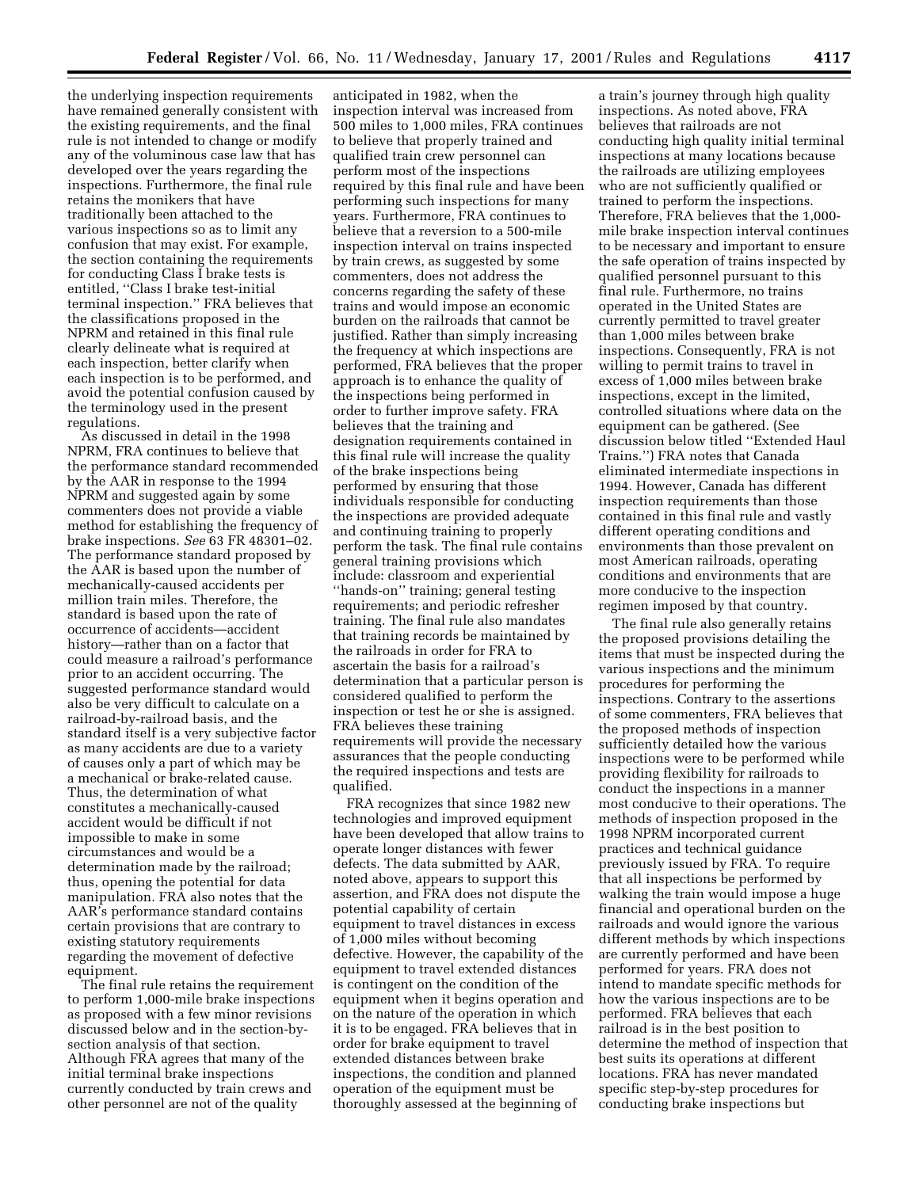the underlying inspection requirements have remained generally consistent with the existing requirements, and the final rule is not intended to change or modify any of the voluminous case law that has developed over the years regarding the inspections. Furthermore, the final rule retains the monikers that have traditionally been attached to the various inspections so as to limit any confusion that may exist. For example, the section containing the requirements for conducting Class I brake tests is entitled, ''Class I brake test-initial terminal inspection.'' FRA believes that the classifications proposed in the NPRM and retained in this final rule clearly delineate what is required at each inspection, better clarify when each inspection is to be performed, and avoid the potential confusion caused by the terminology used in the present regulations.

As discussed in detail in the 1998 NPRM, FRA continues to believe that the performance standard recommended by the AAR in response to the 1994 NPRM and suggested again by some commenters does not provide a viable method for establishing the frequency of brake inspections. *See* 63 FR 48301–02. The performance standard proposed by the AAR is based upon the number of mechanically-caused accidents per million train miles. Therefore, the standard is based upon the rate of occurrence of accidents—accident history—rather than on a factor that could measure a railroad's performance prior to an accident occurring. The suggested performance standard would also be very difficult to calculate on a railroad-by-railroad basis, and the standard itself is a very subjective factor as many accidents are due to a variety of causes only a part of which may be a mechanical or brake-related cause. Thus, the determination of what constitutes a mechanically-caused accident would be difficult if not impossible to make in some circumstances and would be a determination made by the railroad; thus, opening the potential for data manipulation. FRA also notes that the AAR's performance standard contains certain provisions that are contrary to existing statutory requirements regarding the movement of defective equipment.

The final rule retains the requirement to perform 1,000-mile brake inspections as proposed with a few minor revisions discussed below and in the section-by-section analysis of that section. Although FRA agrees that many of the initial terminal brake inspections currently conducted by train crews and other personnel are not of the quality anticipated in 1982, when the inspection interval was increased from 500 miles to 1,000 miles, FRA continues to believe that properly trained and qualified train crew personnel can perform most of the inspections required by this final rule and have been performing such inspections for many years. Furthermore, FRA continues to believe that a reversion to a 500-mile inspection interval on trains inspected by train crews, as suggested by some commenters, does not address the concerns regarding the safety of these trains and would impose an economic burden on the railroads that cannot be justified. Rather than simply increasing the frequency at which inspections are performed, FRA believes that the proper approach is to enhance the quality of the inspections being performed in order to further improve safety. FRA believes that the training and designation requirements contained in this final rule will increase the quality of the brake inspections being performed by ensuring that those individuals responsible for conducting the inspections are provided adequate and continuing training to properly perform the task. The final rule contains general training provisions which include: classroom and experiential ''hands-on'' training; general testing requirements; and periodic refresher training. The final rule also mandates that training records be maintained by the railroads in order for FRA to ascertain the basis for a railroad's determination that a particular person is considered qualified to perform the inspection or test he or she is assigned. FRA believes these training requirements will provide the necessary assurances that the people conducting the required inspections and tests are qualified.

FRA recognizes that since 1982 new technologies and improved equipment have been developed that allow trains to operate longer distances with fewer defects. The data submitted by AAR, noted above, appears to support this assertion, and FRA does not dispute the potential capability of certain equipment to travel distances in excess of 1,000 miles without becoming defective. However, the capability of the equipment to travel extended distances is contingent on the condition of the equipment when it begins operation and on the nature of the operation in which it is to be engaged. FRA believes that in order for brake equipment to travel extended distances between brake inspections, the condition and planned operation of the equipment must be thoroughly assessed at the beginning of a train's journey through high quality inspections. As noted above, FRA believes that railroads are not conducting high quality initial terminal inspections at many locations because the railroads are utilizing employees who are not sufficiently qualified or trained to perform the inspections. Therefore, FRA believes that the 1,000-mile brake inspection interval continues to be necessary and important to ensure the safe operation of trains inspected by qualified personnel pursuant to this final rule. Furthermore, no trains operated in the United States are currently permitted to travel greater than 1,000 miles between brake inspections. Consequently, FRA is not willing to permit trains to travel in excess of 1,000 miles between brake inspections, except in the limited, controlled situations where data on the equipment can be gathered. (See discussion below titled ''Extended Haul Trains.'') FRA notes that Canada eliminated intermediate inspections in 1994. However, Canada has different inspection requirements than those contained in this final rule and vastly different operating conditions and environments than those prevalent on most American railroads, operating conditions and environments that are more conducive to the inspection regimen imposed by that country.

The final rule also generally retains the proposed provisions detailing the items that must be inspected during the various inspections and the minimum procedures for performing the inspections. Contrary to the assertions of some commenters, FRA believes that the proposed methods of inspection sufficiently detailed how the various inspections were to be performed while providing flexibility for railroads to conduct the inspections in a manner most conducive to their operations. The methods of inspection proposed in the 1998 NPRM incorporated current practices and technical guidance previously issued by FRA. To require that all inspections be performed by walking the train would impose a huge financial and operational burden on the railroads and would ignore the various different methods by which inspections are currently performed and have been performed for years. FRA does not intend to mandate specific methods for how the various inspections are to be performed. FRA believes that each railroad is in the best position to determine the method of inspection that best suits its operations at different locations. FRA has never mandated specific step-by-step procedures for conducting brake inspections but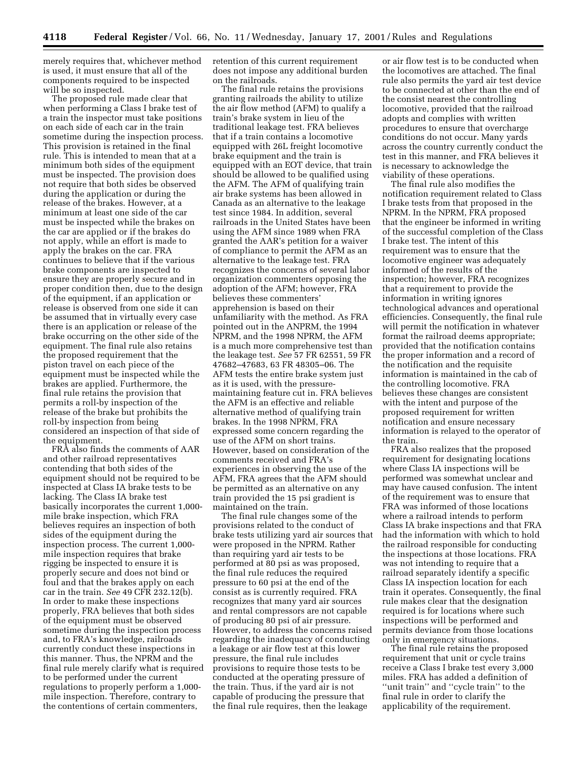merely requires that, whichever method is used, it must ensure that all of the components required to be inspected will be so inspected.

The proposed rule made clear that when performing a Class I brake test of a train the inspector must take positions on each side of each car in the train sometime during the inspection process. This provision is retained in the final rule. This is intended to mean that at a minimum both sides of the equipment must be inspected. The provision does not require that both sides be observed during the application or during the release of the brakes. However, at a minimum at least one side of the car must be inspected while the brakes on the car are applied or if the brakes do not apply, while an effort is made to apply the brakes on the car. FRA continues to believe that if the various brake components are inspected to ensure they are properly secure and in proper condition then, due to the design of the equipment, if an application or release is observed from one side it can be assumed that in virtually every case there is an application or release of the brake occurring on the other side of the equipment. The final rule also retains the proposed requirement that the piston travel on each piece of the equipment must be inspected while the brakes are applied. Furthermore, the final rule retains the provision that permits a roll-by inspection of the release of the brake but prohibits the roll-by inspection from being considered an inspection of that side of the equipment.

FRA also finds the comments of AAR and other railroad representatives contending that both sides of the equipment should not be required to be inspected at Class IA brake tests to be lacking. The Class IA brake test basically incorporates the current 1,000-mile brake inspection, which FRA believes requires an inspection of both sides of the equipment during the inspection process. The current 1,000-mile inspection requires that brake rigging be inspected to ensure it is properly secure and does not bind or foul and that the brakes apply on each car in the train. *See* 49 CFR 232.12(b). In order to make these inspections properly, FRA believes that both sides of the equipment must be observed sometime during the inspection process and, to FRA's knowledge, railroads currently conduct these inspections in this manner. Thus, the NPRM and the final rule merely clarify what is required to be performed under the current regulations to properly perform a 1,000-mile inspection. Therefore, contrary to the contentions of certain commenters, retention of this current requirement does not impose any additional burden on the railroads.

The final rule retains the provisions granting railroads the ability to utilize the air flow method (AFM) to qualify a train's brake system in lieu of the traditional leakage test. FRA believes that if a train contains a locomotive equipped with 26L freight locomotive brake equipment and the train is equipped with an EOT device, that train should be allowed to be qualified using the AFM. The AFM of qualifying train air brake systems has been allowed in Canada as an alternative to the leakage test since 1984. In addition, several railroads in the United States have been using the AFM since 1989 when FRA granted the AAR's petition for a waiver of compliance to permit the AFM as an alternative to the leakage test. FRA recognizes the concerns of several labor organization commenters opposing the adoption of the AFM; however, FRA believes these commenters' apprehension is based on their unfamiliarity with the method. As FRA pointed out in the ANPRM, the 1994 NPRM, and the 1998 NPRM, the AFM is a much more comprehensive test than the leakage test. *See* 57 FR 62551, 59 FR 47682–47683, 63 FR 48305–06. The AFM tests the entire brake system just as it is used, with the pressure-maintaining feature cut in. FRA believes the AFM is an effective and reliable alternative method of qualifying train brakes. In the 1998 NPRM, FRA expressed some concern regarding the use of the AFM on short trains. However, based on consideration of the comments received and FRA's experiences in observing the use of the AFM, FRA agrees that the AFM should be permitted as an alternative on any train provided the 15 psi gradient is maintained on the train.

The final rule changes some of the provisions related to the conduct of brake tests utilizing yard air sources that were proposed in the NPRM. Rather than requiring yard air tests to be performed at 80 psi as was proposed, the final rule reduces the required pressure to 60 psi at the end of the consist as is currently required. FRA recognizes that many yard air sources and rental compressors are not capable of producing 80 psi of air pressure. However, to address the concerns raised regarding the inadequacy of conducting a leakage or air flow test at this lower pressure, the final rule includes provisions to require those tests to be conducted at the operating pressure of the train. Thus, if the yard air is not capable of producing the pressure that the final rule requires, then the leakage or air flow test is to be conducted when the locomotives are attached. The final rule also permits the yard air test device to be connected at other than the end of the consist nearest the controlling locomotive, provided that the railroad adopts and complies with written procedures to ensure that overcharge conditions do not occur. Many yards across the country currently conduct the test in this manner, and FRA believes it is necessary to acknowledge the viability of these operations.

The final rule also modifies the notification requirement related to Class I brake tests from that proposed in the NPRM. In the NPRM, FRA proposed that the engineer be informed in writing of the successful completion of the Class I brake test. The intent of this requirement was to ensure that the locomotive engineer was adequately informed of the results of the inspection; however, FRA recognizes that a requirement to provide the information in writing ignores technological advances and operational efficiencies. Consequently, the final rule will permit the notification in whatever format the railroad deems appropriate; provided that the notification contains the proper information and a record of the notification and the requisite information is maintained in the cab of the controlling locomotive. FRA believes these changes are consistent with the intent and purpose of the proposed requirement for written notification and ensure necessary information is relayed to the operator of the train.

FRA also realizes that the proposed requirement for designating locations where Class IA inspections will be performed was somewhat unclear and may have caused confusion. The intent of the requirement was to ensure that FRA was informed of those locations where a railroad intends to perform Class IA brake inspections and that FRA had the information with which to hold the railroad responsible for conducting the inspections at those locations. FRA was not intending to require that a railroad separately identify a specific Class IA inspection location for each train it operates. Consequently, the final rule makes clear that the designation required is for locations where such inspections will be performed and permits deviance from those locations only in emergency situations.

The final rule retains the proposed requirement that unit or cycle trains receive a Class I brake test every 3,000 miles. FRA has added a definition of "unit train" and "cycle train" to the final rule in order to clarify the applicability of the requirement.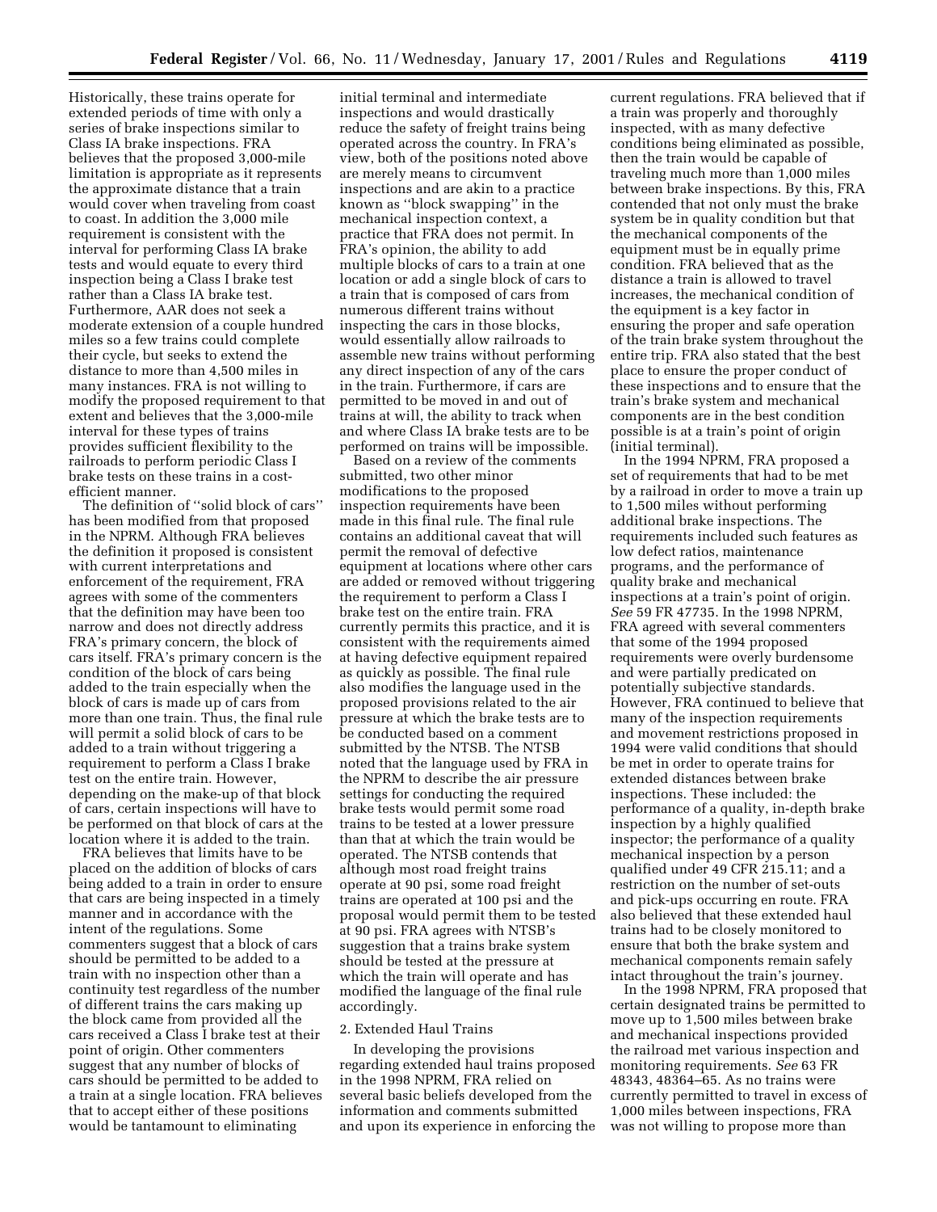Historically, these trains operate for extended periods of time with only a series of brake inspections similar to Class IA brake inspections. FRA believes that the proposed 3,000-mile limitation is appropriate as it represents the approximate distance that a train would cover when traveling from coast to coast. In addition the 3,000 mile requirement is consistent with the interval for performing Class IA brake tests and would equate to every third inspection being a Class I brake test rather than a Class IA brake test. Furthermore, AAR does not seek a moderate extension of a couple hundred miles so a few trains could complete their cycle, but seeks to extend the distance to more than 4,500 miles in many instances. FRA is not willing to modify the proposed requirement to that extent and believes that the 3,000-mile interval for these types of trains provides sufficient flexibility to the railroads to perform periodic Class I brake tests on these trains in a cost-efficient manner.

The definition of ''solid block of cars'' has been modified from that proposed in the NPRM. Although FRA believes the definition it proposed is consistent with current interpretations and enforcement of the requirement, FRA agrees with some of the commenters that the definition may have been too narrow and does not directly address FRA's primary concern, the block of cars itself. FRA's primary concern is the condition of the block of cars being added to the train especially when the block of cars is made up of cars from more than one train. Thus, the final rule will permit a solid block of cars to be added to a train without triggering a requirement to perform a Class I brake test on the entire train. However, depending on the make-up of that block of cars, certain inspections will have to be performed on that block of cars at the location where it is added to the train.

FRA believes that limits have to be placed on the addition of blocks of cars being added to a train in order to ensure that cars are being inspected in a timely manner and in accordance with the intent of the regulations. Some commenters suggest that a block of cars should be permitted to be added to a train with no inspection other than a continuity test regardless of the number of different trains the cars making up the block came from provided all the cars received a Class I brake test at their point of origin. Other commenters suggest that any number of blocks of cars should be permitted to be added to a train at a single location. FRA believes that to accept either of these positions would be tantamount to eliminating initial terminal and intermediate inspections and would drastically reduce the safety of freight trains being operated across the country. In FRA's view, both of the positions noted above are merely means to circumvent inspections and are akin to a practice known as ''block swapping'' in the mechanical inspection context, a practice that FRA does not permit. In FRA's opinion, the ability to add multiple blocks of cars to a train at one location or add a single block of cars to a train that is composed of cars from numerous different trains without inspecting the cars in those blocks, would essentially allow railroads to assemble new trains without performing any direct inspection of any of the cars in the train. Furthermore, if cars are permitted to be moved in and out of trains at will, the ability to track when and where Class IA brake tests are to be performed on trains will be impossible.

Based on a review of the comments submitted, two other minor modifications to the proposed inspection requirements have been made in this final rule. The final rule contains an additional caveat that will permit the removal of defective equipment at locations where other cars are added or removed without triggering the requirement to perform a Class I brake test on the entire train. FRA currently permits this practice, and it is consistent with the requirements aimed at having defective equipment repaired as quickly as possible. The final rule also modifies the language used in the proposed provisions related to the air pressure at which the brake tests are to be conducted based on a comment submitted by the NTSB. The NTSB noted that the language used by FRA in the NPRM to describe the air pressure settings for conducting the required brake tests would permit some road trains to be tested at a lower pressure than that at which the train would be operated. The NTSB contends that although most road freight trains operate at 90 psi, some road freight trains are operated at 100 psi and the proposal would permit them to be tested at 90 psi. FRA agrees with NTSB's suggestion that a trains brake system should be tested at the pressure at which the train will operate and has modified the language of the final rule accordingly.

2. Extended Haul Trains

In developing the provisions regarding extended haul trains proposed in the 1998 NPRM, FRA relied on several basic beliefs developed from the information and comments submitted and upon its experience in enforcing the current regulations. FRA believed that if a train was properly and thoroughly inspected, with as many defective conditions being eliminated as possible, then the train would be capable of traveling much more than 1,000 miles between brake inspections. By this, FRA contended that not only must the brake system be in quality condition but that the mechanical components of the equipment must be in equally prime condition. FRA believed that as the distance a train is allowed to travel increases, the mechanical condition of the equipment is a key factor in ensuring the proper and safe operation of the train brake system throughout the entire trip. FRA also stated that the best place to ensure the proper conduct of these inspections and to ensure that the train's brake system and mechanical components are in the best condition possible is at a train's point of origin (initial terminal).

In the 1994 NPRM, FRA proposed a set of requirements that had to be met by a railroad in order to move a train up to 1,500 miles without performing additional brake inspections. The requirements included such features as low defect ratios, maintenance programs, and the performance of quality brake and mechanical inspections at a train's point of origin. *See* 59 FR 47735. In the 1998 NPRM, FRA agreed with several commenters that some of the 1994 proposed requirements were overly burdensome and were partially predicated on potentially subjective standards. However, FRA continued to believe that many of the inspection requirements and movement restrictions proposed in 1994 were valid conditions that should be met in order to operate trains for extended distances between brake inspections. These included: the performance of a quality, in-depth brake inspection by a highly qualified inspector; the performance of a quality mechanical inspection by a person qualified under 49 CFR 215.11; and a restriction on the number of set-outs and pick-ups occurring en route. FRA also believed that these extended haul trains had to be closely monitored to ensure that both the brake system and mechanical components remain safely intact throughout the train's journey.

In the 1998 NPRM, FRA proposed that certain designated trains be permitted to move up to 1,500 miles between brake and mechanical inspections provided the railroad met various inspection and monitoring requirements. *See* 63 FR 48343, 48364–65. As no trains were currently permitted to travel in excess of 1,000 miles between inspections, FRA was not willing to propose more than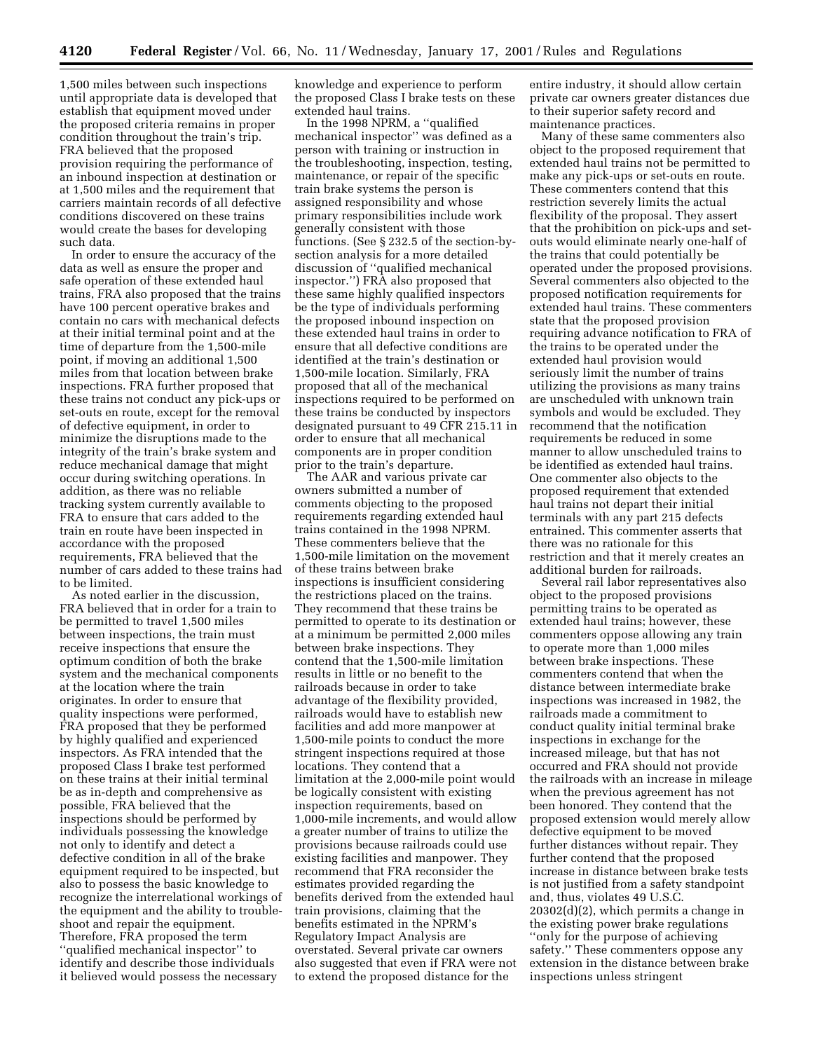1,500 miles between such inspections until appropriate data is developed that establish that equipment moved under the proposed criteria remains in proper condition throughout the train's trip. FRA believed that the proposed provision requiring the performance of an inbound inspection at destination or at 1,500 miles and the requirement that carriers maintain records of all defective conditions discovered on these trains would create the bases for developing such data.

In order to ensure the accuracy of the data as well as ensure the proper and safe operation of these extended haul trains, FRA also proposed that the trains have 100 percent operative brakes and contain no cars with mechanical defects at their initial terminal point and at the time of departure from the 1,500-mile point, if moving an additional 1,500 miles from that location between brake inspections. FRA further proposed that these trains not conduct any pick-ups or set-outs en route, except for the removal of defective equipment, in order to minimize the disruptions made to the integrity of the train's brake system and reduce mechanical damage that might occur during switching operations. In addition, as there was no reliable tracking system currently available to FRA to ensure that cars added to the train en route have been inspected in accordance with the proposed requirements, FRA believed that the number of cars added to these trains had to be limited.

As noted earlier in the discussion, FRA believed that in order for a train to be permitted to travel 1,500 miles between inspections, the train must receive inspections that ensure the optimum condition of both the brake system and the mechanical components at the location where the train originates. In order to ensure that quality inspections were performed, FRA proposed that they be performed by highly qualified and experienced inspectors. As FRA intended that the proposed Class I brake test performed on these trains at their initial terminal be as in-depth and comprehensive as possible, FRA believed that the inspections should be performed by individuals possessing the knowledge not only to identify and detect a defective condition in all of the brake equipment required to be inspected, but also to possess the basic knowledge to recognize the interrelational workings of the equipment and the ability to trouble-shoot and repair the equipment. Therefore, FRA proposed the term "qualified mechanical inspector" to identify and describe those individuals it believed would possess the necessary knowledge and experience to perform the proposed Class I brake tests on these extended haul trains.

In the 1998 NPRM, a "qualified mechanical inspector" was defined as a person with training or instruction in the troubleshooting, inspection, testing, maintenance, or repair of the specific train brake systems the person is assigned responsibility and whose primary responsibilities include work generally consistent with those functions. (See § 232.5 of the section-by-section analysis for a more detailed discussion of "qualified mechanical inspector.") FRA also proposed that these same highly qualified inspectors be the type of individuals performing the proposed inbound inspection on these extended haul trains in order to ensure that all defective conditions are identified at the train's destination or 1,500-mile location. Similarly, FRA proposed that all of the mechanical inspections required to be performed on these trains be conducted by inspectors designated pursuant to 49 CFR 215.11 in order to ensure that all mechanical components are in proper condition prior to the train's departure.

The AAR and various private car owners submitted a number of comments objecting to the proposed requirements regarding extended haul trains contained in the 1998 NPRM. These commenters believe that the 1,500-mile limitation on the movement of these trains between brake inspections is insufficient considering the restrictions placed on the trains. They recommend that these trains be permitted to operate to its destination or at a minimum be permitted 2,000 miles between brake inspections. They contend that the 1,500-mile limitation results in little or no benefit to the railroads because in order to take advantage of the flexibility provided, railroads would have to establish new facilities and add more manpower at 1,500-mile points to conduct the more stringent inspections required at those locations. They contend that a limitation at the 2,000-mile point would be logically consistent with existing inspection requirements, based on 1,000-mile increments, and would allow a greater number of trains to utilize the provisions because railroads could use existing facilities and manpower. They recommend that FRA reconsider the estimates provided regarding the benefits derived from the extended haul train provisions, claiming that the benefits estimated in the NPRM's Regulatory Impact Analysis are overstated. Several private car owners also suggested that even if FRA were not to extend the proposed distance for the entire industry, it should allow certain private car owners greater distances due to their superior safety record and maintenance practices.

Many of these same commenters also object to the proposed requirement that extended haul trains not be permitted to make any pick-ups or set-outs en route. These commenters contend that this restriction severely limits the actual flexibility of the proposal. They assert that the prohibition on pick-ups and set-outs would eliminate nearly one-half of the trains that could potentially be operated under the proposed provisions. Several commenters also objected to the proposed notification requirements for extended haul trains. These commenters state that the proposed provision requiring advance notification to FRA of the trains to be operated under the extended haul provision would seriously limit the number of trains utilizing the provisions as many trains are unscheduled with unknown train symbols and would be excluded. They recommend that the notification requirements be reduced in some manner to allow unscheduled trains to be identified as extended haul trains. One commenter also objects to the proposed requirement that extended haul trains not depart their initial terminals with any part 215 defects entrained. This commenter asserts that there was no rationale for this restriction and that it merely creates an additional burden for railroads.

Several rail labor representatives also object to the proposed provisions permitting trains to be operated as extended haul trains; however, these commenters oppose allowing any train to operate more than 1,000 miles between brake inspections. These commenters contend that when the distance between intermediate brake inspections was increased in 1982, the railroads made a commitment to conduct quality initial terminal brake inspections in exchange for the increased mileage, but that has not occurred and FRA should not provide the railroads with an increase in mileage when the previous agreement has not been honored. They contend that the proposed extension would merely allow defective equipment to be moved further distances without repair. They further contend that the proposed increase in distance between brake tests is not justified from a safety standpoint and, thus, violates 49 U.S.C. 20302(d)(2), which permits a change in the existing power brake regulations "only for the purpose of achieving safety." These commenters oppose any extension in the distance between brake inspections unless stringent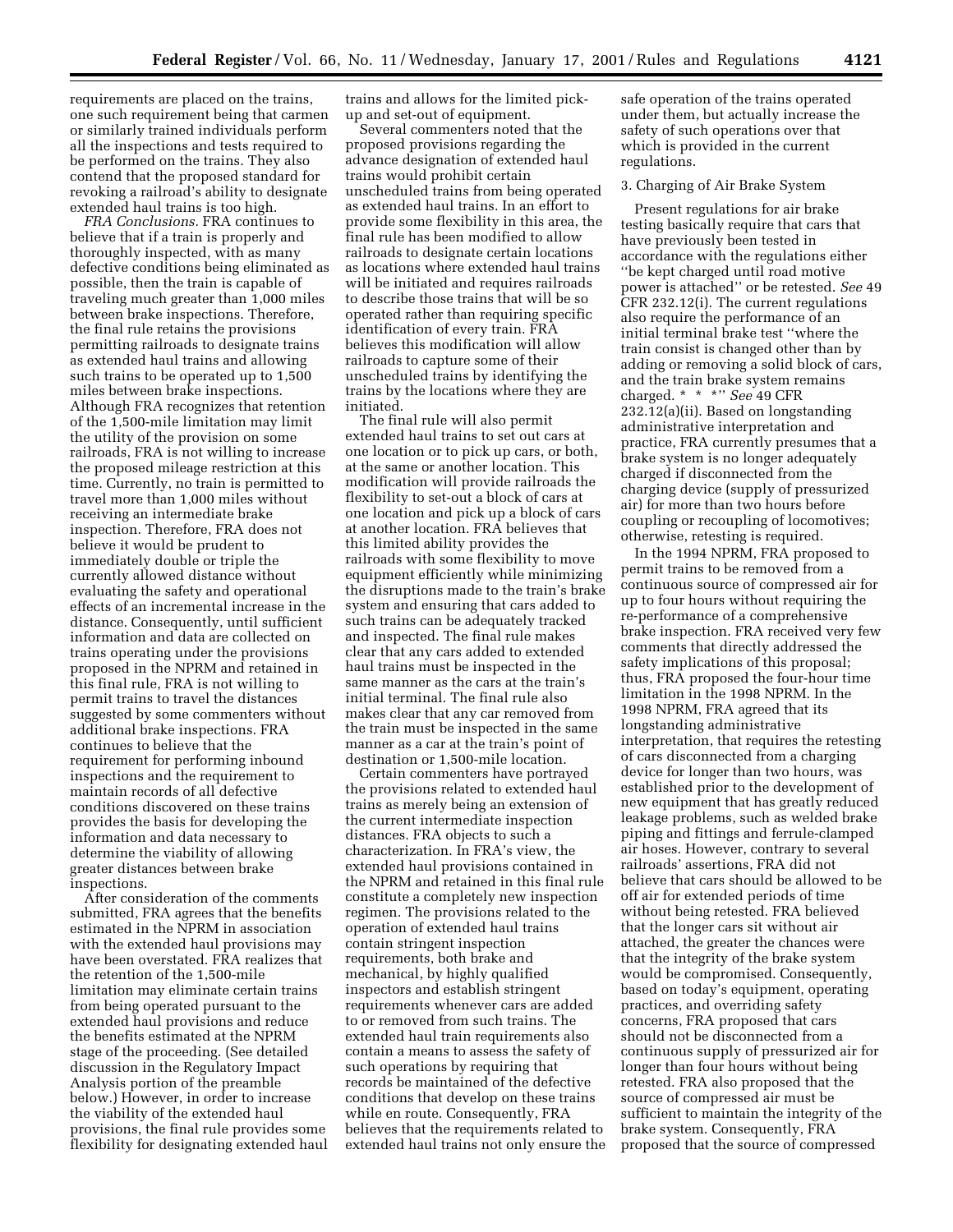requirements are placed on the trains, one such requirement being that carmen or similarly trained individuals perform all the inspections and tests required to be performed on the trains. They also contend that the proposed standard for revoking a railroad's ability to designate extended haul trains is too high.

*FRA Conclusions.* FRA continues to believe that if a train is properly and thoroughly inspected, with as many defective conditions being eliminated as possible, then the train is capable of traveling much greater than 1,000 miles between brake inspections. Therefore, the final rule retains the provisions permitting railroads to designate trains as extended haul trains and allowing such trains to be operated up to 1,500 miles between brake inspections. Although FRA recognizes that retention of the 1,500-mile limitation may limit the utility of the provision on some railroads, FRA is not willing to increase the proposed mileage restriction at this time. Currently, no train is permitted to travel more than 1,000 miles without receiving an intermediate brake inspection. Therefore, FRA does not believe it would be prudent to immediately double or triple the currently allowed distance without evaluating the safety and operational effects of an incremental increase in the distance. Consequently, until sufficient information and data are collected on trains operating under the provisions proposed in the NPRM and retained in this final rule, FRA is not willing to permit trains to travel the distances suggested by some commenters without additional brake inspections. FRA continues to believe that the requirement for performing inbound inspections and the requirement to maintain records of all defective conditions discovered on these trains provides the basis for developing the information and data necessary to determine the viability of allowing greater distances between brake inspections.

After consideration of the comments submitted, FRA agrees that the benefits estimated in the NPRM in association with the extended haul provisions may have been overstated. FRA realizes that the retention of the 1,500-mile limitation may eliminate certain trains from being operated pursuant to the extended haul provisions and reduce the benefits estimated at the NPRM stage of the proceeding. (See detailed discussion in the Regulatory Impact Analysis portion of the preamble below.) However, in order to increase the viability of the extended haul provisions, the final rule provides some flexibility for designating extended haul trains and allows for the limited pick-up and set-out of equipment.

Several commenters noted that the proposed provisions regarding the advance designation of extended haul trains would prohibit certain unscheduled trains from being operated as extended haul trains. In an effort to provide some flexibility in this area, the final rule has been modified to allow railroads to designate certain locations as locations where extended haul trains will be initiated and requires railroads to describe those trains that will be so operated rather than requiring specific identification of every train. FRA believes this modification will allow railroads to capture some of their unscheduled trains by identifying the trains by the locations where they are initiated.

The final rule will also permit extended haul trains to set out cars at one location or to pick up cars, or both, at the same or another location. This modification will provide railroads the flexibility to set-out a block of cars at one location and pick up a block of cars at another location. FRA believes that this limited ability provides the railroads with some flexibility to move equipment efficiently while minimizing the disruptions made to the train's brake system and ensuring that cars added to such trains can be adequately tracked and inspected. The final rule makes clear that any cars added to extended haul trains must be inspected in the same manner as the cars at the train's initial terminal. The final rule also makes clear that any car removed from the train must be inspected in the same manner as a car at the train's point of destination or 1,500-mile location.

Certain commenters have portrayed the provisions related to extended haul trains as merely being an extension of the current intermediate inspection distances. FRA objects to such a characterization. In FRA's view, the extended haul provisions contained in the NPRM and retained in this final rule constitute a completely new inspection regimen. The provisions related to the operation of extended haul trains contain stringent inspection requirements, both brake and mechanical, by highly qualified inspectors and establish stringent requirements whenever cars are added to or removed from such trains. The extended haul train requirements also contain a means to assess the safety of such operations by requiring that records be maintained of the defective conditions that develop on these trains while en route. Consequently, FRA believes that the requirements related to extended haul trains not only ensure the safe operation of the trains operated under them, but actually increase the safety of such operations over that which is provided in the current regulations.

3. Charging of Air Brake System

Present regulations for air brake testing basically require that cars that have previously been tested in accordance with the regulations either "be kept charged until road motive power is attached" or be retested. *See* 49 CFR 232.12(i). The current regulations also require the performance of an initial terminal brake test "where the train consist is changed other than by adding or removing a solid block of cars, and the train brake system remains charged. * * *" *See* 49 CFR 232.12(a)(ii). Based on longstanding administrative interpretation and practice, FRA currently presumes that a brake system is no longer adequately charged if disconnected from the charging device (supply of pressurized air) for more than two hours before coupling or recoupling of locomotives; otherwise, retesting is required.

In the 1994 NPRM, FRA proposed to permit trains to be removed from a continuous source of compressed air for up to four hours without requiring the re-performance of a comprehensive brake inspection. FRA received very few comments that directly addressed the safety implications of this proposal; thus, FRA proposed the four-hour time limitation in the 1998 NPRM. In the 1998 NPRM, FRA agreed that its longstanding administrative interpretation, that requires the retesting of cars disconnected from a charging device for longer than two hours, was established prior to the development of new equipment that has greatly reduced leakage problems, such as welded brake piping and fittings and ferrule-clamped air hoses. However, contrary to several railroads' assertions, FRA did not believe that cars should be allowed to be off air for extended periods of time without being retested. FRA believed that the longer cars sit without air attached, the greater the chances were that the integrity of the brake system would be compromised. Consequently, based on today's equipment, operating practices, and overriding safety concerns, FRA proposed that cars should not be disconnected from a continuous supply of pressurized air for longer than four hours without being retested. FRA also proposed that the source of compressed air must be sufficient to maintain the integrity of the brake system. Consequently, FRA proposed that the source of compressed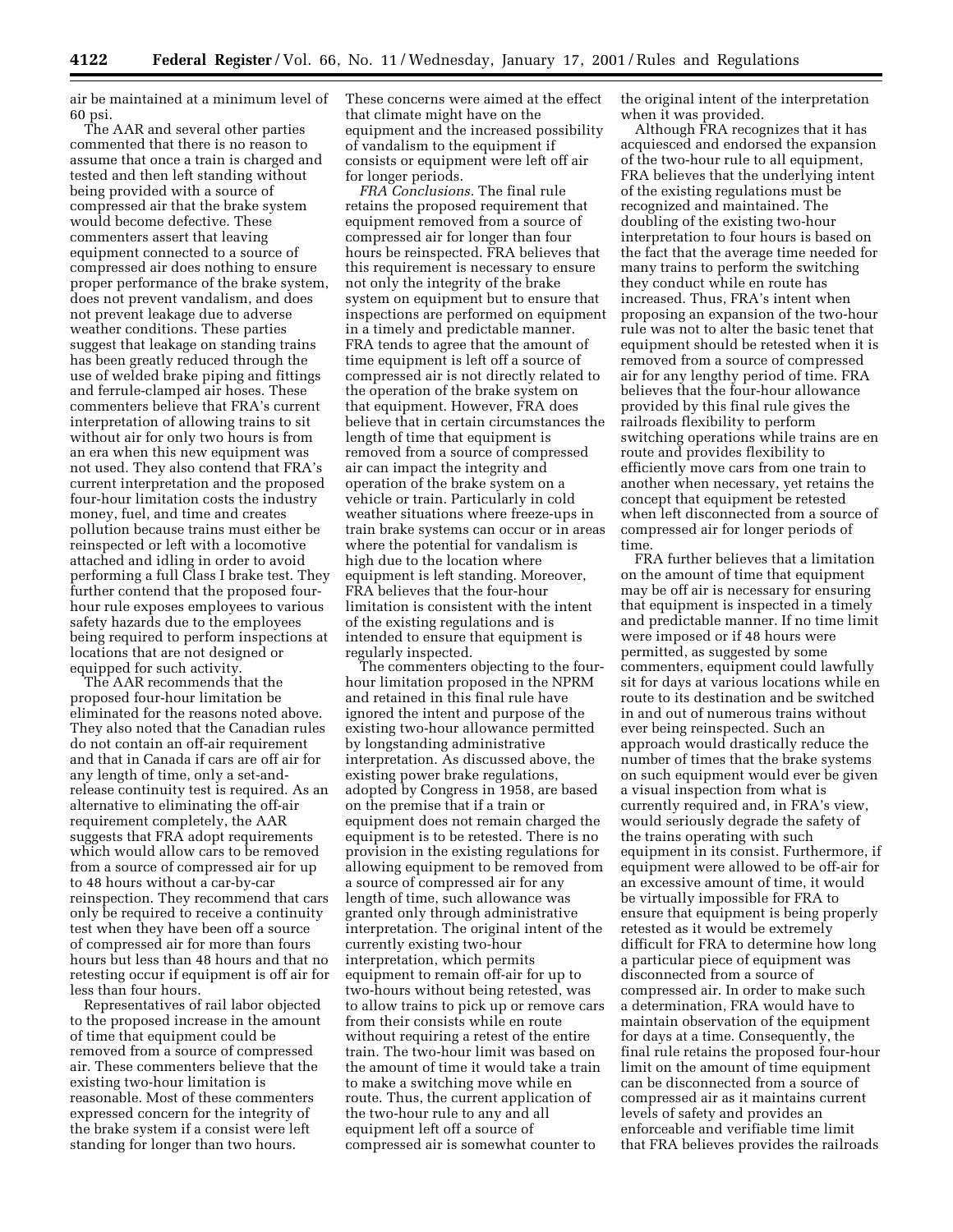air be maintained at a minimum level of 60 psi.

The AAR and several other parties commented that there is no reason to assume that once a train is charged and tested and then left standing without being provided with a source of compressed air that the brake system would become defective. These commenters assert that leaving equipment connected to a source of compressed air does nothing to ensure proper performance of the brake system, does not prevent vandalism, and does not prevent leakage due to adverse weather conditions. These parties suggest that leakage on standing trains has been greatly reduced through the use of welded brake piping and fittings and ferrule-clamped air hoses. These commenters believe that FRA's current interpretation of allowing trains to sit without air for only two hours is from an era when this new equipment was not used. They also contend that FRA's current interpretation and the proposed four-hour limitation costs the industry money, fuel, and time and creates pollution because trains must either be reinspected or left with a locomotive attached and idling in order to avoid performing a full Class I brake test. They further contend that the proposed four-hour rule exposes employees to various safety hazards due to the employees being required to perform inspections at locations that are not designed or equipped for such activity.

The AAR recommends that the proposed four-hour limitation be eliminated for the reasons noted above. They also noted that the Canadian rules do not contain an off-air requirement and that in Canada if cars are off air for any length of time, only a set-and-release continuity test is required. As an alternative to eliminating the off-air requirement completely, the AAR suggests that FRA adopt requirements which would allow cars to be removed from a source of compressed air for up to 48 hours without a car-by-car reinspection. They recommend that cars only be required to receive a continuity test when they have been off a source of compressed air for more than fours hours but less than 48 hours and that no retesting occur if equipment is off air for less than four hours.

Representatives of rail labor objected to the proposed increase in the amount of time that equipment could be removed from a source of compressed air. These commenters believe that the existing two-hour limitation is reasonable. Most of these commenters expressed concern for the integrity of the brake system if a consist were left standing for longer than two hours. These concerns were aimed at the effect that climate might have on the equipment and the increased possibility of vandalism to the equipment if consists or equipment were left off air for longer periods.

*FRA Conclusions.* The final rule retains the proposed requirement that equipment removed from a source of compressed air for longer than four hours be reinspected. FRA believes that this requirement is necessary to ensure not only the integrity of the brake system on equipment but to ensure that inspections are performed on equipment in a timely and predictable manner. FRA tends to agree that the amount of time equipment is left off a source of compressed air is not directly related to the operation of the brake system on that equipment. However, FRA does believe that in certain circumstances the length of time that equipment is removed from a source of compressed air can impact the integrity and operation of the brake system on a vehicle or train. Particularly in cold weather situations where freeze-ups in train brake systems can occur or in areas where the potential for vandalism is high due to the location where equipment is left standing. Moreover, FRA believes that the four-hour limitation is consistent with the intent of the existing regulations and is intended to ensure that equipment is regularly inspected.

The commenters objecting to the four-hour limitation proposed in the NPRM and retained in this final rule have ignored the intent and purpose of the existing two-hour allowance permitted by longstanding administrative interpretation. As discussed above, the existing power brake regulations, adopted by Congress in 1958, are based on the premise that if a train or equipment does not remain charged the equipment is to be retested. There is no provision in the existing regulations for allowing equipment to be removed from a source of compressed air for any length of time, such allowance was granted only through administrative interpretation. The original intent of the currently existing two-hour interpretation, which permits equipment to remain off-air for up to two-hours without being retested, was to allow trains to pick up or remove cars from their consists while en route without requiring a retest of the entire train. The two-hour limit was based on the amount of time it would take a train to make a switching move while en route. Thus, the current application of the two-hour rule to any and all equipment left off a source of compressed air is somewhat counter to the original intent of the interpretation when it was provided.

Although FRA recognizes that it has acquiesced and endorsed the expansion of the two-hour rule to all equipment, FRA believes that the underlying intent of the existing regulations must be recognized and maintained. The doubling of the existing two-hour interpretation to four hours is based on the fact that the average time needed for many trains to perform the switching they conduct while en route has increased. Thus, FRA's intent when proposing an expansion of the two-hour rule was not to alter the basic tenet that equipment should be retested when it is removed from a source of compressed air for any lengthy period of time. FRA believes that the four-hour allowance provided by this final rule gives the railroads flexibility to perform switching operations while trains are en route and provides flexibility to efficiently move cars from one train to another when necessary, yet retains the concept that equipment be retested when left disconnected from a source of compressed air for longer periods of time.

FRA further believes that a limitation on the amount of time that equipment may be off air is necessary for ensuring that equipment is inspected in a timely and predictable manner. If no time limit were imposed or if 48 hours were permitted, as suggested by some commenters, equipment could lawfully sit for days at various locations while en route to its destination and be switched in and out of numerous trains without ever being reinspected. Such an approach would drastically reduce the number of times that the brake systems on such equipment would ever be given a visual inspection from what is currently required and, in FRA's view, would seriously degrade the safety of the trains operating with such equipment in its consist. Furthermore, if equipment were allowed to be off-air for an excessive amount of time, it would be virtually impossible for FRA to ensure that equipment is being properly retested as it would be extremely difficult for FRA to determine how long a particular piece of equipment was disconnected from a source of compressed air. In order to make such a determination, FRA would have to maintain observation of the equipment for days at a time. Consequently, the final rule retains the proposed four-hour limit on the amount of time equipment can be disconnected from a source of compressed air as it maintains current levels of safety and provides an enforceable and verifiable time limit that FRA believes provides the railroads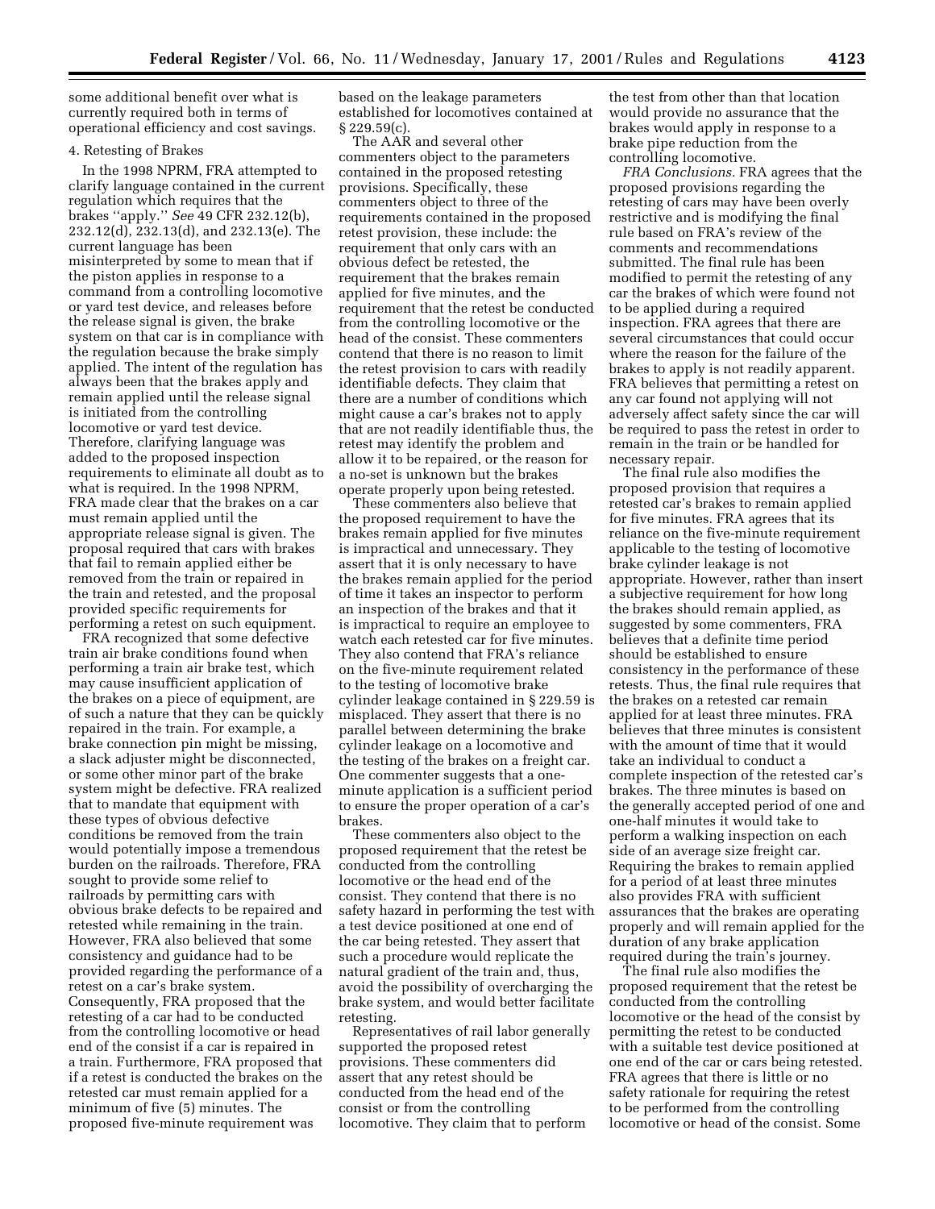some additional benefit over what is currently required both in terms of operational efficiency and cost savings.

4. Retesting of Brakes

In the 1998 NPRM, FRA attempted to clarify language contained in the current regulation which requires that the brakes ''apply.'' *See* 49 CFR 232.12(b), 232.12(d), 232.13(d), and 232.13(e). The current language has been misinterpreted by some to mean that if the piston applies in response to a command from a controlling locomotive or yard test device, and releases before the release signal is given, the brake system on that car is in compliance with the regulation because the brake simply applied. The intent of the regulation has always been that the brakes apply and remain applied until the release signal is initiated from the controlling locomotive or yard test device. Therefore, clarifying language was added to the proposed inspection requirements to eliminate all doubt as to what is required. In the 1998 NPRM, FRA made clear that the brakes on a car must remain applied until the appropriate release signal is given. The proposal required that cars with brakes that fail to remain applied either be removed from the train or repaired in the train and retested, and the proposal provided specific requirements for performing a retest on such equipment.

FRA recognized that some defective train air brake conditions found when performing a train air brake test, which may cause insufficient application of the brakes on a piece of equipment, are of such a nature that they can be quickly repaired in the train. For example, a brake connection pin might be missing, a slack adjuster might be disconnected, or some other minor part of the brake system might be defective. FRA realized that to mandate that equipment with these types of obvious defective conditions be removed from the train would potentially impose a tremendous burden on the railroads. Therefore, FRA sought to provide some relief to railroads by permitting cars with obvious brake defects to be repaired and retested while remaining in the train. However, FRA also believed that some consistency and guidance had to be provided regarding the performance of a retest on a car's brake system. Consequently, FRA proposed that the retesting of a car had to be conducted from the controlling locomotive or head end of the consist if a car is repaired in a train. Furthermore, FRA proposed that if a retest is conducted the brakes on the retested car must remain applied for a minimum of five (5) minutes. The proposed five-minute requirement was based on the leakage parameters established for locomotives contained at § 229.59(c).

The AAR and several other commenters object to the parameters contained in the proposed retesting provisions. Specifically, these commenters object to three of the requirements contained in the proposed retest provision, these include: the requirement that only cars with an obvious defect be retested, the requirement that the brakes remain applied for five minutes, and the requirement that the retest be conducted from the controlling locomotive or the head of the consist. These commenters contend that there is no reason to limit the retest provision to cars with readily identifiable defects. They claim that there are a number of conditions which might cause a car's brakes not to apply that are not readily identifiable thus, the retest may identify the problem and allow it to be repaired, or the reason for a no-set is unknown but the brakes operate properly upon being retested.

These commenters also believe that the proposed requirement to have the brakes remain applied for five minutes is impractical and unnecessary. They assert that it is only necessary to have the brakes remain applied for the period of time it takes an inspector to perform an inspection of the brakes and that it is impractical to require an employee to watch each retested car for five minutes. They also contend that FRA's reliance on the five-minute requirement related to the testing of locomotive brake cylinder leakage contained in § 229.59 is misplaced. They assert that there is no parallel between determining the brake cylinder leakage on a locomotive and the testing of the brakes on a freight car. One commenter suggests that a one-minute application is a sufficient period to ensure the proper operation of a car's brakes.

These commenters also object to the proposed requirement that the retest be conducted from the controlling locomotive or the head end of the consist. They contend that there is no safety hazard in performing the test with a test device positioned at one end of the car being retested. They assert that such a procedure would replicate the natural gradient of the train and, thus, avoid the possibility of overcharging the brake system, and would better facilitate retesting.

Representatives of rail labor generally supported the proposed retest provisions. These commenters did assert that any retest should be conducted from the head end of the consist or from the controlling locomotive. They claim that to perform the test from other than that location would provide no assurance that the brakes would apply in response to a brake pipe reduction from the controlling locomotive.

*FRA Conclusions.* FRA agrees that the proposed provisions regarding the retesting of cars may have been overly restrictive and is modifying the final rule based on FRA's review of the comments and recommendations submitted. The final rule has been modified to permit the retesting of any car the brakes of which were found not to be applied during a required inspection. FRA agrees that there are several circumstances that could occur where the reason for the failure of the brakes to apply is not readily apparent. FRA believes that permitting a retest on any car found not applying will not adversely affect safety since the car will be required to pass the retest in order to remain in the train or be handled for necessary repair.

The final rule also modifies the proposed provision that requires a retested car's brakes to remain applied for five minutes. FRA agrees that its reliance on the five-minute requirement applicable to the testing of locomotive brake cylinder leakage is not appropriate. However, rather than insert a subjective requirement for how long the brakes should remain applied, as suggested by some commenters, FRA believes that a definite time period should be established to ensure consistency in the performance of these retests. Thus, the final rule requires that the brakes on a retested car remain applied for at least three minutes. FRA believes that three minutes is consistent with the amount of time that it would take for an individual to conduct a complete inspection of the retested car's brakes. The three minutes is based on the generally accepted period of one and one-half minutes it would take to perform a walking inspection on each side of an average size freight car. Requiring the brakes to remain applied for a period of at least three minutes also provides FRA with sufficient assurances that the brakes are operating properly and will remain applied for the duration of any brake application required during the train's journey.

The final rule also modifies the proposed requirement that the retest be conducted from the controlling locomotive or the head of the consist by permitting the retest to be conducted with a suitable test device positioned at one end of the car or cars being retested. FRA agrees that there is little or no safety rationale for requiring the retest to be performed from the controlling locomotive or head of the consist. Some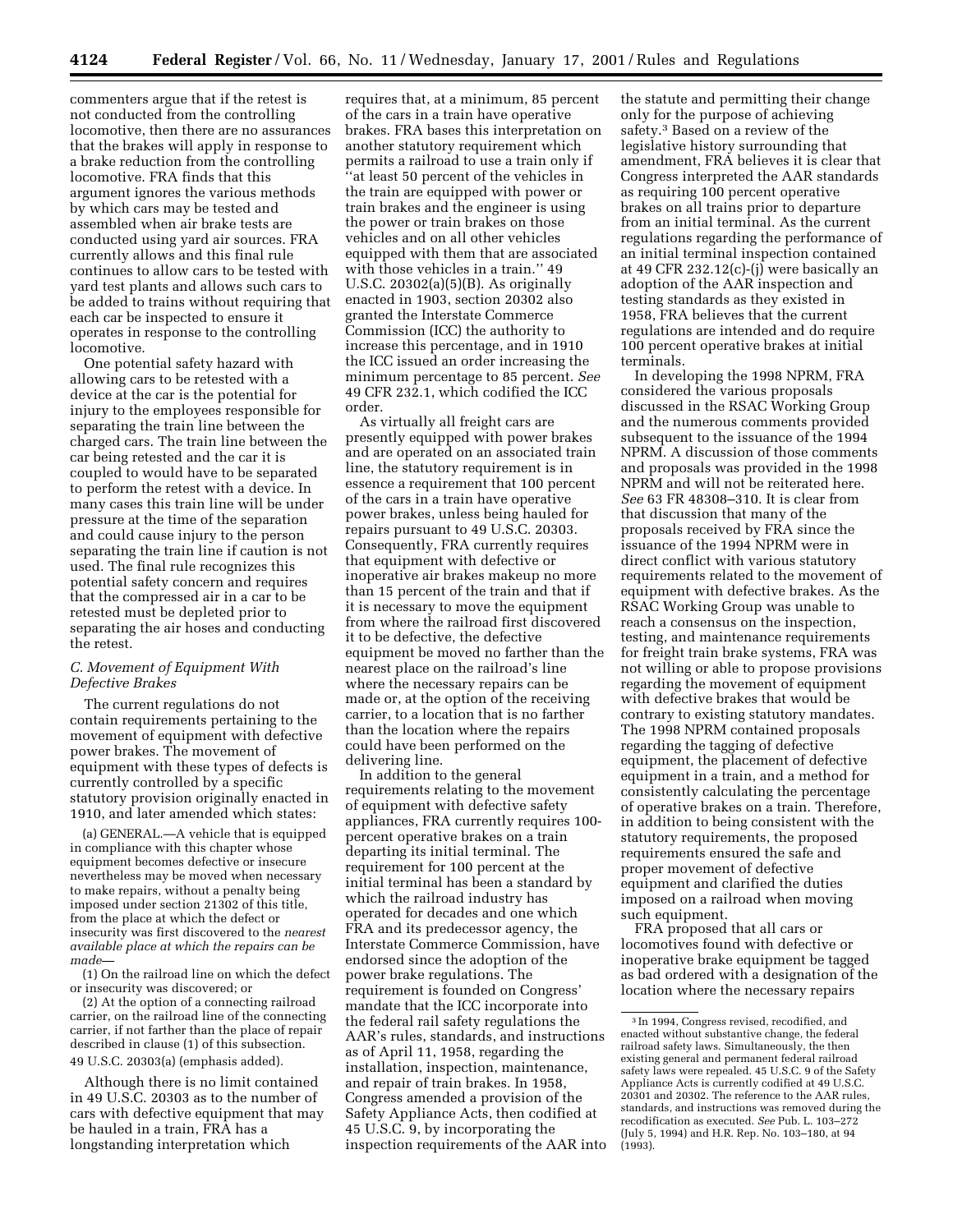commenters argue that if the retest is not conducted from the controlling locomotive, then there are no assurances that the brakes will apply in response to a brake reduction from the controlling locomotive. FRA finds that this argument ignores the various methods by which cars may be tested and assembled when air brake tests are conducted using yard air sources. FRA currently allows and this final rule continues to allow cars to be tested with yard test plants and allows such cars to be added to trains without requiring that each car be inspected to ensure it operates in response to the controlling locomotive.

One potential safety hazard with allowing cars to be retested with a device at the car is the potential for injury to the employees responsible for separating the train line between the charged cars. The train line between the car being retested and the car it is coupled to would have to be separated to perform the retest with a device. In many cases this train line will be under pressure at the time of the separation and could cause injury to the person separating the train line if caution is not used. The final rule recognizes this potential safety concern and requires that the compressed air in a car to be retested must be depleted prior to separating the air hoses and conducting the retest.

### *C. Movement of Equipment With Defective Brakes*

The current regulations do not contain requirements pertaining to the movement of equipment with defective power brakes. The movement of equipment with these types of defects is currently controlled by a specific statutory provision originally enacted in 1910, and later amended which states:

> (a) GENERAL.—A vehicle that is equipped in compliance with this chapter whose equipment becomes defective or insecure nevertheless may be moved when necessary to make repairs, without a penalty being imposed under section 21302 of this title, from the place at which the defect or insecurity was first discovered to the *nearest available place at which the repairs can be made*—
>
> (1) On the railroad line on which the defect or insecurity was discovered; or
>
> (2) At the option of a connecting railroad carrier, on the railroad line of the connecting carrier, if not farther than the place of repair described in clause (1) of this subsection.
>
> 49 U.S.C. 20303(a) (emphasis added).

Although there is no limit contained in 49 U.S.C. 20303 as to the number of cars with defective equipment that may be hauled in a train, FRA has a longstanding interpretation which requires that, at a minimum, 85 percent of the cars in a train have operative brakes. FRA bases this interpretation on another statutory requirement which permits a railroad to use a train only if "at least 50 percent of the vehicles in the train are equipped with power or train brakes and the engineer is using the power or train brakes on those vehicles and on all other vehicles equipped with them that are associated with those vehicles in a train." 49 U.S.C. 20302(a)(5)(B). As originally enacted in 1903, section 20302 also granted the Interstate Commerce Commission (ICC) the authority to increase this percentage, and in 1910 the ICC issued an order increasing the minimum percentage to 85 percent. *See* 49 CFR 232.1, which codified the ICC order.

As virtually all freight cars are presently equipped with power brakes and are operated on an associated train line, the statutory requirement is in essence a requirement that 100 percent of the cars in a train have operative power brakes, unless being hauled for repairs pursuant to 49 U.S.C. 20303. Consequently, FRA currently requires that equipment with defective or inoperative air brakes makeup no more than 15 percent of the train and that if it is necessary to move the equipment from where the railroad first discovered it to be defective, the defective equipment be moved no farther than the nearest place on the railroad's line where the necessary repairs can be made or, at the option of the receiving carrier, to a location that is no farther than the location where the repairs could have been performed on the delivering line.

In addition to the general requirements relating to the movement of equipment with defective safety appliances, FRA currently requires 100-percent operative brakes on a train departing its initial terminal. The requirement for 100 percent at the initial terminal has been a standard by which the railroad industry has operated for decades and one which FRA and its predecessor agency, the Interstate Commerce Commission, have endorsed since the adoption of the power brake regulations. The requirement is founded on Congress' mandate that the ICC incorporate into the federal rail safety regulations the AAR's rules, standards, and instructions as of April 11, 1958, regarding the installation, inspection, maintenance, and repair of train brakes. In 1958, Congress amended a provision of the Safety Appliance Acts, then codified at 45 U.S.C. 9, by incorporating the inspection requirements of the AAR into the statute and permitting their change only for the purpose of achieving safety.[3] Based on a review of the legislative history surrounding that amendment, FRA believes it is clear that Congress interpreted the AAR standards as requiring 100 percent operative brakes on all trains prior to departure from an initial terminal. As the current regulations regarding the performance of an initial terminal inspection contained at 49 CFR 232.12(c)-(j) were basically an adoption of the AAR inspection and testing standards as they existed in 1958, FRA believes that the current regulations are intended and do require 100 percent operative brakes at initial terminals.

In developing the 1998 NPRM, FRA considered the various proposals discussed in the RSAC Working Group and the numerous comments provided subsequent to the issuance of the 1994 NPRM. A discussion of those comments and proposals was provided in the 1998 NPRM and will not be reiterated here. *See* 63 FR 48308–310. It is clear from that discussion that many of the proposals received by FRA since the issuance of the 1994 NPRM were in direct conflict with various statutory requirements related to the movement of equipment with defective brakes. As the RSAC Working Group was unable to reach a consensus on the inspection, testing, and maintenance requirements for freight train brake systems, FRA was not willing or able to propose provisions regarding the movement of equipment with defective brakes that would be contrary to existing statutory mandates. The 1998 NPRM contained proposals regarding the tagging of defective equipment, the placement of defective equipment in a train, and a method for consistently calculating the percentage of operative brakes on a train. Therefore, in addition to being consistent with the statutory requirements, the proposed requirements ensured the safe and proper movement of defective equipment and clarified the duties imposed on a railroad when moving such equipment.

FRA proposed that all cars or locomotives found with defective or inoperative brake equipment be tagged as bad ordered with a designation of the location where the necessary repairs

[3] In 1994, Congress revised, recodified, and enacted without substantive change, the federal railroad safety laws. Simultaneously, the then existing general and permanent federal railroad safety laws were repealed. 45 U.S.C. 9 of the Safety Appliance Acts is currently codified at 49 U.S.C. 20301 and 20302. The reference to the AAR rules, standards, and instructions was removed during the recodification as executed. *See* Pub. L. 103–272 (July 5, 1994) and H.R. Rep. No. 103–180, at 94 (1993).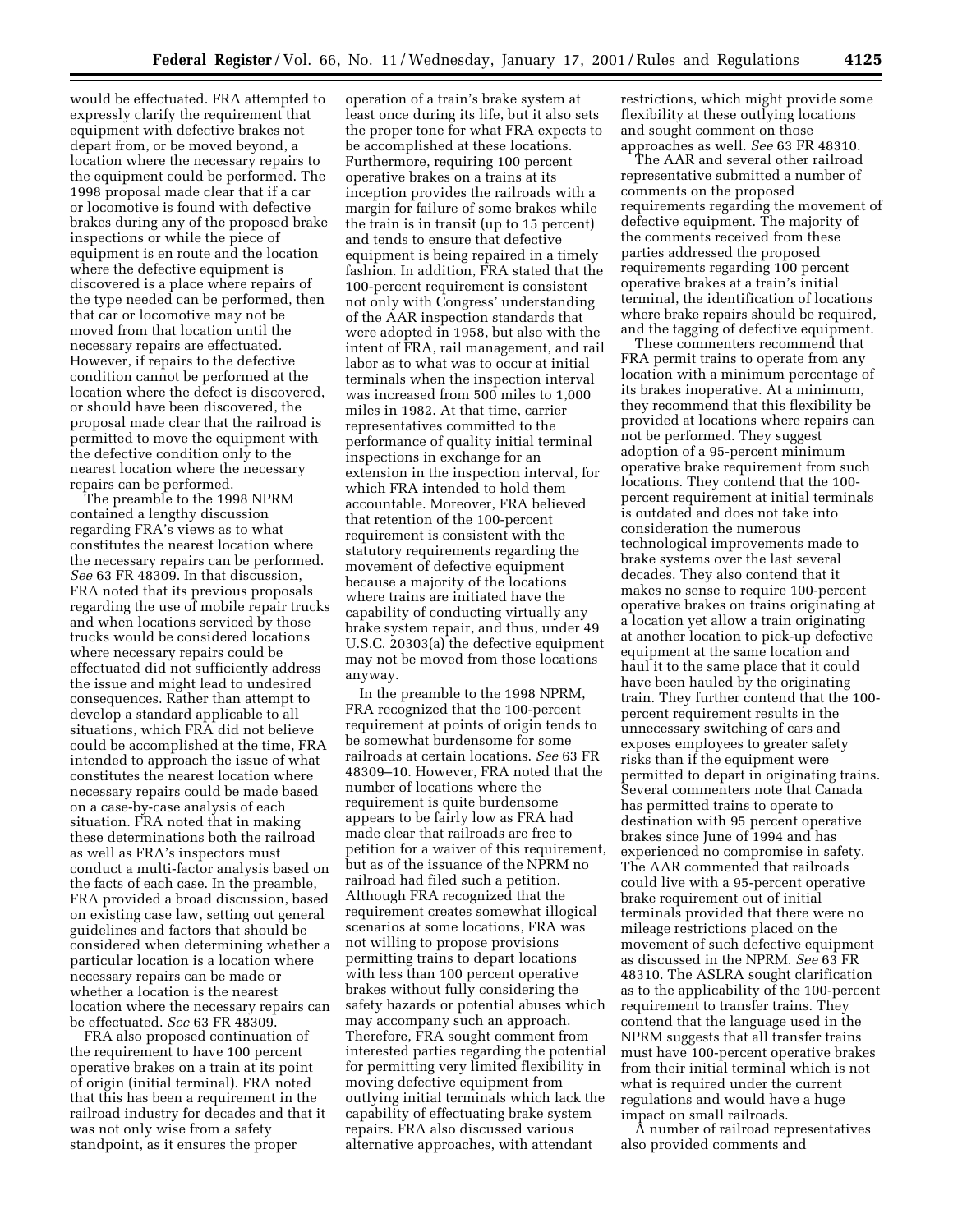would be effectuated. FRA attempted to expressly clarify the requirement that equipment with defective brakes not depart from, or be moved beyond, a location where the necessary repairs to the equipment could be performed. The 1998 proposal made clear that if a car or locomotive is found with defective brakes during any of the proposed brake inspections or while the piece of equipment is en route and the location where the defective equipment is discovered is a place where repairs of the type needed can be performed, then that car or locomotive may not be moved from that location until the necessary repairs are effectuated. However, if repairs to the defective condition cannot be performed at the location where the defect is discovered, or should have been discovered, the proposal made clear that the railroad is permitted to move the equipment with the defective condition only to the nearest location where the necessary repairs can be performed.

The preamble to the 1998 NPRM contained a lengthy discussion regarding FRA's views as to what constitutes the nearest location where the necessary repairs can be performed. *See* 63 FR 48309. In that discussion, FRA noted that its previous proposals regarding the use of mobile repair trucks and when locations serviced by those trucks would be considered locations where necessary repairs could be effectuated did not sufficiently address the issue and might lead to undesired consequences. Rather than attempt to develop a standard applicable to all situations, which FRA did not believe could be accomplished at the time, FRA intended to approach the issue of what constitutes the nearest location where necessary repairs could be made based on a case-by-case analysis of each situation. FRA noted that in making these determinations both the railroad as well as FRA's inspectors must conduct a multi-factor analysis based on the facts of each case. In the preamble, FRA provided a broad discussion, based on existing case law, setting out general guidelines and factors that should be considered when determining whether a particular location is a location where necessary repairs can be made or whether a location is the nearest location where the necessary repairs can be effectuated. *See* 63 FR 48309.

FRA also proposed continuation of the requirement to have 100 percent operative brakes on a train at its point of origin (initial terminal). FRA noted that this has been a requirement in the railroad industry for decades and that it was not only wise from a safety standpoint, as it ensures the proper operation of a train's brake system at least once during its life, but it also sets the proper tone for what FRA expects to be accomplished at these locations. Furthermore, requiring 100 percent operative brakes on a trains at its inception provides the railroads with a margin for failure of some brakes while the train is in transit (up to 15 percent) and tends to ensure that defective equipment is being repaired in a timely fashion. In addition, FRA stated that the 100-percent requirement is consistent not only with Congress' understanding of the AAR inspection standards that were adopted in 1958, but also with the intent of FRA, rail management, and rail labor as to what was to occur at initial terminals when the inspection interval was increased from 500 miles to 1,000 miles in 1982. At that time, carrier representatives committed to the performance of quality initial terminal inspections in exchange for an extension in the inspection interval, for which FRA intended to hold them accountable. Moreover, FRA believed that retention of the 100-percent requirement is consistent with the statutory requirements regarding the movement of defective equipment because a majority of the locations where trains are initiated have the capability of conducting virtually any brake system repair, and thus, under 49 U.S.C. 20303(a) the defective equipment may not be moved from those locations anyway.

In the preamble to the 1998 NPRM, FRA recognized that the 100-percent requirement at points of origin tends to be somewhat burdensome for some railroads at certain locations. *See* 63 FR 48309–10. However, FRA noted that the number of locations where the requirement is quite burdensome appears to be fairly low as FRA had made clear that railroads are free to petition for a waiver of this requirement, but as of the issuance of the NPRM no railroad had filed such a petition. Although FRA recognized that the requirement creates somewhat illogical scenarios at some locations, FRA was not willing to propose provisions permitting trains to depart locations with less than 100 percent operative brakes without fully considering the safety hazards or potential abuses which may accompany such an approach. Therefore, FRA sought comment from interested parties regarding the potential for permitting very limited flexibility in moving defective equipment from outlying initial terminals which lack the capability of effectuating brake system repairs. FRA also discussed various alternative approaches, with attendant restrictions, which might provide some flexibility at these outlying locations and sought comment on those approaches as well. *See* 63 FR 48310.

The AAR and several other railroad representative submitted a number of comments on the proposed requirements regarding the movement of defective equipment. The majority of the comments received from these parties addressed the proposed requirements regarding 100 percent operative brakes at a train's initial terminal, the identification of locations where brake repairs should be required, and the tagging of defective equipment.

These commenters recommend that FRA permit trains to operate from any location with a minimum percentage of its brakes inoperative. At a minimum, they recommend that this flexibility be provided at locations where repairs can not be performed. They suggest adoption of a 95-percent minimum operative brake requirement from such locations. They contend that the 100-percent requirement at initial terminals is outdated and does not take into consideration the numerous technological improvements made to brake systems over the last several decades. They also contend that it makes no sense to require 100-percent operative brakes on trains originating at a location yet allow a train originating at another location to pick-up defective equipment at the same location and haul it to the same place that it could have been hauled by the originating train. They further contend that the 100-percent requirement results in the unnecessary switching of cars and exposes employees to greater safety risks than if the equipment were permitted to depart in originating trains. Several commenters note that Canada has permitted trains to operate to destination with 95 percent operative brakes since June of 1994 and has experienced no compromise in safety. The AAR commented that railroads could live with a 95-percent operative brake requirement out of initial terminals provided that there were no mileage restrictions placed on the movement of such defective equipment as discussed in the NPRM. *See* 63 FR 48310. The ASLRA sought clarification as to the applicability of the 100-percent requirement to transfer trains. They contend that the language used in the NPRM suggests that all transfer trains must have 100-percent operative brakes from their initial terminal which is not what is required under the current regulations and would have a huge impact on small railroads.

A number of railroad representatives also provided comments and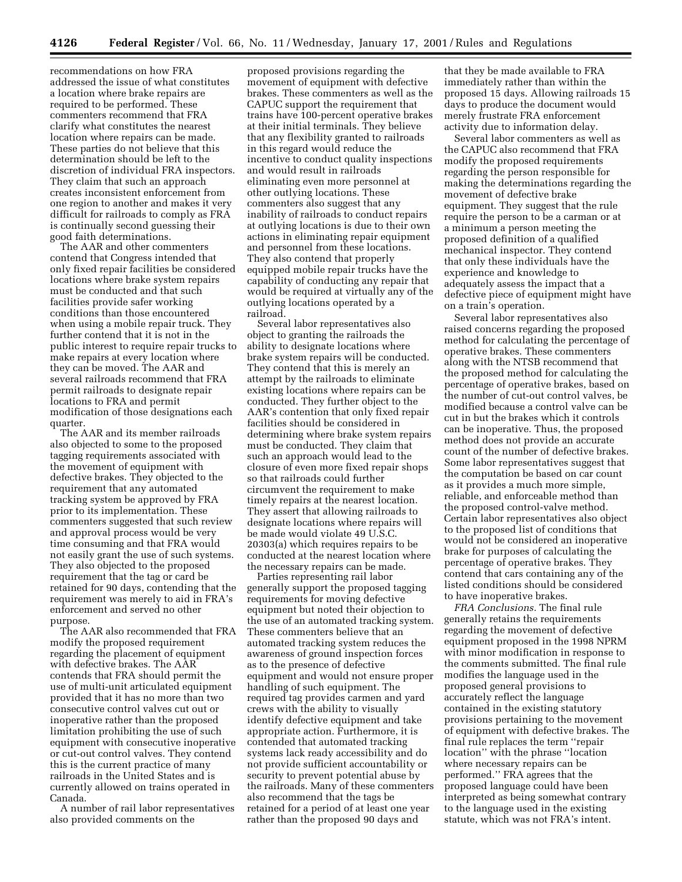recommendations on how FRA addressed the issue of what constitutes a location where brake repairs are required to be performed. These commenters recommend that FRA clarify what constitutes the nearest location where repairs can be made. These parties do not believe that this determination should be left to the discretion of individual FRA inspectors. They claim that such an approach creates inconsistent enforcement from one region to another and makes it very difficult for railroads to comply as FRA is continually second guessing their good faith determinations.

The AAR and other commenters contend that Congress intended that only fixed repair facilities be considered locations where brake system repairs must be conducted and that such facilities provide safer working conditions than those encountered when using a mobile repair truck. They further contend that it is not in the public interest to require repair trucks to make repairs at every location where they can be moved. The AAR and several railroads recommend that FRA permit railroads to designate repair locations to FRA and permit modification of those designations each quarter.

The AAR and its member railroads also objected to some to the proposed tagging requirements associated with the movement of equipment with defective brakes. They objected to the requirement that any automated tracking system be approved by FRA prior to its implementation. These commenters suggested that such review and approval process would be very time consuming and that FRA would not easily grant the use of such systems. They also objected to the proposed requirement that the tag or card be retained for 90 days, contending that the requirement was merely to aid in FRA's enforcement and served no other purpose.

The AAR also recommended that FRA modify the proposed requirement regarding the placement of equipment with defective brakes. The AAR contends that FRA should permit the use of multi-unit articulated equipment provided that it has no more than two consecutive control valves cut out or inoperative rather than the proposed limitation prohibiting the use of such equipment with consecutive inoperative or cut-out control valves. They contend this is the current practice of many railroads in the United States and is currently allowed on trains operated in Canada.

A number of rail labor representatives also provided comments on the proposed provisions regarding the movement of equipment with defective brakes. These commenters as well as the CAPUC support the requirement that trains have 100-percent operative brakes at their initial terminals. They believe that any flexibility granted to railroads in this regard would reduce the incentive to conduct quality inspections and would result in railroads eliminating even more personnel at other outlying locations. These commenters also suggest that any inability of railroads to conduct repairs at outlying locations is due to their own actions in eliminating repair equipment and personnel from these locations. They also contend that properly equipped mobile repair trucks have the capability of conducting any repair that would be required at virtually any of the outlying locations operated by a railroad.

Several labor representatives also object to granting the railroads the ability to designate locations where brake system repairs will be conducted. They contend that this is merely an attempt by the railroads to eliminate existing locations where repairs can be conducted. They further object to the AAR's contention that only fixed repair facilities should be considered in determining where brake system repairs must be conducted. They claim that such an approach would lead to the closure of even more fixed repair shops so that railroads could further circumvent the requirement to make timely repairs at the nearest location. They assert that allowing railroads to designate locations where repairs will be made would violate 49 U.S.C. 20303(a) which requires repairs to be conducted at the nearest location where the necessary repairs can be made.

Parties representing rail labor generally support the proposed tagging requirements for moving defective equipment but noted their objection to the use of an automated tracking system. These commenters believe that an automated tracking system reduces the awareness of ground inspection forces as to the presence of defective equipment and would not ensure proper handling of such equipment. The required tag provides carmen and yard crews with the ability to visually identify defective equipment and take appropriate action. Furthermore, it is contended that automated tracking systems lack ready accessibility and do not provide sufficient accountability or security to prevent potential abuse by the railroads. Many of these commenters also recommend that the tags be retained for a period of at least one year rather than the proposed 90 days and that they be made available to FRA immediately rather than within the proposed 15 days. Allowing railroads 15 days to produce the document would merely frustrate FRA enforcement activity due to information delay.

Several labor commenters as well as the CAPUC also recommend that FRA modify the proposed requirements regarding the person responsible for making the determinations regarding the movement of defective brake equipment. They suggest that the rule require the person to be a carman or at a minimum a person meeting the proposed definition of a qualified mechanical inspector. They contend that only these individuals have the experience and knowledge to adequately assess the impact that a defective piece of equipment might have on a train's operation.

Several labor representatives also raised concerns regarding the proposed method for calculating the percentage of operative brakes. These commenters along with the NTSB recommend that the proposed method for calculating the percentage of operative brakes, based on the number of cut-out control valves, be modified because a control valve can be cut in but the brakes which it controls can be inoperative. Thus, the proposed method does not provide an accurate count of the number of defective brakes. Some labor representatives suggest that the computation be based on car count as it provides a much more simple, reliable, and enforceable method than the proposed control-valve method. Certain labor representatives also object to the proposed list of conditions that would not be considered an inoperative brake for purposes of calculating the percentage of operative brakes. They contend that cars containing any of the listed conditions should be considered to have inoperative brakes.

*FRA Conclusions.* The final rule generally retains the requirements regarding the movement of defective equipment proposed in the 1998 NPRM with minor modification in response to the comments submitted. The final rule modifies the language used in the proposed general provisions to accurately reflect the language contained in the existing statutory provisions pertaining to the movement of equipment with defective brakes. The final rule replaces the term ''repair location'' with the phrase ''location where necessary repairs can be performed.'' FRA agrees that the proposed language could have been interpreted as being somewhat contrary to the language used in the existing statute, which was not FRA's intent.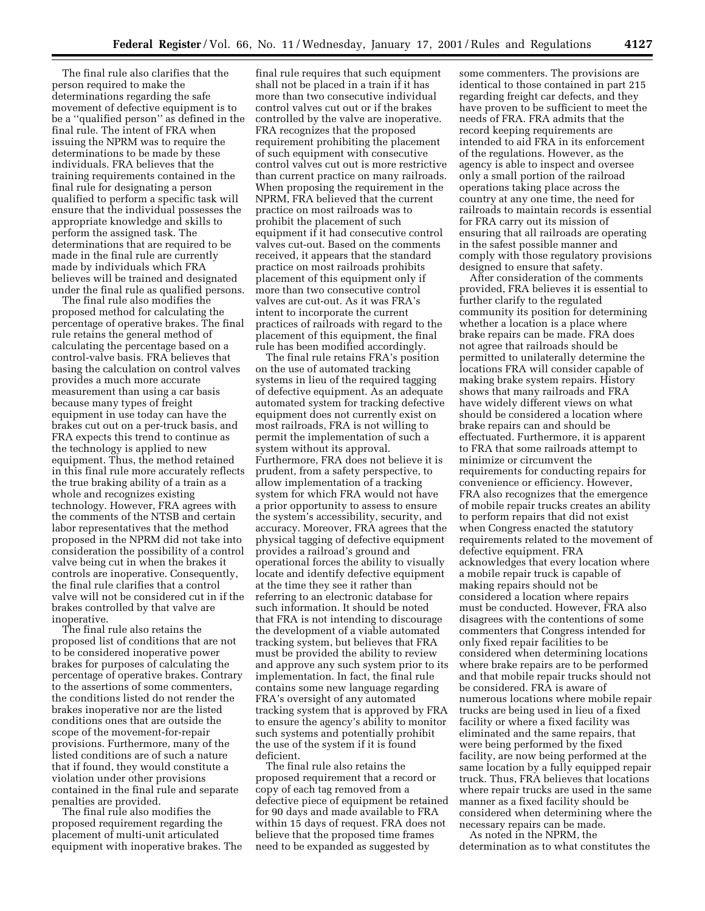The final rule also clarifies that the person required to make the determinations regarding the safe movement of defective equipment is to be a ''qualified person'' as defined in the final rule. The intent of FRA when issuing the NPRM was to require the determinations to be made by these individuals. FRA believes that the training requirements contained in the final rule for designating a person qualified to perform a specific task will ensure that the individual possesses the appropriate knowledge and skills to perform the assigned task. The determinations that are required to be made in the final rule are currently made by individuals which FRA believes will be trained and designated under the final rule as qualified persons.

The final rule also modifies the proposed method for calculating the percentage of operative brakes. The final rule retains the general method of calculating the percentage based on a control-valve basis. FRA believes that basing the calculation on control valves provides a much more accurate measurement than using a car basis because many types of freight equipment in use today can have the brakes cut out on a per-truck basis, and FRA expects this trend to continue as the technology is applied to new equipment. Thus, the method retained in this final rule more accurately reflects the true braking ability of a train as a whole and recognizes existing technology. However, FRA agrees with the comments of the NTSB and certain labor representatives that the method proposed in the NPRM did not take into consideration the possibility of a control valve being cut in when the brakes it controls are inoperative. Consequently, the final rule clarifies that a control valve will not be considered cut in if the brakes controlled by that valve are inoperative.

The final rule also retains the proposed list of conditions that are not to be considered inoperative power brakes for purposes of calculating the percentage of operative brakes. Contrary to the assertions of some commenters, the conditions listed do not render the brakes inoperative nor are the listed conditions ones that are outside the scope of the movement-for-repair provisions. Furthermore, many of the listed conditions are of such a nature that if found, they would constitute a violation under other provisions contained in the final rule and separate penalties are provided.

The final rule also modifies the proposed requirement regarding the placement of multi-unit articulated equipment with inoperative brakes. The final rule requires that such equipment shall not be placed in a train if it has more than two consecutive individual control valves cut out or if the brakes controlled by the valve are inoperative. FRA recognizes that the proposed requirement prohibiting the placement of such equipment with consecutive control valves cut out is more restrictive than current practice on many railroads. When proposing the requirement in the NPRM, FRA believed that the current practice on most railroads was to prohibit the placement of such equipment if it had consecutive control valves cut-out. Based on the comments received, it appears that the standard practice on most railroads prohibits placement of this equipment only if more than two consecutive control valves are cut-out. As it was FRA's intent to incorporate the current practices of railroads with regard to the placement of this equipment, the final rule has been modified accordingly.

The final rule retains FRA's position on the use of automated tracking systems in lieu of the required tagging of defective equipment. As an adequate automated system for tracking defective equipment does not currently exist on most railroads, FRA is not willing to permit the implementation of such a system without its approval. Furthermore, FRA does not believe it is prudent, from a safety perspective, to allow implementation of a tracking system for which FRA would not have a prior opportunity to assess to ensure the system's accessibility, security, and accuracy. Moreover, FRA agrees that the physical tagging of defective equipment provides a railroad's ground and operational forces the ability to visually locate and identify defective equipment at the time they see it rather than referring to an electronic database for such information. It should be noted that FRA is not intending to discourage the development of a viable automated tracking system, but believes that FRA must be provided the ability to review and approve any such system prior to its implementation. In fact, the final rule contains some new language regarding FRA's oversight of any automated tracking system that is approved by FRA to ensure the agency's ability to monitor such systems and potentially prohibit the use of the system if it is found deficient.

The final rule also retains the proposed requirement that a record or copy of each tag removed from a defective piece of equipment be retained for 90 days and made available to FRA within 15 days of request. FRA does not believe that the proposed time frames need to be expanded as suggested by some commenters. The provisions are identical to those contained in part 215 regarding freight car defects, and they have proven to be sufficient to meet the needs of FRA. FRA admits that the record keeping requirements are intended to aid FRA in its enforcement of the regulations. However, as the agency is able to inspect and oversee only a small portion of the railroad operations taking place across the country at any one time, the need for railroads to maintain records is essential for FRA carry out its mission of ensuring that all railroads are operating in the safest possible manner and comply with those regulatory provisions designed to ensure that safety.

After consideration of the comments provided, FRA believes it is essential to further clarify to the regulated community its position for determining whether a location is a place where brake repairs can be made. FRA does not agree that railroads should be permitted to unilaterally determine the locations FRA will consider capable of making brake system repairs. History shows that many railroads and FRA have widely different views on what should be considered a location where brake repairs can and should be effectuated. Furthermore, it is apparent to FRA that some railroads attempt to minimize or circumvent the requirements for conducting repairs for convenience or efficiency. However, FRA also recognizes that the emergence of mobile repair trucks creates an ability to perform repairs that did not exist when Congress enacted the statutory requirements related to the movement of defective equipment. FRA acknowledges that every location where a mobile repair truck is capable of making repairs should not be considered a location where repairs must be conducted. However, FRA also disagrees with the contentions of some commenters that Congress intended for only fixed repair facilities to be considered when determining locations where brake repairs are to be performed and that mobile repair trucks should not be considered. FRA is aware of numerous locations where mobile repair trucks are being used in lieu of a fixed facility or where a fixed facility was eliminated and the same repairs, that were being performed by the fixed facility, are now being performed at the same location by a fully equipped repair truck. Thus, FRA believes that locations where repair trucks are used in the same manner as a fixed facility should be considered when determining where the necessary repairs can be made.

As noted in the NPRM, the determination as to what constitutes the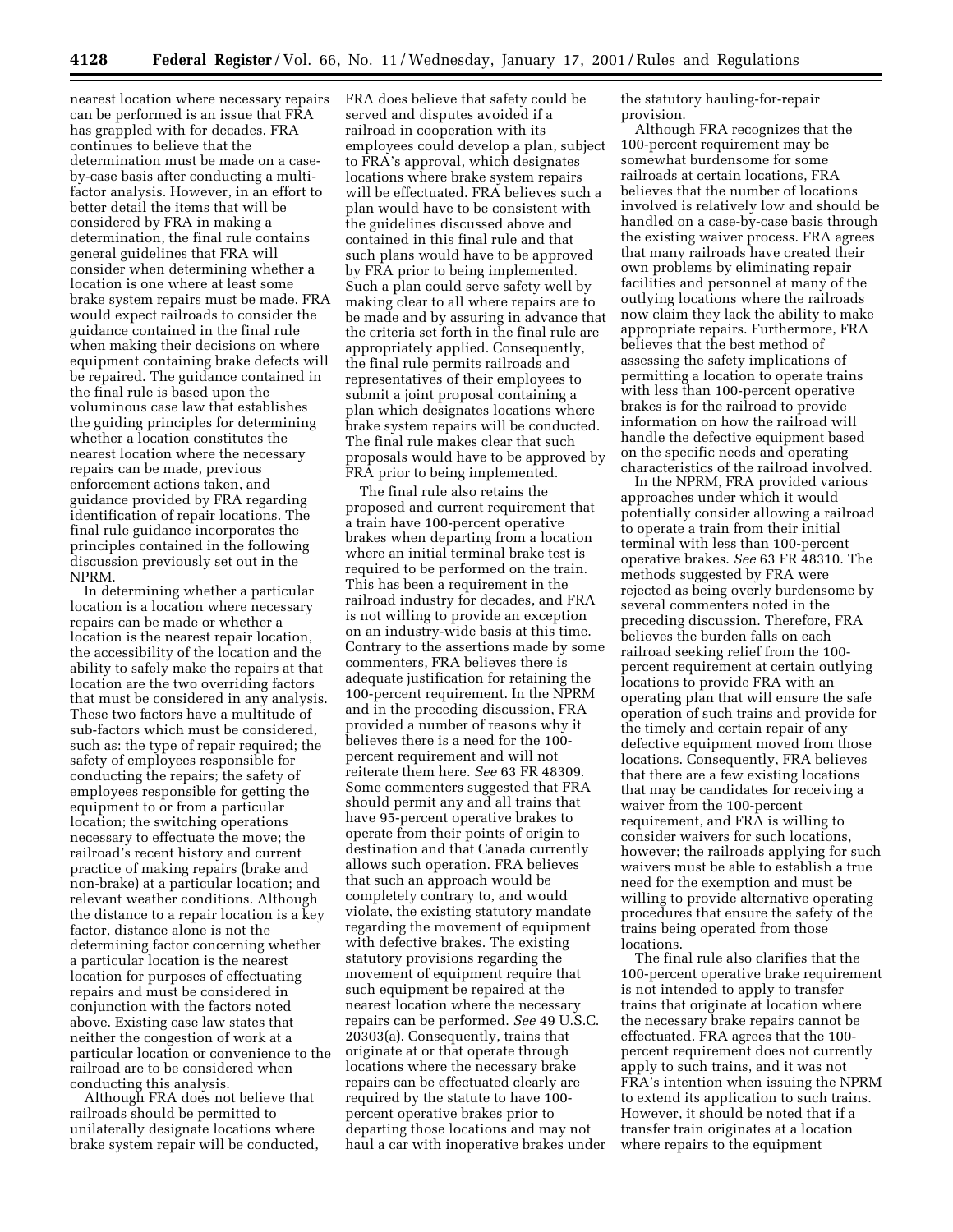nearest location where necessary repairs can be performed is an issue that FRA has grappled with for decades. FRA continues to believe that the determination must be made on a case-by-case basis after conducting a multi-factor analysis. However, in an effort to better detail the items that will be considered by FRA in making a determination, the final rule contains general guidelines that FRA will consider when determining whether a location is one where at least some brake system repairs must be made. FRA would expect railroads to consider the guidance contained in the final rule when making their decisions on where equipment containing brake defects will be repaired. The guidance contained in the final rule is based upon the voluminous case law that establishes the guiding principles for determining whether a location constitutes the nearest location where the necessary repairs can be made, previous enforcement actions taken, and guidance provided by FRA regarding identification of repair locations. The final rule guidance incorporates the principles contained in the following discussion previously set out in the NPRM.

In determining whether a particular location is a location where necessary repairs can be made or whether a location is the nearest repair location, the accessibility of the location and the ability to safely make the repairs at that location are the two overriding factors that must be considered in any analysis. These two factors have a multitude of sub-factors which must be considered, such as: the type of repair required; the safety of employees responsible for conducting the repairs; the safety of employees responsible for getting the equipment to or from a particular location; the switching operations necessary to effectuate the move; the railroad's recent history and current practice of making repairs (brake and non-brake) at a particular location; and relevant weather conditions. Although the distance to a repair location is a key factor, distance alone is not the determining factor concerning whether a particular location is the nearest location for purposes of effectuating repairs and must be considered in conjunction with the factors noted above. Existing case law states that neither the congestion of work at a particular location or convenience to the railroad are to be considered when conducting this analysis.

Although FRA does not believe that railroads should be permitted to unilaterally designate locations where brake system repair will be conducted, FRA does believe that safety could be served and disputes avoided if a railroad in cooperation with its employees could develop a plan, subject to FRA's approval, which designates locations where brake system repairs will be effectuated. FRA believes such a plan would have to be consistent with the guidelines discussed above and contained in this final rule and that such plans would have to be approved by FRA prior to being implemented. Such a plan could serve safety well by making clear to all where repairs are to be made and by assuring in advance that the criteria set forth in the final rule are appropriately applied. Consequently, the final rule permits railroads and representatives of their employees to submit a joint proposal containing a plan which designates locations where brake system repairs will be conducted. The final rule makes clear that such proposals would have to be approved by FRA prior to being implemented.

The final rule also retains the proposed and current requirement that a train have 100-percent operative brakes when departing from a location where an initial terminal brake test is required to be performed on the train. This has been a requirement in the railroad industry for decades, and FRA is not willing to provide an exception on an industry-wide basis at this time. Contrary to the assertions made by some commenters, FRA believes there is adequate justification for retaining the 100-percent requirement. In the NPRM and in the preceding discussion, FRA provided a number of reasons why it believes there is a need for the 100-percent requirement and will not reiterate them here. *See* 63 FR 48309. Some commenters suggested that FRA should permit any and all trains that have 95-percent operative brakes to operate from their points of origin to destination and that Canada currently allows such operation. FRA believes that such an approach would be completely contrary to, and would violate, the existing statutory mandate regarding the movement of equipment with defective brakes. The existing statutory provisions regarding the movement of equipment require that such equipment be repaired at the nearest location where the necessary repairs can be performed. *See* 49 U.S.C. 20303(a). Consequently, trains that originate at or that operate through locations where the necessary brake repairs can be effectuated clearly are required by the statute to have 100-percent operative brakes prior to departing those locations and may not haul a car with inoperative brakes under the statutory hauling-for-repair provision.

Although FRA recognizes that the 100-percent requirement may be somewhat burdensome for some railroads at certain locations, FRA believes that the number of locations involved is relatively low and should be handled on a case-by-case basis through the existing waiver process. FRA agrees that many railroads have created their own problems by eliminating repair facilities and personnel at many of the outlying locations where the railroads now claim they lack the ability to make appropriate repairs. Furthermore, FRA believes that the best method of assessing the safety implications of permitting a location to operate trains with less than 100-percent operative brakes is for the railroad to provide information on how the railroad will handle the defective equipment based on the specific needs and operating characteristics of the railroad involved.

In the NPRM, FRA provided various approaches under which it would potentially consider allowing a railroad to operate a train from their initial terminal with less than 100-percent operative brakes. *See* 63 FR 48310. The methods suggested by FRA were rejected as being overly burdensome by several commenters noted in the preceding discussion. Therefore, FRA believes the burden falls on each railroad seeking relief from the 100-percent requirement at certain outlying locations to provide FRA with an operating plan that will ensure the safe operation of such trains and provide for the timely and certain repair of any defective equipment moved from those locations. Consequently, FRA believes that there are a few existing locations that may be candidates for receiving a waiver from the 100-percent requirement, and FRA is willing to consider waivers for such locations, however; the railroads applying for such waivers must be able to establish a true need for the exemption and must be willing to provide alternative operating procedures that ensure the safety of the trains being operated from those locations.

The final rule also clarifies that the 100-percent operative brake requirement is not intended to apply to transfer trains that originate at location where the necessary brake repairs cannot be effectuated. FRA agrees that the 100-percent requirement does not currently apply to such trains, and it was not FRA's intention when issuing the NPRM to extend its application to such trains. However, it should be noted that if a transfer train originates at a location where repairs to the equipment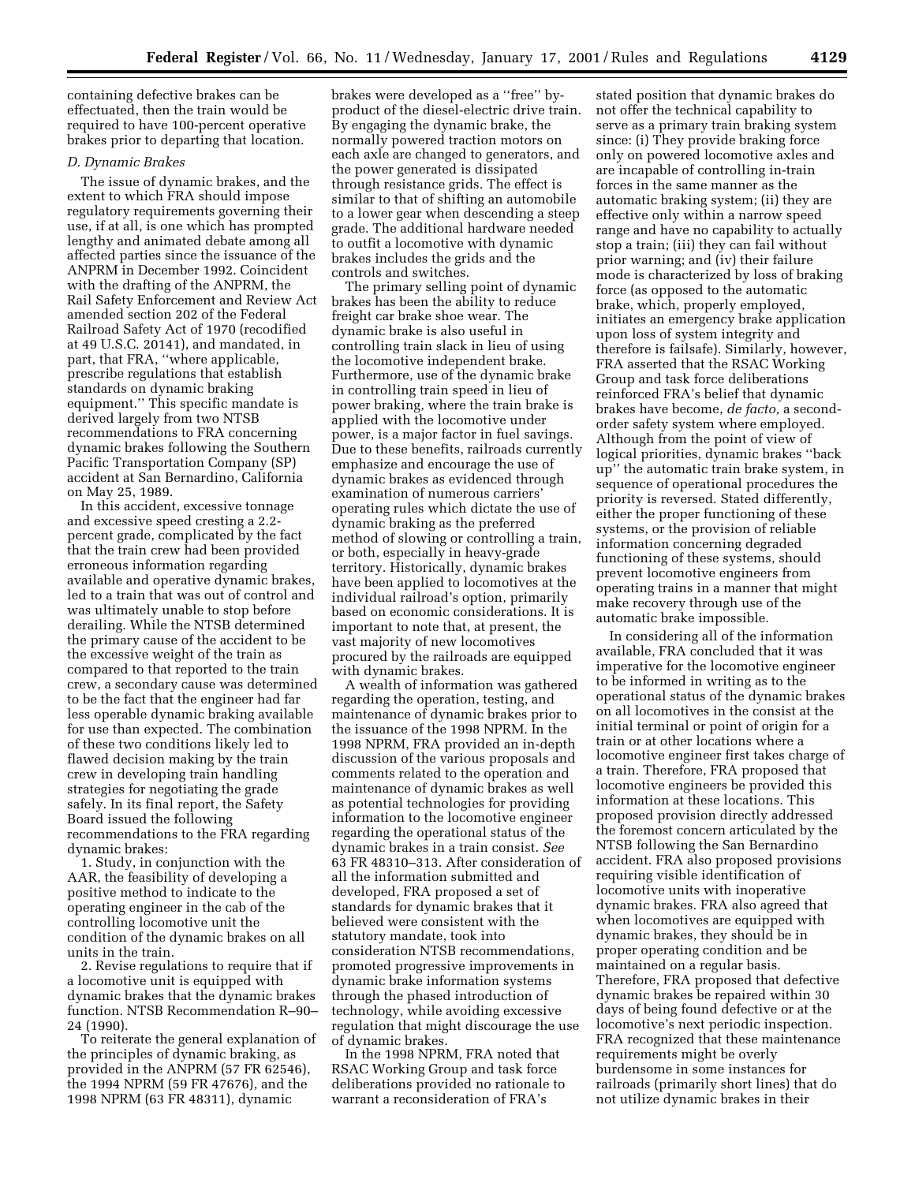containing defective brakes can be effectuated, then the train would be required to have 100-percent operative brakes prior to departing that location.

*D. Dynamic Brakes*

The issue of dynamic brakes, and the extent to which FRA should impose regulatory requirements governing their use, if at all, is one which has prompted lengthy and animated debate among all affected parties since the issuance of the ANPRM in December 1992. Coincident with the drafting of the ANPRM, the Rail Safety Enforcement and Review Act amended section 202 of the Federal Railroad Safety Act of 1970 (recodified at 49 U.S.C. 20141), and mandated, in part, that FRA, ''where applicable, prescribe regulations that establish standards on dynamic braking equipment.'' This specific mandate is derived largely from two NTSB recommendations to FRA concerning dynamic brakes following the Southern Pacific Transportation Company (SP) accident at San Bernardino, California on May 25, 1989.

In this accident, excessive tonnage and excessive speed cresting a 2.2-percent grade, complicated by the fact that the train crew had been provided erroneous information regarding available and operative dynamic brakes, led to a train that was out of control and was ultimately unable to stop before derailing. While the NTSB determined the primary cause of the accident to be the excessive weight of the train as compared to that reported to the train crew, a secondary cause was determined to be the fact that the engineer had far less operable dynamic braking available for use than expected. The combination of these two conditions likely led to flawed decision making by the train crew in developing train handling strategies for negotiating the grade safely. In its final report, the Safety Board issued the following recommendations to the FRA regarding dynamic brakes:

1. Study, in conjunction with the AAR, the feasibility of developing a positive method to indicate to the operating engineer in the cab of the controlling locomotive unit the condition of the dynamic brakes on all units in the train.

2. Revise regulations to require that if a locomotive unit is equipped with dynamic brakes that the dynamic brakes function. NTSB Recommendation R–90–24 (1990).

To reiterate the general explanation of the principles of dynamic braking, as provided in the ANPRM (57 FR 62546), the 1994 NPRM (59 FR 47676), and the 1998 NPRM (63 FR 48311), dynamic brakes were developed as a ''free'' by-product of the diesel-electric drive train. By engaging the dynamic brake, the normally powered traction motors on each axle are changed to generators, and the power generated is dissipated through resistance grids. The effect is similar to that of shifting an automobile to a lower gear when descending a steep grade. The additional hardware needed to outfit a locomotive with dynamic brakes includes the grids and the controls and switches.

The primary selling point of dynamic brakes has been the ability to reduce freight car brake shoe wear. The dynamic brake is also useful in controlling train slack in lieu of using the locomotive independent brake. Furthermore, use of the dynamic brake in controlling train speed in lieu of power braking, where the train brake is applied with the locomotive under power, is a major factor in fuel savings. Due to these benefits, railroads currently emphasize and encourage the use of dynamic brakes as evidenced through examination of numerous carriers' operating rules which dictate the use of dynamic braking as the preferred method of slowing or controlling a train, or both, especially in heavy-grade territory. Historically, dynamic brakes have been applied to locomotives at the individual railroad's option, primarily based on economic considerations. It is important to note that, at present, the vast majority of new locomotives procured by the railroads are equipped with dynamic brakes.

A wealth of information was gathered regarding the operation, testing, and maintenance of dynamic brakes prior to the issuance of the 1998 NPRM. In the 1998 NPRM, FRA provided an in-depth discussion of the various proposals and comments related to the operation and maintenance of dynamic brakes as well as potential technologies for providing information to the locomotive engineer regarding the operational status of the dynamic brakes in a train consist. *See* 63 FR 48310–313. After consideration of all the information submitted and developed, FRA proposed a set of standards for dynamic brakes that it believed were consistent with the statutory mandate, took into consideration NTSB recommendations, promoted progressive improvements in dynamic brake information systems through the phased introduction of technology, while avoiding excessive regulation that might discourage the use of dynamic brakes.

In the 1998 NPRM, FRA noted that RSAC Working Group and task force deliberations provided no rationale to warrant a reconsideration of FRA's stated position that dynamic brakes do not offer the technical capability to serve as a primary train braking system since: (i) They provide braking force only on powered locomotive axles and are incapable of controlling in-train forces in the same manner as the automatic braking system; (ii) they are effective only within a narrow speed range and have no capability to actually stop a train; (iii) they can fail without prior warning; and (iv) their failure mode is characterized by loss of braking force (as opposed to the automatic brake, which, properly employed, initiates an emergency brake application upon loss of system integrity and therefore is failsafe). Similarly, however, FRA asserted that the RSAC Working Group and task force deliberations reinforced FRA's belief that dynamic brakes have become, *de facto,* a second-order safety system where employed. Although from the point of view of logical priorities, dynamic brakes ''back up'' the automatic train brake system, in sequence of operational procedures the priority is reversed. Stated differently, either the proper functioning of these systems, or the provision of reliable information concerning degraded functioning of these systems, should prevent locomotive engineers from operating trains in a manner that might make recovery through use of the automatic brake impossible.

In considering all of the information available, FRA concluded that it was imperative for the locomotive engineer to be informed in writing as to the operational status of the dynamic brakes on all locomotives in the consist at the initial terminal or point of origin for a train or at other locations where a locomotive engineer first takes charge of a train. Therefore, FRA proposed that locomotive engineers be provided this information at these locations. This proposed provision directly addressed the foremost concern articulated by the NTSB following the San Bernardino accident. FRA also proposed provisions requiring visible identification of locomotive units with inoperative dynamic brakes. FRA also agreed that when locomotives are equipped with dynamic brakes, they should be in proper operating condition and be maintained on a regular basis. Therefore, FRA proposed that defective dynamic brakes be repaired within 30 days of being found defective or at the locomotive's next periodic inspection. FRA recognized that these maintenance requirements might be overly burdensome in some instances for railroads (primarily short lines) that do not utilize dynamic brakes in their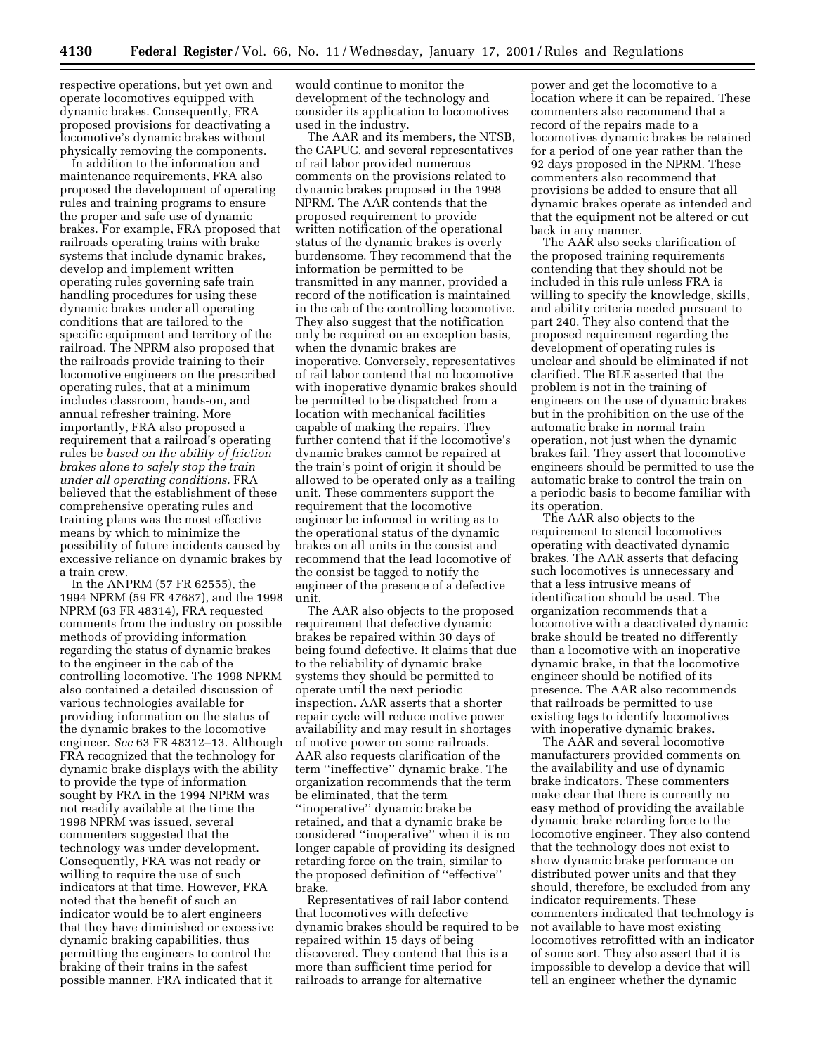respective operations, but yet own and operate locomotives equipped with dynamic brakes. Consequently, FRA proposed provisions for deactivating a locomotive's dynamic brakes without physically removing the components.

In addition to the information and maintenance requirements, FRA also proposed the development of operating rules and training programs to ensure the proper and safe use of dynamic brakes. For example, FRA proposed that railroads operating trains with brake systems that include dynamic brakes, develop and implement written operating rules governing safe train handling procedures for using these dynamic brakes under all operating conditions that are tailored to the specific equipment and territory of the railroad. The NPRM also proposed that the railroads provide training to their locomotive engineers on the prescribed operating rules, that at a minimum includes classroom, hands-on, and annual refresher training. More importantly, FRA also proposed a requirement that a railroad's operating rules be *based on the ability of friction brakes alone to safely stop the train under all operating conditions.* FRA believed that the establishment of these comprehensive operating rules and training plans was the most effective means by which to minimize the possibility of future incidents caused by excessive reliance on dynamic brakes by a train crew.

In the ANPRM (57 FR 62555), the 1994 NPRM (59 FR 47687), and the 1998 NPRM (63 FR 48314), FRA requested comments from the industry on possible methods of providing information regarding the status of dynamic brakes to the engineer in the cab of the controlling locomotive. The 1998 NPRM also contained a detailed discussion of various technologies available for providing information on the status of the dynamic brakes to the locomotive engineer. *See* 63 FR 48312–13. Although FRA recognized that the technology for dynamic brake displays with the ability to provide the type of information sought by FRA in the 1994 NPRM was not readily available at the time the 1998 NPRM was issued, several commenters suggested that the technology was under development. Consequently, FRA was not ready or willing to require the use of such indicators at that time. However, FRA noted that the benefit of such an indicator would be to alert engineers that they have diminished or excessive dynamic braking capabilities, thus permitting the engineers to control the braking of their trains in the safest possible manner. FRA indicated that it would continue to monitor the development of the technology and consider its application to locomotives used in the industry.

The AAR and its members, the NTSB, the CAPUC, and several representatives of rail labor provided numerous comments on the provisions related to dynamic brakes proposed in the 1998 NPRM. The AAR contends that the proposed requirement to provide written notification of the operational status of the dynamic brakes is overly burdensome. They recommend that the information be permitted to be transmitted in any manner, provided a record of the notification is maintained in the cab of the controlling locomotive. They also suggest that the notification only be required on an exception basis, when the dynamic brakes are inoperative. Conversely, representatives of rail labor contend that no locomotive with inoperative dynamic brakes should be permitted to be dispatched from a location with mechanical facilities capable of making the repairs. They further contend that if the locomotive's dynamic brakes cannot be repaired at the train's point of origin it should be allowed to be operated only as a trailing unit. These commenters support the requirement that the locomotive engineer be informed in writing as to the operational status of the dynamic brakes on all units in the consist and recommend that the lead locomotive of the consist be tagged to notify the engineer of the presence of a defective unit.

The AAR also objects to the proposed requirement that defective dynamic brakes be repaired within 30 days of being found defective. It claims that due to the reliability of dynamic brake systems they should be permitted to operate until the next periodic inspection. AAR asserts that a shorter repair cycle will reduce motive power availability and may result in shortages of motive power on some railroads. AAR also requests clarification of the term ''ineffective'' dynamic brake. The organization recommends that the term be eliminated, that the term ''inoperative'' dynamic brake be retained, and that a dynamic brake be considered ''inoperative'' when it is no longer capable of providing its designed retarding force on the train, similar to the proposed definition of ''effective'' brake.

Representatives of rail labor contend that locomotives with defective dynamic brakes should be required to be repaired within 15 days of being discovered. They contend that this is a more than sufficient time period for railroads to arrange for alternative power and get the locomotive to a location where it can be repaired. These commenters also recommend that a record of the repairs made to a locomotives dynamic brakes be retained for a period of one year rather than the 92 days proposed in the NPRM. These commenters also recommend that provisions be added to ensure that all dynamic brakes operate as intended and that the equipment not be altered or cut back in any manner.

The AAR also seeks clarification of the proposed training requirements contending that they should not be included in this rule unless FRA is willing to specify the knowledge, skills, and ability criteria needed pursuant to part 240. They also contend that the proposed requirement regarding the development of operating rules is unclear and should be eliminated if not clarified. The BLE asserted that the problem is not in the training of engineers on the use of dynamic brakes but in the prohibition on the use of the automatic brake in normal train operation, not just when the dynamic brakes fail. They assert that locomotive engineers should be permitted to use the automatic brake to control the train on a periodic basis to become familiar with its operation.

The AAR also objects to the requirement to stencil locomotives operating with deactivated dynamic brakes. The AAR asserts that defacing such locomotives is unnecessary and that a less intrusive means of identification should be used. The organization recommends that a locomotive with a deactivated dynamic brake should be treated no differently than a locomotive with an inoperative dynamic brake, in that the locomotive engineer should be notified of its presence. The AAR also recommends that railroads be permitted to use existing tags to identify locomotives with inoperative dynamic brakes.

The AAR and several locomotive manufacturers provided comments on the availability and use of dynamic brake indicators. These commenters make clear that there is currently no easy method of providing the available dynamic brake retarding force to the locomotive engineer. They also contend that the technology does not exist to show dynamic brake performance on distributed power units and that they should, therefore, be excluded from any indicator requirements. These commenters indicated that technology is not available to have most existing locomotives retrofitted with an indicator of some sort. They also assert that it is impossible to develop a device that will tell an engineer whether the dynamic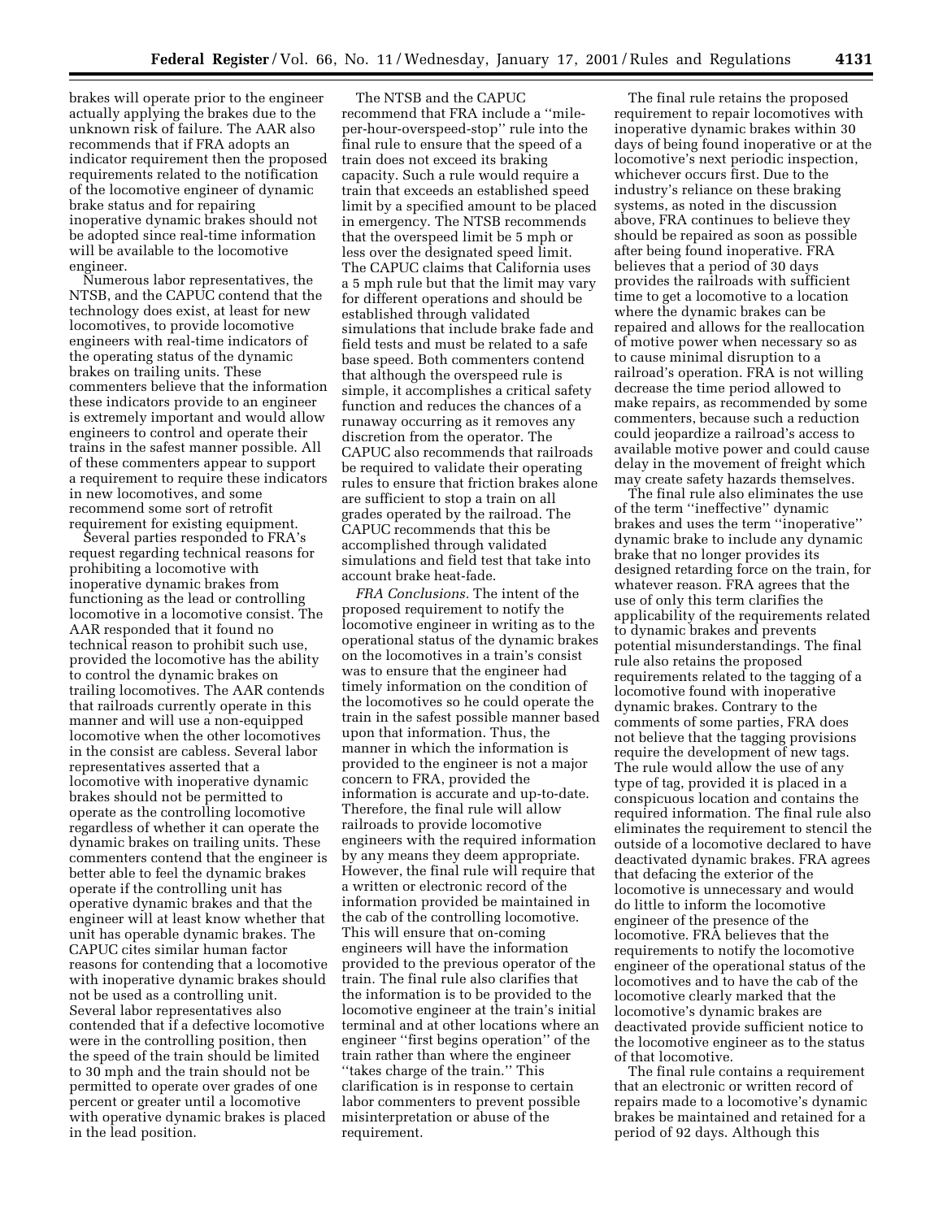brakes will operate prior to the engineer actually applying the brakes due to the unknown risk of failure. The AAR also recommends that if FRA adopts an indicator requirement then the proposed requirements related to the notification of the locomotive engineer of dynamic brake status and for repairing inoperative dynamic brakes should not be adopted since real-time information will be available to the locomotive engineer.

Numerous labor representatives, the NTSB, and the CAPUC contend that the technology does exist, at least for new locomotives, to provide locomotive engineers with real-time indicators of the operating status of the dynamic brakes on trailing units. These commenters believe that the information these indicators provide to an engineer is extremely important and would allow engineers to control and operate their trains in the safest manner possible. All of these commenters appear to support a requirement to require these indicators in new locomotives, and some recommend some sort of retrofit requirement for existing equipment.

Several parties responded to FRA's request regarding technical reasons for prohibiting a locomotive with inoperative dynamic brakes from functioning as the lead or controlling locomotive in a locomotive consist. The AAR responded that it found no technical reason to prohibit such use, provided the locomotive has the ability to control the dynamic brakes on trailing locomotives. The AAR contends that railroads currently operate in this manner and will use a non-equipped locomotive when the other locomotives in the consist are cabless. Several labor representatives asserted that a locomotive with inoperative dynamic brakes should not be permitted to operate as the controlling locomotive regardless of whether it can operate the dynamic brakes on trailing units. These commenters contend that the engineer is better able to feel the dynamic brakes operate if the controlling unit has operative dynamic brakes and that the engineer will at least know whether that unit has operable dynamic brakes. The CAPUC cites similar human factor reasons for contending that a locomotive with inoperative dynamic brakes should not be used as a controlling unit. Several labor representatives also contended that if a defective locomotive were in the controlling position, then the speed of the train should be limited to 30 mph and the train should not be permitted to operate over grades of one percent or greater until a locomotive with operative dynamic brakes is placed in the lead position.

The NTSB and the CAPUC recommend that FRA include a ''mile-per-hour-overspeed-stop'' rule into the final rule to ensure that the speed of a train does not exceed its braking capacity. Such a rule would require a train that exceeds an established speed limit by a specified amount to be placed in emergency. The NTSB recommends that the overspeed limit be 5 mph or less over the designated speed limit. The CAPUC claims that California uses a 5 mph rule but that the limit may vary for different operations and should be established through validated simulations that include brake fade and field tests and must be related to a safe base speed. Both commenters contend that although the overspeed rule is simple, it accomplishes a critical safety function and reduces the chances of a runaway occurring as it removes any discretion from the operator. The CAPUC also recommends that railroads be required to validate their operating rules to ensure that friction brakes alone are sufficient to stop a train on all grades operated by the railroad. The CAPUC recommends that this be accomplished through validated simulations and field test that take into account brake heat-fade.

*FRA Conclusions.* The intent of the proposed requirement to notify the locomotive engineer in writing as to the operational status of the dynamic brakes on the locomotives in a train's consist was to ensure that the engineer had timely information on the condition of the locomotives so he could operate the train in the safest possible manner based upon that information. Thus, the manner in which the information is provided to the engineer is not a major concern to FRA, provided the information is accurate and up-to-date. Therefore, the final rule will allow railroads to provide locomotive engineers with the required information by any means they deem appropriate. However, the final rule will require that a written or electronic record of the information provided be maintained in the cab of the controlling locomotive. This will ensure that on-coming engineers will have the information provided to the previous operator of the train. The final rule also clarifies that the information is to be provided to the locomotive engineer at the train's initial terminal and at other locations where an engineer ''first begins operation'' of the train rather than where the engineer ''takes charge of the train.'' This clarification is in response to certain labor commenters to prevent possible misinterpretation or abuse of the requirement.

The final rule retains the proposed requirement to repair locomotives with inoperative dynamic brakes within 30 days of being found inoperative or at the locomotive's next periodic inspection, whichever occurs first. Due to the industry's reliance on these braking systems, as noted in the discussion above, FRA continues to believe they should be repaired as soon as possible after being found inoperative. FRA believes that a period of 30 days provides the railroads with sufficient time to get a locomotive to a location where the dynamic brakes can be repaired and allows for the reallocation of motive power when necessary so as to cause minimal disruption to a railroad's operation. FRA is not willing decrease the time period allowed to make repairs, as recommended by some commenters, because such a reduction could jeopardize a railroad's access to available motive power and could cause delay in the movement of freight which may create safety hazards themselves.

The final rule also eliminates the use of the term ''ineffective'' dynamic brakes and uses the term ''inoperative'' dynamic brake to include any dynamic brake that no longer provides its designed retarding force on the train, for whatever reason. FRA agrees that the use of only this term clarifies the applicability of the requirements related to dynamic brakes and prevents potential misunderstandings. The final rule also retains the proposed requirements related to the tagging of a locomotive found with inoperative dynamic brakes. Contrary to the comments of some parties, FRA does not believe that the tagging provisions require the development of new tags. The rule would allow the use of any type of tag, provided it is placed in a conspicuous location and contains the required information. The final rule also eliminates the requirement to stencil the outside of a locomotive declared to have deactivated dynamic brakes. FRA agrees that defacing the exterior of the locomotive is unnecessary and would do little to inform the locomotive engineer of the presence of the locomotive. FRA believes that the requirements to notify the locomotive engineer of the operational status of the locomotives and to have the cab of the locomotive clearly marked that the locomotive's dynamic brakes are deactivated provide sufficient notice to the locomotive engineer as to the status of that locomotive.

The final rule contains a requirement that an electronic or written record of repairs made to a locomotive's dynamic brakes be maintained and retained for a period of 92 days. Although this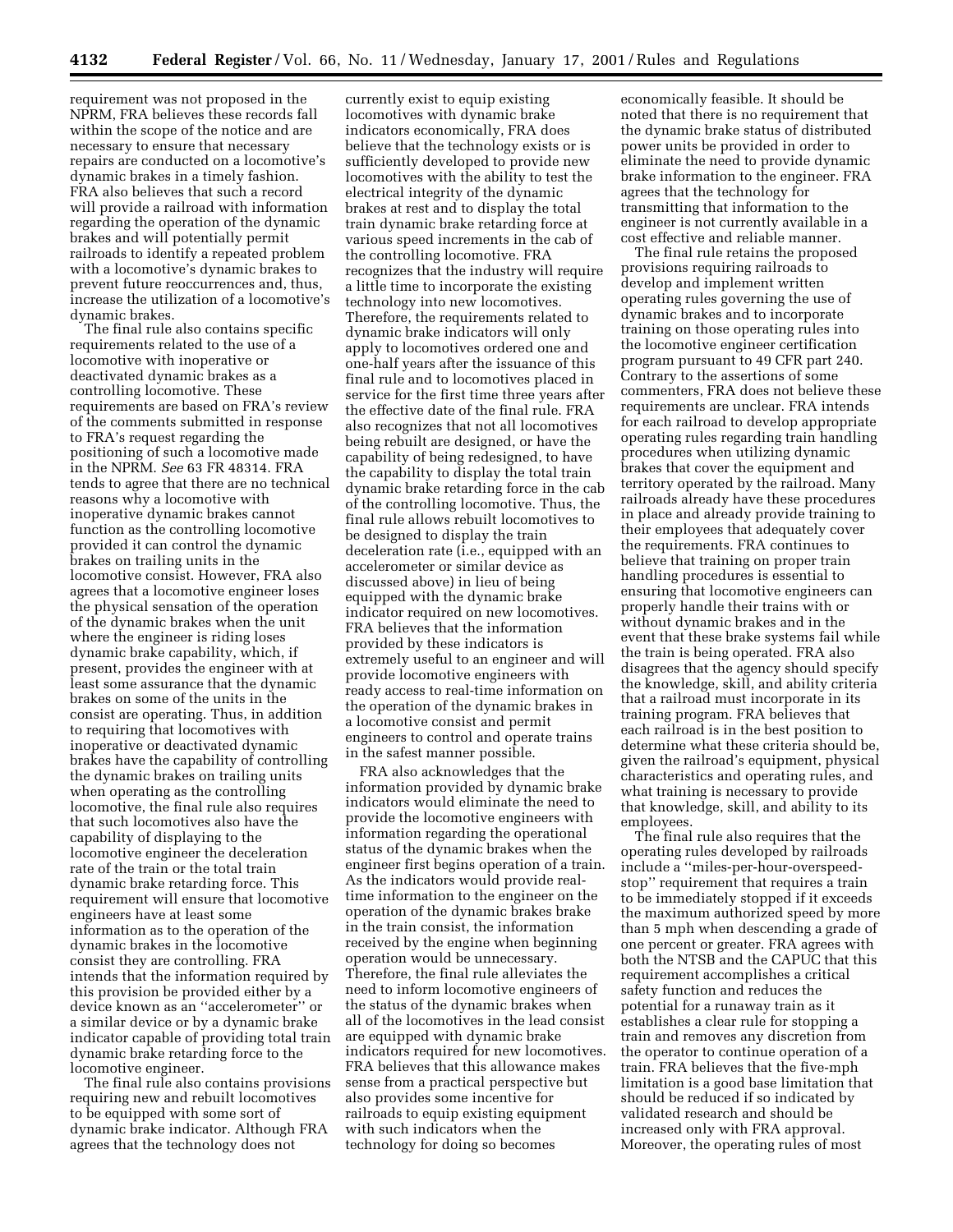requirement was not proposed in the NPRM, FRA believes these records fall within the scope of the notice and are necessary to ensure that necessary repairs are conducted on a locomotive's dynamic brakes in a timely fashion. FRA also believes that such a record will provide a railroad with information regarding the operation of the dynamic brakes and will potentially permit railroads to identify a repeated problem with a locomotive's dynamic brakes to prevent future reoccurrences and, thus, increase the utilization of a locomotive's dynamic brakes.

The final rule also contains specific requirements related to the use of a locomotive with inoperative or deactivated dynamic brakes as a controlling locomotive. These requirements are based on FRA's review of the comments submitted in response to FRA's request regarding the positioning of such a locomotive made in the NPRM. *See* 63 FR 48314. FRA tends to agree that there are no technical reasons why a locomotive with inoperative dynamic brakes cannot function as the controlling locomotive provided it can control the dynamic brakes on trailing units in the locomotive consist. However, FRA also agrees that a locomotive engineer loses the physical sensation of the operation of the dynamic brakes when the unit where the engineer is riding loses dynamic brake capability, which, if present, provides the engineer with at least some assurance that the dynamic brakes on some of the units in the consist are operating. Thus, in addition to requiring that locomotives with inoperative or deactivated dynamic brakes have the capability of controlling the dynamic brakes on trailing units when operating as the controlling locomotive, the final rule also requires that such locomotives also have the capability of displaying to the locomotive engineer the deceleration rate of the train or the total train dynamic brake retarding force. This requirement will ensure that locomotive engineers have at least some information as to the operation of the dynamic brakes in the locomotive consist they are controlling. FRA intends that the information required by this provision be provided either by a device known as an "accelerometer" or a similar device or by a dynamic brake indicator capable of providing total train dynamic brake retarding force to the locomotive engineer.

The final rule also contains provisions requiring new and rebuilt locomotives to be equipped with some sort of dynamic brake indicator. Although FRA agrees that the technology does not currently exist to equip existing locomotives with dynamic brake indicators economically, FRA does believe that the technology exists or is sufficiently developed to provide new locomotives with the ability to test the electrical integrity of the dynamic brakes at rest and to display the total train dynamic brake retarding force at various speed increments in the cab of the controlling locomotive. FRA recognizes that the industry will require a little time to incorporate the existing technology into new locomotives. Therefore, the requirements related to dynamic brake indicators will only apply to locomotives ordered one and one-half years after the issuance of this final rule and to locomotives placed in service for the first time three years after the effective date of the final rule. FRA also recognizes that not all locomotives being rebuilt are designed, or have the capability of being redesigned, to have the capability to display the total train dynamic brake retarding force in the cab of the controlling locomotive. Thus, the final rule allows rebuilt locomotives to be designed to display the train deceleration rate (i.e., equipped with an accelerometer or similar device as discussed above) in lieu of being equipped with the dynamic brake indicator required on new locomotives. FRA believes that the information provided by these indicators is extremely useful to an engineer and will provide locomotive engineers with ready access to real-time information on the operation of the dynamic brakes in a locomotive consist and permit engineers to control and operate trains in the safest manner possible.

FRA also acknowledges that the information provided by dynamic brake indicators would eliminate the need to provide the locomotive engineers with information regarding the operational status of the dynamic brakes when the engineer first begins operation of a train. As the indicators would provide real-time information to the engineer on the operation of the dynamic brakes brake in the train consist, the information received by the engine when beginning operation would be unnecessary. Therefore, the final rule alleviates the need to inform locomotive engineers of the status of the dynamic brakes when all of the locomotives in the lead consist are equipped with dynamic brake indicators required for new locomotives. FRA believes that this allowance makes sense from a practical perspective but also provides some incentive for railroads to equip existing equipment with such indicators when the technology for doing so becomes economically feasible. It should be noted that there is no requirement that the dynamic brake status of distributed power units be provided in order to eliminate the need to provide dynamic brake information to the engineer. FRA agrees that the technology for transmitting that information to the engineer is not currently available in a cost effective and reliable manner.

The final rule retains the proposed provisions requiring railroads to develop and implement written operating rules governing the use of dynamic brakes and to incorporate training on those operating rules into the locomotive engineer certification program pursuant to 49 CFR part 240. Contrary to the assertions of some commenters, FRA does not believe these requirements are unclear. FRA intends for each railroad to develop appropriate operating rules regarding train handling procedures when utilizing dynamic brakes that cover the equipment and territory operated by the railroad. Many railroads already have these procedures in place and already provide training to their employees that adequately cover the requirements. FRA continues to believe that training on proper train handling procedures is essential to ensuring that locomotive engineers can properly handle their trains with or without dynamic brakes and in the event that these brake systems fail while the train is being operated. FRA also disagrees that the agency should specify the knowledge, skill, and ability criteria that a railroad must incorporate in its training program. FRA believes that each railroad is in the best position to determine what these criteria should be, given the railroad's equipment, physical characteristics and operating rules, and what training is necessary to provide that knowledge, skill, and ability to its employees.

The final rule also requires that the operating rules developed by railroads include a "miles-per-hour-overspeed-stop" requirement that requires a train to be immediately stopped if it exceeds the maximum authorized speed by more than 5 mph when descending a grade of one percent or greater. FRA agrees with both the NTSB and the CAPUC that this requirement accomplishes a critical safety function and reduces the potential for a runaway train as it establishes a clear rule for stopping a train and removes any discretion from the operator to continue operation of a train. FRA believes that the five-mph limitation is a good base limitation that should be reduced if so indicated by validated research and should be increased only with FRA approval. Moreover, the operating rules of most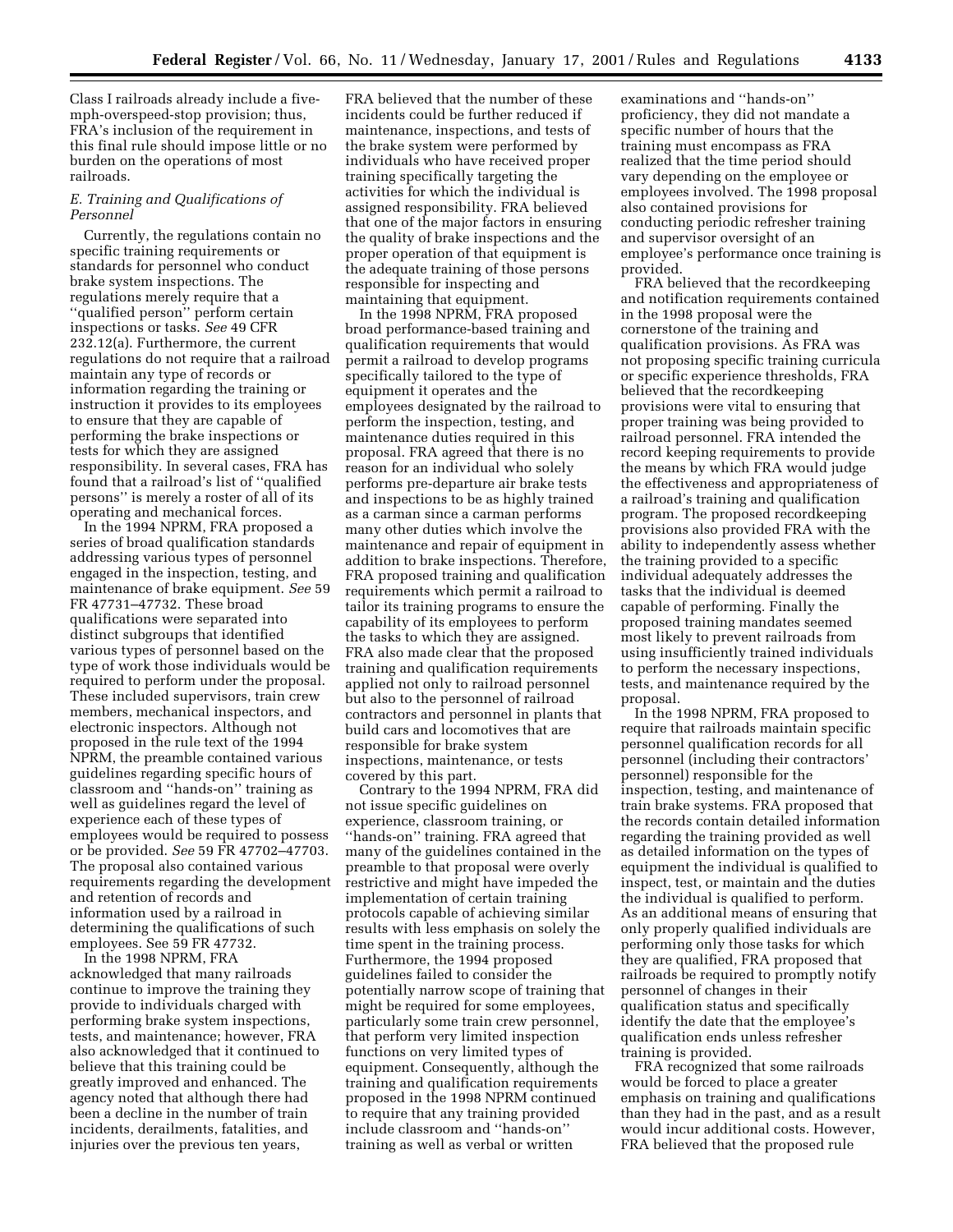Class I railroads already include a five-mph-overspeed-stop provision; thus, FRA's inclusion of the requirement in this final rule should impose little or no burden on the operations of most railroads.

### *E. Training and Qualifications of Personnel*

Currently, the regulations contain no specific training requirements or standards for personnel who conduct brake system inspections. The regulations merely require that a ''qualified person'' perform certain inspections or tasks. *See* 49 CFR 232.12(a). Furthermore, the current regulations do not require that a railroad maintain any type of records or information regarding the training or instruction it provides to its employees to ensure that they are capable of performing the brake inspections or tests for which they are assigned responsibility. In several cases, FRA has found that a railroad's list of ''qualified persons'' is merely a roster of all of its operating and mechanical forces.

In the 1994 NPRM, FRA proposed a series of broad qualification standards addressing various types of personnel engaged in the inspection, testing, and maintenance of brake equipment. *See* 59 FR 47731–47732. These broad qualifications were separated into distinct subgroups that identified various types of personnel based on the type of work those individuals would be required to perform under the proposal. These included supervisors, train crew members, mechanical inspectors, and electronic inspectors. Although not proposed in the rule text of the 1994 NPRM, the preamble contained various guidelines regarding specific hours of classroom and ''hands-on'' training as well as guidelines regard the level of experience each of these types of employees would be required to possess or be provided. *See* 59 FR 47702–47703. The proposal also contained various requirements regarding the development and retention of records and information used by a railroad in determining the qualifications of such employees. See 59 FR 47732.

In the 1998 NPRM, FRA acknowledged that many railroads continue to improve the training they provide to individuals charged with performing brake system inspections, tests, and maintenance; however, FRA also acknowledged that it continued to believe that this training could be greatly improved and enhanced. The agency noted that although there had been a decline in the number of train incidents, derailments, fatalities, and injuries over the previous ten years, FRA believed that the number of these incidents could be further reduced if maintenance, inspections, and tests of the brake system were performed by individuals who have received proper training specifically targeting the activities for which the individual is assigned responsibility. FRA believed that one of the major factors in ensuring the quality of brake inspections and the proper operation of that equipment is the adequate training of those persons responsible for inspecting and maintaining that equipment.

In the 1998 NPRM, FRA proposed broad performance-based training and qualification requirements that would permit a railroad to develop programs specifically tailored to the type of equipment it operates and the employees designated by the railroad to perform the inspection, testing, and maintenance duties required in this proposal. FRA agreed that there is no reason for an individual who solely performs pre-departure air brake tests and inspections to be as highly trained as a carman since a carman performs many other duties which involve the maintenance and repair of equipment in addition to brake inspections. Therefore, FRA proposed training and qualification requirements which permit a railroad to tailor its training programs to ensure the capability of its employees to perform the tasks to which they are assigned. FRA also made clear that the proposed training and qualification requirements applied not only to railroad personnel but also to the personnel of railroad contractors and personnel in plants that build cars and locomotives that are responsible for brake system inspections, maintenance, or tests covered by this part.

Contrary to the 1994 NPRM, FRA did not issue specific guidelines on experience, classroom training, or ''hands-on'' training. FRA agreed that many of the guidelines contained in the preamble to that proposal were overly restrictive and might have impeded the implementation of certain training protocols capable of achieving similar results with less emphasis on solely the time spent in the training process. Furthermore, the 1994 proposed guidelines failed to consider the potentially narrow scope of training that might be required for some employees, particularly some train crew personnel, that perform very limited inspection functions on very limited types of equipment. Consequently, although the training and qualification requirements proposed in the 1998 NPRM continued to require that any training provided include classroom and ''hands-on'' training as well as verbal or written examinations and ''hands-on'' proficiency, they did not mandate a specific number of hours that the training must encompass as FRA realized that the time period should vary depending on the employee or employees involved. The 1998 proposal also contained provisions for conducting periodic refresher training and supervisor oversight of an employee's performance once training is provided.

FRA believed that the recordkeeping and notification requirements contained in the 1998 proposal were the cornerstone of the training and qualification provisions. As FRA was not proposing specific training curricula or specific experience thresholds, FRA believed that the recordkeeping provisions were vital to ensuring that proper training was being provided to railroad personnel. FRA intended the record keeping requirements to provide the means by which FRA would judge the effectiveness and appropriateness of a railroad's training and qualification program. The proposed recordkeeping provisions also provided FRA with the ability to independently assess whether the training provided to a specific individual adequately addresses the tasks that the individual is deemed capable of performing. Finally the proposed training mandates seemed most likely to prevent railroads from using insufficiently trained individuals to perform the necessary inspections, tests, and maintenance required by the proposal.

In the 1998 NPRM, FRA proposed to require that railroads maintain specific personnel qualification records for all personnel (including their contractors' personnel) responsible for the inspection, testing, and maintenance of train brake systems. FRA proposed that the records contain detailed information regarding the training provided as well as detailed information on the types of equipment the individual is qualified to inspect, test, or maintain and the duties the individual is qualified to perform. As an additional means of ensuring that only properly qualified individuals are performing only those tasks for which they are qualified, FRA proposed that railroads be required to promptly notify personnel of changes in their qualification status and specifically identify the date that the employee's qualification ends unless refresher training is provided.

FRA recognized that some railroads would be forced to place a greater emphasis on training and qualifications than they had in the past, and as a result would incur additional costs. However, FRA believed that the proposed rule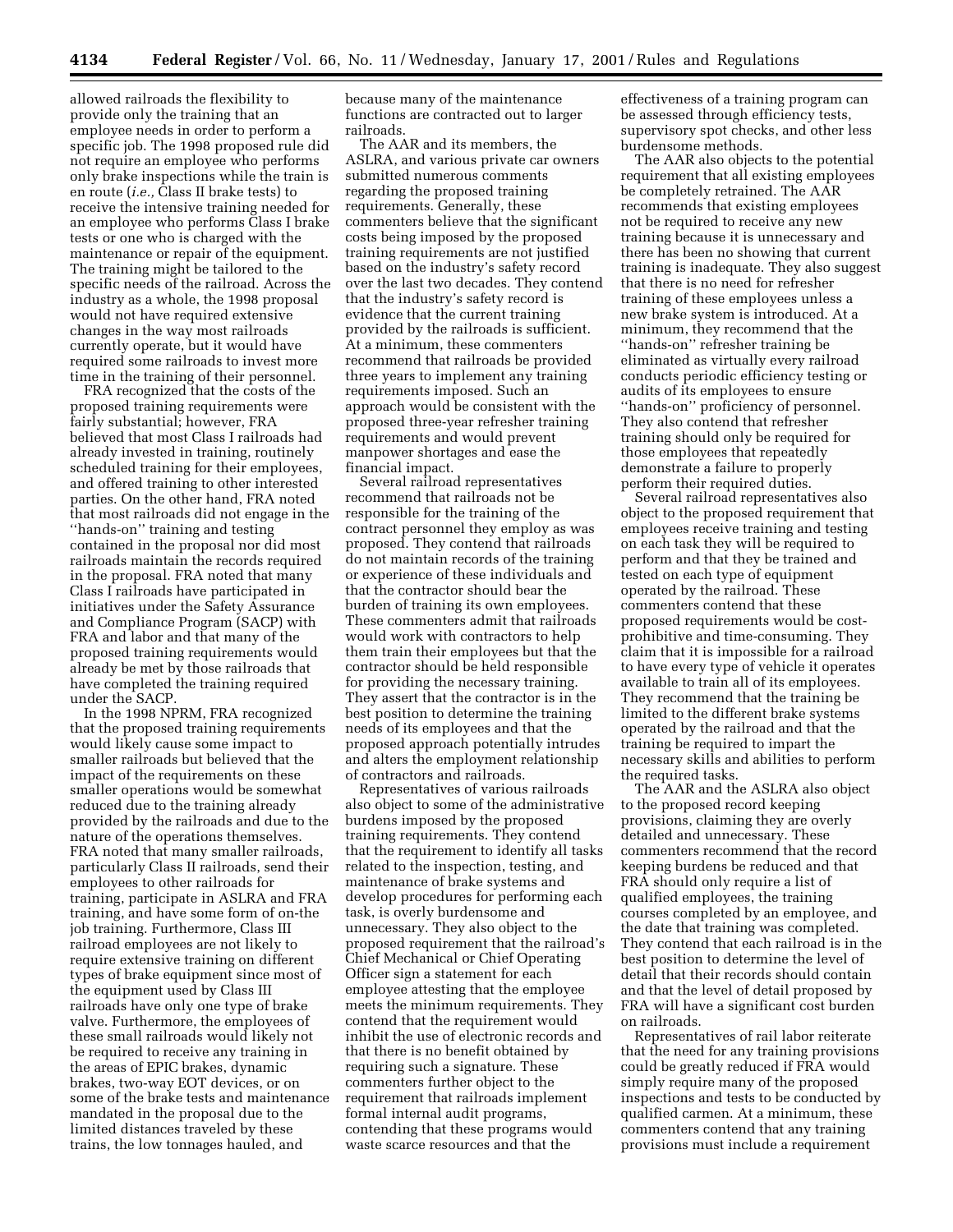allowed railroads the flexibility to provide only the training that an employee needs in order to perform a specific job. The 1998 proposed rule did not require an employee who performs only brake inspections while the train is en route (*i.e.,* Class II brake tests) to receive the intensive training needed for an employee who performs Class I brake tests or one who is charged with the maintenance or repair of the equipment. The training might be tailored to the specific needs of the railroad. Across the industry as a whole, the 1998 proposal would not have required extensive changes in the way most railroads currently operate, but it would have required some railroads to invest more time in the training of their personnel.

FRA recognized that the costs of the proposed training requirements were fairly substantial; however, FRA believed that most Class I railroads had already invested in training, routinely scheduled training for their employees, and offered training to other interested parties. On the other hand, FRA noted that most railroads did not engage in the ''hands-on'' training and testing contained in the proposal nor did most railroads maintain the records required in the proposal. FRA noted that many Class I railroads have participated in initiatives under the Safety Assurance and Compliance Program (SACP) with FRA and labor and that many of the proposed training requirements would already be met by those railroads that have completed the training required under the SACP.

In the 1998 NPRM, FRA recognized that the proposed training requirements would likely cause some impact to smaller railroads but believed that the impact of the requirements on these smaller operations would be somewhat reduced due to the training already provided by the railroads and due to the nature of the operations themselves. FRA noted that many smaller railroads, particularly Class II railroads, send their employees to other railroads for training, participate in ASLRA and FRA training, and have some form of on-the job training. Furthermore, Class III railroad employees are not likely to require extensive training on different types of brake equipment since most of the equipment used by Class III railroads have only one type of brake valve. Furthermore, the employees of these small railroads would likely not be required to receive any training in the areas of EPIC brakes, dynamic brakes, two-way EOT devices, or on some of the brake tests and maintenance mandated in the proposal due to the limited distances traveled by these trains, the low tonnages hauled, and because many of the maintenance functions are contracted out to larger railroads.

The AAR and its members, the ASLRA, and various private car owners submitted numerous comments regarding the proposed training requirements. Generally, these commenters believe that the significant costs being imposed by the proposed training requirements are not justified based on the industry's safety record over the last two decades. They contend that the industry's safety record is evidence that the current training provided by the railroads is sufficient. At a minimum, these commenters recommend that railroads be provided three years to implement any training requirements imposed. Such an approach would be consistent with the proposed three-year refresher training requirements and would prevent manpower shortages and ease the financial impact.

Several railroad representatives recommend that railroads not be responsible for the training of the contract personnel they employ as was proposed. They contend that railroads do not maintain records of the training or experience of these individuals and that the contractor should bear the burden of training its own employees. These commenters admit that railroads would work with contractors to help them train their employees but that the contractor should be held responsible for providing the necessary training. They assert that the contractor is in the best position to determine the training needs of its employees and that the proposed approach potentially intrudes and alters the employment relationship of contractors and railroads.

Representatives of various railroads also object to some of the administrative burdens imposed by the proposed training requirements. They contend that the requirement to identify all tasks related to the inspection, testing, and maintenance of brake systems and develop procedures for performing each task, is overly burdensome and unnecessary. They also object to the proposed requirement that the railroad's Chief Mechanical or Chief Operating Officer sign a statement for each employee attesting that the employee meets the minimum requirements. They contend that the requirement would inhibit the use of electronic records and that there is no benefit obtained by requiring such a signature. These commenters further object to the requirement that railroads implement formal internal audit programs, contending that these programs would waste scarce resources and that the effectiveness of a training program can be assessed through efficiency tests, supervisory spot checks, and other less burdensome methods.

The AAR also objects to the potential requirement that all existing employees be completely retrained. The AAR recommends that existing employees not be required to receive any new training because it is unnecessary and there has been no showing that current training is inadequate. They also suggest that there is no need for refresher training of these employees unless a new brake system is introduced. At a minimum, they recommend that the ''hands-on'' refresher training be eliminated as virtually every railroad conducts periodic efficiency testing or audits of its employees to ensure ''hands-on'' proficiency of personnel. They also contend that refresher training should only be required for those employees that repeatedly demonstrate a failure to properly perform their required duties.

Several railroad representatives also object to the proposed requirement that employees receive training and testing on each task they will be required to perform and that they be trained and tested on each type of equipment operated by the railroad. These commenters contend that these proposed requirements would be cost-prohibitive and time-consuming. They claim that it is impossible for a railroad to have every type of vehicle it operates available to train all of its employees. They recommend that the training be limited to the different brake systems operated by the railroad and that the training be required to impart the necessary skills and abilities to perform the required tasks.

The AAR and the ASLRA also object to the proposed record keeping provisions, claiming they are overly detailed and unnecessary. These commenters recommend that the record keeping burdens be reduced and that FRA should only require a list of qualified employees, the training courses completed by an employee, and the date that training was completed. They contend that each railroad is in the best position to determine the level of detail that their records should contain and that the level of detail proposed by FRA will have a significant cost burden on railroads.

Representatives of rail labor reiterate that the need for any training provisions could be greatly reduced if FRA would simply require many of the proposed inspections and tests to be conducted by qualified carmen. At a minimum, these commenters contend that any training provisions must include a requirement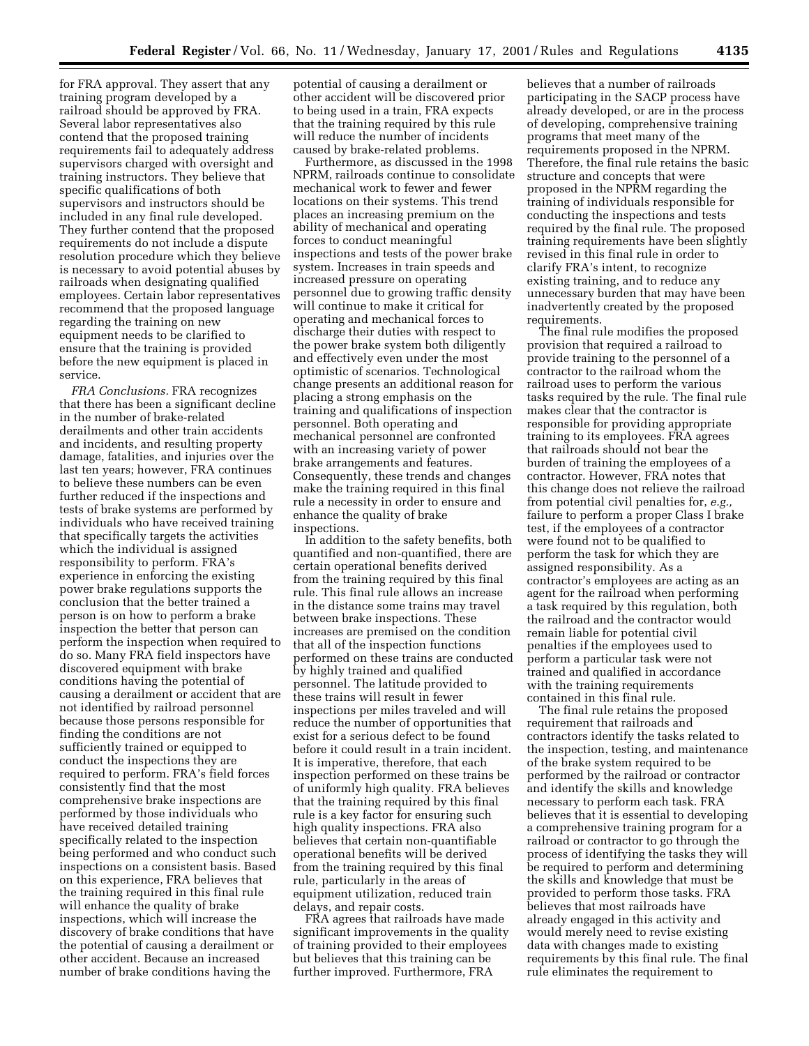for FRA approval. They assert that any training program developed by a railroad should be approved by FRA. Several labor representatives also contend that the proposed training requirements fail to adequately address supervisors charged with oversight and training instructors. They believe that specific qualifications of both supervisors and instructors should be included in any final rule developed. They further contend that the proposed requirements do not include a dispute resolution procedure which they believe is necessary to avoid potential abuses by railroads when designating qualified employees. Certain labor representatives recommend that the proposed language regarding the training on new equipment needs to be clarified to ensure that the training is provided before the new equipment is placed in service.

*FRA Conclusions.* FRA recognizes that there has been a significant decline in the number of brake-related derailments and other train accidents and incidents, and resulting property damage, fatalities, and injuries over the last ten years; however, FRA continues to believe these numbers can be even further reduced if the inspections and tests of brake systems are performed by individuals who have received training that specifically targets the activities which the individual is assigned responsibility to perform. FRA's experience in enforcing the existing power brake regulations supports the conclusion that the better trained a person is on how to perform a brake inspection the better that person can perform the inspection when required to do so. Many FRA field inspectors have discovered equipment with brake conditions having the potential of causing a derailment or accident that are not identified by railroad personnel because those persons responsible for finding the conditions are not sufficiently trained or equipped to conduct the inspections they are required to perform. FRA's field forces consistently find that the most comprehensive brake inspections are performed by those individuals who have received detailed training specifically related to the inspection being performed and who conduct such inspections on a consistent basis. Based on this experience, FRA believes that the training required in this final rule will enhance the quality of brake inspections, which will increase the discovery of brake conditions that have the potential of causing a derailment or other accident. Because an increased number of brake conditions having the potential of causing a derailment or other accident will be discovered prior to being used in a train, FRA expects that the training required by this rule will reduce the number of incidents caused by brake-related problems.

Furthermore, as discussed in the 1998 NPRM, railroads continue to consolidate mechanical work to fewer and fewer locations on their systems. This trend places an increasing premium on the ability of mechanical and operating forces to conduct meaningful inspections and tests of the power brake system. Increases in train speeds and increased pressure on operating personnel due to growing traffic density will continue to make it critical for operating and mechanical forces to discharge their duties with respect to the power brake system both diligently and effectively even under the most optimistic of scenarios. Technological change presents an additional reason for placing a strong emphasis on the training and qualifications of inspection personnel. Both operating and mechanical personnel are confronted with an increasing variety of power brake arrangements and features. Consequently, these trends and changes make the training required in this final rule a necessity in order to ensure and enhance the quality of brake inspections.

In addition to the safety benefits, both quantified and non-quantified, there are certain operational benefits derived from the training required by this final rule. This final rule allows an increase in the distance some trains may travel between brake inspections. These increases are premised on the condition that all of the inspection functions performed on these trains are conducted by highly trained and qualified personnel. The latitude provided to these trains will result in fewer inspections per miles traveled and will reduce the number of opportunities that exist for a serious defect to be found before it could result in a train incident. It is imperative, therefore, that each inspection performed on these trains be of uniformly high quality. FRA believes that the training required by this final rule is a key factor for ensuring such high quality inspections. FRA also believes that certain non-quantifiable operational benefits will be derived from the training required by this final rule, particularly in the areas of equipment utilization, reduced train delays, and repair costs.

FRA agrees that railroads have made significant improvements in the quality of training provided to their employees but believes that this training can be further improved. Furthermore, FRA believes that a number of railroads participating in the SACP process have already developed, or are in the process of developing, comprehensive training programs that meet many of the requirements proposed in the NPRM. Therefore, the final rule retains the basic structure and concepts that were proposed in the NPRM regarding the training of individuals responsible for conducting the inspections and tests required by the final rule. The proposed training requirements have been slightly revised in this final rule in order to clarify FRA's intent, to recognize existing training, and to reduce any unnecessary burden that may have been inadvertently created by the proposed requirements.

The final rule modifies the proposed provision that required a railroad to provide training to the personnel of a contractor to the railroad whom the railroad uses to perform the various tasks required by the rule. The final rule makes clear that the contractor is responsible for providing appropriate training to its employees. FRA agrees that railroads should not bear the burden of training the employees of a contractor. However, FRA notes that this change does not relieve the railroad from potential civil penalties for, *e.g.,* failure to perform a proper Class I brake test, if the employees of a contractor were found not to be qualified to perform the task for which they are assigned responsibility. As a contractor's employees are acting as an agent for the railroad when performing a task required by this regulation, both the railroad and the contractor would remain liable for potential civil penalties if the employees used to perform a particular task were not trained and qualified in accordance with the training requirements contained in this final rule.

The final rule retains the proposed requirement that railroads and contractors identify the tasks related to the inspection, testing, and maintenance of the brake system required to be performed by the railroad or contractor and identify the skills and knowledge necessary to perform each task. FRA believes that it is essential to developing a comprehensive training program for a railroad or contractor to go through the process of identifying the tasks they will be required to perform and determining the skills and knowledge that must be provided to perform those tasks. FRA believes that most railroads have already engaged in this activity and would merely need to revise existing data with changes made to existing requirements by this final rule. The final rule eliminates the requirement to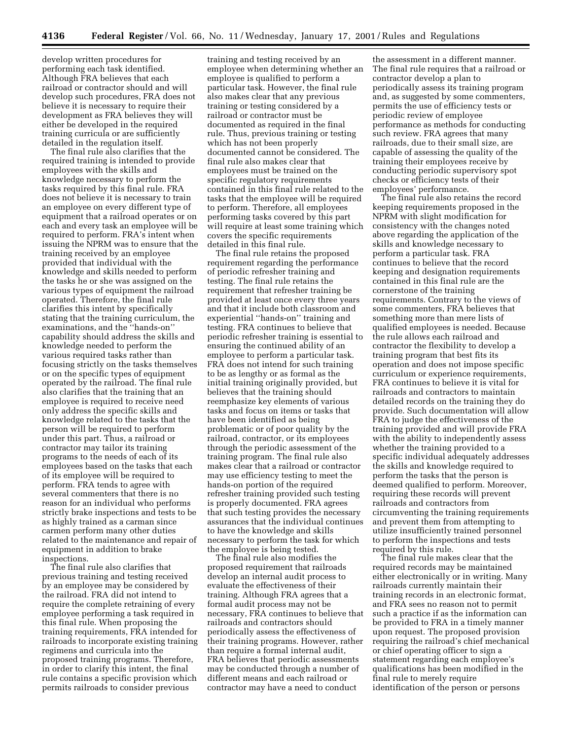develop written procedures for performing each task identified. Although FRA believes that each railroad or contractor should and will develop such procedures, FRA does not believe it is necessary to require their development as FRA believes they will either be developed in the required training curricula or are sufficiently detailed in the regulation itself.

The final rule also clarifies that the required training is intended to provide employees with the skills and knowledge necessary to perform the tasks required by this final rule. FRA does not believe it is necessary to train an employee on every different type of equipment that a railroad operates or on each and every task an employee will be required to perform. FRA's intent when issuing the NPRM was to ensure that the training received by an employee provided that individual with the knowledge and skills needed to perform the tasks he or she was assigned on the various types of equipment the railroad operated. Therefore, the final rule clarifies this intent by specifically stating that the training curriculum, the examinations, and the ''hands-on'' capability should address the skills and knowledge needed to perform the various required tasks rather than focusing strictly on the tasks themselves or on the specific types of equipment operated by the railroad. The final rule also clarifies that the training that an employee is required to receive need only address the specific skills and knowledge related to the tasks that the person will be required to perform under this part. Thus, a railroad or contractor may tailor its training programs to the needs of each of its employees based on the tasks that each of its employee will be required to perform. FRA tends to agree with several commenters that there is no reason for an individual who performs strictly brake inspections and tests to be as highly trained as a carman since carmen perform many other duties related to the maintenance and repair of equipment in addition to brake inspections.

The final rule also clarifies that previous training and testing received by an employee may be considered by the railroad. FRA did not intend to require the complete retraining of every employee performing a task required in this final rule. When proposing the training requirements, FRA intended for railroads to incorporate existing training regimens and curricula into the proposed training programs. Therefore, in order to clarify this intent, the final rule contains a specific provision which permits railroads to consider previous training and testing received by an employee when determining whether an employee is qualified to perform a particular task. However, the final rule also makes clear that any previous training or testing considered by a railroad or contractor must be documented as required in the final rule. Thus, previous training or testing which has not been properly documented cannot be considered. The final rule also makes clear that employees must be trained on the specific regulatory requirements contained in this final rule related to the tasks that the employee will be required to perform. Therefore, all employees performing tasks covered by this part will require at least some training which covers the specific requirements detailed in this final rule.

The final rule retains the proposed requirement regarding the performance of periodic refresher training and testing. The final rule retains the requirement that refresher training be provided at least once every three years and that it include both classroom and experiential ''hands-on'' training and testing. FRA continues to believe that periodic refresher training is essential to ensuring the continued ability of an employee to perform a particular task. FRA does not intend for such training to be as lengthy or as formal as the initial training originally provided, but believes that the training should reemphasize key elements of various tasks and focus on items or tasks that have been identified as being problematic or of poor quality by the railroad, contractor, or its employees through the periodic assessment of the training program. The final rule also makes clear that a railroad or contractor may use efficiency testing to meet the hands-on portion of the required refresher training provided such testing is properly documented. FRA agrees that such testing provides the necessary assurances that the individual continues to have the knowledge and skills necessary to perform the task for which the employee is being tested.

The final rule also modifies the proposed requirement that railroads develop an internal audit process to evaluate the effectiveness of their training. Although FRA agrees that a formal audit process may not be necessary, FRA continues to believe that railroads and contractors should periodically assess the effectiveness of their training programs. However, rather than require a formal internal audit, FRA believes that periodic assessments may be conducted through a number of different means and each railroad or contractor may have a need to conduct the assessment in a different manner. The final rule requires that a railroad or contractor develop a plan to periodically assess its training program and, as suggested by some commenters, permits the use of efficiency tests or periodic review of employee performance as methods for conducting such review. FRA agrees that many railroads, due to their small size, are capable of assessing the quality of the training their employees receive by conducting periodic supervisory spot checks or efficiency tests of their employees' performance.

The final rule also retains the record keeping requirements proposed in the NPRM with slight modification for consistency with the changes noted above regarding the application of the skills and knowledge necessary to perform a particular task. FRA continues to believe that the record keeping and designation requirements contained in this final rule are the cornerstone of the training requirements. Contrary to the views of some commenters, FRA believes that something more than mere lists of qualified employees is needed. Because the rule allows each railroad and contractor the flexibility to develop a training program that best fits its operation and does not impose specific curriculum or experience requirements, FRA continues to believe it is vital for railroads and contractors to maintain detailed records on the training they do provide. Such documentation will allow FRA to judge the effectiveness of the training provided and will provide FRA with the ability to independently assess whether the training provided to a specific individual adequately addresses the skills and knowledge required to perform the tasks that the person is deemed qualified to perform. Moreover, requiring these records will prevent railroads and contractors from circumventing the training requirements and prevent them from attempting to utilize insufficiently trained personnel to perform the inspections and tests required by this rule.

The final rule makes clear that the required records may be maintained either electronically or in writing. Many railroads currently maintain their training records in an electronic format, and FRA sees no reason not to permit such a practice if as the information can be provided to FRA in a timely manner upon request. The proposed provision requiring the railroad's chief mechanical or chief operating officer to sign a statement regarding each employee's qualifications has been modified in the final rule to merely require identification of the person or persons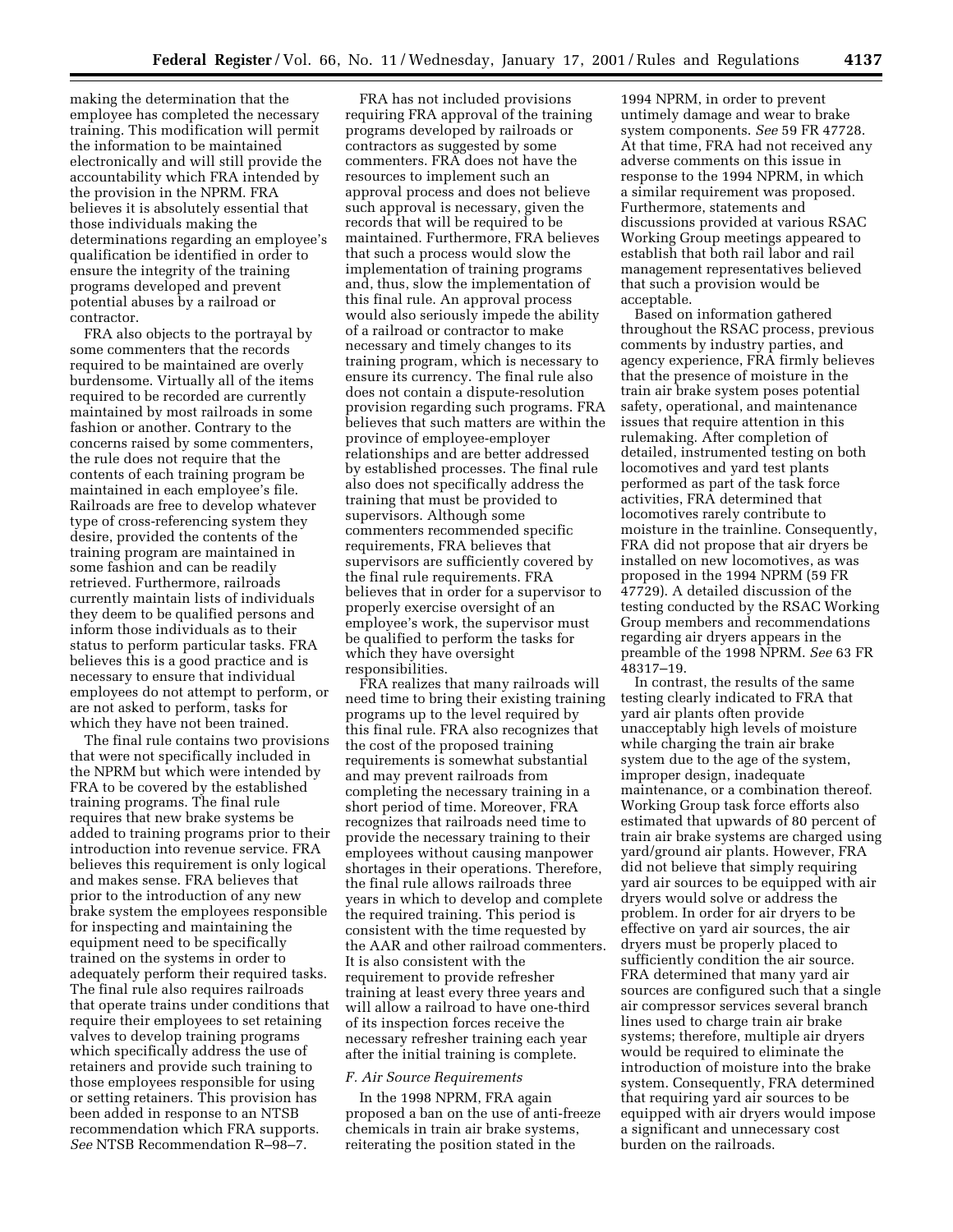making the determination that the employee has completed the necessary training. This modification will permit the information to be maintained electronically and will still provide the accountability which FRA intended by the provision in the NPRM. FRA believes it is absolutely essential that those individuals making the determinations regarding an employee's qualification be identified in order to ensure the integrity of the training programs developed and prevent potential abuses by a railroad or contractor.

FRA also objects to the portrayal by some commenters that the records required to be maintained are overly burdensome. Virtually all of the items required to be recorded are currently maintained by most railroads in some fashion or another. Contrary to the concerns raised by some commenters, the rule does not require that the contents of each training program be maintained in each employee's file. Railroads are free to develop whatever type of cross-referencing system they desire, provided the contents of the training program are maintained in some fashion and can be readily retrieved. Furthermore, railroads currently maintain lists of individuals they deem to be qualified persons and inform those individuals as to their status to perform particular tasks. FRA believes this is a good practice and is necessary to ensure that individual employees do not attempt to perform, or are not asked to perform, tasks for which they have not been trained.

The final rule contains two provisions that were not specifically included in the NPRM but which were intended by FRA to be covered by the established training programs. The final rule requires that new brake systems be added to training programs prior to their introduction into revenue service. FRA believes this requirement is only logical and makes sense. FRA believes that prior to the introduction of any new brake system the employees responsible for inspecting and maintaining the equipment need to be specifically trained on the systems in order to adequately perform their required tasks. The final rule also requires railroads that operate trains under conditions that require their employees to set retaining valves to develop training programs which specifically address the use of retainers and provide such training to those employees responsible for using or setting retainers. This provision has been added in response to an NTSB recommendation which FRA supports. *See* NTSB Recommendation R–98–7.

FRA has not included provisions requiring FRA approval of the training programs developed by railroads or contractors as suggested by some commenters. FRA does not have the resources to implement such an approval process and does not believe such approval is necessary, given the records that will be required to be maintained. Furthermore, FRA believes that such a process would slow the implementation of training programs and, thus, slow the implementation of this final rule. An approval process would also seriously impede the ability of a railroad or contractor to make necessary and timely changes to its training program, which is necessary to ensure its currency. The final rule also does not contain a dispute-resolution provision regarding such programs. FRA believes that such matters are within the province of employee-employer relationships and are better addressed by established processes. The final rule also does not specifically address the training that must be provided to supervisors. Although some commenters recommended specific requirements, FRA believes that supervisors are sufficiently covered by the final rule requirements. FRA believes that in order for a supervisor to properly exercise oversight of an employee's work, the supervisor must be qualified to perform the tasks for which they have oversight responsibilities.

FRA realizes that many railroads will need time to bring their existing training programs up to the level required by this final rule. FRA also recognizes that the cost of the proposed training requirements is somewhat substantial and may prevent railroads from completing the necessary training in a short period of time. Moreover, FRA recognizes that railroads need time to provide the necessary training to their employees without causing manpower shortages in their operations. Therefore, the final rule allows railroads three years in which to develop and complete the required training. This period is consistent with the time requested by the AAR and other railroad commenters. It is also consistent with the requirement to provide refresher training at least every three years and will allow a railroad to have one-third of its inspection forces receive the necessary refresher training each year after the initial training is complete.

### *F. Air Source Requirements*

In the 1998 NPRM, FRA again proposed a ban on the use of anti-freeze chemicals in train air brake systems, reiterating the position stated in the 1994 NPRM, in order to prevent untimely damage and wear to brake system components. *See* 59 FR 47728. At that time, FRA had not received any adverse comments on this issue in response to the 1994 NPRM, in which a similar requirement was proposed. Furthermore, statements and discussions provided at various RSAC Working Group meetings appeared to establish that both rail labor and rail management representatives believed that such a provision would be acceptable.

Based on information gathered throughout the RSAC process, previous comments by industry parties, and agency experience, FRA firmly believes that the presence of moisture in the train air brake system poses potential safety, operational, and maintenance issues that require attention in this rulemaking. After completion of detailed, instrumented testing on both locomotives and yard test plants performed as part of the task force activities, FRA determined that locomotives rarely contribute to moisture in the trainline. Consequently, FRA did not propose that air dryers be installed on new locomotives, as was proposed in the 1994 NPRM (59 FR 47729). A detailed discussion of the testing conducted by the RSAC Working Group members and recommendations regarding air dryers appears in the preamble of the 1998 NPRM. *See* 63 FR 48317–19.

In contrast, the results of the same testing clearly indicated to FRA that yard air plants often provide unacceptably high levels of moisture while charging the train air brake system due to the age of the system, improper design, inadequate maintenance, or a combination thereof. Working Group task force efforts also estimated that upwards of 80 percent of train air brake systems are charged using yard/ground air plants. However, FRA did not believe that simply requiring yard air sources to be equipped with air dryers would solve or address the problem. In order for air dryers to be effective on yard air sources, the air dryers must be properly placed to sufficiently condition the air source. FRA determined that many yard air sources are configured such that a single air compressor services several branch lines used to charge train air brake systems; therefore, multiple air dryers would be required to eliminate the introduction of moisture into the brake system. Consequently, FRA determined that requiring yard air sources to be equipped with air dryers would impose a significant and unnecessary cost burden on the railroads.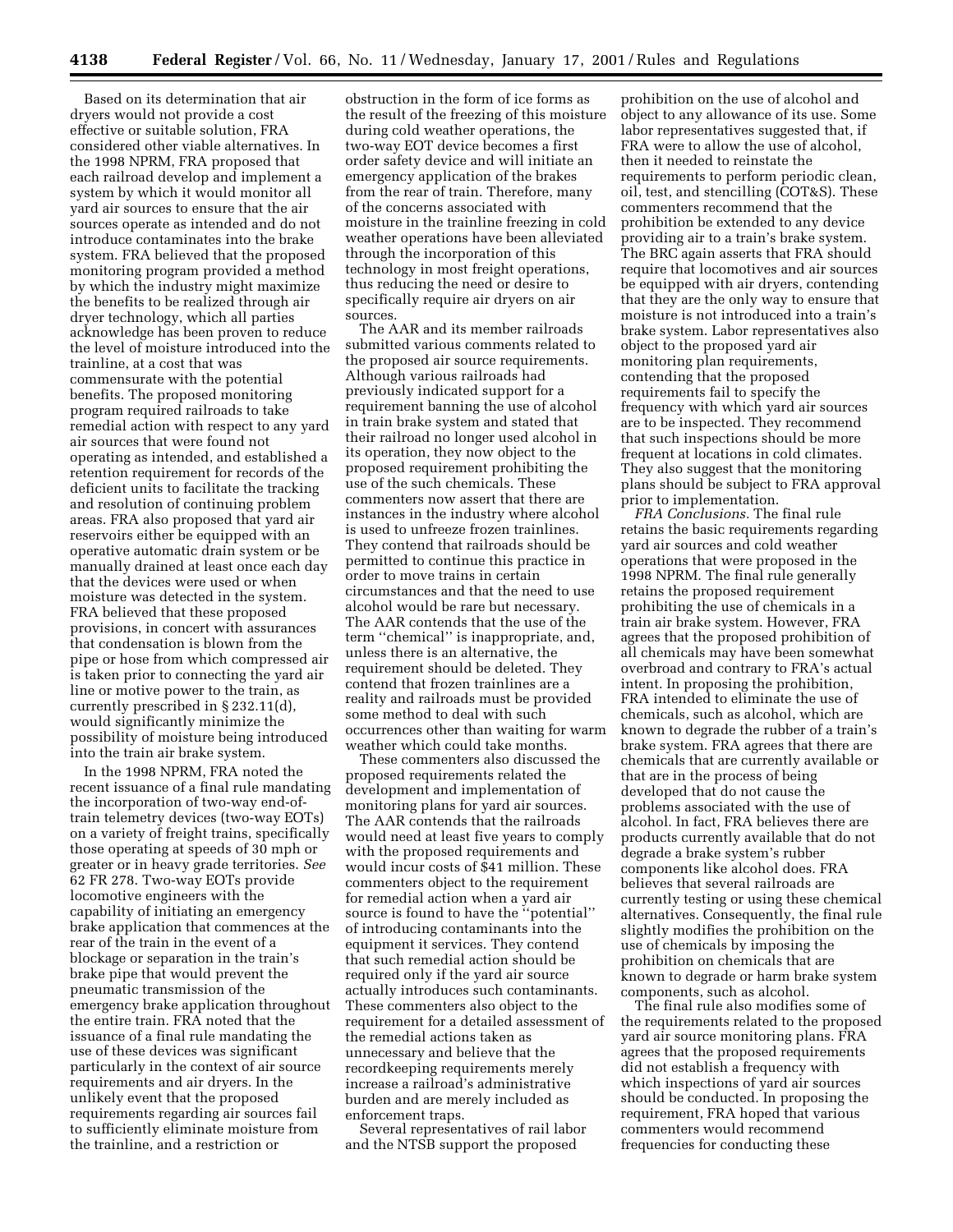Based on its determination that air dryers would not provide a cost effective or suitable solution, FRA considered other viable alternatives. In the 1998 NPRM, FRA proposed that each railroad develop and implement a system by which it would monitor all yard air sources to ensure that the air sources operate as intended and do not introduce contaminates into the brake system. FRA believed that the proposed monitoring program provided a method by which the industry might maximize the benefits to be realized through air dryer technology, which all parties acknowledge has been proven to reduce the level of moisture introduced into the trainline, at a cost that was commensurate with the potential benefits. The proposed monitoring program required railroads to take remedial action with respect to any yard air sources that were found not operating as intended, and established a retention requirement for records of the deficient units to facilitate the tracking and resolution of continuing problem areas. FRA also proposed that yard air reservoirs either be equipped with an operative automatic drain system or be manually drained at least once each day that the devices were used or when moisture was detected in the system. FRA believed that these proposed provisions, in concert with assurances that condensation is blown from the pipe or hose from which compressed air is taken prior to connecting the yard air line or motive power to the train, as currently prescribed in § 232.11(d), would significantly minimize the possibility of moisture being introduced into the train air brake system.

In the 1998 NPRM, FRA noted the recent issuance of a final rule mandating the incorporation of two-way end-of-train telemetry devices (two-way EOTs) on a variety of freight trains, specifically those operating at speeds of 30 mph or greater or in heavy grade territories. *See* 62 FR 278. Two-way EOTs provide locomotive engineers with the capability of initiating an emergency brake application that commences at the rear of the train in the event of a blockage or separation in the train's brake pipe that would prevent the pneumatic transmission of the emergency brake application throughout the entire train. FRA noted that the issuance of a final rule mandating the use of these devices was significant particularly in the context of air source requirements and air dryers. In the unlikely event that the proposed requirements regarding air sources fail to sufficiently eliminate moisture from the trainline, and a restriction or obstruction in the form of ice forms as the result of the freezing of this moisture during cold weather operations, the two-way EOT device becomes a first order safety device and will initiate an emergency application of the brakes from the rear of train. Therefore, many of the concerns associated with moisture in the trainline freezing in cold weather operations have been alleviated through the incorporation of this technology in most freight operations, thus reducing the need or desire to specifically require air dryers on air sources.

The AAR and its member railroads submitted various comments related to the proposed air source requirements. Although various railroads had previously indicated support for a requirement banning the use of alcohol in train brake system and stated that their railroad no longer used alcohol in its operation, they now object to the proposed requirement prohibiting the use of the such chemicals. These commenters now assert that there are instances in the industry where alcohol is used to unfreeze frozen trainlines. They contend that railroads should be permitted to continue this practice in order to move trains in certain circumstances and that the need to use alcohol would be rare but necessary. The AAR contends that the use of the term ''chemical'' is inappropriate, and, unless there is an alternative, the requirement should be deleted. They contend that frozen trainlines are a reality and railroads must be provided some method to deal with such occurrences other than waiting for warm weather which could take months.

These commenters also discussed the proposed requirements related the development and implementation of monitoring plans for yard air sources. The AAR contends that the railroads would need at least five years to comply with the proposed requirements and would incur costs of $41 million. These commenters object to the requirement for remedial action when a yard air source is found to have the ''potential'' of introducing contaminants into the equipment it services. They contend that such remedial action should be required only if the yard air source actually introduces such contaminants. These commenters also object to the requirement for a detailed assessment of the remedial actions taken as unnecessary and believe that the recordkeeping requirements merely increase a railroad's administrative burden and are merely included as enforcement traps.

Several representatives of rail labor and the NTSB support the proposed prohibition on the use of alcohol and object to any allowance of its use. Some labor representatives suggested that, if FRA were to allow the use of alcohol, then it needed to reinstate the requirements to perform periodic clean, oil, test, and stencilling (COT&S). These commenters recommend that the prohibition be extended to any device providing air to a train's brake system. The BRC again asserts that FRA should require that locomotives and air sources be equipped with air dryers, contending that they are the only way to ensure that moisture is not introduced into a train's brake system. Labor representatives also object to the proposed yard air monitoring plan requirements, contending that the proposed requirements fail to specify the frequency with which yard air sources are to be inspected. They recommend that such inspections should be more frequent at locations in cold climates. They also suggest that the monitoring plans should be subject to FRA approval prior to implementation.

*FRA Conclusions.* The final rule retains the basic requirements regarding yard air sources and cold weather operations that were proposed in the 1998 NPRM. The final rule generally retains the proposed requirement prohibiting the use of chemicals in a train air brake system. However, FRA agrees that the proposed prohibition of all chemicals may have been somewhat overbroad and contrary to FRA's actual intent. In proposing the prohibition, FRA intended to eliminate the use of chemicals, such as alcohol, which are known to degrade the rubber of a train's brake system. FRA agrees that there are chemicals that are currently available or that are in the process of being developed that do not cause the problems associated with the use of alcohol. In fact, FRA believes there are products currently available that do not degrade a brake system's rubber components like alcohol does. FRA believes that several railroads are currently testing or using these chemical alternatives. Consequently, the final rule slightly modifies the prohibition on the use of chemicals by imposing the prohibition on chemicals that are known to degrade or harm brake system components, such as alcohol.

The final rule also modifies some of the requirements related to the proposed yard air source monitoring plans. FRA agrees that the proposed requirements did not establish a frequency with which inspections of yard air sources should be conducted. In proposing the requirement, FRA hoped that various commenters would recommend frequencies for conducting these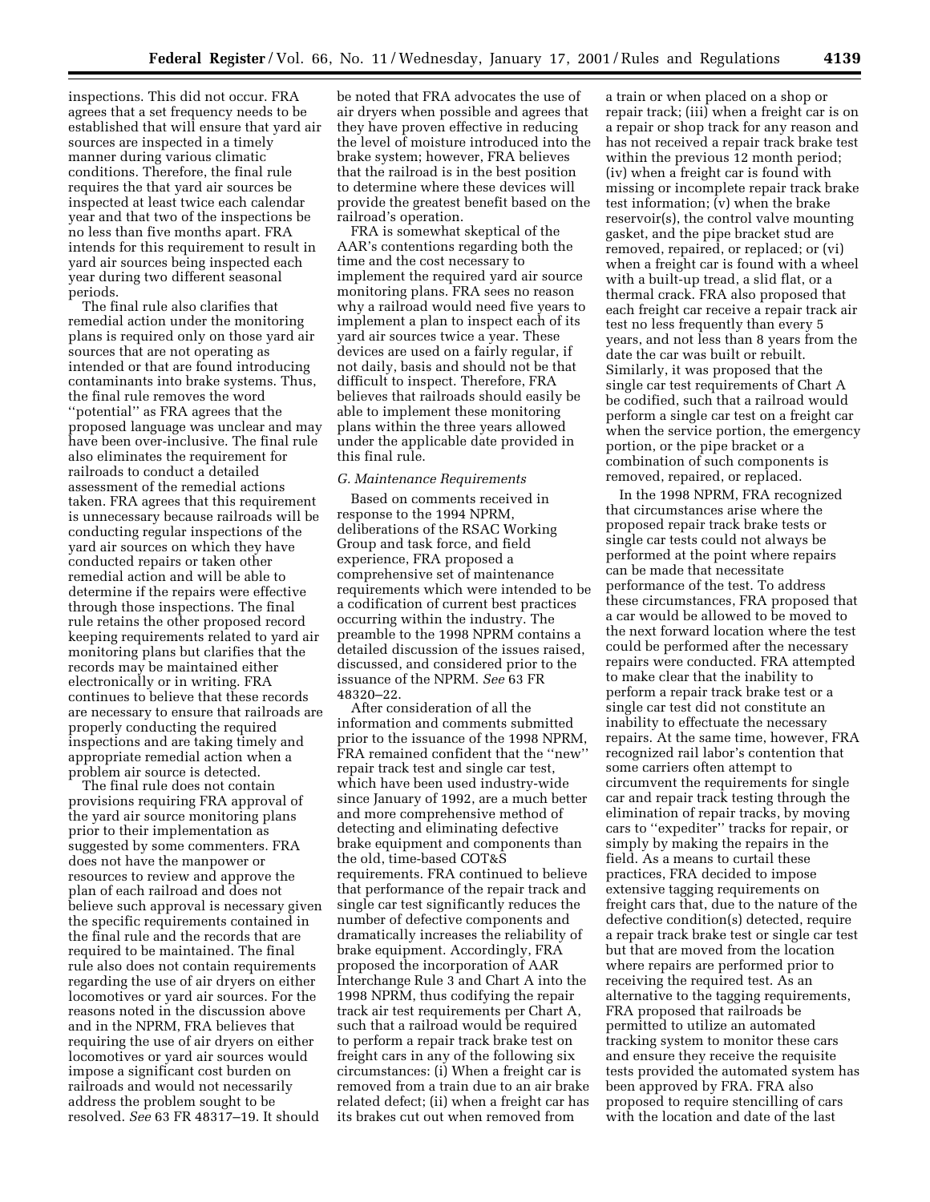inspections. This did not occur. FRA agrees that a set frequency needs to be established that will ensure that yard air sources are inspected in a timely manner during various climatic conditions. Therefore, the final rule requires the that yard air sources be inspected at least twice each calendar year and that two of the inspections be no less than five months apart. FRA intends for this requirement to result in yard air sources being inspected each year during two different seasonal periods.

The final rule also clarifies that remedial action under the monitoring plans is required only on those yard air sources that are not operating as intended or that are found introducing contaminants into brake systems. Thus, the final rule removes the word ''potential'' as FRA agrees that the proposed language was unclear and may have been over-inclusive. The final rule also eliminates the requirement for railroads to conduct a detailed assessment of the remedial actions taken. FRA agrees that this requirement is unnecessary because railroads will be conducting regular inspections of the yard air sources on which they have conducted repairs or taken other remedial action and will be able to determine if the repairs were effective through those inspections. The final rule retains the other proposed record keeping requirements related to yard air monitoring plans but clarifies that the records may be maintained either electronically or in writing. FRA continues to believe that these records are necessary to ensure that railroads are properly conducting the required inspections and are taking timely and appropriate remedial action when a problem air source is detected.

The final rule does not contain provisions requiring FRA approval of the yard air source monitoring plans prior to their implementation as suggested by some commenters. FRA does not have the manpower or resources to review and approve the plan of each railroad and does not believe such approval is necessary given the specific requirements contained in the final rule and the records that are required to be maintained. The final rule also does not contain requirements regarding the use of air dryers on either locomotives or yard air sources. For the reasons noted in the discussion above and in the NPRM, FRA believes that requiring the use of air dryers on either locomotives or yard air sources would impose a significant cost burden on railroads and would not necessarily address the problem sought to be resolved. *See* 63 FR 48317–19. It should be noted that FRA advocates the use of air dryers when possible and agrees that they have proven effective in reducing the level of moisture introduced into the brake system; however, FRA believes that the railroad is in the best position to determine where these devices will provide the greatest benefit based on the railroad's operation.

FRA is somewhat skeptical of the AAR's contentions regarding both the time and the cost necessary to implement the required yard air source monitoring plans. FRA sees no reason why a railroad would need five years to implement a plan to inspect each of its yard air sources twice a year. These devices are used on a fairly regular, if not daily, basis and should not be that difficult to inspect. Therefore, FRA believes that railroads should easily be able to implement these monitoring plans within the three years allowed under the applicable date provided in this final rule.

### *G. Maintenance Requirements*

Based on comments received in response to the 1994 NPRM, deliberations of the RSAC Working Group and task force, and field experience, FRA proposed a comprehensive set of maintenance requirements which were intended to be a codification of current best practices occurring within the industry. The preamble to the 1998 NPRM contains a detailed discussion of the issues raised, discussed, and considered prior to the issuance of the NPRM. *See* 63 FR 48320–22.

After consideration of all the information and comments submitted prior to the issuance of the 1998 NPRM, FRA remained confident that the ''new'' repair track test and single car test, which have been used industry-wide since January of 1992, are a much better and more comprehensive method of detecting and eliminating defective brake equipment and components than the old, time-based COT&S requirements. FRA continued to believe that performance of the repair track and single car test significantly reduces the number of defective components and dramatically increases the reliability of brake equipment. Accordingly, FRA proposed the incorporation of AAR Interchange Rule 3 and Chart A into the 1998 NPRM, thus codifying the repair track air test requirements per Chart A, such that a railroad would be required to perform a repair track brake test on freight cars in any of the following six circumstances: (i) When a freight car is removed from a train due to an air brake related defect; (ii) when a freight car has its brakes cut out when removed from a train or when placed on a shop or repair track; (iii) when a freight car is on a repair or shop track for any reason and has not received a repair track brake test within the previous 12 month period; (iv) when a freight car is found with missing or incomplete repair track brake test information; (v) when the brake reservoir(s), the control valve mounting gasket, and the pipe bracket stud are removed, repaired, or replaced; or (vi) when a freight car is found with a wheel with a built-up tread, a slid flat, or a thermal crack. FRA also proposed that each freight car receive a repair track air test no less frequently than every 5 years, and not less than 8 years from the date the car was built or rebuilt. Similarly, it was proposed that the single car test requirements of Chart A be codified, such that a railroad would perform a single car test on a freight car when the service portion, the emergency portion, or the pipe bracket or a combination of such components is removed, repaired, or replaced.

In the 1998 NPRM, FRA recognized that circumstances arise where the proposed repair track brake tests or single car tests could not always be performed at the point where repairs can be made that necessitate performance of the test. To address these circumstances, FRA proposed that a car would be allowed to be moved to the next forward location where the test could be performed after the necessary repairs were conducted. FRA attempted to make clear that the inability to perform a repair track brake test or a single car test did not constitute an inability to effectuate the necessary repairs. At the same time, however, FRA recognized rail labor's contention that some carriers often attempt to circumvent the requirements for single car and repair track testing through the elimination of repair tracks, by moving cars to ''expediter'' tracks for repair, or simply by making the repairs in the field. As a means to curtail these practices, FRA decided to impose extensive tagging requirements on freight cars that, due to the nature of the defective condition(s) detected, require a repair track brake test or single car test but that are moved from the location where repairs are performed prior to receiving the required test. As an alternative to the tagging requirements, FRA proposed that railroads be permitted to utilize an automated tracking system to monitor these cars and ensure they receive the requisite tests provided the automated system has been approved by FRA. FRA also proposed to require stencilling of cars with the location and date of the last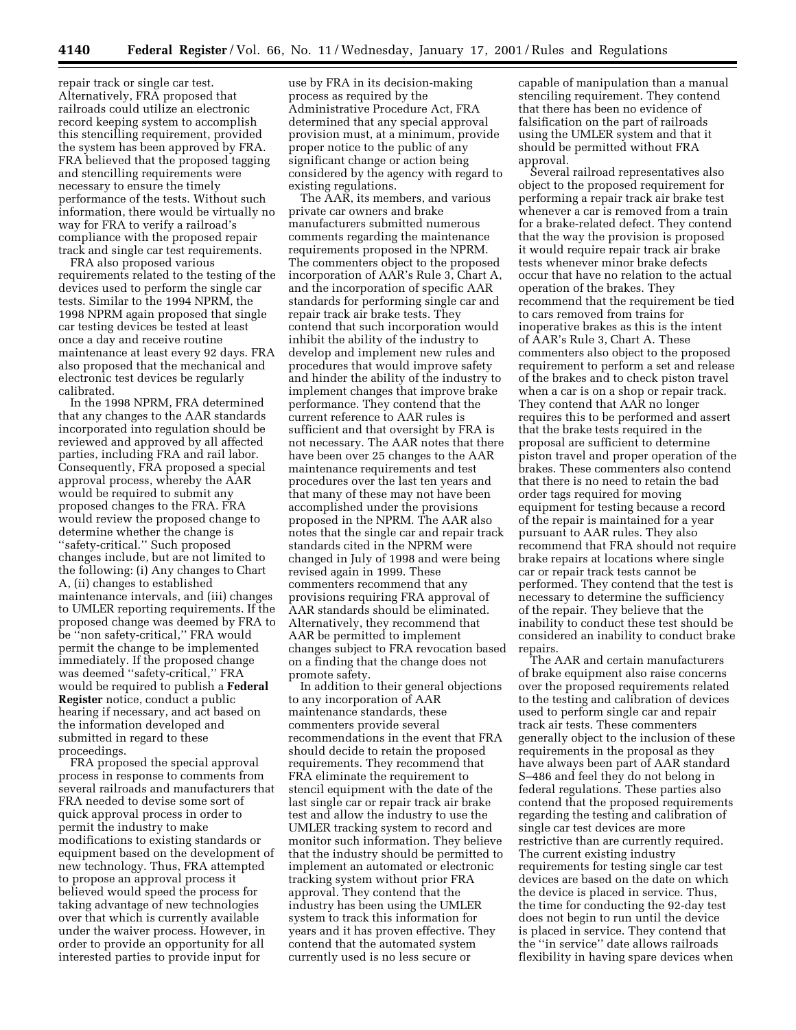repair track or single car test. Alternatively, FRA proposed that railroads could utilize an electronic record keeping system to accomplish this stencilling requirement, provided the system has been approved by FRA. FRA believed that the proposed tagging and stencilling requirements were necessary to ensure the timely performance of the tests. Without such information, there would be virtually no way for FRA to verify a railroad's compliance with the proposed repair track and single car test requirements.

FRA also proposed various requirements related to the testing of the devices used to perform the single car tests. Similar to the 1994 NPRM, the 1998 NPRM again proposed that single car testing devices be tested at least once a day and receive routine maintenance at least every 92 days. FRA also proposed that the mechanical and electronic test devices be regularly calibrated.

In the 1998 NPRM, FRA determined that any changes to the AAR standards incorporated into regulation should be reviewed and approved by all affected parties, including FRA and rail labor. Consequently, FRA proposed a special approval process, whereby the AAR would be required to submit any proposed changes to the FRA. FRA would review the proposed change to determine whether the change is ''safety-critical.'' Such proposed changes include, but are not limited to the following: (i) Any changes to Chart A, (ii) changes to established maintenance intervals, and (iii) changes to UMLER reporting requirements. If the proposed change was deemed by FRA to be ''non safety-critical,'' FRA would permit the change to be implemented immediately. If the proposed change was deemed ''safety-critical,'' FRA would be required to publish a **Federal Register** notice, conduct a public hearing if necessary, and act based on the information developed and submitted in regard to these proceedings.

FRA proposed the special approval process in response to comments from several railroads and manufacturers that FRA needed to devise some sort of quick approval process in order to permit the industry to make modifications to existing standards or equipment based on the development of new technology. Thus, FRA attempted to propose an approval process it believed would speed the process for taking advantage of new technologies over that which is currently available under the waiver process. However, in order to provide an opportunity for all interested parties to provide input for use by FRA in its decision-making process as required by the Administrative Procedure Act, FRA determined that any special approval provision must, at a minimum, provide proper notice to the public of any significant change or action being considered by the agency with regard to existing regulations.

The AAR, its members, and various private car owners and brake manufacturers submitted numerous comments regarding the maintenance requirements proposed in the NPRM. The commenters object to the proposed incorporation of AAR's Rule 3, Chart A, and the incorporation of specific AAR standards for performing single car and repair track air brake tests. They contend that such incorporation would inhibit the ability of the industry to develop and implement new rules and procedures that would improve safety and hinder the ability of the industry to implement changes that improve brake performance. They contend that the current reference to AAR rules is sufficient and that oversight by FRA is not necessary. The AAR notes that there have been over 25 changes to the AAR maintenance requirements and test procedures over the last ten years and that many of these may not have been accomplished under the provisions proposed in the NPRM. The AAR also notes that the single car and repair track standards cited in the NPRM were changed in July of 1998 and were being revised again in 1999. These commenters recommend that any provisions requiring FRA approval of AAR standards should be eliminated. Alternatively, they recommend that AAR be permitted to implement changes subject to FRA revocation based on a finding that the change does not promote safety.

In addition to their general objections to any incorporation of AAR maintenance standards, these commenters provide several recommendations in the event that FRA should decide to retain the proposed requirements. They recommend that FRA eliminate the requirement to stencil equipment with the date of the last single car or repair track air brake test and allow the industry to use the UMLER tracking system to record and monitor such information. They believe that the industry should be permitted to implement an automated or electronic tracking system without prior FRA approval. They contend that the industry has been using the UMLER system to track this information for years and it has proven effective. They contend that the automated system currently used is no less secure or capable of manipulation than a manual stenciling requirement. They contend that there has been no evidence of falsification on the part of railroads using the UMLER system and that it should be permitted without FRA approval.

Several railroad representatives also object to the proposed requirement for performing a repair track air brake test whenever a car is removed from a train for a brake-related defect. They contend that the way the provision is proposed it would require repair track air brake tests whenever minor brake defects occur that have no relation to the actual operation of the brakes. They recommend that the requirement be tied to cars removed from trains for inoperative brakes as this is the intent of AAR's Rule 3, Chart A. These commenters also object to the proposed requirement to perform a set and release of the brakes and to check piston travel when a car is on a shop or repair track. They contend that AAR no longer requires this to be performed and assert that the brake tests required in the proposal are sufficient to determine piston travel and proper operation of the brakes. These commenters also contend that there is no need to retain the bad order tags required for moving equipment for testing because a record of the repair is maintained for a year pursuant to AAR rules. They also recommend that FRA should not require brake repairs at locations where single car or repair track tests cannot be performed. They contend that the test is necessary to determine the sufficiency of the repair. They believe that the inability to conduct these test should be considered an inability to conduct brake repairs.

The AAR and certain manufacturers of brake equipment also raise concerns over the proposed requirements related to the testing and calibration of devices used to perform single car and repair track air tests. These commenters generally object to the inclusion of these requirements in the proposal as they have always been part of AAR standard S–486 and feel they do not belong in federal regulations. These parties also contend that the proposed requirements regarding the testing and calibration of single car test devices are more restrictive than are currently required. The current existing industry requirements for testing single car test devices are based on the date on which the device is placed in service. Thus, the time for conducting the 92-day test does not begin to run until the device is placed in service. They contend that the ''in service'' date allows railroads flexibility in having spare devices when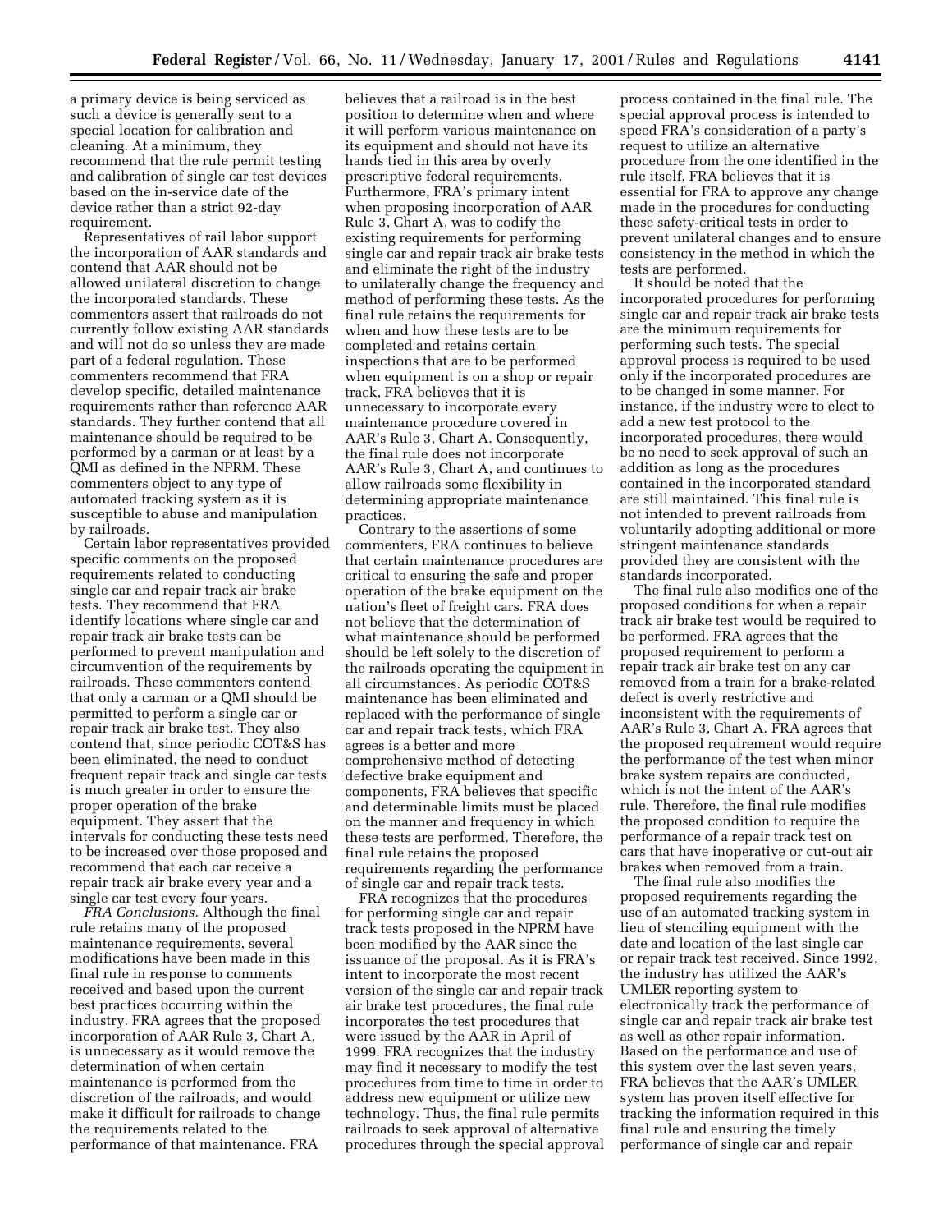a primary device is being serviced as such a device is generally sent to a special location for calibration and cleaning. At a minimum, they recommend that the rule permit testing and calibration of single car test devices based on the in-service date of the device rather than a strict 92-day requirement.

Representatives of rail labor support the incorporation of AAR standards and contend that AAR should not be allowed unilateral discretion to change the incorporated standards. These commenters assert that railroads do not currently follow existing AAR standards and will not do so unless they are made part of a federal regulation. These commenters recommend that FRA develop specific, detailed maintenance requirements rather than reference AAR standards. They further contend that all maintenance should be required to be performed by a carman or at least by a QMI as defined in the NPRM. These commenters object to any type of automated tracking system as it is susceptible to abuse and manipulation by railroads.

Certain labor representatives provided specific comments on the proposed requirements related to conducting single car and repair track air brake tests. They recommend that FRA identify locations where single car and repair track air brake tests can be performed to prevent manipulation and circumvention of the requirements by railroads. These commenters contend that only a carman or a QMI should be permitted to perform a single car or repair track air brake test. They also contend that, since periodic COT&S has been eliminated, the need to conduct frequent repair track and single car tests is much greater in order to ensure the proper operation of the brake equipment. They assert that the intervals for conducting these tests need to be increased over those proposed and recommend that each car receive a repair track air brake every year and a single car test every four years.

*FRA Conclusions.* Although the final rule retains many of the proposed maintenance requirements, several modifications have been made in this final rule in response to comments received and based upon the current best practices occurring within the industry. FRA agrees that the proposed incorporation of AAR Rule 3, Chart A, is unnecessary as it would remove the determination of when certain maintenance is performed from the discretion of the railroads, and would make it difficult for railroads to change the requirements related to the performance of that maintenance. FRA believes that a railroad is in the best position to determine when and where it will perform various maintenance on its equipment and should not have its hands tied in this area by overly prescriptive federal requirements. Furthermore, FRA's primary intent when proposing incorporation of AAR Rule 3, Chart A, was to codify the existing requirements for performing single car and repair track air brake tests and eliminate the right of the industry to unilaterally change the frequency and method of performing these tests. As the final rule retains the requirements for when and how these tests are to be completed and retains certain inspections that are to be performed when equipment is on a shop or repair track, FRA believes that it is unnecessary to incorporate every maintenance procedure covered in AAR's Rule 3, Chart A. Consequently, the final rule does not incorporate AAR's Rule 3, Chart A, and continues to allow railroads some flexibility in determining appropriate maintenance practices.

Contrary to the assertions of some commenters, FRA continues to believe that certain maintenance procedures are critical to ensuring the safe and proper operation of the brake equipment on the nation's fleet of freight cars. FRA does not believe that the determination of what maintenance should be performed should be left solely to the discretion of the railroads operating the equipment in all circumstances. As periodic COT&S maintenance has been eliminated and replaced with the performance of single car and repair track tests, which FRA agrees is a better and more comprehensive method of detecting defective brake equipment and components, FRA believes that specific and determinable limits must be placed on the manner and frequency in which these tests are performed. Therefore, the final rule retains the proposed requirements regarding the performance of single car and repair track tests.

FRA recognizes that the procedures for performing single car and repair track tests proposed in the NPRM have been modified by the AAR since the issuance of the proposal. As it is FRA's intent to incorporate the most recent version of the single car and repair track air brake test procedures, the final rule incorporates the test procedures that were issued by the AAR in April of 1999. FRA recognizes that the industry may find it necessary to modify the test procedures from time to time in order to address new equipment or utilize new technology. Thus, the final rule permits railroads to seek approval of alternative procedures through the special approval process contained in the final rule. The special approval process is intended to speed FRA's consideration of a party's request to utilize an alternative procedure from the one identified in the rule itself. FRA believes that it is essential for FRA to approve any change made in the procedures for conducting these safety-critical tests in order to prevent unilateral changes and to ensure consistency in the method in which the tests are performed.

It should be noted that the incorporated procedures for performing single car and repair track air brake tests are the minimum requirements for performing such tests. The special approval process is required to be used only if the incorporated procedures are to be changed in some manner. For instance, if the industry were to elect to add a new test protocol to the incorporated procedures, there would be no need to seek approval of such an addition as long as the procedures contained in the incorporated standard are still maintained. This final rule is not intended to prevent railroads from voluntarily adopting additional or more stringent maintenance standards provided they are consistent with the standards incorporated.

The final rule also modifies one of the proposed conditions for when a repair track air brake test would be required to be performed. FRA agrees that the proposed requirement to perform a repair track air brake test on any car removed from a train for a brake-related defect is overly restrictive and inconsistent with the requirements of AAR's Rule 3, Chart A. FRA agrees that the proposed requirement would require the performance of the test when minor brake system repairs are conducted, which is not the intent of the AAR's rule. Therefore, the final rule modifies the proposed condition to require the performance of a repair track test on cars that have inoperative or cut-out air brakes when removed from a train.

The final rule also modifies the proposed requirements regarding the use of an automated tracking system in lieu of stenciling equipment with the date and location of the last single car or repair track test received. Since 1992, the industry has utilized the AAR's UMLER reporting system to electronically track the performance of single car and repair track air brake test as well as other repair information. Based on the performance and use of this system over the last seven years, FRA believes that the AAR's UMLER system has proven itself effective for tracking the information required in this final rule and ensuring the timely performance of single car and repair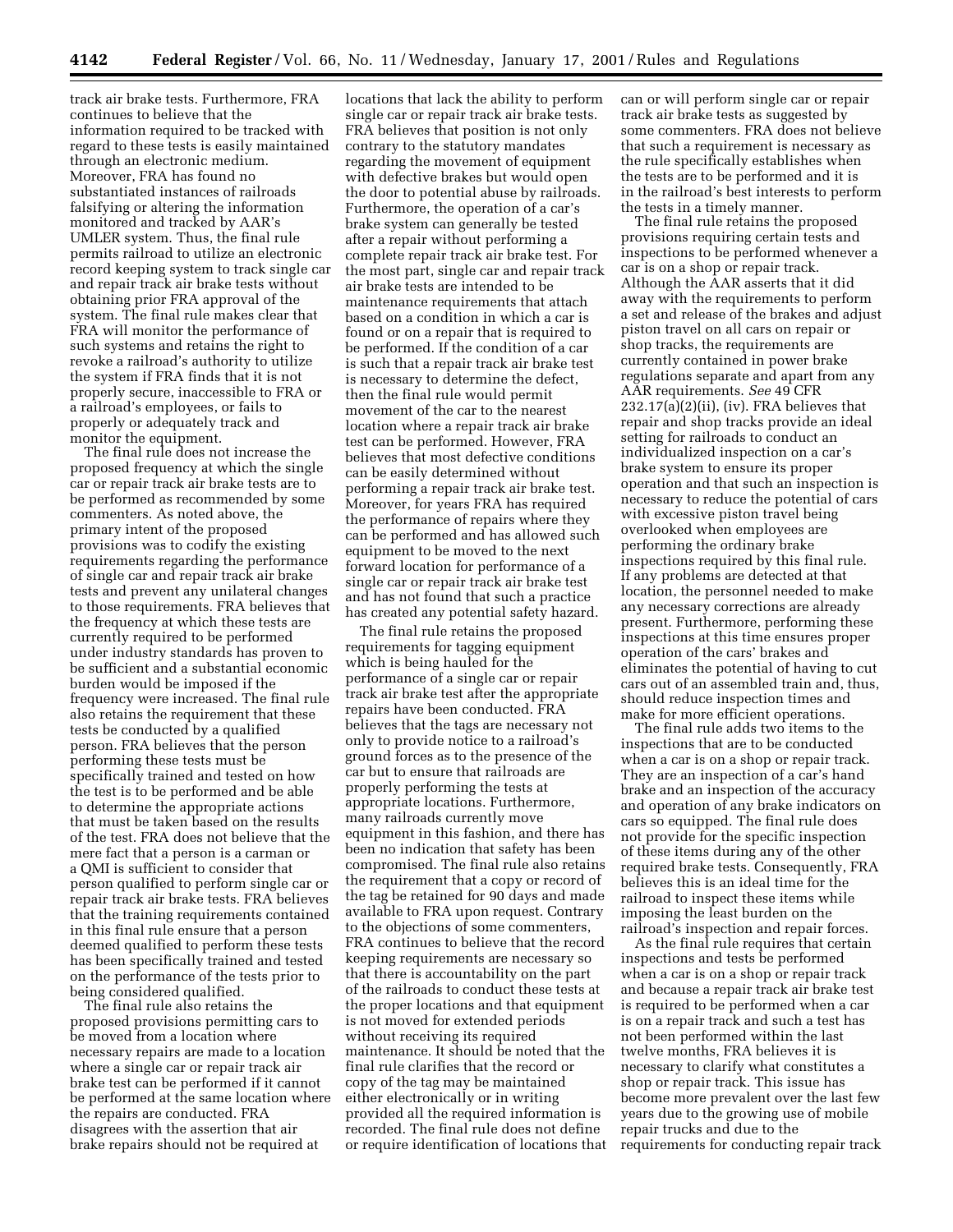track air brake tests. Furthermore, FRA continues to believe that the information required to be tracked with regard to these tests is easily maintained through an electronic medium. Moreover, FRA has found no substantiated instances of railroads falsifying or altering the information monitored and tracked by AAR's UMLER system. Thus, the final rule permits railroad to utilize an electronic record keeping system to track single car and repair track air brake tests without obtaining prior FRA approval of the system. The final rule makes clear that FRA will monitor the performance of such systems and retains the right to revoke a railroad's authority to utilize the system if FRA finds that it is not properly secure, inaccessible to FRA or a railroad's employees, or fails to properly or adequately track and monitor the equipment.

The final rule does not increase the proposed frequency at which the single car or repair track air brake tests are to be performed as recommended by some commenters. As noted above, the primary intent of the proposed provisions was to codify the existing requirements regarding the performance of single car and repair track air brake tests and prevent any unilateral changes to those requirements. FRA believes that the frequency at which these tests are currently required to be performed under industry standards has proven to be sufficient and a substantial economic burden would be imposed if the frequency were increased. The final rule also retains the requirement that these tests be conducted by a qualified person. FRA believes that the person performing these tests must be specifically trained and tested on how the test is to be performed and be able to determine the appropriate actions that must be taken based on the results of the test. FRA does not believe that the mere fact that a person is a carman or a QMI is sufficient to consider that person qualified to perform single car or repair track air brake tests. FRA believes that the training requirements contained in this final rule ensure that a person deemed qualified to perform these tests has been specifically trained and tested on the performance of the tests prior to being considered qualified.

The final rule also retains the proposed provisions permitting cars to be moved from a location where necessary repairs are made to a location where a single car or repair track air brake test can be performed if it cannot be performed at the same location where the repairs are conducted. FRA disagrees with the assertion that air brake repairs should not be required at locations that lack the ability to perform single car or repair track air brake tests. FRA believes that position is not only contrary to the statutory mandates regarding the movement of equipment with defective brakes but would open the door to potential abuse by railroads. Furthermore, the operation of a car's brake system can generally be tested after a repair without performing a complete repair track air brake test. For the most part, single car and repair track air brake tests are intended to be maintenance requirements that attach based on a condition in which a car is found or on a repair that is required to be performed. If the condition of a car is such that a repair track air brake test is necessary to determine the defect, then the final rule would permit movement of the car to the nearest location where a repair track air brake test can be performed. However, FRA believes that most defective conditions can be easily determined without performing a repair track air brake test. Moreover, for years FRA has required the performance of repairs where they can be performed and has allowed such equipment to be moved to the next forward location for performance of a single car or repair track air brake test and has not found that such a practice has created any potential safety hazard.

The final rule retains the proposed requirements for tagging equipment which is being hauled for the performance of a single car or repair track air brake test after the appropriate repairs have been conducted. FRA believes that the tags are necessary not only to provide notice to a railroad's ground forces as to the presence of the car but to ensure that railroads are properly performing the tests at appropriate locations. Furthermore, many railroads currently move equipment in this fashion, and there has been no indication that safety has been compromised. The final rule also retains the requirement that a copy or record of the tag be retained for 90 days and made available to FRA upon request. Contrary to the objections of some commenters, FRA continues to believe that the record keeping requirements are necessary so that there is accountability on the part of the railroads to conduct these tests at the proper locations and that equipment is not moved for extended periods without receiving its required maintenance. It should be noted that the final rule clarifies that the record or copy of the tag may be maintained either electronically or in writing provided all the required information is recorded. The final rule does not define or require identification of locations that can or will perform single car or repair track air brake tests as suggested by some commenters. FRA does not believe that such a requirement is necessary as the rule specifically establishes when the tests are to be performed and it is in the railroad's best interests to perform the tests in a timely manner.

The final rule retains the proposed provisions requiring certain tests and inspections to be performed whenever a car is on a shop or repair track. Although the AAR asserts that it did away with the requirements to perform a set and release of the brakes and adjust piston travel on all cars on repair or shop tracks, the requirements are currently contained in power brake regulations separate and apart from any AAR requirements. *See* 49 CFR 232.17(a)(2)(ii), (iv). FRA believes that repair and shop tracks provide an ideal setting for railroads to conduct an individualized inspection on a car's brake system to ensure its proper operation and that such an inspection is necessary to reduce the potential of cars with excessive piston travel being overlooked when employees are performing the ordinary brake inspections required by this final rule. If any problems are detected at that location, the personnel needed to make any necessary corrections are already present. Furthermore, performing these inspections at this time ensures proper operation of the cars' brakes and eliminates the potential of having to cut cars out of an assembled train and, thus, should reduce inspection times and make for more efficient operations.

The final rule adds two items to the inspections that are to be conducted when a car is on a shop or repair track. They are an inspection of a car's hand brake and an inspection of the accuracy and operation of any brake indicators on cars so equipped. The final rule does not provide for the specific inspection of these items during any of the other required brake tests. Consequently, FRA believes this is an ideal time for the railroad to inspect these items while imposing the least burden on the railroad's inspection and repair forces.

As the final rule requires that certain inspections and tests be performed when a car is on a shop or repair track and because a repair track air brake test is required to be performed when a car is on a repair track and such a test has not been performed within the last twelve months, FRA believes it is necessary to clarify what constitutes a shop or repair track. This issue has become more prevalent over the last few years due to the growing use of mobile repair trucks and due to the requirements for conducting repair track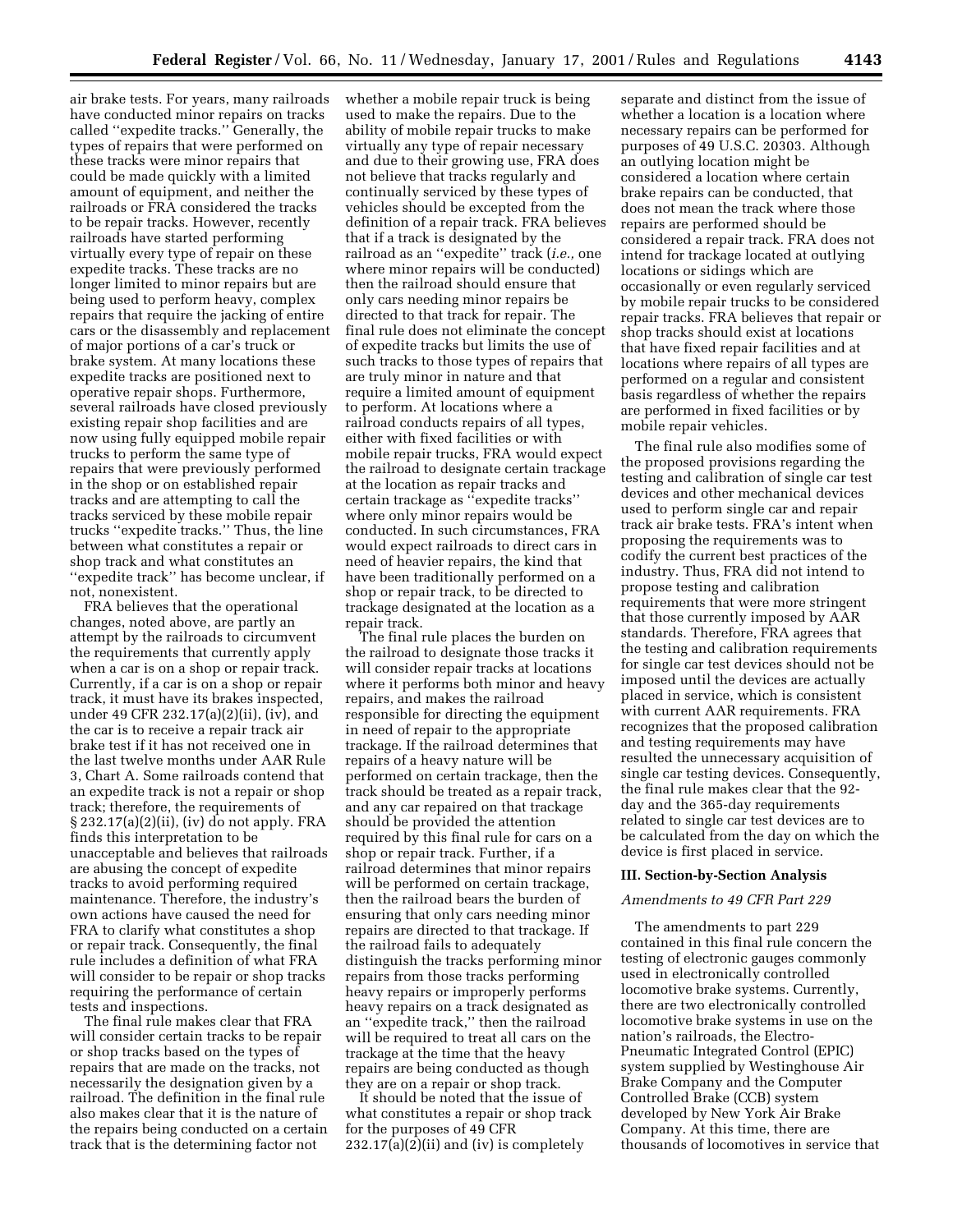air brake tests. For years, many railroads have conducted minor repairs on tracks called "expedite tracks." Generally, the types of repairs that were performed on these tracks were minor repairs that could be made quickly with a limited amount of equipment, and neither the railroads or FRA considered the tracks to be repair tracks. However, recently railroads have started performing virtually every type of repair on these expedite tracks. These tracks are no longer limited to minor repairs but are being used to perform heavy, complex repairs that require the jacking of entire cars or the disassembly and replacement of major portions of a car's truck or brake system. At many locations these expedite tracks are positioned next to operative repair shops. Furthermore, several railroads have closed previously existing repair shop facilities and are now using fully equipped mobile repair trucks to perform the same type of repairs that were previously performed in the shop or on established repair tracks and are attempting to call the tracks serviced by these mobile repair trucks "expedite tracks." Thus, the line between what constitutes a repair or shop track and what constitutes an "expedite track" has become unclear, if not, nonexistent.

FRA believes that the operational changes, noted above, are partly an attempt by the railroads to circumvent the requirements that currently apply when a car is on a shop or repair track. Currently, if a car is on a shop or repair track, it must have its brakes inspected, under 49 CFR 232.17(a)(2)(ii), (iv), and the car is to receive a repair track air brake test if it has not received one in the last twelve months under AAR Rule 3, Chart A. Some railroads contend that an expedite track is not a repair or shop track; therefore, the requirements of § 232.17(a)(2)(ii), (iv) do not apply. FRA finds this interpretation to be unacceptable and believes that railroads are abusing the concept of expedite tracks to avoid performing required maintenance. Therefore, the industry's own actions have caused the need for FRA to clarify what constitutes a shop or repair track. Consequently, the final rule includes a definition of what FRA will consider to be repair or shop tracks requiring the performance of certain tests and inspections.

The final rule makes clear that FRA will consider certain tracks to be repair or shop tracks based on the types of repairs that are made on the tracks, not necessarily the designation given by a railroad. The definition in the final rule also makes clear that it is the nature of the repairs being conducted on a certain track that is the determining factor not whether a mobile repair truck is being used to make the repairs. Due to the ability of mobile repair trucks to make virtually any type of repair necessary and due to their growing use, FRA does not believe that tracks regularly and continually serviced by these types of vehicles should be excepted from the definition of a repair track. FRA believes that if a track is designated by the railroad as an "expedite" track (*i.e.,* one where minor repairs will be conducted) then the railroad should ensure that only cars needing minor repairs be directed to that track for repair. The final rule does not eliminate the concept of expedite tracks but limits the use of such tracks to those types of repairs that are truly minor in nature and that require a limited amount of equipment to perform. At locations where a railroad conducts repairs of all types, either with fixed facilities or with mobile repair trucks, FRA would expect the railroad to designate certain trackage at the location as repair tracks and certain trackage as "expedite tracks" where only minor repairs would be conducted. In such circumstances, FRA would expect railroads to direct cars in need of heavier repairs, the kind that have been traditionally performed on a shop or repair track, to be directed to trackage designated at the location as a repair track.

The final rule places the burden on the railroad to designate those tracks it will consider repair tracks at locations where it performs both minor and heavy repairs, and makes the railroad responsible for directing the equipment in need of repair to the appropriate trackage. If the railroad determines that repairs of a heavy nature will be performed on certain trackage, then the track should be treated as a repair track, and any car repaired on that trackage should be provided the attention required by this final rule for cars on a shop or repair track. Further, if a railroad determines that minor repairs will be performed on certain trackage, then the railroad bears the burden of ensuring that only cars needing minor repairs are directed to that trackage. If the railroad fails to adequately distinguish the tracks performing minor repairs from those tracks performing heavy repairs or improperly performs heavy repairs on a track designated as an "expedite track," then the railroad will be required to treat all cars on the trackage at the time that the heavy repairs are being conducted as though they are on a repair or shop track.

It should be noted that the issue of what constitutes a repair or shop track for the purposes of 49 CFR 232.17(a)(2)(ii) and (iv) is completely separate and distinct from the issue of whether a location is a location where necessary repairs can be performed for purposes of 49 U.S.C. 20303. Although an outlying location might be considered a location where certain brake repairs can be conducted, that does not mean the track where those repairs are performed should be considered a repair track. FRA does not intend for trackage located at outlying locations or sidings which are occasionally or even regularly serviced by mobile repair trucks to be considered repair tracks. FRA believes that repair or shop tracks should exist at locations that have fixed repair facilities and at locations where repairs of all types are performed on a regular and consistent basis regardless of whether the repairs are performed in fixed facilities or by mobile repair vehicles.

The final rule also modifies some of the proposed provisions regarding the testing and calibration of single car test devices and other mechanical devices used to perform single car and repair track air brake tests. FRA's intent when proposing the requirements was to codify the current best practices of the industry. Thus, FRA did not intend to propose testing and calibration requirements that were more stringent that those currently imposed by AAR standards. Therefore, FRA agrees that the testing and calibration requirements for single car test devices should not be imposed until the devices are actually placed in service, which is consistent with current AAR requirements. FRA recognizes that the proposed calibration and testing requirements may have resulted the unnecessary acquisition of single car testing devices. Consequently, the final rule makes clear that the 92-day and the 365-day requirements related to single car test devices are to be calculated from the day on which the device is first placed in service.

### III. Section-by-Section Analysis

#### *Amendments to 49 CFR Part 229*

The amendments to part 229 contained in this final rule concern the testing of electronic gauges commonly used in electronically controlled locomotive brake systems. Currently, there are two electronically controlled locomotive brake systems in use on the nation's railroads, the Electro-Pneumatic Integrated Control (EPIC) system supplied by Westinghouse Air Brake Company and the Computer Controlled Brake (CCB) system developed by New York Air Brake Company. At this time, there are thousands of locomotives in service that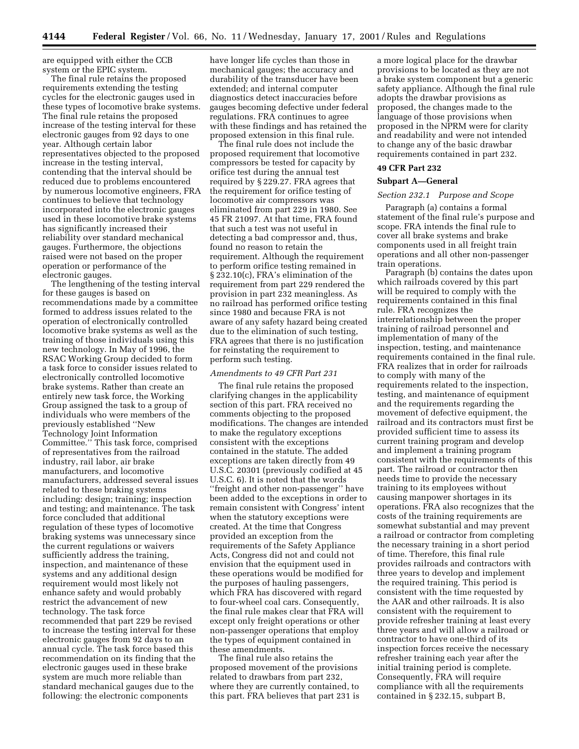are equipped with either the CCB system or the EPIC system.

The final rule retains the proposed requirements extending the testing cycles for the electronic gauges used in these types of locomotive brake systems. The final rule retains the proposed increase of the testing interval for these electronic gauges from 92 days to one year. Although certain labor representatives objected to the proposed increase in the testing interval, contending that the interval should be reduced due to problems encountered by numerous locomotive engineers, FRA continues to believe that technology incorporated into the electronic gauges used in these locomotive brake systems has significantly increased their reliability over standard mechanical gauges. Furthermore, the objections raised were not based on the proper operation or performance of the electronic gauges.

The lengthening of the testing interval for these gauges is based on recommendations made by a committee formed to address issues related to the operation of electronically controlled locomotive brake systems as well as the training of those individuals using this new technology. In May of 1996, the RSAC Working Group decided to form a task force to consider issues related to electronically controlled locomotive brake systems. Rather than create an entirely new task force, the Working Group assigned the task to a group of individuals who were members of the previously established ''New Technology Joint Information Committee.'' This task force, comprised of representatives from the railroad industry, rail labor, air brake manufacturers, and locomotive manufacturers, addressed several issues related to these braking systems including: design; training; inspection and testing; and maintenance. The task force concluded that additional regulation of these types of locomotive braking systems was unnecessary since the current regulations or waivers sufficiently address the training, inspection, and maintenance of these systems and any additional design requirement would most likely not enhance safety and would probably restrict the advancement of new technology. The task force recommended that part 229 be revised to increase the testing interval for these electronic gauges from 92 days to an annual cycle. The task force based this recommendation on its finding that the electronic gauges used in these brake system are much more reliable than standard mechanical gauges due to the following: the electronic components have longer life cycles than those in mechanical gauges; the accuracy and durability of the transducer have been extended; and internal computer diagnostics detect inaccuracies before gauges becoming defective under federal regulations. FRA continues to agree with these findings and has retained the proposed extension in this final rule.

The final rule does not include the proposed requirement that locomotive compressors be tested for capacity by orifice test during the annual test required by § 229.27. FRA agrees that the requirement for orifice testing of locomotive air compressors was eliminated from part 229 in 1980. See 45 FR 21097. At that time, FRA found that such a test was not useful in detecting a bad compressor and, thus, found no reason to retain the requirement. Although the requirement to perform orifice testing remained in § 232.10(c), FRA's elimination of the requirement from part 229 rendered the provision in part 232 meaningless. As no railroad has performed orifice testing since 1980 and because FRA is not aware of any safety hazard being created due to the elimination of such testing, FRA agrees that there is no justification for reinstating the requirement to perform such testing.

*Amendments to 49 CFR Part 231*

The final rule retains the proposed clarifying changes in the applicability section of this part. FRA received no comments objecting to the proposed modifications. The changes are intended to make the regulatory exceptions consistent with the exceptions contained in the statute. The added exceptions are taken directly from 49 U.S.C. 20301 (previously codified at 45 U.S.C. 6). It is noted that the words ''freight and other non-passenger'' have been added to the exceptions in order to remain consistent with Congress' intent when the statutory exceptions were created. At the time that Congress provided an exception from the requirements of the Safety Appliance Acts, Congress did not and could not envision that the equipment used in these operations would be modified for the purposes of hauling passengers, which FRA has discovered with regard to four-wheel coal cars. Consequently, the final rule makes clear that FRA will except only freight operations or other non-passenger operations that employ the types of equipment contained in these amendments.

The final rule also retains the proposed movement of the provisions related to drawbars from part 232, where they are currently contained, to this part. FRA believes that part 231 is a more logical place for the drawbar provisions to be located as they are not a brake system component but a generic safety appliance. Although the final rule adopts the drawbar provisions as proposed, the changes made to the language of those provisions when proposed in the NPRM were for clarity and readability and were not intended to change any of the basic drawbar requirements contained in part 232.

## 49 CFR Part 232

### Subpart A—General

*Section 232.1 Purpose and Scope*

Paragraph (a) contains a formal statement of the final rule's purpose and scope. FRA intends the final rule to cover all brake systems and brake components used in all freight train operations and all other non-passenger train operations.

Paragraph (b) contains the dates upon which railroads covered by this part will be required to comply with the requirements contained in this final rule. FRA recognizes the interrelationship between the proper training of railroad personnel and implementation of many of the inspection, testing, and maintenance requirements contained in the final rule. FRA realizes that in order for railroads to comply with many of the requirements related to the inspection, testing, and maintenance of equipment and the requirements regarding the movement of defective equipment, the railroad and its contractors must first be provided sufficient time to assess its current training program and develop and implement a training program consistent with the requirements of this part. The railroad or contractor then needs time to provide the necessary training to its employees without causing manpower shortages in its operations. FRA also recognizes that the costs of the training requirements are somewhat substantial and may prevent a railroad or contractor from completing the necessary training in a short period of time. Therefore, this final rule provides railroads and contractors with three years to develop and implement the required training. This period is consistent with the time requested by the AAR and other railroads. It is also consistent with the requirement to provide refresher training at least every three years and will allow a railroad or contractor to have one-third of its inspection forces receive the necessary refresher training each year after the initial training period is complete. Consequently, FRA will require compliance with all the requirements contained in § 232.15, subpart B,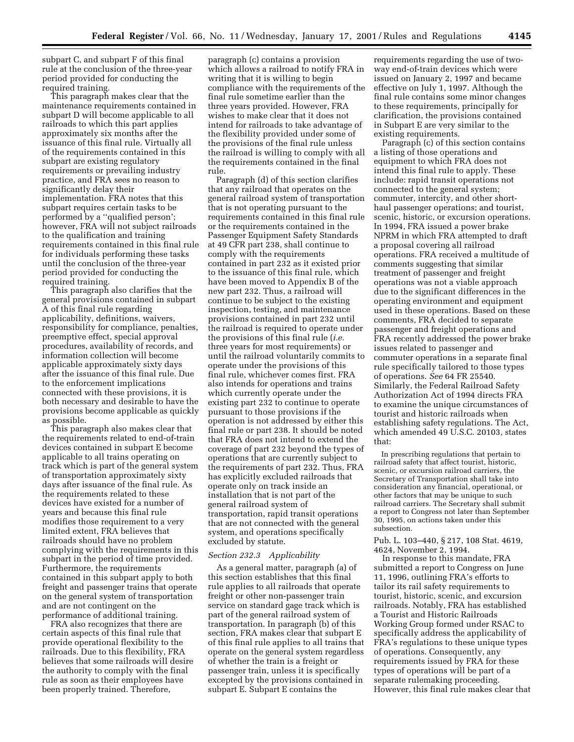subpart C, and subpart F of this final rule at the conclusion of the three-year period provided for conducting the required training.

This paragraph makes clear that the maintenance requirements contained in subpart D will become applicable to all railroads to which this part applies approximately six months after the issuance of this final rule. Virtually all of the requirements contained in this subpart are existing regulatory requirements or prevailing industry practice, and FRA sees no reason to significantly delay their implementation. FRA notes that this subpart requires certain tasks to be performed by a ''qualified person'; however, FRA will not subject railroads to the qualification and training requirements contained in this final rule for individuals performing these tasks until the conclusion of the three-year period provided for conducting the required training.

This paragraph also clarifies that the general provisions contained in subpart A of this final rule regarding applicability, definitions, waivers, responsibility for compliance, penalties, preemptive effect, special approval procedures, availability of records, and information collection will become applicable approximately sixty days after the issuance of this final rule. Due to the enforcement implications connected with these provisions, it is both necessary and desirable to have the provisions become applicable as quickly as possible.

This paragraph also makes clear that the requirements related to end-of-train devices contained in subpart E become applicable to all trains operating on track which is part of the general system of transportation approximately sixty days after issuance of the final rule. As the requirements related to these devices have existed for a number of years and because this final rule modifies those requirement to a very limited extent, FRA believes that railroads should have no problem complying with the requirements in this subpart in the period of time provided. Furthermore, the requirements contained in this subpart apply to both freight and passenger trains that operate on the general system of transportation and are not contingent on the performance of additional training.

FRA also recognizes that there are certain aspects of this final rule that provide operational flexibility to the railroads. Due to this flexibility, FRA believes that some railroads will desire the authority to comply with the final rule as soon as their employees have been properly trained. Therefore, paragraph (c) contains a provision which allows a railroad to notify FRA in writing that it is willing to begin compliance with the requirements of the final rule sometime earlier than the three years provided. However, FRA wishes to make clear that it does not intend for railroads to take advantage of the flexibility provided under some of the provisions of the final rule unless the railroad is willing to comply with all the requirements contained in the final rule.

Paragraph (d) of this section clarifies that any railroad that operates on the general railroad system of transportation that is not operating pursuant to the requirements contained in this final rule or the requirements contained in the Passenger Equipment Safety Standards at 49 CFR part 238, shall continue to comply with the requirements contained in part 232 as it existed prior to the issuance of this final rule, which have been moved to Appendix B of the new part 232. Thus, a railroad will continue to be subject to the existing inspection, testing, and maintenance provisions contained in part 232 until the railroad is required to operate under the provisions of this final rule (*i.e.* three years for most requirements) or until the railroad voluntarily commits to operate under the provisions of this final rule, whichever comes first. FRA also intends for operations and trains which currently operate under the existing part 232 to continue to operate pursuant to those provisions if the operation is not addressed by either this final rule or part 238. It should be noted that FRA does not intend to extend the coverage of part 232 beyond the types of operations that are currently subject to the requirements of part 232. Thus, FRA has explicitly excluded railroads that operate only on track inside an installation that is not part of the general railroad system of transportation, rapid transit operations that are not connected with the general system, and operations specifically excluded by statute.

*Section 232.3 Applicability*

As a general matter, paragraph (a) of this section establishes that this final rule applies to all railroads that operate freight or other non-passenger train service on standard gage track which is part of the general railroad system of transportation. In paragraph (b) of this section, FRA makes clear that subpart E of this final rule applies to all trains that operate on the general system regardless of whether the train is a freight or passenger train, unless it is specifically excepted by the provisions contained in subpart E. Subpart E contains the requirements regarding the use of two-way end-of-train devices which were issued on January 2, 1997 and became effective on July 1, 1997. Although the final rule contains some minor changes to these requirements, principally for clarification, the provisions contained in Subpart E are very similar to the existing requirements.

Paragraph (c) of this section contains a listing of those operations and equipment to which FRA does not intend this final rule to apply. These include: rapid transit operations not connected to the general system; commuter, intercity, and other short-haul passenger operations; and tourist, scenic, historic, or excursion operations. In 1994, FRA issued a power brake NPRM in which FRA attempted to draft a proposal covering all railroad operations. FRA received a multitude of comments suggesting that similar treatment of passenger and freight operations was not a viable approach due to the significant differences in the operating environment and equipment used in these operations. Based on these comments, FRA decided to separate passenger and freight operations and FRA recently addressed the power brake issues related to passenger and commuter operations in a separate final rule specifically tailored to those types of operations. *See* 64 FR 25540. Similarly, the Federal Railroad Safety Authorization Act of 1994 directs FRA to examine the unique circumstances of tourist and historic railroads when establishing safety regulations. The Act, which amended 49 U.S.C. 20103, states that:

> In prescribing regulations that pertain to railroad safety that affect tourist, historic, scenic, or excursion railroad carriers, the Secretary of Transportation shall take into consideration any financial, operational, or other factors that may be unique to such railroad carriers. The Secretary shall submit a report to Congress not later than September 30, 1995, on actions taken under this subsection.

Pub. L. 103–440, § 217, 108 Stat. 4619, 4624, November 2, 1994.

In response to this mandate, FRA submitted a report to Congress on June 11, 1996, outlining FRA's efforts to tailor its rail safety requirements to tourist, historic, scenic, and excursion railroads. Notably, FRA has established a Tourist and Historic Railroads Working Group formed under RSAC to specifically address the applicability of FRA's regulations to these unique types of operations. Consequently, any requirements issued by FRA for these types of operations will be part of a separate rulemaking proceeding. However, this final rule makes clear that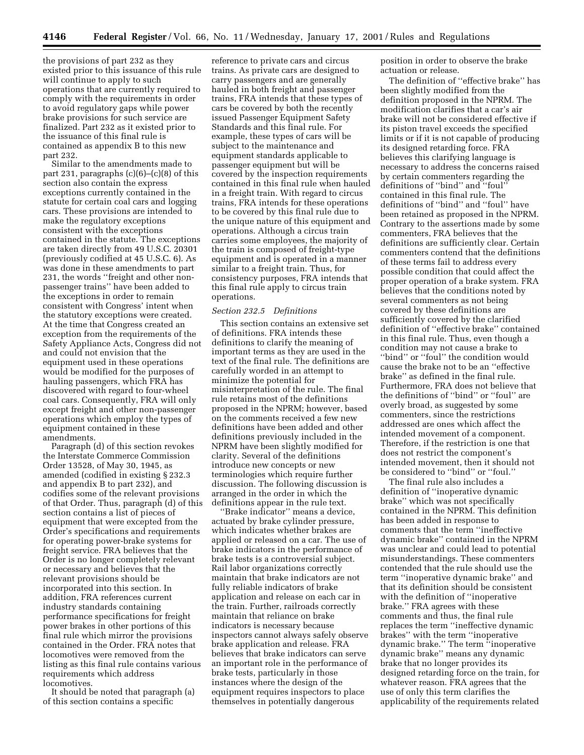the provisions of part 232 as they existed prior to this issuance of this rule will continue to apply to such operations that are currently required to comply with the requirements in order to avoid regulatory gaps while power brake provisions for such service are finalized. Part 232 as it existed prior to the issuance of this final rule is contained as appendix B to this new part 232.

Similar to the amendments made to part 231, paragraphs (c)(6)–(c)(8) of this section also contain the express exceptions currently contained in the statute for certain coal cars and logging cars. These provisions are intended to make the regulatory exceptions consistent with the exceptions contained in the statute. The exceptions are taken directly from 49 U.S.C. 20301 (previously codified at 45 U.S.C. 6). As was done in these amendments to part 231, the words ''freight and other non-passenger trains'' have been added to the exceptions in order to remain consistent with Congress' intent when the statutory exceptions were created. At the time that Congress created an exception from the requirements of the Safety Appliance Acts, Congress did not and could not envision that the equipment used in these operations would be modified for the purposes of hauling passengers, which FRA has discovered with regard to four-wheel coal cars. Consequently, FRA will only except freight and other non-passenger operations which employ the types of equipment contained in these amendments.

Paragraph (d) of this section revokes the Interstate Commerce Commission Order 13528, of May 30, 1945, as amended (codified in existing § 232.3 and appendix B to part 232), and codifies some of the relevant provisions of that Order. Thus, paragraph (d) of this section contains a list of pieces of equipment that were excepted from the Order's specifications and requirements for operating power-brake systems for freight service. FRA believes that the Order is no longer completely relevant or necessary and believes that the relevant provisions should be incorporated into this section. In addition, FRA references current industry standards containing performance specifications for freight power brakes in other portions of this final rule which mirror the provisions contained in the Order. FRA notes that locomotives were removed from the listing as this final rule contains various requirements which address locomotives.

It should be noted that paragraph (a) of this section contains a specific reference to private cars and circus trains. As private cars are designed to carry passengers and are generally hauled in both freight and passenger trains, FRA intends that these types of cars be covered by both the recently issued Passenger Equipment Safety Standards and this final rule. For example, these types of cars will be subject to the maintenance and equipment standards applicable to passenger equipment but will be covered by the inspection requirements contained in this final rule when hauled in a freight train. With regard to circus trains, FRA intends for these operations to be covered by this final rule due to the unique nature of this equipment and operations. Although a circus train carries some employees, the majority of the train is composed of freight-type equipment and is operated in a manner similar to a freight train. Thus, for consistency purposes, FRA intends that this final rule apply to circus train operations.

*Section 232.5 Definitions*

This section contains an extensive set of definitions. FRA intends these definitions to clarify the meaning of important terms as they are used in the text of the final rule. The definitions are carefully worded in an attempt to minimize the potential for misinterpretation of the rule. The final rule retains most of the definitions proposed in the NPRM; however, based on the comments received a few new definitions have been added and other definitions previously included in the NPRM have been slightly modified for clarity. Several of the definitions introduce new concepts or new terminologies which require further discussion. The following discussion is arranged in the order in which the definitions appear in the rule text.

''Brake indicator'' means a device, actuated by brake cylinder pressure, which indicates whether brakes are applied or released on a car. The use of brake indicators in the performance of brake tests is a controversial subject. Rail labor organizations correctly maintain that brake indicators are not fully reliable indicators of brake application and release on each car in the train. Further, railroads correctly maintain that reliance on brake indicators is necessary because inspectors cannot always safely observe brake application and release. FRA believes that brake indicators can serve an important role in the performance of brake tests, particularly in those instances where the design of the equipment requires inspectors to place themselves in potentially dangerous position in order to observe the brake actuation or release.

The definition of ''effective brake'' has been slightly modified from the definition proposed in the NPRM. The modification clarifies that a car's air brake will not be considered effective if its piston travel exceeds the specified limits or if it is not capable of producing its designed retarding force. FRA believes this clarifying language is necessary to address the concerns raised by certain commenters regarding the definitions of ''bind'' and ''foul'' contained in this final rule. The definitions of ''bind'' and ''foul'' have been retained as proposed in the NPRM. Contrary to the assertions made by some commenters, FRA believes that the definitions are sufficiently clear. Certain commenters contend that the definitions of these terms fail to address every possible condition that could affect the proper operation of a brake system. FRA believes that the conditions noted by several commenters as not being covered by these definitions are sufficiently covered by the clarified definition of ''effective brake'' contained in this final rule. Thus, even though a condition may not cause a brake to ''bind'' or ''foul'' the condition would cause the brake not to be an ''effective brake'' as defined in the final rule. Furthermore, FRA does not believe that the definitions of ''bind'' or ''foul'' are overly broad, as suggested by some commenters, since the restrictions addressed are ones which affect the intended movement of a component. Therefore, if the restriction is one that does not restrict the component's intended movement, then it should not be considered to ''bind'' or ''foul.''

The final rule also includes a definition of ''inoperative dynamic brake'' which was not specifically contained in the NPRM. This definition has been added in response to comments that the term ''ineffective dynamic brake'' contained in the NPRM was unclear and could lead to potential misunderstandings. These commenters contended that the rule should use the term ''inoperative dynamic brake'' and that its definition should be consistent with the definition of ''inoperative brake.'' FRA agrees with these comments and thus, the final rule replaces the term ''ineffective dynamic brakes'' with the term ''inoperative dynamic brake.'' The term ''inoperative dynamic brake'' means any dynamic brake that no longer provides its designed retarding force on the train, for whatever reason. FRA agrees that the use of only this term clarifies the applicability of the requirements related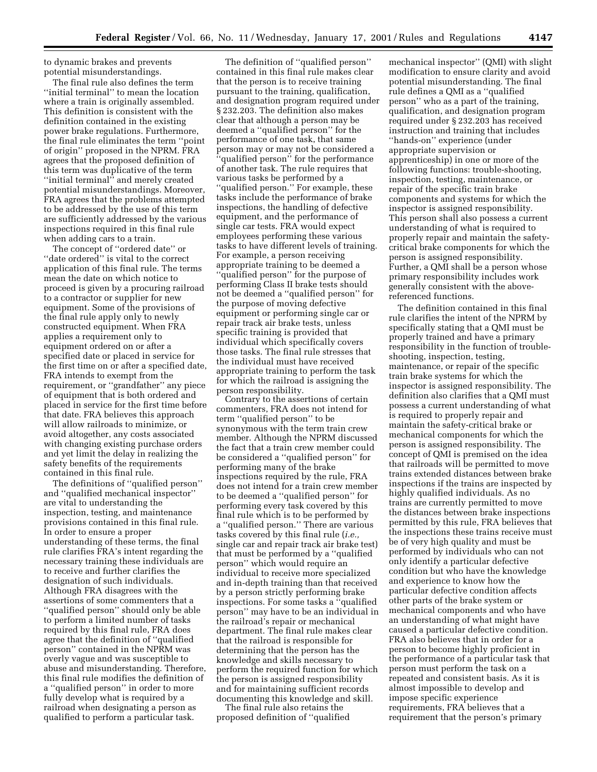to dynamic brakes and prevents potential misunderstandings.

The final rule also defines the term ''initial terminal'' to mean the location where a train is originally assembled. This definition is consistent with the definition contained in the existing power brake regulations. Furthermore, the final rule eliminates the term ''point of origin'' proposed in the NPRM. FRA agrees that the proposed definition of this term was duplicative of the term ''initial terminal'' and merely created potential misunderstandings. Moreover, FRA agrees that the problems attempted to be addressed by the use of this term are sufficiently addressed by the various inspections required in this final rule when adding cars to a train.

The concept of ''ordered date'' or ''date ordered'' is vital to the correct application of this final rule. The terms mean the date on which notice to proceed is given by a procuring railroad to a contractor or supplier for new equipment. Some of the provisions of the final rule apply only to newly constructed equipment. When FRA applies a requirement only to equipment ordered on or after a specified date or placed in service for the first time on or after a specified date, FRA intends to exempt from the requirement, or ''grandfather'' any piece of equipment that is both ordered and placed in service for the first time before that date. FRA believes this approach will allow railroads to minimize, or avoid altogether, any costs associated with changing existing purchase orders and yet limit the delay in realizing the safety benefits of the requirements contained in this final rule.

The definitions of ''qualified person'' and ''qualified mechanical inspector'' are vital to understanding the inspection, testing, and maintenance provisions contained in this final rule. In order to ensure a proper understanding of these terms, the final rule clarifies FRA's intent regarding the necessary training these individuals are to receive and further clarifies the designation of such individuals. Although FRA disagrees with the assertions of some commenters that a ''qualified person'' should only be able to perform a limited number of tasks required by this final rule, FRA does agree that the definition of ''qualified person'' contained in the NPRM was overly vague and was susceptible to abuse and misunderstanding. Therefore, this final rule modifies the definition of a ''qualified person'' in order to more fully develop what is required by a railroad when designating a person as qualified to perform a particular task.

The definition of ''qualified person'' contained in this final rule makes clear that the person is to receive training pursuant to the training, qualification, and designation program required under § 232.203. The definition also makes clear that although a person may be deemed a ''qualified person'' for the performance of one task, that same person may or may not be considered a ''qualified person'' for the performance of another task. The rule requires that various tasks be performed by a ''qualified person.'' For example, these tasks include the performance of brake inspections, the handling of defective equipment, and the performance of single car tests. FRA would expect employees performing these various tasks to have different levels of training. For example, a person receiving appropriate training to be deemed a ''qualified person'' for the purpose of performing Class II brake tests should not be deemed a ''qualified person'' for the purpose of moving defective equipment or performing single car or repair track air brake tests, unless specific training is provided that individual which specifically covers those tasks. The final rule stresses that the individual must have received appropriate training to perform the task for which the railroad is assigning the person responsibility.

Contrary to the assertions of certain commenters, FRA does not intend for term ''qualified person'' to be synonymous with the term train crew member. Although the NPRM discussed the fact that a train crew member could be considered a ''qualified person'' for performing many of the brake inspections required by the rule, FRA does not intend for a train crew member to be deemed a ''qualified person'' for performing every task covered by this final rule which is to be performed by a ''qualified person.'' There are various tasks covered by this final rule (*i.e.,* single car and repair track air brake test) that must be performed by a ''qualified person'' which would require an individual to receive more specialized and in-depth training than that received by a person strictly performing brake inspections. For some tasks a ''qualified person'' may have to be an individual in the railroad's repair or mechanical department. The final rule makes clear that the railroad is responsible for determining that the person has the knowledge and skills necessary to perform the required function for which the person is assigned responsibility and for maintaining sufficient records documenting this knowledge and skill.

The final rule also retains the proposed definition of ''qualified mechanical inspector'' (QMI) with slight modification to ensure clarity and avoid potential misunderstanding. The final rule defines a QMI as a ''qualified person'' who as a part of the training, qualification, and designation program required under § 232.203 has received instruction and training that includes ''hands-on'' experience (under appropriate supervision or apprenticeship) in one or more of the following functions: trouble-shooting, inspection, testing, maintenance, or repair of the specific train brake components and systems for which the inspector is assigned responsibility. This person shall also possess a current understanding of what is required to properly repair and maintain the safety-critical brake components for which the person is assigned responsibility. Further, a QMI shall be a person whose primary responsibility includes work generally consistent with the above-referenced functions.

The definition contained in this final rule clarifies the intent of the NPRM by specifically stating that a QMI must be properly trained and have a primary responsibility in the function of trouble-shooting, inspection, testing, maintenance, or repair of the specific train brake systems for which the inspector is assigned responsibility. The definition also clarifies that a QMI must possess a current understanding of what is required to properly repair and maintain the safety-critical brake or mechanical components for which the person is assigned responsibility. The concept of QMI is premised on the idea that railroads will be permitted to move trains extended distances between brake inspections if the trains are inspected by highly qualified individuals. As no trains are currently permitted to move the distances between brake inspections permitted by this rule, FRA believes that the inspections these trains receive must be of very high quality and must be performed by individuals who can not only identify a particular defective condition but who have the knowledge and experience to know how the particular defective condition affects other parts of the brake system or mechanical components and who have an understanding of what might have caused a particular defective condition. FRA also believes that in order for a person to become highly proficient in the performance of a particular task that person must perform the task on a repeated and consistent basis. As it is almost impossible to develop and impose specific experience requirements, FRA believes that a requirement that the person's primary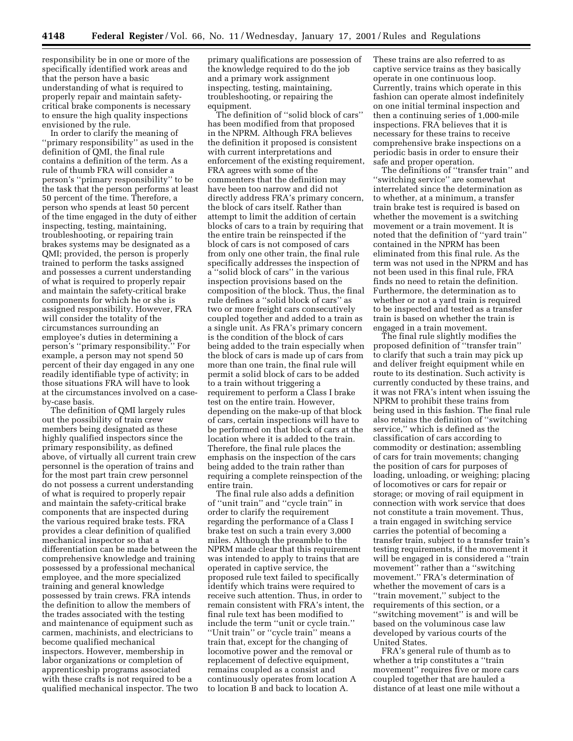responsibility be in one or more of the specifically identified work areas and that the person have a basic understanding of what is required to properly repair and maintain safety-critical brake components is necessary to ensure the high quality inspections envisioned by the rule.

In order to clarify the meaning of ''primary responsibility'' as used in the definition of QMI, the final rule contains a definition of the term. As a rule of thumb FRA will consider a person's ''primary responsibility'' to be the task that the person performs at least 50 percent of the time. Therefore, a person who spends at least 50 percent of the time engaged in the duty of either inspecting, testing, maintaining, troubleshooting, or repairing train brakes systems may be designated as a QMI; provided, the person is properly trained to perform the tasks assigned and possesses a current understanding of what is required to properly repair and maintain the safety-critical brake components for which he or she is assigned responsibility. However, FRA will consider the totality of the circumstances surrounding an employee's duties in determining a person's ''primary responsibility.'' For example, a person may not spend 50 percent of their day engaged in any one readily identifiable type of activity; in those situations FRA will have to look at the circumstances involved on a case-by-case basis.

The definition of QMI largely rules out the possibility of train crew members being designated as these highly qualified inspectors since the primary responsibility, as defined above, of virtually all current train crew personnel is the operation of trains and for the most part train crew personnel do not possess a current understanding of what is required to properly repair and maintain the safety-critical brake components that are inspected during the various required brake tests. FRA provides a clear definition of qualified mechanical inspector so that a differentiation can be made between the comprehensive knowledge and training possessed by a professional mechanical employee, and the more specialized training and general knowledge possessed by train crews. FRA intends the definition to allow the members of the trades associated with the testing and maintenance of equipment such as carmen, machinists, and electricians to become qualified mechanical inspectors. However, membership in labor organizations or completion of apprenticeship programs associated with these crafts is not required to be a qualified mechanical inspector. The two primary qualifications are possession of the knowledge required to do the job and a primary work assignment inspecting, testing, maintaining, troubleshooting, or repairing the equipment.

The definition of ''solid block of cars'' has been modified from that proposed in the NPRM. Although FRA believes the definition it proposed is consistent with current interpretations and enforcement of the existing requirement, FRA agrees with some of the commenters that the definition may have been too narrow and did not directly address FRA's primary concern, the block of cars itself. Rather than attempt to limit the addition of certain blocks of cars to a train by requiring that the entire train be reinspected if the block of cars is not composed of cars from only one other train, the final rule specifically addresses the inspection of a ''solid block of cars'' in the various inspection provisions based on the composition of the block. Thus, the final rule defines a ''solid block of cars'' as two or more freight cars consecutively coupled together and added to a train as a single unit. As FRA's primary concern is the condition of the block of cars being added to the train especially when the block of cars is made up of cars from more than one train, the final rule will permit a solid block of cars to be added to a train without triggering a requirement to perform a Class I brake test on the entire train. However, depending on the make-up of that block of cars, certain inspections will have to be performed on that block of cars at the location where it is added to the train. Therefore, the final rule places the emphasis on the inspection of the cars being added to the train rather than requiring a complete reinspection of the entire train.

The final rule also adds a definition of ''unit train'' and ''cycle train'' in order to clarify the requirement regarding the performance of a Class I brake test on such a train every 3,000 miles. Although the preamble to the NPRM made clear that this requirement was intended to apply to trains that are operated in captive service, the proposed rule text failed to specifically identify which trains were required to receive such attention. Thus, in order to remain consistent with FRA's intent, the final rule text has been modified to include the term ''unit or cycle train.'' ''Unit train'' or ''cycle train'' means a train that, except for the changing of locomotive power and the removal or replacement of defective equipment, remains coupled as a consist and continuously operates from location A to location B and back to location A. These trains are also referred to as captive service trains as they basically operate in one continuous loop. Currently, trains which operate in this fashion can operate almost indefinitely on one initial terminal inspection and then a continuing series of 1,000-mile inspections. FRA believes that it is necessary for these trains to receive comprehensive brake inspections on a periodic basis in order to ensure their safe and proper operation.

The definitions of ''transfer train'' and ''switching service'' are somewhat interrelated since the determination as to whether, at a minimum, a transfer train brake test is required is based on whether the movement is a switching movement or a train movement. It is noted that the definition of ''yard train'' contained in the NPRM has been eliminated from this final rule. As the term was not used in the NPRM and has not been used in this final rule, FRA finds no need to retain the definition. Furthermore, the determination as to whether or not a yard train is required to be inspected and tested as a transfer train is based on whether the train is engaged in a train movement.

The final rule slightly modifies the proposed definition of ''transfer train'' to clarify that such a train may pick up and deliver freight equipment while en route to its destination. Such activity is currently conducted by these trains, and it was not FRA's intent when issuing the NPRM to prohibit these trains from being used in this fashion. The final rule also retains the definition of ''switching service,'' which is defined as the classification of cars according to commodity or destination; assembling of cars for train movements; changing the position of cars for purposes of loading, unloading, or weighing; placing of locomotives or cars for repair or storage; or moving of rail equipment in connection with work service that does not constitute a train movement. Thus, a train engaged in switching service carries the potential of becoming a transfer train, subject to a transfer train's testing requirements, if the movement it will be engaged in is considered a ''train movement'' rather than a ''switching movement.'' FRA's determination of whether the movement of cars is a ''train movement,'' subject to the requirements of this section, or a ''switching movement'' is and will be based on the voluminous case law developed by various courts of the United States.

FRA's general rule of thumb as to whether a trip constitutes a ''train movement'' requires five or more cars coupled together that are hauled a distance of at least one mile without a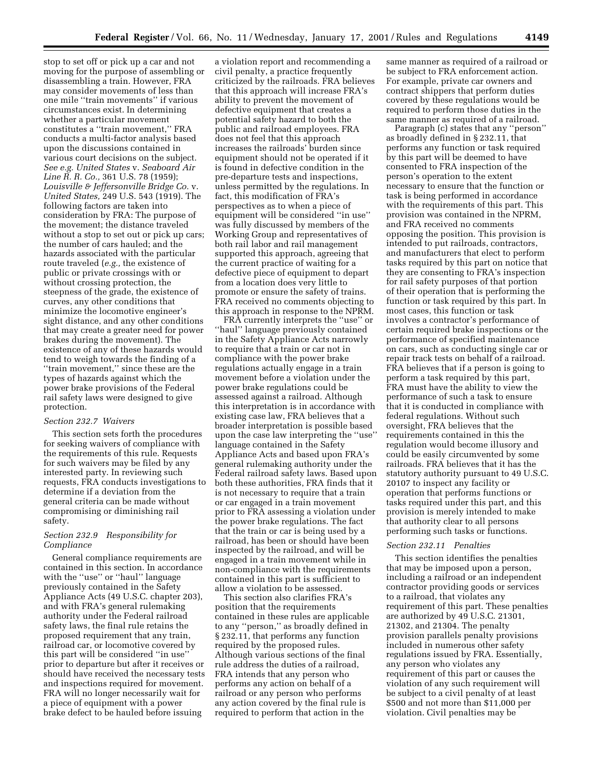stop to set off or pick up a car and not moving for the purpose of assembling or disassembling a train. However, FRA may consider movements of less than one mile "train movements" if various circumstances exist. In determining whether a particular movement constitutes a "train movement," FRA conducts a multi-factor analysis based upon the discussions contained in various court decisions on the subject. *See e.g. United States* v. *Seaboard Air Line R. R. Co.,* 361 U.S. 78 (1959); *Louisville & Jeffersonville Bridge Co.* v. *United States,* 249 U.S. 543 (1919). The following factors are taken into consideration by FRA: The purpose of the movement; the distance traveled without a stop to set out or pick up cars; the number of cars hauled; and the hazards associated with the particular route traveled (*e.g.,* the existence of public or private crossings with or without crossing protection, the steepness of the grade, the existence of curves, any other conditions that minimize the locomotive engineer's sight distance, and any other conditions that may create a greater need for power brakes during the movement). The existence of any of these hazards would tend to weigh towards the finding of a "train movement," since these are the types of hazards against which the power brake provisions of the Federal rail safety laws were designed to give protection.

### *Section 232.7 Waivers*

This section sets forth the procedures for seeking waivers of compliance with the requirements of this rule. Requests for such waivers may be filed by any interested party. In reviewing such requests, FRA conducts investigations to determine if a deviation from the general criteria can be made without compromising or diminishing rail safety.

### *Section 232.9 Responsibility for Compliance*

General compliance requirements are contained in this section. In accordance with the "use" or "haul" language previously contained in the Safety Appliance Acts (49 U.S.C. chapter 203), and with FRA's general rulemaking authority under the Federal railroad safety laws, the final rule retains the proposed requirement that any train, railroad car, or locomotive covered by this part will be considered "in use" prior to departure but after it receives or should have received the necessary tests and inspections required for movement. FRA will no longer necessarily wait for a piece of equipment with a power brake defect to be hauled before issuing a violation report and recommending a civil penalty, a practice frequently criticized by the railroads. FRA believes that this approach will increase FRA's ability to prevent the movement of defective equipment that creates a potential safety hazard to both the public and railroad employees. FRA does not feel that this approach increases the railroads' burden since equipment should not be operated if it is found in defective condition in the pre-departure tests and inspections, unless permitted by the regulations. In fact, this modification of FRA's perspectives as to when a piece of equipment will be considered "in use" was fully discussed by members of the Working Group and representatives of both rail labor and rail management supported this approach, agreeing that the current practice of waiting for a defective piece of equipment to depart from a location does very little to promote or ensure the safety of trains. FRA received no comments objecting to this approach in response to the NPRM.

FRA currently interprets the "use" or "haul" language previously contained in the Safety Appliance Acts narrowly to require that a train or car not in compliance with the power brake regulations actually engage in a train movement before a violation under the power brake regulations could be assessed against a railroad. Although this interpretation is in accordance with existing case law, FRA believes that a broader interpretation is possible based upon the case law interpreting the "use" language contained in the Safety Appliance Acts and based upon FRA's general rulemaking authority under the Federal railroad safety laws. Based upon both these authorities, FRA finds that it is not necessary to require that a train or car engaged in a train movement prior to FRA assessing a violation under the power brake regulations. The fact that the train or car is being used by a railroad, has been or should have been inspected by the railroad, and will be engaged in a train movement while in non-compliance with the requirements contained in this part is sufficient to allow a violation to be assessed.

This section also clarifies FRA's position that the requirements contained in these rules are applicable to any "person," as broadly defined in § 232.11, that performs any function required by the proposed rules. Although various sections of the final rule address the duties of a railroad, FRA intends that any person who performs any action on behalf of a railroad or any person who performs any action covered by the final rule is required to perform that action in the same manner as required of a railroad or be subject to FRA enforcement action. For example, private car owners and contract shippers that perform duties covered by these regulations would be required to perform those duties in the same manner as required of a railroad.

Paragraph (c) states that any "person" as broadly defined in § 232.11, that performs any function or task required by this part will be deemed to have consented to FRA inspection of the person's operation to the extent necessary to ensure that the function or task is being performed in accordance with the requirements of this part. This provision was contained in the NPRM, and FRA received no comments opposing the position. This provision is intended to put railroads, contractors, and manufacturers that elect to perform tasks required by this part on notice that they are consenting to FRA's inspection for rail safety purposes of that portion of their operation that is performing the function or task required by this part. In most cases, this function or task involves a contractor's performance of certain required brake inspections or the performance of specified maintenance on cars, such as conducting single car or repair track tests on behalf of a railroad. FRA believes that if a person is going to perform a task required by this part, FRA must have the ability to view the performance of such a task to ensure that it is conducted in compliance with federal regulations. Without such oversight, FRA believes that the requirements contained in this the regulation would become illusory and could be easily circumvented by some railroads. FRA believes that it has the statutory authority pursuant to 49 U.S.C. 20107 to inspect any facility or operation that performs functions or tasks required under this part, and this provision is merely intended to make that authority clear to all persons performing such tasks or functions.

### *Section 232.11 Penalties*

This section identifies the penalties that may be imposed upon a person, including a railroad or an independent contractor providing goods or services to a railroad, that violates any requirement of this part. These penalties are authorized by 49 U.S.C. 21301, 21302, and 21304. The penalty provision parallels penalty provisions included in numerous other safety regulations issued by FRA. Essentially, any person who violates any requirement of this part or causes the violation of any such requirement will be subject to a civil penalty of at least $500 and not more than $11,000 per violation. Civil penalties may be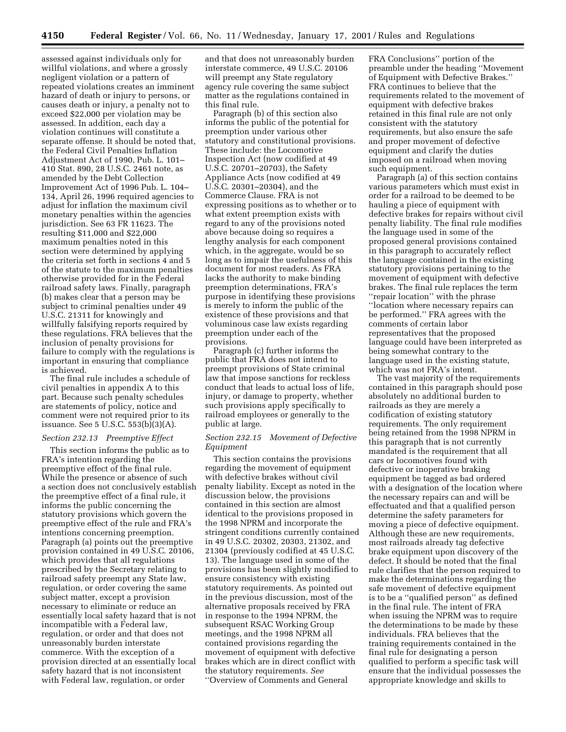assessed against individuals only for willful violations, and where a grossly negligent violation or a pattern of repeated violations creates an imminent hazard of death or injury to persons, or causes death or injury, a penalty not to exceed $22,000 per violation may be assessed. In addition, each day a violation continues will constitute a separate offense. It should be noted that, the Federal Civil Penalties Inflation Adjustment Act of 1990, Pub. L. 101–410 Stat. 890, 28 U.S.C. 2461 note, as amended by the Debt Collection Improvement Act of 1996 Pub. L. 104–134, April 26, 1996 required agencies to adjust for inflation the maximum civil monetary penalties within the agencies jurisdiction. See 63 FR 11623. The resulting $11,000 and $22,000 maximum penalties noted in this section were determined by applying the criteria set forth in sections 4 and 5 of the statute to the maximum penalties otherwise provided for in the Federal railroad safety laws. Finally, paragraph (b) makes clear that a person may be subject to criminal penalties under 49 U.S.C. 21311 for knowingly and willfully falsifying reports required by these regulations. FRA believes that the inclusion of penalty provisions for failure to comply with the regulations is important in ensuring that compliance is achieved.

The final rule includes a schedule of civil penalties in appendix A to this part. Because such penalty schedules are statements of policy, notice and comment were not required prior to its issuance. See 5 U.S.C. 553(b)(3)(A).

*Section 232.13 Preemptive Effect*

This section informs the public as to FRA's intention regarding the preemptive effect of the final rule. While the presence or absence of such a section does not conclusively establish the preemptive effect of a final rule, it informs the public concerning the statutory provisions which govern the preemptive effect of the rule and FRA's intentions concerning preemption. Paragraph (a) points out the preemptive provision contained in 49 U.S.C. 20106, which provides that all regulations prescribed by the Secretary relating to railroad safety preempt any State law, regulation, or order covering the same subject matter, except a provision necessary to eliminate or reduce an essentially local safety hazard that is not incompatible with a Federal law, regulation, or order and that does not unreasonably burden interstate commerce. With the exception of a provision directed at an essentially local safety hazard that is not inconsistent with Federal law, regulation, or order and that does not unreasonably burden interstate commerce, 49 U.S.C. 20106 will preempt any State regulatory agency rule covering the same subject matter as the regulations contained in this final rule.

Paragraph (b) of this section also informs the public of the potential for preemption under various other statutory and constitutional provisions. These include: the Locomotive Inspection Act (now codified at 49 U.S.C. 20701–20703), the Safety Appliance Acts (now codified at 49 U.S.C. 20301–20304), and the Commerce Clause. FRA is not expressing positions as to whether or to what extent preemption exists with regard to any of the provisions noted above because doing so requires a lengthy analysis for each component which, in the aggregate, would be so long as to impair the usefulness of this document for most readers. As FRA lacks the authority to make binding preemption determinations, FRA's purpose in identifying these provisions is merely to inform the public of the existence of these provisions and that voluminous case law exists regarding preemption under each of the provisions.

Paragraph (c) further informs the public that FRA does not intend to preempt provisions of State criminal law that impose sanctions for reckless conduct that leads to actual loss of life, injury, or damage to property, whether such provisions apply specifically to railroad employees or generally to the public at large.

*Section 232.15 Movement of Defective Equipment*

This section contains the provisions regarding the movement of equipment with defective brakes without civil penalty liability. Except as noted in the discussion below, the provisions contained in this section are almost identical to the provisions proposed in the 1998 NPRM and incorporate the stringent conditions currently contained in 49 U.S.C. 20302, 20303, 21302, and 21304 (previously codified at 45 U.S.C. 13). The language used in some of the provisions has been slightly modified to ensure consistency with existing statutory requirements. As pointed out in the previous discussion, most of the alternative proposals received by FRA in response to the 1994 NPRM, the subsequent RSAC Working Group meetings, and the 1998 NPRM all contained provisions regarding the movement of equipment with defective brakes which are in direct conflict with the statutory requirements. *See* "Overview of Comments and General FRA Conclusions" portion of the preamble under the heading "Movement of Equipment with Defective Brakes." FRA continues to believe that the requirements related to the movement of equipment with defective brakes retained in this final rule are not only consistent with the statutory requirements, but also ensure the safe and proper movement of defective equipment and clarify the duties imposed on a railroad when moving such equipment.

Paragraph (a) of this section contains various parameters which must exist in order for a railroad to be deemed to be hauling a piece of equipment with defective brakes for repairs without civil penalty liability. The final rule modifies the language used in some of the proposed general provisions contained in this paragraph to accurately reflect the language contained in the existing statutory provisions pertaining to the movement of equipment with defective brakes. The final rule replaces the term "repair location" with the phrase "location where necessary repairs can be performed." FRA agrees with the comments of certain labor representatives that the proposed language could have been interpreted as being somewhat contrary to the language used in the existing statute, which was not FRA's intent.

The vast majority of the requirements contained in this paragraph should pose absolutely no additional burden to railroads as they are merely a codification of existing statutory requirements. The only requirement being retained from the 1998 NPRM in this paragraph that is not currently mandated is the requirement that all cars or locomotives found with defective or inoperative braking equipment be tagged as bad ordered with a designation of the location where the necessary repairs can and will be effectuated and that a qualified person determine the safety parameters for moving a piece of defective equipment. Although these are new requirements, most railroads already tag defective brake equipment upon discovery of the defect. It should be noted that the final rule clarifies that the person required to make the determinations regarding the safe movement of defective equipment is to be a "qualified person" as defined in the final rule. The intent of FRA when issuing the NPRM was to require the determinations to be made by these individuals. FRA believes that the training requirements contained in the final rule for designating a person qualified to perform a specific task will ensure that the individual possesses the appropriate knowledge and skills to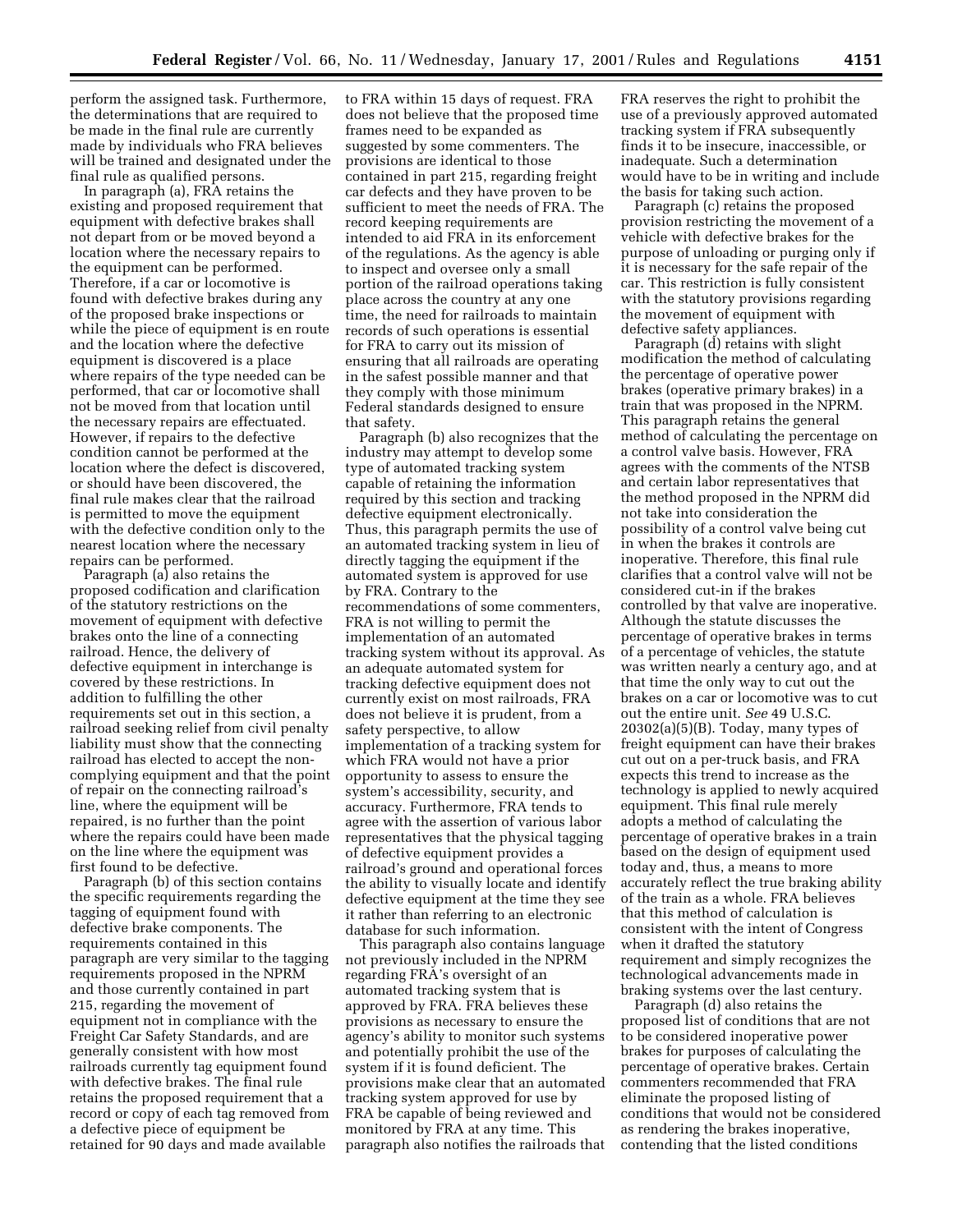perform the assigned task. Furthermore, the determinations that are required to be made in the final rule are currently made by individuals who FRA believes will be trained and designated under the final rule as qualified persons.

In paragraph (a), FRA retains the existing and proposed requirement that equipment with defective brakes shall not depart from or be moved beyond a location where the necessary repairs to the equipment can be performed. Therefore, if a car or locomotive is found with defective brakes during any of the proposed brake inspections or while the piece of equipment is en route and the location where the defective equipment is discovered is a place where repairs of the type needed can be performed, that car or locomotive shall not be moved from that location until the necessary repairs are effectuated. However, if repairs to the defective condition cannot be performed at the location where the defect is discovered, or should have been discovered, the final rule makes clear that the railroad is permitted to move the equipment with the defective condition only to the nearest location where the necessary repairs can be performed.

Paragraph (a) also retains the proposed codification and clarification of the statutory restrictions on the movement of equipment with defective brakes onto the line of a connecting railroad. Hence, the delivery of defective equipment in interchange is covered by these restrictions. In addition to fulfilling the other requirements set out in this section, a railroad seeking relief from civil penalty liability must show that the connecting railroad has elected to accept the non-complying equipment and that the point of repair on the connecting railroad's line, where the equipment will be repaired, is no further than the point where the repairs could have been made on the line where the equipment was first found to be defective.

Paragraph (b) of this section contains the specific requirements regarding the tagging of equipment found with defective brake components. The requirements contained in this paragraph are very similar to the tagging requirements proposed in the NPRM and those currently contained in part 215, regarding the movement of equipment not in compliance with the Freight Car Safety Standards, and are generally consistent with how most railroads currently tag equipment found with defective brakes. The final rule retains the proposed requirement that a record or copy of each tag removed from a defective piece of equipment be retained for 90 days and made available to FRA within 15 days of request. FRA does not believe that the proposed time frames need to be expanded as suggested by some commenters. The provisions are identical to those contained in part 215, regarding freight car defects and they have proven to be sufficient to meet the needs of FRA. The record keeping requirements are intended to aid FRA in its enforcement of the regulations. As the agency is able to inspect and oversee only a small portion of the railroad operations taking place across the country at any one time, the need for railroads to maintain records of such operations is essential for FRA to carry out its mission of ensuring that all railroads are operating in the safest possible manner and that they comply with those minimum Federal standards designed to ensure that safety.

Paragraph (b) also recognizes that the industry may attempt to develop some type of automated tracking system capable of retaining the information required by this section and tracking defective equipment electronically. Thus, this paragraph permits the use of an automated tracking system in lieu of directly tagging the equipment if the automated system is approved for use by FRA. Contrary to the recommendations of some commenters, FRA is not willing to permit the implementation of an automated tracking system without its approval. As an adequate automated system for tracking defective equipment does not currently exist on most railroads, FRA does not believe it is prudent, from a safety perspective, to allow implementation of a tracking system for which FRA would not have a prior opportunity to assess to ensure the system's accessibility, security, and accuracy. Furthermore, FRA tends to agree with the assertion of various labor representatives that the physical tagging of defective equipment provides a railroad's ground and operational forces the ability to visually locate and identify defective equipment at the time they see it rather than referring to an electronic database for such information.

This paragraph also contains language not previously included in the NPRM regarding FRA's oversight of an automated tracking system that is approved by FRA. FRA believes these provisions as necessary to ensure the agency's ability to monitor such systems and potentially prohibit the use of the system if it is found deficient. The provisions make clear that an automated tracking system approved for use by FRA be capable of being reviewed and monitored by FRA at any time. This paragraph also notifies the railroads that FRA reserves the right to prohibit the use of a previously approved automated tracking system if FRA subsequently finds it to be insecure, inaccessible, or inadequate. Such a determination would have to be in writing and include the basis for taking such action.

Paragraph (c) retains the proposed provision restricting the movement of a vehicle with defective brakes for the purpose of unloading or purging only if it is necessary for the safe repair of the car. This restriction is fully consistent with the statutory provisions regarding the movement of equipment with defective safety appliances.

Paragraph (d) retains with slight modification the method of calculating the percentage of operative power brakes (operative primary brakes) in a train that was proposed in the NPRM. This paragraph retains the general method of calculating the percentage on a control valve basis. However, FRA agrees with the comments of the NTSB and certain labor representatives that the method proposed in the NPRM did not take into consideration the possibility of a control valve being cut in when the brakes it controls are inoperative. Therefore, this final rule clarifies that a control valve will not be considered cut-in if the brakes controlled by that valve are inoperative. Although the statute discusses the percentage of operative brakes in terms of a percentage of vehicles, the statute was written nearly a century ago, and at that time the only way to cut out the brakes on a car or locomotive was to cut out the entire unit. *See* 49 U.S.C. 20302(a)(5)(B). Today, many types of freight equipment can have their brakes cut out on a per-truck basis, and FRA expects this trend to increase as the technology is applied to newly acquired equipment. This final rule merely adopts a method of calculating the percentage of operative brakes in a train based on the design of equipment used today and, thus, a means to more accurately reflect the true braking ability of the train as a whole. FRA believes that this method of calculation is consistent with the intent of Congress when it drafted the statutory requirement and simply recognizes the technological advancements made in braking systems over the last century.

Paragraph (d) also retains the proposed list of conditions that are not to be considered inoperative power brakes for purposes of calculating the percentage of operative brakes. Certain commenters recommended that FRA eliminate the proposed listing of conditions that would not be considered as rendering the brakes inoperative, contending that the listed conditions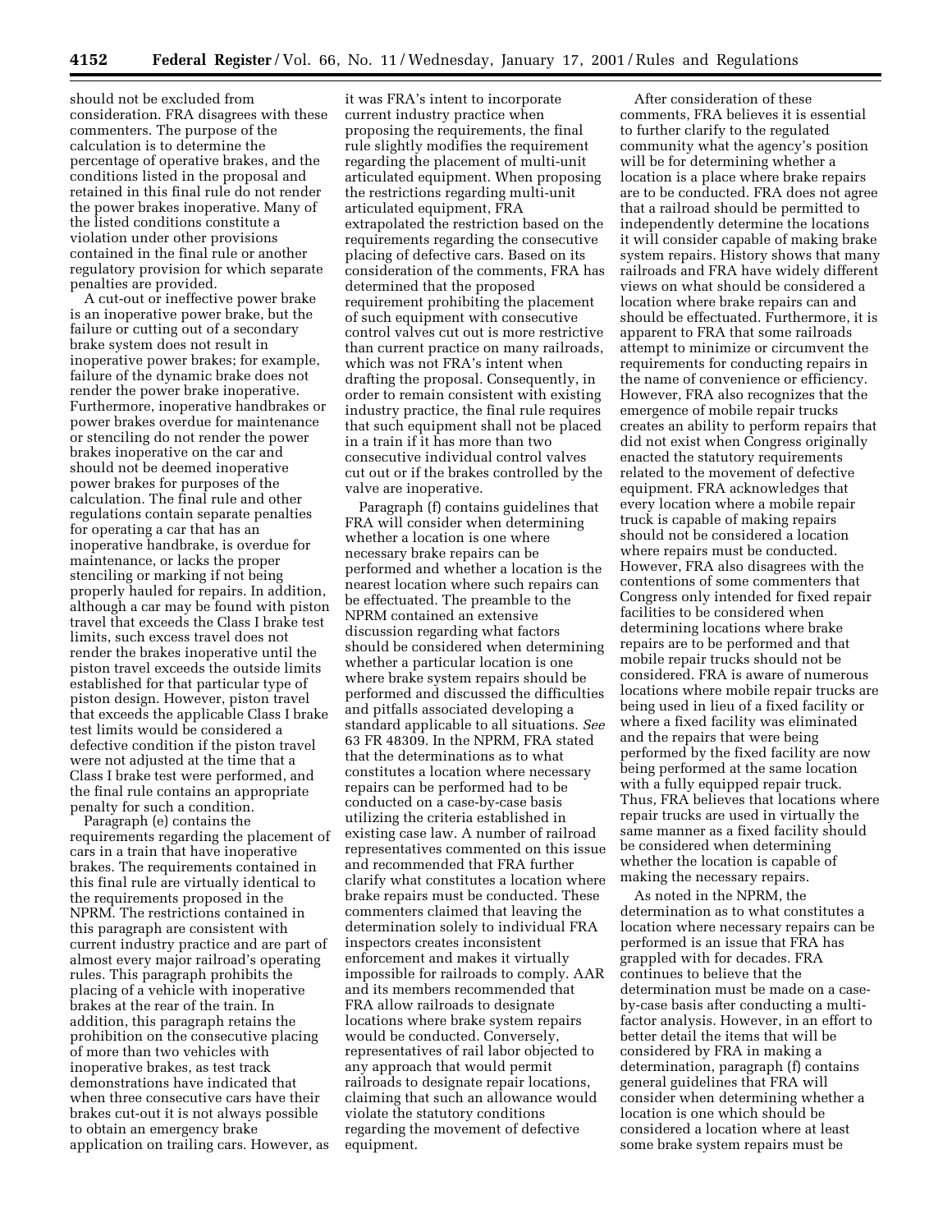should not be excluded from consideration. FRA disagrees with these commenters. The purpose of the calculation is to determine the percentage of operative brakes, and the conditions listed in the proposal and retained in this final rule do not render the power brakes inoperative. Many of the listed conditions constitute a violation under other provisions contained in the final rule or another regulatory provision for which separate penalties are provided.

A cut-out or ineffective power brake is an inoperative power brake, but the failure or cutting out of a secondary brake system does not result in inoperative power brakes; for example, failure of the dynamic brake does not render the power brake inoperative. Furthermore, inoperative handbrakes or power brakes overdue for maintenance or stenciling do not render the power brakes inoperative on the car and should not be deemed inoperative power brakes for purposes of the calculation. The final rule and other regulations contain separate penalties for operating a car that has an inoperative handbrake, is overdue for maintenance, or lacks the proper stenciling or marking if not being properly hauled for repairs. In addition, although a car may be found with piston travel that exceeds the Class I brake test limits, such excess travel does not render the brakes inoperative until the piston travel exceeds the outside limits established for that particular type of piston design. However, piston travel that exceeds the applicable Class I brake test limits would be considered a defective condition if the piston travel were not adjusted at the time that a Class I brake test were performed, and the final rule contains an appropriate penalty for such a condition.

Paragraph (e) contains the requirements regarding the placement of cars in a train that have inoperative brakes. The requirements contained in this final rule are virtually identical to the requirements proposed in the NPRM. The restrictions contained in this paragraph are consistent with current industry practice and are part of almost every major railroad's operating rules. This paragraph prohibits the placing of a vehicle with inoperative brakes at the rear of the train. In addition, this paragraph retains the prohibition on the consecutive placing of more than two vehicles with inoperative brakes, as test track demonstrations have indicated that when three consecutive cars have their brakes cut-out it is not always possible to obtain an emergency brake application on trailing cars. However, as it was FRA's intent to incorporate current industry practice when proposing the requirements, the final rule slightly modifies the requirement regarding the placement of multi-unit articulated equipment. When proposing the restrictions regarding multi-unit articulated equipment, FRA extrapolated the restriction based on the requirements regarding the consecutive placing of defective cars. Based on its consideration of the comments, FRA has determined that the proposed requirement prohibiting the placement of such equipment with consecutive control valves cut out is more restrictive than current practice on many railroads, which was not FRA's intent when drafting the proposal. Consequently, in order to remain consistent with existing industry practice, the final rule requires that such equipment shall not be placed in a train if it has more than two consecutive individual control valves cut out or if the brakes controlled by the valve are inoperative.

Paragraph (f) contains guidelines that FRA will consider when determining whether a location is one where necessary brake repairs can be performed and whether a location is the nearest location where such repairs can be effectuated. The preamble to the NPRM contained an extensive discussion regarding what factors should be considered when determining whether a particular location is one where brake system repairs should be performed and discussed the difficulties and pitfalls associated developing a standard applicable to all situations. *See* 63 FR 48309. In the NPRM, FRA stated that the determinations as to what constitutes a location where necessary repairs can be performed had to be conducted on a case-by-case basis utilizing the criteria established in existing case law. A number of railroad representatives commented on this issue and recommended that FRA further clarify what constitutes a location where brake repairs must be conducted. These commenters claimed that leaving the determination solely to individual FRA inspectors creates inconsistent enforcement and makes it virtually impossible for railroads to comply. AAR and its members recommended that FRA allow railroads to designate locations where brake system repairs would be conducted. Conversely, representatives of rail labor objected to any approach that would permit railroads to designate repair locations, claiming that such an allowance would violate the statutory conditions regarding the movement of defective equipment.

After consideration of these comments, FRA believes it is essential to further clarify to the regulated community what the agency's position will be for determining whether a location is a place where brake repairs are to be conducted. FRA does not agree that a railroad should be permitted to independently determine the locations it will consider capable of making brake system repairs. History shows that many railroads and FRA have widely different views on what should be considered a location where brake repairs can and should be effectuated. Furthermore, it is apparent to FRA that some railroads attempt to minimize or circumvent the requirements for conducting repairs in the name of convenience or efficiency. However, FRA also recognizes that the emergence of mobile repair trucks creates an ability to perform repairs that did not exist when Congress originally enacted the statutory requirements related to the movement of defective equipment. FRA acknowledges that every location where a mobile repair truck is capable of making repairs should not be considered a location where repairs must be conducted. However, FRA also disagrees with the contentions of some commenters that Congress only intended for fixed repair facilities to be considered when determining locations where brake repairs are to be performed and that mobile repair trucks should not be considered. FRA is aware of numerous locations where mobile repair trucks are being used in lieu of a fixed facility or where a fixed facility was eliminated and the repairs that were being performed by the fixed facility are now being performed at the same location with a fully equipped repair truck. Thus, FRA believes that locations where repair trucks are used in virtually the same manner as a fixed facility should be considered when determining whether the location is capable of making the necessary repairs.

As noted in the NPRM, the determination as to what constitutes a location where necessary repairs can be performed is an issue that FRA has grappled with for decades. FRA continues to believe that the determination must be made on a case-by-case basis after conducting a multi-factor analysis. However, in an effort to better detail the items that will be considered by FRA in making a determination, paragraph (f) contains general guidelines that FRA will consider when determining whether a location is one which should be considered a location where at least some brake system repairs must be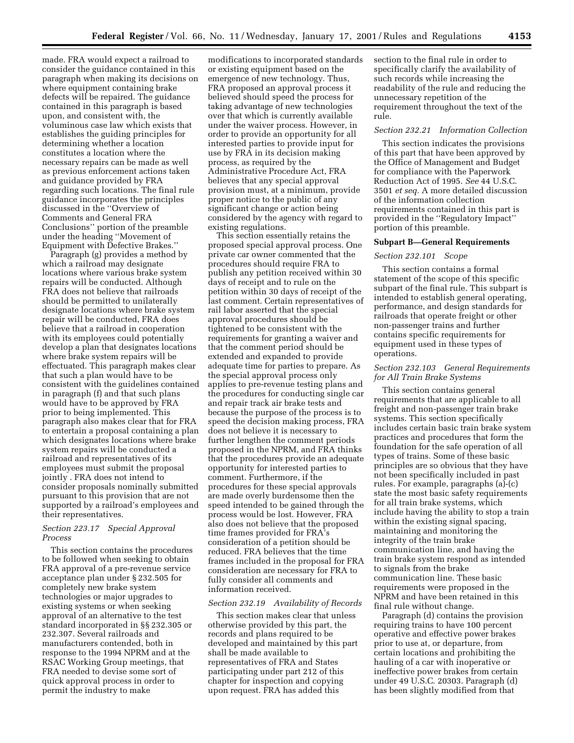made. FRA would expect a railroad to consider the guidance contained in this paragraph when making its decisions on where equipment containing brake defects will be repaired. The guidance contained in this paragraph is based upon, and consistent with, the voluminous case law which exists that establishes the guiding principles for determining whether a location constitutes a location where the necessary repairs can be made as well as previous enforcement actions taken and guidance provided by FRA regarding such locations. The final rule guidance incorporates the principles discussed in the ''Overview of Comments and General FRA Conclusions'' portion of the preamble under the heading ''Movement of Equipment with Defective Brakes.''

Paragraph (g) provides a method by which a railroad may designate locations where various brake system repairs will be conducted. Although FRA does not believe that railroads should be permitted to unilaterally designate locations where brake system repair will be conducted, FRA does believe that a railroad in cooperation with its employees could potentially develop a plan that designates locations where brake system repairs will be effectuated. This paragraph makes clear that such a plan would have to be consistent with the guidelines contained in paragraph (f) and that such plans would have to be approved by FRA prior to being implemented. This paragraph also makes clear that for FRA to entertain a proposal containing a plan which designates locations where brake system repairs will be conducted a railroad and representatives of its employees must submit the proposal jointly . FRA does not intend to consider proposals nominally submitted pursuant to this provision that are not supported by a railroad's employees and their representatives.

*Section 223.17 Special Approval Process*

This section contains the procedures to be followed when seeking to obtain FRA approval of a pre-revenue service acceptance plan under § 232.505 for completely new brake system technologies or major upgrades to existing systems or when seeking approval of an alternative to the test standard incorporated in §§ 232.305 or 232.307. Several railroads and manufacturers contended, both in response to the 1994 NPRM and at the RSAC Working Group meetings, that FRA needed to devise some sort of quick approval process in order to permit the industry to make modifications to incorporated standards or existing equipment based on the emergence of new technology. Thus, FRA proposed an approval process it believed should speed the process for taking advantage of new technologies over that which is currently available under the waiver process. However, in order to provide an opportunity for all interested parties to provide input for use by FRA in its decision making process, as required by the Administrative Procedure Act, FRA believes that any special approval provision must, at a minimum, provide proper notice to the public of any significant change or action being considered by the agency with regard to existing regulations.

This section essentially retains the proposed special approval process. One private car owner commented that the procedures should require FRA to publish any petition received within 30 days of receipt and to rule on the petition within 30 days of receipt of the last comment. Certain representatives of rail labor asserted that the special approval procedures should be tightened to be consistent with the requirements for granting a waiver and that the comment period should be extended and expanded to provide adequate time for parties to prepare. As the special approval process only applies to pre-revenue testing plans and the procedures for conducting single car and repair track air brake tests and because the purpose of the process is to speed the decision making process, FRA does not believe it is necessary to further lengthen the comment periods proposed in the NPRM, and FRA thinks that the procedures provide an adequate opportunity for interested parties to comment. Furthermore, if the procedures for these special approvals are made overly burdensome then the speed intended to be gained through the process would be lost. However, FRA also does not believe that the proposed time frames provided for FRA's consideration of a petition should be reduced. FRA believes that the time frames included in the proposal for FRA consideration are necessary for FRA to fully consider all comments and information received.

*Section 232.19 Availability of Records*

This section makes clear that unless otherwise provided by this part, the records and plans required to be developed and maintained by this part shall be made available to representatives of FRA and States participating under part 212 of this chapter for inspection and copying upon request. FRA has added this section to the final rule in order to specifically clarify the availability of such records while increasing the readability of the rule and reducing the unnecessary repetition of the requirement throughout the text of the rule.

*Section 232.21 Information Collection*

This section indicates the provisions of this part that have been approved by the Office of Management and Budget for compliance with the Paperwork Reduction Act of 1995. *See* 44 U.S.C. 3501 *et seq.* A more detailed discussion of the information collection requirements contained in this part is provided in the ''Regulatory Impact'' portion of this preamble.

**Subpart B—General Requirements**

*Section 232.101 Scope*

This section contains a formal statement of the scope of this specific subpart of the final rule. This subpart is intended to establish general operating, performance, and design standards for railroads that operate freight or other non-passenger trains and further contains specific requirements for equipment used in these types of operations.

*Section 232.103 General Requirements for All Train Brake Systems*

This section contains general requirements that are applicable to all freight and non-passenger train brake systems. This section specifically includes certain basic train brake system practices and procedures that form the foundation for the safe operation of all types of trains. Some of these basic principles are so obvious that they have not been specifically included in past rules. For example, paragraphs (a)-(c) state the most basic safety requirements for all train brake systems, which include having the ability to stop a train within the existing signal spacing, maintaining and monitoring the integrity of the train brake communication line, and having the train brake system respond as intended to signals from the brake communication line. These basic requirements were proposed in the NPRM and have been retained in this final rule without change.

Paragraph (d) contains the provision requiring trains to have 100 percent operative and effective power brakes prior to use at, or departure, from certain locations and prohibiting the hauling of a car with inoperative or ineffective power brakes from certain under 49 U.S.C. 20303. Paragraph (d) has been slightly modified from that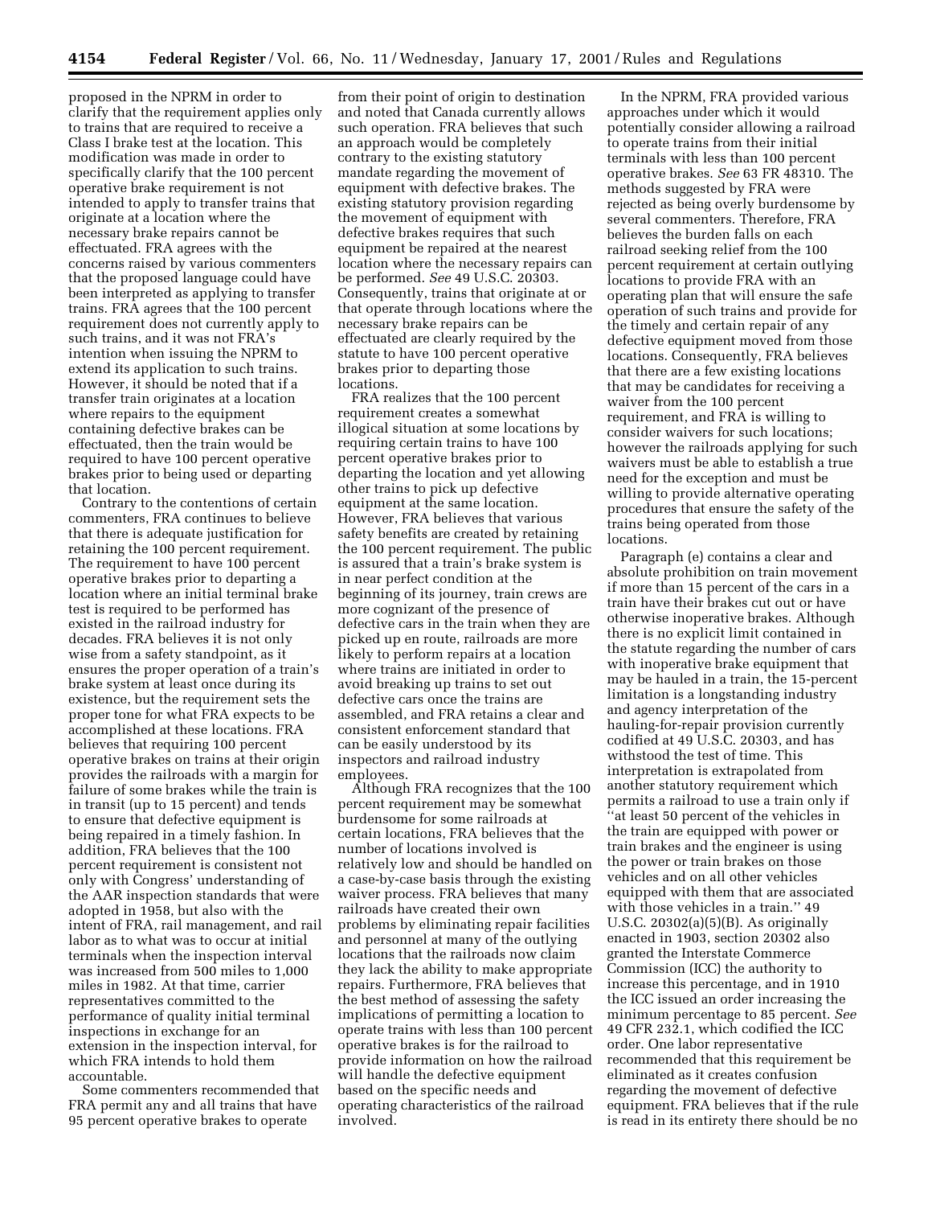proposed in the NPRM in order to clarify that the requirement applies only to trains that are required to receive a Class I brake test at the location. This modification was made in order to specifically clarify that the 100 percent operative brake requirement is not intended to apply to transfer trains that originate at a location where the necessary brake repairs cannot be effectuated. FRA agrees with the concerns raised by various commenters that the proposed language could have been interpreted as applying to transfer trains. FRA agrees that the 100 percent requirement does not currently apply to such trains, and it was not FRA's intention when issuing the NPRM to extend its application to such trains. However, it should be noted that if a transfer train originates at a location where repairs to the equipment containing defective brakes can be effectuated, then the train would be required to have 100 percent operative brakes prior to being used or departing that location.

Contrary to the contentions of certain commenters, FRA continues to believe that there is adequate justification for retaining the 100 percent requirement. The requirement to have 100 percent operative brakes prior to departing a location where an initial terminal brake test is required to be performed has existed in the railroad industry for decades. FRA believes it is not only wise from a safety standpoint, as it ensures the proper operation of a train's brake system at least once during its existence, but the requirement sets the proper tone for what FRA expects to be accomplished at these locations. FRA believes that requiring 100 percent operative brakes on trains at their origin provides the railroads with a margin for failure of some brakes while the train is in transit (up to 15 percent) and tends to ensure that defective equipment is being repaired in a timely fashion. In addition, FRA believes that the 100 percent requirement is consistent not only with Congress' understanding of the AAR inspection standards that were adopted in 1958, but also with the intent of FRA, rail management, and rail labor as to what was to occur at initial terminals when the inspection interval was increased from 500 miles to 1,000 miles in 1982. At that time, carrier representatives committed to the performance of quality initial terminal inspections in exchange for an extension in the inspection interval, for which FRA intends to hold them accountable.

Some commenters recommended that FRA permit any and all trains that have 95 percent operative brakes to operate from their point of origin to destination and noted that Canada currently allows such operation. FRA believes that such an approach would be completely contrary to the existing statutory mandate regarding the movement of equipment with defective brakes. The existing statutory provision regarding the movement of equipment with defective brakes requires that such equipment be repaired at the nearest location where the necessary repairs can be performed. *See* 49 U.S.C. 20303. Consequently, trains that originate at or that operate through locations where the necessary brake repairs can be effectuated are clearly required by the statute to have 100 percent operative brakes prior to departing those locations.

FRA realizes that the 100 percent requirement creates a somewhat illogical situation at some locations by requiring certain trains to have 100 percent operative brakes prior to departing the location and yet allowing other trains to pick up defective equipment at the same location. However, FRA believes that various safety benefits are created by retaining the 100 percent requirement. The public is assured that a train's brake system is in near perfect condition at the beginning of its journey, train crews are more cognizant of the presence of defective cars in the train when they are picked up en route, railroads are more likely to perform repairs at a location where trains are initiated in order to avoid breaking up trains to set out defective cars once the trains are assembled, and FRA retains a clear and consistent enforcement standard that can be easily understood by its inspectors and railroad industry employees.

Although FRA recognizes that the 100 percent requirement may be somewhat burdensome for some railroads at certain locations, FRA believes that the number of locations involved is relatively low and should be handled on a case-by-case basis through the existing waiver process. FRA believes that many railroads have created their own problems by eliminating repair facilities and personnel at many of the outlying locations that the railroads now claim they lack the ability to make appropriate repairs. Furthermore, FRA believes that the best method of assessing the safety implications of permitting a location to operate trains with less than 100 percent operative brakes is for the railroad to provide information on how the railroad will handle the defective equipment based on the specific needs and operating characteristics of the railroad involved.

In the NPRM, FRA provided various approaches under which it would potentially consider allowing a railroad to operate trains from their initial terminals with less than 100 percent operative brakes. *See* 63 FR 48310. The methods suggested by FRA were rejected as being overly burdensome by several commenters. Therefore, FRA believes the burden falls on each railroad seeking relief from the 100 percent requirement at certain outlying locations to provide FRA with an operating plan that will ensure the safe operation of such trains and provide for the timely and certain repair of any defective equipment moved from those locations. Consequently, FRA believes that there are a few existing locations that may be candidates for receiving a waiver from the 100 percent requirement, and FRA is willing to consider waivers for such locations; however the railroads applying for such waivers must be able to establish a true need for the exception and must be willing to provide alternative operating procedures that ensure the safety of the trains being operated from those locations.

Paragraph (e) contains a clear and absolute prohibition on train movement if more than 15 percent of the cars in a train have their brakes cut out or have otherwise inoperative brakes. Although there is no explicit limit contained in the statute regarding the number of cars with inoperative brake equipment that may be hauled in a train, the 15-percent limitation is a longstanding industry and agency interpretation of the hauling-for-repair provision currently codified at 49 U.S.C. 20303, and has withstood the test of time. This interpretation is extrapolated from another statutory requirement which permits a railroad to use a train only if "at least 50 percent of the vehicles in the train are equipped with power or train brakes and the engineer is using the power or train brakes on those vehicles and on all other vehicles equipped with them that are associated with those vehicles in a train." 49 U.S.C. 20302(a)(5)(B). As originally enacted in 1903, section 20302 also granted the Interstate Commerce Commission (ICC) the authority to increase this percentage, and in 1910 the ICC issued an order increasing the minimum percentage to 85 percent. *See* 49 CFR 232.1, which codified the ICC order. One labor representative recommended that this requirement be eliminated as it creates confusion regarding the movement of defective equipment. FRA believes that if the rule is read in its entirety there should be no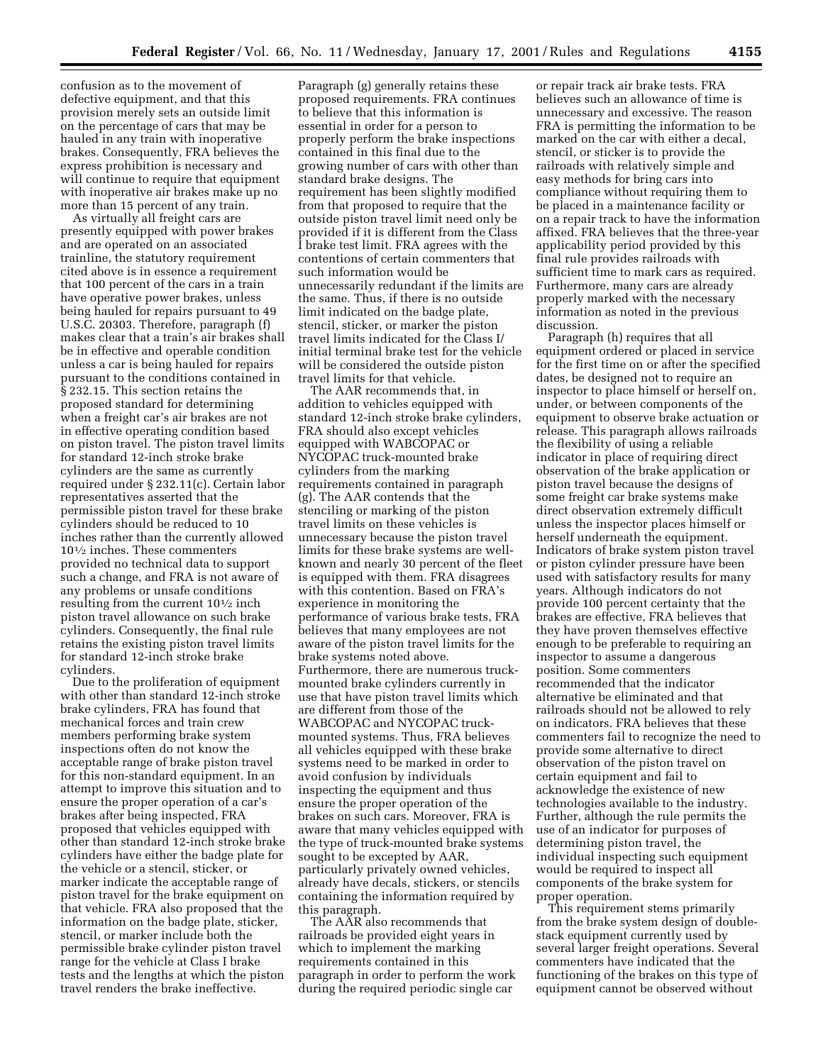confusion as to the movement of defective equipment, and that this provision merely sets an outside limit on the percentage of cars that may be hauled in any train with inoperative brakes. Consequently, FRA believes the express prohibition is necessary and will continue to require that equipment with inoperative air brakes make up no more than 15 percent of any train.

As virtually all freight cars are presently equipped with power brakes and are operated on an associated trainline, the statutory requirement cited above is in essence a requirement that 100 percent of the cars in a train have operative power brakes, unless being hauled for repairs pursuant to 49 U.S.C. 20303. Therefore, paragraph (f) makes clear that a train's air brakes shall be in effective and operable condition unless a car is being hauled for repairs pursuant to the conditions contained in § 232.15. This section retains the proposed standard for determining when a freight car's air brakes are not in effective operating condition based on piston travel. The piston travel limits for standard 12-inch stroke brake cylinders are the same as currently required under § 232.11(c). Certain labor representatives asserted that the permissible piston travel for these brake cylinders should be reduced to 10 inches rather than the currently allowed 10½ inches. These commenters provided no technical data to support such a change, and FRA is not aware of any problems or unsafe conditions resulting from the current 10½ inch piston travel allowance on such brake cylinders. Consequently, the final rule retains the existing piston travel limits for standard 12-inch stroke brake cylinders.

Due to the proliferation of equipment with other than standard 12-inch stroke brake cylinders, FRA has found that mechanical forces and train crew members performing brake system inspections often do not know the acceptable range of brake piston travel for this non-standard equipment. In an attempt to improve this situation and to ensure the proper operation of a car's brakes after being inspected, FRA proposed that vehicles equipped with other than standard 12-inch stroke brake cylinders have either the badge plate for the vehicle or a stencil, sticker, or marker indicate the acceptable range of piston travel for the brake equipment on that vehicle. FRA also proposed that the information on the badge plate, sticker, stencil, or marker include both the permissible brake cylinder piston travel range for the vehicle at Class I brake tests and the lengths at which the piston travel renders the brake ineffective.

Paragraph (g) generally retains these proposed requirements. FRA continues to believe that this information is essential in order for a person to properly perform the brake inspections contained in this final due to the growing number of cars with other than standard brake designs. The requirement has been slightly modified from that proposed to require that the outside piston travel limit need only be provided if it is different from the Class I brake test limit. FRA agrees with the contentions of certain commenters that such information would be unnecessarily redundant if the limits are the same. Thus, if there is no outside limit indicated on the badge plate, stencil, sticker, or marker the piston travel limits indicated for the Class I/initial terminal brake test for the vehicle will be considered the outside piston travel limits for that vehicle.

The AAR recommends that, in addition to vehicles equipped with standard 12-inch stroke brake cylinders, FRA should also except vehicles equipped with WABCOPAC or NYCOPAC truck-mounted brake cylinders from the marking requirements contained in paragraph (g). The AAR contends that the stenciling or marking of the piston travel limits on these vehicles is unnecessary because the piston travel limits for these brake systems are well-known and nearly 30 percent of the fleet is equipped with them. FRA disagrees with this contention. Based on FRA's experience in monitoring the performance of various brake tests, FRA believes that many employees are not aware of the piston travel limits for the brake systems noted above. Furthermore, there are numerous truck-mounted brake cylinders currently in use that have piston travel limits which are different from those of the WABCOPAC and NYCOPAC truck-mounted systems. Thus, FRA believes all vehicles equipped with these brake systems need to be marked in order to avoid confusion by individuals inspecting the equipment and thus ensure the proper operation of the brakes on such cars. Moreover, FRA is aware that many vehicles equipped with the type of truck-mounted brake systems sought to be excepted by AAR, particularly privately owned vehicles, already have decals, stickers, or stencils containing the information required by this paragraph.

The AAR also recommends that railroads be provided eight years in which to implement the marking requirements contained in this paragraph in order to perform the work during the required periodic single car or repair track air brake tests. FRA believes such an allowance of time is unnecessary and excessive. The reason FRA is permitting the information to be marked on the car with either a decal, stencil, or sticker is to provide the railroads with relatively simple and easy methods for bring cars into compliance without requiring them to be placed in a maintenance facility or on a repair track to have the information affixed. FRA believes that the three-year applicability period provided by this final rule provides railroads with sufficient time to mark cars as required. Furthermore, many cars are already properly marked with the necessary information as noted in the previous discussion.

Paragraph (h) requires that all equipment ordered or placed in service for the first time on or after the specified dates, be designed not to require an inspector to place himself or herself on, under, or between components of the equipment to observe brake actuation or release. This paragraph allows railroads the flexibility of using a reliable indicator in place of requiring direct observation of the brake application or piston travel because the designs of some freight car brake systems make direct observation extremely difficult unless the inspector places himself or herself underneath the equipment. Indicators of brake system piston travel or piston cylinder pressure have been used with satisfactory results for many years. Although indicators do not provide 100 percent certainty that the brakes are effective, FRA believes that they have proven themselves effective enough to be preferable to requiring an inspector to assume a dangerous position. Some commenters recommended that the indicator alternative be eliminated and that railroads should not be allowed to rely on indicators. FRA believes that these commenters fail to recognize the need to provide some alternative to direct observation of the piston travel on certain equipment and fail to acknowledge the existence of new technologies available to the industry. Further, although the rule permits the use of an indicator for purposes of determining piston travel, the individual inspecting such equipment would be required to inspect all components of the brake system for proper operation.

This requirement stems primarily from the brake system design of double-stack equipment currently used by several larger freight operations. Several commenters have indicated that the functioning of the brakes on this type of equipment cannot be observed without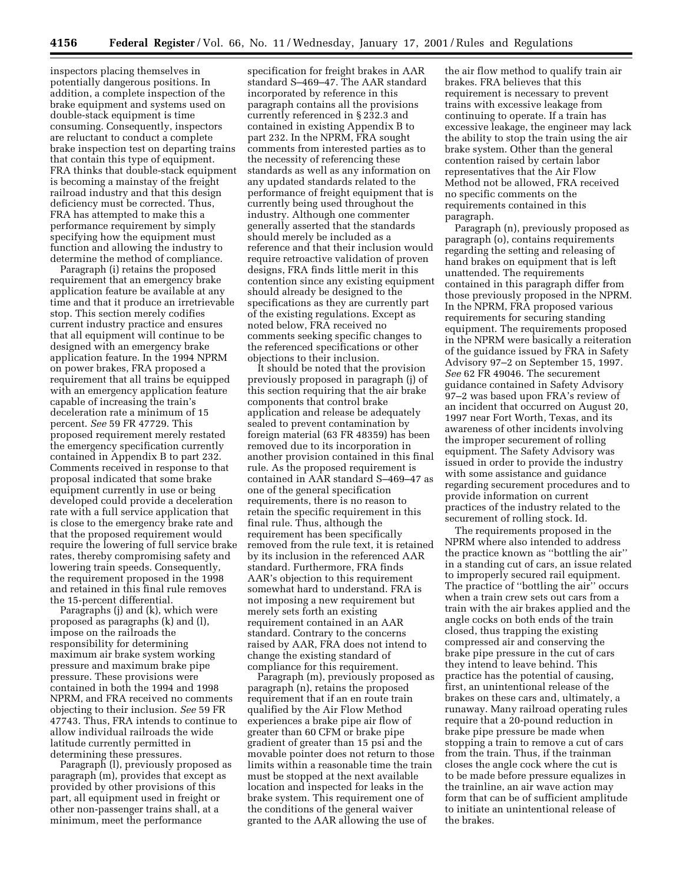inspectors placing themselves in potentially dangerous positions. In addition, a complete inspection of the brake equipment and systems used on double-stack equipment is time consuming. Consequently, inspectors are reluctant to conduct a complete brake inspection test on departing trains that contain this type of equipment. FRA thinks that double-stack equipment is becoming a mainstay of the freight railroad industry and that this design deficiency must be corrected. Thus, FRA has attempted to make this a performance requirement by simply specifying how the equipment must function and allowing the industry to determine the method of compliance.

Paragraph (i) retains the proposed requirement that an emergency brake application feature be available at any time and that it produce an irretrievable stop. This section merely codifies current industry practice and ensures that all equipment will continue to be designed with an emergency brake application feature. In the 1994 NPRM on power brakes, FRA proposed a requirement that all trains be equipped with an emergency application feature capable of increasing the train's deceleration rate a minimum of 15 percent. *See* 59 FR 47729. This proposed requirement merely restated the emergency specification currently contained in Appendix B to part 232. Comments received in response to that proposal indicated that some brake equipment currently in use or being developed could provide a deceleration rate with a full service application that is close to the emergency brake rate and that the proposed requirement would require the lowering of full service brake rates, thereby compromising safety and lowering train speeds. Consequently, the requirement proposed in the 1998 and retained in this final rule removes the 15-percent differential.

Paragraphs (j) and (k), which were proposed as paragraphs (k) and (l), impose on the railroads the responsibility for determining maximum air brake system working pressure and maximum brake pipe pressure. These provisions were contained in both the 1994 and 1998 NPRM, and FRA received no comments objecting to their inclusion. *See* 59 FR 47743. Thus, FRA intends to continue to allow individual railroads the wide latitude currently permitted in determining these pressures.

Paragraph (l), previously proposed as paragraph (m), provides that except as provided by other provisions of this part, all equipment used in freight or other non-passenger trains shall, at a minimum, meet the performance specification for freight brakes in AAR standard S–469–47. The AAR standard incorporated by reference in this paragraph contains all the provisions currently referenced in § 232.3 and contained in existing Appendix B to part 232. In the NPRM, FRA sought comments from interested parties as to the necessity of referencing these standards as well as any information on any updated standards related to the performance of freight equipment that is currently being used throughout the industry. Although one commenter generally asserted that the standards should merely be included as a reference and that their inclusion would require retroactive validation of proven designs, FRA finds little merit in this contention since any existing equipment should already be designed to the specifications as they are currently part of the existing regulations. Except as noted below, FRA received no comments seeking specific changes to the referenced specifications or other objections to their inclusion.

It should be noted that the provision previously proposed in paragraph (j) of this section requiring that the air brake components that control brake application and release be adequately sealed to prevent contamination by foreign material (63 FR 48359) has been removed due to its incorporation in another provision contained in this final rule. As the proposed requirement is contained in AAR standard S–469–47 as one of the general specification requirements, there is no reason to retain the specific requirement in this final rule. Thus, although the requirement has been specifically removed from the rule text, it is retained by its inclusion in the referenced AAR standard. Furthermore, FRA finds AAR's objection to this requirement somewhat hard to understand. FRA is not imposing a new requirement but merely sets forth an existing requirement contained in an AAR standard. Contrary to the concerns raised by AAR, FRA does not intend to change the existing standard of compliance for this requirement.

Paragraph (m), previously proposed as paragraph (n), retains the proposed requirement that if an en route train qualified by the Air Flow Method experiences a brake pipe air flow of greater than 60 CFM or brake pipe gradient of greater than 15 psi and the movable pointer does not return to those limits within a reasonable time the train must be stopped at the next available location and inspected for leaks in the brake system. This requirement one of the conditions of the general waiver granted to the AAR allowing the use of the air flow method to qualify train air brakes. FRA believes that this requirement is necessary to prevent trains with excessive leakage from continuing to operate. If a train has excessive leakage, the engineer may lack the ability to stop the train using the air brake system. Other than the general contention raised by certain labor representatives that the Air Flow Method not be allowed, FRA received no specific comments on the requirements contained in this paragraph.

Paragraph (n), previously proposed as paragraph (o), contains requirements regarding the setting and releasing of hand brakes on equipment that is left unattended. The requirements contained in this paragraph differ from those previously proposed in the NPRM. In the NPRM, FRA proposed various requirements for securing standing equipment. The requirements proposed in the NPRM were basically a reiteration of the guidance issued by FRA in Safety Advisory 97–2 on September 15, 1997. *See* 62 FR 49046. The securement guidance contained in Safety Advisory 97–2 was based upon FRA's review of an incident that occurred on August 20, 1997 near Fort Worth, Texas, and its awareness of other incidents involving the improper securement of rolling equipment. The Safety Advisory was issued in order to provide the industry with some assistance and guidance regarding securement procedures and to provide information on current practices of the industry related to the securement of rolling stock. Id.

The requirements proposed in the NPRM where also intended to address the practice known as ''bottling the air'' in a standing cut of cars, an issue related to improperly secured rail equipment. The practice of ''bottling the air'' occurs when a train crew sets out cars from a train with the air brakes applied and the angle cocks on both ends of the train closed, thus trapping the existing compressed air and conserving the brake pipe pressure in the cut of cars they intend to leave behind. This practice has the potential of causing, first, an unintentional release of the brakes on these cars and, ultimately, a runaway. Many railroad operating rules require that a 20-pound reduction in brake pipe pressure be made when stopping a train to remove a cut of cars from the train. Thus, if the trainman closes the angle cock where the cut is to be made before pressure equalizes in the trainline, an air wave action may form that can be of sufficient amplitude to initiate an unintentional release of the brakes.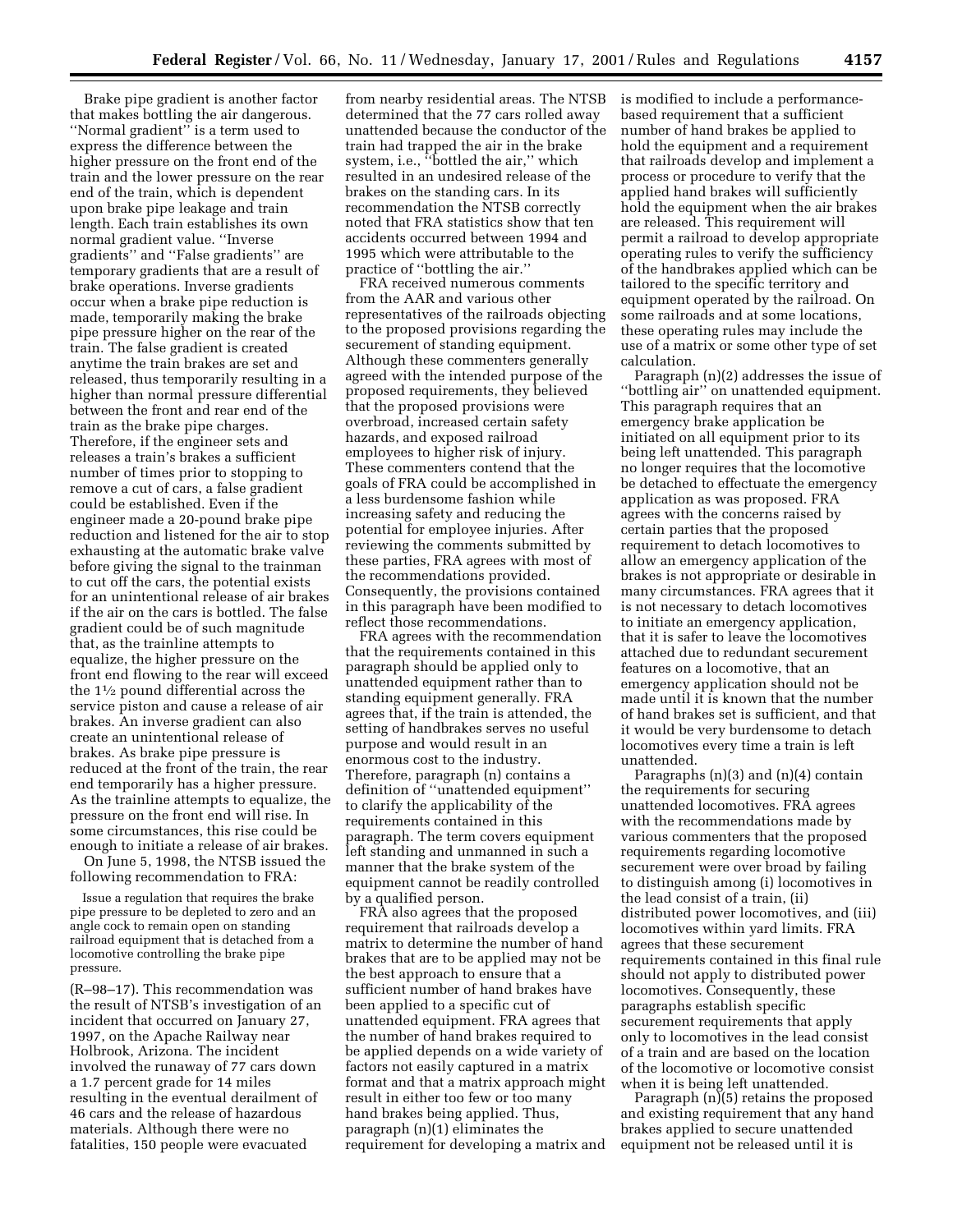Brake pipe gradient is another factor that makes bottling the air dangerous. ''Normal gradient'' is a term used to express the difference between the higher pressure on the front end of the train and the lower pressure on the rear end of the train, which is dependent upon brake pipe leakage and train length. Each train establishes its own normal gradient value. ''Inverse gradients'' and ''False gradients'' are temporary gradients that are a result of brake operations. Inverse gradients occur when a brake pipe reduction is made, temporarily making the brake pipe pressure higher on the rear of the train. The false gradient is created anytime the train brakes are set and released, thus temporarily resulting in a higher than normal pressure differential between the front and rear end of the train as the brake pipe charges. Therefore, if the engineer sets and releases a train's brakes a sufficient number of times prior to stopping to remove a cut of cars, a false gradient could be established. Even if the engineer made a 20-pound brake pipe reduction and listened for the air to stop exhausting at the automatic brake valve before giving the signal to the trainman to cut off the cars, the potential exists for an unintentional release of air brakes if the air on the cars is bottled. The false gradient could be of such magnitude that, as the trainline attempts to equalize, the higher pressure on the front end flowing to the rear will exceed the 1½ pound differential across the service piston and cause a release of air brakes. An inverse gradient can also create an unintentional release of brakes. As brake pipe pressure is reduced at the front of the train, the rear end temporarily has a higher pressure. As the trainline attempts to equalize, the pressure on the front end will rise. In some circumstances, this rise could be enough to initiate a release of air brakes.

On June 5, 1998, the NTSB issued the following recommendation to FRA:

> Issue a regulation that requires the brake pipe pressure to be depleted to zero and an angle cock to remain open on standing railroad equipment that is detached from a locomotive controlling the brake pipe pressure.

(R–98–17). This recommendation was the result of NTSB's investigation of an incident that occurred on January 27, 1997, on the Apache Railway near Holbrook, Arizona. The incident involved the runaway of 77 cars down a 1.7 percent grade for 14 miles resulting in the eventual derailment of 46 cars and the release of hazardous materials. Although there were no fatalities, 150 people were evacuated from nearby residential areas. The NTSB determined that the 77 cars rolled away unattended because the conductor of the train had trapped the air in the brake system, i.e., ''bottled the air,'' which resulted in an undesired release of the brakes on the standing cars. In its recommendation the NTSB correctly noted that FRA statistics show that ten accidents occurred between 1994 and 1995 which were attributable to the practice of ''bottling the air.''

FRA received numerous comments from the AAR and various other representatives of the railroads objecting to the proposed provisions regarding the securement of standing equipment. Although these commenters generally agreed with the intended purpose of the proposed requirements, they believed that the proposed provisions were overbroad, increased certain safety hazards, and exposed railroad employees to higher risk of injury. These commenters contend that the goals of FRA could be accomplished in a less burdensome fashion while increasing safety and reducing the potential for employee injuries. After reviewing the comments submitted by these parties, FRA agrees with most of the recommendations provided. Consequently, the provisions contained in this paragraph have been modified to reflect those recommendations.

FRA agrees with the recommendation that the requirements contained in this paragraph should be applied only to unattended equipment rather than to standing equipment generally. FRA agrees that, if the train is attended, the setting of handbrakes serves no useful purpose and would result in an enormous cost to the industry. Therefore, paragraph (n) contains a definition of ''unattended equipment'' to clarify the applicability of the requirements contained in this paragraph. The term covers equipment left standing and unmanned in such a manner that the brake system of the equipment cannot be readily controlled by a qualified person.

FRA also agrees that the proposed requirement that railroads develop a matrix to determine the number of hand brakes that are to be applied may not be the best approach to ensure that a sufficient number of hand brakes have been applied to a specific cut of unattended equipment. FRA agrees that the number of hand brakes required to be applied depends on a wide variety of factors not easily captured in a matrix format and that a matrix approach might result in either too few or too many hand brakes being applied. Thus, paragraph (n)(1) eliminates the requirement for developing a matrix and is modified to include a performance-based requirement that a sufficient number of hand brakes be applied to hold the equipment and a requirement that railroads develop and implement a process or procedure to verify that the applied hand brakes will sufficiently hold the equipment when the air brakes are released. This requirement will permit a railroad to develop appropriate operating rules to verify the sufficiency of the handbrakes applied which can be tailored to the specific territory and equipment operated by the railroad. On some railroads and at some locations, these operating rules may include the use of a matrix or some other type of set calculation.

Paragraph (n)(2) addresses the issue of ''bottling air'' on unattended equipment. This paragraph requires that an emergency brake application be initiated on all equipment prior to its being left unattended. This paragraph no longer requires that the locomotive be detached to effectuate the emergency application as was proposed. FRA agrees with the concerns raised by certain parties that the proposed requirement to detach locomotives to allow an emergency application of the brakes is not appropriate or desirable in many circumstances. FRA agrees that it is not necessary to detach locomotives to initiate an emergency application, that it is safer to leave the locomotives attached due to redundant securement features on a locomotive, that an emergency application should not be made until it is known that the number of hand brakes set is sufficient, and that it would be very burdensome to detach locomotives every time a train is left unattended.

Paragraphs (n)(3) and (n)(4) contain the requirements for securing unattended locomotives. FRA agrees with the recommendations made by various commenters that the proposed requirements regarding locomotive securement were over broad by failing to distinguish among (i) locomotives in the lead consist of a train, (ii) distributed power locomotives, and (iii) locomotives within yard limits. FRA agrees that these securement requirements contained in this final rule should not apply to distributed power locomotives. Consequently, these paragraphs establish specific securement requirements that apply only to locomotives in the lead consist of a train and are based on the location of the locomotive or locomotive consist when it is being left unattended.

Paragraph (n)(5) retains the proposed and existing requirement that any hand brakes applied to secure unattended equipment not be released until it is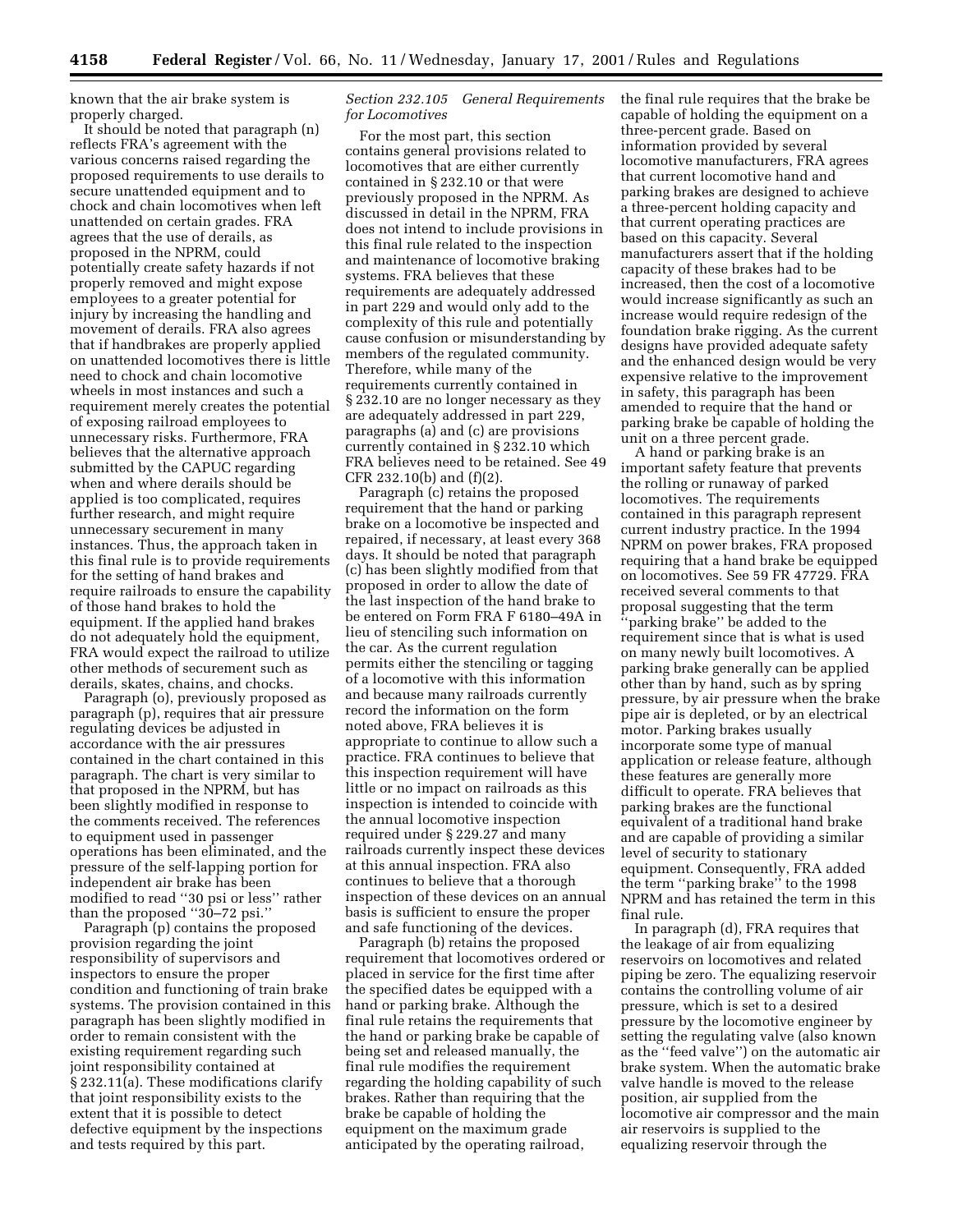known that the air brake system is properly charged.

It should be noted that paragraph (n) reflects FRA's agreement with the various concerns raised regarding the proposed requirements to use derails to secure unattended equipment and to chock and chain locomotives when left unattended on certain grades. FRA agrees that the use of derails, as proposed in the NPRM, could potentially create safety hazards if not properly removed and might expose employees to a greater potential for injury by increasing the handling and movement of derails. FRA also agrees that if handbrakes are properly applied on unattended locomotives there is little need to chock and chain locomotive wheels in most instances and such a requirement merely creates the potential of exposing railroad employees to unnecessary risks. Furthermore, FRA believes that the alternative approach submitted by the CAPUC regarding when and where derails should be applied is too complicated, requires further research, and might require unnecessary securement in many instances. Thus, the approach taken in this final rule is to provide requirements for the setting of hand brakes and require railroads to ensure the capability of those hand brakes to hold the equipment. If the applied hand brakes do not adequately hold the equipment, FRA would expect the railroad to utilize other methods of securement such as derails, skates, chains, and chocks.

Paragraph (o), previously proposed as paragraph (p), requires that air pressure regulating devices be adjusted in accordance with the air pressures contained in the chart contained in this paragraph. The chart is very similar to that proposed in the NPRM, but has been slightly modified in response to the comments received. The references to equipment used in passenger operations has been eliminated, and the pressure of the self-lapping portion for independent air brake has been modified to read ''30 psi or less'' rather than the proposed ''30–72 psi.''

Paragraph (p) contains the proposed provision regarding the joint responsibility of supervisors and inspectors to ensure the proper condition and functioning of train brake systems. The provision contained in this paragraph has been slightly modified in order to remain consistent with the existing requirement regarding such joint responsibility contained at § 232.11(a). These modifications clarify that joint responsibility exists to the extent that it is possible to detect defective equipment by the inspections and tests required by this part.

*Section 232.105 General Requirements for Locomotives*

For the most part, this section contains general provisions related to locomotives that are either currently contained in § 232.10 or that were previously proposed in the NPRM. As discussed in detail in the NPRM, FRA does not intend to include provisions in this final rule related to the inspection and maintenance of locomotive braking systems. FRA believes that these requirements are adequately addressed in part 229 and would only add to the complexity of this rule and potentially cause confusion or misunderstanding by members of the regulated community. Therefore, while many of the requirements currently contained in § 232.10 are no longer necessary as they are adequately addressed in part 229, paragraphs (a) and (c) are provisions currently contained in § 232.10 which FRA believes need to be retained. See 49 CFR 232.10(b) and (f)(2).

Paragraph (c) retains the proposed requirement that the hand or parking brake on a locomotive be inspected and repaired, if necessary, at least every 368 days. It should be noted that paragraph (c) has been slightly modified from that proposed in order to allow the date of the last inspection of the hand brake to be entered on Form FRA F 6180–49A in lieu of stenciling such information on the car. As the current regulation permits either the stenciling or tagging of a locomotive with this information and because many railroads currently record the information on the form noted above, FRA believes it is appropriate to continue to allow such a practice. FRA continues to believe that this inspection requirement will have little or no impact on railroads as this inspection is intended to coincide with the annual locomotive inspection required under § 229.27 and many railroads currently inspect these devices at this annual inspection. FRA also continues to believe that a thorough inspection of these devices on an annual basis is sufficient to ensure the proper and safe functioning of the devices.

Paragraph (b) retains the proposed requirement that locomotives ordered or placed in service for the first time after the specified dates be equipped with a hand or parking brake. Although the final rule retains the requirements that the hand or parking brake be capable of being set and released manually, the final rule modifies the requirement regarding the holding capability of such brakes. Rather than requiring that the brake be capable of holding the equipment on the maximum grade anticipated by the operating railroad, the final rule requires that the brake be capable of holding the equipment on a three-percent grade. Based on information provided by several locomotive manufacturers, FRA agrees that current locomotive hand and parking brakes are designed to achieve a three-percent holding capacity and that current operating practices are based on this capacity. Several manufacturers assert that if the holding capacity of these brakes had to be increased, then the cost of a locomotive would increase significantly as such an increase would require redesign of the foundation brake rigging. As the current designs have provided adequate safety and the enhanced design would be very expensive relative to the improvement in safety, this paragraph has been amended to require that the hand or parking brake be capable of holding the unit on a three percent grade.

A hand or parking brake is an important safety feature that prevents the rolling or runaway of parked locomotives. The requirements contained in this paragraph represent current industry practice. In the 1994 NPRM on power brakes, FRA proposed requiring that a hand brake be equipped on locomotives. See 59 FR 47729. FRA received several comments to that proposal suggesting that the term ''parking brake'' be added to the requirement since that is what is used on many newly built locomotives. A parking brake generally can be applied other than by hand, such as by spring pressure, by air pressure when the brake pipe air is depleted, or by an electrical motor. Parking brakes usually incorporate some type of manual application or release feature, although these features are generally more difficult to operate. FRA believes that parking brakes are the functional equivalent of a traditional hand brake and are capable of providing a similar level of security to stationary equipment. Consequently, FRA added the term ''parking brake'' to the 1998 NPRM and has retained the term in this final rule.

In paragraph (d), FRA requires that the leakage of air from equalizing reservoirs on locomotives and related piping be zero. The equalizing reservoir contains the controlling volume of air pressure, which is set to a desired pressure by the locomotive engineer by setting the regulating valve (also known as the ''feed valve'') on the automatic air brake system. When the automatic brake valve handle is moved to the release position, air supplied from the locomotive air compressor and the main air reservoirs is supplied to the equalizing reservoir through the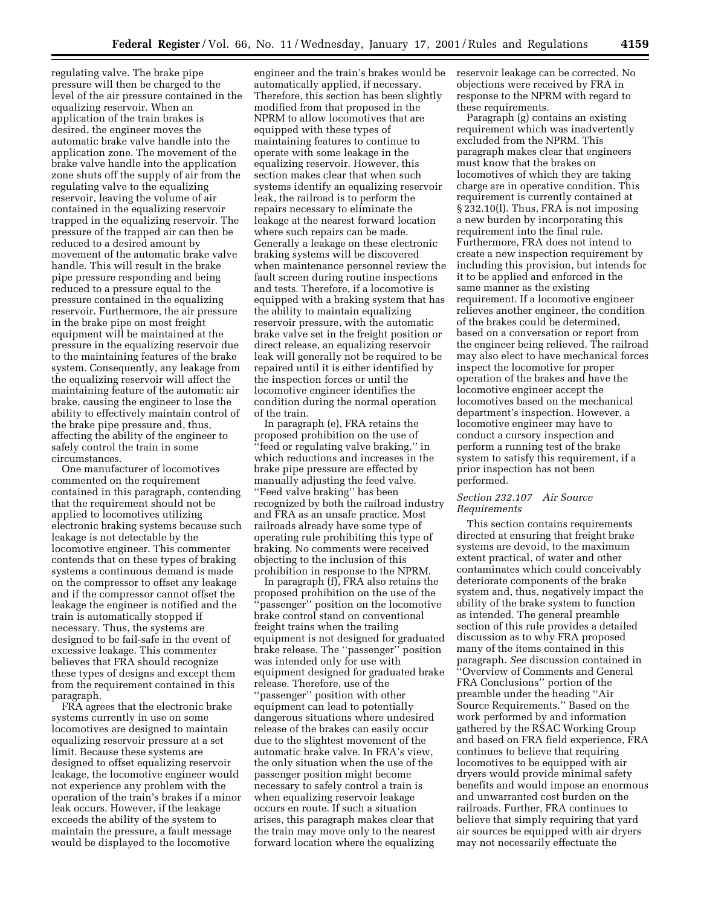regulating valve. The brake pipe pressure will then be charged to the level of the air pressure contained in the equalizing reservoir. When an application of the train brakes is desired, the engineer moves the automatic brake valve handle into the application zone. The movement of the brake valve handle into the application zone shuts off the supply of air from the regulating valve to the equalizing reservoir, leaving the volume of air contained in the equalizing reservoir trapped in the equalizing reservoir. The pressure of the trapped air can then be reduced to a desired amount by movement of the automatic brake valve handle. This will result in the brake pipe pressure responding and being reduced to a pressure equal to the pressure contained in the equalizing reservoir. Furthermore, the air pressure in the brake pipe on most freight equipment will be maintained at the pressure in the equalizing reservoir due to the maintaining features of the brake system. Consequently, any leakage from the equalizing reservoir will affect the maintaining feature of the automatic air brake, causing the engineer to lose the ability to effectively maintain control of the brake pipe pressure and, thus, affecting the ability of the engineer to safely control the train in some circumstances.

One manufacturer of locomotives commented on the requirement contained in this paragraph, contending that the requirement should not be applied to locomotives utilizing electronic braking systems because such leakage is not detectable by the locomotive engineer. This commenter contends that on these types of braking systems a continuous demand is made on the compressor to offset any leakage and if the compressor cannot offset the leakage the engineer is notified and the train is automatically stopped if necessary. Thus, the systems are designed to be fail-safe in the event of excessive leakage. This commenter believes that FRA should recognize these types of designs and except them from the requirement contained in this paragraph.

FRA agrees that the electronic brake systems currently in use on some locomotives are designed to maintain equalizing reservoir pressure at a set limit. Because these systems are designed to offset equalizing reservoir leakage, the locomotive engineer would not experience any problem with the operation of the train's brakes if a minor leak occurs. However, if the leakage exceeds the ability of the system to maintain the pressure, a fault message would be displayed to the locomotive engineer and the train's brakes would be automatically applied, if necessary. Therefore, this section has been slightly modified from that proposed in the NPRM to allow locomotives that are equipped with these types of maintaining features to continue to operate with some leakage in the equalizing reservoir. However, this section makes clear that when such systems identify an equalizing reservoir leak, the railroad is to perform the repairs necessary to eliminate the leakage at the nearest forward location where such repairs can be made. Generally a leakage on these electronic braking systems will be discovered when maintenance personnel review the fault screen during routine inspections and tests. Therefore, if a locomotive is equipped with a braking system that has the ability to maintain equalizing reservoir pressure, with the automatic brake valve set in the freight position or direct release, an equalizing reservoir leak will generally not be required to be repaired until it is either identified by the inspection forces or until the locomotive engineer identifies the condition during the normal operation of the train.

In paragraph (e), FRA retains the proposed prohibition on the use of "feed or regulating valve braking," in which reductions and increases in the brake pipe pressure are effected by manually adjusting the feed valve. "Feed valve braking" has been recognized by both the railroad industry and FRA as an unsafe practice. Most railroads already have some type of operating rule prohibiting this type of braking. No comments were received objecting to the inclusion of this prohibition in response to the NPRM.

In paragraph (f), FRA also retains the proposed prohibition on the use of the "passenger" position on the locomotive brake control stand on conventional freight trains when the trailing equipment is not designed for graduated brake release. The "passenger" position was intended only for use with equipment designed for graduated brake release. Therefore, use of the "passenger" position with other equipment can lead to potentially dangerous situations where undesired release of the brakes can easily occur due to the slightest movement of the automatic brake valve. In FRA's view, the only situation when the use of the passenger position might become necessary to safely control a train is when equalizing reservoir leakage occurs en route. If such a situation arises, this paragraph makes clear that the train may move only to the nearest forward location where the equalizing reservoir leakage can be corrected. No objections were received by FRA in response to the NPRM with regard to these requirements.

Paragraph (g) contains an existing requirement which was inadvertently excluded from the NPRM. This paragraph makes clear that engineers must know that the brakes on locomotives of which they are taking charge are in operative condition. This requirement is currently contained at § 232.10(l). Thus, FRA is not imposing a new burden by incorporating this requirement into the final rule. Furthermore, FRA does not intend to create a new inspection requirement by including this provision, but intends for it to be applied and enforced in the same manner as the existing requirement. If a locomotive engineer relieves another engineer, the condition of the brakes could be determined, based on a conversation or report from the engineer being relieved. The railroad may also elect to have mechanical forces inspect the locomotive for proper operation of the brakes and have the locomotive engineer accept the locomotives based on the mechanical department's inspection. However, a locomotive engineer may have to conduct a cursory inspection and perform a running test of the brake system to satisfy this requirement, if a prior inspection has not been performed.

### *Section 232.107 Air Source Requirements*

This section contains requirements directed at ensuring that freight brake systems are devoid, to the maximum extent practical, of water and other contaminates which could conceivably deteriorate components of the brake system and, thus, negatively impact the ability of the brake system to function as intended. The general preamble section of this rule provides a detailed discussion as to why FRA proposed many of the items contained in this paragraph. *See* discussion contained in "Overview of Comments and General FRA Conclusions" portion of the preamble under the heading "Air Source Requirements." Based on the work performed by and information gathered by the RSAC Working Group and based on FRA field experience, FRA continues to believe that requiring locomotives to be equipped with air dryers would provide minimal safety benefits and would impose an enormous and unwarranted cost burden on the railroads. Further, FRA continues to believe that simply requiring that yard air sources be equipped with air dryers may not necessarily effectuate the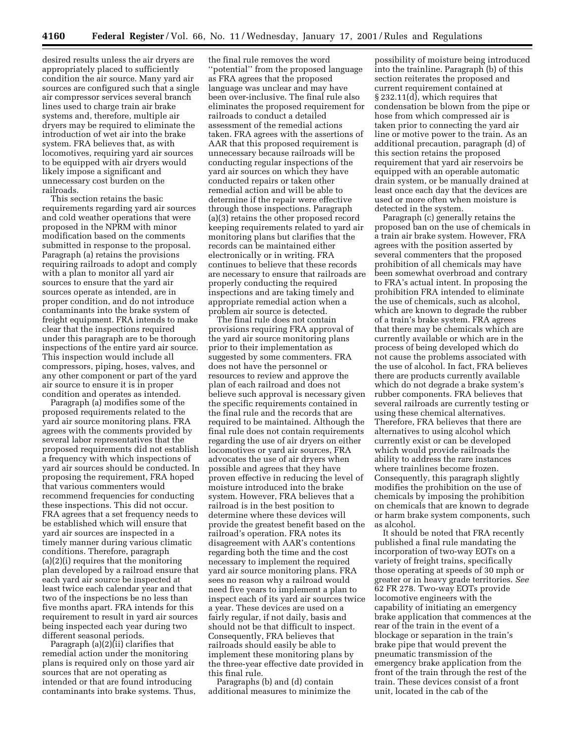desired results unless the air dryers are appropriately placed to sufficiently condition the air source. Many yard air sources are configured such that a single air compressor services several branch lines used to charge train air brake systems and, therefore, multiple air dryers may be required to eliminate the introduction of wet air into the brake system. FRA believes that, as with locomotives, requiring yard air sources to be equipped with air dryers would likely impose a significant and unnecessary cost burden on the railroads.

This section retains the basic requirements regarding yard air sources and cold weather operations that were proposed in the NPRM with minor modification based on the comments submitted in response to the proposal. Paragraph (a) retains the provisions requiring railroads to adopt and comply with a plan to monitor all yard air sources to ensure that the yard air sources operate as intended, are in proper condition, and do not introduce contaminants into the brake system of freight equipment. FRA intends to make clear that the inspections required under this paragraph are to be thorough inspections of the entire yard air source. This inspection would include all compressors, piping, hoses, valves, and any other component or part of the yard air source to ensure it is in proper condition and operates as intended.

Paragraph (a) modifies some of the proposed requirements related to the yard air source monitoring plans. FRA agrees with the comments provided by several labor representatives that the proposed requirements did not establish a frequency with which inspections of yard air sources should be conducted. In proposing the requirement, FRA hoped that various commenters would recommend frequencies for conducting these inspections. This did not occur. FRA agrees that a set frequency needs to be established which will ensure that yard air sources are inspected in a timely manner during various climatic conditions. Therefore, paragraph (a)(2)(i) requires that the monitoring plan developed by a railroad ensure that each yard air source be inspected at least twice each calendar year and that two of the inspections be no less than five months apart. FRA intends for this requirement to result in yard air sources being inspected each year during two different seasonal periods.

Paragraph (a)(2)(ii) clarifies that remedial action under the monitoring plans is required only on those yard air sources that are not operating as intended or that are found introducing contaminants into brake systems. Thus, the final rule removes the word "potential" from the proposed language as FRA agrees that the proposed language was unclear and may have been over-inclusive. The final rule also eliminates the proposed requirement for railroads to conduct a detailed assessment of the remedial actions taken. FRA agrees with the assertions of AAR that this proposed requirement is unnecessary because railroads will be conducting regular inspections of the yard air sources on which they have conducted repairs or taken other remedial action and will be able to determine if the repair were effective through those inspections. Paragraph (a)(3) retains the other proposed record keeping requirements related to yard air monitoring plans but clarifies that the records can be maintained either electronically or in writing. FRA continues to believe that these records are necessary to ensure that railroads are properly conducting the required inspections and are taking timely and appropriate remedial action when a problem air source is detected.

The final rule does not contain provisions requiring FRA approval of the yard air source monitoring plans prior to their implementation as suggested by some commenters. FRA does not have the personnel or resources to review and approve the plan of each railroad and does not believe such approval is necessary given the specific requirements contained in the final rule and the records that are required to be maintained. Although the final rule does not contain requirements regarding the use of air dryers on either locomotives or yard air sources, FRA advocates the use of air dryers when possible and agrees that they have proven effective in reducing the level of moisture introduced into the brake system. However, FRA believes that a railroad is in the best position to determine where these devices will provide the greatest benefit based on the railroad's operation. FRA notes its disagreement with AAR's contentions regarding both the time and the cost necessary to implement the required yard air source monitoring plans. FRA sees no reason why a railroad would need five years to implement a plan to inspect each of its yard air sources twice a year. These devices are used on a fairly regular, if not daily, basis and should not be that difficult to inspect. Consequently, FRA believes that railroads should easily be able to implement these monitoring plans by the three-year effective date provided in this final rule.

Paragraphs (b) and (d) contain additional measures to minimize the possibility of moisture being introduced into the trainline. Paragraph (b) of this section reiterates the proposed and current requirement contained at § 232.11(d), which requires that condensation be blown from the pipe or hose from which compressed air is taken prior to connecting the yard air line or motive power to the train. As an additional precaution, paragraph (d) of this section retains the proposed requirement that yard air reservoirs be equipped with an operable automatic drain system, or be manually drained at least once each day that the devices are used or more often when moisture is detected in the system.

Paragraph (c) generally retains the proposed ban on the use of chemicals in a train air brake system. However, FRA agrees with the position asserted by several commenters that the proposed prohibition of all chemicals may have been somewhat overbroad and contrary to FRA's actual intent. In proposing the prohibition FRA intended to eliminate the use of chemicals, such as alcohol, which are known to degrade the rubber of a train's brake system. FRA agrees that there may be chemicals which are currently available or which are in the process of being developed which do not cause the problems associated with the use of alcohol. In fact, FRA believes there are products currently available which do not degrade a brake system's rubber components. FRA believes that several railroads are currently testing or using these chemical alternatives. Therefore, FRA believes that there are alternatives to using alcohol which currently exist or can be developed which would provide railroads the ability to address the rare instances where trainlines become frozen. Consequently, this paragraph slightly modifies the prohibition on the use of chemicals by imposing the prohibition on chemicals that are known to degrade or harm brake system components, such as alcohol.

It should be noted that FRA recently published a final rule mandating the incorporation of two-way EOTs on a variety of freight trains, specifically those operating at speeds of 30 mph or greater or in heavy grade territories. *See* 62 FR 278. Two-way EOTs provide locomotive engineers with the capability of initiating an emergency brake application that commences at the rear of the train in the event of a blockage or separation in the train's brake pipe that would prevent the pneumatic transmission of the emergency brake application from the front of the train through the rest of the train. These devices consist of a front unit, located in the cab of the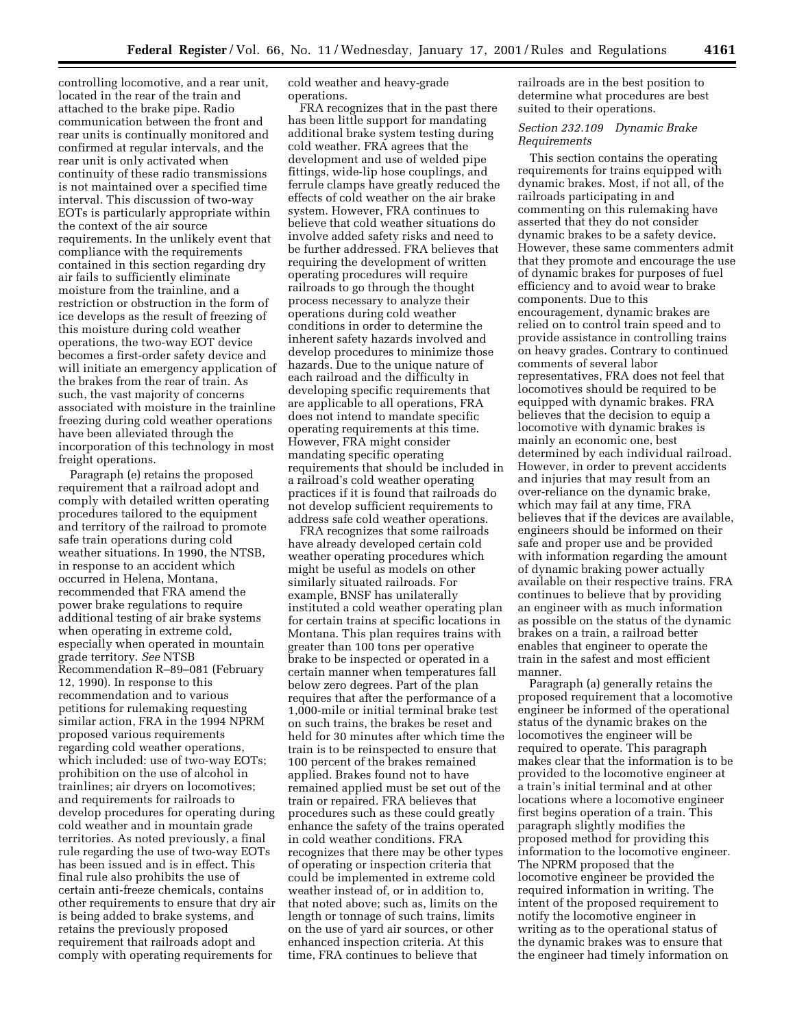controlling locomotive, and a rear unit, located in the rear of the train and attached to the brake pipe. Radio communication between the front and rear units is continually monitored and confirmed at regular intervals, and the rear unit is only activated when continuity of these radio transmissions is not maintained over a specified time interval. This discussion of two-way EOTs is particularly appropriate within the context of the air source requirements. In the unlikely event that compliance with the requirements contained in this section regarding dry air fails to sufficiently eliminate moisture from the trainline, and a restriction or obstruction in the form of ice develops as the result of freezing of this moisture during cold weather operations, the two-way EOT device becomes a first-order safety device and will initiate an emergency application of the brakes from the rear of train. As such, the vast majority of concerns associated with moisture in the trainline freezing during cold weather operations have been alleviated through the incorporation of this technology in most freight operations.

Paragraph (e) retains the proposed requirement that a railroad adopt and comply with detailed written operating procedures tailored to the equipment and territory of the railroad to promote safe train operations during cold weather situations. In 1990, the NTSB, in response to an accident which occurred in Helena, Montana, recommended that FRA amend the power brake regulations to require additional testing of air brake systems when operating in extreme cold, especially when operated in mountain grade territory. *See* NTSB Recommendation R–89–081 (February 12, 1990). In response to this recommendation and to various petitions for rulemaking requesting similar action, FRA in the 1994 NPRM proposed various requirements regarding cold weather operations, which included: use of two-way EOTs; prohibition on the use of alcohol in trainlines; air dryers on locomotives; and requirements for railroads to develop procedures for operating during cold weather and in mountain grade territories. As noted previously, a final rule regarding the use of two-way EOTs has been issued and is in effect. This final rule also prohibits the use of certain anti-freeze chemicals, contains other requirements to ensure that dry air is being added to brake systems, and retains the previously proposed requirement that railroads adopt and comply with operating requirements for cold weather and heavy-grade operations.

FRA recognizes that in the past there has been little support for mandating additional brake system testing during cold weather. FRA agrees that the development and use of welded pipe fittings, wide-lip hose couplings, and ferrule clamps have greatly reduced the effects of cold weather on the air brake system. However, FRA continues to believe that cold weather situations do involve added safety risks and need to be further addressed. FRA believes that requiring the development of written operating procedures will require railroads to go through the thought process necessary to analyze their operations during cold weather conditions in order to determine the inherent safety hazards involved and develop procedures to minimize those hazards. Due to the unique nature of each railroad and the difficulty in developing specific requirements that are applicable to all operations, FRA does not intend to mandate specific operating requirements at this time. However, FRA might consider mandating specific operating requirements that should be included in a railroad's cold weather operating practices if it is found that railroads do not develop sufficient requirements to address safe cold weather operations.

FRA recognizes that some railroads have already developed certain cold weather operating procedures which might be useful as models on other similarly situated railroads. For example, BNSF has unilaterally instituted a cold weather operating plan for certain trains at specific locations in Montana. This plan requires trains with greater than 100 tons per operative brake to be inspected or operated in a certain manner when temperatures fall below zero degrees. Part of the plan requires that after the performance of a 1,000-mile or initial terminal brake test on such trains, the brakes be reset and held for 30 minutes after which time the train is to be reinspected to ensure that 100 percent of the brakes remained applied. Brakes found not to have remained applied must be set out of the train or repaired. FRA believes that procedures such as these could greatly enhance the safety of the trains operated in cold weather conditions. FRA recognizes that there may be other types of operating or inspection criteria that could be implemented in extreme cold weather instead of, or in addition to, that noted above; such as, limits on the length or tonnage of such trains, limits on the use of yard air sources, or other enhanced inspection criteria. At this time, FRA continues to believe that railroads are in the best position to determine what procedures are best suited to their operations.

*Section 232.109 Dynamic Brake Requirements*

This section contains the operating requirements for trains equipped with dynamic brakes. Most, if not all, of the railroads participating in and commenting on this rulemaking have asserted that they do not consider dynamic brakes to be a safety device. However, these same commenters admit that they promote and encourage the use of dynamic brakes for purposes of fuel efficiency and to avoid wear to brake components. Due to this encouragement, dynamic brakes are relied on to control train speed and to provide assistance in controlling trains on heavy grades. Contrary to continued comments of several labor representatives, FRA does not feel that locomotives should be required to be equipped with dynamic brakes. FRA believes that the decision to equip a locomotive with dynamic brakes is mainly an economic one, best determined by each individual railroad. However, in order to prevent accidents and injuries that may result from an over-reliance on the dynamic brake, which may fail at any time, FRA believes that if the devices are available, engineers should be informed on their safe and proper use and be provided with information regarding the amount of dynamic braking power actually available on their respective trains. FRA continues to believe that by providing an engineer with as much information as possible on the status of the dynamic brakes on a train, a railroad better enables that engineer to operate the train in the safest and most efficient manner.

Paragraph (a) generally retains the proposed requirement that a locomotive engineer be informed of the operational status of the dynamic brakes on the locomotives the engineer will be required to operate. This paragraph makes clear that the information is to be provided to the locomotive engineer at a train's initial terminal and at other locations where a locomotive engineer first begins operation of a train. This paragraph slightly modifies the proposed method for providing this information to the locomotive engineer. The NPRM proposed that the locomotive engineer be provided the required information in writing. The intent of the proposed requirement to notify the locomotive engineer in writing as to the operational status of the dynamic brakes was to ensure that the engineer had timely information on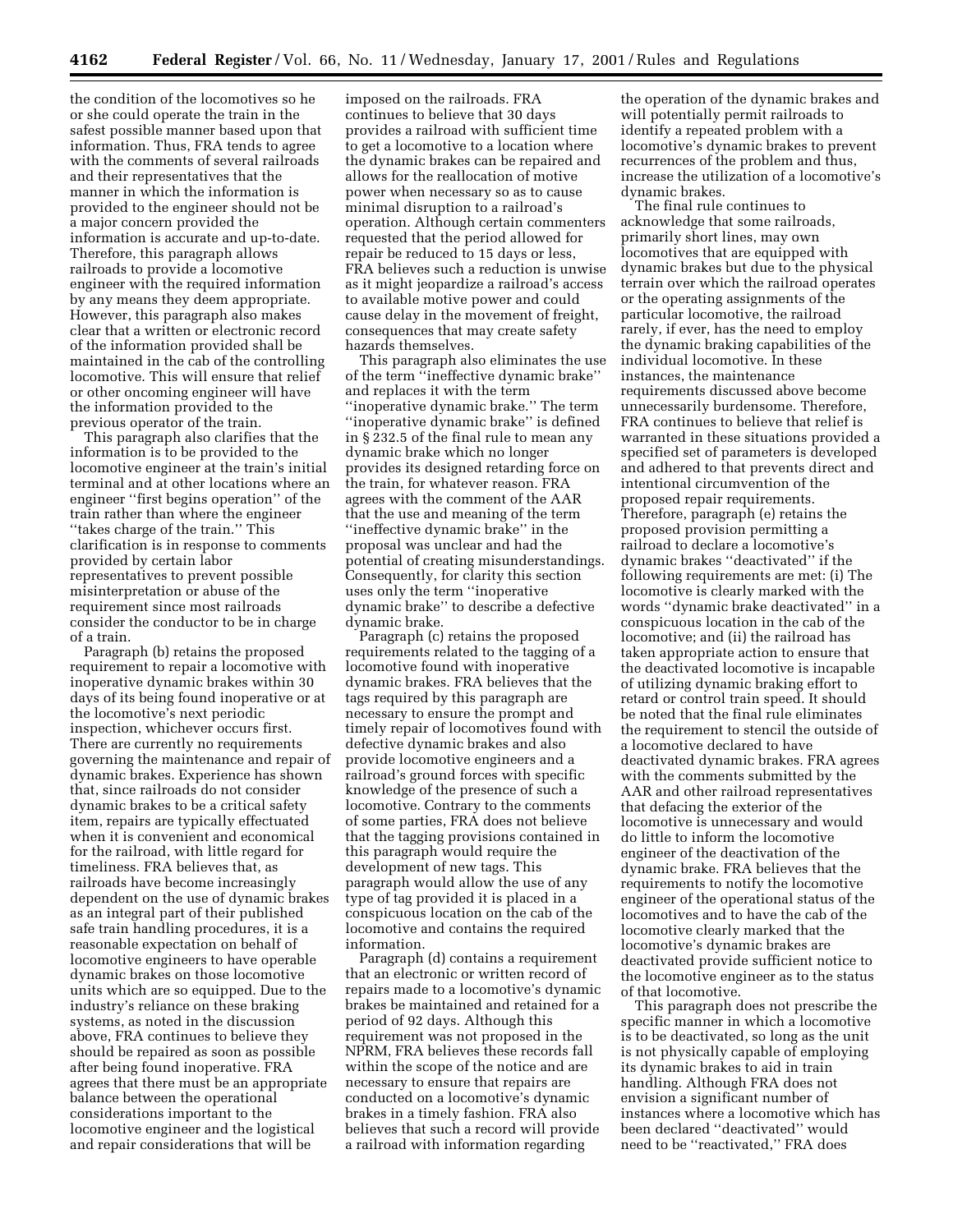the condition of the locomotives so he or she could operate the train in the safest possible manner based upon that information. Thus, FRA tends to agree with the comments of several railroads and their representatives that the manner in which the information is provided to the engineer should not be a major concern provided the information is accurate and up-to-date. Therefore, this paragraph allows railroads to provide a locomotive engineer with the required information by any means they deem appropriate. However, this paragraph also makes clear that a written or electronic record of the information provided shall be maintained in the cab of the controlling locomotive. This will ensure that relief or other oncoming engineer will have the information provided to the previous operator of the train.

This paragraph also clarifies that the information is to be provided to the locomotive engineer at the train's initial terminal and at other locations where an engineer ''first begins operation'' of the train rather than where the engineer ''takes charge of the train.'' This clarification is in response to comments provided by certain labor representatives to prevent possible misinterpretation or abuse of the requirement since most railroads consider the conductor to be in charge of a train.

Paragraph (b) retains the proposed requirement to repair a locomotive with inoperative dynamic brakes within 30 days of its being found inoperative or at the locomotive's next periodic inspection, whichever occurs first. There are currently no requirements governing the maintenance and repair of dynamic brakes. Experience has shown that, since railroads do not consider dynamic brakes to be a critical safety item, repairs are typically effectuated when it is convenient and economical for the railroad, with little regard for timeliness. FRA believes that, as railroads have become increasingly dependent on the use of dynamic brakes as an integral part of their published safe train handling procedures, it is a reasonable expectation on behalf of locomotive engineers to have operable dynamic brakes on those locomotive units which are so equipped. Due to the industry's reliance on these braking systems, as noted in the discussion above, FRA continues to believe they should be repaired as soon as possible after being found inoperative. FRA agrees that there must be an appropriate balance between the operational considerations important to the locomotive engineer and the logistical and repair considerations that will be imposed on the railroads. FRA continues to believe that 30 days provides a railroad with sufficient time to get a locomotive to a location where the dynamic brakes can be repaired and allows for the reallocation of motive power when necessary so as to cause minimal disruption to a railroad's operation. Although certain commenters requested that the period allowed for repair be reduced to 15 days or less, FRA believes such a reduction is unwise as it might jeopardize a railroad's access to available motive power and could cause delay in the movement of freight, consequences that may create safety hazards themselves.

This paragraph also eliminates the use of the term ''ineffective dynamic brake'' and replaces it with the term ''inoperative dynamic brake.'' The term ''inoperative dynamic brake'' is defined in § 232.5 of the final rule to mean any dynamic brake which no longer provides its designed retarding force on the train, for whatever reason. FRA agrees with the comment of the AAR that the use and meaning of the term ''ineffective dynamic brake'' in the proposal was unclear and had the potential of creating misunderstandings. Consequently, for clarity this section uses only the term ''inoperative dynamic brake'' to describe a defective dynamic brake.

Paragraph (c) retains the proposed requirements related to the tagging of a locomotive found with inoperative dynamic brakes. FRA believes that the tags required by this paragraph are necessary to ensure the prompt and timely repair of locomotives found with defective dynamic brakes and also provide locomotive engineers and a railroad's ground forces with specific knowledge of the presence of such a locomotive. Contrary to the comments of some parties, FRA does not believe that the tagging provisions contained in this paragraph would require the development of new tags. This paragraph would allow the use of any type of tag provided it is placed in a conspicuous location on the cab of the locomotive and contains the required information.

Paragraph (d) contains a requirement that an electronic or written record of repairs made to a locomotive's dynamic brakes be maintained and retained for a period of 92 days. Although this requirement was not proposed in the NPRM, FRA believes these records fall within the scope of the notice and are necessary to ensure that repairs are conducted on a locomotive's dynamic brakes in a timely fashion. FRA also believes that such a record will provide a railroad with information regarding the operation of the dynamic brakes and will potentially permit railroads to identify a repeated problem with a locomotive's dynamic brakes to prevent recurrences of the problem and thus, increase the utilization of a locomotive's dynamic brakes.

The final rule continues to acknowledge that some railroads, primarily short lines, may own locomotives that are equipped with dynamic brakes but due to the physical terrain over which the railroad operates or the operating assignments of the particular locomotive, the railroad rarely, if ever, has the need to employ the dynamic braking capabilities of the individual locomotive. In these instances, the maintenance requirements discussed above become unnecessarily burdensome. Therefore, FRA continues to believe that relief is warranted in these situations provided a specified set of parameters is developed and adhered to that prevents direct and intentional circumvention of the proposed repair requirements. Therefore, paragraph (e) retains the proposed provision permitting a railroad to declare a locomotive's dynamic brakes ''deactivated'' if the following requirements are met: (i) The locomotive is clearly marked with the words ''dynamic brake deactivated'' in a conspicuous location in the cab of the locomotive; and (ii) the railroad has taken appropriate action to ensure that the deactivated locomotive is incapable of utilizing dynamic braking effort to retard or control train speed. It should be noted that the final rule eliminates the requirement to stencil the outside of a locomotive declared to have deactivated dynamic brakes. FRA agrees with the comments submitted by the AAR and other railroad representatives that defacing the exterior of the locomotive is unnecessary and would do little to inform the locomotive engineer of the deactivation of the dynamic brake. FRA believes that the requirements to notify the locomotive engineer of the operational status of the locomotives and to have the cab of the locomotive clearly marked that the locomotive's dynamic brakes are deactivated provide sufficient notice to the locomotive engineer as to the status of that locomotive.

This paragraph does not prescribe the specific manner in which a locomotive is to be deactivated, so long as the unit is not physically capable of employing its dynamic brakes to aid in train handling. Although FRA does not envision a significant number of instances where a locomotive which has been declared ''deactivated'' would need to be ''reactivated,'' FRA does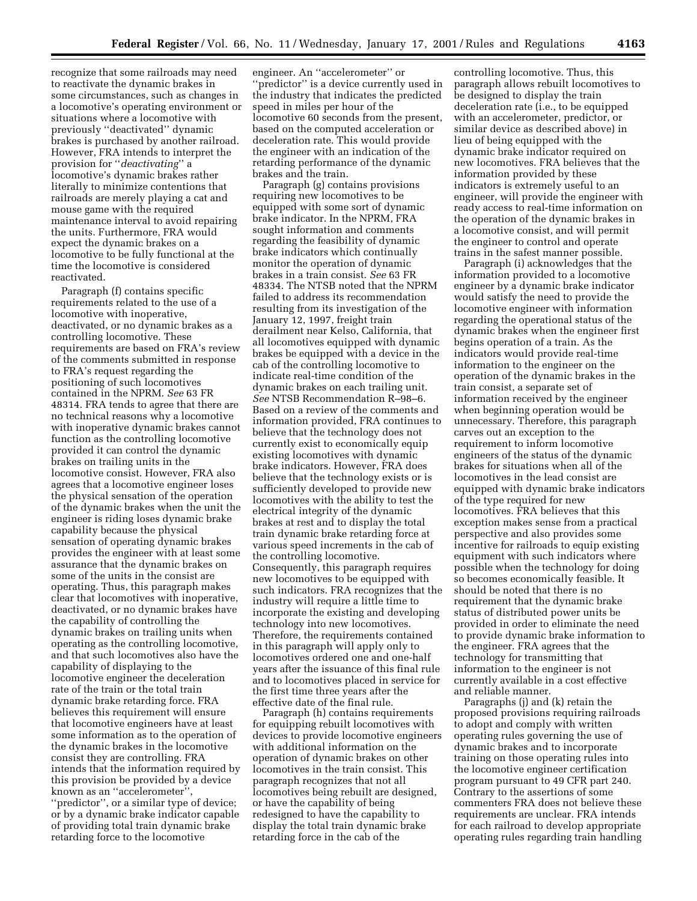recognize that some railroads may need to reactivate the dynamic brakes in some circumstances, such as changes in a locomotive's operating environment or situations where a locomotive with previously "deactivated" dynamic brakes is purchased by another railroad. However, FRA intends to interpret the provision for "*deactivating*" a locomotive's dynamic brakes rather literally to minimize contentions that railroads are merely playing a cat and mouse game with the required maintenance interval to avoid repairing the units. Furthermore, FRA would expect the dynamic brakes on a locomotive to be fully functional at the time the locomotive is considered reactivated.

Paragraph (f) contains specific requirements related to the use of a locomotive with inoperative, deactivated, or no dynamic brakes as a controlling locomotive. These requirements are based on FRA's review of the comments submitted in response to FRA's request regarding the positioning of such locomotives contained in the NPRM. *See* 63 FR 48314. FRA tends to agree that there are no technical reasons why a locomotive with inoperative dynamic brakes cannot function as the controlling locomotive provided it can control the dynamic brakes on trailing units in the locomotive consist. However, FRA also agrees that a locomotive engineer loses the physical sensation of the operation of the dynamic brakes when the unit the engineer is riding loses dynamic brake capability because the physical sensation of operating dynamic brakes provides the engineer with at least some assurance that the dynamic brakes on some of the units in the consist are operating. Thus, this paragraph makes clear that locomotives with inoperative, deactivated, or no dynamic brakes have the capability of controlling the dynamic brakes on trailing units when operating as the controlling locomotive, and that such locomotives also have the capability of displaying to the locomotive engineer the deceleration rate of the train or the total train dynamic brake retarding force. FRA believes this requirement will ensure that locomotive engineers have at least some information as to the operation of the dynamic brakes in the locomotive consist they are controlling. FRA intends that the information required by this provision be provided by a device known as an "accelerometer", "predictor", or a similar type of device; or by a dynamic brake indicator capable of providing total train dynamic brake retarding force to the locomotive engineer. An "accelerometer" or "predictor" is a device currently used in the industry that indicates the predicted speed in miles per hour of the locomotive 60 seconds from the present, based on the computed acceleration or deceleration rate. This would provide the engineer with an indication of the retarding performance of the dynamic brakes and the train.

Paragraph (g) contains provisions requiring new locomotives to be equipped with some sort of dynamic brake indicator. In the NPRM, FRA sought information and comments regarding the feasibility of dynamic brake indicators which continually monitor the operation of dynamic brakes in a train consist. *See* 63 FR 48334. The NTSB noted that the NPRM failed to address its recommendation resulting from its investigation of the January 12, 1997, freight train derailment near Kelso, California, that all locomotives equipped with dynamic brakes be equipped with a device in the cab of the controlling locomotive to indicate real-time condition of the dynamic brakes on each trailing unit. *See* NTSB Recommendation R–98–6. Based on a review of the comments and information provided, FRA continues to believe that the technology does not currently exist to economically equip existing locomotives with dynamic brake indicators. However, FRA does believe that the technology exists or is sufficiently developed to provide new locomotives with the ability to test the electrical integrity of the dynamic brakes at rest and to display the total train dynamic brake retarding force at various speed increments in the cab of the controlling locomotive. Consequently, this paragraph requires new locomotives to be equipped with such indicators. FRA recognizes that the industry will require a little time to incorporate the existing and developing technology into new locomotives. Therefore, the requirements contained in this paragraph will apply only to locomotives ordered one and one-half years after the issuance of this final rule and to locomotives placed in service for the first time three years after the effective date of the final rule.

Paragraph (h) contains requirements for equipping rebuilt locomotives with devices to provide locomotive engineers with additional information on the operation of dynamic brakes on other locomotives in the train consist. This paragraph recognizes that not all locomotives being rebuilt are designed, or have the capability of being redesigned to have the capability to display the total train dynamic brake retarding force in the cab of the controlling locomotive. Thus, this paragraph allows rebuilt locomotives to be designed to display the train deceleration rate (i.e., to be equipped with an accelerometer, predictor, or similar device as described above) in lieu of being equipped with the dynamic brake indicator required on new locomotives. FRA believes that the information provided by these indicators is extremely useful to an engineer, will provide the engineer with ready access to real-time information on the operation of the dynamic brakes in a locomotive consist, and will permit the engineer to control and operate trains in the safest manner possible.

Paragraph (i) acknowledges that the information provided to a locomotive engineer by a dynamic brake indicator would satisfy the need to provide the locomotive engineer with information regarding the operational status of the dynamic brakes when the engineer first begins operation of a train. As the indicators would provide real-time information to the engineer on the operation of the dynamic brakes in the train consist, a separate set of information received by the engineer when beginning operation would be unnecessary. Therefore, this paragraph carves out an exception to the requirement to inform locomotive engineers of the status of the dynamic brakes for situations when all of the locomotives in the lead consist are equipped with dynamic brake indicators of the type required for new locomotives. FRA believes that this exception makes sense from a practical perspective and also provides some incentive for railroads to equip existing equipment with such indicators where possible when the technology for doing so becomes economically feasible. It should be noted that there is no requirement that the dynamic brake status of distributed power units be provided in order to eliminate the need to provide dynamic brake information to the engineer. FRA agrees that the technology for transmitting that information to the engineer is not currently available in a cost effective and reliable manner.

Paragraphs (j) and (k) retain the proposed provisions requiring railroads to adopt and comply with written operating rules governing the use of dynamic brakes and to incorporate training on those operating rules into the locomotive engineer certification program pursuant to 49 CFR part 240. Contrary to the assertions of some commenters FRA does not believe these requirements are unclear. FRA intends for each railroad to develop appropriate operating rules regarding train handling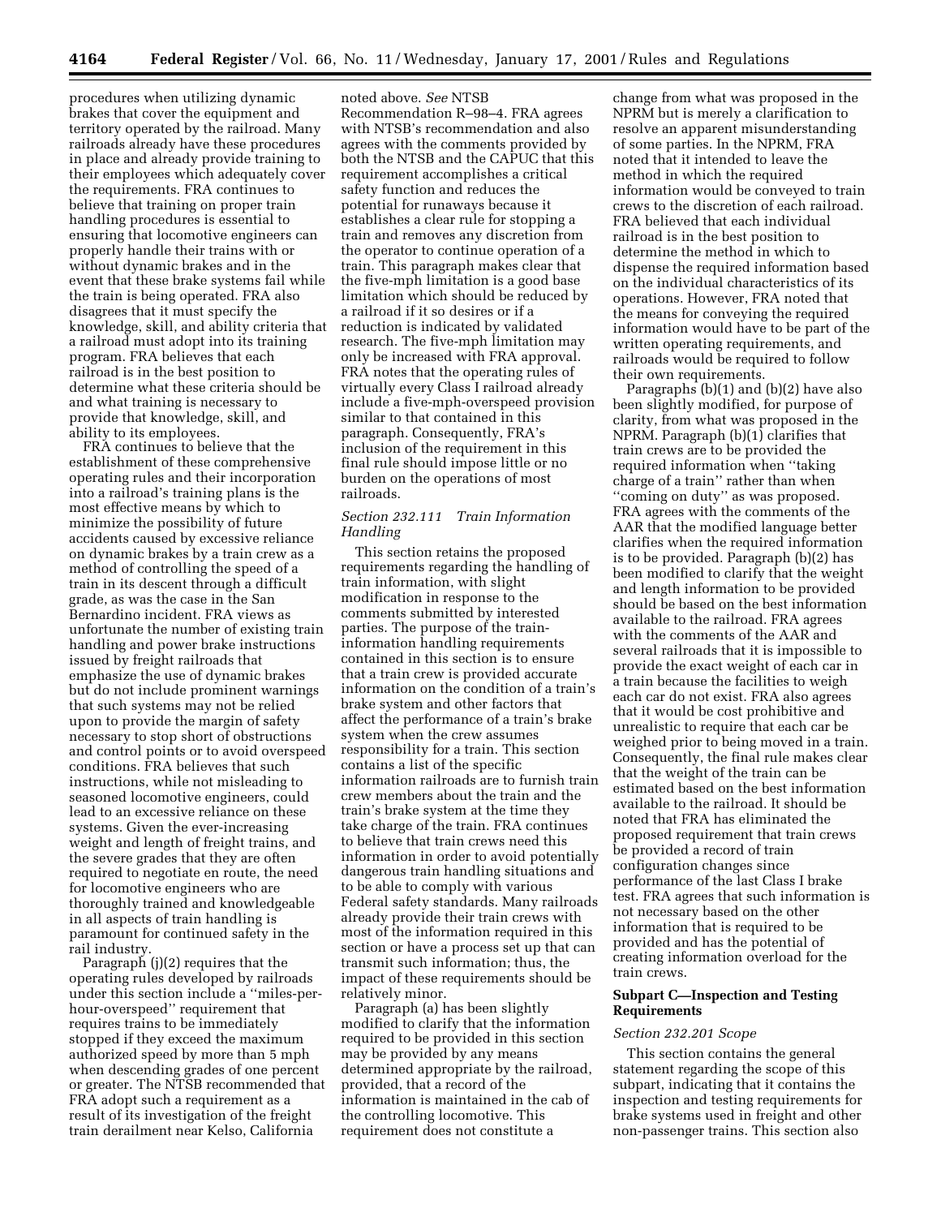procedures when utilizing dynamic brakes that cover the equipment and territory operated by the railroad. Many railroads already have these procedures in place and already provide training to their employees which adequately cover the requirements. FRA continues to believe that training on proper train handling procedures is essential to ensuring that locomotive engineers can properly handle their trains with or without dynamic brakes and in the event that these brake systems fail while the train is being operated. FRA also disagrees that it must specify the knowledge, skill, and ability criteria that a railroad must adopt into its training program. FRA believes that each railroad is in the best position to determine what these criteria should be and what training is necessary to provide that knowledge, skill, and ability to its employees.

FRA continues to believe that the establishment of these comprehensive operating rules and their incorporation into a railroad's training plans is the most effective means by which to minimize the possibility of future accidents caused by excessive reliance on dynamic brakes by a train crew as a method of controlling the speed of a train in its descent through a difficult grade, as was the case in the San Bernardino incident. FRA views as unfortunate the number of existing train handling and power brake instructions issued by freight railroads that emphasize the use of dynamic brakes but do not include prominent warnings that such systems may not be relied upon to provide the margin of safety necessary to stop short of obstructions and control points or to avoid overspeed conditions. FRA believes that such instructions, while not misleading to seasoned locomotive engineers, could lead to an excessive reliance on these systems. Given the ever-increasing weight and length of freight trains, and the severe grades that they are often required to negotiate en route, the need for locomotive engineers who are thoroughly trained and knowledgeable in all aspects of train handling is paramount for continued safety in the rail industry.

Paragraph (j)(2) requires that the operating rules developed by railroads under this section include a "miles-per-hour-overspeed" requirement that requires trains to be immediately stopped if they exceed the maximum authorized speed by more than 5 mph when descending grades of one percent or greater. The NTSB recommended that FRA adopt such a requirement as a result of its investigation of the freight train derailment near Kelso, California noted above. *See* NTSB Recommendation R–98–4. FRA agrees with NTSB's recommendation and also agrees with the comments provided by both the NTSB and the CAPUC that this requirement accomplishes a critical safety function and reduces the potential for runaways because it establishes a clear rule for stopping a train and removes any discretion from the operator to continue operation of a train. This paragraph makes clear that the five-mph limitation is a good base limitation which should be reduced by a railroad if it so desires or if a reduction is indicated by validated research. The five-mph limitation may only be increased with FRA approval. FRA notes that the operating rules of virtually every Class I railroad already include a five-mph-overspeed provision similar to that contained in this paragraph. Consequently, FRA's inclusion of the requirement in this final rule should impose little or no burden on the operations of most railroads.

*Section 232.111 Train Information Handling*

This section retains the proposed requirements regarding the handling of train information, with slight modification in response to the comments submitted by interested parties. The purpose of the train-information handling requirements contained in this section is to ensure that a train crew is provided accurate information on the condition of a train's brake system and other factors that affect the performance of a train's brake system when the crew assumes responsibility for a train. This section contains a list of the specific information railroads are to furnish train crew members about the train and the train's brake system at the time they take charge of the train. FRA continues to believe that train crews need this information in order to avoid potentially dangerous train handling situations and to be able to comply with various Federal safety standards. Many railroads already provide their train crews with most of the information required in this section or have a process set up that can transmit such information; thus, the impact of these requirements should be relatively minor.

Paragraph (a) has been slightly modified to clarify that the information required to be provided in this section may be provided by any means determined appropriate by the railroad, provided, that a record of the information is maintained in the cab of the controlling locomotive. This requirement does not constitute a change from what was proposed in the NPRM but is merely a clarification to resolve an apparent misunderstanding of some parties. In the NPRM, FRA noted that it intended to leave the method in which the required information would be conveyed to train crews to the discretion of each railroad. FRA believed that each individual railroad is in the best position to determine the method in which to dispense the required information based on the individual characteristics of its operations. However, FRA noted that the means for conveying the required information would have to be part of the written operating requirements, and railroads would be required to follow their own requirements.

Paragraphs (b)(1) and (b)(2) have also been slightly modified, for purpose of clarity, from what was proposed in the NPRM. Paragraph (b)(1) clarifies that train crews are to be provided the required information when "taking charge of a train" rather than when "coming on duty" as was proposed. FRA agrees with the comments of the AAR that the modified language better clarifies when the required information is to be provided. Paragraph (b)(2) has been modified to clarify that the weight and length information to be provided should be based on the best information available to the railroad. FRA agrees with the comments of the AAR and several railroads that it is impossible to provide the exact weight of each car in a train because the facilities to weigh each car do not exist. FRA also agrees that it would be cost prohibitive and unrealistic to require that each car be weighed prior to being moved in a train. Consequently, the final rule makes clear that the weight of the train can be estimated based on the best information available to the railroad. It should be noted that FRA has eliminated the proposed requirement that train crews be provided a record of train configuration changes since performance of the last Class I brake test. FRA agrees that such information is not necessary based on the other information that is required to be provided and has the potential of creating information overload for the train crews.

## Subpart C—Inspection and Testing Requirements

*Section 232.201 Scope*

This section contains the general statement regarding the scope of this subpart, indicating that it contains the inspection and testing requirements for brake systems used in freight and other non-passenger trains. This section also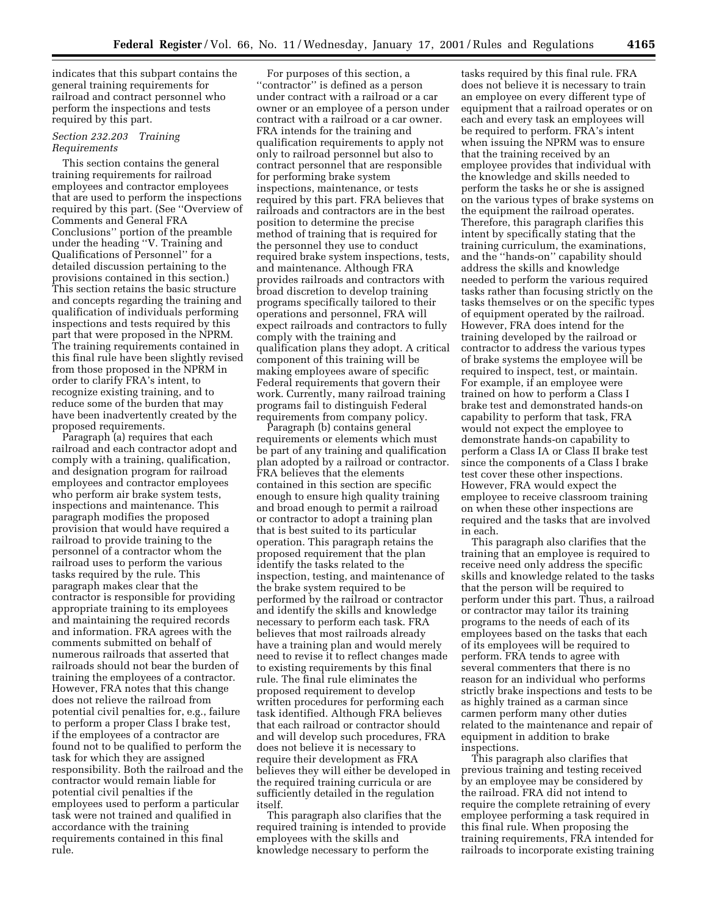indicates that this subpart contains the general training requirements for railroad and contract personnel who perform the inspections and tests required by this part.

*Section 232.203 Training Requirements*

This section contains the general training requirements for railroad employees and contractor employees that are used to perform the inspections required by this part. (See ''Overview of Comments and General FRA Conclusions'' portion of the preamble under the heading ''V. Training and Qualifications of Personnel'' for a detailed discussion pertaining to the provisions contained in this section.) This section retains the basic structure and concepts regarding the training and qualification of individuals performing inspections and tests required by this part that were proposed in the NPRM. The training requirements contained in this final rule have been slightly revised from those proposed in the NPRM in order to clarify FRA's intent, to recognize existing training, and to reduce some of the burden that may have been inadvertently created by the proposed requirements.

Paragraph (a) requires that each railroad and each contractor adopt and comply with a training, qualification, and designation program for railroad employees and contractor employees who perform air brake system tests, inspections and maintenance. This paragraph modifies the proposed provision that would have required a railroad to provide training to the personnel of a contractor whom the railroad uses to perform the various tasks required by the rule. This paragraph makes clear that the contractor is responsible for providing appropriate training to its employees and maintaining the required records and information. FRA agrees with the comments submitted on behalf of numerous railroads that asserted that railroads should not bear the burden of training the employees of a contractor. However, FRA notes that this change does not relieve the railroad from potential civil penalties for, e.g., failure to perform a proper Class I brake test, if the employees of a contractor are found not to be qualified to perform the task for which they are assigned responsibility. Both the railroad and the contractor would remain liable for potential civil penalties if the employees used to perform a particular task were not trained and qualified in accordance with the training requirements contained in this final rule.

For purposes of this section, a ''contractor'' is defined as a person under contract with a railroad or a car owner or an employee of a person under contract with a railroad or a car owner. FRA intends for the training and qualification requirements to apply not only to railroad personnel but also to contract personnel that are responsible for performing brake system inspections, maintenance, or tests required by this part. FRA believes that railroads and contractors are in the best position to determine the precise method of training that is required for the personnel they use to conduct required brake system inspections, tests, and maintenance. Although FRA provides railroads and contractors with broad discretion to develop training programs specifically tailored to their operations and personnel, FRA will expect railroads and contractors to fully comply with the training and qualification plans they adopt. A critical component of this training will be making employees aware of specific Federal requirements that govern their work. Currently, many railroad training programs fail to distinguish Federal requirements from company policy.

Paragraph (b) contains general requirements or elements which must be part of any training and qualification plan adopted by a railroad or contractor. FRA believes that the elements contained in this section are specific enough to ensure high quality training and broad enough to permit a railroad or contractor to adopt a training plan that is best suited to its particular operation. This paragraph retains the proposed requirement that the plan identify the tasks related to the inspection, testing, and maintenance of the brake system required to be performed by the railroad or contractor and identify the skills and knowledge necessary to perform each task. FRA believes that most railroads already have a training plan and would merely need to revise it to reflect changes made to existing requirements by this final rule. The final rule eliminates the proposed requirement to develop written procedures for performing each task identified. Although FRA believes that each railroad or contractor should and will develop such procedures, FRA does not believe it is necessary to require their development as FRA believes they will either be developed in the required training curricula or are sufficiently detailed in the regulation itself.

This paragraph also clarifies that the required training is intended to provide employees with the skills and knowledge necessary to perform the tasks required by this final rule. FRA does not believe it is necessary to train an employee on every different type of equipment that a railroad operates or on each and every task an employees will be required to perform. FRA's intent when issuing the NPRM was to ensure that the training received by an employee provides that individual with the knowledge and skills needed to perform the tasks he or she is assigned on the various types of brake systems on the equipment the railroad operates. Therefore, this paragraph clarifies this intent by specifically stating that the training curriculum, the examinations, and the ''hands-on'' capability should address the skills and knowledge needed to perform the various required tasks rather than focusing strictly on the tasks themselves or on the specific types of equipment operated by the railroad. However, FRA does intend for the training developed by the railroad or contractor to address the various types of brake systems the employee will be required to inspect, test, or maintain. For example, if an employee were trained on how to perform a Class I brake test and demonstrated hands-on capability to perform that task, FRA would not expect the employee to demonstrate hands-on capability to perform a Class IA or Class II brake test since the components of a Class I brake test cover these other inspections. However, FRA would expect the employee to receive classroom training on when these other inspections are required and the tasks that are involved in each.

This paragraph also clarifies that the training that an employee is required to receive need only address the specific skills and knowledge related to the tasks that the person will be required to perform under this part. Thus, a railroad or contractor may tailor its training programs to the needs of each of its employees based on the tasks that each of its employees will be required to perform. FRA tends to agree with several commenters that there is no reason for an individual who performs strictly brake inspections and tests to be as highly trained as a carman since carmen perform many other duties related to the maintenance and repair of equipment in addition to brake inspections.

This paragraph also clarifies that previous training and testing received by an employee may be considered by the railroad. FRA did not intend to require the complete retraining of every employee performing a task required in this final rule. When proposing the training requirements, FRA intended for railroads to incorporate existing training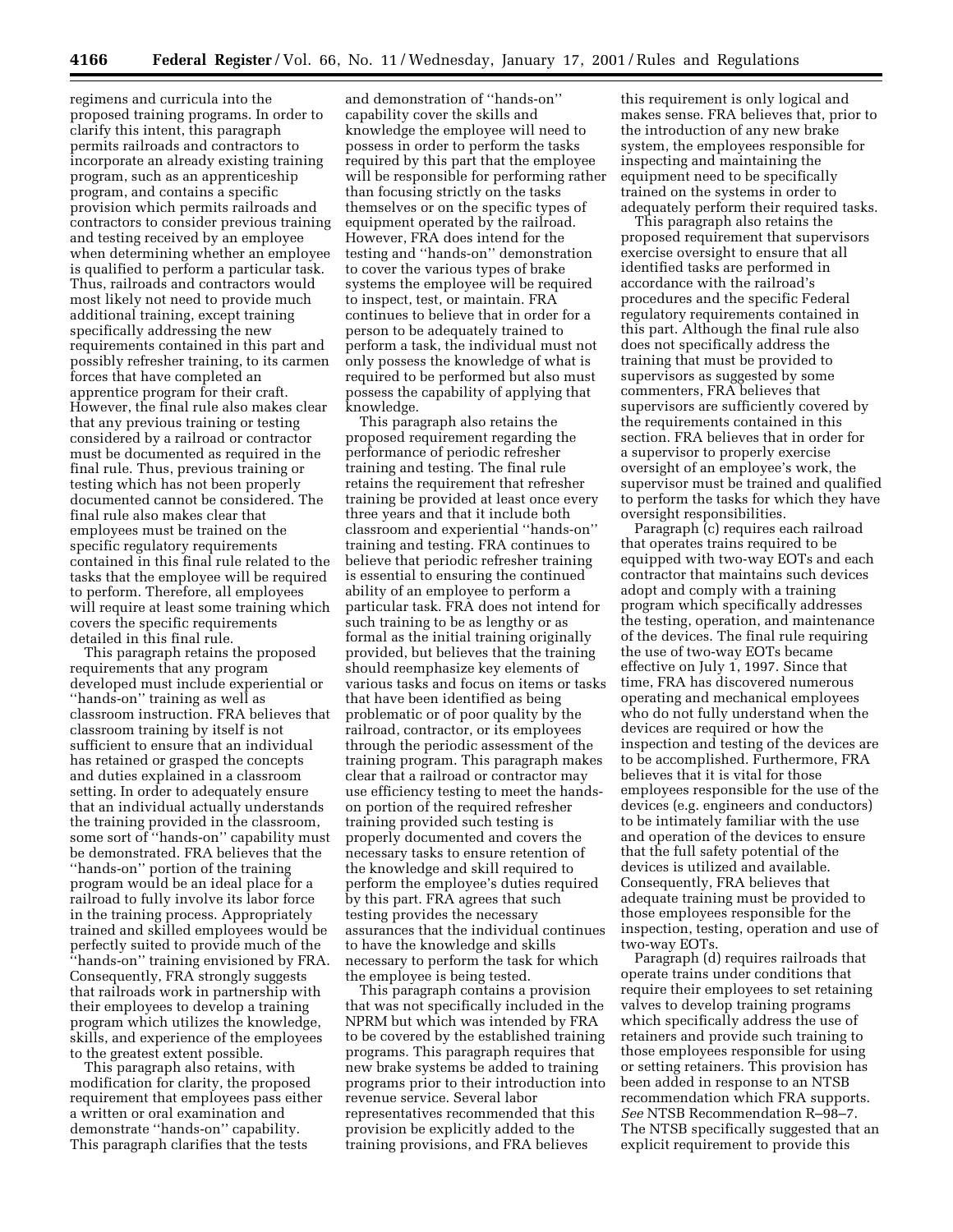regimens and curricula into the proposed training programs. In order to clarify this intent, this paragraph permits railroads and contractors to incorporate an already existing training program, such as an apprenticeship program, and contains a specific provision which permits railroads and contractors to consider previous training and testing received by an employee when determining whether an employee is qualified to perform a particular task. Thus, railroads and contractors would most likely not need to provide much additional training, except training specifically addressing the new requirements contained in this part and possibly refresher training, to its carmen forces that have completed an apprentice program for their craft. However, the final rule also makes clear that any previous training or testing considered by a railroad or contractor must be documented as required in the final rule. Thus, previous training or testing which has not been properly documented cannot be considered. The final rule also makes clear that employees must be trained on the specific regulatory requirements contained in this final rule related to the tasks that the employee will be required to perform. Therefore, all employees will require at least some training which covers the specific requirements detailed in this final rule.

This paragraph retains the proposed requirements that any program developed must include experiential or ''hands-on'' training as well as classroom instruction. FRA believes that classroom training by itself is not sufficient to ensure that an individual has retained or grasped the concepts and duties explained in a classroom setting. In order to adequately ensure that an individual actually understands the training provided in the classroom, some sort of ''hands-on'' capability must be demonstrated. FRA believes that the ''hands-on'' portion of the training program would be an ideal place for a railroad to fully involve its labor force in the training process. Appropriately trained and skilled employees would be perfectly suited to provide much of the ''hands-on'' training envisioned by FRA. Consequently, FRA strongly suggests that railroads work in partnership with their employees to develop a training program which utilizes the knowledge, skills, and experience of the employees to the greatest extent possible.

This paragraph also retains, with modification for clarity, the proposed requirement that employees pass either a written or oral examination and demonstrate ''hands-on'' capability. This paragraph clarifies that the tests and demonstration of ''hands-on'' capability cover the skills and knowledge the employee will need to possess in order to perform the tasks required by this part that the employee will be responsible for performing rather than focusing strictly on the tasks themselves or on the specific types of equipment operated by the railroad. However, FRA does intend for the testing and ''hands-on'' demonstration to cover the various types of brake systems the employee will be required to inspect, test, or maintain. FRA continues to believe that in order for a person to be adequately trained to perform a task, the individual must not only possess the knowledge of what is required to be performed but also must possess the capability of applying that knowledge.

This paragraph also retains the proposed requirement regarding the performance of periodic refresher training and testing. The final rule retains the requirement that refresher training be provided at least once every three years and that it include both classroom and experiential ''hands-on'' training and testing. FRA continues to believe that periodic refresher training is essential to ensuring the continued ability of an employee to perform a particular task. FRA does not intend for such training to be as lengthy or as formal as the initial training originally provided, but believes that the training should reemphasize key elements of various tasks and focus on items or tasks that have been identified as being problematic or of poor quality by the railroad, contractor, or its employees through the periodic assessment of the training program. This paragraph makes clear that a railroad or contractor may use efficiency testing to meet the hands-on portion of the required refresher training provided such testing is properly documented and covers the necessary tasks to ensure retention of the knowledge and skill required to perform the employee's duties required by this part. FRA agrees that such testing provides the necessary assurances that the individual continues to have the knowledge and skills necessary to perform the task for which the employee is being tested.

This paragraph contains a provision that was not specifically included in the NPRM but which was intended by FRA to be covered by the established training programs. This paragraph requires that new brake systems be added to training programs prior to their introduction into revenue service. Several labor representatives recommended that this provision be explicitly added to the training provisions, and FRA believes this requirement is only logical and makes sense. FRA believes that, prior to the introduction of any new brake system, the employees responsible for inspecting and maintaining the equipment need to be specifically trained on the systems in order to adequately perform their required tasks.

This paragraph also retains the proposed requirement that supervisors exercise oversight to ensure that all identified tasks are performed in accordance with the railroad's procedures and the specific Federal regulatory requirements contained in this part. Although the final rule also does not specifically address the training that must be provided to supervisors as suggested by some commenters, FRA believes that supervisors are sufficiently covered by the requirements contained in this section. FRA believes that in order for a supervisor to properly exercise oversight of an employee's work, the supervisor must be trained and qualified to perform the tasks for which they have oversight responsibilities.

Paragraph (c) requires each railroad that operates trains required to be equipped with two-way EOTs and each contractor that maintains such devices adopt and comply with a training program which specifically addresses the testing, operation, and maintenance of the devices. The final rule requiring the use of two-way EOTs became effective on July 1, 1997. Since that time, FRA has discovered numerous operating and mechanical employees who do not fully understand when the devices are required or how the inspection and testing of the devices are to be accomplished. Furthermore, FRA believes that it is vital for those employees responsible for the use of the devices (e.g. engineers and conductors) to be intimately familiar with the use and operation of the devices to ensure that the full safety potential of the devices is utilized and available. Consequently, FRA believes that adequate training must be provided to those employees responsible for the inspection, testing, operation and use of two-way EOTs.

Paragraph (d) requires railroads that operate trains under conditions that require their employees to set retaining valves to develop training programs which specifically address the use of retainers and provide such training to those employees responsible for using or setting retainers. This provision has been added in response to an NTSB recommendation which FRA supports. *See* NTSB Recommendation R–98–7. The NTSB specifically suggested that an explicit requirement to provide this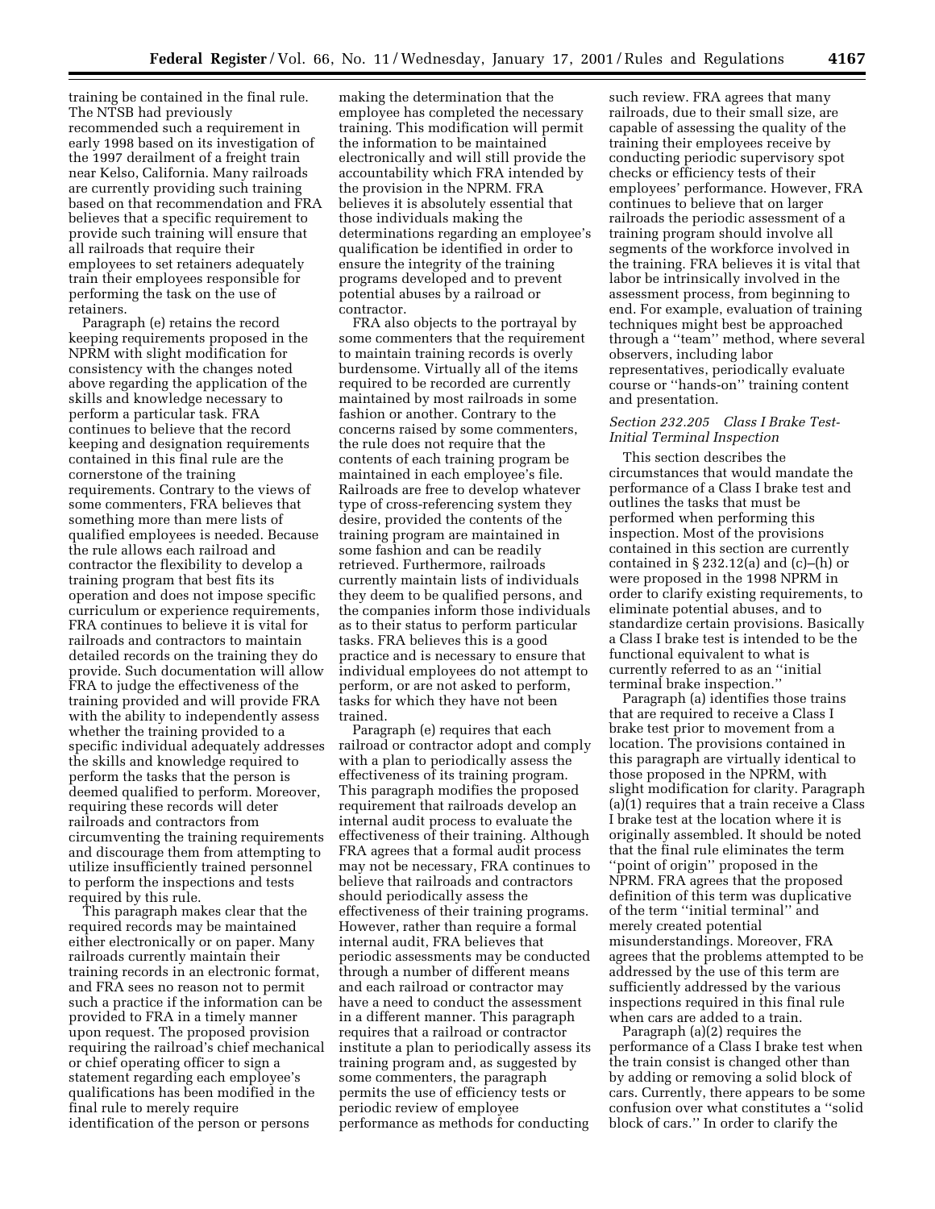training be contained in the final rule. The NTSB had previously recommended such a requirement in early 1998 based on its investigation of the 1997 derailment of a freight train near Kelso, California. Many railroads are currently providing such training based on that recommendation and FRA believes that a specific requirement to provide such training will ensure that all railroads that require their employees to set retainers adequately train their employees responsible for performing the task on the use of retainers.

Paragraph (e) retains the record keeping requirements proposed in the NPRM with slight modification for consistency with the changes noted above regarding the application of the skills and knowledge necessary to perform a particular task. FRA continues to believe that the record keeping and designation requirements contained in this final rule are the cornerstone of the training requirements. Contrary to the views of some commenters, FRA believes that something more than mere lists of qualified employees is needed. Because the rule allows each railroad and contractor the flexibility to develop a training program that best fits its operation and does not impose specific curriculum or experience requirements, FRA continues to believe it is vital for railroads and contractors to maintain detailed records on the training they do provide. Such documentation will allow FRA to judge the effectiveness of the training provided and will provide FRA with the ability to independently assess whether the training provided to a specific individual adequately addresses the skills and knowledge required to perform the tasks that the person is deemed qualified to perform. Moreover, requiring these records will deter railroads and contractors from circumventing the training requirements and discourage them from attempting to utilize insufficiently trained personnel to perform the inspections and tests required by this rule.

This paragraph makes clear that the required records may be maintained either electronically or on paper. Many railroads currently maintain their training records in an electronic format, and FRA sees no reason not to permit such a practice if the information can be provided to FRA in a timely manner upon request. The proposed provision requiring the railroad's chief mechanical or chief operating officer to sign a statement regarding each employee's qualifications has been modified in the final rule to merely require identification of the person or persons making the determination that the employee has completed the necessary training. This modification will permit the information to be maintained electronically and will still provide the accountability which FRA intended by the provision in the NPRM. FRA believes it is absolutely essential that those individuals making the determinations regarding an employee's qualification be identified in order to ensure the integrity of the training programs developed and to prevent potential abuses by a railroad or contractor.

FRA also objects to the portrayal by some commenters that the requirement to maintain training records is overly burdensome. Virtually all of the items required to be recorded are currently maintained by most railroads in some fashion or another. Contrary to the concerns raised by some commenters, the rule does not require that the contents of each training program be maintained in each employee's file. Railroads are free to develop whatever type of cross-referencing system they desire, provided the contents of the training program are maintained in some fashion and can be readily retrieved. Furthermore, railroads currently maintain lists of individuals they deem to be qualified persons, and the companies inform those individuals as to their status to perform particular tasks. FRA believes this is a good practice and is necessary to ensure that individual employees do not attempt to perform, or are not asked to perform, tasks for which they have not been trained.

Paragraph (e) requires that each railroad or contractor adopt and comply with a plan to periodically assess the effectiveness of its training program. This paragraph modifies the proposed requirement that railroads develop an internal audit process to evaluate the effectiveness of their training. Although FRA agrees that a formal audit process may not be necessary, FRA continues to believe that railroads and contractors should periodically assess the effectiveness of their training programs. However, rather than require a formal internal audit, FRA believes that periodic assessments may be conducted through a number of different means and each railroad or contractor may have a need to conduct the assessment in a different manner. This paragraph requires that a railroad or contractor institute a plan to periodically assess its training program and, as suggested by some commenters, the paragraph permits the use of efficiency tests or periodic review of employee performance as methods for conducting such review. FRA agrees that many railroads, due to their small size, are capable of assessing the quality of the training their employees receive by conducting periodic supervisory spot checks or efficiency tests of their employees' performance. However, FRA continues to believe that on larger railroads the periodic assessment of a training program should involve all segments of the workforce involved in the training. FRA believes it is vital that labor be intrinsically involved in the assessment process, from beginning to end. For example, evaluation of training techniques might best be approached through a "team" method, where several observers, including labor representatives, periodically evaluate course or "hands-on" training content and presentation.

*Section 232.205 Class I Brake Test-Initial Terminal Inspection*

This section describes the circumstances that would mandate the performance of a Class I brake test and outlines the tasks that must be performed when performing this inspection. Most of the provisions contained in this section are currently contained in § 232.12(a) and (c)–(h) or were proposed in the 1998 NPRM in order to clarify existing requirements, to eliminate potential abuses, and to standardize certain provisions. Basically a Class I brake test is intended to be the functional equivalent to what is currently referred to as an "initial terminal brake inspection."

Paragraph (a) identifies those trains that are required to receive a Class I brake test prior to movement from a location. The provisions contained in this paragraph are virtually identical to those proposed in the NPRM, with slight modification for clarity. Paragraph (a)(1) requires that a train receive a Class I brake test at the location where it is originally assembled. It should be noted that the final rule eliminates the term "point of origin" proposed in the NPRM. FRA agrees that the proposed definition of this term was duplicative of the term "initial terminal" and merely created potential misunderstandings. Moreover, FRA agrees that the problems attempted to be addressed by the use of this term are sufficiently addressed by the various inspections required in this final rule when cars are added to a train.

Paragraph (a)(2) requires the performance of a Class I brake test when the train consist is changed other than by adding or removing a solid block of cars. Currently, there appears to be some confusion over what constitutes a "solid block of cars." In order to clarify the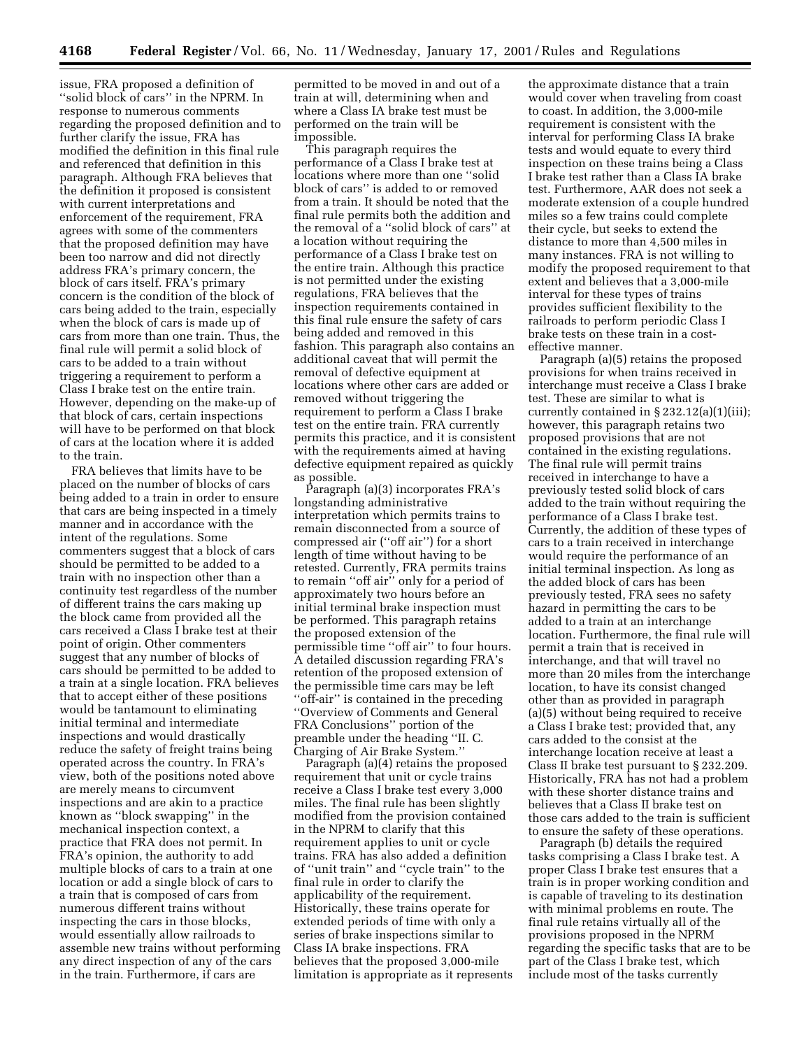issue, FRA proposed a definition of ''solid block of cars'' in the NPRM. In response to numerous comments regarding the proposed definition and to further clarify the issue, FRA has modified the definition in this final rule and referenced that definition in this paragraph. Although FRA believes that the definition it proposed is consistent with current interpretations and enforcement of the requirement, FRA agrees with some of the commenters that the proposed definition may have been too narrow and did not directly address FRA's primary concern, the block of cars itself. FRA's primary concern is the condition of the block of cars being added to the train, especially when the block of cars is made up of cars from more than one train. Thus, the final rule will permit a solid block of cars to be added to a train without triggering a requirement to perform a Class I brake test on the entire train. However, depending on the make-up of that block of cars, certain inspections will have to be performed on that block of cars at the location where it is added to the train.

FRA believes that limits have to be placed on the number of blocks of cars being added to a train in order to ensure that cars are being inspected in a timely manner and in accordance with the intent of the regulations. Some commenters suggest that a block of cars should be permitted to be added to a train with no inspection other than a continuity test regardless of the number of different trains the cars making up the block came from provided all the cars received a Class I brake test at their point of origin. Other commenters suggest that any number of blocks of cars should be permitted to be added to a train at a single location. FRA believes that to accept either of these positions would be tantamount to eliminating initial terminal and intermediate inspections and would drastically reduce the safety of freight trains being operated across the country. In FRA's view, both of the positions noted above are merely means to circumvent inspections and are akin to a practice known as ''block swapping'' in the mechanical inspection context, a practice that FRA does not permit. In FRA's opinion, the authority to add multiple blocks of cars to a train at one location or add a single block of cars to a train that is composed of cars from numerous different trains without inspecting the cars in those blocks, would essentially allow railroads to assemble new trains without performing any direct inspection of any of the cars in the train. Furthermore, if cars are permitted to be moved in and out of a train at will, determining when and where a Class IA brake test must be performed on the train will be impossible.

This paragraph requires the performance of a Class I brake test at locations where more than one ''solid block of cars'' is added to or removed from a train. It should be noted that the final rule permits both the addition and the removal of a ''solid block of cars'' at a location without requiring the performance of a Class I brake test on the entire train. Although this practice is not permitted under the existing regulations, FRA believes that the inspection requirements contained in this final rule ensure the safety of cars being added and removed in this fashion. This paragraph also contains an additional caveat that will permit the removal of defective equipment at locations where other cars are added or removed without triggering the requirement to perform a Class I brake test on the entire train. FRA currently permits this practice, and it is consistent with the requirements aimed at having defective equipment repaired as quickly as possible.

Paragraph (a)(3) incorporates FRA's longstanding administrative interpretation which permits trains to remain disconnected from a source of compressed air (''off air'') for a short length of time without having to be retested. Currently, FRA permits trains to remain ''off air'' only for a period of approximately two hours before an initial terminal brake inspection must be performed. This paragraph retains the proposed extension of the permissible time ''off air'' to four hours. A detailed discussion regarding FRA's retention of the proposed extension of the permissible time cars may be left ''off-air'' is contained in the preceding ''Overview of Comments and General FRA Conclusions'' portion of the preamble under the heading ''II. C. Charging of Air Brake System.''

Paragraph (a)(4) retains the proposed requirement that unit or cycle trains receive a Class I brake test every 3,000 miles. The final rule has been slightly modified from the provision contained in the NPRM to clarify that this requirement applies to unit or cycle trains. FRA has also added a definition of ''unit train'' and ''cycle train'' to the final rule in order to clarify the applicability of the requirement. Historically, these trains operate for extended periods of time with only a series of brake inspections similar to Class IA brake inspections. FRA believes that the proposed 3,000-mile limitation is appropriate as it represents the approximate distance that a train would cover when traveling from coast to coast. In addition, the 3,000-mile requirement is consistent with the interval for performing Class IA brake tests and would equate to every third inspection on these trains being a Class I brake test rather than a Class IA brake test. Furthermore, AAR does not seek a moderate extension of a couple hundred miles so a few trains could complete their cycle, but seeks to extend the distance to more than 4,500 miles in many instances. FRA is not willing to modify the proposed requirement to that extent and believes that a 3,000-mile interval for these types of trains provides sufficient flexibility to the railroads to perform periodic Class I brake tests on these train in a cost-effective manner.

Paragraph (a)(5) retains the proposed provisions for when trains received in interchange must receive a Class I brake test. These are similar to what is currently contained in § 232.12(a)(1)(iii); however, this paragraph retains two proposed provisions that are not contained in the existing regulations. The final rule will permit trains received in interchange to have a previously tested solid block of cars added to the train without requiring the performance of a Class I brake test. Currently, the addition of these types of cars to a train received in interchange would require the performance of an initial terminal inspection. As long as the added block of cars has been previously tested, FRA sees no safety hazard in permitting the cars to be added to a train at an interchange location. Furthermore, the final rule will permit a train that is received in interchange, and that will travel no more than 20 miles from the interchange location, to have its consist changed other than as provided in paragraph (a)(5) without being required to receive a Class I brake test; provided that, any cars added to the consist at the interchange location receive at least a Class II brake test pursuant to § 232.209. Historically, FRA has not had a problem with these shorter distance trains and believes that a Class II brake test on those cars added to the train is sufficient to ensure the safety of these operations.

Paragraph (b) details the required tasks comprising a Class I brake test. A proper Class I brake test ensures that a train is in proper working condition and is capable of traveling to its destination with minimal problems en route. The final rule retains virtually all of the provisions proposed in the NPRM regarding the specific tasks that are to be part of the Class I brake test, which include most of the tasks currently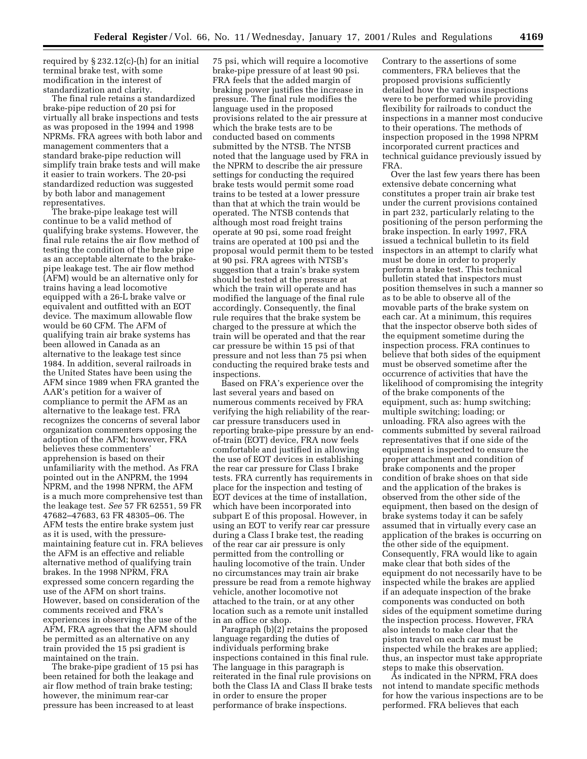required by § 232.12(c)-(h) for an initial terminal brake test, with some modification in the interest of standardization and clarity.

The final rule retains a standardized brake-pipe reduction of 20 psi for virtually all brake inspections and tests as was proposed in the 1994 and 1998 NPRMs. FRA agrees with both labor and management commenters that a standard brake-pipe reduction will simplify train brake tests and will make it easier to train workers. The 20-psi standardized reduction was suggested by both labor and management representatives.

The brake-pipe leakage test will continue to be a valid method of qualifying brake systems. However, the final rule retains the air flow method of testing the condition of the brake pipe as an acceptable alternate to the brake-pipe leakage test. The air flow method (AFM) would be an alternative only for trains having a lead locomotive equipped with a 26-L brake valve or equivalent and outfitted with an EOT device. The maximum allowable flow would be 60 CFM. The AFM of qualifying train air brake systems has been allowed in Canada as an alternative to the leakage test since 1984. In addition, several railroads in the United States have been using the AFM since 1989 when FRA granted the AAR's petition for a waiver of compliance to permit the AFM as an alternative to the leakage test. FRA recognizes the concerns of several labor organization commenters opposing the adoption of the AFM; however, FRA believes these commenters' apprehension is based on their unfamiliarity with the method. As FRA pointed out in the ANPRM, the 1994 NPRM, and the 1998 NPRM, the AFM is a much more comprehensive test than the leakage test. *See* 57 FR 62551, 59 FR 47682–47683, 63 FR 48305–06. The AFM tests the entire brake system just as it is used, with the pressure-maintaining feature cut in. FRA believes the AFM is an effective and reliable alternative method of qualifying train brakes. In the 1998 NPRM, FRA expressed some concern regarding the use of the AFM on short trains. However, based on consideration of the comments received and FRA's experiences in observing the use of the AFM, FRA agrees that the AFM should be permitted as an alternative on any train provided the 15 psi gradient is maintained on the train.

The brake-pipe gradient of 15 psi has been retained for both the leakage and air flow method of train brake testing; however, the minimum rear-car pressure has been increased to at least 75 psi, which will require a locomotive brake-pipe pressure of at least 90 psi. FRA feels that the added margin of braking power justifies the increase in pressure. The final rule modifies the language used in the proposed provisions related to the air pressure at which the brake tests are to be conducted based on comments submitted by the NTSB. The NTSB noted that the language used by FRA in the NPRM to describe the air pressure settings for conducting the required brake tests would permit some road trains to be tested at a lower pressure than that at which the train would be operated. The NTSB contends that although most road freight trains operate at 90 psi, some road freight trains are operated at 100 psi and the proposal would permit them to be tested at 90 psi. FRA agrees with NTSB's suggestion that a train's brake system should be tested at the pressure at which the train will operate and has modified the language of the final rule accordingly. Consequently, the final rule requires that the brake system be charged to the pressure at which the train will be operated and that the rear car pressure be within 15 psi of that pressure and not less than 75 psi when conducting the required brake tests and inspections.

Based on FRA's experience over the last several years and based on numerous comments received by FRA verifying the high reliability of the rear-car pressure transducers used in reporting brake-pipe pressure by an end-of-train (EOT) device, FRA now feels comfortable and justified in allowing the use of EOT devices in establishing the rear car pressure for Class I brake tests. FRA currently has requirements in place for the inspection and testing of EOT devices at the time of installation, which have been incorporated into subpart E of this proposal. However, in using an EOT to verify rear car pressure during a Class I brake test, the reading of the rear car air pressure is only permitted from the controlling or hauling locomotive of the train. Under no circumstances may train air brake pressure be read from a remote highway vehicle, another locomotive not attached to the train, or at any other location such as a remote unit installed in an office or shop.

Paragraph (b)(2) retains the proposed language regarding the duties of individuals performing brake inspections contained in this final rule. The language in this paragraph is reiterated in the final rule provisions on both the Class IA and Class II brake tests in order to ensure the proper performance of brake inspections. Contrary to the assertions of some commenters, FRA believes that the proposed provisions sufficiently detailed how the various inspections were to be performed while providing flexibility for railroads to conduct the inspections in a manner most conducive to their operations. The methods of inspection proposed in the 1998 NPRM incorporated current practices and technical guidance previously issued by FRA.

Over the last few years there has been extensive debate concerning what constitutes a proper train air brake test under the current provisions contained in part 232, particularly relating to the positioning of the person performing the brake inspection. In early 1997, FRA issued a technical bulletin to its field inspectors in an attempt to clarify what must be done in order to properly perform a brake test. This technical bulletin stated that inspectors must position themselves in such a manner so as to be able to observe all of the movable parts of the brake system on each car. At a minimum, this requires that the inspector observe both sides of the equipment sometime during the inspection process. FRA continues to believe that both sides of the equipment must be observed sometime after the occurrence of activities that have the likelihood of compromising the integrity of the brake components of the equipment, such as: hump switching; multiple switching; loading; or unloading. FRA also agrees with the comments submitted by several railroad representatives that if one side of the equipment is inspected to ensure the proper attachment and condition of brake components and the proper condition of brake shoes on that side and the application of the brakes is observed from the other side of the equipment, then based on the design of brake systems today it can be safely assumed that in virtually every case an application of the brakes is occurring on the other side of the equipment. Consequently, FRA would like to again make clear that both sides of the equipment do not necessarily have to be inspected while the brakes are applied if an adequate inspection of the brake components was conducted on both sides of the equipment sometime during the inspection process. However, FRA also intends to make clear that the piston travel on each car must be inspected while the brakes are applied; thus, an inspector must take appropriate steps to make this observation.

As indicated in the NPRM, FRA does not intend to mandate specific methods for how the various inspections are to be performed. FRA believes that each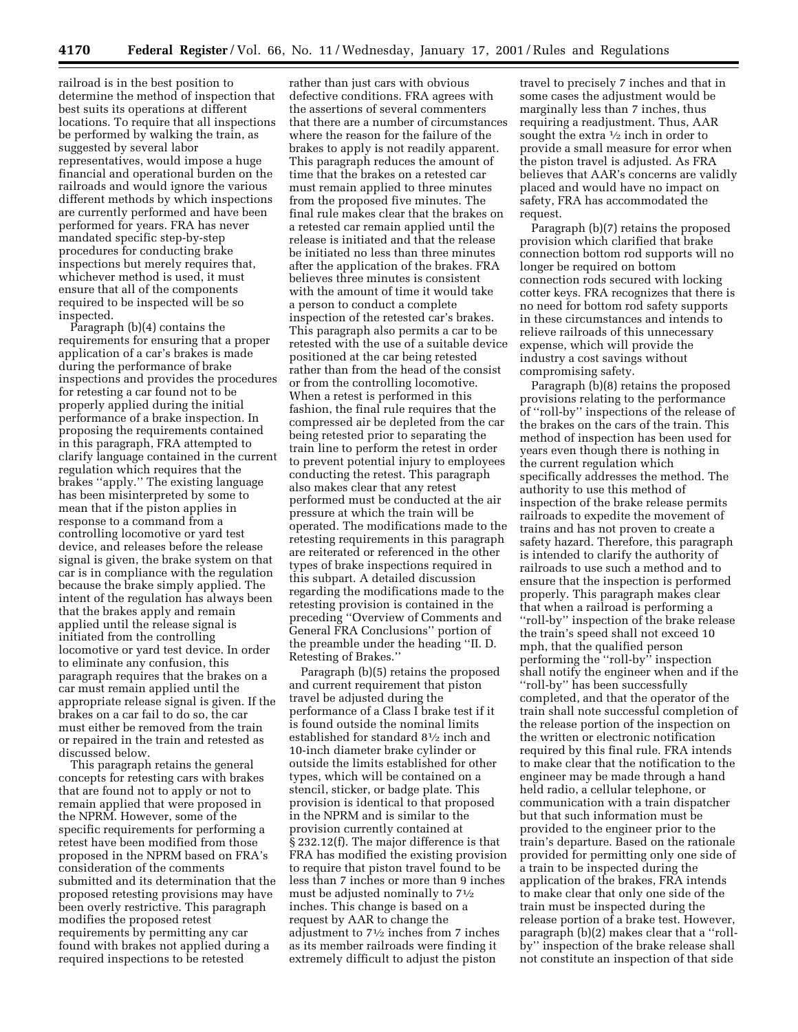railroad is in the best position to determine the method of inspection that best suits its operations at different locations. To require that all inspections be performed by walking the train, as suggested by several labor representatives, would impose a huge financial and operational burden on the railroads and would ignore the various different methods by which inspections are currently performed and have been performed for years. FRA has never mandated specific step-by-step procedures for conducting brake inspections but merely requires that, whichever method is used, it must ensure that all of the components required to be inspected will be so inspected.

Paragraph (b)(4) contains the requirements for ensuring that a proper application of a car's brakes is made during the performance of brake inspections and provides the procedures for retesting a car found not to be properly applied during the initial performance of a brake inspection. In proposing the requirements contained in this paragraph, FRA attempted to clarify language contained in the current regulation which requires that the brakes "apply." The existing language has been misinterpreted by some to mean that if the piston applies in response to a command from a controlling locomotive or yard test device, and releases before the release signal is given, the brake system on that car is in compliance with the regulation because the brake simply applied. The intent of the regulation has always been that the brakes apply and remain applied until the release signal is initiated from the controlling locomotive or yard test device. In order to eliminate any confusion, this paragraph requires that the brakes on a car must remain applied until the appropriate release signal is given. If the brakes on a car fail to do so, the car must either be removed from the train or repaired in the train and retested as discussed below.

This paragraph retains the general concepts for retesting cars with brakes that are found not to apply or not to remain applied that were proposed in the NPRM. However, some of the specific requirements for performing a retest have been modified from those proposed in the NPRM based on FRA's consideration of the comments submitted and its determination that the proposed retesting provisions may have been overly restrictive. This paragraph modifies the proposed retest requirements by permitting any car found with brakes not applied during a required inspections to be retested rather than just cars with obvious defective conditions. FRA agrees with the assertions of several commenters that there are a number of circumstances where the reason for the failure of the brakes to apply is not readily apparent. This paragraph reduces the amount of time that the brakes on a retested car must remain applied to three minutes from the proposed five minutes. The final rule makes clear that the brakes on a retested car remain applied until the release is initiated and that the release be initiated no less than three minutes after the application of the brakes. FRA believes three minutes is consistent with the amount of time it would take a person to conduct a complete inspection of the retested car's brakes. This paragraph also permits a car to be retested with the use of a suitable device positioned at the car being retested rather than from the head of the consist or from the controlling locomotive. When a retest is performed in this fashion, the final rule requires that the compressed air be depleted from the car being retested prior to separating the train line to perform the retest in order to prevent potential injury to employees conducting the retest. This paragraph also makes clear that any retest performed must be conducted at the air pressure at which the train will be operated. The modifications made to the retesting requirements in this paragraph are reiterated or referenced in the other types of brake inspections required in this subpart. A detailed discussion regarding the modifications made to the retesting provision is contained in the preceding "Overview of Comments and General FRA Conclusions" portion of the preamble under the heading "II. D. Retesting of Brakes."

Paragraph (b)(5) retains the proposed and current requirement that piston travel be adjusted during the performance of a Class I brake test if it is found outside the nominal limits established for standard 8½ inch and 10-inch diameter brake cylinder or outside the limits established for other types, which will be contained on a stencil, sticker, or badge plate. This provision is identical to that proposed in the NPRM and is similar to the provision currently contained at § 232.12(f). The major difference is that FRA has modified the existing provision to require that piston travel found to be less than 7 inches or more than 9 inches must be adjusted nominally to 7½ inches. This change is based on a request by AAR to change the adjustment to 7½ inches from 7 inches as its member railroads were finding it extremely difficult to adjust the piston travel to precisely 7 inches and that in some cases the adjustment would be marginally less than 7 inches, thus requiring a readjustment. Thus, AAR sought the extra ½ inch in order to provide a small measure for error when the piston travel is adjusted. As FRA believes that AAR's concerns are validly placed and would have no impact on safety, FRA has accommodated the request.

Paragraph (b)(7) retains the proposed provision which clarified that brake connection bottom rod supports will no longer be required on bottom connection rods secured with locking cotter keys. FRA recognizes that there is no need for bottom rod safety supports in these circumstances and intends to relieve railroads of this unnecessary expense, which will provide the industry a cost savings without compromising safety.

Paragraph (b)(8) retains the proposed provisions relating to the performance of "roll-by" inspections of the release of the brakes on the cars of the train. This method of inspection has been used for years even though there is nothing in the current regulation which specifically addresses the method. The authority to use this method of inspection of the brake release permits railroads to expedite the movement of trains and has not proven to create a safety hazard. Therefore, this paragraph is intended to clarify the authority of railroads to use such a method and to ensure that the inspection is performed properly. This paragraph makes clear that when a railroad is performing a "roll-by" inspection of the brake release the train's speed shall not exceed 10 mph, that the qualified person performing the "roll-by" inspection shall notify the engineer when and if the "roll-by" has been successfully completed, and that the operator of the train shall note successful completion of the release portion of the inspection on the written or electronic notification required by this final rule. FRA intends to make clear that the notification to the engineer may be made through a hand held radio, a cellular telephone, or communication with a train dispatcher but that such information must be provided to the engineer prior to the train's departure. Based on the rationale provided for permitting only one side of a train to be inspected during the application of the brakes, FRA intends to make clear that only one side of the train must be inspected during the release portion of a brake test. However, paragraph (b)(2) makes clear that a "roll-by" inspection of the brake release shall not constitute an inspection of that side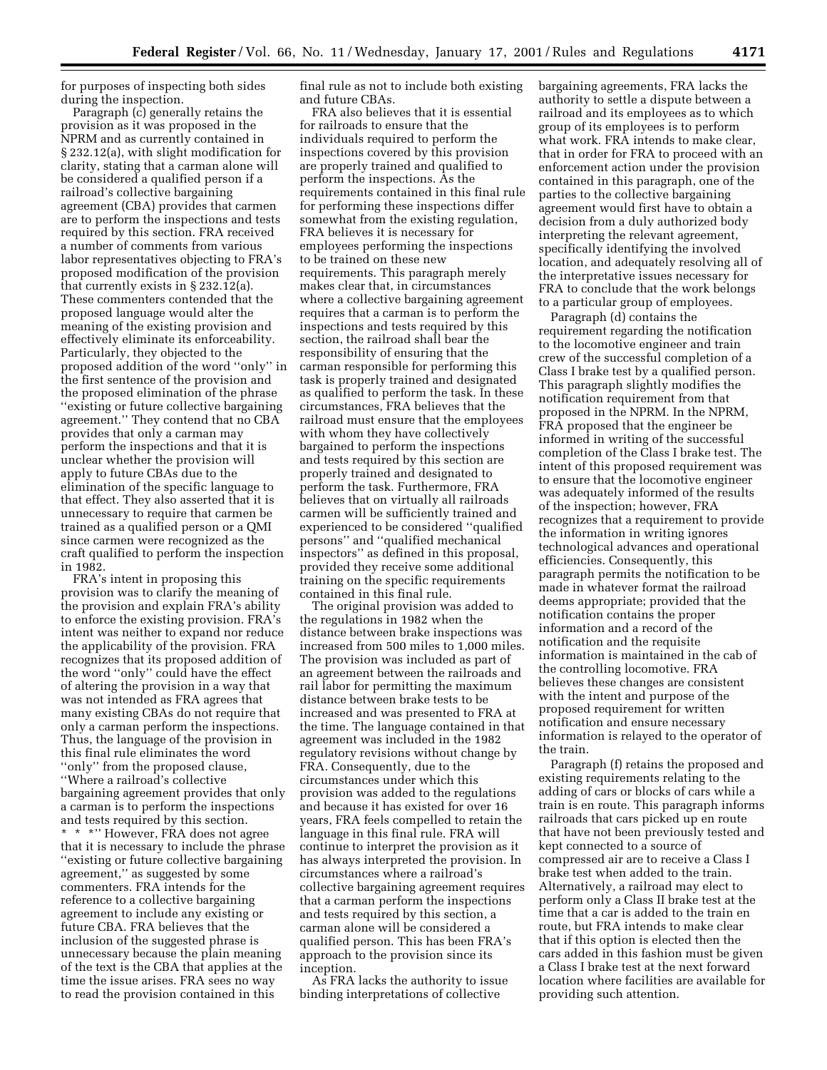for purposes of inspecting both sides during the inspection.

Paragraph (c) generally retains the provision as it was proposed in the NPRM and as currently contained in § 232.12(a), with slight modification for clarity, stating that a carman alone will be considered a qualified person if a railroad's collective bargaining agreement (CBA) provides that carmen are to perform the inspections and tests required by this section. FRA received a number of comments from various labor representatives objecting to FRA's proposed modification of the provision that currently exists in § 232.12(a). These commenters contended that the proposed language would alter the meaning of the existing provision and effectively eliminate its enforceability. Particularly, they objected to the proposed addition of the word ''only'' in the first sentence of the provision and the proposed elimination of the phrase ''existing or future collective bargaining agreement.'' They contend that no CBA provides that only a carman may perform the inspections and that it is unclear whether the provision will apply to future CBAs due to the elimination of the specific language to that effect. They also asserted that it is unnecessary to require that carmen be trained as a qualified person or the QMI since carmen were recognized as the craft qualified to perform the inspection in 1982.

FRA's intent in proposing this provision was to clarify the meaning of the provision and explain FRA's ability to enforce the existing provision. FRA's intent was neither to expand nor reduce the applicability of the provision. FRA recognizes that its proposed addition of the word ''only'' could have the effect of altering the provision in a way that was not intended as FRA agrees that many existing CBAs do not require that only a carman perform the inspections. Thus, the language of the provision in this final rule eliminates the word ''only'' from the proposed clause, ''Where a railroad's collective bargaining agreement provides that only a carman is to perform the inspections and tests required by this section. * * *'' However, FRA does not agree that it is necessary to include the phrase ''existing or future collective bargaining agreement,'' as suggested by some commenters. FRA intends for the reference to a collective bargaining agreement to include any existing or future CBA. FRA believes that the inclusion of the suggested phrase is unnecessary because the plain meaning of the text is the CBA that applies at the time the issue arises. FRA sees no way to read the provision contained in this final rule as not to include both existing and future CBAs.

FRA also believes that it is essential for railroads to ensure that the individuals required to perform the inspections covered by this provision are properly trained and qualified to perform the inspections. As the requirements contained in this final rule for performing these inspections differ somewhat from the existing regulation, FRA believes it is necessary for employees performing the inspections to be trained on these new requirements. This paragraph merely makes clear that, in circumstances where a collective bargaining agreement requires that a carman is to perform the inspections and tests required by this section, the railroad shall bear the responsibility of ensuring that the carman responsible for performing this task is properly trained and designated as qualified to perform the task. In these circumstances, FRA believes that the railroad must ensure that the employees with whom they have collectively bargained to perform the inspections and tests required by this section are properly trained and designated to perform the task. Furthermore, FRA believes that on virtually all railroads carmen will be sufficiently trained and experienced to be considered ''qualified persons'' and ''qualified mechanical inspectors'' as defined in this proposal, provided they receive some additional training on the specific requirements contained in this final rule.

The original provision was added to the regulations in 1982 when the distance between brake inspections was increased from 500 miles to 1,000 miles. The provision was included as part of an agreement between the railroads and rail labor for permitting the maximum distance between brake tests to be increased and was presented to FRA at the time. The language contained in that agreement was included in the 1982 regulatory revisions without change by FRA. Consequently, due to the circumstances under which this provision was added to the regulations and because it has existed for over 16 years, FRA feels compelled to retain the language in this final rule. FRA will continue to interpret the provision as it has always interpreted the provision. In circumstances where a railroad's collective bargaining agreement requires that a carman perform the inspections and tests required by this section, a carman alone will be considered a qualified person. This has been FRA's approach to the provision since its inception.

As FRA lacks the authority to issue binding interpretations of collective bargaining agreements, FRA lacks the authority to settle a dispute between a railroad and its employees as to which group of its employees is to perform what work. FRA intends to make clear, that in order for FRA to proceed with an enforcement action under the provision contained in this paragraph, one of the parties to the collective bargaining agreement would first have to obtain a decision from a duly authorized body interpreting the relevant agreement, specifically identifying the involved location, and adequately resolving all of the interpretative issues necessary for FRA to conclude that the work belongs to a particular group of employees.

Paragraph (d) contains the requirement regarding the notification to the locomotive engineer and train crew of the successful completion of a Class I brake test by a qualified person. This paragraph slightly modifies the notification requirement from that proposed in the NPRM. In the NPRM, FRA proposed that the engineer be informed in writing of the successful completion of the Class I brake test. The intent of this proposed requirement was to ensure that the locomotive engineer was adequately informed of the results of the inspection; however, FRA recognizes that a requirement to provide the information in writing ignores technological advances and operational efficiencies. Consequently, this paragraph permits the notification to be made in whatever format the railroad deems appropriate; provided that the notification contains the proper information and a record of the notification and the requisite information is maintained in the cab of the controlling locomotive. FRA believes these changes are consistent with the intent and purpose of the proposed requirement for written notification and ensure necessary information is relayed to the operator of the train.

Paragraph (f) retains the proposed and existing requirements relating to the adding of cars or blocks of cars while a train is en route. This paragraph informs railroads that cars picked up en route that have not been previously tested and kept connected to a source of compressed air are to receive a Class I brake test when added to the train. Alternatively, a railroad may elect to perform only a Class II brake test at the time that a car is added to the train en route, but FRA intends to make clear that if this option is elected then the cars added in this fashion must be given a Class I brake test at the next forward location where facilities are available for providing such attention.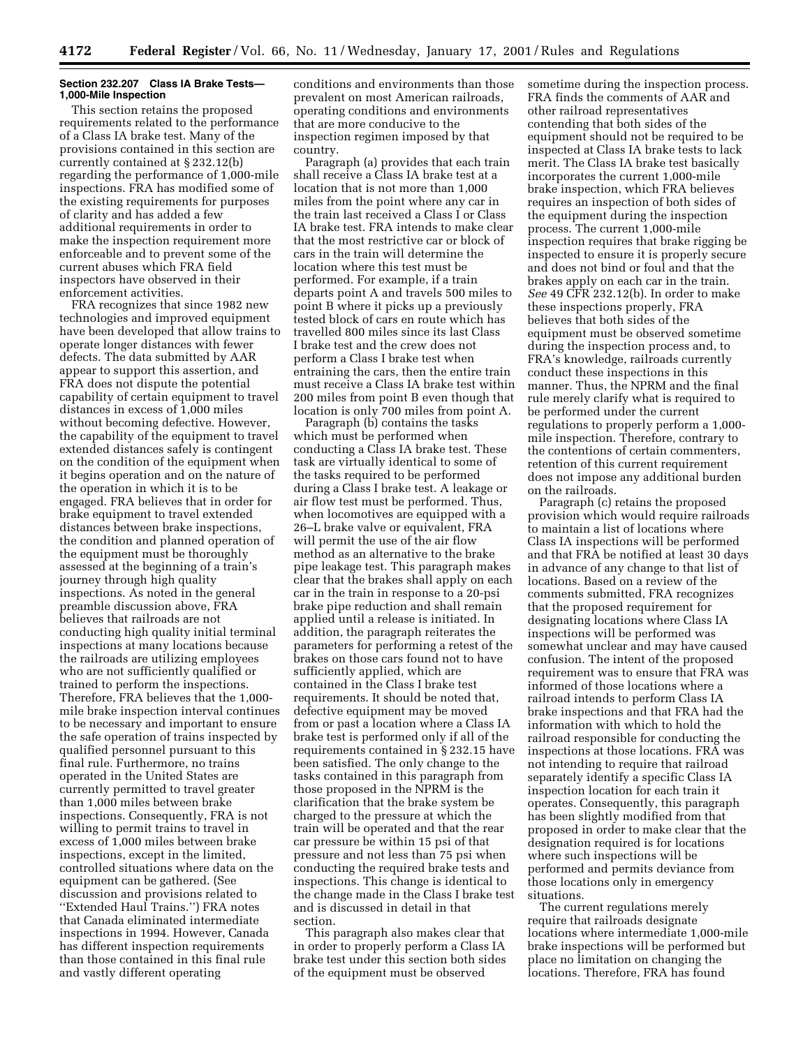#### Section 232.207 Class IA Brake Tests—1,000-Mile Inspection

This section retains the proposed requirements related to the performance of a Class IA brake test. Many of the provisions contained in this section are currently contained at § 232.12(b) regarding the performance of 1,000-mile inspections. FRA has modified some of the existing requirements for purposes of clarity and has added a few additional requirements in order to make the inspection requirement more enforceable and to prevent some of the current abuses which FRA field inspectors have observed in their enforcement activities.

FRA recognizes that since 1982 new technologies and improved equipment have been developed that allow trains to operate longer distances with fewer defects. The data submitted by AAR appear to support this assertion, and FRA does not dispute the potential capability of certain equipment to travel distances in excess of 1,000 miles without becoming defective. However, the capability of the equipment to travel extended distances safely is contingent on the condition of the equipment when it begins operation and on the nature of the operation in which it is to be engaged. FRA believes that in order for brake equipment to travel extended distances between brake inspections, the condition and planned operation of the equipment must be thoroughly assessed at the beginning of a train's journey through high quality inspections. As noted in the general preamble discussion above, FRA believes that railroads are not conducting high quality initial terminal inspections at many locations because the railroads are utilizing employees who are not sufficiently qualified or trained to perform the inspections. Therefore, FRA believes that the 1,000-mile brake inspection interval continues to be necessary and important to ensure the safe operation of trains inspected by qualified personnel pursuant to this final rule. Furthermore, no trains operated in the United States are currently permitted to travel greater than 1,000 miles between brake inspections. Consequently, FRA is not willing to permit trains to travel in excess of 1,000 miles between brake inspections, except in the limited, controlled situations where data on the equipment can be gathered. (See discussion and provisions related to "Extended Haul Trains.") FRA notes that Canada eliminated intermediate inspections in 1994. However, Canada has different inspection requirements than those contained in this final rule and vastly different operating conditions and environments than those prevalent on most American railroads, operating conditions and environments that are more conducive to the inspection regimen imposed by that country.

Paragraph (a) provides that each train shall receive a Class IA brake test at a location that is not more than 1,000 miles from the point where any car in the train last received a Class I or Class IA brake test. FRA intends to make clear that the most restrictive car or block of cars in the train will determine the location where this test must be performed. For example, if a train departs point A and travels 500 miles to point B where it picks up a previously tested block of cars en route which has travelled 800 miles since its last Class I brake test and the crew does not perform a Class I brake test when entraining the cars, then the entire train must receive a Class IA brake test within 200 miles from point B even though that location is only 700 miles from point A.

Paragraph (b) contains the tasks which must be performed when conducting a Class IA brake test. These task are virtually identical to some of the tasks required to be performed during a Class I brake test. A leakage or air flow test must be performed. Thus, when locomotives are equipped with a 26–L brake valve or equivalent, FRA will permit the use of the air flow method as an alternative to the brake pipe leakage test. This paragraph makes clear that the brakes shall apply on each car in the train in response to a 20-psi brake pipe reduction and shall remain applied until a release is initiated. In addition, the paragraph reiterates the parameters for performing a retest of the brakes on those cars found not to have sufficiently applied, which are contained in the Class I brake test requirements. It should be noted that, defective equipment may be moved from or past a location where a Class IA brake test is performed only if all of the requirements contained in § 232.15 have been satisfied. The only change to the tasks contained in this paragraph from those proposed in the NPRM is the clarification that the brake system be charged to the pressure at which the train will be operated and that the rear car pressure be within 15 psi of that pressure and not less than 75 psi when conducting the required brake tests and inspections. This change is identical to the change made in the Class I brake test and is discussed in detail in that section.

This paragraph also makes clear that in order to properly perform a Class IA brake test under this section both sides of the equipment must be observed sometime during the inspection process. FRA finds the comments of AAR and other railroad representatives contending that both sides of the equipment should not be required to be inspected at Class IA brake tests to lack merit. The Class IA brake test basically incorporates the current 1,000-mile brake inspection, which FRA believes requires an inspection of both sides of the equipment during the inspection process. The current 1,000-mile inspection requires that brake rigging be inspected to ensure it is properly secure and does not bind or foul and that the brakes apply on each car in the train. *See* 49 CFR 232.12(b). In order to make these inspections properly, FRA believes that both sides of the equipment must be observed sometime during the inspection process and, to FRA's knowledge, railroads currently conduct these inspections in this manner. Thus, the NPRM and the final rule merely clarify what is required to be performed under the current regulations to properly perform a 1,000-mile inspection. Therefore, contrary to the contentions of certain commenters, retention of this current requirement does not impose any additional burden on the railroads.

Paragraph (c) retains the proposed provision which would require railroads to maintain a list of locations where Class IA inspections will be performed and that FRA be notified at least 30 days in advance of any change to that list of locations. Based on a review of the comments submitted, FRA recognizes that the proposed requirement for designating locations where Class IA inspections will be performed was somewhat unclear and may have caused confusion. The intent of the proposed requirement was to ensure that FRA was informed of those locations where a railroad intends to perform Class IA brake inspections and that FRA had the information with which to hold the railroad responsible for conducting the inspections at those locations. FRA was not intending to require that railroad separately identify a specific Class IA inspection location for each train it operates. Consequently, this paragraph has been slightly modified from that proposed in order to make clear that the designation required is for locations where such inspections will be performed and permits deviance from those locations only in emergency situations.

The current regulations merely require that railroads designate locations where intermediate 1,000-mile brake inspections will be performed but place no limitation on changing the locations. Therefore, FRA has found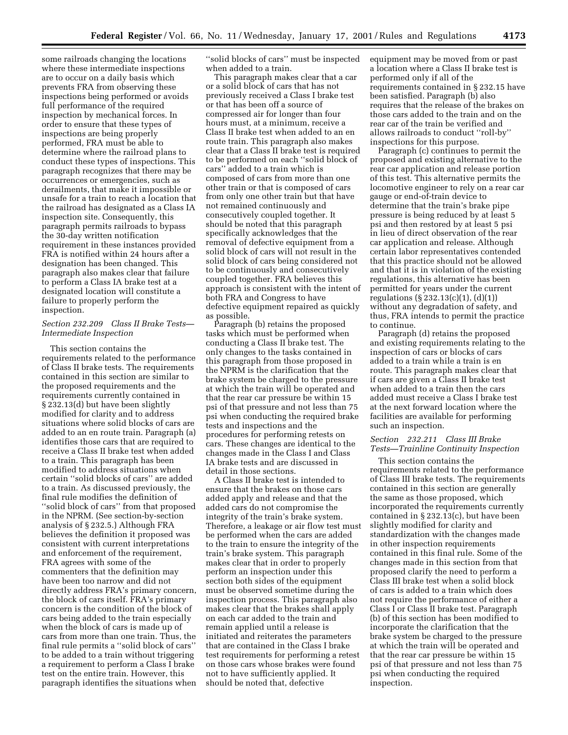some railroads changing the locations where these intermediate inspections are to occur on a daily basis which prevents FRA from observing these inspections being performed or avoids full performance of the required inspection by mechanical forces. In order to ensure that these types of inspections are being properly performed, FRA must be able to determine where the railroad plans to conduct these types of inspections. This paragraph recognizes that there may be occurrences or emergencies, such as derailments, that make it impossible or unsafe for a train to reach a location that the railroad has designated as a Class IA inspection site. Consequently, this paragraph permits railroads to bypass the 30-day written notification requirement in these instances provided FRA is notified within 24 hours after a designation has been changed. This paragraph also makes clear that failure to perform a Class IA brake test at a designated location will constitute a failure to properly perform the inspection.

### *Section 232.209 Class II Brake Tests—Intermediate Inspection*

This section contains the requirements related to the performance of Class II brake tests. The requirements contained in this section are similar to the proposed requirements and the requirements currently contained in § 232.13(d) but have been slightly modified for clarity and to address situations where solid blocks of cars are added to an en route train. Paragraph (a) identifies those cars that are required to receive a Class II brake test when added to a train. This paragraph has been modified to address situations when certain ''solid blocks of cars'' are added to a train. As discussed previously, the final rule modifies the definition of ''solid block of cars'' from that proposed in the NPRM. (See section-by-section analysis of § 232.5.) Although FRA believes the definition it proposed was consistent with current interpretations and enforcement of the requirement, FRA agrees with some of the commenters that the definition may have been too narrow and did not directly address FRA's primary concern, the block of cars itself. FRA's primary concern is the condition of the block of cars being added to the train especially when the block of cars is made up of cars from more than one train. Thus, the final rule permits a ''solid block of cars'' to be added to a train without triggering a requirement to perform a Class I brake test on the entire train. However, this paragraph identifies the situations when ''solid blocks of cars'' must be inspected when added to a train.

This paragraph makes clear that a car or a solid block of cars that has not previously received a Class I brake test or that has been off a source of compressed air for longer than four hours must, at a minimum, receive a Class II brake test when added to an en route train. This paragraph also makes clear that a Class II brake test is required to be performed on each ''solid block of cars'' added to a train which is composed of cars from more than one other train or that is composed of cars from only one other train but that have not remained continuously and consecutively coupled together. It should be noted that this paragraph specifically acknowledges that the removal of defective equipment from a solid block of cars will not result in the solid block of cars being considered not to be continuously and consecutively coupled together. FRA believes this approach is consistent with the intent of both FRA and Congress to have defective equipment repaired as quickly as possible.

Paragraph (b) retains the proposed tasks which must be performed when conducting a Class II brake test. The only changes to the tasks contained in this paragraph from those proposed in the NPRM is the clarification that the brake system be charged to the pressure at which the train will be operated and that the rear car pressure be within 15 psi of that pressure and not less than 75 psi when conducting the required brake tests and inspections and the procedures for performing retests on cars. These changes are identical to the changes made in the Class I and Class IA brake tests and are discussed in detail in those sections.

A Class II brake test is intended to ensure that the brakes on those cars added apply and release and that the added cars do not compromise the integrity of the train's brake system. Therefore, a leakage or air flow test must be performed when the cars are added to the train to ensure the integrity of the train's brake system. This paragraph makes clear that in order to properly perform an inspection under this section both sides of the equipment must be observed sometime during the inspection process. This paragraph also makes clear that the brakes shall apply on each car added to the train and remain applied until a release is initiated and reiterates the parameters that are contained in the Class I brake test requirements for performing a retest on those cars whose brakes were found not to have sufficiently applied. It should be noted that, defective equipment may be moved from or past a location where a Class II brake test is performed only if all of the requirements contained in § 232.15 have been satisfied. Paragraph (b) also requires that the release of the brakes on those cars added to the train and on the rear car of the train be verified and allows railroads to conduct ''roll-by'' inspections for this purpose.

Paragraph (c) continues to permit the proposed and existing alternative to the rear car application and release portion of this test. This alternative permits the locomotive engineer to rely on a rear car gauge or end-of-train device to determine that the train's brake pipe pressure is being reduced by at least 5 psi and then restored by at least 5 psi in lieu of direct observation of the rear car application and release. Although certain labor representatives contended that this practice should not be allowed and that it is in violation of the existing regulations, this alternative has been permitted for years under the current regulations (§ 232.13(c)(1), (d)(1)) without any degradation of safety, and thus, FRA intends to permit the practice to continue.

Paragraph (d) retains the proposed and existing requirements relating to the inspection of cars or blocks of cars added to a train while a train is en route. This paragraph makes clear that if cars are given a Class II brake test when added to a train then the cars added must receive a Class I brake test at the next forward location where the facilities are available for performing such an inspection.

### *Section 232.211 Class III Brake Tests—Trainline Continuity Inspection*

This section contains the requirements related to the performance of Class III brake tests. The requirements contained in this section are generally the same as those proposed, which incorporated the requirements currently contained in § 232.13(c), but have been slightly modified for clarity and standardization with the changes made in other inspection requirements contained in this final rule. Some of the changes made in this section from that proposed clarify the need to perform a Class III brake test when a solid block of cars is added to a train which does not require the performance of either a Class I or Class II brake test. Paragraph (b) of this section has been modified to incorporate the clarification that the brake system be charged to the pressure at which the train will be operated and that the rear car pressure be within 15 psi of that pressure and not less than 75 psi when conducting the required inspection.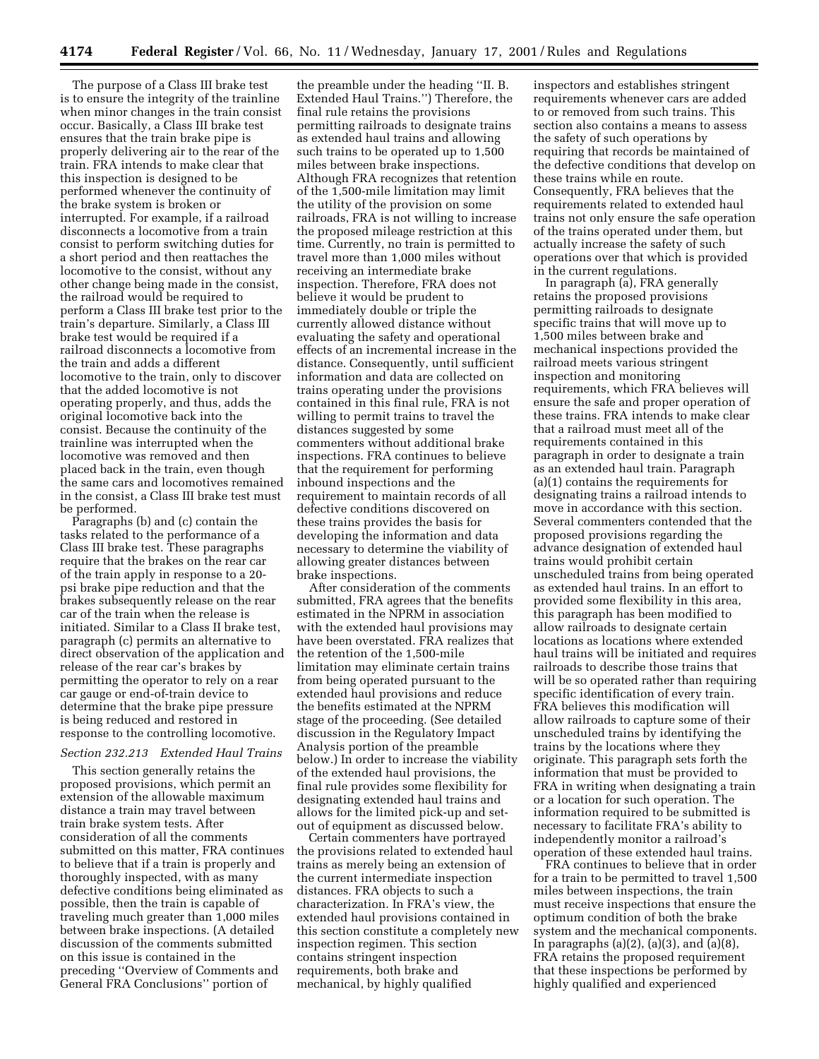The purpose of a Class III brake test is to ensure the integrity of the trainline when minor changes in the train consist occur. Basically, a Class III brake test ensures that the train brake pipe is properly delivering air to the rear of the train. FRA intends to make clear that this inspection is designed to be performed whenever the continuity of the brake system is broken or interrupted. For example, if a railroad disconnects a locomotive from a train consist to perform switching duties for a short period and then reattaches the locomotive to the consist, without any other change being made in the consist, the railroad would be required to perform a Class III brake test prior to the train's departure. Similarly, a Class III brake test would be required if a railroad disconnects a locomotive from the train and adds a different locomotive to the train, only to discover that the added locomotive is not operating properly, and thus, adds the original locomotive back into the consist. Because the continuity of the trainline was interrupted when the locomotive was removed and then placed back in the train, even though the same cars and locomotives remained in the consist, a Class III brake test must be performed.

Paragraphs (b) and (c) contain the tasks related to the performance of a Class III brake test. These paragraphs require that the brakes on the rear car of the train apply in response to a 20-psi brake pipe reduction and that the brakes subsequently release on the rear car of the train when the release is initiated. Similar to a Class II brake test, paragraph (c) permits an alternative to direct observation of the application and release of the rear car's brakes by permitting the operator to rely on a rear car gauge or end-of-train device to determine that the brake pipe pressure is being reduced and restored in response to the controlling locomotive.

*Section 232.213 Extended Haul Trains*

This section generally retains the proposed provisions, which permit an extension of the allowable maximum distance a train may travel between train brake system tests. After consideration of all the comments submitted on this matter, FRA continues to believe that if a train is properly and thoroughly inspected, with as many defective conditions being eliminated as possible, then the train is capable of traveling much greater than 1,000 miles between brake inspections. (A detailed discussion of the comments submitted on this issue is contained in the preceding "Overview of Comments and General FRA Conclusions" portion of the preamble under the heading "II. B. Extended Haul Trains.") Therefore, the final rule retains the provisions permitting railroads to designate trains as extended haul trains and allowing such trains to be operated up to 1,500 miles between brake inspections. Although FRA recognizes that retention of the 1,500-mile limitation may limit the utility of the provision on some railroads, FRA is not willing to increase the proposed mileage restriction at this time. Currently, no train is permitted to travel more than 1,000 miles without receiving an intermediate brake inspection. Therefore, FRA does not believe it would be prudent to immediately double or triple the currently allowed distance without evaluating the safety and operational effects of an incremental increase in the distance. Consequently, until sufficient information and data are collected on trains operating under the provisions contained in this final rule, FRA is not willing to permit trains to travel the distances suggested by some commenters without additional brake inspections. FRA continues to believe that the requirement for performing inbound inspections and the requirement to maintain records of all defective conditions discovered on these trains provides the basis for developing the information and data necessary to determine the viability of allowing greater distances between brake inspections.

After consideration of the comments submitted, FRA agrees that the benefits estimated in the NPRM in association with the extended haul provisions may have been overstated. FRA realizes that the retention of the 1,500-mile limitation may eliminate certain trains from being operated pursuant to the extended haul provisions and reduce the benefits estimated at the NPRM stage of the proceeding. (See detailed discussion in the Regulatory Impact Analysis portion of the preamble below.) In order to increase the viability of the extended haul provisions, the final rule provides some flexibility for designating extended haul trains and allows for the limited pick-up and set-out of equipment as discussed below.

Certain commenters have portrayed the provisions related to extended haul trains as merely being an extension of the current intermediate inspection distances. FRA objects to such a characterization. In FRA's view, the extended haul provisions contained in this section constitute a completely new inspection regimen. This section contains stringent inspection requirements, both brake and mechanical, by highly qualified inspectors and establishes stringent requirements whenever cars are added to or removed from such trains. This section also contains a means to assess the safety of such operations by requiring that records be maintained of the defective conditions that develop on these trains while en route. Consequently, FRA believes that the requirements related to extended haul trains not only ensure the safe operation of the trains operated under them, but actually increase the safety of such operations over that which is provided in the current regulations.

In paragraph (a), FRA generally retains the proposed provisions permitting railroads to designate specific trains that will move up to 1,500 miles between brake and mechanical inspections provided the railroad meets various stringent inspection and monitoring requirements, which FRA believes will ensure the safe and proper operation of these trains. FRA intends to make clear that a railroad must meet all of the requirements contained in this paragraph in order to designate a train as an extended haul train. Paragraph (a)(1) contains the requirements for designating trains a railroad intends to move in accordance with this section. Several commenters contended that the proposed provisions regarding the advance designation of extended haul trains would prohibit certain unscheduled trains from being operated as extended haul trains. In an effort to provided some flexibility in this area, this paragraph has been modified to allow railroads to designate certain locations as locations where extended haul trains will be initiated and requires railroads to describe those trains that will be so operated rather than requiring specific identification of every train. FRA believes this modification will allow railroads to capture some of their unscheduled trains by identifying the trains by the locations where they originate. This paragraph sets forth the information that must be provided to FRA in writing when designating a train or a location for such operation. The information required to be submitted is necessary to facilitate FRA's ability to independently monitor a railroad's operation of these extended haul trains.

FRA continues to believe that in order for a train to be permitted to travel 1,500 miles between inspections, the train must receive inspections that ensure the optimum condition of both the brake system and the mechanical components. In paragraphs (a)(2), (a)(3), and (a)(8), FRA retains the proposed requirement that these inspections be performed by highly qualified and experienced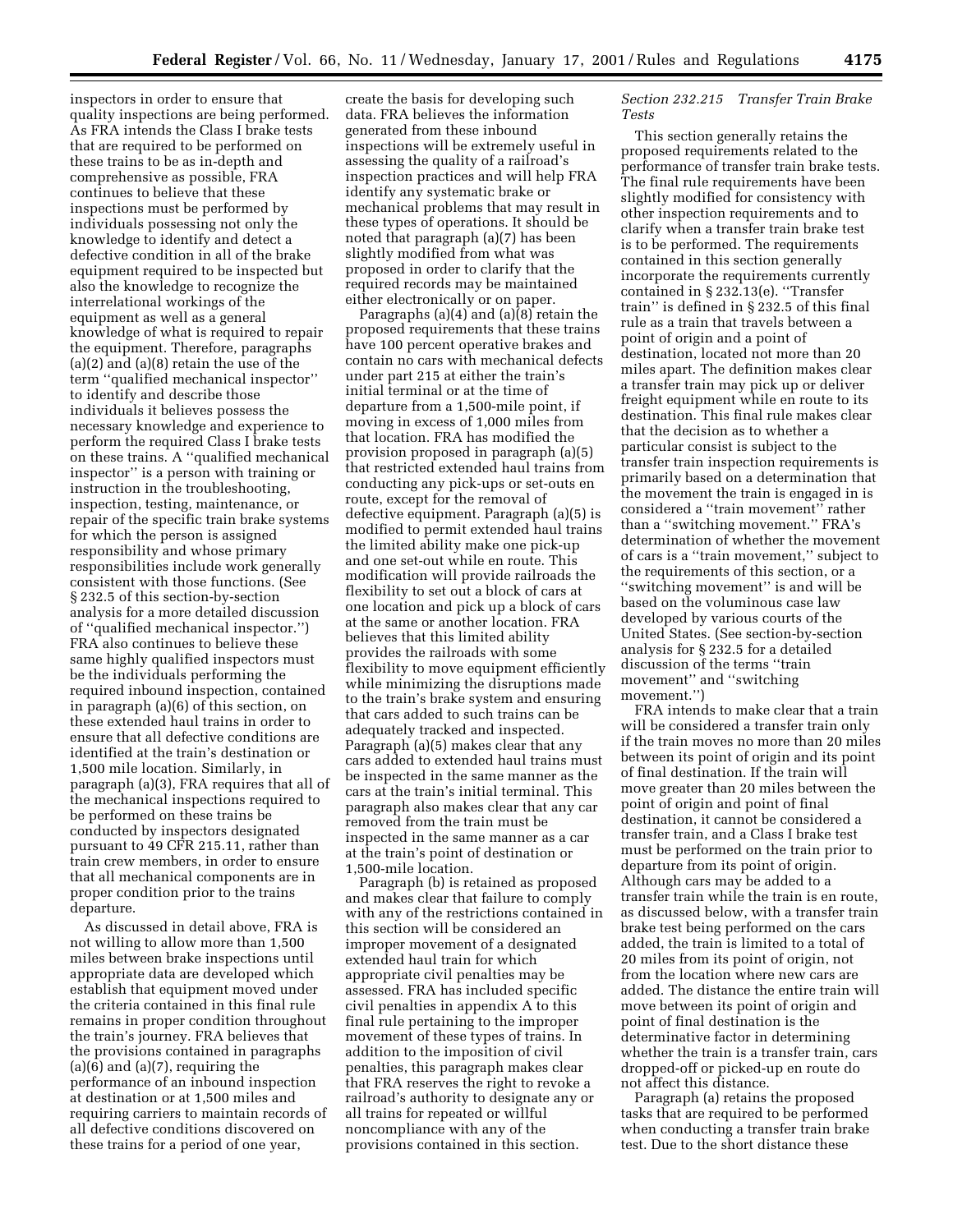inspectors in order to ensure that quality inspections are being performed. As FRA intends the Class I brake tests that are required to be performed on these trains to be as in-depth and comprehensive as possible, FRA continues to believe that these inspections must be performed by individuals possessing not only the knowledge to identify and detect a defective condition in all of the brake equipment required to be inspected but also the knowledge to recognize the interrelational workings of the equipment as well as a general knowledge of what is required to repair the equipment. Therefore, paragraphs (a)(2) and (a)(8) retain the use of the term ''qualified mechanical inspector'' to identify and describe those individuals it believes possess the necessary knowledge and experience to perform the required Class I brake tests on these trains. A ''qualified mechanical inspector'' is a person with training or instruction in the troubleshooting, inspection, testing, maintenance, or repair of the specific train brake systems for which the person is assigned responsibility and whose primary responsibilities include work generally consistent with those functions. (See § 232.5 of this section-by-section analysis for a more detailed discussion of ''qualified mechanical inspector.'') FRA also continues to believe these same highly qualified inspectors must be the individuals performing the required inbound inspection, contained in paragraph (a)(6) of this section, on these extended haul trains in order to ensure that all defective conditions are identified at the train's destination or 1,500 mile location. Similarly, in paragraph (a)(3), FRA requires that all of the mechanical inspections required to be performed on these trains be conducted by inspectors designated pursuant to 49 CFR 215.11, rather than train crew members, in order to ensure that all mechanical components are in proper condition prior to the trains departure.

As discussed in detail above, FRA is not willing to allow more than 1,500 miles between brake inspections until appropriate data are developed which establish that equipment moved under the criteria contained in this final rule remains in proper condition throughout the train's journey. FRA believes that the provisions contained in paragraphs (a)(6) and (a)(7), requiring the performance of an inbound inspection at destination or at 1,500 miles and requiring carriers to maintain records of all defective conditions discovered on these trains for a period of one year, create the basis for developing such data. FRA believes the information generated from these inbound inspections will be extremely useful in assessing the quality of a railroad's inspection practices and will help FRA identify any systematic brake or mechanical problems that may result in these types of operations. It should be noted that paragraph (a)(7) has been slightly modified from what was proposed in order to clarify that the required records may be maintained either electronically or on paper.

Paragraphs (a)(4) and (a)(8) retain the proposed requirements that these trains have 100 percent operative brakes and contain no cars with mechanical defects under part 215 at either the train's initial terminal or at the time of departure from a 1,500-mile point, if moving in excess of 1,000 miles from that location. FRA has modified the provision proposed in paragraph (a)(5) that restricted extended haul trains from conducting any pick-ups or set-outs en route, except for the removal of defective equipment. Paragraph (a)(5) is modified to permit extended haul trains the limited ability make one pick-up and one set-out while en route. This modification will provide railroads the flexibility to set out a block of cars at one location and pick up a block of cars at the same or another location. FRA believes that this limited ability provides the railroads with some flexibility to move equipment efficiently while minimizing the disruptions made to the train's brake system and ensuring that cars added to such trains can be adequately tracked and inspected. Paragraph (a)(5) makes clear that any cars added to extended haul trains must be inspected in the same manner as the cars at the train's initial terminal. This paragraph also makes clear that any car removed from the train must be inspected in the same manner as a car at the train's point of destination or 1,500-mile location.

Paragraph (b) is retained as proposed and makes clear that failure to comply with any of the restrictions contained in this section will be considered an improper movement of a designated extended haul train for which appropriate civil penalties may be assessed. FRA has included specific civil penalties in appendix A to this final rule pertaining to the improper movement of these types of trains. In addition to the imposition of civil penalties, this paragraph makes clear that FRA reserves the right to revoke a railroad's authority to designate any or all trains for repeated or willful noncompliance with any of the provisions contained in this section.

*Section 232.215 Transfer Train Brake Tests*

This section generally retains the proposed requirements related to the performance of transfer train brake tests. The final rule requirements have been slightly modified for consistency with other inspection requirements and to clarify when a transfer train brake test is to be performed. The requirements contained in this section generally incorporate the requirements currently contained in § 232.13(e). ''Transfer train'' is defined in § 232.5 of this final rule as a train that travels between a point of origin and a point of destination, located not more than 20 miles apart. The definition makes clear a transfer train may pick up or deliver freight equipment while en route to its destination. This final rule makes clear that the decision as to whether a particular consist is subject to the transfer train inspection requirements is primarily based on a determination that the movement the train is engaged in is considered a ''train movement'' rather than a ''switching movement.'' FRA's determination of whether the movement of cars is a ''train movement,'' subject to the requirements of this section, or a ''switching movement'' is and will be based on the voluminous case law developed by various courts of the United States. (See section-by-section analysis for § 232.5 for a detailed discussion of the terms ''train movement'' and ''switching movement.'')

FRA intends to make clear that a train will be considered a transfer train only if the train moves no more than 20 miles between its point of origin and its point of final destination. If the train will move greater than 20 miles between the point of origin and point of final destination, it cannot be considered a transfer train, and a Class I brake test must be performed on the train prior to departure from its point of origin. Although cars may be added to a transfer train while the train is en route, as discussed below, with a transfer train brake test being performed on the cars added, the train is limited to a total of 20 miles from its point of origin, not from the location where new cars are added. The distance the entire train will move between its point of origin and point of final destination is the determinative factor in determining whether the train is a transfer train, cars dropped-off or picked-up en route do not affect this distance.

Paragraph (a) retains the proposed tasks that are required to be performed when conducting a transfer train brake test. Due to the short distance these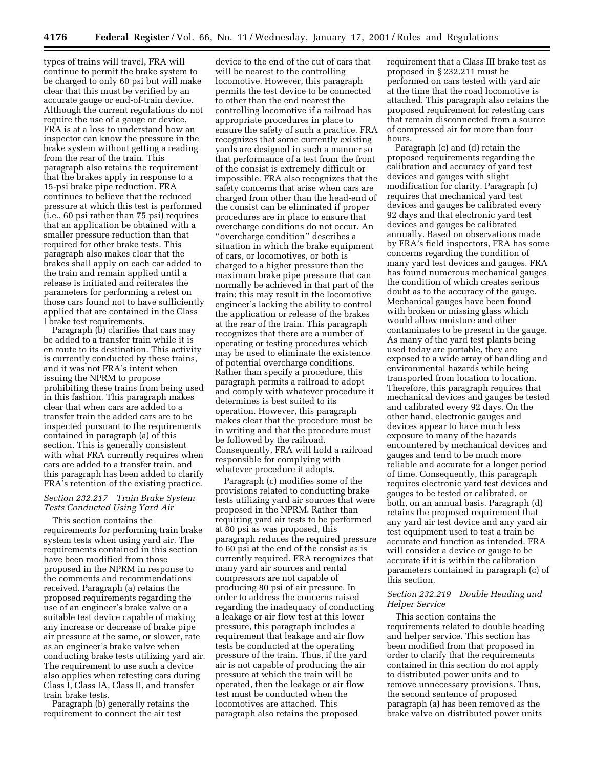types of trains will travel, FRA will continue to permit the brake system to be charged to only 60 psi but will make clear that this must be verified by an accurate gauge or end-of-train device. Although the current regulations do not require the use of a gauge or device, FRA is at a loss to understand how an inspector can know the pressure in the brake system without getting a reading from the rear of the train. This paragraph also retains the requirement that the brakes apply in response to a 15-psi brake pipe reduction. FRA continues to believe that the reduced pressure at which this test is performed (i.e., 60 psi rather than 75 psi) requires that an application be obtained with a smaller pressure reduction than that required for other brake tests. This paragraph also makes clear that the brakes shall apply on each car added to the train and remain applied until a release is initiated and reiterates the parameters for performing a retest on those cars found not to have sufficiently applied that are contained in the Class I brake test requirements.

Paragraph (b) clarifies that cars may be added to a transfer train while it is en route to its destination. This activity is currently conducted by these trains, and it was not FRA's intent when issuing the NPRM to propose prohibiting these trains from being used in this fashion. This paragraph makes clear that when cars are added to a transfer train the added cars are to be inspected pursuant to the requirements contained in paragraph (a) of this section. This is generally consistent with what FRA currently requires when cars are added to a transfer train, and this paragraph has been added to clarify FRA's retention of the existing practice.

### *Section 232.217 Train Brake System Tests Conducted Using Yard Air*

This section contains the requirements for performing train brake system tests when using yard air. The requirements contained in this section have been modified from those proposed in the NPRM in response to the comments and recommendations received. Paragraph (a) retains the proposed requirements regarding the use of an engineer's brake valve or a suitable test device capable of making any increase or decrease of brake pipe air pressure at the same, or slower, rate as an engineer's brake valve when conducting brake tests utilizing yard air. The requirement to use such a device also applies when retesting cars during Class I, Class IA, Class II, and transfer train brake tests.

Paragraph (b) generally retains the requirement to connect the air test device to the end of the cut of cars that will be nearest to the controlling locomotive. However, this paragraph permits the test device to be connected to other than the end nearest the controlling locomotive if a railroad has appropriate procedures in place to ensure the safety of such a practice. FRA recognizes that some currently existing yards are designed in such a manner so that performance of a test from the front of the consist is extremely difficult or impossible. FRA also recognizes that the safety concerns that arise when cars are charged from other than the head-end of the consist can be eliminated if proper procedures are in place to ensure that overcharge conditions do not occur. An ''overcharge condition'' describes a situation in which the brake equipment of cars, or locomotives, or both is charged to a higher pressure than the maximum brake pipe pressure that can normally be achieved in that part of the train; this may result in the locomotive engineer's lacking the ability to control the application or release of the brakes at the rear of the train. This paragraph recognizes that there are a number of operating or testing procedures which may be used to eliminate the existence of potential overcharge conditions. Rather than specify a procedure, this paragraph permits a railroad to adopt and comply with whatever procedure it determines is best suited to its operation. However, this paragraph makes clear that the procedure must be in writing and that the procedure must be followed by the railroad. Consequently, FRA will hold a railroad responsible for complying with whatever procedure it adopts.

Paragraph (c) modifies some of the provisions related to conducting brake tests utilizing yard air sources that were proposed in the NPRM. Rather than requiring yard air tests to be performed at 80 psi as was proposed, this paragraph reduces the required pressure to 60 psi at the end of the consist as is currently required. FRA recognizes that many yard air sources and rental compressors are not capable of producing 80 psi of air pressure. In order to address the concerns raised regarding the inadequacy of conducting a leakage or air flow test at this lower pressure, this paragraph includes a requirement that leakage and air flow tests be conducted at the operating pressure of the train. Thus, if the yard air is not capable of producing the air pressure at which the train will be operated, then the leakage or air flow test must be conducted when the locomotives are attached. This paragraph also retains the proposed requirement that a Class III brake test as proposed in § 232.211 must be performed on cars tested with yard air at the time that the road locomotive is attached. This paragraph also retains the proposed requirement for retesting cars that remain disconnected from a source of compressed air for more than four hours.

Paragraph (c) and (d) retain the proposed requirements regarding the calibration and accuracy of yard test devices and gauges with slight modification for clarity. Paragraph (c) requires that mechanical yard test devices and gauges be calibrated every 92 days and that electronic yard test devices and gauges be calibrated annually. Based on observations made by FRA's field inspectors, FRA has some concerns regarding the condition of many yard test devices and gauges. FRA has found numerous mechanical gauges the condition of which creates serious doubt as to the accuracy of the gauge. Mechanical gauges have been found with broken or missing glass which would allow moisture and other contaminates to be present in the gauge. As many of the yard test plants being used today are portable, they are exposed to a wide array of handling and environmental hazards while being transported from location to location. Therefore, this paragraph requires that mechanical devices and gauges be tested and calibrated every 92 days. On the other hand, electronic gauges and devices appear to have much less exposure to many of the hazards encountered by mechanical devices and gauges and tend to be much more reliable and accurate for a longer period of time. Consequently, this paragraph requires electronic yard test devices and gauges to be tested or calibrated, or both, on an annual basis. Paragraph (d) retains the proposed requirement that any yard air test device and any yard air test equipment used to test a train be accurate and function as intended. FRA will consider a device or gauge to be accurate if it is within the calibration parameters contained in paragraph (c) of this section.

### *Section 232.219 Double Heading and Helper Service*

This section contains the requirements related to double heading and helper service. This section has been modified from that proposed in order to clarify that the requirements contained in this section do not apply to distributed power units and to remove unnecessary provisions. Thus, the second sentence of proposed paragraph (a) has been removed as the brake valve on distributed power units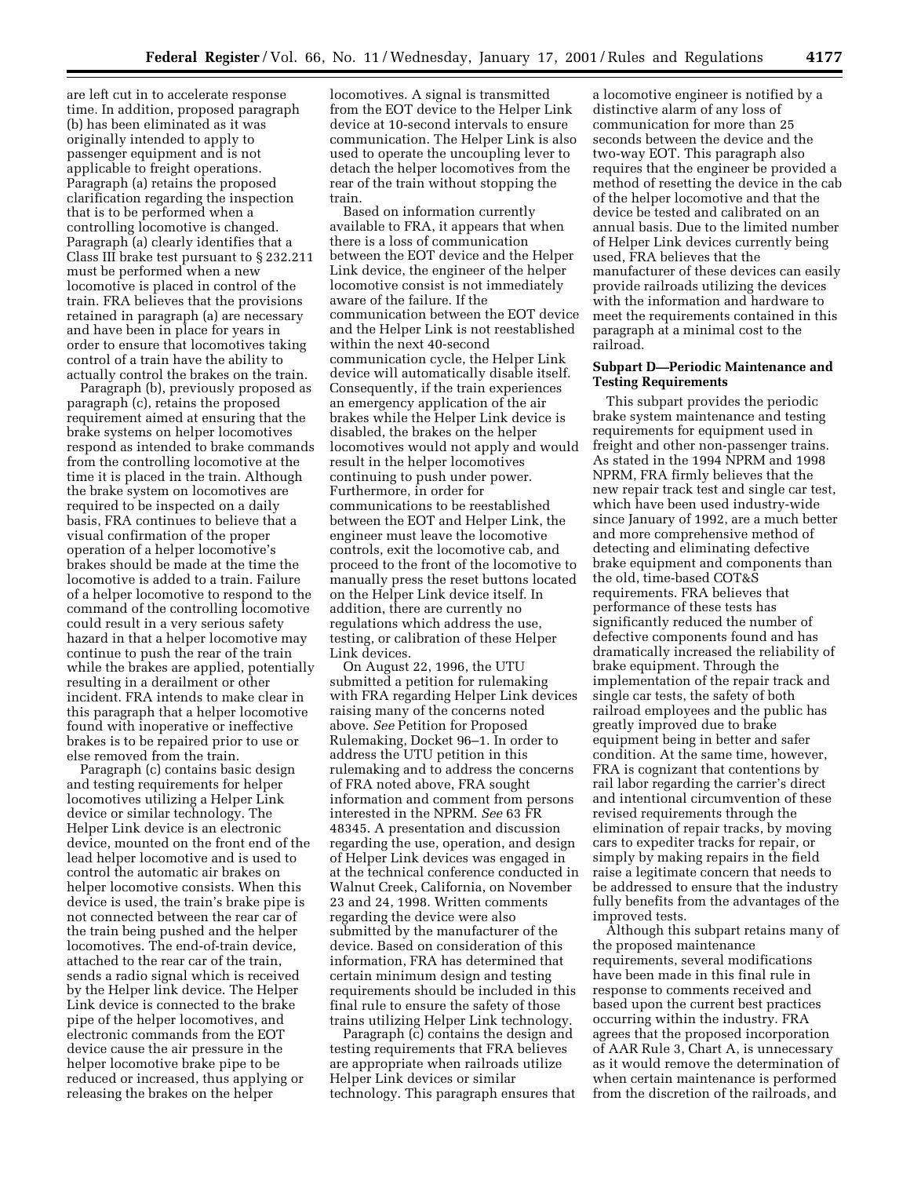are left cut in to accelerate response time. In addition, proposed paragraph (b) has been eliminated as it was originally intended to apply to passenger equipment and is not applicable to freight operations. Paragraph (a) retains the proposed clarification regarding the inspection that is to be performed when a controlling locomotive is changed. Paragraph (a) clearly identifies that a Class III brake test pursuant to § 232.211 must be performed when a new locomotive is placed in control of the train. FRA believes that the provisions retained in paragraph (a) are necessary and have been in place for years in order to ensure that locomotives taking control of a train have the ability to actually control the brakes on the train.

Paragraph (b), previously proposed as paragraph (c), retains the proposed requirement aimed at ensuring that the brake systems on helper locomotives respond as intended to brake commands from the controlling locomotive at the time it is placed in the train. Although the brake system on locomotives are required to be inspected on a daily basis, FRA continues to believe that a visual confirmation of the proper operation of a helper locomotive's brakes should be made at the time the locomotive is added to a train. Failure of a helper locomotive to respond to the command of the controlling locomotive could result in a very serious safety hazard in that a helper locomotive may continue to push the rear of the train while the brakes are applied, potentially resulting in a derailment or other incident. FRA intends to make clear in this paragraph that a helper locomotive found with inoperative or ineffective brakes is to be repaired prior to use or else removed from the train.

Paragraph (c) contains basic design and testing requirements for helper locomotives utilizing a Helper Link device or similar technology. The Helper Link device is an electronic device, mounted on the front end of the lead helper locomotive and is used to control the automatic air brakes on helper locomotive consists. When this device is used, the train's brake pipe is not connected between the rear car of the train being pushed and the helper locomotives. The end-of-train device, attached to the rear car of the train, sends a radio signal which is received by the Helper link device. The Helper Link device is connected to the brake pipe of the helper locomotives, and electronic commands from the EOT device cause the air pressure in the helper locomotive brake pipe to be reduced or increased, thus applying or releasing the brakes on the helper locomotives. A signal is transmitted from the EOT device to the Helper Link device at 10-second intervals to ensure communication. The Helper Link is also used to operate the uncoupling lever to detach the helper locomotives from the rear of the train without stopping the train.

Based on information currently available to FRA, it appears that when there is a loss of communication between the EOT device and the Helper Link device, the engineer of the helper locomotive consist is not immediately aware of the failure. If the communication between the EOT device and the Helper Link is not reestablished within the next 40-second communication cycle, the Helper Link device will automatically disable itself. Consequently, if the train experiences an emergency application of the air brakes while the Helper Link device is disabled, the brakes on the helper locomotives would not apply and would result in the helper locomotives continuing to push under power. Furthermore, in order for communications to be reestablished between the EOT and Helper Link, the engineer must leave the locomotive controls, exit the locomotive cab, and proceed to the front of the locomotive to manually press the reset buttons located on the Helper Link device itself. In addition, there are currently no regulations which address the use, testing, or calibration of these Helper Link devices.

On August 22, 1996, the UTU submitted a petition for rulemaking with FRA regarding Helper Link devices raising many of the concerns noted above. *See* Petition for Proposed Rulemaking, Docket 96–1. In order to address the UTU petition in this rulemaking and to address the concerns of FRA noted above, FRA sought information and comment from persons interested in the NPRM. *See* 63 FR 48345. A presentation and discussion regarding the use, operation, and design of Helper Link devices was engaged in at the technical conference conducted in Walnut Creek, California, on November 23 and 24, 1998. Written comments regarding the device were also submitted by the manufacturer of the device. Based on consideration of this information, FRA has determined that certain minimum design and testing requirements should be included in this final rule to ensure the safety of those trains utilizing Helper Link technology.

Paragraph (c) contains the design and testing requirements that FRA believes are appropriate when railroads utilize Helper Link devices or similar technology. This paragraph ensures that a locomotive engineer is notified by a distinctive alarm of any loss of communication for more than 25 seconds between the device and the two-way EOT. This paragraph also requires that the engineer be provided a method of resetting the device in the cab of the helper locomotive and that the device be tested and calibrated on an annual basis. Due to the limited number of Helper Link devices currently being used, FRA believes that the manufacturer of these devices can easily provide railroads utilizing the devices with the information and hardware to meet the requirements contained in this paragraph at a minimal cost to the railroad.

**Subpart D—Periodic Maintenance and Testing Requirements**

This subpart provides the periodic brake system maintenance and testing requirements for equipment used in freight and other non-passenger trains. As stated in the 1994 NPRM and 1998 NPRM, FRA firmly believes that the new repair track test and single car test, which have been used industry-wide since January of 1992, are a much better and more comprehensive method of detecting and eliminating defective brake equipment and components than the old, time-based COT&S requirements. FRA believes that performance of these tests has significantly reduced the number of defective components found and has dramatically increased the reliability of brake equipment. Through the implementation of the repair track and single car tests, the safety of both railroad employees and the public has greatly improved due to brake equipment being in better and safer condition. At the same time, however, FRA is cognizant that contentions by rail labor regarding the carrier's direct and intentional circumvention of these revised requirements through the elimination of repair tracks, by moving cars to expediter tracks for repair, or simply by making repairs in the field raise a legitimate concern that needs to be addressed to ensure that the industry fully benefits from the advantages of the improved tests.

Although this subpart retains many of the proposed maintenance requirements, several modifications have been made in this final rule in response to comments received and based upon the current best practices occurring within the industry. FRA agrees that the proposed incorporation of AAR Rule 3, Chart A, is unnecessary as it would remove the determination of when certain maintenance is performed from the discretion of the railroads, and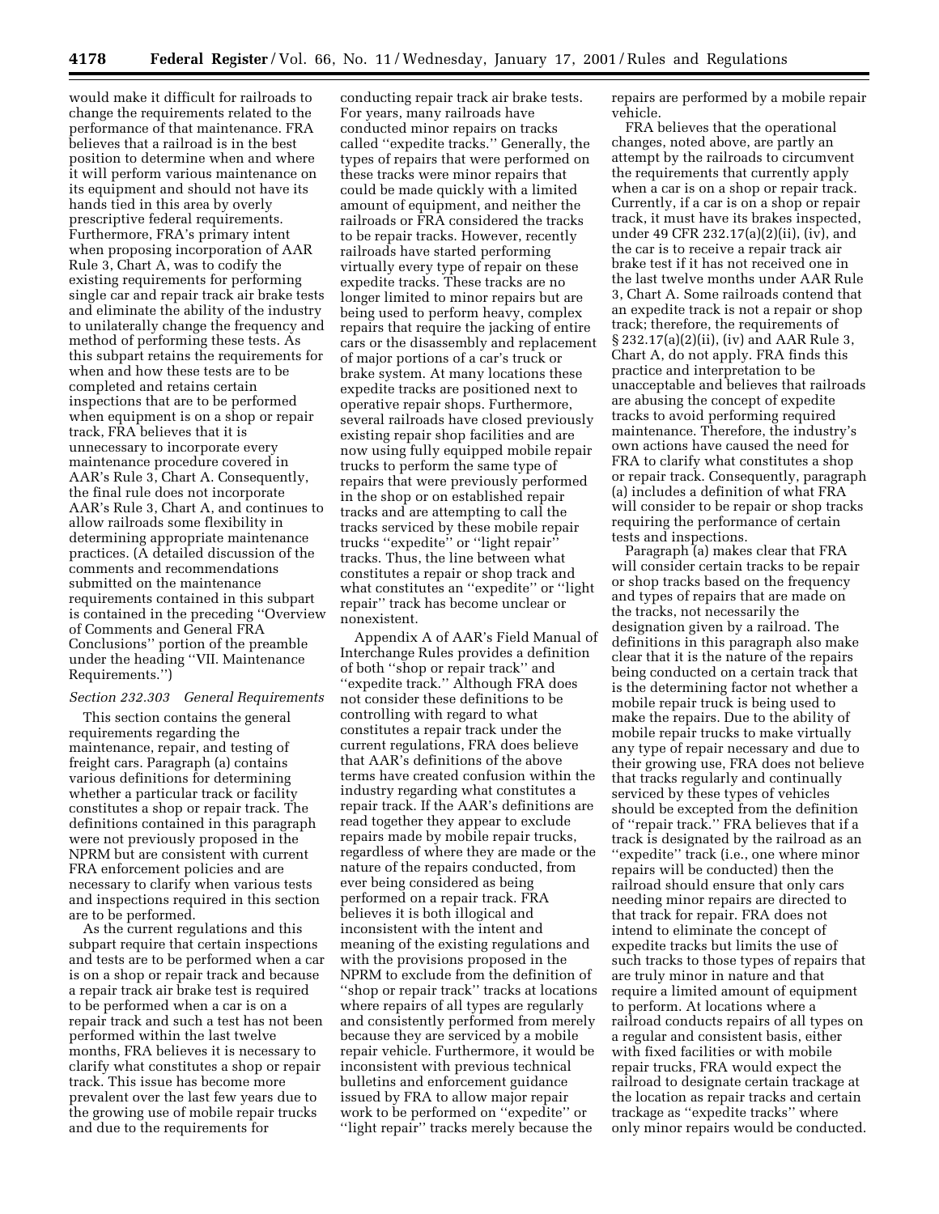would make it difficult for railroads to change the requirements related to the performance of that maintenance. FRA believes that a railroad is in the best position to determine when and where it will perform various maintenance on its equipment and should not have its hands tied in this area by overly prescriptive federal requirements. Furthermore, FRA's primary intent when proposing incorporation of AAR Rule 3, Chart A, was to codify the existing requirements for performing single car and repair track air brake tests and eliminate the ability of the industry to unilaterally change the frequency and method of performing these tests. As this subpart retains the requirements for when and how these tests are to be completed and retains certain inspections that are to be performed when equipment is on a shop or repair track, FRA believes that it is unnecessary to incorporate every maintenance procedure covered in AAR's Rule 3, Chart A. Consequently, the final rule does not incorporate AAR's Rule 3, Chart A, and continues to allow railroads some flexibility in determining appropriate maintenance practices. (A detailed discussion of the comments and recommendations submitted on the maintenance requirements contained in this subpart is contained in the preceding "Overview of Comments and General FRA Conclusions" portion of the preamble under the heading "VII. Maintenance Requirements.")

*Section 232.303 General Requirements*

This section contains the general requirements regarding the maintenance, repair, and testing of freight cars. Paragraph (a) contains various definitions for determining whether a particular track or facility constitutes a shop or repair track. The definitions contained in this paragraph were not previously proposed in the NPRM but are consistent with current FRA enforcement policies and are necessary to clarify when various tests and inspections required in this section are to be performed.

As the current regulations and this subpart require that certain inspections and tests are to be performed when a car is on a shop or repair track and because a repair track air brake test is required to be performed when a car is on a repair track and such a test has not been performed within the last twelve months, FRA believes it is necessary to clarify what constitutes a shop or repair track. This issue has become more prevalent over the last few years due to the growing use of mobile repair trucks and due to the requirements for conducting repair track air brake tests. For years, many railroads have conducted minor repairs on tracks called "expedite tracks." Generally, the types of repairs that were performed on these tracks were minor repairs that could be made quickly with a limited amount of equipment, and neither the railroads or FRA considered the tracks to be repair tracks. However, recently railroads have started performing virtually every type of repair on these expedite tracks. These tracks are no longer limited to minor repairs but are being used to perform heavy, complex repairs that require the jacking of entire cars or the disassembly and replacement of major portions of a car's truck or brake system. At many locations these expedite tracks are positioned next to operative repair shops. Furthermore, several railroads have closed previously existing repair shop facilities and are now using fully equipped mobile repair trucks to perform the same type of repairs that were previously performed in the shop or on established repair tracks and are attempting to call the tracks serviced by these mobile repair trucks "expedite" or "light repair" tracks. Thus, the line between what constitutes a repair or shop track and what constitutes an "expedite" or "light repair" track has become unclear or nonexistent.

Appendix A of AAR's Field Manual of Interchange Rules provides a definition of both "shop or repair track" and "expedite track." Although FRA does not consider these definitions to be controlling with regard to what constitutes a repair track under the current regulations, FRA does believe that AAR's definitions of the above terms have created confusion within the industry regarding what constitutes a repair track. If the AAR's definitions are read together they appear to exclude repairs made by mobile repair trucks, regardless of where they are made or the nature of the repairs conducted, from ever being considered as being performed on a repair track. FRA believes it is both illogical and inconsistent with the intent and meaning of the existing regulations and with the provisions proposed in the NPRM to exclude from the definition of "shop or repair track" tracks at locations where repairs of all types are regularly and consistently performed from merely because they are serviced by a mobile repair vehicle. Furthermore, it would be inconsistent with previous technical bulletins and enforcement guidance issued by FRA to allow major repair work to be performed on "expedite" or "light repair" tracks merely because the repairs are performed by a mobile repair vehicle.

FRA believes that the operational changes, noted above, are partly an attempt by the railroads to circumvent the requirements that currently apply when a car is on a shop or repair track. Currently, if a car is on a shop or repair track, it must have its brakes inspected, under 49 CFR 232.17(a)(2)(ii), (iv), and the car is to receive a repair track air brake test if it has not received one in the last twelve months under AAR Rule 3, Chart A. Some railroads contend that an expedite track is not a repair or shop track; therefore, the requirements of § 232.17(a)(2)(ii), (iv) and AAR Rule 3, Chart A, do not apply. FRA finds this practice and interpretation to be unacceptable and believes that railroads are abusing the concept of expedite tracks to avoid performing required maintenance. Therefore, the industry's own actions have caused the need for FRA to clarify what constitutes a shop or repair track. Consequently, paragraph (a) includes a definition of what FRA will consider to be repair or shop tracks requiring the performance of certain tests and inspections.

Paragraph (a) makes clear that FRA will consider certain tracks to be repair or shop tracks based on the frequency and types of repairs that are made on the tracks, not necessarily the designation given by a railroad. The definitions in this paragraph also make clear that it is the nature of the repairs being conducted on a certain track that is the determining factor not whether a mobile repair truck is being used to make the repairs. Due to the ability of mobile repair trucks to make virtually any type of repair necessary and due to their growing use, FRA does not believe that tracks regularly and continually serviced by these types of vehicles should be excepted from the definition of "repair track." FRA believes that if a track is designated by the railroad as an "expedite" track (i.e., one where minor repairs will be conducted) then the railroad should ensure that only cars needing minor repairs are directed to that track for repair. FRA does not intend to eliminate the concept of expedite tracks but limits the use of such tracks to those types of repairs that are truly minor in nature and that require a limited amount of equipment to perform. At locations where a railroad conducts repairs of all types on a regular and consistent basis, either with fixed facilities or with mobile repair trucks, FRA would expect the railroad to designate certain trackage at the location as repair tracks and certain trackage as "expedite tracks" where only minor repairs would be conducted.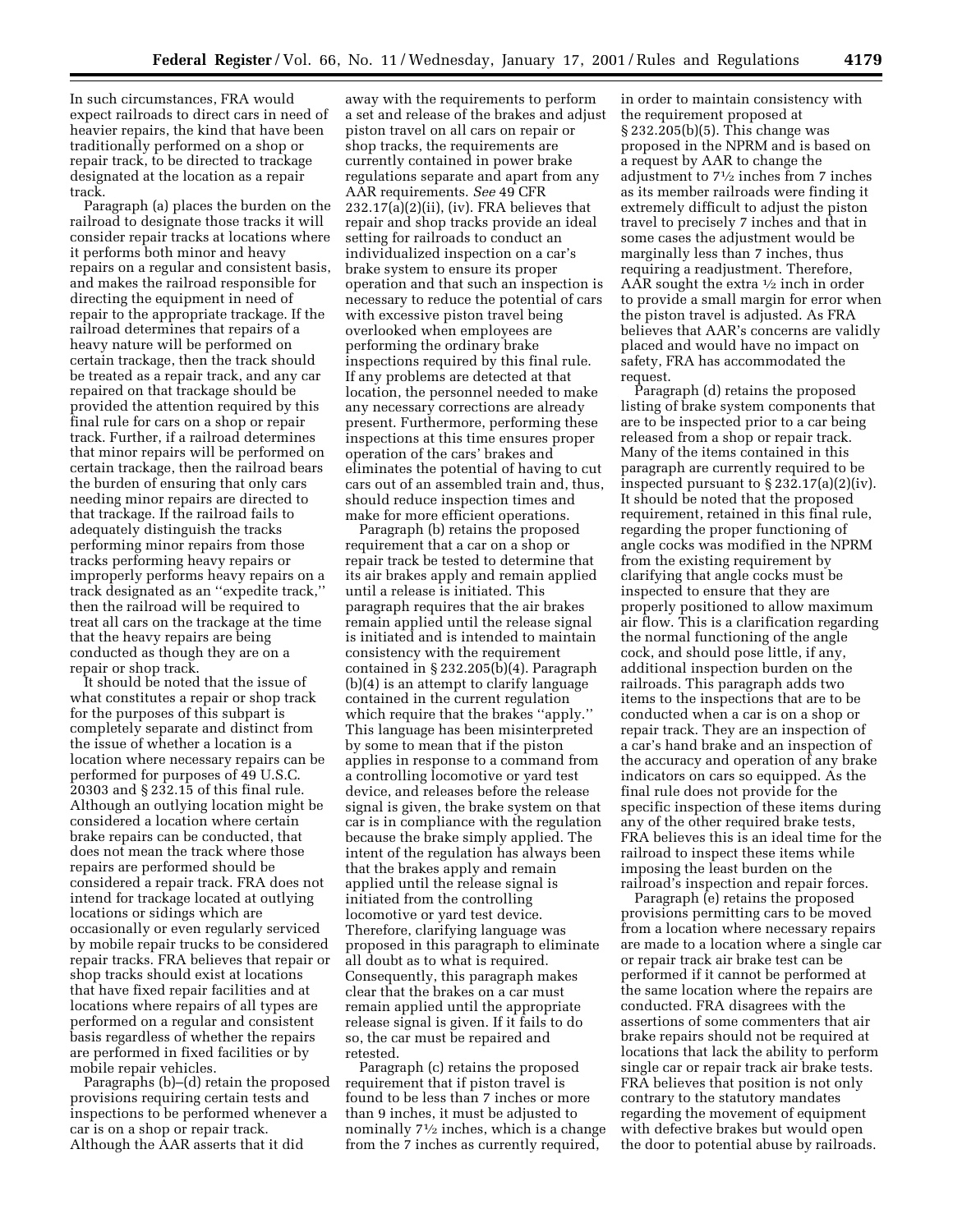In such circumstances, FRA would expect railroads to direct cars in need of heavier repairs, the kind that have been traditionally performed on a shop or repair track, to be directed to trackage designated at the location as a repair track.

Paragraph (a) places the burden on the railroad to designate those tracks it will consider repair tracks at locations where it performs both minor and heavy repairs on a regular and consistent basis, and makes the railroad responsible for directing the equipment in need of repair to the appropriate trackage. If the railroad determines that repairs of a heavy nature will be performed on certain trackage, then the track should be treated as a repair track, and any car repaired on that trackage should be provided the attention required by this final rule for cars on a shop or repair track. Further, if a railroad determines that minor repairs will be performed on certain trackage, then the railroad bears the burden of ensuring that only cars needing minor repairs are directed to that trackage. If the railroad fails to adequately distinguish the tracks performing minor repairs from those tracks performing heavy repairs or improperly performs heavy repairs on a track designated as an "expedite track," then the railroad will be required to treat all cars on the trackage at the time that the heavy repairs are being conducted as though they are on a repair or shop track.

It should be noted that the issue of what constitutes a repair or shop track for the purposes of this subpart is completely separate and distinct from the issue of whether a location is a location where necessary repairs can be performed for purposes of 49 U.S.C. 20303 and § 232.15 of this final rule. Although an outlying location might be considered a location where certain brake repairs can be conducted, that does not mean the track where those repairs are performed should be considered a repair track. FRA does not intend for trackage located at outlying locations or sidings which are occasionally or even regularly serviced by mobile repair trucks to be considered repair tracks. FRA believes that repair or shop tracks should exist at locations that have fixed repair facilities and at locations where repairs of all types are performed on a regular and consistent basis regardless of whether the repairs are performed in fixed facilities or by mobile repair vehicles.

Paragraphs (b)–(d) retain the proposed provisions requiring certain tests and inspections to be performed whenever a car is on a shop or repair track. Although the AAR asserts that it did away with the requirements to perform a set and release of the brakes and adjust piston travel on all cars on repair or shop tracks, the requirements are currently contained in power brake regulations separate and apart from any AAR requirements. *See* 49 CFR 232.17(a)(2)(ii), (iv). FRA believes that repair and shop tracks provide an ideal setting for railroads to conduct an individualized inspection on a car's brake system to ensure its proper operation and that such an inspection is necessary to reduce the potential of cars with excessive piston travel being overlooked when employees are performing the ordinary brake inspections required by this final rule. If any problems are detected at that location, the personnel needed to make any necessary corrections are already present. Furthermore, performing these inspections at this time ensures proper operation of the cars' brakes and eliminates the potential of having to cut cars out of an assembled train and, thus, should reduce inspection times and make for more efficient operations.

Paragraph (b) retains the proposed requirement that a car on a shop or repair track be tested to determine that its air brakes apply and remain applied until a release is initiated. This paragraph requires that the air brakes remain applied until the release signal is initiated and is intended to maintain consistency with the requirement contained in § 232.205(b)(4). Paragraph (b)(4) is an attempt to clarify language contained in the current regulation which require that the brakes "apply." This language has been misinterpreted by some to mean that if the piston applies in response to a command from a controlling locomotive or yard test device, and releases before the release signal is given, the brake system on that car is in compliance with the regulation because the brake simply applied. The intent of the regulation has always been that the brakes apply and remain applied until the release signal is initiated from the controlling locomotive or yard test device. Therefore, clarifying language was proposed in this paragraph to eliminate all doubt as to what is required. Consequently, this paragraph makes clear that the brakes on a car must remain applied until the appropriate release signal is given. If it fails to do so, the car must be repaired and retested.

Paragraph (c) retains the proposed requirement that if piston travel is found to be less than 7 inches or more than 9 inches, it must be adjusted to nominally 7½ inches, which is a change from the 7 inches as currently required, in order to maintain consistency with the requirement proposed at § 232.205(b)(5). This change was proposed in the NPRM and is based on a request by AAR to change the adjustment to 7½ inches from 7 inches as its member railroads were finding it extremely difficult to adjust the piston travel to precisely 7 inches and that in some cases the adjustment would be marginally less than 7 inches, thus requiring a readjustment. Therefore, AAR sought the extra ½ inch in order to provide a small margin for error when the piston travel is adjusted. As FRA believes that AAR's concerns are validly placed and would have no impact on safety, FRA has accommodated the request.

Paragraph (d) retains the proposed listing of brake system components that are to be inspected prior to a car being released from a shop or repair track. Many of the items contained in this paragraph are currently required to be inspected pursuant to § 232.17(a)(2)(iv). It should be noted that the proposed requirement, retained in this final rule, regarding the proper functioning of angle cocks was modified in the NPRM from the existing requirement by clarifying that angle cocks must be inspected to ensure that they are properly positioned to allow maximum air flow. This is a clarification regarding the normal functioning of the angle cock, and should pose little, if any, additional inspection burden on the railroads. This paragraph adds two items to the inspections that are to be conducted when a car is on a shop or repair track. They are an inspection of a car's hand brake and an inspection of the accuracy and operation of any brake indicators on cars so equipped. As the final rule does not provide for the specific inspection of these items during any of the other required brake tests, FRA believes this is an ideal time for the railroad to inspect these items while imposing the least burden on the railroad's inspection and repair forces.

Paragraph (e) retains the proposed provisions permitting cars to be moved from a location where necessary repairs are made to a location where a single car or repair track air brake test can be performed if it cannot be performed at the same location where the repairs are conducted. FRA disagrees with the assertions of some commenters that air brake repairs should not be required at locations that lack the ability to perform single car or repair track air brake tests. FRA believes that position is not only contrary to the statutory mandates regarding the movement of equipment with defective brakes but would open the door to potential abuse by railroads.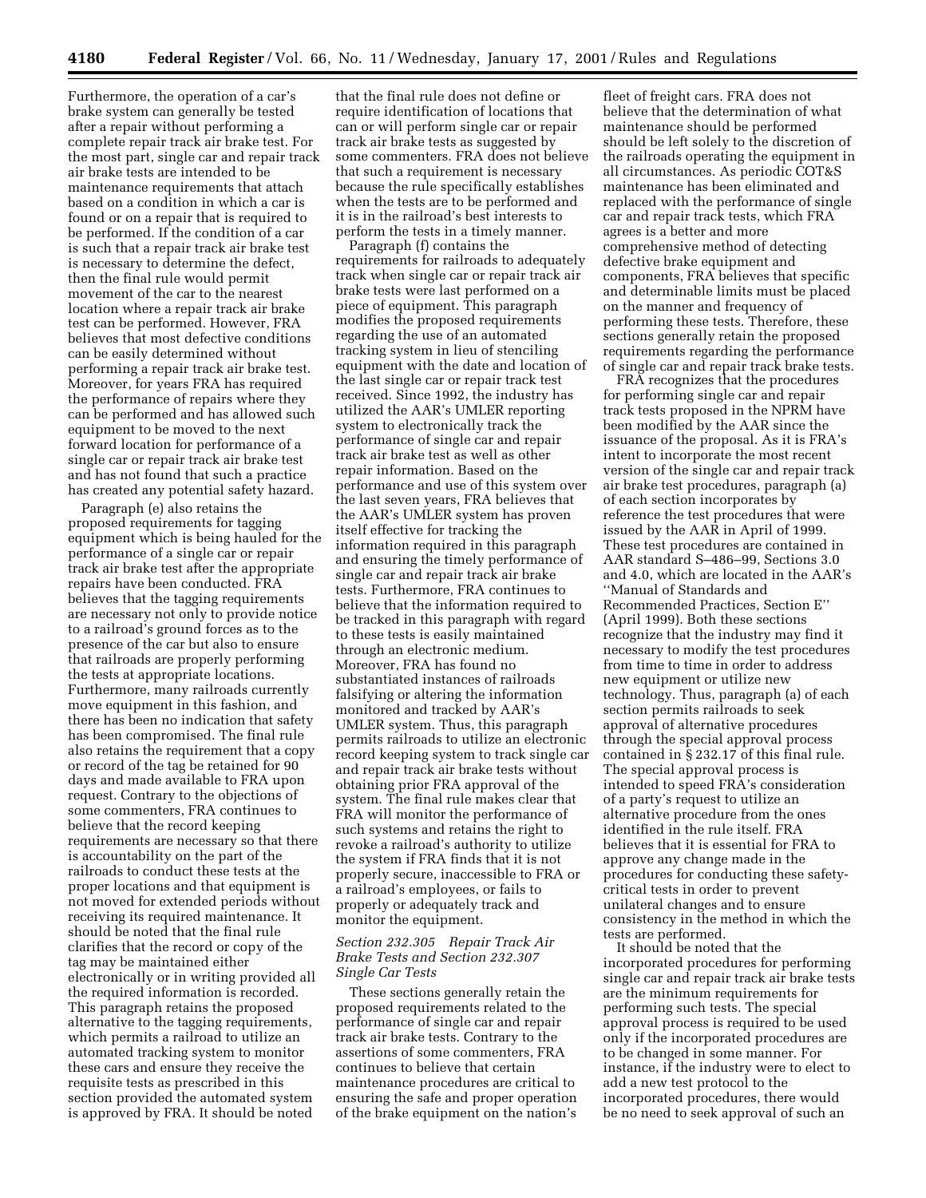Furthermore, the operation of a car's brake system can generally be tested after a repair without performing a complete repair track air brake test. For the most part, single car and repair track air brake tests are intended to be maintenance requirements that attach based on a condition in which a car is found or on a repair that is required to be performed. If the condition of a car is such that a repair track air brake test is necessary to determine the defect, then the final rule would permit movement of the car to the nearest location where a repair track air brake test can be performed. However, FRA believes that most defective conditions can be easily determined without performing a repair track air brake test. Moreover, for years FRA has required the performance of repairs where they can be performed and has allowed such equipment to be moved to the next forward location for performance of a single car or repair track air brake test and has not found that such a practice has created any potential safety hazard.

Paragraph (e) also retains the proposed requirements for tagging equipment which is being hauled for the performance of a single car or repair track air brake test after the appropriate repairs have been conducted. FRA believes that the tagging requirements are necessary not only to provide notice to a railroad's ground forces as to the presence of the car but also to ensure that railroads are properly performing the tests at appropriate locations. Furthermore, many railroads currently move equipment in this fashion, and there has been no indication that safety has been compromised. The final rule also retains the requirement that a copy or record of the tag be retained for 90 days and made available to FRA upon request. Contrary to the objections of some commenters, FRA continues to believe that the record keeping requirements are necessary so that there is accountability on the part of the railroads to conduct these tests at the proper locations and that equipment is not moved for extended periods without receiving its required maintenance. It should be noted that the final rule clarifies that the record or copy of the tag may be maintained either electronically or in writing provided all the required information is recorded. This paragraph retains the proposed alternative to the tagging requirements, which permits a railroad to utilize an automated tracking system to monitor these cars and ensure they receive the requisite tests as prescribed in this section provided the automated system is approved by FRA. It should be noted that the final rule does not define or require identification of locations that can or will perform single car or repair track air brake tests as suggested by some commenters. FRA does not believe that such a requirement is necessary because the rule specifically establishes when the tests are to be performed and it is in the railroad's best interests to perform the tests in a timely manner.

Paragraph (f) contains the requirements for railroads to adequately track when single car or repair track air brake tests were last performed on a piece of equipment. This paragraph modifies the proposed requirements regarding the use of an automated tracking system in lieu of stenciling equipment with the date and location of the last single car or repair track test received. Since 1992, the industry has utilized the AAR's UMLER reporting system to electronically track the performance of single car and repair track air brake test as well as other repair information. Based on the performance and use of this system over the last seven years, FRA believes that the AAR's UMLER system has proven itself effective for tracking the information required in this paragraph and ensuring the timely performance of single car and repair track air brake tests. Furthermore, FRA continues to believe that the information required to be tracked in this paragraph with regard to these tests is easily maintained through an electronic medium. Moreover, FRA has found no substantiated instances of railroads falsifying or altering the information monitored and tracked by AAR's UMLER system. Thus, this paragraph permits railroads to utilize an electronic record keeping system to track single car and repair track air brake tests without obtaining prior FRA approval of the system. The final rule makes clear that FRA will monitor the performance of such systems and retains the right to revoke a railroad's authority to utilize the system if FRA finds that it is not properly secure, inaccessible to FRA or a railroad's employees, or fails to properly or adequately track and monitor the equipment.

*Section 232.305 Repair Track Air Brake Tests and Section 232.307 Single Car Tests*

These sections generally retain the proposed requirements related to the performance of single car and repair track air brake tests. Contrary to the assertions of some commenters, FRA continues to believe that certain maintenance procedures are critical to ensuring the safe and proper operation of the brake equipment on the nation's fleet of freight cars. FRA does not believe that the determination of what maintenance should be performed should be left solely to the discretion of the railroads operating the equipment in all circumstances. As periodic COT&S maintenance has been eliminated and replaced with the performance of single car and repair track tests, which FRA agrees is a better and more comprehensive method of detecting defective brake equipment and components, FRA believes that specific and determinable limits must be placed on the manner and frequency of performing these tests. Therefore, these sections generally retain the proposed requirements regarding the performance of single car and repair track brake tests.

FRA recognizes that the procedures for performing single car and repair track tests proposed in the NPRM have been modified by the AAR since the issuance of the proposal. As it is FRA's intent to incorporate the most recent version of the single car and repair track air brake test procedures, paragraph (a) of each section incorporates by reference the test procedures that were issued by the AAR in April of 1999. These test procedures are contained in AAR standard S–486–99, Sections 3.0 and 4.0, which are located in the AAR's "Manual of Standards and Recommended Practices, Section E" (April 1999). Both these sections recognize that the industry may find it necessary to modify the test procedures from time to time in order to address new equipment or utilize new technology. Thus, paragraph (a) of each section permits railroads to seek approval of alternative procedures through the special approval process contained in § 232.17 of this final rule. The special approval process is intended to speed FRA's consideration of a party's request to utilize an alternative procedure from the ones identified in the rule itself. FRA believes that it is essential for FRA to approve any change made in the procedures for conducting these safety-critical tests in order to prevent unilateral changes and to ensure consistency in the method in which the tests are performed.

It should be noted that the incorporated procedures for performing single car and repair track air brake tests are the minimum requirements for performing such tests. The special approval process is required to be used only if the incorporated procedures are to be changed in some manner. For instance, if the industry were to elect to add a new test protocol to the incorporated procedures, there would be no need to seek approval of such an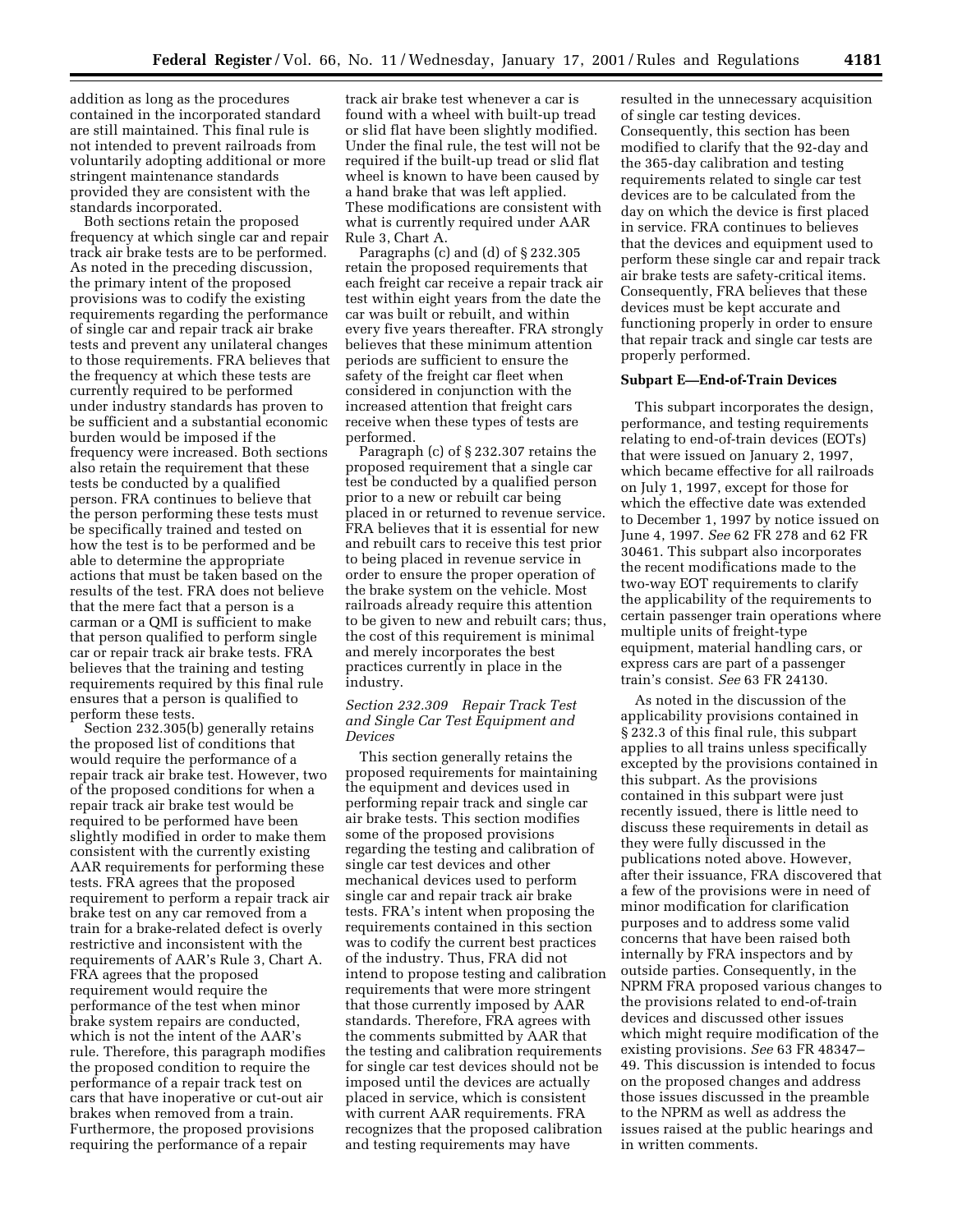addition as long as the procedures contained in the incorporated standard are still maintained. This final rule is not intended to prevent railroads from voluntarily adopting additional or more stringent maintenance standards provided they are consistent with the standards incorporated.

Both sections retain the proposed frequency at which single car and repair track air brake tests are to be performed. As noted in the preceding discussion, the primary intent of the proposed provisions was to codify the existing requirements regarding the performance of single car and repair track air brake tests and prevent any unilateral changes to those requirements. FRA believes that the frequency at which these tests are currently required to be performed under industry standards has proven to be sufficient and a substantial economic burden would be imposed if the frequency were increased. Both sections also retain the requirement that these tests be conducted by a qualified person. FRA continues to believe that the person performing these tests must be specifically trained and tested on how the test is to be performed and be able to determine the appropriate actions that must be taken based on the results of the test. FRA does not believe that the mere fact that a person is a carman or a QMI is sufficient to make that person qualified to perform single car or repair track air brake tests. FRA believes that the training and testing requirements required by this final rule ensures that a person is qualified to perform these tests.

Section 232.305(b) generally retains the proposed list of conditions that would require the performance of a repair track air brake test. However, two of the proposed conditions for when a repair track air brake test would be required to be performed have been slightly modified in order to make them consistent with the currently existing AAR requirements for performing these tests. FRA agrees that the proposed requirement to perform a repair track air brake test on any car removed from a train for a brake-related defect is overly restrictive and inconsistent with the requirements of AAR's Rule 3, Chart A. FRA agrees that the proposed requirement would require the performance of the test when minor brake system repairs are conducted, which is not the intent of the AAR's rule. Therefore, this paragraph modifies the proposed condition to require the performance of a repair track test on cars that have inoperative or cut-out air brakes when removed from a train. Furthermore, the proposed provisions requiring the performance of a repair track air brake test whenever a car is found with a wheel with built-up tread or slid flat have been slightly modified. Under the final rule, the test will not be required if the built-up tread or slid flat wheel is known to have been caused by a hand brake that was left applied. These modifications are consistent with what is currently required under AAR Rule 3, Chart A.

Paragraphs (c) and (d) of § 232.305 retain the proposed requirements that each freight car receive a repair track air test within eight years from the date the car was built or rebuilt, and within every five years thereafter. FRA strongly believes that these minimum attention periods are sufficient to ensure the safety of the freight car fleet when considered in conjunction with the increased attention that freight cars receive when these types of tests are performed.

Paragraph (c) of § 232.307 retains the proposed requirement that a single car test be conducted by a qualified person prior to a new or rebuilt car being placed in or returned to revenue service. FRA believes that it is essential for new and rebuilt cars to receive this test prior to being placed in revenue service in order to ensure the proper operation of the brake system on the vehicle. Most railroads already require this attention to be given to new and rebuilt cars; thus, the cost of this requirement is minimal and merely incorporates the best practices currently in place in the industry.

*Section 232.309 Repair Track Test and Single Car Test Equipment and Devices*

This section generally retains the proposed requirements for maintaining the equipment and devices used in performing repair track and single car air brake tests. This section modifies some of the proposed provisions regarding the testing and calibration of single car test devices and other mechanical devices used to perform single car and repair track air brake tests. FRA's intent when proposing the requirements contained in this section was to codify the current best practices of the industry. Thus, FRA did not intend to propose testing and calibration requirements that were more stringent that those currently imposed by AAR standards. Therefore, FRA agrees with the comments submitted by AAR that the testing and calibration requirements for single car test devices should not be imposed until the devices are actually placed in service, which is consistent with current AAR requirements. FRA recognizes that the proposed calibration and testing requirements may have resulted in the unnecessary acquisition of single car testing devices. Consequently, this section has been modified to clarify that the 92-day and the 365-day calibration and testing requirements related to single car test devices are to be calculated from the day on which the device is first placed in service. FRA continues to believes that the devices and equipment used to perform these single car and repair track air brake tests are safety-critical items. Consequently, FRA believes that these devices must be kept accurate and functioning properly in order to ensure that repair track and single car tests are properly performed.

**Subpart E—End-of-Train Devices**

This subpart incorporates the design, performance, and testing requirements relating to end-of-train devices (EOTs) that were issued on January 2, 1997, which became effective for all railroads on July 1, 1997, except for those for which the effective date was extended to December 1, 1997 by notice issued on June 4, 1997. *See* 62 FR 278 and 62 FR 30461. This subpart also incorporates the recent modifications made to the two-way EOT requirements to clarify the applicability of the requirements to certain passenger train operations where multiple units of freight-type equipment, material handling cars, or express cars are part of a passenger train's consist. *See* 63 FR 24130.

As noted in the discussion of the applicability provisions contained in § 232.3 of this final rule, this subpart applies to all trains unless specifically excepted by the provisions contained in this subpart. As the provisions contained in this subpart were just recently issued, there is little need to discuss these requirements in detail as they were fully discussed in the publications noted above. However, after their issuance, FRA discovered that a few of the provisions were in need of minor modification for clarification purposes and to address some valid concerns that have been raised both internally by FRA inspectors and by outside parties. Consequently, in the NPRM FRA proposed various changes to the provisions related to end-of-train devices and discussed other issues which might require modification of the existing provisions. *See* 63 FR 48347–49. This discussion is intended to focus on the proposed changes and address those issues discussed in the preamble to the NPRM as well as address the issues raised at the public hearings and in written comments.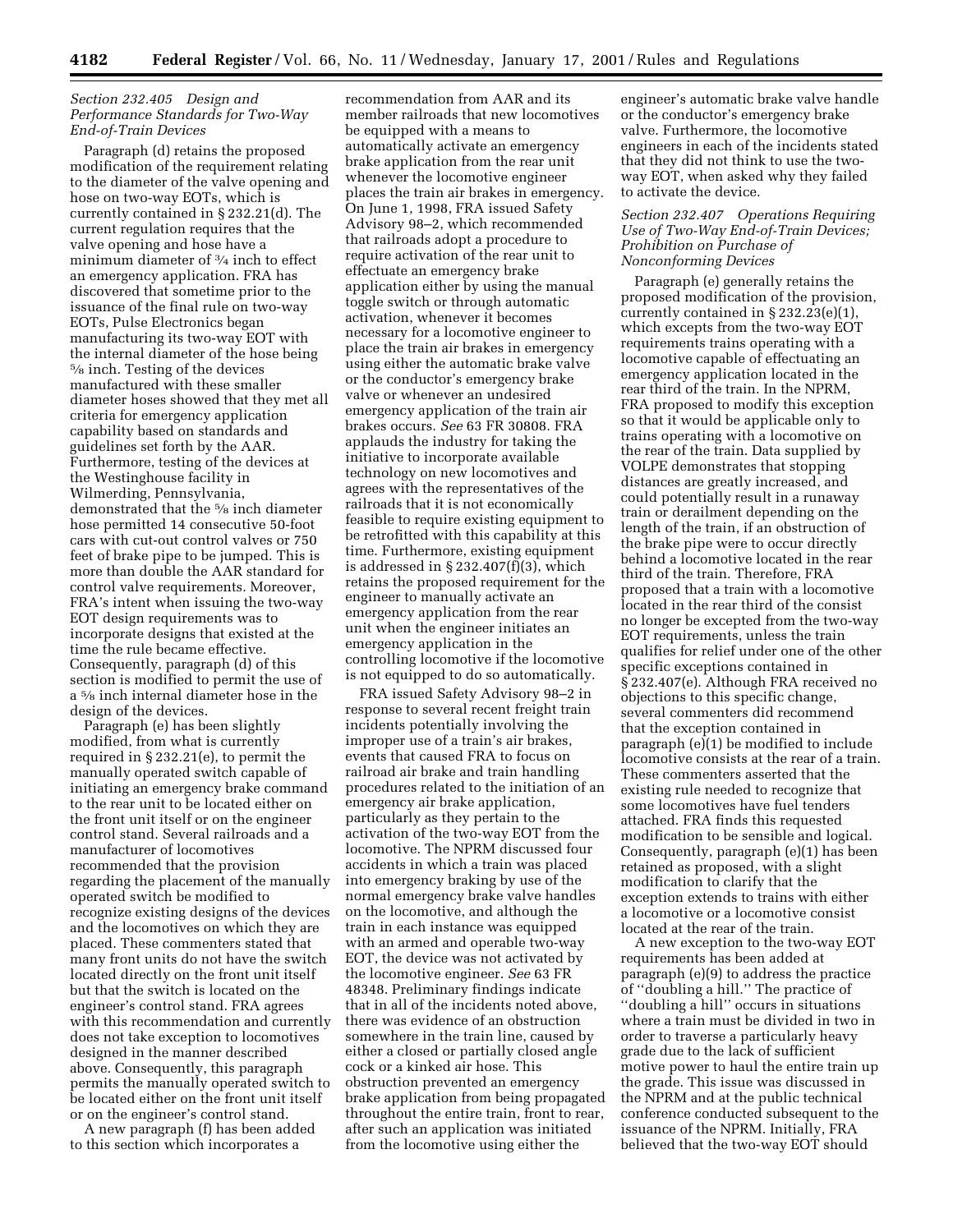*Section 232.405 Design and Performance Standards for Two-Way End-of-Train Devices*

Paragraph (d) retains the proposed modification of the requirement relating to the diameter of the valve opening and hose on two-way EOTs, which is currently contained in § 232.21(d). The current regulation requires that the valve opening and hose have a minimum diameter of ¾ inch to effect an emergency application. FRA has discovered that sometime prior to the issuance of the final rule on two-way EOTs, Pulse Electronics began manufacturing its two-way EOT with the internal diameter of the hose being ⅝ inch. Testing of the devices manufactured with these smaller diameter hoses showed that they met all criteria for emergency application capability based on standards and guidelines set forth by the AAR. Furthermore, testing of the devices at the Westinghouse facility in Wilmerding, Pennsylvania, demonstrated that the ⅝ inch diameter hose permitted 14 consecutive 50-foot cars with cut-out control valves or 750 feet of brake pipe to be jumped. This is more than double the AAR standard for control valve requirements. Moreover, FRA's intent when issuing the two-way EOT design requirements was to incorporate designs that existed at the time the rule became effective. Consequently, paragraph (d) of this section is modified to permit the use of a ⅝ inch internal diameter hose in the design of the devices.

Paragraph (e) has been slightly modified, from what is currently required in § 232.21(e), to permit the manually operated switch capable of initiating an emergency brake command to the rear unit to be located either on the front unit itself or on the engineer control stand. Several railroads and a manufacturer of locomotives recommended that the provision regarding the placement of the manually operated switch be modified to recognize existing designs of the devices and the locomotives on which they are placed. These commenters stated that many front units do not have the switch located directly on the front unit itself but that the switch is located on the engineer's control stand. FRA agrees with this recommendation and currently does not take exception to locomotives designed in the manner described above. Consequently, this paragraph permits the manually operated switch to be located either on the front unit itself or on the engineer's control stand.

A new paragraph (f) has been added to this section which incorporates a recommendation from AAR and its member railroads that new locomotives be equipped with a means to automatically activate an emergency brake application from the rear unit whenever the locomotive engineer places the train air brakes in emergency. On June 1, 1998, FRA issued Safety Advisory 98–2, which recommended that railroads adopt a procedure to require activation of the rear unit to effectuate an emergency brake application either by using the manual toggle switch or through automatic activation, whenever it becomes necessary for a locomotive engineer to place the train air brakes in emergency using either the automatic brake valve or the conductor's emergency brake valve or whenever an undesired emergency application of the train air brakes occurs. *See* 63 FR 30808. FRA applauds the industry for taking the initiative to incorporate available technology on new locomotives and agrees with the representatives of the railroads that it is not economically feasible to require existing equipment to be retrofitted with this capability at this time. Furthermore, existing equipment is addressed in § 232.407(f)(3), which retains the proposed requirement for the engineer to manually activate an emergency application from the rear unit when the engineer initiates an emergency application in the controlling locomotive if the locomotive is not equipped to do so automatically.

FRA issued Safety Advisory 98–2 in response to several recent freight train incidents potentially involving the improper use of a train's air brakes, events that caused FRA to focus on railroad air brake and train handling procedures related to the initiation of an emergency air brake application, particularly as they pertain to the activation of the two-way EOT from the locomotive. The NPRM discussed four accidents in which a train was placed into emergency braking by use of the normal emergency brake valve handles on the locomotive, and although the train in each instance was equipped with an armed and operable two-way EOT, the device was not activated by the locomotive engineer. *See* 63 FR 48348. Preliminary findings indicate that in all of the incidents noted above, there was evidence of an obstruction somewhere in the train line, caused by either a closed or partially closed angle cock or a kinked air hose. This obstruction prevented an emergency brake application from being propagated throughout the entire train, front to rear, after such an application was initiated from the locomotive using either the engineer's automatic brake valve handle or the conductor's emergency brake valve. Furthermore, the locomotive engineers in each of the incidents stated that they did not think to use the two-way EOT, when asked why they failed to activate the device.

*Section 232.407 Operations Requiring Use of Two-Way End-of-Train Devices; Prohibition on Purchase of Nonconforming Devices*

Paragraph (e) generally retains the proposed modification of the provision, currently contained in § 232.23(e)(1), which excepts from the two-way EOT requirements trains operating with a locomotive capable of effectuating an emergency application located in the rear third of the train. In the NPRM, FRA proposed to modify this exception so that it would be applicable only to trains operating with a locomotive on the rear of the train. Data supplied by VOLPE demonstrates that stopping distances are greatly increased, and could potentially result in a runaway train or derailment depending on the length of the train, if an obstruction of the brake pipe were to occur directly behind a locomotive located in the rear third of the train. Therefore, FRA proposed that a train with a locomotive located in the rear third of the consist no longer be excepted from the two-way EOT requirements, unless the train qualifies for relief under one of the other specific exceptions contained in § 232.407(e). Although FRA received no objections to this specific change, several commenters did recommend that the exception contained in paragraph (e)(1) be modified to include locomotive consists at the rear of a train. These commenters asserted that the existing rule needed to recognize that some locomotives have fuel tenders attached. FRA finds this requested modification to be sensible and logical. Consequently, paragraph (e)(1) has been retained as proposed, with a slight modification to clarify that the exception extends to trains with either a locomotive or a locomotive consist located at the rear of the train.

A new exception to the two-way EOT requirements has been added at paragraph (e)(9) to address the practice of "doubling a hill." The practice of "doubling a hill" occurs in situations where a train must be divided in two in order to traverse a particularly heavy grade due to the lack of sufficient motive power to haul the entire train up the grade. This issue was discussed in the NPRM and at the public technical conference conducted subsequent to the issuance of the NPRM. Initially, FRA believed that the two-way EOT should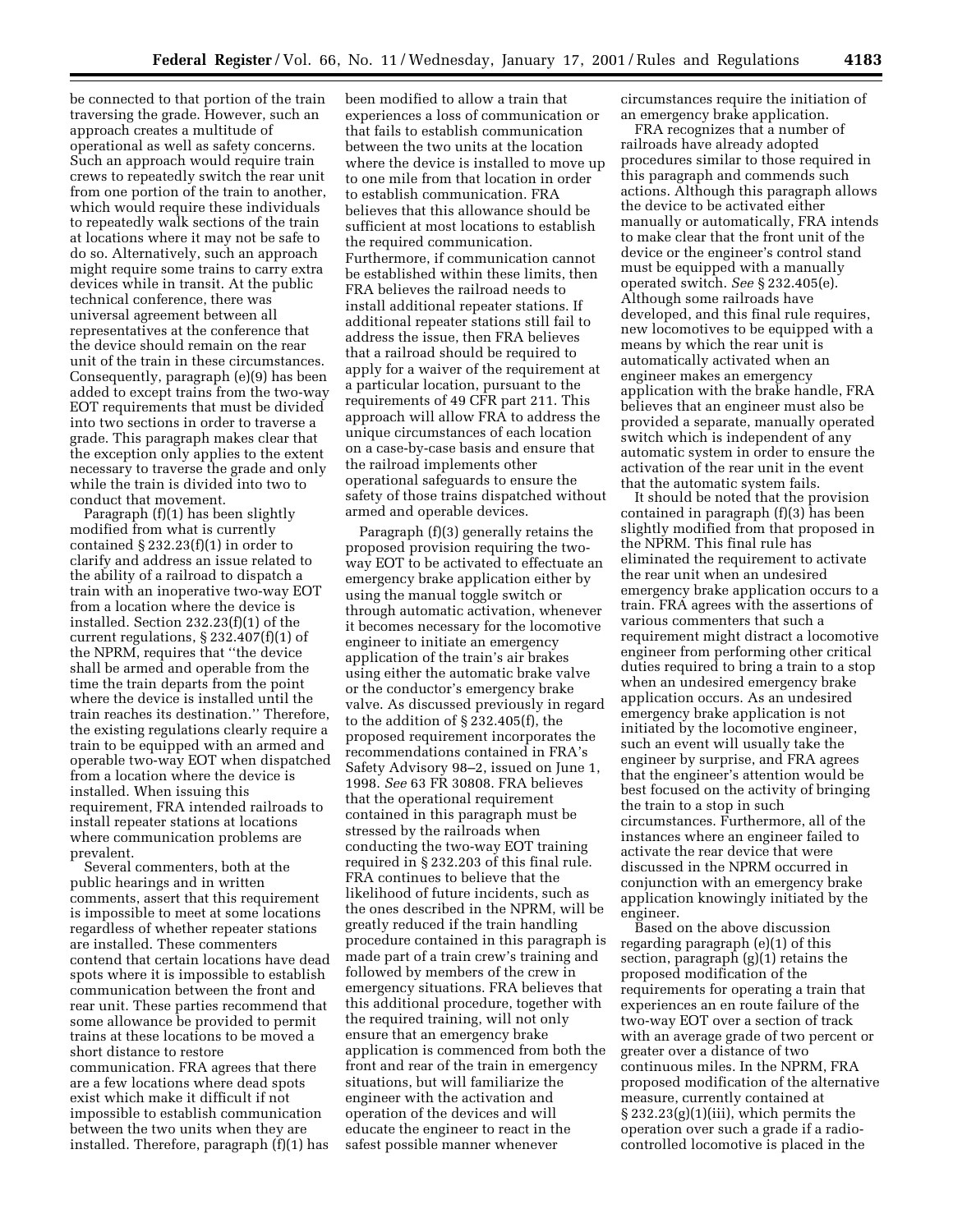be connected to that portion of the train traversing the grade. However, such an approach creates a multitude of operational as well as safety concerns. Such an approach would require train crews to repeatedly switch the rear unit from one portion of the train to another, which would require these individuals to repeatedly walk sections of the train at locations where it may not be safe to do so. Alternatively, such an approach might require some trains to carry extra devices while in transit. At the public technical conference, there was universal agreement between all representatives at the conference that the device should remain on the rear unit of the train in these circumstances. Consequently, paragraph (e)(9) has been added to except trains from the two-way EOT requirements that must be divided into two sections in order to traverse a grade. This paragraph makes clear that the exception only applies to the extent necessary to traverse the grade and only while the train is divided into two to conduct that movement.

Paragraph (f)(1) has been slightly modified from what is currently contained § 232.23(f)(1) in order to clarify and address an issue related to the ability of a railroad to dispatch a train with an inoperative two-way EOT from a location where the device is installed. Section 232.23(f)(1) of the current regulations, § 232.407(f)(1) of the NPRM, requires that ''the device shall be armed and operable from the time the train departs from the point where the device is installed until the train reaches its destination.'' Therefore, the existing regulations clearly require a train to be equipped with an armed and operable two-way EOT when dispatched from a location where the device is installed. When issuing this requirement, FRA intended railroads to install repeater stations at locations where communication problems are prevalent.

Several commenters, both at the public hearings and in written comments, assert that this requirement is impossible to meet at some locations regardless of whether repeater stations are installed. These commenters contend that certain locations have dead spots where it is impossible to establish communication between the front and rear unit. These parties recommend that some allowance be provided to permit trains at these locations to be moved a short distance to restore communication. FRA agrees that there are a few locations where dead spots exist which make it difficult if not impossible to establish communication between the two units when they are installed. Therefore, paragraph (f)(1) has been modified to allow a train that experiences a loss of communication or that fails to establish communication between the two units at the location where the device is installed to move up to one mile from that location in order to establish communication. FRA believes that this allowance should be sufficient at most locations to establish the required communication. Furthermore, if communication cannot be established within these limits, then FRA believes the railroad needs to install additional repeater stations. If additional repeater stations still fail to address the issue, then FRA believes that a railroad should be required to apply for a waiver of the requirement at a particular location, pursuant to the requirements of 49 CFR part 211. This approach will allow FRA to address the unique circumstances of each location on a case-by-case basis and ensure that the railroad implements other operational safeguards to ensure the safety of those trains dispatched without armed and operable devices.

Paragraph (f)(3) generally retains the proposed provision requiring the two-way EOT to be activated to effectuate an emergency brake application either by using the manual toggle switch or through automatic activation, whenever it becomes necessary for the locomotive engineer to initiate an emergency application of the train's air brakes using either the automatic brake valve or the conductor's emergency brake valve. As discussed previously in regard to the addition of § 232.405(f), the proposed requirement incorporates the recommendations contained in FRA's Safety Advisory 98–2, issued on June 1, 1998. *See* 63 FR 30808. FRA believes that the operational requirement contained in this paragraph must be stressed by the railroads when conducting the two-way EOT training required in § 232.203 of this final rule. FRA continues to believe that the likelihood of future incidents, such as the ones described in the NPRM, will be greatly reduced if the train handling procedure contained in this paragraph is made part of a train crew's training and followed by members of the crew in emergency situations. FRA believes that this additional procedure, together with the required training, will not only ensure that an emergency brake application is commenced from both the front and rear of the train in emergency situations, but will familiarize the engineer with the activation and operation of the devices and will educate the engineer to react in the safest possible manner whenever circumstances require the initiation of an emergency brake application.

FRA recognizes that a number of railroads have already adopted procedures similar to those required in this paragraph and commends such actions. Although this paragraph allows the device to be activated either manually or automatically, FRA intends to make clear that the front unit of the device or the engineer's control stand must be equipped with a manually operated switch. *See* § 232.405(e). Although some railroads have developed, and this final rule requires, new locomotives to be equipped with a means by which the rear unit is automatically activated when an engineer makes an emergency application with the brake handle, FRA believes that an engineer must also be provided a separate, manually operated switch which is independent of any automatic system in order to ensure the activation of the rear unit in the event that the automatic system fails.

It should be noted that the provision contained in paragraph (f)(3) has been slightly modified from that proposed in the NPRM. This final rule has eliminated the requirement to activate the rear unit when an undesired emergency brake application occurs to a train. FRA agrees with the assertions of various commenters that such a requirement might distract a locomotive engineer from performing other critical duties required to bring a train to a stop when an undesired emergency brake application occurs. As an undesired emergency brake application is not initiated by the locomotive engineer, such an event will usually take the engineer by surprise, and FRA agrees that the engineer's attention would be best focused on the activity of bringing the train to a stop in such circumstances. Furthermore, all of the instances where an engineer failed to activate the rear device that were discussed in the NPRM occurred in conjunction with an emergency brake application knowingly initiated by the engineer.

Based on the above discussion regarding paragraph (e)(1) of this section, paragraph (g)(1) retains the proposed modification of the requirements for operating a train that experiences an en route failure of the two-way EOT over a section of track with an average grade of two percent or greater over a distance of two continuous miles. In the NPRM, FRA proposed modification of the alternative measure, currently contained at § 232.23(g)(1)(iii), which permits the operation over such a grade if a radio-controlled locomotive is placed in the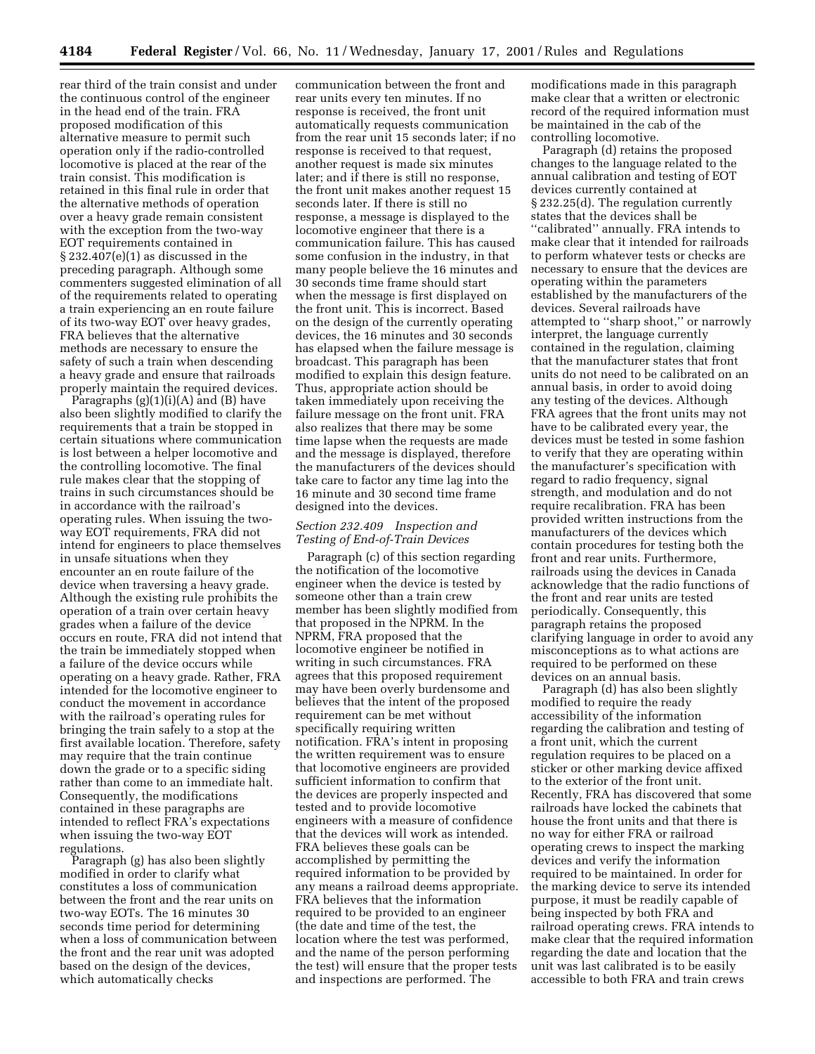rear third of the train consist and under the continuous control of the engineer in the head end of the train. FRA proposed modification of this alternative measure to permit such operation only if the radio-controlled locomotive is placed at the rear of the train consist. This modification is retained in this final rule in order that the alternative methods of operation over a heavy grade remain consistent with the exception from the two-way EOT requirements contained in § 232.407(e)(1) as discussed in the preceding paragraph. Although some commenters suggested elimination of all of the requirements related to operating a train experiencing an en route failure of its two-way EOT over heavy grades, FRA believes that the alternative methods are necessary to ensure the safety of such a train when descending a heavy grade and ensure that railroads properly maintain the required devices.

Paragraphs (g)(1)(i)(A) and (B) have also been slightly modified to clarify the requirements that a train be stopped in certain situations where communication is lost between a helper locomotive and the controlling locomotive. The final rule makes clear that the stopping of trains in such circumstances should be in accordance with the railroad's operating rules. When issuing the two-way EOT requirements, FRA did not intend for engineers to place themselves in unsafe situations when they encounter an en route failure of the device when traversing a heavy grade. Although the existing rule prohibits the operation of a train over certain heavy grades when a failure of the device occurs en route, FRA did not intend that the train be immediately stopped when a failure of the device occurs while operating on a heavy grade. Rather, FRA intended for the locomotive engineer to conduct the movement in accordance with the railroad's operating rules for bringing the train safely to a stop at the first available location. Therefore, safety may require that the train continue down the grade or to a specific siding rather than come to an immediate halt. Consequently, the modifications contained in these paragraphs are intended to reflect FRA's expectations when issuing the two-way EOT regulations.

Paragraph (g) has also been slightly modified in order to clarify what constitutes a loss of communication between the front and the rear units on two-way EOTs. The 16 minutes 30 seconds time period for determining when a loss of communication between the front and the rear unit was adopted based on the design of the devices, which automatically checks communication between the front and rear units every ten minutes. If no response is received, the front unit automatically requests communication from the rear unit 15 seconds later; if no response is received to that request, another request is made six minutes later; and if there is still no response, the front unit makes another request 15 seconds later. If there is still no response, a message is displayed to the locomotive engineer that there is a communication failure. This has caused some confusion in the industry, in that many people believe the 16 minutes and 30 seconds time frame should start when the message is first displayed on the front unit. This is incorrect. Based on the design of the currently operating devices, the 16 minutes and 30 seconds has elapsed when the failure message is broadcast. This paragraph has been modified to explain this design feature. Thus, appropriate action should be taken immediately upon receiving the failure message on the front unit. FRA also realizes that there may be some time lapse when the requests are made and the message is displayed, therefore the manufacturers of the devices should take care to factor any time lag into the 16 minute and 30 second time frame designed into the devices.

*Section 232.409 Inspection and Testing of End-of-Train Devices*

Paragraph (c) of this section regarding the notification of the locomotive engineer when the device is tested by someone other than a train crew member has been slightly modified from that proposed in the NPRM. In the NPRM, FRA proposed that the locomotive engineer be notified in writing in such circumstances. FRA agrees that this proposed requirement may have been overly burdensome and believes that the intent of the proposed requirement can be met without specifically requiring written notification. FRA's intent in proposing the written requirement was to ensure that locomotive engineers are provided sufficient information to confirm that the devices are properly inspected and tested and to provide locomotive engineers with a measure of confidence that the devices will work as intended. FRA believes these goals can be accomplished by permitting the required information to be provided by any means a railroad deems appropriate. FRA believes that the information required to be provided to an engineer (the date and time of the test, the location where the test was performed, and the name of the person performing the test) will ensure that the proper tests and inspections are performed. The modifications made in this paragraph make clear that a written or electronic record of the required information must be maintained in the cab of the controlling locomotive.

Paragraph (d) retains the proposed changes to the language related to the annual calibration and testing of EOT devices currently contained at § 232.25(d). The regulation currently states that the devices shall be "calibrated" annually. FRA intends to make clear that it intended for railroads to perform whatever tests or checks are necessary to ensure that the devices are operating within the parameters established by the manufacturers of the devices. Several railroads have attempted to "sharp shoot," or narrowly interpret, the language currently contained in the regulation, claiming that the manufacturer states that front units do not need to be calibrated on an annual basis, in order to avoid doing any testing of the devices. Although FRA agrees that the front units may not have to be calibrated every year, the devices must be tested in some fashion to verify that they are operating within the manufacturer's specification with regard to radio frequency, signal strength, and modulation and do not require recalibration. FRA has been provided written instructions from the manufacturers of the devices which contain procedures for testing both the front and rear units. Furthermore, railroads using the devices in Canada acknowledge that the radio functions of the front and rear units are tested periodically. Consequently, this paragraph retains the proposed clarifying language in order to avoid any misconceptions as to what actions are required to be performed on these devices on an annual basis.

Paragraph (d) has also been slightly modified to require the ready accessibility of the information regarding the calibration and testing of a front unit, which the current regulation requires to be placed on a sticker or other marking device affixed to the exterior of the front unit. Recently, FRA has discovered that some railroads have locked the cabinets that house the front units and that there is no way for either FRA or railroad operating crews to inspect the marking devices and verify the information required to be maintained. In order for the marking device to serve its intended purpose, it must be readily capable of being inspected by both FRA and railroad operating crews. FRA intends to make clear that the required information regarding the date and location that the unit was last calibrated is to be easily accessible to both FRA and train crews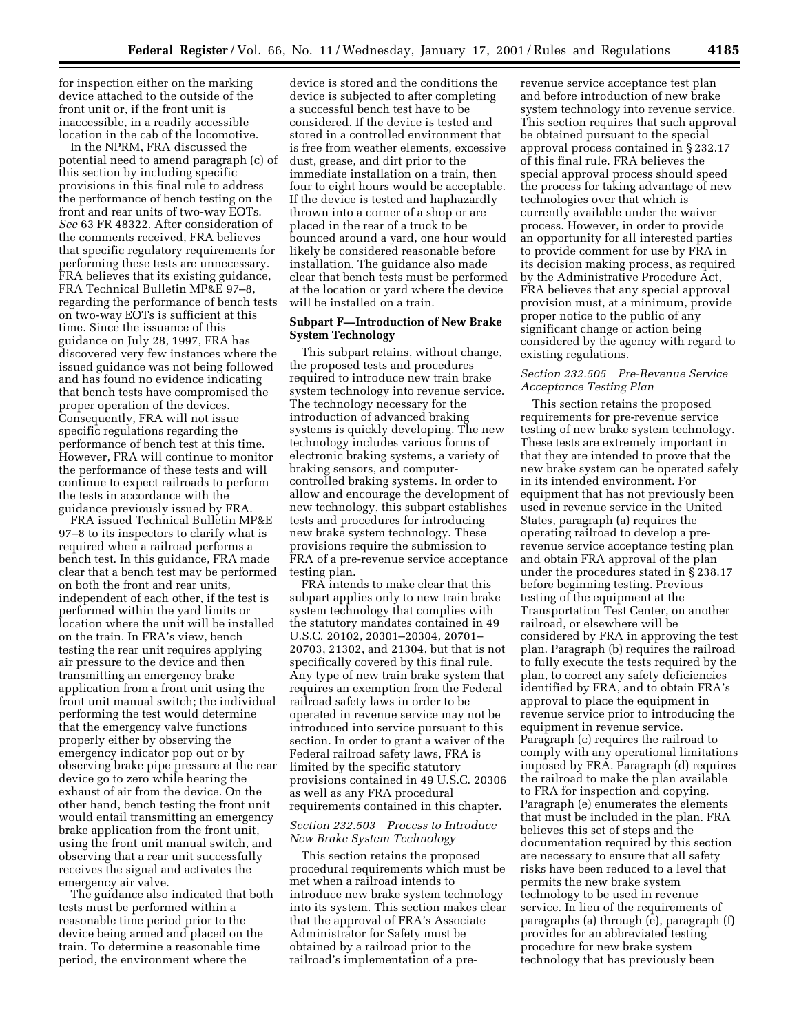for inspection either on the marking device attached to the outside of the front unit or, if the front unit is inaccessible, in a readily accessible location in the cab of the locomotive.

In the NPRM, FRA discussed the potential need to amend paragraph (c) of this section by including specific provisions in this final rule to address the performance of bench testing on the front and rear units of two-way EOTs. *See* 63 FR 48322. After consideration of the comments received, FRA believes that specific regulatory requirements for performing these tests are unnecessary. FRA believes that its existing guidance, FRA Technical Bulletin MP&E 97–8, regarding the performance of bench tests on two-way EOTs is sufficient at this time. Since the issuance of this guidance on July 28, 1997, FRA has discovered very few instances where the issued guidance was not being followed and has found no evidence indicating that bench tests have compromised the proper operation of the devices. Consequently, FRA will not issue specific regulations regarding the performance of bench test at this time. However, FRA will continue to monitor the performance of these tests and will continue to expect railroads to perform the tests in accordance with the guidance previously issued by FRA.

FRA issued Technical Bulletin MP&E 97–8 to its inspectors to clarify what is required when a railroad performs a bench test. In this guidance, FRA made clear that a bench test may be performed on both the front and rear units, independent of each other, if the test is performed within the yard limits or location where the unit will be installed on the train. In FRA's view, bench testing the rear unit requires applying air pressure to the device and then transmitting an emergency brake application from a front unit using the front unit manual switch; the individual performing the test would determine that the emergency valve functions properly either by observing the emergency indicator pop out or by observing brake pipe pressure at the rear device go to zero while hearing the exhaust of air from the device. On the other hand, bench testing the front unit would entail transmitting an emergency brake application from the front unit, using the front unit manual switch, and observing that a rear unit successfully receives the signal and activates the emergency air valve.

The guidance also indicated that both tests must be performed within a reasonable time period prior to the device being armed and placed on the train. To determine a reasonable time period, the environment where the device is stored and the conditions the device is subjected to after completing a successful bench test have to be considered. If the device is tested and stored in a controlled environment that is free from weather elements, excessive dust, grease, and dirt prior to the immediate installation on a train, then four to eight hours would be acceptable. If the device is tested and haphazardly thrown into a corner of a shop or are placed in the rear of a truck to be bounced around a yard, one hour would likely be considered reasonable before installation. The guidance also made clear that bench tests must be performed at the location or yard where the device will be installed on a train.

## Subpart F—Introduction of New Brake System Technology

This subpart retains, without change, the proposed tests and procedures required to introduce new train brake system technology into revenue service. The technology necessary for the introduction of advanced braking systems is quickly developing. The new technology includes various forms of electronic braking systems, a variety of braking sensors, and computer-controlled braking systems. In order to allow and encourage the development of new technology, this subpart establishes tests and procedures for introducing new brake system technology. These provisions require the submission to FRA of a pre-revenue service acceptance testing plan.

FRA intends to make clear that this subpart applies only to new train brake system technology that complies with the statutory mandates contained in 49 U.S.C. 20102, 20301–20304, 20701–20703, 21302, and 21304, but that is not specifically covered by this final rule. Any type of new train brake system that requires an exemption from the Federal railroad safety laws in order to be operated in revenue service may not be introduced into service pursuant to this section. In order to grant a waiver of the Federal railroad safety laws, FRA is limited by the specific statutory provisions contained in 49 U.S.C. 20306 as well as any FRA procedural requirements contained in this chapter.

### *Section 232.503 Process to Introduce New Brake System Technology*

This section retains the proposed procedural requirements which must be met when a railroad intends to introduce new brake system technology into its system. This section makes clear that the approval of FRA's Associate Administrator for Safety must be obtained by a railroad prior to the railroad's implementation of a pre-revenue service acceptance test plan and before introduction of new brake system technology into revenue service. This section requires that such approval be obtained pursuant to the special approval process contained in § 232.17 of this final rule. FRA believes the special approval process should speed the process for taking advantage of new technologies over that which is currently available under the waiver process. However, in order to provide an opportunity for all interested parties to provide comment for use by FRA in its decision making process, as required by the Administrative Procedure Act, FRA believes that any special approval provision must, at a minimum, provide proper notice to the public of any significant change or action being considered by the agency with regard to existing regulations.

### *Section 232.505 Pre-Revenue Service Acceptance Testing Plan*

This section retains the proposed requirements for pre-revenue service testing of new brake system technology. These tests are extremely important in that they are intended to prove that the new brake system can be operated safely in its intended environment. For equipment that has not previously been used in revenue service in the United States, paragraph (a) requires the operating railroad to develop a pre-revenue service acceptance testing plan and obtain FRA approval of the plan under the procedures stated in § 238.17 before beginning testing. Previous testing of the equipment at the Transportation Test Center, on another railroad, or elsewhere will be considered by FRA in approving the test plan. Paragraph (b) requires the railroad to fully execute the tests required by the plan, to correct any safety deficiencies identified by FRA, and to obtain FRA's approval to place the equipment in revenue service prior to introducing the equipment in revenue service. Paragraph (c) requires the railroad to comply with any operational limitations imposed by FRA. Paragraph (d) requires the railroad to make the plan available to FRA for inspection and copying. Paragraph (e) enumerates the elements that must be included in the plan. FRA believes this set of steps and the documentation required by this section are necessary to ensure that all safety risks have been reduced to a level that permits the new brake system technology to be used in revenue service. In lieu of the requirements of paragraphs (a) through (e), paragraph (f) provides for an abbreviated testing procedure for new brake system technology that has previously been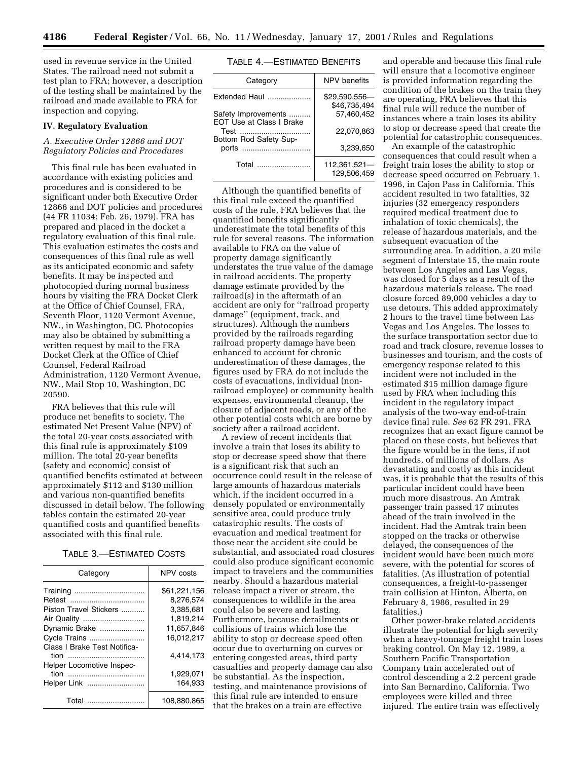used in revenue service in the United States. The railroad need not submit a test plan to FRA; however, a description of the testing shall be maintained by the railroad and made available to FRA for inspection and copying.

## IV. Regulatory Evaluation

### A. Executive Order 12866 and DOT Regulatory Policies and Procedures

This final rule has been evaluated in accordance with existing policies and procedures and is considered to be significant under both Executive Order 12866 and DOT policies and procedures (44 FR 11034; Feb. 26, 1979). FRA has prepared and placed in the docket a regulatory evaluation of this final rule. This evaluation estimates the costs and consequences of this final rule as well as its anticipated economic and safety benefits. It may be inspected and photocopied during normal business hours by visiting the FRA Docket Clerk at the Office of Chief Counsel, FRA, Seventh Floor, 1120 Vermont Avenue, NW., in Washington, DC. Photocopies may also be obtained by submitting a written request by mail to the FRA Docket Clerk at the Office of Chief Counsel, Federal Railroad Administration, 1120 Vermont Avenue, NW., Mail Stop 10, Washington, DC 20590.

FRA believes that this rule will produce net benefits to society. The estimated Net Present Value (NPV) of the total 20-year costs associated with this final rule is approximately $109 million. The total 20-year benefits (safety and economic) consist of quantified benefits estimated at between approximately $112 and $130 million and various non-quantified benefits discussed in detail below. The following tables contain the estimated 20-year quantified costs and quantified benefits associated with this final rule.

TABLE 3.—ESTIMATED COSTS

| Category | NPV costs |
|---|---|
| Training | $61,221,156 |
| Retest | 8,276,574 |
| Piston Travel Stickers | 3,385,681 |
| Air Quality | 1,819,214 |
| Dynamic Brake | 11,657,846 |
| Cycle Trains | 16,012,217 |
| Class I Brake Test Notification | 4,414,173 |
| Helper Locomotive Inspection | 1,929,071 |
| Helper Link | 164,933 |
| Total | 108,880,865 |

TABLE 4.—ESTIMATED BENEFITS

| Category | NPV benefits |
|---|---|
| Extended Haul | $29,590,556—$46,735,494 |
| Safety Improvements | 57,460,452 |
| EOT Use at Class I Brake Test | 22,070,863 |
| Bottom Rod Safety Supports | 3,239,650 |
| Total | 112,361,521—129,506,459 |

Although the quantified benefits of this final rule exceed the quantified costs of the rule, FRA believes that the quantified benefits significantly underestimate the total benefits of this rule for several reasons. The information available to FRA on the value of property damage significantly understates the true value of the damage in railroad accidents. The property damage estimate provided by the railroad(s) in the aftermath of an accident are only for "railroad property damage" (equipment, track, and structures). Although the numbers provided by the railroads regarding railroad property damage have been enhanced to account for chronic underestimation of these damages, the figures used by FRA do not include the costs of evacuations, individual (non-railroad employee) or community health expenses, environmental cleanup, the closure of adjacent roads, or any of the other potential costs which are borne by society after a railroad accident.

A review of recent incidents that involve a train that loses its ability to stop or decrease speed show that there is a significant risk that such an occurrence could result in the release of large amounts of hazardous materials which, if the incident occurred in a densely populated or environmentally sensitive area, could produce truly catastrophic results. The costs of evacuation and medical treatment for those near the accident site could be substantial, and associated road closures could also produce significant economic impact to travelers and the communities nearby. Should a hazardous material release impact a river or stream, the consequences to wildlife in the area could also be severe and lasting. Furthermore, because derailments or collisions of trains which lose the ability to stop or decrease speed often occur due to overturning on curves or entering congested areas, third party casualties and property damage can also be substantial. As the inspection, testing, and maintenance provisions of this final rule are intended to ensure that the brakes on a train are effective and operable and because this final rule will ensure that a locomotive engineer is provided information regarding the condition of the brakes on the train they are operating, FRA believes that this final rule will reduce the number of instances where a train loses its ability to stop or decrease speed that create the potential for catastrophic consequences.

An example of the catastrophic consequences that could result when a freight train loses the ability to stop or decrease speed occurred on February 1, 1996, in Cajon Pass in California. This accident resulted in two fatalities, 32 injuries (32 emergency responders required medical treatment due to inhalation of toxic chemicals), the release of hazardous materials, and the subsequent evacuation of the surrounding area. In addition, a 20 mile segment of Interstate 15, the main route between Los Angeles and Las Vegas, was closed for 5 days as a result of the hazardous materials release. The road closure forced 89,000 vehicles a day to use detours. This added approximately 2 hours to the travel time between Las Vegas and Los Angeles. The losses to the surface transportation sector due to road and track closure, revenue losses to businesses and tourism, and the costs of emergency response related to this incident were not included in the estimated $15 million damage figure used by FRA when including this incident in the regulatory impact analysis of the two-way end-of-train device final rule. *See* 62 FR 291. FRA recognizes that an exact figure cannot be placed on these costs, but believes that the figure would be in the tens, if not hundreds, of millions of dollars. As devastating and costly as this incident was, it is probable that the results of this particular incident could have been much more disastrous. An Amtrak passenger train passed 17 minutes ahead of the train involved in the incident. Had the Amtrak train been stopped on the tracks or otherwise delayed, the consequences of the incident would have been much more severe, with the potential for scores of fatalities. (As illustration of potential consequences, a freight-to-passenger train collision at Hinton, Alberta, on February 8, 1986, resulted in 29 fatalities.)

Other power-brake related accidents illustrate the potential for high severity when a heavy-tonnage freight train loses braking control. On May 12, 1989, a Southern Pacific Transportation Company train accelerated out of control descending a 2.2 percent grade into San Bernardino, California. Two employees were killed and three injured. The entire train was effectively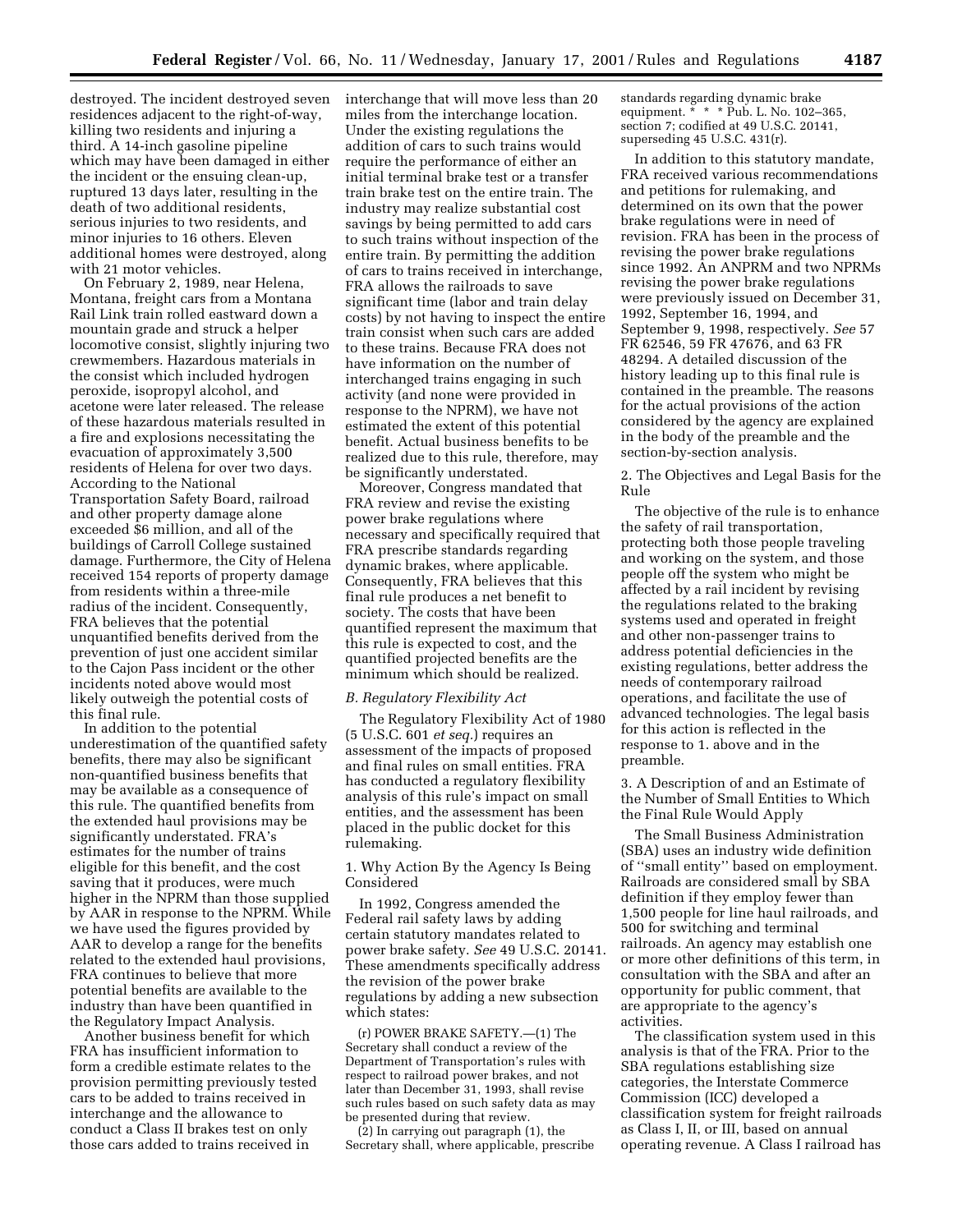destroyed. The incident destroyed seven residences adjacent to the right-of-way, killing two residents and injuring a third. A 14-inch gasoline pipeline which may have been damaged in either the incident or the ensuing clean-up, ruptured 13 days later, resulting in the death of two additional residents, serious injuries to two residents, and minor injuries to 16 others. Eleven additional homes were destroyed, along with 21 motor vehicles.

On February 2, 1989, near Helena, Montana, freight cars from a Montana Rail Link train rolled eastward down a mountain grade and struck a helper locomotive consist, slightly injuring two crewmembers. Hazardous materials in the consist which included hydrogen peroxide, isopropyl alcohol, and acetone were later released. The release of these hazardous materials resulted in a fire and explosions necessitating the evacuation of approximately 3,500 residents of Helena for over two days. According to the National Transportation Safety Board, railroad and other property damage alone exceeded $6 million, and all of the buildings of Carroll College sustained damage. Furthermore, the City of Helena received 154 reports of property damage from residents within a three-mile radius of the incident. Consequently, FRA believes that the potential unquantified benefits derived from the prevention of just one accident similar to the Cajon Pass incident or the other incidents noted above would most likely outweigh the potential costs of this final rule.

In addition to the potential underestimation of the quantified safety benefits, there may also be significant non-quantified business benefits that may be available as a consequence of this rule. The quantified benefits from the extended haul provisions may be significantly understated. FRA's estimates for the number of trains eligible for this benefit, and the cost saving that it produces, were much higher in the NPRM than those supplied by AAR in response to the NPRM. While we have used the figures provided by AAR to develop a range for the benefits related to the extended haul provisions, FRA continues to believe that more potential benefits are available to the industry than have been quantified in the Regulatory Impact Analysis.

Another business benefit for which FRA has insufficient information to form a credible estimate relates to the provision permitting previously tested cars to be added to trains received in interchange and the allowance to conduct a Class II brakes test on only those cars added to trains received in interchange that will move less than 20 miles from the interchange location. Under the existing regulations the addition of cars to such trains would require the performance of either an initial terminal brake test or a transfer train brake test on the entire train. The industry may realize substantial cost savings by being permitted to add cars to such trains without inspection of the entire train. By permitting the addition of cars to trains received in interchange, FRA allows the railroads to save significant time (labor and train delay costs) by not having to inspect the entire train consist when such cars are added to these trains. Because FRA does not have information on the number of interchanged trains engaging in such activity (and none were provided in response to the NPRM), we have not estimated the extent of this potential benefit. Actual business benefits to be realized due to this rule, therefore, may be significantly understated.

Moreover, Congress mandated that FRA review and revise the existing power brake regulations where necessary and specifically required that FRA prescribe standards regarding dynamic brakes, where applicable. Consequently, FRA believes that this final rule produces a net benefit to society. The costs that have been quantified represent the maximum that this rule is expected to cost, and the quantified projected benefits are the minimum which should be realized.

### *B. Regulatory Flexibility Act*

The Regulatory Flexibility Act of 1980 (5 U.S.C. 601 *et seq.*) requires an assessment of the impacts of proposed and final rules on small entities. FRA has conducted a regulatory flexibility analysis of this rule's impact on small entities, and the assessment has been placed in the public docket for this rulemaking.

#### 1. Why Action By the Agency Is Being Considered

In 1992, Congress amended the Federal rail safety laws by adding certain statutory mandates related to power brake safety. *See* 49 U.S.C. 20141. These amendments specifically address the revision of the power brake regulations by adding a new subsection which states:

> (r) POWER BRAKE SAFETY.—(1) The Secretary shall conduct a review of the Department of Transportation's rules with respect to railroad power brakes, and not later than December 31, 1993, shall revise such rules based on such safety data as may be presented during that review.
>
> (2) In carrying out paragraph (1), the Secretary shall, where applicable, prescribe standards regarding dynamic brake equipment. * * * Pub. L. No. 102–365, section 7; codified at 49 U.S.C. 20141, superseding 45 U.S.C. 431(r).

In addition to this statutory mandate, FRA received various recommendations and petitions for rulemaking, and determined on its own that the power brake regulations were in need of revision. FRA has been in the process of revising the power brake regulations since 1992. An ANPRM and two NPRMs revising the power brake regulations were previously issued on December 31, 1992, September 16, 1994, and September 9, 1998, respectively. *See* 57 FR 62546, 59 FR 47676, and 63 FR 48294. A detailed discussion of the history leading up to this final rule is contained in the preamble. The reasons for the actual provisions of the action considered by the agency are explained in the body of the preamble and the section-by-section analysis.

#### 2. The Objectives and Legal Basis for the Rule

The objective of the rule is to enhance the safety of rail transportation, protecting both those people traveling and working on the system, and those people off the system who might be affected by a rail incident by revising the regulations related to the braking systems used and operated in freight and other non-passenger trains to address potential deficiencies in the existing regulations, better address the needs of contemporary railroad operations, and facilitate the use of advanced technologies. The legal basis for this action is reflected in the response to 1. above and in the preamble.

#### 3. A Description of and an Estimate of the Number of Small Entities to Which the Final Rule Would Apply

The Small Business Administration (SBA) uses an industry wide definition of "small entity" based on employment. Railroads are considered small by SBA definition if they employ fewer than 1,500 people for line haul railroads, and 500 for switching and terminal railroads. An agency may establish one or more other definitions of this term, in consultation with the SBA and after an opportunity for public comment, that are appropriate to the agency's activities.

The classification system used in this analysis is that of the FRA. Prior to the SBA regulations establishing size categories, the Interstate Commerce Commission (ICC) developed a classification system for freight railroads as Class I, II, or III, based on annual operating revenue. A Class I railroad has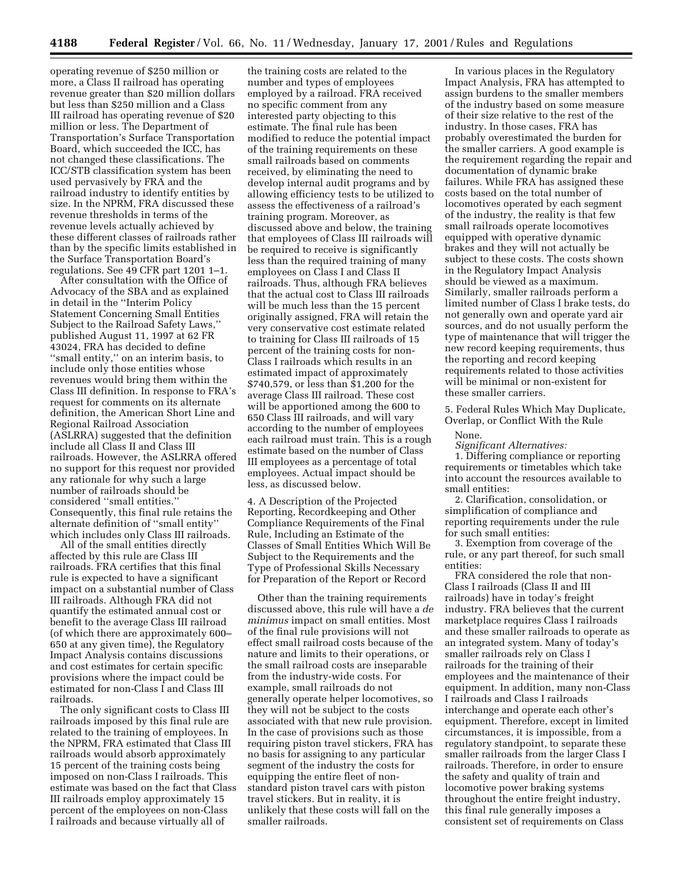operating revenue of $250 million or more, a Class II railroad has operating revenue greater than $20 million dollars but less than $250 million and a Class III railroad has operating revenue of $20 million or less. The Department of Transportation's Surface Transportation Board, which succeeded the ICC, has not changed these classifications. The ICC/STB classification system has been used pervasively by FRA and the railroad industry to identify entities by size. In the NPRM, FRA discussed these revenue thresholds in terms of the revenue levels actually achieved by these different classes of railroads rather than by the specific limits established in the Surface Transportation Board's regulations. See 49 CFR part 1201 1–1.

After consultation with the Office of Advocacy of the SBA and as explained in detail in the ''Interim Policy Statement Concerning Small Entities Subject to the Railroad Safety Laws,'' published August 11, 1997 at 62 FR 43024, FRA has decided to define ''small entity,'' on an interim basis, to include only those entities whose revenues would bring them within the Class III definition. In response to FRA's request for comments on its alternate definition, the American Short Line and Regional Railroad Association (ASLRRA) suggested that the definition include all Class II and Class III railroads. However, the ASLRRA offered no support for this request nor provided any rationale for why such a large number of railroads should be considered ''small entities.'' Consequently, this final rule retains the alternate definition of ''small entity'' which includes only Class III railroads.

All of the small entities directly affected by this rule are Class III railroads. FRA certifies that this final rule is expected to have a significant impact on a substantial number of Class III railroads. Although FRA did not quantify the estimated annual cost or benefit to the average Class III railroad (of which there are approximately 600–650 at any given time), the Regulatory Impact Analysis contains discussions and cost estimates for certain specific provisions where the impact could be estimated for non-Class I and Class III railroads.

The only significant costs to Class III railroads imposed by this final rule are related to the training of employees. In the NPRM, FRA estimated that Class III railroads would absorb approximately 15 percent of the training costs being imposed on non-Class I railroads. This estimate was based on the fact that Class III railroads employ approximately 15 percent of the employees on non-Class I railroads and because virtually all of the training costs are related to the number and types of employees employed by a railroad. FRA received no specific comment from any interested party objecting to this estimate. The final rule has been modified to reduce the potential impact of the training requirements on these small railroads based on comments received, by eliminating the need to develop internal audit programs and by allowing efficiency tests to be utilized to assess the effectiveness of a railroad's training program. Moreover, as discussed above and below, the training that employees of Class III railroads will be required to receive is significantly less than the required training of many employees on Class I and Class II railroads. Thus, although FRA believes that the actual cost to Class III railroads will be much less than the 15 percent originally assigned, FRA will retain the very conservative cost estimate related to training for Class III railroads of 15 percent of the training costs for non-Class I railroads which results in an estimated impact of approximately $740,579, or less than $1,200 for the average Class III railroad. These cost will be apportioned among the 600 to 650 Class III railroads, and will vary according to the number of employees each railroad must train. This is a rough estimate based on the number of Class III employees as a percentage of total employees. Actual impact should be less, as discussed below.

4. A Description of the Projected Reporting, Recordkeeping and Other Compliance Requirements of the Final Rule, Including an Estimate of the Classes of Small Entities Which Will Be Subject to the Requirements and the Type of Professional Skills Necessary for Preparation of the Report or Record

Other than the training requirements discussed above, this rule will have a *de minimus* impact on small entities. Most of the final rule provisions will not effect small railroad costs because of the nature and limits to their operations, or the small railroad costs are inseparable from the industry-wide costs. For example, small railroads do not generally operate helper locomotives, so they will not be subject to the costs associated with that new rule provision. In the case of provisions such as those requiring piston travel stickers, FRA has no basis for assigning to any particular segment of the industry the costs for equipping the entire fleet of non-standard piston travel cars with piston travel stickers. But in reality, it is unlikely that these costs will fall on the smaller railroads.

In various places in the Regulatory Impact Analysis, FRA has attempted to assign burdens to the smaller members of the industry based on some measure of their size relative to the rest of the industry. In those cases, FRA has probably overestimated the burden for the smaller carriers. A good example is the requirement regarding the repair and documentation of dynamic brake failures. While FRA has assigned these costs based on the total number of locomotives operated by each segment of the industry, the reality is that few small railroads operate locomotives equipped with operative dynamic brakes and they will not actually be subject to these costs. The costs shown in the Regulatory Impact Analysis should be viewed as a maximum. Similarly, smaller railroads perform a limited number of Class I brake tests, do not generally own and operate yard air sources, and do not usually perform the type of maintenance that will trigger the new record keeping requirements, thus the reporting and record keeping requirements related to those activities will be minimal or non-existent for these smaller carriers.

5. Federal Rules Which May Duplicate, Overlap, or Conflict With the Rule

None.

*Significant Alternatives:*

1. Differing compliance or reporting requirements or timetables which take into account the resources available to small entities:

2. Clarification, consolidation, or simplification of compliance and reporting requirements under the rule for such small entities:

3. Exemption from coverage of the rule, or any part thereof, for such small entities:

FRA considered the role that non-Class I railroads (Class II and III railroads) have in today's freight industry. FRA believes that the current marketplace requires Class I railroads and these smaller railroads to operate as an integrated system. Many of today's smaller railroads rely on Class I railroads for the training of their employees and the maintenance of their equipment. In addition, many non-Class I railroads and Class I railroads interchange and operate each other's equipment. Therefore, except in limited circumstances, it is impossible, from a regulatory standpoint, to separate these smaller railroads from the larger Class I railroads. Therefore, in order to ensure the safety and quality of train and locomotive power braking systems throughout the entire freight industry, this final rule generally imposes a consistent set of requirements on Class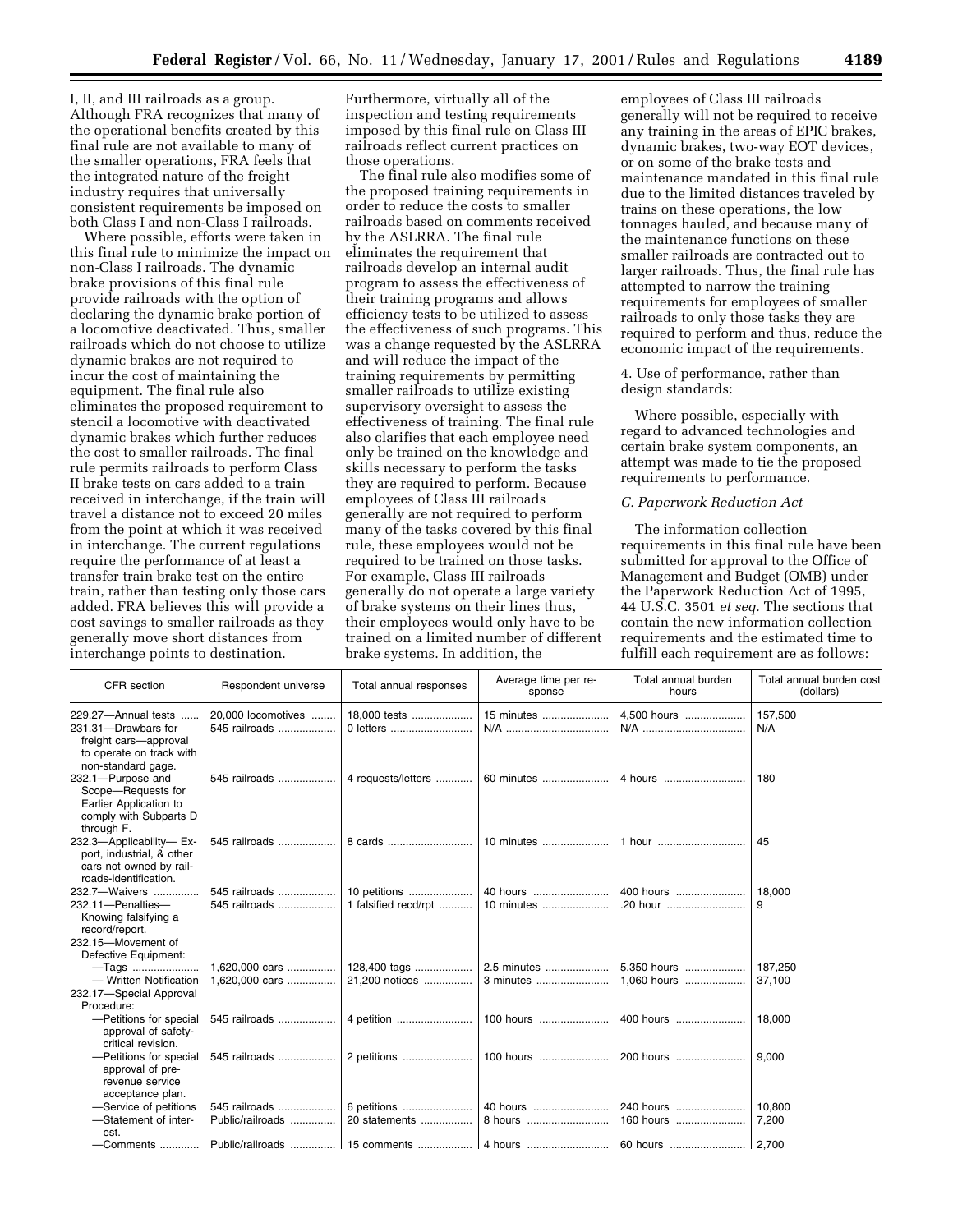I, II, and III railroads as a group. Although FRA recognizes that many of the operational benefits created by this final rule are not available to many of the smaller operations, FRA feels that the integrated nature of the freight industry requires that universally consistent requirements be imposed on both Class I and non-Class I railroads.

Where possible, efforts were taken in this final rule to minimize the impact on non-Class I railroads. The dynamic brake provisions of this final rule provide railroads with the option of declaring the dynamic brake portion of a locomotive deactivated. Thus, smaller railroads which do not choose to utilize dynamic brakes are not required to incur the cost of maintaining the equipment. The final rule also eliminates the proposed requirement to stencil a locomotive with deactivated dynamic brakes which further reduces the cost to smaller railroads. The final rule permits railroads to perform Class II brake tests on cars added to a train received in interchange, if the train will travel a distance not to exceed 20 miles from the point at which it was received in interchange. The current regulations require the performance of at least a transfer train brake test on the entire train, rather than testing only those cars added. FRA believes this will provide a cost savings to smaller railroads as they generally move short distances from interchange points to destination. Furthermore, virtually all of the inspection and testing requirements imposed by this final rule on Class III railroads reflect current practices on those operations.

The final rule also modifies some of the proposed training requirements in order to reduce the costs to smaller railroads based on comments received by the ASLRRA. The final rule eliminates the requirement that railroads develop an internal audit program to assess the effectiveness of their training programs and allows efficiency tests to be utilized to assess the effectiveness of such programs. This was a change requested by the ASLRRA and will reduce the impact of the training requirements by permitting smaller railroads to utilize existing supervisory oversight to assess the effectiveness of training. The final rule also clarifies that each employee need only be trained on the knowledge and skills necessary to perform the tasks they are required to perform. Because employees of Class III railroads generally are not required to perform many of the tasks covered by this final rule, these employees would not be required to be trained on those tasks. For example, Class III railroads generally do not operate a large variety of brake systems on their lines thus, their employees would only have to be trained on a limited number of different brake systems. In addition, the employees of Class III railroads generally will not be required to receive any training in the areas of EPIC brakes, dynamic brakes, two-way EOT devices, or on some of the brake tests and maintenance mandated in this final rule due to the limited distances traveled by trains on these operations, the low tonnages hauled, and because many of the maintenance functions on these smaller railroads are contracted out to larger railroads. Thus, the final rule has attempted to narrow the training requirements for employees of smaller railroads to only those tasks they are required to perform and thus, reduce the economic impact of the requirements.

4. Use of performance, rather than design standards:

Where possible, especially with regard to advanced technologies and certain brake system components, an attempt was made to tie the proposed requirements to performance.

*C. Paperwork Reduction Act*

The information collection requirements in this final rule have been submitted for approval to the Office of Management and Budget (OMB) under the Paperwork Reduction Act of 1995, 44 U.S.C. 3501 *et seq.* The sections that contain the new information collection requirements and the estimated time to fulfill each requirement are as follows:

| CFR section | Respondent universe | Total annual responses | Average time per response | Total annual burden hours | Total annual burden cost (dollars) |
|---|---|---|---|---|---|
| 229.27—Annual tests | 20,000 locomotives | 18,000 tests | 15 minutes | 4,500 hours | 157,500 |
| 231.31—Drawbars for freight cars—approval to operate on track with non-standard gage. | 545 railroads | 0 letters | N/A | N/A | N/A |
| 232.1—Purpose and Scope—Requests for Earlier Application to comply with Subparts D through F. | 545 railroads | 4 requests/letters | 60 minutes | 4 hours | 180 |
| 232.3—Applicability—Export, industrial, & other cars not owned by railroads-identification. | 545 railroads | 8 cards | 10 minutes | 1 hour | 45 |
| 232.7—Waivers | 545 railroads | 10 petitions | 40 hours | 400 hours | 18,000 |
| 232.11—Penalties—Knowing falsifying a record/report. | 545 railroads | 1 falsified recd/rpt | 10 minutes | .20 hour | 9 |
| 232.15—Movement of Defective Equipment: | | | | | |
| —Tags | 1,620,000 cars | 128,400 tags | 2.5 minutes | 5,350 hours | 187,250 |
| — Written Notification | 1,620,000 cars | 21,200 notices | 3 minutes | 1,060 hours | 37,100 |
| 232.17—Special Approval Procedure: | | | | | |
| —Petitions for special approval of safety-critical revision. | 545 railroads | 4 petition | 100 hours | 400 hours | 18,000 |
| —Petitions for special approval of pre-revenue service acceptance plan. | 545 railroads | 2 petitions | 100 hours | 200 hours | 9,000 |
| —Service of petitions | 545 railroads | 6 petitions | 40 hours | 240 hours | 10,800 |
| —Statement of interest. | Public/railroads | 20 statements | 8 hours | 160 hours | 7,200 |
| —Comments | Public/railroads | 15 comments | 4 hours | 60 hours | 2,700 |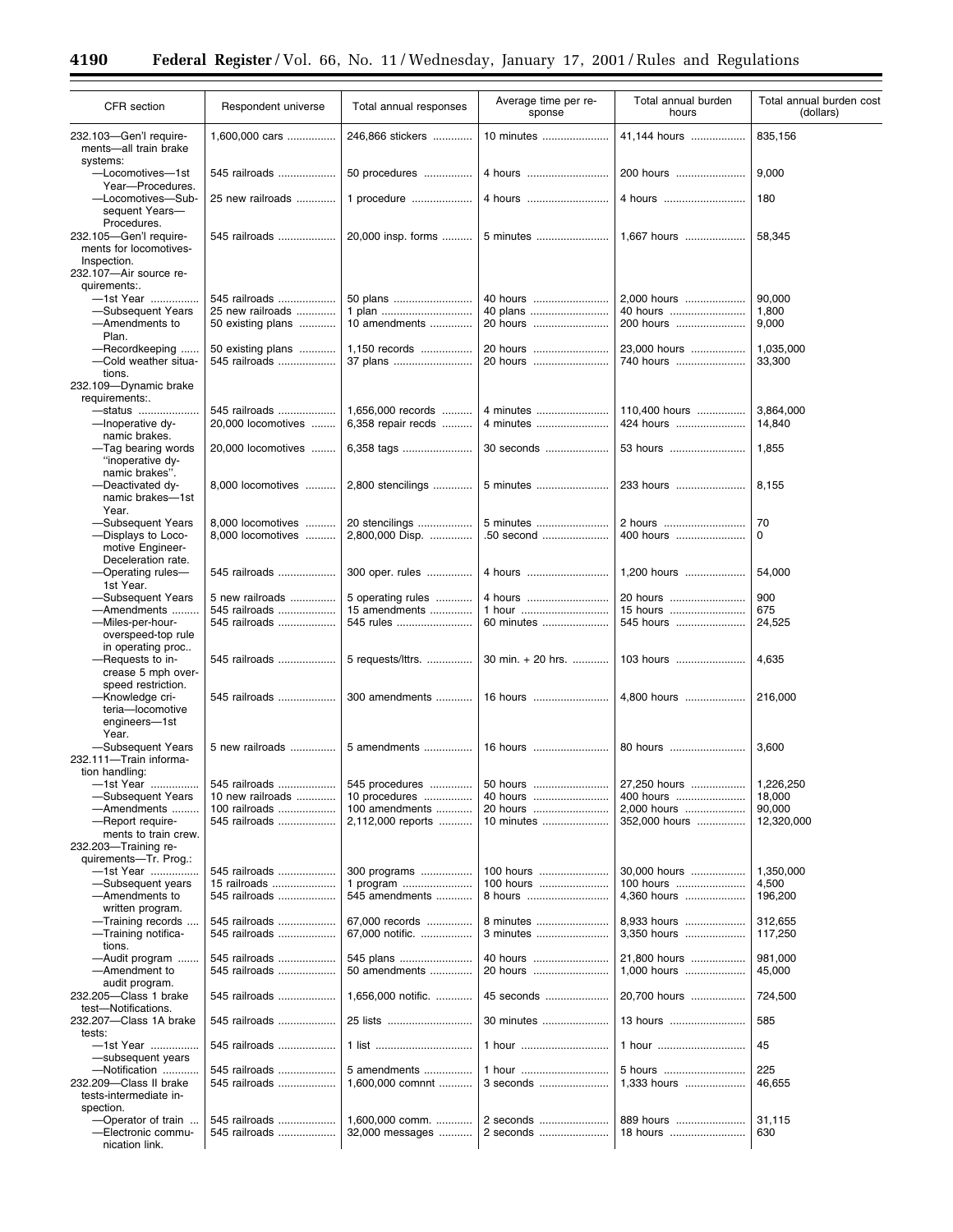| CFR section | Respondent universe | Total annual responses | Average time per response | Total annual burden hours | Total annual burden cost (dollars) |
|---|---|---|---|---|---|
| 232.103—Gen'l requirements—all train brake systems: | 1,600,000 cars | 246,866 stickers | 10 minutes | 41,144 hours | 835,156 |
| —Locomotives—1st Year—Procedures. | 545 railroads | 50 procedures | 4 hours | 200 hours | 9,000 |
| —Locomotives—Subsequent Years—Procedures. | 25 new railroads | 1 procedure | 4 hours | 4 hours | 180 |
| 232.105—Gen'l requirements for locomotives-Inspection. | 545 railroads | 20,000 insp. forms | 5 minutes | 1,667 hours | 58,345 |
| 232.107—Air source requirements:. | | | | | |
| —1st Year | 545 railroads | 50 plans | 40 hours | 2,000 hours | 90,000 |
| —Subsequent Years | 25 new railroads | 1 plan | 40 plans | 40 hours | 1,800 |
| —Amendments to Plan. | 50 existing plans | 10 amendments | 20 hours | 200 hours | 9,000 |
| —Recordkeeping | 50 existing plans | 1,150 records | 20 hours | 23,000 hours | 1,035,000 |
| —Cold weather situations. | 545 railroads | 37 plans | 20 hours | 740 hours | 33,300 |
| 232.109—Dynamic brake requirements:. | | | | | |
| —status | 545 railroads | 1,656,000 records | 4 minutes | 110,400 hours | 3,864,000 |
| —Inoperative dynamic brakes. | 20,000 locomotives | 6,358 repair recds | 4 minutes | 424 hours | 14,840 |
| —Tag bearing words "inoperative dynamic brakes". | 20,000 locomotives | 6,358 tags | 30 seconds | 53 hours | 1,855 |
| —Deactivated dynamic brakes—1st Year. | 8,000 locomotives | 2,800 stencilings | 5 minutes | 233 hours | 8,155 |
| —Subsequent Years | 8,000 locomotives | 20 stencilings | 5 minutes | 2 hours | 70 |
| —Displays to Locomotive Engineer-Deceleration rate. | 8,000 locomotives | 2,800,000 Disp. | .50 second | 400 hours | 0 |
| —Operating rules—1st Year. | 545 railroads | 300 oper. rules | 4 hours | 1,200 hours | 54,000 |
| —Subsequent Years | 5 new railroads | 5 operating rules | 4 hours | 20 hours | 900 |
| —Amendments | 545 railroads | 15 amendments | 1 hour | 15 hours | 675 |
| —Miles-per-hour-overspeed-top rule in operating proc.. | 545 railroads | 545 rules | 60 minutes | 545 hours | 24,525 |
| —Requests to increase 5 mph overspeed restriction. | 545 railroads | 5 requests/lttrs. | 30 min. + 20 hrs. | 103 hours | 4,635 |
| —Knowledge criteria—locomotive engineers—1st Year. | 545 railroads | 300 amendments | 16 hours | 4,800 hours | 216,000 |
| —Subsequent Years | 5 new railroads | 5 amendments | 16 hours | 80 hours | 3,600 |
| 232.111—Train information handling: | | | | | |
| —1st Year | 545 railroads | 545 procedures | 50 hours | 27,250 hours | 1,226,250 |
| —Subsequent Years | 10 new railroads | 10 procedures | 40 hours | 400 hours | 18,000 |
| —Amendments | 100 railroads | 100 amendments | 20 hours | 2,000 hours | 90,000 |
| —Report requirements to train crew. | 545 railroads | 2,112,000 reports | 10 minutes | 352,000 hours | 12,320,000 |
| 232.203—Training requirements—Tr. Prog.: | | | | | |
| —1st Year | 545 railroads | 300 programs | 100 hours | 30,000 hours | 1,350,000 |
| —Subsequent years | 15 railroads | 1 program | 100 hours | 100 hours | 4,500 |
| —Amendments to written program. | 545 railroads | 545 amendments | 8 hours | 4,360 hours | 196,200 |
| —Training records | 545 railroads | 67,000 records | 8 minutes | 8,933 hours | 312,655 |
| —Training notifications. | 545 railroads | 67,000 notific. | 3 minutes | 3,350 hours | 117,250 |
| —Audit program | 545 railroads | 545 plans | 40 hours | 21,800 hours | 981,000 |
| —Amendment to audit program. | 545 railroads | 50 amendments | 20 hours | 1,000 hours | 45,000 |
| 232.205—Class 1 brake test—Notifications. | 545 railroads | 1,656,000 notific. | 45 seconds | 20,700 hours | 724,500 |
| 232.207—Class 1A brake tests: | 545 railroads | 25 lists | 30 minutes | 13 hours | 585 |
| —1st Year —subsequent years | 545 railroads | 1 list | 1 hour | 1 hour | 45 |
| —Notification | 545 railroads | 5 amendments | 1 hour | 5 hours | 225 |
| 232.209—Class II brake tests-intermediate inspection. | 545 railroads | 1,600,000 comnnt | 3 seconds | 1,333 hours | 46,655 |
| —Operator of train | 545 railroads | 1,600,000 comm. | 2 seconds | 889 hours | 31,115 |
| —Electronic communication link. | 545 railroads | 32,000 messages | 2 seconds | 18 hours | 630 |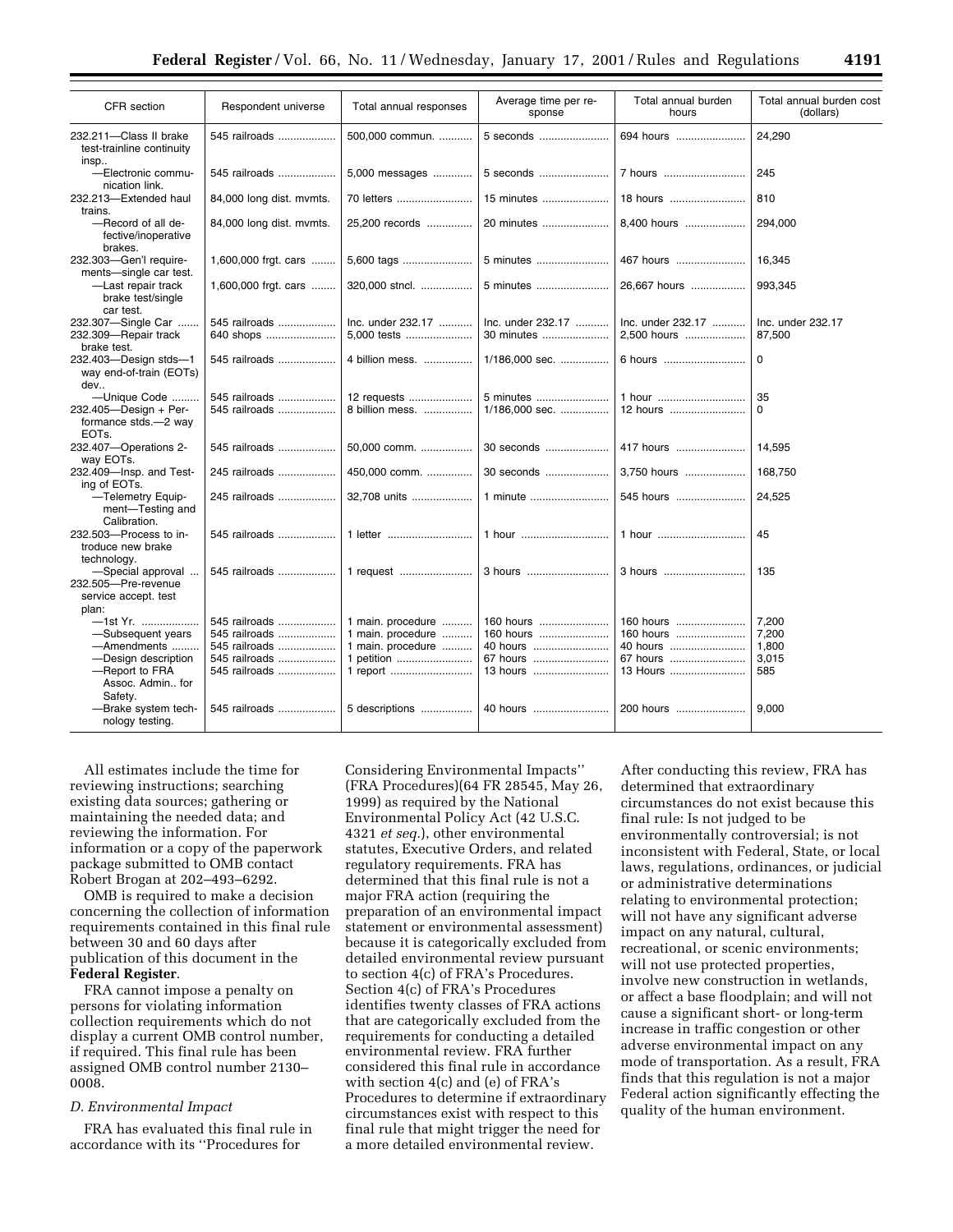| CFR section | Respondent universe | Total annual responses | Average time per response | Total annual burden hours | Total annual burden cost (dollars) |
|---|---|---|---|---|---|
| 232.211—Class II brake test-trainline continuity insp.. | 545 railroads | 500,000 commun. | 5 seconds | 694 hours | 24,290 |
| —Electronic communication link. | 545 railroads | 5,000 messages | 5 seconds | 7 hours | 245 |
| 232.213—Extended haul trains. | 84,000 long dist. mvmts. | 70 letters | 15 minutes | 18 hours | 810 |
| —Record of all defective/inoperative brakes. | 84,000 long dist. mvmts. | 25,200 records | 20 minutes | 8,400 hours | 294,000 |
| 232.303—Gen'l requirements—single car test. | 1,600,000 frgt. cars | 5,600 tags | 5 minutes | 467 hours | 16,345 |
| —Last repair track brake test/single car test. | 1,600,000 frgt. cars | 320,000 stncl. | 5 minutes | 26,667 hours | 993,345 |
| 232.307—Single Car | 545 railroads | Inc. under 232.17 | Inc. under 232.17 | Inc. under 232.17 | Inc. under 232.17 |
| 232.309—Repair track brake test. | 640 shops | 5,000 tests | 30 minutes | 2,500 hours | 87,500 |
| 232.403—Design stds—1 way end-of-train (EOTs) dev.. | 545 railroads | 4 billion mess. | 1/186,000 sec. | 6 hours | 0 |
| —Unique Code | 545 railroads | 12 requests | 5 minutes | 1 hour | 35 |
| 232.405—Design + Performance stds.—2 way EOTs. | 545 railroads | 8 billion mess. | 1/186,000 sec. | 12 hours | 0 |
| 232.407—Operations 2-way EOTs. | 545 railroads | 50,000 comm. | 30 seconds | 417 hours | 14,595 |
| 232.409—Insp. and Testing of EOTs. | 245 railroads | 450,000 comm. | 30 seconds | 3,750 hours | 168,750 |
| —Telemetry Equipment—Testing and Calibration. | 245 railroads | 32,708 units | 1 minute | 545 hours | 24,525 |
| 232.503—Process to introduce new brake technology. | 545 railroads | 1 letter | 1 hour | 1 hour | 45 |
| —Special approval | 545 railroads | 1 request | 3 hours | 3 hours | 135 |
| 232.505—Pre-revenue service accept. test plan: | | | | | |
| —1st Yr. | 545 railroads | 1 main. procedure | 160 hours | 160 hours | 7,200 |
| —Subsequent years | 545 railroads | 1 main. procedure | 160 hours | 160 hours | 7,200 |
| —Amendments | 545 railroads | 1 main. procedure | 40 hours | 40 hours | 1,800 |
| —Design description | 545 railroads | 1 petition | 67 hours | 67 hours | 3,015 |
| —Report to FRA Assoc. Admin.. for Safety. | 545 railroads | 1 report | 13 hours | 13 Hours | 585 |
| —Brake system technology testing. | 545 railroads | 5 descriptions | 40 hours | 200 hours | 9,000 |

All estimates include the time for reviewing instructions; searching existing data sources; gathering or maintaining the needed data; and reviewing the information. For information or a copy of the paperwork package submitted to OMB contact Robert Brogan at 202–493–6292.

OMB is required to make a decision concerning the collection of information requirements contained in this final rule between 30 and 60 days after publication of this document in the **Federal Register**.

FRA cannot impose a penalty on persons for violating information collection requirements which do not display a current OMB control number, if required. This final rule has been assigned OMB control number 2130–0008.

*D. Environmental Impact*

FRA has evaluated this final rule in accordance with its ''Procedures for Considering Environmental Impacts'' (FRA Procedures)(64 FR 28545, May 26, 1999) as required by the National Environmental Policy Act (42 U.S.C. 4321 *et seq.*), other environmental statutes, Executive Orders, and related regulatory requirements. FRA has determined that this final rule is not a major FRA action (requiring the preparation of an environmental impact statement or environmental assessment) because it is categorically excluded from detailed environmental review pursuant to section 4(c) of FRA's Procedures. Section 4(c) of FRA's Procedures identifies twenty classes of FRA actions that are categorically excluded from the requirements for conducting a detailed environmental review. FRA further considered this final rule in accordance with section 4(c) and (e) of FRA's Procedures to determine if extraordinary circumstances exist with respect to this final rule that might trigger the need for a more detailed environmental review. After conducting this review, FRA has determined that extraordinary circumstances do not exist because this final rule: Is not judged to be environmentally controversial; is not inconsistent with Federal, State, or local laws, regulations, ordinances, or judicial or administrative determinations relating to environmental protection; will not have any significant adverse impact on any natural, cultural, recreational, or scenic environments; will not use protected properties, involve new construction in wetlands, or affect a base floodplain; and will not cause a significant short- or long-term increase in traffic congestion or other adverse environmental impact on any mode of transportation. As a result, FRA finds that this regulation is not a major Federal action significantly effecting the quality of the human environment.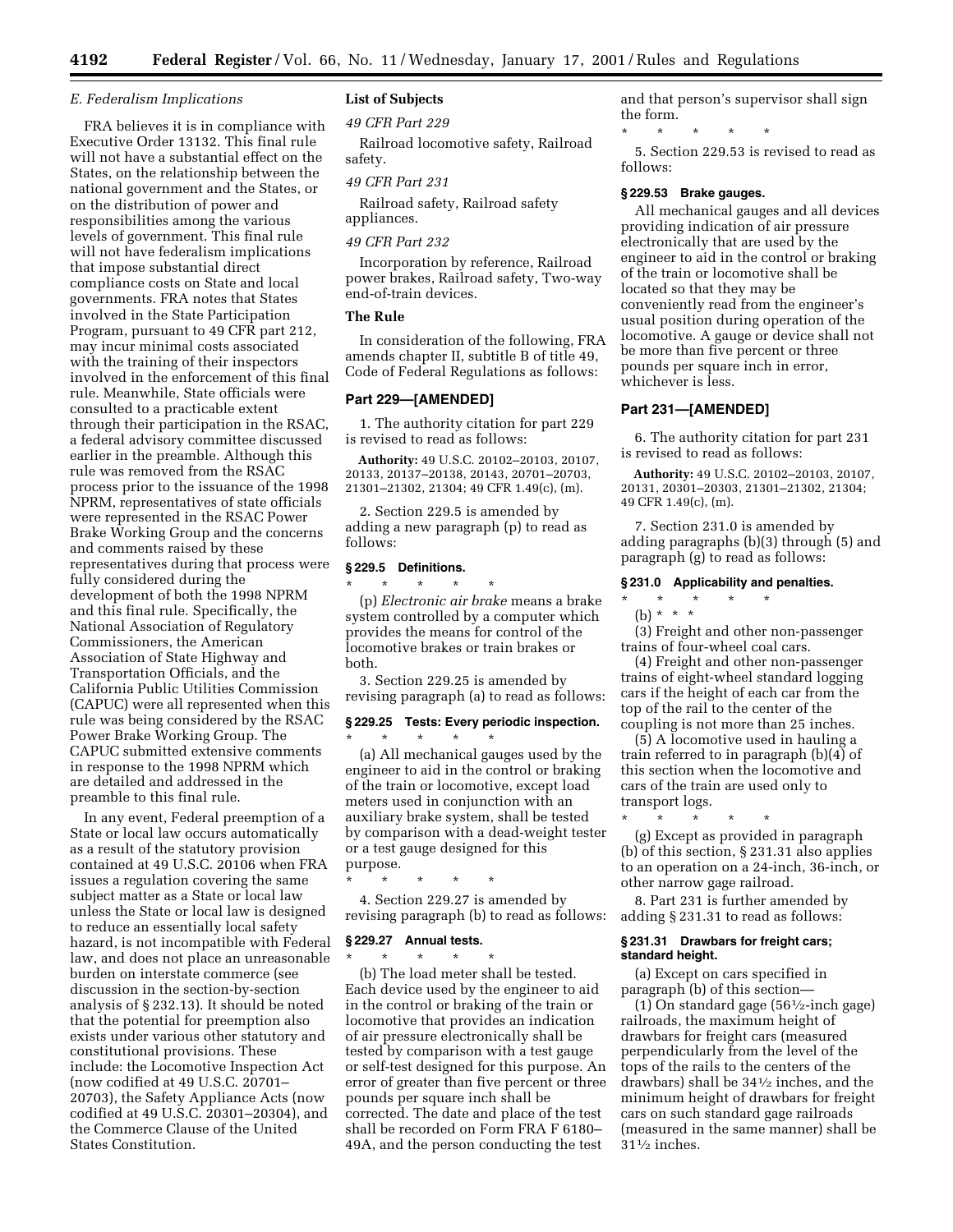### E. Federalism Implications

FRA believes it is in compliance with Executive Order 13132. This final rule will not have a substantial effect on the States, on the relationship between the national government and the States, or on the distribution of power and responsibilities among the various levels of government. This final rule will not have federalism implications that impose substantial direct compliance costs on State and local governments. FRA notes that States involved in the State Participation Program, pursuant to 49 CFR part 212, may incur minimal costs associated with the training of their inspectors involved in the enforcement of this final rule. Meanwhile, State officials were consulted to a practicable extent through their participation in the RSAC, a federal advisory committee discussed earlier in the preamble. Although this rule was removed from the RSAC process prior to the issuance of the 1998 NPRM, representatives of state officials were represented in the RSAC Power Brake Working Group and the concerns and comments raised by these representatives during that process were fully considered during the development of both the 1998 NPRM and this final rule. Specifically, the National Association of Regulatory Commissioners, the American Association of State Highway and Transportation Officials, and the California Public Utilities Commission (CAPUC) were all represented when this rule was being considered by the RSAC Power Brake Working Group. The CAPUC submitted extensive comments in response to the 1998 NPRM which are detailed and addressed in the preamble to this final rule.

In any event, Federal preemption of a State or local law occurs automatically as a result of the statutory provision contained at 49 U.S.C. 20106 when FRA issues a regulation covering the same subject matter as a State or local law unless the State or local law is designed to reduce an essentially local safety hazard, is not incompatible with Federal law, and does not place an unreasonable burden on interstate commerce (see discussion in the section-by-section analysis of § 232.13). It should be noted that the potential for preemption also exists under various other statutory and constitutional provisions. These include: the Locomotive Inspection Act (now codified at 49 U.S.C. 20701–20703), the Safety Appliance Acts (now codified at 49 U.S.C. 20301–20304), and the Commerce Clause of the United States Constitution.

### List of Subjects

*49 CFR Part 229*

Railroad locomotive safety, Railroad safety.

*49 CFR Part 231*

Railroad safety, Railroad safety appliances.

*49 CFR Part 232*

Incorporation by reference, Railroad power brakes, Railroad safety, Two-way end-of-train devices.

### The Rule

In consideration of the following, FRA amends chapter II, subtitle B of title 49, Code of Federal Regulations as follows:

## Part 229—[AMENDED]

1. The authority citation for part 229 is revised to read as follows:

**Authority:** 49 U.S.C. 20102–20103, 20107, 20133, 20137–20138, 20143, 20701–20703, 21301–21302, 21304; 49 CFR 1.49(c), (m).

2. Section 229.5 is amended by adding a new paragraph (p) to read as follows:

#### § 229.5 Definitions.

\* \* \* \* \*

(p) *Electronic air brake* means a brake system controlled by a computer which provides the means for control of the locomotive brakes or train brakes or both.

3. Section 229.25 is amended by revising paragraph (a) to read as follows:

#### § 229.25 Tests: Every periodic inspection.

\* \* \* \* \*

(a) All mechanical gauges used by the engineer to aid in the control or braking of the train or locomotive, except load meters used in conjunction with an auxiliary brake system, shall be tested by comparison with a dead-weight tester or a test gauge designed for this purpose.

\* \* \* \* \*

4. Section 229.27 is amended by revising paragraph (b) to read as follows:

#### § 229.27 Annual tests.

\* \* \* \* \*

(b) The load meter shall be tested. Each device used by the engineer to aid in the control or braking of the train or locomotive that provides an indication of air pressure electronically shall be tested by comparison with a test gauge or self-test designed for this purpose. An error of greater than five percent or three pounds per square inch shall be corrected. The date and place of the test shall be recorded on Form FRA F 6180–49A, and the person conducting the test and that person's supervisor shall sign the form.

\* \* \* \* \*

5. Section 229.53 is revised to read as follows:

#### § 229.53 Brake gauges.

All mechanical gauges and all devices providing indication of air pressure electronically that are used by the engineer to aid in the control or braking of the train or locomotive shall be located so that they may be conveniently read from the engineer's usual position during operation of the locomotive. A gauge or device shall not be more than five percent or three pounds per square inch in error, whichever is less.

## Part 231—[AMENDED]

6. The authority citation for part 231 is revised to read as follows:

**Authority:** 49 U.S.C. 20102–20103, 20107, 20131, 20301–20303, 21301–21302, 21304; 49 CFR 1.49(c), (m).

7. Section 231.0 is amended by adding paragraphs (b)(3) through (5) and paragraph (g) to read as follows:

#### § 231.0 Applicability and penalties.

\* \* \* \* \*

(b) \* \* \*

(3) Freight and other non-passenger trains of four-wheel coal cars.

(4) Freight and other non-passenger trains of eight-wheel standard logging cars if the height of each car from the top of the rail to the center of the coupling is not more than 25 inches.

(5) A locomotive used in hauling a train referred to in paragraph (b)(4) of this section when the locomotive and cars of the train are used only to transport logs.

\* \* \* \* \*

(g) Except as provided in paragraph (b) of this section, § 231.31 also applies to an operation on a 24-inch, 36-inch, or other narrow gage railroad.

8. Part 231 is further amended by adding § 231.31 to read as follows:

#### § 231.31 Drawbars for freight cars; standard height.

(a) Except on cars specified in paragraph (b) of this section—

(1) On standard gage (56½-inch gage) railroads, the maximum height of drawbars for freight cars (measured perpendicularly from the level of the tops of the rails to the centers of the drawbars) shall be 34½ inches, and the minimum height of drawbars for freight cars on such standard gage railroads (measured in the same manner) shall be 31½ inches.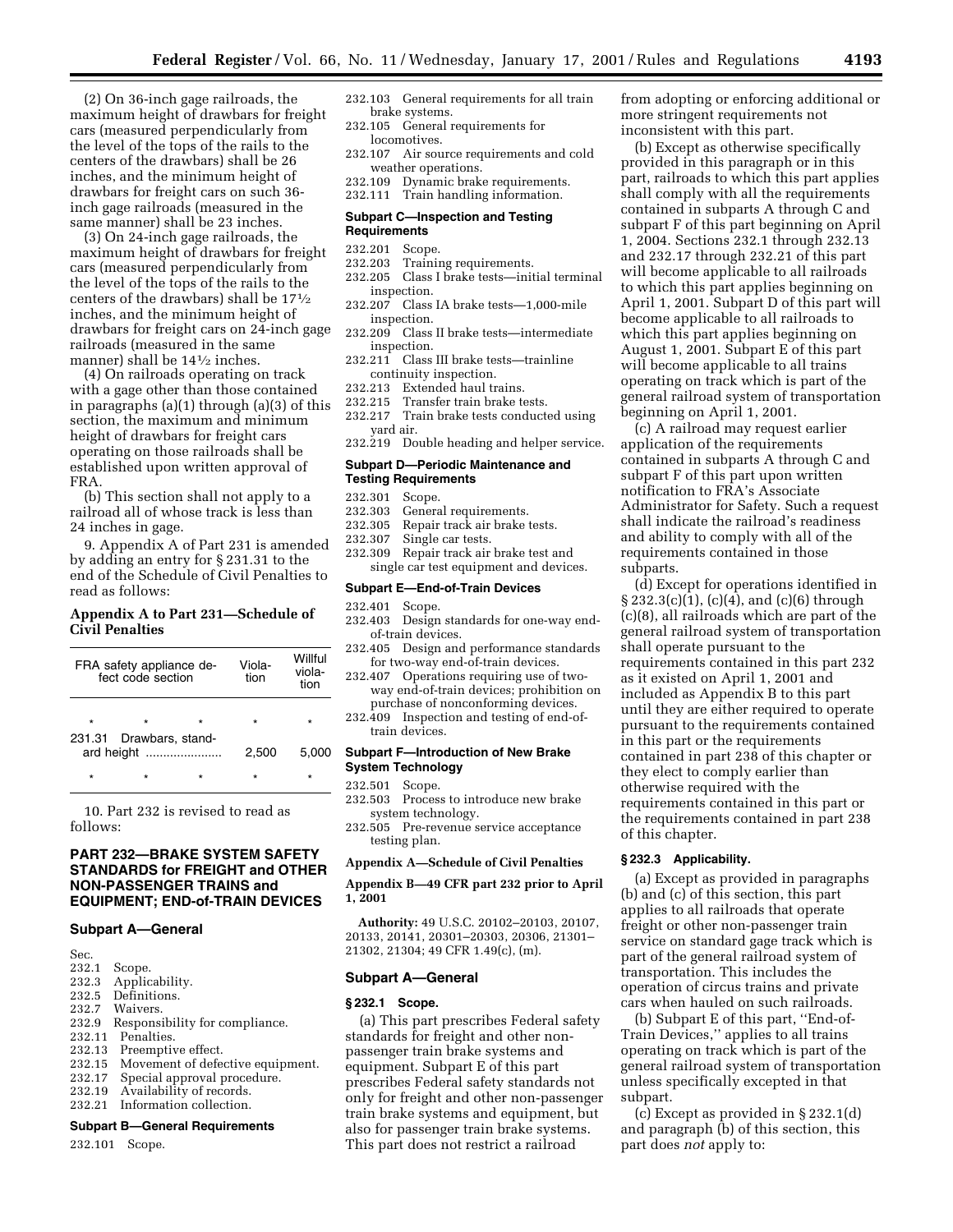(2) On 36-inch gage railroads, the maximum height of drawbars for freight cars (measured perpendicularly from the level of the tops of the rails to the centers of the drawbars) shall be 26 inches, and the minimum height of drawbars for freight cars on such 36-inch gage railroads (measured in the same manner) shall be 23 inches.

(3) On 24-inch gage railroads, the maximum height of drawbars for freight cars (measured perpendicularly from the level of the tops of the rails to the centers of the drawbars) shall be 17½ inches, and the minimum height of drawbars for freight cars on 24-inch gage railroads (measured in the same manner) shall be 14½ inches.

(4) On railroads operating on track with a gage other than those contained in paragraphs (a)(1) through (a)(3) of this section, the maximum and minimum height of drawbars for freight cars operating on those railroads shall be established upon written approval of FRA.

(b) This section shall not apply to a railroad all of whose track is less than 24 inches in gage.

9. Appendix A of Part 231 is amended by adding an entry for § 231.31 to the end of the Schedule of Civil Penalties to read as follows:

**Appendix A to Part 231—Schedule of Civil Penalties**

| FRA safety appliance defect code section | Violation | Willful violation |
|---|---|---|
| * * * | * | * |
| 231.31 Drawbars, standard height | 2,500 | 5,000 |
| * * * | * | * |

10. Part 232 is revised to read as follows:

## PART 232—BRAKE SYSTEM SAFETY STANDARDS for FREIGHT and OTHER NON-PASSENGER TRAINS and EQUIPMENT; END-of-TRAIN DEVICES

### Subpart A—General

Sec.
232.1 Scope.
232.3 Applicability.
232.5 Definitions.
232.7 Waivers.
232.9 Responsibility for compliance.
232.11 Penalties.
232.13 Preemptive effect.
232.15 Movement of defective equipment.
232.17 Special approval procedure.
232.19 Availability of records.
232.21 Information collection.

### Subpart B—General Requirements

232.101 Scope.
232.103 General requirements for all train brake systems.
232.105 General requirements for locomotives.
232.107 Air source requirements and cold weather operations.
232.109 Dynamic brake requirements.
232.111 Train handling information.

### Subpart C—Inspection and Testing Requirements

232.201 Scope.
232.203 Training requirements.
232.205 Class I brake tests—initial terminal inspection.
232.207 Class IA brake tests—1,000-mile inspection.
232.209 Class II brake tests—intermediate inspection.
232.211 Class III brake tests—trainline continuity inspection.
232.213 Extended haul trains.
232.215 Transfer train brake tests.
232.217 Train brake tests conducted using yard air.
232.219 Double heading and helper service.

### Subpart D—Periodic Maintenance and Testing Requirements

232.301 Scope.
232.303 General requirements.
232.305 Repair track air brake tests.
232.307 Single car tests.
232.309 Repair track air brake test and single car test equipment and devices.

### Subpart E—End-of-Train Devices

232.401 Scope.
232.403 Design standards for one-way end-of-train devices.
232.405 Design and performance standards for two-way end-of-train devices.
232.407 Operations requiring use of two-way end-of-train devices; prohibition on purchase of nonconforming devices.
232.409 Inspection and testing of end-of-train devices.

### Subpart F—Introduction of New Brake System Technology

232.501 Scope.
232.503 Process to introduce new brake system technology.
232.505 Pre-revenue service acceptance testing plan.

**Appendix A—Schedule of Civil Penalties**

**Appendix B—49 CFR part 232 prior to April 1, 2001**

**Authority:** 49 U.S.C. 20102–20103, 20107, 20133, 20141, 20301–20303, 20306, 21301–21302, 21304; 49 CFR 1.49(c), (m).

### Subpart A—General

#### § 232.1 Scope.

(a) This part prescribes Federal safety standards for freight and other non-passenger train brake systems and equipment. Subpart E of this part prescribes Federal safety standards not only for freight and other non-passenger train brake systems and equipment, but also for passenger train brake systems. This part does not restrict a railroad from adopting or enforcing additional or more stringent requirements not inconsistent with this part.

(b) Except as otherwise specifically provided in this paragraph or in this part, railroads to which this part applies shall comply with all the requirements contained in subparts A through C and subpart F of this part beginning on April 1, 2004. Sections 232.1 through 232.13 and 232.17 through 232.21 of this part will become applicable to all railroads to which this part applies beginning on April 1, 2001. Subpart D of this part will become applicable to all railroads to which this part applies beginning on August 1, 2001. Subpart E of this part will become applicable to all trains operating on track which is part of the general railroad system of transportation beginning on April 1, 2001.

(c) A railroad may request earlier application of the requirements contained in subparts A through C and subpart F of this part upon written notification to FRA's Associate Administrator for Safety. Such a request shall indicate the railroad's readiness and ability to comply with all of the requirements contained in those subparts.

(d) Except for operations identified in § 232.3(c)(1), (c)(4), and (c)(6) through (c)(8), all railroads which are part of the general railroad system of transportation shall operate pursuant to the requirements contained in this part 232 as it existed on April 1, 2001 and included as Appendix B to this part until they are either required to operate pursuant to the requirements contained in this part or the requirements contained in part 238 of this chapter or they elect to comply earlier than otherwise required with the requirements contained in this part or the requirements contained in part 238 of this chapter.

#### § 232.3 Applicability.

(a) Except as provided in paragraphs (b) and (c) of this section, this part applies to all railroads that operate freight or other non-passenger train service on standard gage track which is part of the general railroad system of transportation. This includes the operation of circus trains and private cars when hauled on such railroads.

(b) Subpart E of this part, ''End-of-Train Devices,'' applies to all trains operating on track which is part of the general railroad system of transportation unless specifically excepted in that subpart.

(c) Except as provided in § 232.1(d) and paragraph (b) of this section, this part does *not* apply to: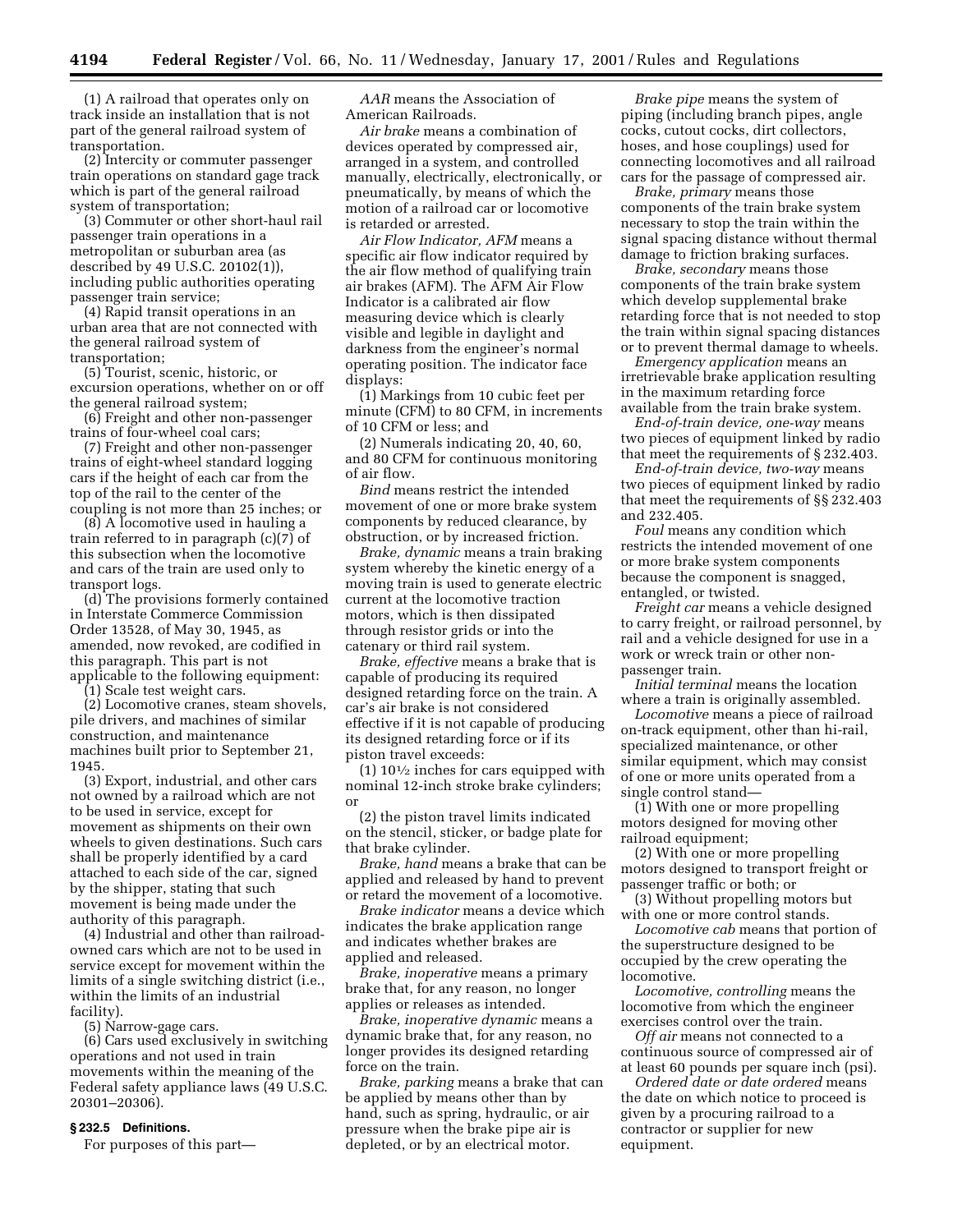(1) A railroad that operates only on track inside an installation that is not part of the general railroad system of transportation.

(2) Intercity or commuter passenger train operations on standard gage track which is part of the general railroad system of transportation;

(3) Commuter or other short-haul rail passenger train operations in a metropolitan or suburban area (as described by 49 U.S.C. 20102(1)), including public authorities operating passenger train service;

(4) Rapid transit operations in an urban area that are not connected with the general railroad system of transportation;

(5) Tourist, scenic, historic, or excursion operations, whether on or off the general railroad system;

(6) Freight and other non-passenger trains of four-wheel coal cars;

(7) Freight and other non-passenger trains of eight-wheel standard logging cars if the height of each car from the top of the rail to the center of the coupling is not more than 25 inches; or

(8) A locomotive used in hauling a train referred to in paragraph (c)(7) of this subsection when the locomotive and cars of the train are used only to transport logs.

(d) The provisions formerly contained in Interstate Commerce Commission Order 13528, of May 30, 1945, as amended, now revoked, are codified in this paragraph. This part is not applicable to the following equipment:

(1) Scale test weight cars.

(2) Locomotive cranes, steam shovels, pile drivers, and machines of similar construction, and maintenance machines built prior to September 21, 1945.

(3) Export, industrial, and other cars not owned by a railroad which are not to be used in service, except for movement as shipments on their own wheels to given destinations. Such cars shall be properly identified by a card attached to each side of the car, signed by the shipper, stating that such movement is being made under the authority of this paragraph.

(4) Industrial and other than railroad-owned cars which are not to be used in service except for movement within the limits of a single switching district (i.e., within the limits of an industrial facility).

(5) Narrow-gage cars.

(6) Cars used exclusively in switching operations and not used in train movements within the meaning of the Federal safety appliance laws (49 U.S.C. 20301–20306).

## § 232.5 Definitions.

For purposes of this part—

*AAR* means the Association of American Railroads.

*Air brake* means a combination of devices operated by compressed air, arranged in a system, and controlled manually, electrically, electronically, or pneumatically, by means of which the motion of a railroad car or locomotive is retarded or arrested.

*Air Flow Indicator, AFM* means a specific air flow indicator required by the air flow method of qualifying train air brakes (AFM). The AFM Air Flow Indicator is a calibrated air flow measuring device which is clearly visible and legible in daylight and darkness from the engineer's normal operating position. The indicator face displays:

(1) Markings from 10 cubic feet per minute (CFM) to 80 CFM, in increments of 10 CFM or less; and

(2) Numerals indicating 20, 40, 60, and 80 CFM for continuous monitoring of air flow.

*Bind* means restrict the intended movement of one or more brake system components by reduced clearance, by obstruction, or by increased friction.

*Brake, dynamic* means a train braking system whereby the kinetic energy of a moving train is used to generate electric current at the locomotive traction motors, which is then dissipated through resistor grids or into the catenary or third rail system.

*Brake, effective* means a brake that is capable of producing its required designed retarding force on the train. A car's air brake is not considered effective if it is not capable of producing its designed retarding force or if its piston travel exceeds:

(1) 10½ inches for cars equipped with nominal 12-inch stroke brake cylinders; or

(2) the piston travel limits indicated on the stencil, sticker, or badge plate for that brake cylinder.

*Brake, hand* means a brake that can be applied and released by hand to prevent or retard the movement of a locomotive.

*Brake indicator* means a device which indicates the brake application range and indicates whether brakes are applied and released.

*Brake, inoperative* means a primary brake that, for any reason, no longer applies or releases as intended.

*Brake, inoperative dynamic* means a dynamic brake that, for any reason, no longer provides its designed retarding force on the train.

*Brake, parking* means a brake that can be applied by means other than by hand, such as spring, hydraulic, or air pressure when the brake pipe air is depleted, or by an electrical motor.

*Brake pipe* means the system of piping (including branch pipes, angle cocks, cutout cocks, dirt collectors, hoses, and hose couplings) used for connecting locomotives and all railroad cars for the passage of compressed air.

*Brake, primary* means those components of the train brake system necessary to stop the train within the signal spacing distance without thermal damage to friction braking surfaces.

*Brake, secondary* means those components of the train brake system which develop supplemental brake retarding force that is not needed to stop the train within signal spacing distances or to prevent thermal damage to wheels.

*Emergency application* means an irretrievable brake application resulting in the maximum retarding force available from the train brake system.

*End-of-train device, one-way* means two pieces of equipment linked by radio that meet the requirements of § 232.403.

*End-of-train device, two-way* means two pieces of equipment linked by radio that meet the requirements of §§ 232.403 and 232.405.

*Foul* means any condition which restricts the intended movement of one or more brake system components because the component is snagged, entangled, or twisted.

*Freight car* means a vehicle designed to carry freight, or railroad personnel, by rail and a vehicle designed for use in a work or wreck train or other non-passenger train.

*Initial terminal* means the location where a train is originally assembled.

*Locomotive* means a piece of railroad on-track equipment, other than hi-rail, specialized maintenance, or other similar equipment, which may consist of one or more units operated from a single control stand—

(1) With one or more propelling motors designed for moving other railroad equipment;

(2) With one or more propelling motors designed to transport freight or passenger traffic or both; or

(3) Without propelling motors but with one or more control stands.

*Locomotive cab* means that portion of the superstructure designed to be occupied by the crew operating the locomotive.

*Locomotive, controlling* means the locomotive from which the engineer exercises control over the train.

*Off air* means not connected to a continuous source of compressed air of at least 60 pounds per square inch (psi).

*Ordered date or date ordered* means the date on which notice to proceed is given by a procuring railroad to a contractor or supplier for new equipment.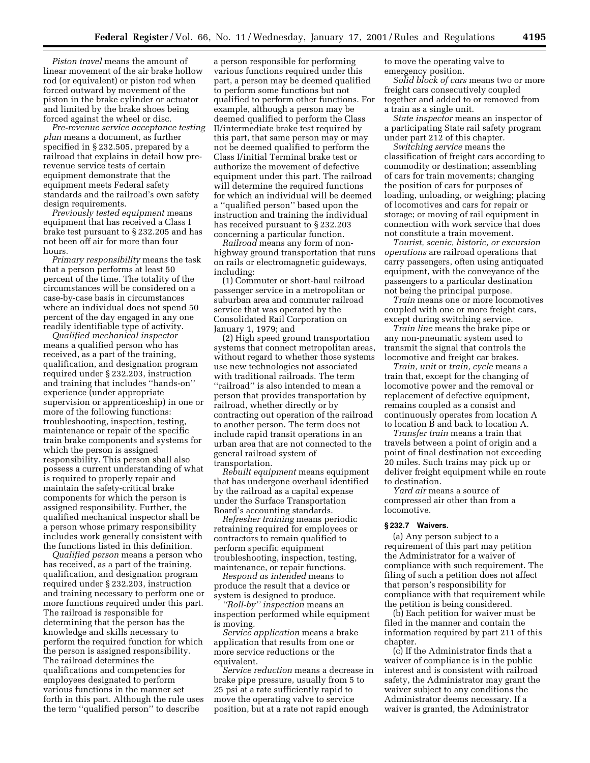*Piston travel* means the amount of linear movement of the air brake hollow rod (or equivalent) or piston rod when forced outward by movement of the piston in the brake cylinder or actuator and limited by the brake shoes being forced against the wheel or disc.

*Pre-revenue service acceptance testing plan* means a document, as further specified in § 232.505, prepared by a railroad that explains in detail how pre-revenue service tests of certain equipment demonstrate that the equipment meets Federal safety standards and the railroad's own safety design requirements.

*Previously tested equipment* means equipment that has received a Class I brake test pursuant to § 232.205 and has not been off air for more than four hours.

*Primary responsibility* means the task that a person performs at least 50 percent of the time. The totality of the circumstances will be considered on a case-by-case basis in circumstances where an individual does not spend 50 percent of the day engaged in any one readily identifiable type of activity.

*Qualified mechanical inspector* means a qualified person who has received, as a part of the training, qualification, and designation program required under § 232.203, instruction and training that includes ''hands-on'' experience (under appropriate supervision or apprenticeship) in one or more of the following functions: troubleshooting, inspection, testing, maintenance or repair of the specific train brake components and systems for which the person is assigned responsibility. This person shall also possess a current understanding of what is required to properly repair and maintain the safety-critical brake components for which the person is assigned responsibility. Further, the qualified mechanical inspector shall be a person whose primary responsibility includes work generally consistent with the functions listed in this definition.

*Qualified person* means a person who has received, as a part of the training, qualification, and designation program required under § 232.203, instruction and training necessary to perform one or more functions required under this part. The railroad is responsible for determining that the person has the knowledge and skills necessary to perform the required function for which the person is assigned responsibility. The railroad determines the qualifications and competencies for employees designated to perform various functions in the manner set forth in this part. Although the rule uses the term ''qualified person'' to describe a person responsible for performing various functions required under this part, a person may be deemed qualified to perform some functions but not qualified to perform other functions. For example, although a person may be deemed qualified to perform the Class II/intermediate brake test required by this part, that same person may or may not be deemed qualified to perform the Class I/initial Terminal brake test or authorize the movement of defective equipment under this part. The railroad will determine the required functions for which an individual will be deemed a ''qualified person'' based upon the instruction and training the individual has received pursuant to § 232.203 concerning a particular function.

*Railroad* means any form of non-highway ground transportation that runs on rails or electromagnetic guideways, including:

(1) Commuter or short-haul railroad passenger service in a metropolitan or suburban area and commuter railroad service that was operated by the Consolidated Rail Corporation on January 1, 1979; and

(2) High speed ground transportation systems that connect metropolitan areas, without regard to whether those systems use new technologies not associated with traditional railroads. The term ''railroad'' is also intended to mean a person that provides transportation by railroad, whether directly or by contracting out operation of the railroad to another person. The term does not include rapid transit operations in an urban area that are not connected to the general railroad system of transportation.

*Rebuilt equipment* means equipment that has undergone overhaul identified by the railroad as a capital expense under the Surface Transportation Board's accounting standards.

*Refresher training* means periodic retraining required for employees or contractors to remain qualified to perform specific equipment troubleshooting, inspection, testing, maintenance, or repair functions.

*Respond as intended* means to produce the result that a device or system is designed to produce.

*''Roll-by'' inspection* means an inspection performed while equipment is moving.

*Service application* means a brake application that results from one or more service reductions or the equivalent.

*Service reduction* means a decrease in brake pipe pressure, usually from 5 to 25 psi at a rate sufficiently rapid to move the operating valve to service position, but at a rate not rapid enough to move the operating valve to emergency position.

*Solid block of cars* means two or more freight cars consecutively coupled together and added to or removed from a train as a single unit.

*State inspector* means an inspector of a participating State rail safety program under part 212 of this chapter.

*Switching service* means the classification of freight cars according to commodity or destination; assembling of cars for train movements; changing the position of cars for purposes of loading, unloading, or weighing; placing of locomotives and cars for repair or storage; or moving of rail equipment in connection with work service that does not constitute a train movement.

*Tourist, scenic, historic, or excursion operations* are railroad operations that carry passengers, often using antiquated equipment, with the conveyance of the passengers to a particular destination not being the principal purpose.

*Train* means one or more locomotives coupled with one or more freight cars, except during switching service.

*Train line* means the brake pipe or any non-pneumatic system used to transmit the signal that controls the locomotive and freight car brakes.

*Train, unit* or *train, cycle* means a train that, except for the changing of locomotive power and the removal or replacement of defective equipment, remains coupled as a consist and continuously operates from location A to location B and back to location A.

*Transfer train* means a train that travels between a point of origin and a point of final destination not exceeding 20 miles. Such trains may pick up or deliver freight equipment while en route to destination.

*Yard air* means a source of compressed air other than from a locomotive.

### § 232.7 Waivers.

(a) Any person subject to a requirement of this part may petition the Administrator for a waiver of compliance with such requirement. The filing of such a petition does not affect that person's responsibility for compliance with that requirement while the petition is being considered.

(b) Each petition for waiver must be filed in the manner and contain the information required by part 211 of this chapter.

(c) If the Administrator finds that a waiver of compliance is in the public interest and is consistent with railroad safety, the Administrator may grant the waiver subject to any conditions the Administrator deems necessary. If a waiver is granted, the Administrator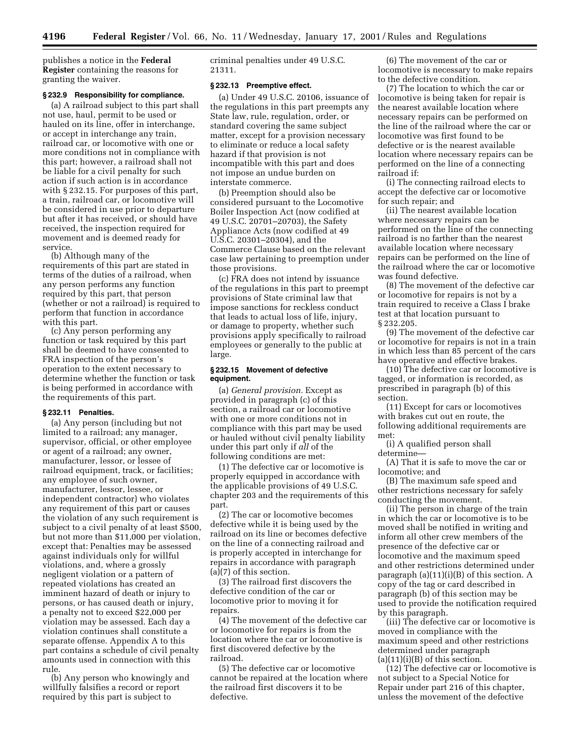publishes a notice in the **Federal Register** containing the reasons for granting the waiver.

#### § 232.9 Responsibility for compliance.

(a) A railroad subject to this part shall not use, haul, permit to be used or hauled on its line, offer in interchange, or accept in interchange any train, railroad car, or locomotive with one or more conditions not in compliance with this part; however, a railroad shall not be liable for a civil penalty for such action if such action is in accordance with § 232.15. For purposes of this part, a train, railroad car, or locomotive will be considered in use prior to departure but after it has received, or should have received, the inspection required for movement and is deemed ready for service.

(b) Although many of the requirements of this part are stated in terms of the duties of a railroad, when any person performs any function required by this part, that person (whether or not a railroad) is required to perform that function in accordance with this part.

(c) Any person performing any function or task required by this part shall be deemed to have consented to FRA inspection of the person's operation to the extent necessary to determine whether the function or task is being performed in accordance with the requirements of this part.

#### § 232.11 Penalties.

(a) Any person (including but not limited to a railroad; any manager, supervisor, official, or other employee or agent of a railroad; any owner, manufacturer, lessor, or lessee of railroad equipment, track, or facilities; any employee of such owner, manufacturer, lessor, lessee, or independent contractor) who violates any requirement of this part or causes the violation of any such requirement is subject to a civil penalty of at least $500, but not more than $11,000 per violation, except that: Penalties may be assessed against individuals only for willful violations, and, where a grossly negligent violation or a pattern of repeated violations has created an imminent hazard of death or injury to persons, or has caused death or injury, a penalty not to exceed $22,000 per violation may be assessed. Each day a violation continues shall constitute a separate offense. Appendix A to this part contains a schedule of civil penalty amounts used in connection with this rule.

(b) Any person who knowingly and willfully falsifies a record or report required by this part is subject to criminal penalties under 49 U.S.C. 21311.

#### § 232.13 Preemptive effect.

(a) Under 49 U.S.C. 20106, issuance of the regulations in this part preempts any State law, rule, regulation, order, or standard covering the same subject matter, except for a provision necessary to eliminate or reduce a local safety hazard if that provision is not incompatible with this part and does not impose an undue burden on interstate commerce.

(b) Preemption should also be considered pursuant to the Locomotive Boiler Inspection Act (now codified at 49 U.S.C. 20701–20703), the Safety Appliance Acts (now codified at 49 U.S.C. 20301–20304), and the Commerce Clause based on the relevant case law pertaining to preemption under those provisions.

(c) FRA does not intend by issuance of the regulations in this part to preempt provisions of State criminal law that impose sanctions for reckless conduct that leads to actual loss of life, injury, or damage to property, whether such provisions apply specifically to railroad employees or generally to the public at large.

#### § 232.15 Movement of defective equipment.

(a) *General provision.* Except as provided in paragraph (c) of this section, a railroad car or locomotive with one or more conditions not in compliance with this part may be used or hauled without civil penalty liability under this part only if *all* of the following conditions are met:

(1) The defective car or locomotive is properly equipped in accordance with the applicable provisions of 49 U.S.C. chapter 203 and the requirements of this part.

(2) The car or locomotive becomes defective while it is being used by the railroad on its line or becomes defective on the line of a connecting railroad and is properly accepted in interchange for repairs in accordance with paragraph (a)(7) of this section.

(3) The railroad first discovers the defective condition of the car or locomotive prior to moving it for repairs.

(4) The movement of the defective car or locomotive for repairs is from the location where the car or locomotive is first discovered defective by the railroad.

(5) The defective car or locomotive cannot be repaired at the location where the railroad first discovers it to be defective.

(6) The movement of the car or locomotive is necessary to make repairs to the defective condition.

(7) The location to which the car or locomotive is being taken for repair is the nearest available location where necessary repairs can be performed on the line of the railroad where the car or locomotive was first found to be defective or is the nearest available location where necessary repairs can be performed on the line of a connecting railroad if:

(i) The connecting railroad elects to accept the defective car or locomotive for such repair; and

(ii) The nearest available location where necessary repairs can be performed on the line of the connecting railroad is no farther than the nearest available location where necessary repairs can be performed on the line of the railroad where the car or locomotive was found defective.

(8) The movement of the defective car or locomotive for repairs is not by a train required to receive a Class I brake test at that location pursuant to § 232.205.

(9) The movement of the defective car or locomotive for repairs is not in a train in which less than 85 percent of the cars have operative and effective brakes.

(10) The defective car or locomotive is tagged, or information is recorded, as prescribed in paragraph (b) of this section.

(11) Except for cars or locomotives with brakes cut out en route, the following additional requirements are met:

(i) A qualified person shall determine—

(A) That it is safe to move the car or locomotive; and

(B) The maximum safe speed and other restrictions necessary for safely conducting the movement.

(ii) The person in charge of the train in which the car or locomotive is to be moved shall be notified in writing and inform all other crew members of the presence of the defective car or locomotive and the maximum speed and other restrictions determined under paragraph (a)(11)(i)(B) of this section. A copy of the tag or card described in paragraph (b) of this section may be used to provide the notification required by this paragraph.

(iii) The defective car or locomotive is moved in compliance with the maximum speed and other restrictions determined under paragraph (a)(11)(i)(B) of this section.

(12) The defective car or locomotive is not subject to a Special Notice for Repair under part 216 of this chapter, unless the movement of the defective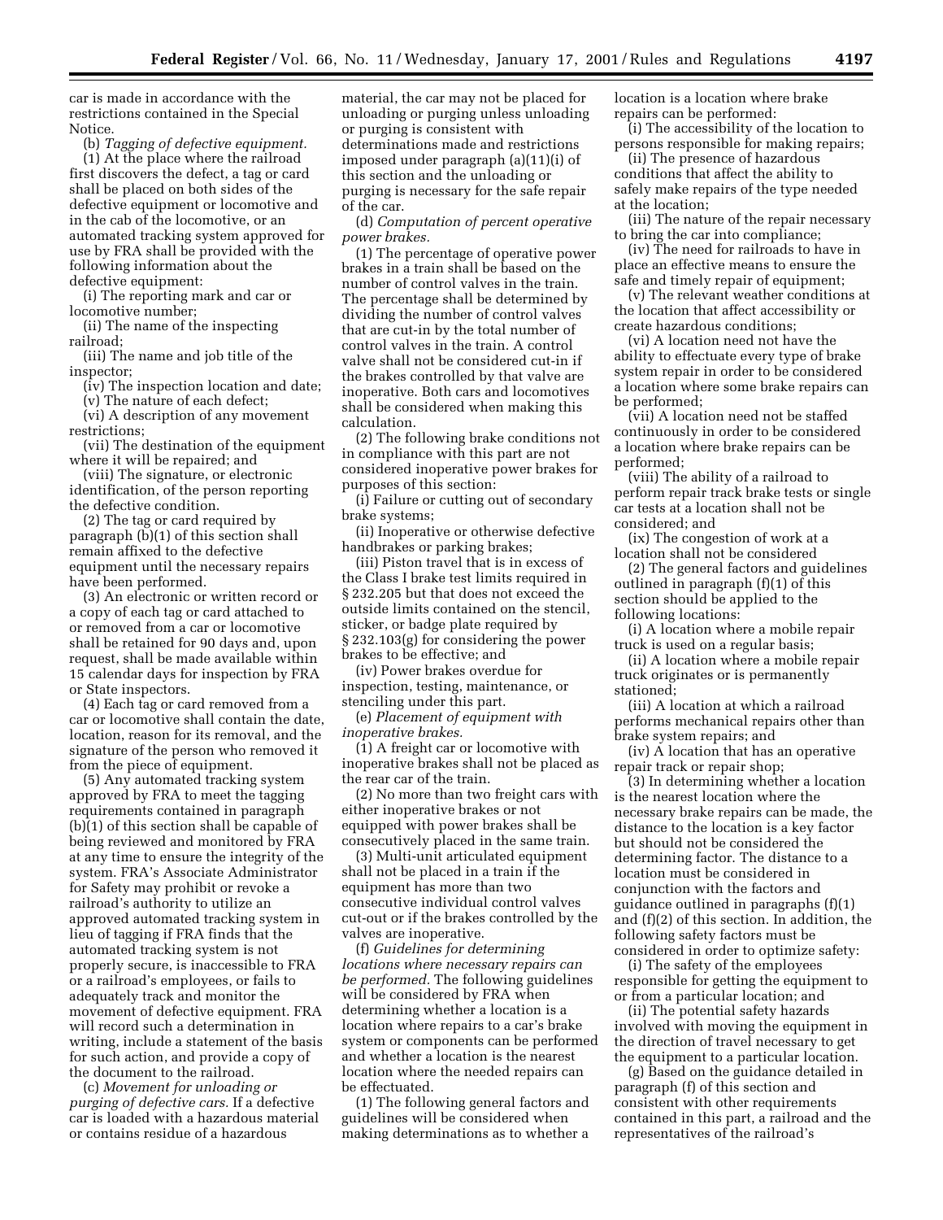car is made in accordance with the restrictions contained in the Special Notice.

(b) *Tagging of defective equipment.* (1) At the place where the railroad first discovers the defect, a tag or card shall be placed on both sides of the defective equipment or locomotive and in the cab of the locomotive, or an automated tracking system approved for use by FRA shall be provided with the following information about the defective equipment:

(i) The reporting mark and car or locomotive number;

(ii) The name of the inspecting railroad;

(iii) The name and job title of the inspector;

(iv) The inspection location and date;

(v) The nature of each defect;

(vi) A description of any movement restrictions;

(vii) The destination of the equipment where it will be repaired; and

(viii) The signature, or electronic identification, of the person reporting the defective condition.

(2) The tag or card required by paragraph (b)(1) of this section shall remain affixed to the defective equipment until the necessary repairs have been performed.

(3) An electronic or written record or a copy of each tag or card attached to or removed from a car or locomotive shall be retained for 90 days and, upon request, shall be made available within 15 calendar days for inspection by FRA or State inspectors.

(4) Each tag or card removed from a car or locomotive shall contain the date, location, reason for its removal, and the signature of the person who removed it from the piece of equipment.

(5) Any automated tracking system approved by FRA to meet the tagging requirements contained in paragraph (b)(1) of this section shall be capable of being reviewed and monitored by FRA at any time to ensure the integrity of the system. FRA's Associate Administrator for Safety may prohibit or revoke a railroad's authority to utilize an approved automated tracking system in lieu of tagging if FRA finds that the automated tracking system is not properly secure, is inaccessible to FRA or a railroad's employees, or fails to adequately track and monitor the movement of defective equipment. FRA will record such a determination in writing, include a statement of the basis for such action, and provide a copy of the document to the railroad.

(c) *Movement for unloading or purging of defective cars.* If a defective car is loaded with a hazardous material or contains residue of a hazardous material, the car may not be placed for unloading or purging unless unloading or purging is consistent with determinations made and restrictions imposed under paragraph (a)(11)(i) of this section and the unloading or purging is necessary for the safe repair of the car.

(d) *Computation of percent operative power brakes.* (1) The percentage of operative power brakes in a train shall be based on the number of control valves in the train. The percentage shall be determined by dividing the number of control valves that are cut-in by the total number of control valves in the train. A control valve shall not be considered cut-in if the brakes controlled by that valve are inoperative. Both cars and locomotives shall be considered when making this calculation.

(2) The following brake conditions not in compliance with this part are not considered inoperative power brakes for purposes of this section:

(i) Failure or cutting out of secondary brake systems;

(ii) Inoperative or otherwise defective handbrakes or parking brakes;

(iii) Piston travel that is in excess of the Class I brake test limits required in § 232.205 but that does not exceed the outside limits contained on the stencil, sticker, or badge plate required by § 232.103(g) for considering the power brakes to be effective; and

(iv) Power brakes overdue for inspection, testing, maintenance, or stenciling under this part.

(e) *Placement of equipment with inoperative brakes.* (1) A freight car or locomotive with inoperative brakes shall not be placed as the rear car of the train.

(2) No more than two freight cars with either inoperative brakes or not equipped with power brakes shall be consecutively placed in the same train.

(3) Multi-unit articulated equipment shall not be placed in a train if the equipment has more than two consecutive individual control valves cut-out or if the brakes controlled by the valves are inoperative.

(f) *Guidelines for determining locations where necessary repairs can be performed.* The following guidelines will be considered by FRA when determining whether a location is a location where repairs to a car's brake system or components can be performed and whether a location is the nearest location where the needed repairs can be effectuated.

(1) The following general factors and guidelines will be considered when making determinations as to whether a location is a location where brake repairs can be performed:

(i) The accessibility of the location to persons responsible for making repairs;

(ii) The presence of hazardous conditions that affect the ability to safely make repairs of the type needed at the location;

(iii) The nature of the repair necessary to bring the car into compliance;

(iv) The need for railroads to have in place an effective means to ensure the safe and timely repair of equipment;

(v) The relevant weather conditions at the location that affect accessibility or create hazardous conditions;

(vi) A location need not have the ability to effectuate every type of brake system repair in order to be considered a location where some brake repairs can be performed;

(vii) A location need not be staffed continuously in order to be considered a location where brake repairs can be performed;

(viii) The ability of a railroad to perform repair track brake tests or single car tests at a location shall not be considered; and

(ix) The congestion of work at a location shall not be considered

(2) The general factors and guidelines outlined in paragraph (f)(1) of this section should be applied to the following locations:

(i) A location where a mobile repair truck is used on a regular basis;

(ii) A location where a mobile repair truck originates or is permanently stationed;

(iii) A location at which a railroad performs mechanical repairs other than brake system repairs; and

(iv) A location that has an operative repair track or repair shop;

(3) In determining whether a location is the nearest location where the necessary brake repairs can be made, the distance to the location is a key factor but should not be considered the determining factor. The distance to a location must be considered in conjunction with the factors and guidance outlined in paragraphs (f)(1) and (f)(2) of this section. In addition, the following safety factors must be considered in order to optimize safety:

(i) The safety of the employees responsible for getting the equipment to or from a particular location; and

(ii) The potential safety hazards involved with moving the equipment in the direction of travel necessary to get the equipment to a particular location.

(g) Based on the guidance detailed in paragraph (f) of this section and consistent with other requirements contained in this part, a railroad and the representatives of the railroad's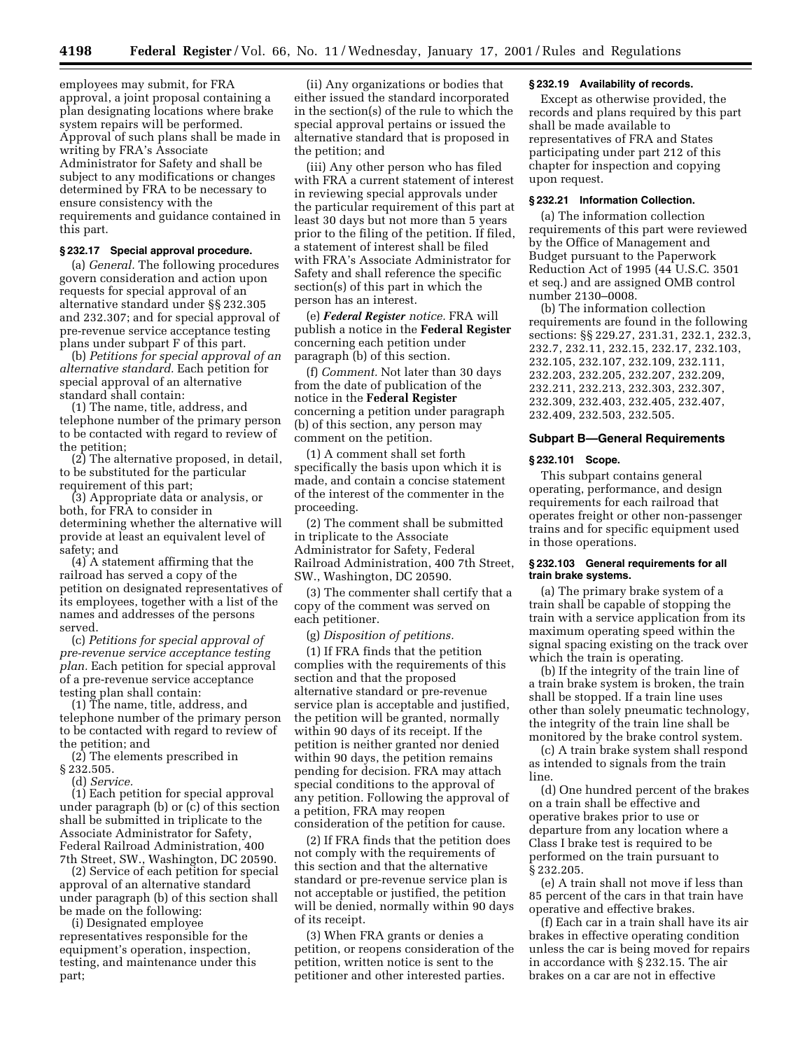employees may submit, for FRA approval, a joint proposal containing a plan designating locations where brake system repairs will be performed. Approval of such plans shall be made in writing by FRA's Associate Administrator for Safety and shall be subject to any modifications or changes determined by FRA to be necessary to ensure consistency with the requirements and guidance contained in this part.

### § 232.17 Special approval procedure.

(a) *General.* The following procedures govern consideration and action upon requests for special approval of an alternative standard under §§ 232.305 and 232.307; and for special approval of pre-revenue service acceptance testing plans under subpart F of this part.

(b) *Petitions for special approval of an alternative standard.* Each petition for special approval of an alternative standard shall contain:

(1) The name, title, address, and telephone number of the primary person to be contacted with regard to review of the petition;

(2) The alternative proposed, in detail, to be substituted for the particular requirement of this part;

(3) Appropriate data or analysis, or both, for FRA to consider in determining whether the alternative will provide at least an equivalent level of safety; and

(4) A statement affirming that the railroad has served a copy of the petition on designated representatives of its employees, together with a list of the names and addresses of the persons served.

(c) *Petitions for special approval of pre-revenue service acceptance testing plan.* Each petition for special approval of a pre-revenue service acceptance testing plan shall contain:

(1) The name, title, address, and telephone number of the primary person to be contacted with regard to review of the petition; and

(2) The elements prescribed in § 232.505.

(d) *Service.*

(1) Each petition for special approval under paragraph (b) or (c) of this section shall be submitted in triplicate to the Associate Administrator for Safety, Federal Railroad Administration, 400 7th Street, SW., Washington, DC 20590.

(2) Service of each petition for special approval of an alternative standard under paragraph (b) of this section shall be made on the following:

(i) Designated employee representatives responsible for the equipment's operation, inspection, testing, and maintenance under this part;

(ii) Any organizations or bodies that either issued the standard incorporated in the section(s) of the rule to which the special approval pertains or issued the alternative standard that is proposed in the petition; and

(iii) Any other person who has filed with FRA a current statement of interest in reviewing special approvals under the particular requirement of this part at least 30 days but not more than 5 years prior to the filing of the petition. If filed, a statement of interest shall be filed with FRA's Associate Administrator for Safety and shall reference the specific section(s) of this part in which the person has an interest.

(e) ***Federal Register** notice.* FRA will publish a notice in the **Federal Register** concerning each petition under paragraph (b) of this section.

(f) *Comment.* Not later than 30 days from the date of publication of the notice in the **Federal Register** concerning a petition under paragraph (b) of this section, any person may comment on the petition.

(1) A comment shall set forth specifically the basis upon which it is made, and contain a concise statement of the interest of the commenter in the proceeding.

(2) The comment shall be submitted in triplicate to the Associate Administrator for Safety, Federal Railroad Administration, 400 7th Street, SW., Washington, DC 20590.

(3) The commenter shall certify that a copy of the comment was served on each petitioner.

(g) *Disposition of petitions.*

(1) If FRA finds that the petition complies with the requirements of this section and that the proposed alternative standard or pre-revenue service plan is acceptable and justified, the petition will be granted, normally within 90 days of its receipt. If the petition is neither granted nor denied within 90 days, the petition remains pending for decision. FRA may attach special conditions to the approval of any petition. Following the approval of a petition, FRA may reopen consideration of the petition for cause.

(2) If FRA finds that the petition does not comply with the requirements of this section and that the alternative standard or pre-revenue service plan is not acceptable or justified, the petition will be denied, normally within 90 days of its receipt.

(3) When FRA grants or denies a petition, or reopens consideration of the petition, written notice is sent to the petitioner and other interested parties.

### § 232.19 Availability of records.

Except as otherwise provided, the records and plans required by this part shall be made available to representatives of FRA and States participating under part 212 of this chapter for inspection and copying upon request.

### § 232.21 Information Collection.

(a) The information collection requirements of this part were reviewed by the Office of Management and Budget pursuant to the Paperwork Reduction Act of 1995 (44 U.S.C. 3501 et seq.) and are assigned OMB control number 2130–0008.

(b) The information collection requirements are found in the following sections: §§ 229.27, 231.31, 232.1, 232.3, 232.7, 232.11, 232.15, 232.17, 232.103, 232.105, 232.107, 232.109, 232.111, 232.203, 232.205, 232.207, 232.209, 232.211, 232.213, 232.303, 232.307, 232.309, 232.403, 232.405, 232.407, 232.409, 232.503, 232.505.

## Subpart B—General Requirements

### § 232.101 Scope.

This subpart contains general operating, performance, and design requirements for each railroad that operates freight or other non-passenger trains and for specific equipment used in those operations.

### § 232.103 General requirements for all train brake systems.

(a) The primary brake system of a train shall be capable of stopping the train with a service application from its maximum operating speed within the signal spacing existing on the track over which the train is operating.

(b) If the integrity of the train line of a train brake system is broken, the train shall be stopped. If a train line uses other than solely pneumatic technology, the integrity of the train line shall be monitored by the brake control system.

(c) A train brake system shall respond as intended to signals from the train line.

(d) One hundred percent of the brakes on a train shall be effective and operative brakes prior to use or departure from any location where a Class I brake test is required to be performed on the train pursuant to § 232.205.

(e) A train shall not move if less than 85 percent of the cars in that train have operative and effective brakes.

(f) Each car in a train shall have its air brakes in effective operating condition unless the car is being moved for repairs in accordance with § 232.15. The air brakes on a car are not in effective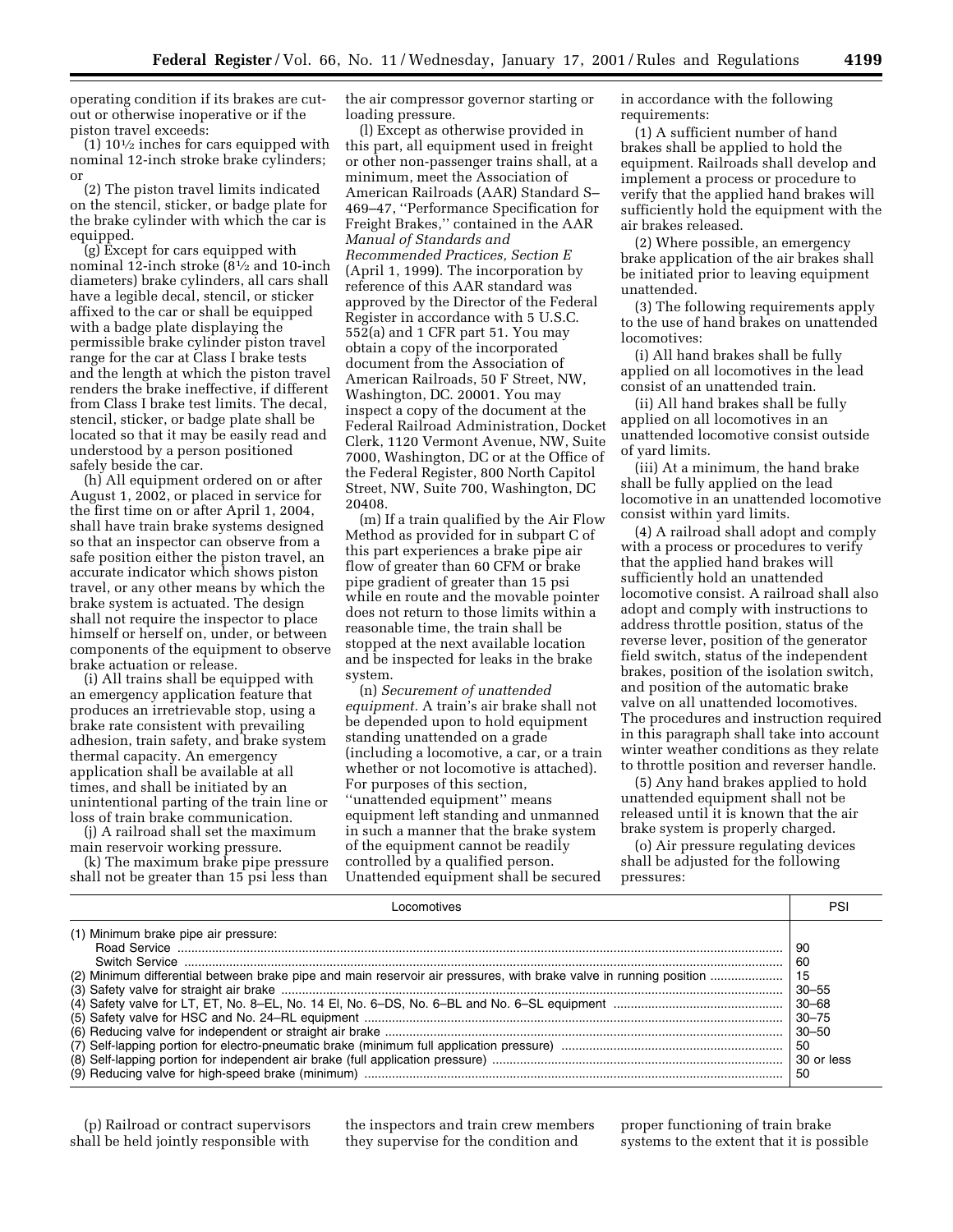operating condition if its brakes are cut-out or otherwise inoperative or if the piston travel exceeds:

(1) 10½ inches for cars equipped with nominal 12-inch stroke brake cylinders; or

(2) The piston travel limits indicated on the stencil, sticker, or badge plate for the brake cylinder with which the car is equipped.

(g) Except for cars equipped with nominal 12-inch stroke (8½ and 10-inch diameters) brake cylinders, all cars shall have a legible decal, stencil, or sticker affixed to the car or shall be equipped with a badge plate displaying the permissible brake cylinder piston travel range for the car at Class I brake tests and the length at which the piston travel renders the brake ineffective, if different from Class I brake test limits. The decal, stencil, sticker, or badge plate shall be located so that it may be easily read and understood by a person positioned safely beside the car.

(h) All equipment ordered on or after August 1, 2002, or placed in service for the first time on or after April 1, 2004, shall have train brake systems designed so that an inspector can observe from a safe position either the piston travel, an accurate indicator which shows piston travel, or any other means by which the brake system is actuated. The design shall not require the inspector to place himself or herself on, under, or between components of the equipment to observe brake actuation or release.

(i) All trains shall be equipped with an emergency application feature that produces an irretrievable stop, using a brake rate consistent with prevailing adhesion, train safety, and brake system thermal capacity. An emergency application shall be available at all times, and shall be initiated by an unintentional parting of the train line or loss of train brake communication.

(j) A railroad shall set the maximum main reservoir working pressure.

(k) The maximum brake pipe pressure shall not be greater than 15 psi less than the air compressor governor starting or loading pressure.

(l) Except as otherwise provided in this part, all equipment used in freight or other non-passenger trains shall, at a minimum, meet the Association of American Railroads (AAR) Standard S–469–47, ''Performance Specification for Freight Brakes,'' contained in the AAR *Manual of Standards and Recommended Practices, Section E* (April 1, 1999). The incorporation by reference of this AAR standard was approved by the Director of the Federal Register in accordance with 5 U.S.C. 552(a) and 1 CFR part 51. You may obtain a copy of the incorporated document from the Association of American Railroads, 50 F Street, NW, Washington, DC. 20001. You may inspect a copy of the document at the Federal Railroad Administration, Docket Clerk, 1120 Vermont Avenue, NW, Suite 7000, Washington, DC or at the Office of the Federal Register, 800 North Capitol Street, NW, Suite 700, Washington, DC 20408.

(m) If a train qualified by the Air Flow Method as provided for in subpart C of this part experiences a brake pipe air flow of greater than 60 CFM or brake pipe gradient of greater than 15 psi while en route and the movable pointer does not return to those limits within a reasonable time, the train shall be stopped at the next available location and be inspected for leaks in the brake system.

(n) *Securement of unattended equipment.* A train's air brake shall not be depended upon to hold equipment standing unattended on a grade (including a locomotive, a car, or a train whether or not locomotive is attached). For purposes of this section, ''unattended equipment'' means equipment left standing and unmanned in such a manner that the brake system of the equipment cannot be readily controlled by a qualified person. Unattended equipment shall be secured in accordance with the following requirements:

(1) A sufficient number of hand brakes shall be applied to hold the equipment. Railroads shall develop and implement a process or procedure to verify that the applied hand brakes will sufficiently hold the equipment with the air brakes released.

(2) Where possible, an emergency brake application of the air brakes shall be initiated prior to leaving equipment unattended.

(3) The following requirements apply to the use of hand brakes on unattended locomotives:

(i) All hand brakes shall be fully applied on all locomotives in the lead consist of an unattended train.

(ii) All hand brakes shall be fully applied on all locomotives in an unattended locomotive consist outside of yard limits.

(iii) At a minimum, the hand brake shall be fully applied on the lead locomotive in an unattended locomotive consist within yard limits.

(4) A railroad shall adopt and comply with a process or procedures to verify that the applied hand brakes will sufficiently hold an unattended locomotive consist. A railroad shall also adopt and comply with instructions to address throttle position, status of the reverse lever, position of the generator field switch, status of the independent brakes, position of the isolation switch, and position of the automatic brake valve on all unattended locomotives. The procedures and instruction required in this paragraph shall take into account winter weather conditions as they relate to throttle position and reverser handle.

(5) Any hand brakes applied to hold unattended equipment shall not be released until it is known that the air brake system is properly charged.

(o) Air pressure regulating devices shall be adjusted for the following pressures:

| Locomotives | PSI |
|---|---|
| (1) Minimum brake pipe air pressure: | |
| Road Service | 90 |
| Switch Service | 60 |
| (2) Minimum differential between brake pipe and main reservoir air pressures, with brake valve in running position | 15 |
| (3) Safety valve for straight air brake | 30–55 |
| (4) Safety valve for LT, ET, No. 8–EL, No. 14 El, No. 6–DS, No. 6–BL and No. 6–SL equipment | 30–68 |
| (5) Safety valve for HSC and No. 24–RL equipment | 30–75 |
| (6) Reducing valve for independent or straight air brake | 30–50 |
| (7) Self-lapping portion for electro-pneumatic brake (minimum full application pressure) | 50 |
| (8) Self-lapping portion for independent air brake (full application pressure) | 30 or less |
| (9) Reducing valve for high-speed brake (minimum) | 50 |

(p) Railroad or contract supervisors shall be held jointly responsible with the inspectors and train crew members they supervise for the condition and proper functioning of train brake systems to the extent that it is possible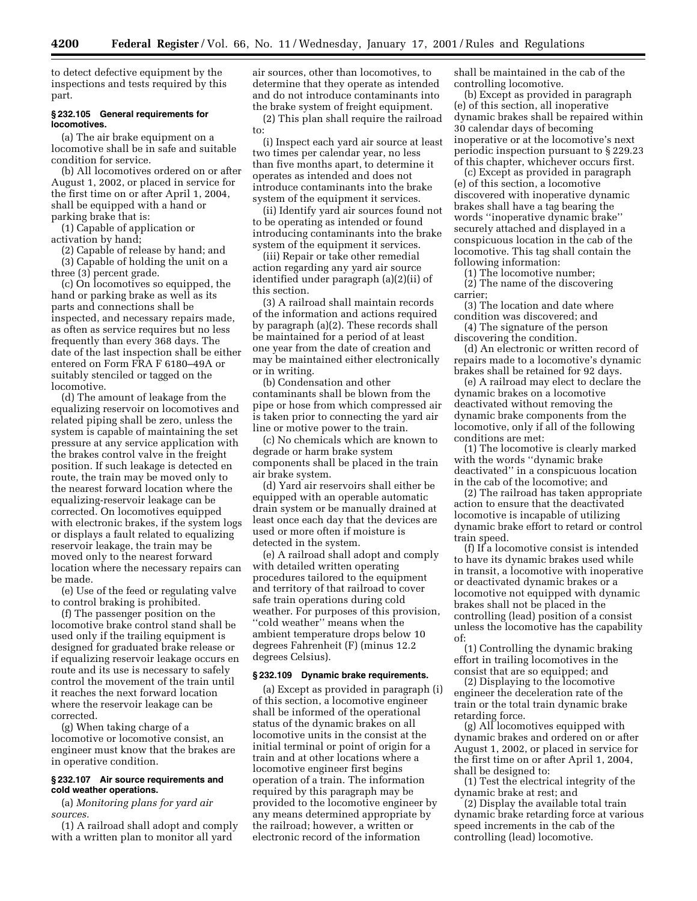to detect defective equipment by the inspections and tests required by this part.

### § 232.105 General requirements for locomotives.

(a) The air brake equipment on a locomotive shall be in safe and suitable condition for service.

(b) All locomotives ordered on or after August 1, 2002, or placed in service for the first time on or after April 1, 2004, shall be equipped with a hand or parking brake that is:

(1) Capable of application or activation by hand;

(2) Capable of release by hand; and

(3) Capable of holding the unit on a three (3) percent grade.

(c) On locomotives so equipped, the hand or parking brake as well as its parts and connections shall be inspected, and necessary repairs made, as often as service requires but no less frequently than every 368 days. The date of the last inspection shall be either entered on Form FRA F 6180–49A or suitably stenciled or tagged on the locomotive.

(d) The amount of leakage from the equalizing reservoir on locomotives and related piping shall be zero, unless the system is capable of maintaining the set pressure at any service application with the brakes control valve in the freight position. If such leakage is detected en route, the train may be moved only to the nearest forward location where the equalizing-reservoir leakage can be corrected. On locomotives equipped with electronic brakes, if the system logs or displays a fault related to equalizing reservoir leakage, the train may be moved only to the nearest forward location where the necessary repairs can be made.

(e) Use of the feed or regulating valve to control braking is prohibited.

(f) The passenger position on the locomotive brake control stand shall be used only if the trailing equipment is designed for graduated brake release or if equalizing reservoir leakage occurs en route and its use is necessary to safely control the movement of the train until it reaches the next forward location where the reservoir leakage can be corrected.

(g) When taking charge of a locomotive or locomotive consist, an engineer must know that the brakes are in operative condition.

### § 232.107 Air source requirements and cold weather operations.

(a) *Monitoring plans for yard air sources.*

(1) A railroad shall adopt and comply with a written plan to monitor all yard air sources, other than locomotives, to determine that they operate as intended and do not introduce contaminants into the brake system of freight equipment.

(2) This plan shall require the railroad to:

(i) Inspect each yard air source at least two times per calendar year, no less than five months apart, to determine it operates as intended and does not introduce contaminants into the brake system of the equipment it services.

(ii) Identify yard air sources found not to be operating as intended or found introducing contaminants into the brake system of the equipment it services.

(iii) Repair or take other remedial action regarding any yard air source identified under paragraph (a)(2)(ii) of this section.

(3) A railroad shall maintain records of the information and actions required by paragraph (a)(2). These records shall be maintained for a period of at least one year from the date of creation and may be maintained either electronically or in writing.

(b) Condensation and other contaminants shall be blown from the pipe or hose from which compressed air is taken prior to connecting the yard air line or motive power to the train.

(c) No chemicals which are known to degrade or harm brake system components shall be placed in the train air brake system.

(d) Yard air reservoirs shall either be equipped with an operable automatic drain system or be manually drained at least once each day that the devices are used or more often if moisture is detected in the system.

(e) A railroad shall adopt and comply with detailed written operating procedures tailored to the equipment and territory of that railroad to cover safe train operations during cold weather. For purposes of this provision, ''cold weather'' means when the ambient temperature drops below 10 degrees Fahrenheit (F) (minus 12.2 degrees Celsius).

### § 232.109 Dynamic brake requirements.

(a) Except as provided in paragraph (i) of this section, a locomotive engineer shall be informed of the operational status of the dynamic brakes on all locomotive units in the consist at the initial terminal or point of origin for a train and at other locations where a locomotive engineer first begins operation of a train. The information required by this paragraph may be provided to the locomotive engineer by any means determined appropriate by the railroad; however, a written or electronic record of the information shall be maintained in the cab of the controlling locomotive.

(b) Except as provided in paragraph (e) of this section, all inoperative dynamic brakes shall be repaired within 30 calendar days of becoming inoperative or at the locomotive's next periodic inspection pursuant to § 229.23 of this chapter, whichever occurs first.

(c) Except as provided in paragraph (e) of this section, a locomotive discovered with inoperative dynamic brakes shall have a tag bearing the words ''inoperative dynamic brake'' securely attached and displayed in a conspicuous location in the cab of the locomotive. This tag shall contain the following information:

(1) The locomotive number;

(2) The name of the discovering carrier;

(3) The location and date where condition was discovered; and

(4) The signature of the person discovering the condition.

(d) An electronic or written record of repairs made to a locomotive's dynamic brakes shall be retained for 92 days.

(e) A railroad may elect to declare the dynamic brakes on a locomotive deactivated without removing the dynamic brake components from the locomotive, only if all of the following conditions are met:

(1) The locomotive is clearly marked with the words ''dynamic brake deactivated'' in a conspicuous location in the cab of the locomotive; and

(2) The railroad has taken appropriate action to ensure that the deactivated locomotive is incapable of utilizing dynamic brake effort to retard or control train speed.

(f) If a locomotive consist is intended to have its dynamic brakes used while in transit, a locomotive with inoperative or deactivated dynamic brakes or a locomotive not equipped with dynamic brakes shall not be placed in the controlling (lead) position of a consist unless the locomotive has the capability of:

(1) Controlling the dynamic braking effort in trailing locomotives in the consist that are so equipped; and

(2) Displaying to the locomotive engineer the deceleration rate of the train or the total train dynamic brake retarding force.

(g) All locomotives equipped with dynamic brakes and ordered on or after August 1, 2002, or placed in service for the first time on or after April 1, 2004, shall be designed to:

(1) Test the electrical integrity of the dynamic brake at rest; and

(2) Display the available total train dynamic brake retarding force at various speed increments in the cab of the controlling (lead) locomotive.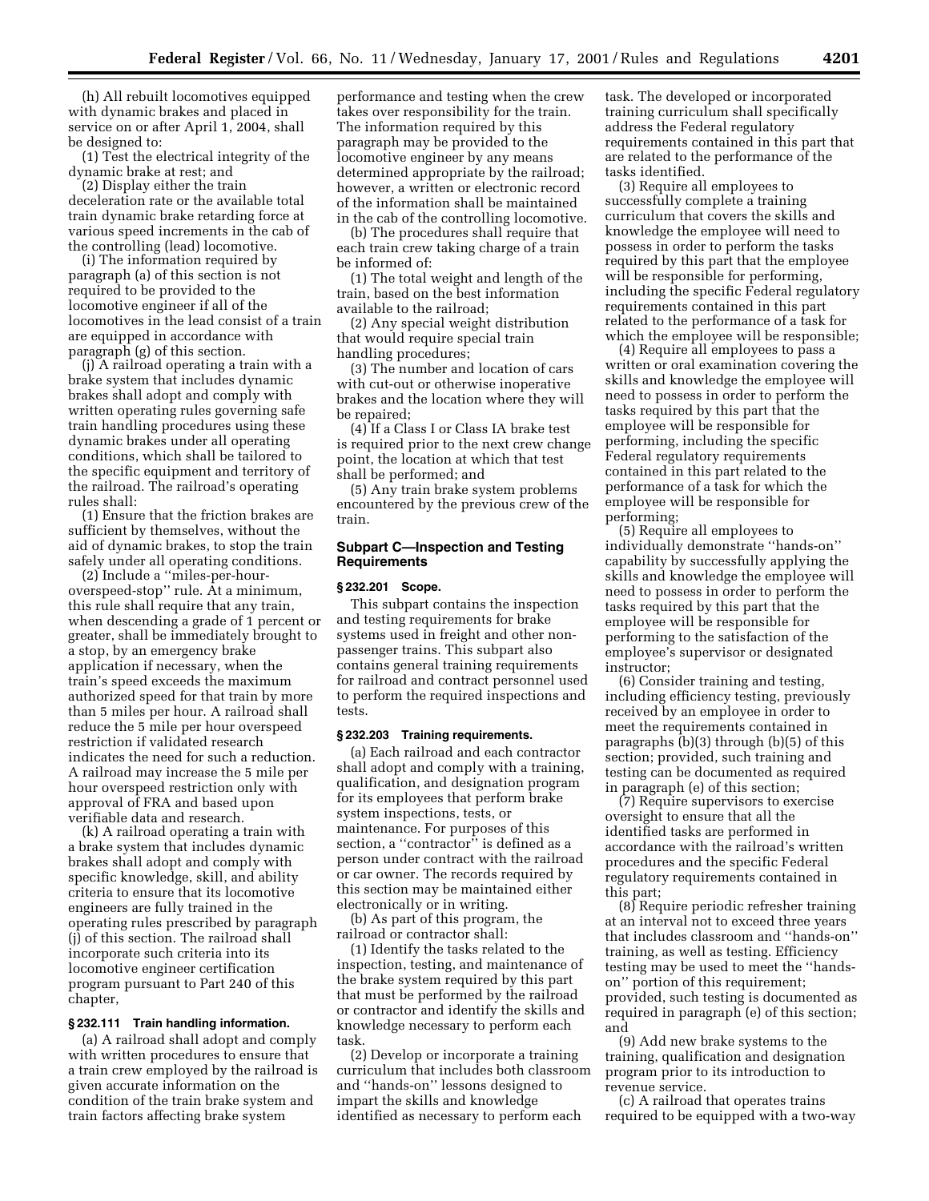(h) All rebuilt locomotives equipped with dynamic brakes and placed in service on or after April 1, 2004, shall be designed to:

(1) Test the electrical integrity of the dynamic brake at rest; and

(2) Display either the train deceleration rate or the available total train dynamic brake retarding force at various speed increments in the cab of the controlling (lead) locomotive.

(i) The information required by paragraph (a) of this section is not required to be provided to the locomotive engineer if all of the locomotives in the lead consist of a train are equipped in accordance with paragraph (g) of this section.

(j) A railroad operating a train with a brake system that includes dynamic brakes shall adopt and comply with written operating rules governing safe train handling procedures using these dynamic brakes under all operating conditions, which shall be tailored to the specific equipment and territory of the railroad. The railroad's operating rules shall:

(1) Ensure that the friction brakes are sufficient by themselves, without the aid of dynamic brakes, to stop the train safely under all operating conditions.

(2) Include a ''miles-per-hour-overspeed-stop'' rule. At a minimum, this rule shall require that any train, when descending a grade of 1 percent or greater, shall be immediately brought to a stop, by an emergency brake application if necessary, when the train's speed exceeds the maximum authorized speed for that train by more than 5 miles per hour. A railroad shall reduce the 5 mile per hour overspeed restriction if validated research indicates the need for such a reduction. A railroad may increase the 5 mile per hour overspeed restriction only with approval of FRA and based upon verifiable data and research.

(k) A railroad operating a train with a brake system that includes dynamic brakes shall adopt and comply with specific knowledge, skill, and ability criteria to ensure that its locomotive engineers are fully trained in the operating rules prescribed by paragraph (j) of this section. The railroad shall incorporate such criteria into its locomotive engineer certification program pursuant to Part 240 of this chapter,

### § 232.111 Train handling information.

(a) A railroad shall adopt and comply with written procedures to ensure that a train crew employed by the railroad is given accurate information on the condition of the train brake system and train factors affecting brake system performance and testing when the crew takes over responsibility for the train. The information required by this paragraph may be provided to the locomotive engineer by any means determined appropriate by the railroad; however, a written or electronic record of the information shall be maintained in the cab of the controlling locomotive.

(b) The procedures shall require that each train crew taking charge of a train be informed of:

(1) The total weight and length of the train, based on the best information available to the railroad;

(2) Any special weight distribution that would require special train handling procedures;

(3) The number and location of cars with cut-out or otherwise inoperative brakes and the location where they will be repaired;

(4) If a Class I or Class IA brake test is required prior to the next crew change point, the location at which that test shall be performed; and

(5) Any train brake system problems encountered by the previous crew of the train.

## Subpart C—Inspection and Testing Requirements

### § 232.201 Scope.

This subpart contains the inspection and testing requirements for brake systems used in freight and other non-passenger trains. This subpart also contains general training requirements for railroad and contract personnel used to perform the required inspections and tests.

### § 232.203 Training requirements.

(a) Each railroad and each contractor shall adopt and comply with a training, qualification, and designation program for its employees that perform brake system inspections, tests, or maintenance. For purposes of this section, a ''contractor'' is defined as a person under contract with the railroad or car owner. The records required by this section may be maintained either electronically or in writing.

(b) As part of this program, the railroad or contractor shall:

(1) Identify the tasks related to the inspection, testing, and maintenance of the brake system required by this part that must be performed by the railroad or contractor and identify the skills and knowledge necessary to perform each task.

(2) Develop or incorporate a training curriculum that includes both classroom and ''hands-on'' lessons designed to impart the skills and knowledge identified as necessary to perform each task. The developed or incorporated training curriculum shall specifically address the Federal regulatory requirements contained in this part that are related to the performance of the tasks identified.

(3) Require all employees to successfully complete a training curriculum that covers the skills and knowledge the employee will need to possess in order to perform the tasks required by this part that the employee will be responsible for performing, including the specific Federal regulatory requirements contained in this part related to the performance of a task for which the employee will be responsible;

(4) Require all employees to pass a written or oral examination covering the skills and knowledge the employee will need to possess in order to perform the tasks required by this part that the employee will be responsible for performing, including the specific Federal regulatory requirements contained in this part related to the performance of a task for which the employee will be responsible for performing;

(5) Require all employees to individually demonstrate ''hands-on'' capability by successfully applying the skills and knowledge the employee will need to possess in order to perform the tasks required by this part that the employee will be responsible for performing to the satisfaction of the employee's supervisor or designated instructor;

(6) Consider training and testing, including efficiency testing, previously received by an employee in order to meet the requirements contained in paragraphs (b)(3) through (b)(5) of this section; provided, such training and testing can be documented as required in paragraph (e) of this section;

(7) Require supervisors to exercise oversight to ensure that all the identified tasks are performed in accordance with the railroad's written procedures and the specific Federal regulatory requirements contained in this part;

(8) Require periodic refresher training at an interval not to exceed three years that includes classroom and ''hands-on'' training, as well as testing. Efficiency testing may be used to meet the ''hands-on'' portion of this requirement; provided, such testing is documented as required in paragraph (e) of this section; and

(9) Add new brake systems to the training, qualification and designation program prior to its introduction to revenue service.

(c) A railroad that operates trains required to be equipped with a two-way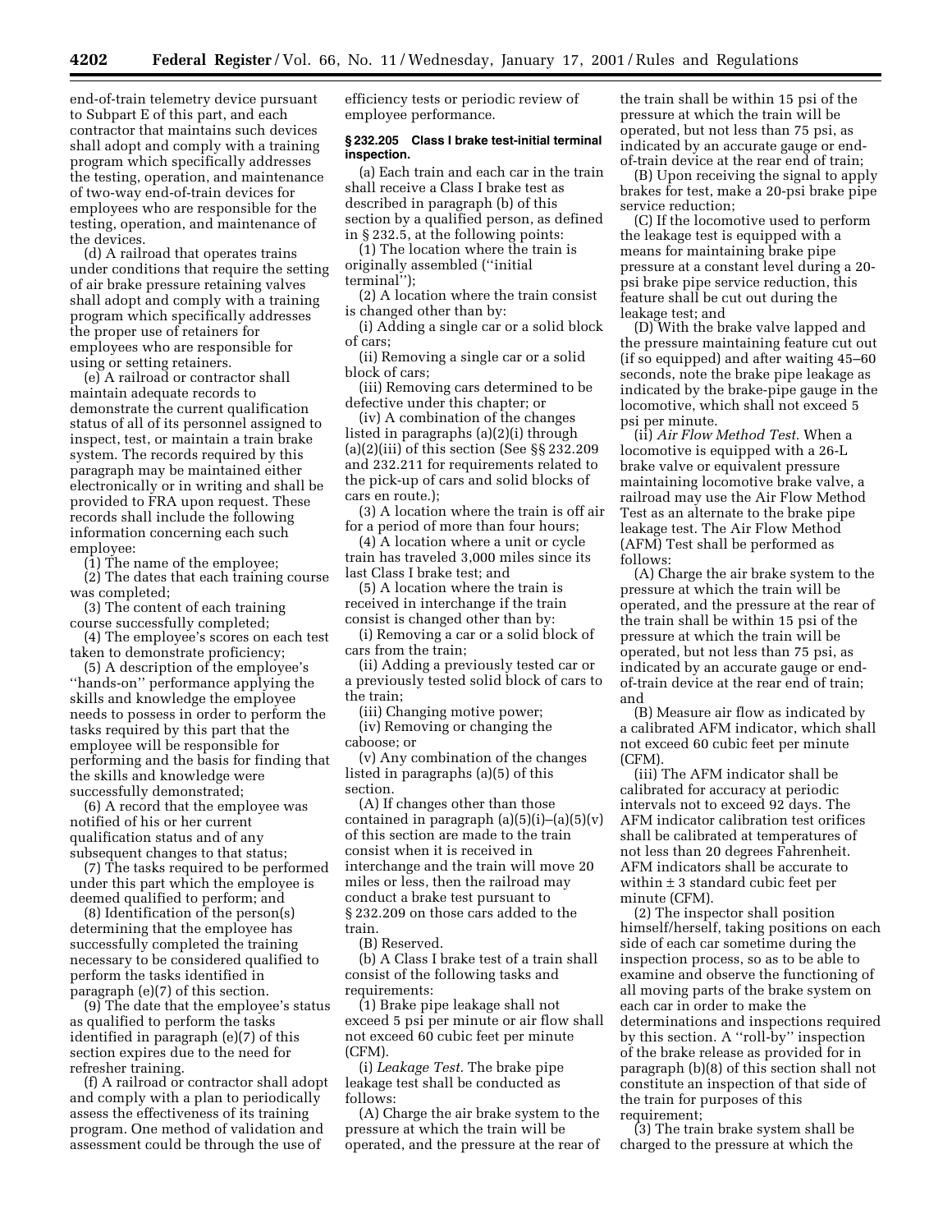end-of-train telemetry device pursuant to Subpart E of this part, and each contractor that maintains such devices shall adopt and comply with a training program which specifically addresses the testing, operation, and maintenance of two-way end-of-train devices for employees who are responsible for the testing, operation, and maintenance of the devices.

(d) A railroad that operates trains under conditions that require the setting of air brake pressure retaining valves shall adopt and comply with a training program which specifically addresses the proper use of retainers for employees who are responsible for using or setting retainers.

(e) A railroad or contractor shall maintain adequate records to demonstrate the current qualification status of all of its personnel assigned to inspect, test, or maintain a train brake system. The records required by this paragraph may be maintained either electronically or in writing and shall be provided to FRA upon request. These records shall include the following information concerning each such employee:

(1) The name of the employee;

(2) The dates that each training course was completed;

(3) The content of each training course successfully completed;

(4) The employee's scores on each test taken to demonstrate proficiency;

(5) A description of the employee's "hands-on" performance applying the skills and knowledge the employee needs to possess in order to perform the tasks required by this part that the employee will be responsible for performing and the basis for finding that the skills and knowledge were successfully demonstrated;

(6) A record that the employee was notified of his or her current qualification status and of any subsequent changes to that status;

(7) The tasks required to be performed under this part which the employee is deemed qualified to perform; and

(8) Identification of the person(s) determining that the employee has successfully completed the training necessary to be considered qualified to perform the tasks identified in paragraph (e)(7) of this section.

(9) The date that the employee's status as qualified to perform the tasks identified in paragraph (e)(7) of this section expires due to the need for refresher training.

(f) A railroad or contractor shall adopt and comply with a plan to periodically assess the effectiveness of its training program. One method of validation and assessment could be through the use of efficiency tests or periodic review of employee performance.

**§ 232.205 Class I brake test-initial terminal inspection.**

(a) Each train and each car in the train shall receive a Class I brake test as described in paragraph (b) of this section by a qualified person, as defined in § 232.5, at the following points:

(1) The location where the train is originally assembled ("initial terminal");

(2) A location where the train consist is changed other than by:

(i) Adding a single car or a solid block of cars;

(ii) Removing a single car or a solid block of cars;

(iii) Removing cars determined to be defective under this chapter; or

(iv) A combination of the changes listed in paragraphs (a)(2)(i) through (a)(2)(iii) of this section (See §§ 232.209 and 232.211 for requirements related to the pick-up of cars and solid blocks of cars en route.);

(3) A location where the train is off air for a period of more than four hours;

(4) A location where a unit or cycle train has traveled 3,000 miles since its last Class I brake test; and

(5) A location where the train is received in interchange if the train consist is changed other than by:

(i) Removing a car or a solid block of cars from the train;

(ii) Adding a previously tested car or a previously tested solid block of cars to the train;

(iii) Changing motive power;

(iv) Removing or changing the caboose; or

(v) Any combination of the changes listed in paragraphs (a)(5) of this section.

(A) If changes other than those contained in paragraph (a)(5)(i)–(a)(5)(v) of this section are made to the train consist when it is received in interchange and the train will move 20 miles or less, then the railroad may conduct a brake test pursuant to § 232.209 on those cars added to the train.

(B) Reserved.

(b) A Class I brake test of a train shall consist of the following tasks and requirements:

(1) Brake pipe leakage shall not exceed 5 psi per minute or air flow shall not exceed 60 cubic feet per minute (CFM).

(i) *Leakage Test.* The brake pipe leakage test shall be conducted as follows:

(A) Charge the air brake system to the pressure at which the train will be operated, and the pressure at the rear of the train shall be within 15 psi of the pressure at which the train will be operated, but not less than 75 psi, as indicated by an accurate gauge or end-of-train device at the rear end of train;

(B) Upon receiving the signal to apply brakes for test, make a 20-psi brake pipe service reduction;

(C) If the locomotive used to perform the leakage test is equipped with a means for maintaining brake pipe pressure at a constant level during a 20-psi brake pipe service reduction, this feature shall be cut out during the leakage test; and

(D) With the brake valve lapped and the pressure maintaining feature cut out (if so equipped) and after waiting 45–60 seconds, note the brake pipe leakage as indicated by the brake-pipe gauge in the locomotive, which shall not exceed 5 psi per minute.

(ii) *Air Flow Method Test.* When a locomotive is equipped with a 26-L brake valve or equivalent pressure maintaining locomotive brake valve, a railroad may use the Air Flow Method Test as an alternate to the brake pipe leakage test. The Air Flow Method (AFM) Test shall be performed as follows:

(A) Charge the air brake system to the pressure at which the train will be operated, and the pressure at the rear of the train shall be within 15 psi of the pressure at which the train will be operated, but not less than 75 psi, as indicated by an accurate gauge or end-of-train device at the rear end of train; and

(B) Measure air flow as indicated by a calibrated AFM indicator, which shall not exceed 60 cubic feet per minute (CFM).

(iii) The AFM indicator shall be calibrated for accuracy at periodic intervals not to exceed 92 days. The AFM indicator calibration test orifices shall be calibrated at temperatures of not less than 20 degrees Fahrenheit. AFM indicators shall be accurate to within ± 3 standard cubic feet per minute (CFM).

(2) The inspector shall position himself/herself, taking positions on each side of each car sometime during the inspection process, so as to be able to examine and observe the functioning of all moving parts of the brake system on each car in order to make the determinations and inspections required by this section. A "roll-by" inspection of the brake release as provided for in paragraph (b)(8) of this section shall not constitute an inspection of that side of the train for purposes of this requirement;

(3) The train brake system shall be charged to the pressure at which the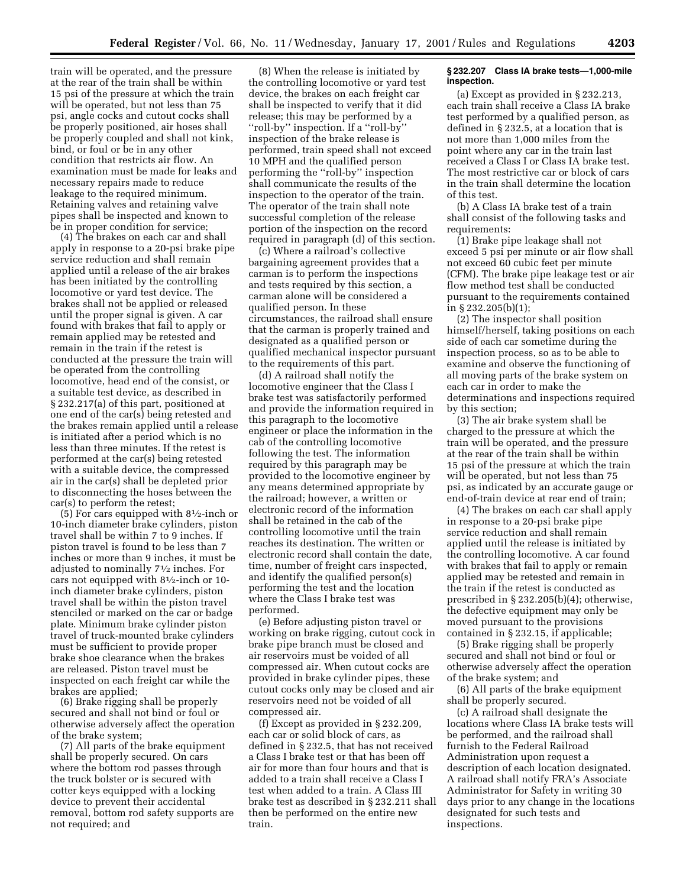train will be operated, and the pressure at the rear of the train shall be within 15 psi of the pressure at which the train will be operated, but not less than 75 psi, angle cocks and cutout cocks shall be properly positioned, air hoses shall be properly coupled and shall not kink, bind, or foul or be in any other condition that restricts air flow. An examination must be made for leaks and necessary repairs made to reduce leakage to the required minimum. Retaining valves and retaining valve pipes shall be inspected and known to be in proper condition for service;

(4) The brakes on each car and shall apply in response to a 20-psi brake pipe service reduction and shall remain applied until a release of the air brakes has been initiated by the controlling locomotive or yard test device. The brakes shall not be applied or released until the proper signal is given. A car found with brakes that fail to apply or remain applied may be retested and remain in the train if the retest is conducted at the pressure the train will be operated from the controlling locomotive, head end of the consist, or a suitable test device, as described in § 232.217(a) of this part, positioned at one end of the car(s) being retested and the brakes remain applied until a release is initiated after a period which is no less than three minutes. If the retest is performed at the car(s) being retested with a suitable device, the compressed air in the car(s) shall be depleted prior to disconnecting the hoses between the car(s) to perform the retest;

(5) For cars equipped with 8½-inch or 10-inch diameter brake cylinders, piston travel shall be within 7 to 9 inches. If piston travel is found to be less than 7 inches or more than 9 inches, it must be adjusted to nominally 7½ inches. For cars not equipped with 8½-inch or 10-inch diameter brake cylinders, piston travel shall be within the piston travel stenciled or marked on the car or badge plate. Minimum brake cylinder piston travel of truck-mounted brake cylinders must be sufficient to provide proper brake shoe clearance when the brakes are released. Piston travel must be inspected on each freight car while the brakes are applied;

(6) Brake rigging shall be properly secured and shall not bind or foul or otherwise adversely affect the operation of the brake system;

(7) All parts of the brake equipment shall be properly secured. On cars where the bottom rod passes through the truck bolster or is secured with cotter keys equipped with a locking device to prevent their accidental removal, bottom rod safety supports are not required; and

(8) When the release is initiated by the controlling locomotive or yard test device, the brakes on each freight car shall be inspected to verify that it did release; this may be performed by a "roll-by" inspection. If a "roll-by" inspection of the brake release is performed, train speed shall not exceed 10 MPH and the qualified person performing the "roll-by" inspection shall communicate the results of the inspection to the operator of the train. The operator of the train shall note successful completion of the release portion of the inspection on the record required in paragraph (d) of this section.

(c) Where a railroad's collective bargaining agreement provides that a carman is to perform the inspections and tests required by this section, a carman alone will be considered a qualified person. In these circumstances, the railroad shall ensure that the carman is properly trained and designated as a qualified person or qualified mechanical inspector pursuant to the requirements of this part.

(d) A railroad shall notify the locomotive engineer that the Class I brake test was satisfactorily performed and provide the information required in this paragraph to the locomotive engineer or place the information in the cab of the controlling locomotive following the test. The information required by this paragraph may be provided to the locomotive engineer by any means determined appropriate by the railroad; however, a written or electronic record of the information shall be retained in the cab of the controlling locomotive until the train reaches its destination. The written or electronic record shall contain the date, time, number of freight cars inspected, and identify the qualified person(s) performing the test and the location where the Class I brake test was performed.

(e) Before adjusting piston travel or working on brake rigging, cutout cock in brake pipe branch must be closed and air reservoirs must be voided of all compressed air. When cutout cocks are provided in brake cylinder pipes, these cutout cocks only may be closed and air reservoirs need not be voided of all compressed air.

(f) Except as provided in § 232.209, each car or solid block of cars, as defined in § 232.5, that has not received a Class I brake test or that has been off air for more than four hours and that is added to a train shall receive a Class I test when added to a train. A Class III brake test as described in § 232.211 shall then be performed on the entire new train.

**§ 232.207 Class IA brake tests—1,000-mile inspection.**

(a) Except as provided in § 232.213, each train shall receive a Class IA brake test performed by a qualified person, as defined in § 232.5, at a location that is not more than 1,000 miles from the point where any car in the train last received a Class I or Class IA brake test. The most restrictive car or block of cars in the train shall determine the location of this test.

(b) A Class IA brake test of a train shall consist of the following tasks and requirements:

(1) Brake pipe leakage shall not exceed 5 psi per minute or air flow shall not exceed 60 cubic feet per minute (CFM). The brake pipe leakage test or air flow method test shall be conducted pursuant to the requirements contained in § 232.205(b)(1);

(2) The inspector shall position himself/herself, taking positions on each side of each car sometime during the inspection process, so as to be able to examine and observe the functioning of all moving parts of the brake system on each car in order to make the determinations and inspections required by this section;

(3) The air brake system shall be charged to the pressure at which the train will be operated, and the pressure at the rear of the train shall be within 15 psi of the pressure at which the train will be operated, but not less than 75 psi, as indicated by an accurate gauge or end-of-train device at rear end of train;

(4) The brakes on each car shall apply in response to a 20-psi brake pipe service reduction and shall remain applied until the release is initiated by the controlling locomotive. A car found with brakes that fail to apply or remain applied may be retested and remain in the train if the retest is conducted as prescribed in § 232.205(b)(4); otherwise, the defective equipment may only be moved pursuant to the provisions contained in § 232.15, if applicable;

(5) Brake rigging shall be properly secured and shall not bind or foul or otherwise adversely affect the operation of the brake system; and

(6) All parts of the brake equipment shall be properly secured.

(c) A railroad shall designate the locations where Class IA brake tests will be performed, and the railroad shall furnish to the Federal Railroad Administration upon request a description of each location designated. A railroad shall notify FRA's Associate Administrator for Safety in writing 30 days prior to any change in the locations designated for such tests and inspections.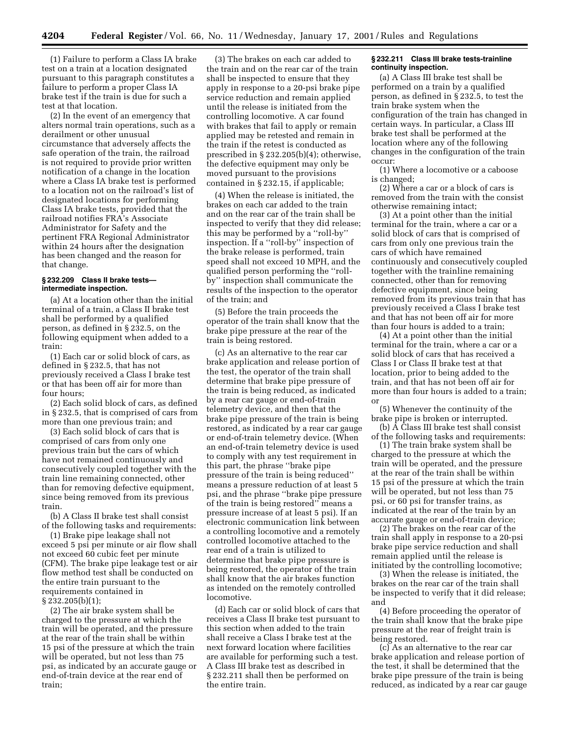(1) Failure to perform a Class IA brake test on a train at a location designated pursuant to this paragraph constitutes a failure to perform a proper Class IA brake test if the train is due for such a test at that location.

(2) In the event of an emergency that alters normal train operations, such as a derailment or other unusual circumstance that adversely affects the safe operation of the train, the railroad is not required to provide prior written notification of a change in the location where a Class IA brake test is performed to a location not on the railroad's list of designated locations for performing Class IA brake tests, provided that the railroad notifies FRA's Associate Administrator for Safety and the pertinent FRA Regional Administrator within 24 hours after the designation has been changed and the reason for that change.

### § 232.209 Class II brake tests—intermediate inspection.

(a) At a location other than the initial terminal of a train, a Class II brake test shall be performed by a qualified person, as defined in § 232.5, on the following equipment when added to a train:

(1) Each car or solid block of cars, as defined in § 232.5, that has not previously received a Class I brake test or that has been off air for more than four hours;

(2) Each solid block of cars, as defined in § 232.5, that is comprised of cars from more than one previous train; and

(3) Each solid block of cars that is comprised of cars from only one previous train but the cars of which have not remained continuously and consecutively coupled together with the train line remaining connected, other than for removing defective equipment, since being removed from its previous train.

(b) A Class II brake test shall consist of the following tasks and requirements:

(1) Brake pipe leakage shall not exceed 5 psi per minute or air flow shall not exceed 60 cubic feet per minute (CFM). The brake pipe leakage test or air flow method test shall be conducted on the entire train pursuant to the requirements contained in § 232.205(b)(1);

(2) The air brake system shall be charged to the pressure at which the train will be operated, and the pressure at the rear of the train shall be within 15 psi of the pressure at which the train will be operated, but not less than 75 psi, as indicated by an accurate gauge or end-of-train device at the rear end of train;

(3) The brakes on each car added to the train and on the rear car of the train shall be inspected to ensure that they apply in response to a 20-psi brake pipe service reduction and remain applied until the release is initiated from the controlling locomotive. A car found with brakes that fail to apply or remain applied may be retested and remain in the train if the retest is conducted as prescribed in § 232.205(b)(4); otherwise, the defective equipment may only be moved pursuant to the provisions contained in § 232.15, if applicable;

(4) When the release is initiated, the brakes on each car added to the train and on the rear car of the train shall be inspected to verify that they did release; this may be performed by a ''roll-by'' inspection. If a ''roll-by'' inspection of the brake release is performed, train speed shall not exceed 10 MPH, and the qualified person performing the ''roll-by'' inspection shall communicate the results of the inspection to the operator of the train; and

(5) Before the train proceeds the operator of the train shall know that the brake pipe pressure at the rear of the train is being restored.

(c) As an alternative to the rear car brake application and release portion of the test, the operator of the train shall determine that brake pipe pressure of the train is being reduced, as indicated by a rear car gauge or end-of-train telemetry device, and then that the brake pipe pressure of the train is being restored, as indicated by a rear car gauge or end-of-train telemetry device. (When an end-of-train telemetry device is used to comply with any test requirement in this part, the phrase ''brake pipe pressure of the train is being reduced'' means a pressure reduction of at least 5 psi, and the phrase ''brake pipe pressure of the train is being restored'' means a pressure increase of at least 5 psi). If an electronic communication link between a controlling locomotive and a remotely controlled locomotive attached to the rear end of a train is utilized to determine that brake pipe pressure is being restored, the operator of the train shall know that the air brakes function as intended on the remotely controlled locomotive.

(d) Each car or solid block of cars that receives a Class II brake test pursuant to this section when added to the train shall receive a Class I brake test at the next forward location where facilities are available for performing such a test. A Class III brake test as described in § 232.211 shall then be performed on the entire train.

### § 232.211 Class III brake tests-trainline continuity inspection.

(a) A Class III brake test shall be performed on a train by a qualified person, as defined in § 232.5, to test the train brake system when the configuration of the train has changed in certain ways. In particular, a Class III brake test shall be performed at the location where any of the following changes in the configuration of the train occur:

(1) Where a locomotive or a caboose is changed;

(2) Where a car or a block of cars is removed from the train with the consist otherwise remaining intact;

(3) At a point other than the initial terminal for the train, where a car or a solid block of cars that is comprised of cars from only one previous train the cars of which have remained continuously and consecutively coupled together with the trainline remaining connected, other than for removing defective equipment, since being removed from its previous train that has previously received a Class I brake test and that has not been off air for more than four hours is added to a train;

(4) At a point other than the initial terminal for the train, where a car or a solid block of cars that has received a Class I or Class II brake test at that location, prior to being added to the train, and that has not been off air for more than four hours is added to a train; or

(5) Whenever the continuity of the brake pipe is broken or interrupted.

(b) A Class III brake test shall consist of the following tasks and requirements:

(1) The train brake system shall be charged to the pressure at which the train will be operated, and the pressure at the rear of the train shall be within 15 psi of the pressure at which the train will be operated, but not less than 75 psi, or 60 psi for transfer trains, as indicated at the rear of the train by an accurate gauge or end-of-train device;

(2) The brakes on the rear car of the train shall apply in response to a 20-psi brake pipe service reduction and shall remain applied until the release is initiated by the controlling locomotive;

(3) When the release is initiated, the brakes on the rear car of the train shall be inspected to verify that it did release; and

(4) Before proceeding the operator of the train shall know that the brake pipe pressure at the rear of freight train is being restored.

(c) As an alternative to the rear car brake application and release portion of the test, it shall be determined that the brake pipe pressure of the train is being reduced, as indicated by a rear car gauge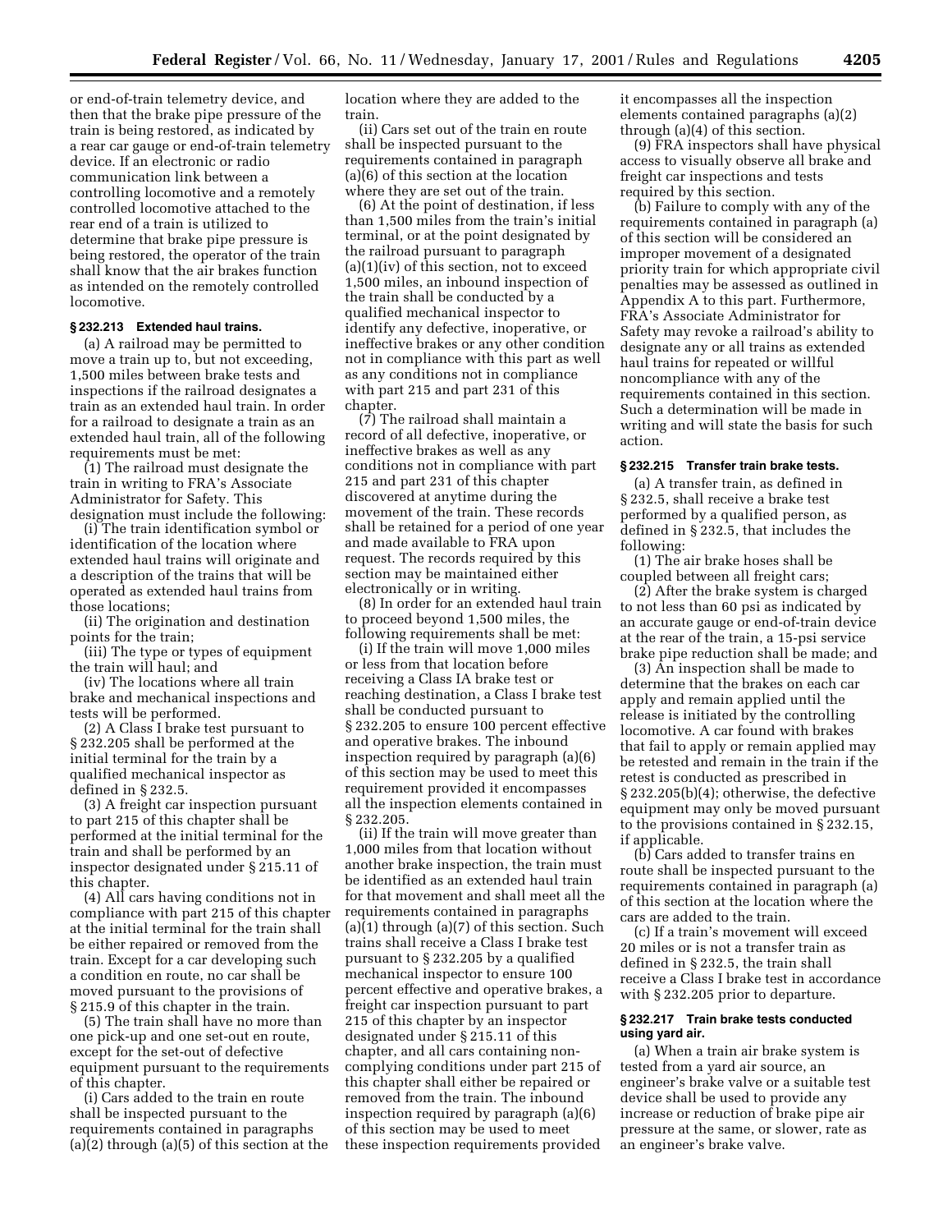or end-of-train telemetry device, and then that the brake pipe pressure of the train is being restored, as indicated by a rear car gauge or end-of-train telemetry device. If an electronic or radio communication link between a controlling locomotive and a remotely controlled locomotive attached to the rear end of a train is utilized to determine that brake pipe pressure is being restored, the operator of the train shall know that the air brakes function as intended on the remotely controlled locomotive.

**§ 232.213 Extended haul trains.**

(a) A railroad may be permitted to move a train up to, but not exceeding, 1,500 miles between brake tests and inspections if the railroad designates a train as an extended haul train. In order for a railroad to designate a train as an extended haul train, all of the following requirements must be met:

(1) The railroad must designate the train in writing to FRA's Associate Administrator for Safety. This designation must include the following:

(i) The train identification symbol or identification of the location where extended haul trains will originate and a description of the trains that will be operated as extended haul trains from those locations;

(ii) The origination and destination points for the train;

(iii) The type or types of equipment the train will haul; and

(iv) The locations where all train brake and mechanical inspections and tests will be performed.

(2) A Class I brake test pursuant to § 232.205 shall be performed at the initial terminal for the train by a qualified mechanical inspector as defined in § 232.5.

(3) A freight car inspection pursuant to part 215 of this chapter shall be performed at the initial terminal for the train and shall be performed by an inspector designated under § 215.11 of this chapter.

(4) All cars having conditions not in compliance with part 215 of this chapter at the initial terminal for the train shall be either repaired or removed from the train. Except for a car developing such a condition en route, no car shall be moved pursuant to the provisions of § 215.9 of this chapter in the train.

(5) The train shall have no more than one pick-up and one set-out en route, except for the set-out of defective equipment pursuant to the requirements of this chapter.

(i) Cars added to the train en route shall be inspected pursuant to the requirements contained in paragraphs (a)(2) through (a)(5) of this section at the location where they are added to the train.

(ii) Cars set out of the train en route shall be inspected pursuant to the requirements contained in paragraph (a)(6) of this section at the location where they are set out of the train.

(6) At the point of destination, if less than 1,500 miles from the train's initial terminal, or at the point designated by the railroad pursuant to paragraph (a)(1)(iv) of this section, not to exceed 1,500 miles, an inbound inspection of the train shall be conducted by a qualified mechanical inspector to identify any defective, inoperative, or ineffective brakes or any other condition not in compliance with this part as well as any conditions not in compliance with part 215 and part 231 of this chapter.

(7) The railroad shall maintain a record of all defective, inoperative, or ineffective brakes as well as any conditions not in compliance with part 215 and part 231 of this chapter discovered at anytime during the movement of the train. These records shall be retained for a period of one year and made available to FRA upon request. The records required by this section may be maintained either electronically or in writing.

(8) In order for an extended haul train to proceed beyond 1,500 miles, the following requirements shall be met:

(i) If the train will move 1,000 miles or less from that location before receiving a Class IA brake test or reaching destination, a Class I brake test shall be conducted pursuant to § 232.205 to ensure 100 percent effective and operative brakes. The inbound inspection required by paragraph (a)(6) of this section may be used to meet this requirement provided it encompasses all the inspection elements contained in § 232.205.

(ii) If the train will move greater than 1,000 miles from that location without another brake inspection, the train must be identified as an extended haul train for that movement and shall meet all the requirements contained in paragraphs (a)(1) through (a)(7) of this section. Such trains shall receive a Class I brake test pursuant to § 232.205 by a qualified mechanical inspector to ensure 100 percent effective and operative brakes, a freight car inspection pursuant to part 215 of this chapter by an inspector designated under § 215.11 of this chapter, and all cars containing non-complying conditions under part 215 of this chapter shall either be repaired or removed from the train. The inbound inspection required by paragraph (a)(6) of this section may be used to meet these inspection requirements provided it encompasses all the inspection elements contained paragraphs (a)(2) through (a)(4) of this section.

(9) FRA inspectors shall have physical access to visually observe all brake and freight car inspections and tests required by this section.

(b) Failure to comply with any of the requirements contained in paragraph (a) of this section will be considered an improper movement of a designated priority train for which appropriate civil penalties may be assessed as outlined in Appendix A to this part. Furthermore, FRA's Associate Administrator for Safety may revoke a railroad's ability to designate any or all trains as extended haul trains for repeated or willful noncompliance with any of the requirements contained in this section. Such a determination will be made in writing and will state the basis for such action.

**§ 232.215 Transfer train brake tests.**

(a) A transfer train, as defined in § 232.5, shall receive a brake test performed by a qualified person, as defined in § 232.5, that includes the following:

(1) The air brake hoses shall be coupled between all freight cars;

(2) After the brake system is charged to not less than 60 psi as indicated by an accurate gauge or end-of-train device at the rear of the train, a 15-psi service brake pipe reduction shall be made; and

(3) An inspection shall be made to determine that the brakes on each car apply and remain applied until the release is initiated by the controlling locomotive. A car found with brakes that fail to apply or remain applied may be retested and remain in the train if the retest is conducted as prescribed in § 232.205(b)(4); otherwise, the defective equipment may only be moved pursuant to the provisions contained in § 232.15, if applicable.

(b) Cars added to transfer trains en route shall be inspected pursuant to the requirements contained in paragraph (a) of this section at the location where the cars are added to the train.

(c) If a train's movement will exceed 20 miles or is not a transfer train as defined in § 232.5, the train shall receive a Class I brake test in accordance with § 232.205 prior to departure.

**§ 232.217 Train brake tests conducted using yard air.**

(a) When a train air brake system is tested from a yard air source, an engineer's brake valve or a suitable test device shall be used to provide any increase or reduction of brake pipe air pressure at the same, or slower, rate as an engineer's brake valve.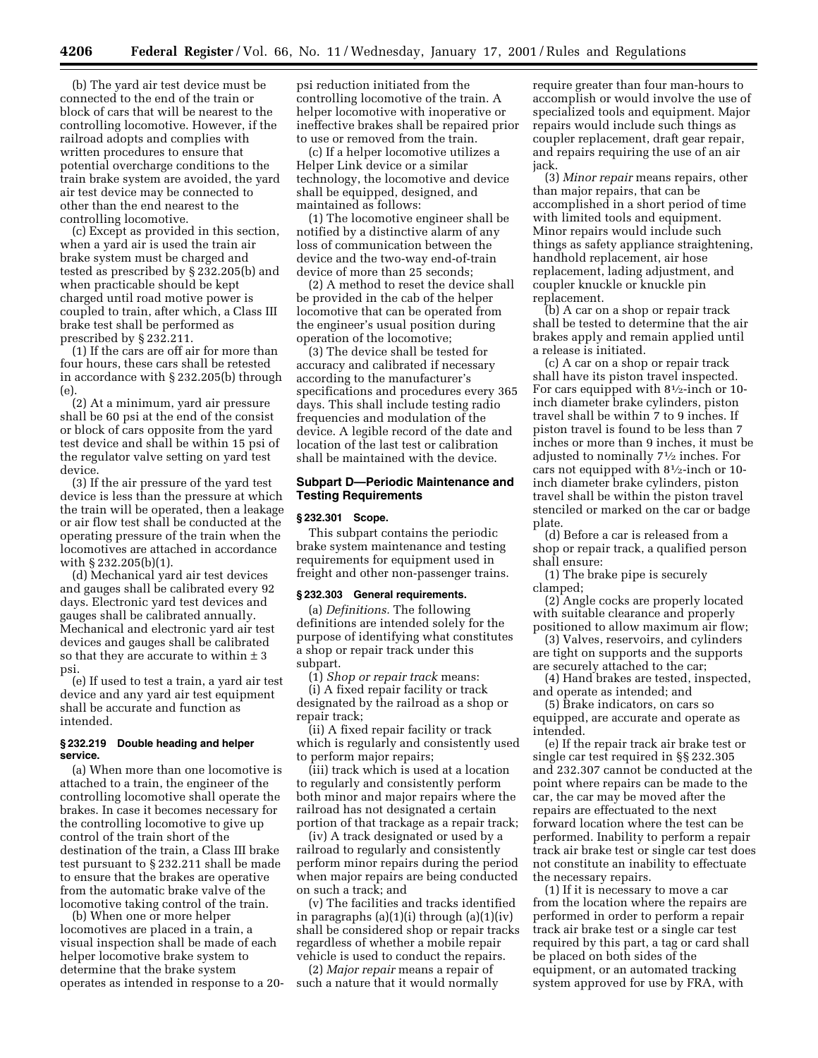(b) The yard air test device must be connected to the end of the train or block of cars that will be nearest to the controlling locomotive. However, if the railroad adopts and complies with written procedures to ensure that potential overcharge conditions to the train brake system are avoided, the yard air test device may be connected to other than the end nearest to the controlling locomotive.

(c) Except as provided in this section, when a yard air is used the train air brake system must be charged and tested as prescribed by § 232.205(b) and when practicable should be kept charged until road motive power is coupled to train, after which, a Class III brake test shall be performed as prescribed by § 232.211.

(1) If the cars are off air for more than four hours, these cars shall be retested in accordance with § 232.205(b) through (e).

(2) At a minimum, yard air pressure shall be 60 psi at the end of the consist or block of cars opposite from the yard test device and shall be within 15 psi of the regulator valve setting on yard test device.

(3) If the air pressure of the yard test device is less than the pressure at which the train will be operated, then a leakage or air flow test shall be conducted at the operating pressure of the train when the locomotives are attached in accordance with § 232.205(b)(1).

(d) Mechanical yard air test devices and gauges shall be calibrated every 92 days. Electronic yard test devices and gauges shall be calibrated annually. Mechanical and electronic yard air test devices and gauges shall be calibrated so that they are accurate to within ± 3 psi.

(e) If used to test a train, a yard air test device and any yard air test equipment shall be accurate and function as intended.

#### § 232.219 Double heading and helper service.

(a) When more than one locomotive is attached to a train, the engineer of the controlling locomotive shall operate the brakes. In case it becomes necessary for the controlling locomotive to give up control of the train short of the destination of the train, a Class III brake test pursuant to § 232.211 shall be made to ensure that the brakes are operative from the automatic brake valve of the locomotive taking control of the train.

(b) When one or more helper locomotives are placed in a train, a visual inspection shall be made of each helper locomotive brake system to determine that the brake system operates as intended in response to a 20-psi reduction initiated from the controlling locomotive of the train. A helper locomotive with inoperative or ineffective brakes shall be repaired prior to use or removed from the train.

(c) If a helper locomotive utilizes a Helper Link device or a similar technology, the locomotive and device shall be equipped, designed, and maintained as follows:

(1) The locomotive engineer shall be notified by a distinctive alarm of any loss of communication between the device and the two-way end-of-train device of more than 25 seconds;

(2) A method to reset the device shall be provided in the cab of the helper locomotive that can be operated from the engineer's usual position during operation of the locomotive;

(3) The device shall be tested for accuracy and calibrated if necessary according to the manufacturer's specifications and procedures every 365 days. This shall include testing radio frequencies and modulation of the device. A legible record of the date and location of the last test or calibration shall be maintained with the device.

### Subpart D—Periodic Maintenance and Testing Requirements

#### § 232.301 Scope.

This subpart contains the periodic brake system maintenance and testing requirements for equipment used in freight and other non-passenger trains.

#### § 232.303 General requirements.

(a) *Definitions.* The following definitions are intended solely for the purpose of identifying what constitutes a shop or repair track under this subpart.

(1) *Shop or repair track* means:

(i) A fixed repair facility or track designated by the railroad as a shop or repair track;

(ii) A fixed repair facility or track which is regularly and consistently used to perform major repairs;

(iii) track which is used at a location to regularly and consistently perform both minor and major repairs where the railroad has not designated a certain portion of that trackage as a repair track;

(iv) A track designated or used by a railroad to regularly and consistently perform minor repairs during the period when major repairs are being conducted on such a track; and

(v) The facilities and tracks identified in paragraphs (a)(1)(i) through (a)(1)(iv) shall be considered shop or repair tracks regardless of whether a mobile repair vehicle is used to conduct the repairs.

(2) *Major repair* means a repair of such a nature that it would normally require greater than four man-hours to accomplish or would involve the use of specialized tools and equipment. Major repairs would include such things as coupler replacement, draft gear repair, and repairs requiring the use of an air jack.

(3) *Minor repair* means repairs, other than major repairs, that can be accomplished in a short period of time with limited tools and equipment. Minor repairs would include such things as safety appliance straightening, handhold replacement, air hose replacement, lading adjustment, and coupler knuckle or knuckle pin replacement.

(b) A car on a shop or repair track shall be tested to determine that the air brakes apply and remain applied until a release is initiated.

(c) A car on a shop or repair track shall have its piston travel inspected. For cars equipped with 8½-inch or 10-inch diameter brake cylinders, piston travel shall be within 7 to 9 inches. If piston travel is found to be less than 7 inches or more than 9 inches, it must be adjusted to nominally 7½ inches. For cars not equipped with 8½-inch or 10-inch diameter brake cylinders, piston travel shall be within the piston travel stenciled or marked on the car or badge plate.

(d) Before a car is released from a shop or repair track, a qualified person shall ensure:

(1) The brake pipe is securely clamped;

(2) Angle cocks are properly located with suitable clearance and properly positioned to allow maximum air flow;

(3) Valves, reservoirs, and cylinders are tight on supports and the supports are securely attached to the car;

(4) Hand brakes are tested, inspected, and operate as intended; and

(5) Brake indicators, on cars so equipped, are accurate and operate as intended.

(e) If the repair track air brake test or single car test required in §§ 232.305 and 232.307 cannot be conducted at the point where repairs can be made to the car, the car may be moved after the repairs are effectuated to the next forward location where the test can be performed. Inability to perform a repair track air brake test or single car test does not constitute an inability to effectuate the necessary repairs.

(1) If it is necessary to move a car from the location where the repairs are performed in order to perform a repair track air brake test or a single car test required by this part, a tag or card shall be placed on both sides of the equipment, or an automated tracking system approved for use by FRA, with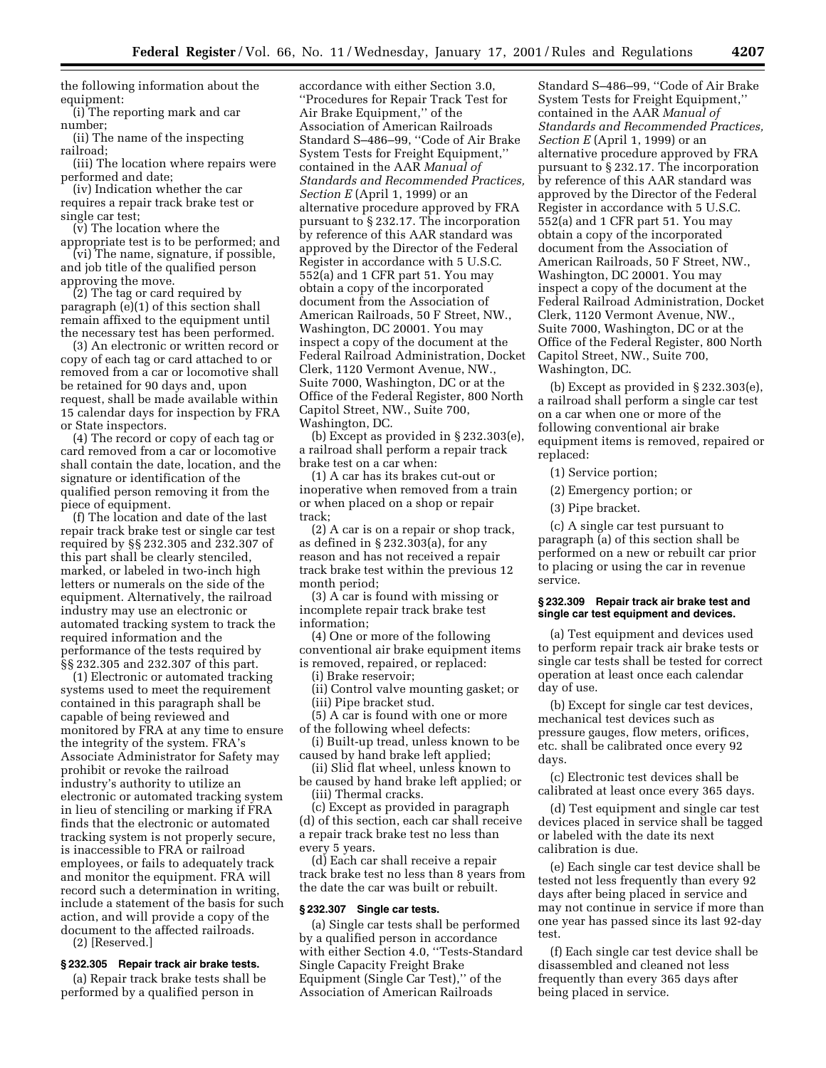the following information about the equipment:

(i) The reporting mark and car number;

(ii) The name of the inspecting railroad;

(iii) The location where repairs were performed and date;

(iv) Indication whether the car requires a repair track brake test or single car test;

(v) The location where the appropriate test is to be performed; and

(vi) The name, signature, if possible, and job title of the qualified person approving the move.

(2) The tag or card required by paragraph (e)(1) of this section shall remain affixed to the equipment until the necessary test has been performed.

(3) An electronic or written record or copy of each tag or card attached to or removed from a car or locomotive shall be retained for 90 days and, upon request, shall be made available within 15 calendar days for inspection by FRA or State inspectors.

(4) The record or copy of each tag or card removed from a car or locomotive shall contain the date, location, and the signature or identification of the qualified person removing it from the piece of equipment.

(f) The location and date of the last repair track brake test or single car test required by §§ 232.305 and 232.307 of this part shall be clearly stenciled, marked, or labeled in two-inch high letters or numerals on the side of the equipment. Alternatively, the railroad industry may use an electronic or automated tracking system to track the required information and the performance of the tests required by §§ 232.305 and 232.307 of this part.

(1) Electronic or automated tracking systems used to meet the requirement contained in this paragraph shall be capable of being reviewed and monitored by FRA at any time to ensure the integrity of the system. FRA's Associate Administrator for Safety may prohibit or revoke the railroad industry's authority to utilize an electronic or automated tracking system in lieu of stenciling or marking if FRA finds that the electronic or automated tracking system is not properly secure, is inaccessible to FRA or railroad employees, or fails to adequately track and monitor the equipment. FRA will record such a determination in writing, include a statement of the basis for such action, and will provide a copy of the document to the affected railroads.

(2) [Reserved.]

#### § 232.305 Repair track air brake tests.

(a) Repair track brake tests shall be performed by a qualified person in accordance with either Section 3.0, "Procedures for Repair Track Test for Air Brake Equipment," of the Association of American Railroads Standard S–486–99, "Code of Air Brake System Tests for Freight Equipment," contained in the AAR *Manual of Standards and Recommended Practices, Section E* (April 1, 1999) or an alternative procedure approved by FRA pursuant to § 232.17. The incorporation by reference of this AAR standard was approved by the Director of the Federal Register in accordance with 5 U.S.C. 552(a) and 1 CFR part 51. You may obtain a copy of the incorporated document from the Association of American Railroads, 50 F Street, NW., Washington, DC 20001. You may inspect a copy of the document at the Federal Railroad Administration, Docket Clerk, 1120 Vermont Avenue, NW., Suite 7000, Washington, DC or at the Office of the Federal Register, 800 North Capitol Street, NW., Suite 700, Washington, DC.

(b) Except as provided in § 232.303(e), a railroad shall perform a repair track brake test on a car when:

(1) A car has its brakes cut-out or inoperative when removed from a train or when placed on a shop or repair track;

(2) A car is on a repair or shop track, as defined in § 232.303(a), for any reason and has not received a repair track brake test within the previous 12 month period;

(3) A car is found with missing or incomplete repair track brake test information;

(4) One or more of the following conventional air brake equipment items is removed, repaired, or replaced:

(i) Brake reservoir;

(ii) Control valve mounting gasket; or

(iii) Pipe bracket stud.

(5) A car is found with one or more of the following wheel defects:

(i) Built-up tread, unless known to be caused by hand brake left applied;

(ii) Slid flat wheel, unless known to be caused by hand brake left applied; or

(iii) Thermal cracks.

(c) Except as provided in paragraph (d) of this section, each car shall receive a repair track brake test no less than every 5 years.

(d) Each car shall receive a repair track brake test no less than 8 years from the date the car was built or rebuilt.

#### § 232.307 Single car tests.

(a) Single car tests shall be performed by a qualified person in accordance with either Section 4.0, "Tests-Standard Single Capacity Freight Brake Equipment (Single Car Test)," of the Association of American Railroads Standard S–486–99, "Code of Air Brake System Tests for Freight Equipment," contained in the AAR *Manual of Standards and Recommended Practices, Section E* (April 1, 1999) or an alternative procedure approved by FRA pursuant to § 232.17. The incorporation by reference of this AAR standard was approved by the Director of the Federal Register in accordance with 5 U.S.C. 552(a) and 1 CFR part 51. You may obtain a copy of the incorporated document from the Association of American Railroads, 50 F Street, NW., Washington, DC 20001. You may inspect a copy of the document at the Federal Railroad Administration, Docket Clerk, 1120 Vermont Avenue, NW., Suite 7000, Washington, DC or at the Office of the Federal Register, 800 North Capitol Street, NW., Suite 700, Washington, DC.

(b) Except as provided in § 232.303(e), a railroad shall perform a single car test on a car when one or more of the following conventional air brake equipment items is removed, repaired or replaced:

(1) Service portion;

(2) Emergency portion; or

(3) Pipe bracket.

(c) A single car test pursuant to paragraph (a) of this section shall be performed on a new or rebuilt car prior to placing or using the car in revenue service.

#### § 232.309 Repair track air brake test and single car test equipment and devices.

(a) Test equipment and devices used to perform repair track air brake tests or single car tests shall be tested for correct operation at least once each calendar day of use.

(b) Except for single car test devices, mechanical test devices such as pressure gauges, flow meters, orifices, etc. shall be calibrated once every 92 days.

(c) Electronic test devices shall be calibrated at least once every 365 days.

(d) Test equipment and single car test devices placed in service shall be tagged or labeled with the date its next calibration is due.

(e) Each single car test device shall be tested not less frequently than every 92 days after being placed in service and may not continue in service if more than one year has passed since its last 92-day test.

(f) Each single car test device shall be disassembled and cleaned not less frequently than every 365 days after being placed in service.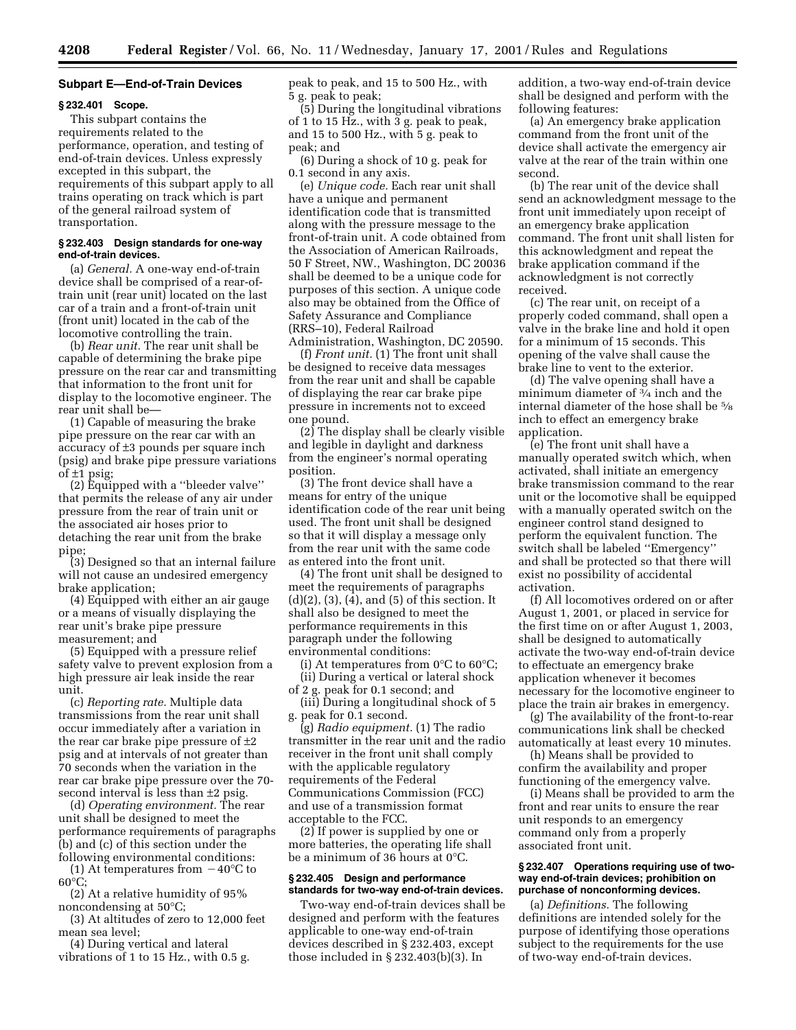### Subpart E—End-of-Train Devices

#### § 232.401 Scope.

This subpart contains the requirements related to the performance, operation, and testing of end-of-train devices. Unless expressly excepted in this subpart, the requirements of this subpart apply to all trains operating on track which is part of the general railroad system of transportation.

#### § 232.403 Design standards for one-way end-of-train devices.

(a) *General.* A one-way end-of-train device shall be comprised of a rear-of-train unit (rear unit) located on the last car of a train and a front-of-train unit (front unit) located in the cab of the locomotive controlling the train.

(b) *Rear unit.* The rear unit shall be capable of determining the brake pipe pressure on the rear car and transmitting that information to the front unit for display to the locomotive engineer. The rear unit shall be—

(1) Capable of measuring the brake pipe pressure on the rear car with an accuracy of ±3 pounds per square inch (psig) and brake pipe pressure variations of ±1 psig;

(2) Equipped with a ''bleeder valve'' that permits the release of any air under pressure from the rear of train unit or the associated air hoses prior to detaching the rear unit from the brake pipe;

(3) Designed so that an internal failure will not cause an undesired emergency brake application;

(4) Equipped with either an air gauge or a means of visually displaying the rear unit's brake pipe pressure measurement; and

(5) Equipped with a pressure relief safety valve to prevent explosion from a high pressure air leak inside the rear unit.

(c) *Reporting rate.* Multiple data transmissions from the rear unit shall occur immediately after a variation in the rear car brake pipe pressure of ±2 psig and at intervals of not greater than 70 seconds when the variation in the rear car brake pipe pressure over the 70-second interval is less than ±2 psig.

(d) *Operating environment.* The rear unit shall be designed to meet the performance requirements of paragraphs (b) and (c) of this section under the following environmental conditions:

(1) At temperatures from −40°C to 60°C;

(2) At a relative humidity of 95% noncondensing at 50°C;

(3) At altitudes of zero to 12,000 feet mean sea level;

(4) During vertical and lateral vibrations of 1 to 15 Hz., with 0.5 g. peak to peak, and 15 to 500 Hz., with 5 g. peak to peak;

(5) During the longitudinal vibrations of 1 to 15 Hz., with 3 g. peak to peak, and 15 to 500 Hz., with 5 g. peak to peak; and

(6) During a shock of 10 g. peak for 0.1 second in any axis.

(e) *Unique code.* Each rear unit shall have a unique and permanent identification code that is transmitted along with the pressure message to the front-of-train unit. A code obtained from the Association of American Railroads, 50 F Street, NW., Washington, DC 20036 shall be deemed to be a unique code for purposes of this section. A unique code also may be obtained from the Office of Safety Assurance and Compliance (RRS–10), Federal Railroad Administration, Washington, DC 20590.

(f) *Front unit.* (1) The front unit shall be designed to receive data messages from the rear unit and shall be capable of displaying the rear car brake pipe pressure in increments not to exceed one pound.

(2) The display shall be clearly visible and legible in daylight and darkness from the engineer's normal operating position.

(3) The front device shall have a means for entry of the unique identification code of the rear unit being used. The front unit shall be designed so that it will display a message only from the rear unit with the same code as entered into the front unit.

(4) The front unit shall be designed to meet the requirements of paragraphs (d)(2), (3), (4), and (5) of this section. It shall also be designed to meet the performance requirements in this paragraph under the following environmental conditions:

(i) At temperatures from 0°C to 60°C;

(ii) During a vertical or lateral shock of 2 g. peak for 0.1 second; and

(iii) During a longitudinal shock of 5 g. peak for 0.1 second.

(g) *Radio equipment.* (1) The radio transmitter in the rear unit and the radio receiver in the front unit shall comply with the applicable regulatory requirements of the Federal Communications Commission (FCC) and use of a transmission format acceptable to the FCC.

(2) If power is supplied by one or more batteries, the operating life shall be a minimum of 36 hours at 0°C.

#### § 232.405 Design and performance standards for two-way end-of-train devices.

Two-way end-of-train devices shall be designed and perform with the features applicable to one-way end-of-train devices described in § 232.403, except those included in § 232.403(b)(3). In addition, a two-way end-of-train device shall be designed and perform with the following features:

(a) An emergency brake application command from the front unit of the device shall activate the emergency air valve at the rear of the train within one second.

(b) The rear unit of the device shall send an acknowledgment message to the front unit immediately upon receipt of an emergency brake application command. The front unit shall listen for this acknowledgment and repeat the brake application command if the acknowledgment is not correctly received.

(c) The rear unit, on receipt of a properly coded command, shall open a valve in the brake line and hold it open for a minimum of 15 seconds. This opening of the valve shall cause the brake line to vent to the exterior.

(d) The valve opening shall have a minimum diameter of ¾ inch and the internal diameter of the hose shall be ⅝ inch to effect an emergency brake application.

(e) The front unit shall have a manually operated switch which, when activated, shall initiate an emergency brake transmission command to the rear unit or the locomotive shall be equipped with a manually operated switch on the engineer control stand designed to perform the equivalent function. The switch shall be labeled ''Emergency'' and shall be protected so that there will exist no possibility of accidental activation.

(f) All locomotives ordered on or after August 1, 2001, or placed in service for the first time on or after August 1, 2003, shall be designed to automatically activate the two-way end-of-train device to effectuate an emergency brake application whenever it becomes necessary for the locomotive engineer to place the train air brakes in emergency.

(g) The availability of the front-to-rear communications link shall be checked automatically at least every 10 minutes.

(h) Means shall be provided to confirm the availability and proper functioning of the emergency valve.

(i) Means shall be provided to arm the front and rear units to ensure the rear unit responds to an emergency command only from a properly associated front unit.

#### § 232.407 Operations requiring use of two-way end-of-train devices; prohibition on purchase of nonconforming devices.

(a) *Definitions.* The following definitions are intended solely for the purpose of identifying those operations subject to the requirements for the use of two-way end-of-train devices.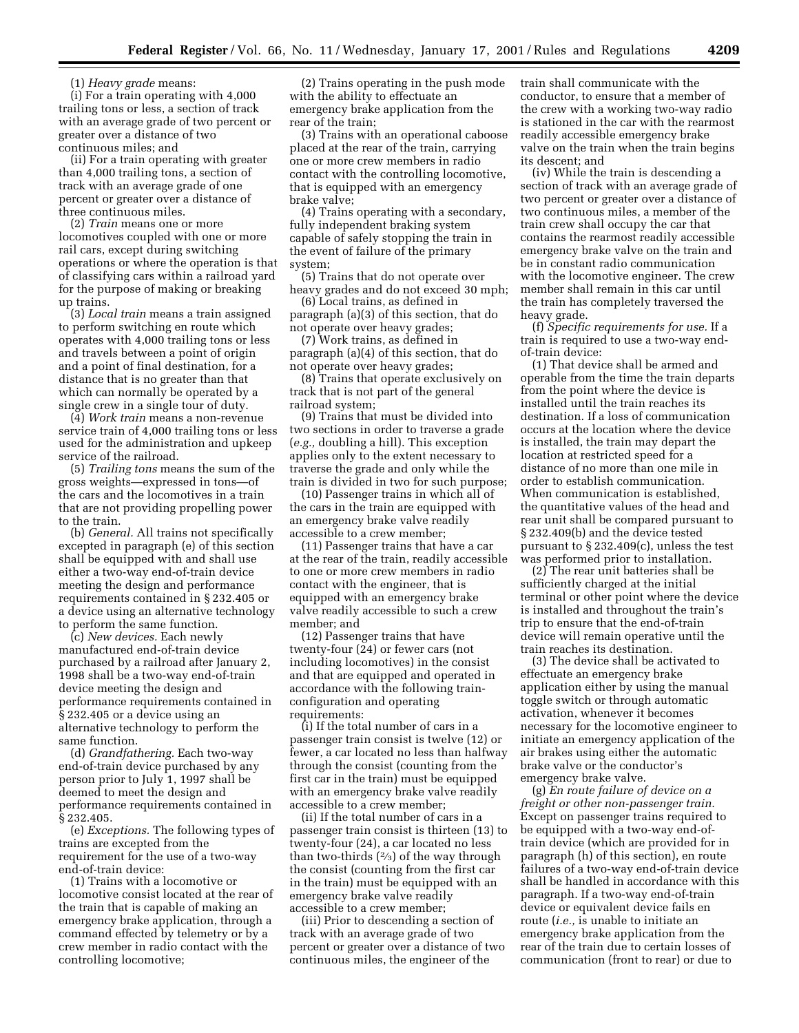(1) *Heavy grade* means:

(i) For a train operating with 4,000 trailing tons or less, a section of track with an average grade of two percent or greater over a distance of two continuous miles; and

(ii) For a train operating with greater than 4,000 trailing tons, a section of track with an average grade of one percent or greater over a distance of three continuous miles.

(2) *Train* means one or more locomotives coupled with one or more rail cars, except during switching operations or where the operation is that of classifying cars within a railroad yard for the purpose of making or breaking up trains.

(3) *Local train* means a train assigned to perform switching en route which operates with 4,000 trailing tons or less and travels between a point of origin and a point of final destination, for a distance that is no greater than that which can normally be operated by a single crew in a single tour of duty.

(4) *Work train* means a non-revenue service train of 4,000 trailing tons or less used for the administration and upkeep service of the railroad.

(5) *Trailing tons* means the sum of the gross weights—expressed in tons—of the cars and the locomotives in a train that are not providing propelling power to the train.

(b) *General.* All trains not specifically excepted in paragraph (e) of this section shall be equipped with and shall use either a two-way end-of-train device meeting the design and performance requirements contained in § 232.405 or a device using an alternative technology to perform the same function.

(c) *New devices.* Each newly manufactured end-of-train device purchased by a railroad after January 2, 1998 shall be a two-way end-of-train device meeting the design and performance requirements contained in § 232.405 or a device using an alternative technology to perform the same function.

(d) *Grandfathering.* Each two-way end-of-train device purchased by any person prior to July 1, 1997 shall be deemed to meet the design and performance requirements contained in § 232.405.

(e) *Exceptions.* The following types of trains are excepted from the requirement for the use of a two-way end-of-train device:

(1) Trains with a locomotive or locomotive consist located at the rear of the train that is capable of making an emergency brake application, through a command effected by telemetry or by a crew member in radio contact with the controlling locomotive;

(2) Trains operating in the push mode with the ability to effectuate an emergency brake application from the rear of the train;

(3) Trains with an operational caboose placed at the rear of the train, carrying one or more crew members in radio contact with the controlling locomotive, that is equipped with an emergency brake valve;

(4) Trains operating with a secondary, fully independent braking system capable of safely stopping the train in the event of failure of the primary system;

(5) Trains that do not operate over heavy grades and do not exceed 30 mph;

(6) Local trains, as defined in paragraph (a)(3) of this section, that do not operate over heavy grades;

(7) Work trains, as defined in paragraph (a)(4) of this section, that do not operate over heavy grades;

(8) Trains that operate exclusively on track that is not part of the general railroad system;

(9) Trains that must be divided into two sections in order to traverse a grade (*e.g.,* doubling a hill). This exception applies only to the extent necessary to traverse the grade and only while the train is divided in two for such purpose;

(10) Passenger trains in which all of the cars in the train are equipped with an emergency brake valve readily accessible to a crew member;

(11) Passenger trains that have a car at the rear of the train, readily accessible to one or more crew members in radio contact with the engineer, that is equipped with an emergency brake valve readily accessible to such a crew member; and

(12) Passenger trains that have twenty-four (24) or fewer cars (not including locomotives) in the consist and that are equipped and operated in accordance with the following train-configuration and operating requirements:

(i) If the total number of cars in a passenger train consist is twelve (12) or fewer, a car located no less than halfway through the consist (counting from the first car in the train) must be equipped with an emergency brake valve readily accessible to a crew member;

(ii) If the total number of cars in a passenger train consist is thirteen (13) to twenty-four (24), a car located no less than two-thirds (2⁄3) of the way through the consist (counting from the first car in the train) must be equipped with an emergency brake valve readily accessible to a crew member;

(iii) Prior to descending a section of track with an average grade of two percent or greater over a distance of two continuous miles, the engineer of the train shall communicate with the conductor, to ensure that a member of the crew with a working two-way radio is stationed in the car with the rearmost readily accessible emergency brake valve on the train when the train begins its descent; and

(iv) While the train is descending a section of track with an average grade of two percent or greater over a distance of two continuous miles, a member of the train crew shall occupy the car that contains the rearmost readily accessible emergency brake valve on the train and be in constant radio communication with the locomotive engineer. The crew member shall remain in this car until the train has completely traversed the heavy grade.

(f) *Specific requirements for use.* If a train is required to use a two-way end-of-train device:

(1) That device shall be armed and operable from the time the train departs from the point where the device is installed until the train reaches its destination. If a loss of communication occurs at the location where the device is installed, the train may depart the location at restricted speed for a distance of no more than one mile in order to establish communication. When communication is established, the quantitative values of the head and rear unit shall be compared pursuant to § 232.409(b) and the device tested pursuant to § 232.409(c), unless the test was performed prior to installation.

(2) The rear unit batteries shall be sufficiently charged at the initial terminal or other point where the device is installed and throughout the train's trip to ensure that the end-of-train device will remain operative until the train reaches its destination.

(3) The device shall be activated to effectuate an emergency brake application either by using the manual toggle switch or through automatic activation, whenever it becomes necessary for the locomotive engineer to initiate an emergency application of the air brakes using either the automatic brake valve or the conductor's emergency brake valve.

(g) *En route failure of device on a freight or other non-passenger train.* Except on passenger trains required to be equipped with a two-way end-of-train device (which are provided for in paragraph (h) of this section), en route failures of a two-way end-of-train device shall be handled in accordance with this paragraph. If a two-way end-of-train device or equivalent device fails en route (*i.e.,* is unable to initiate an emergency brake application from the rear of the train due to certain losses of communication (front to rear) or due to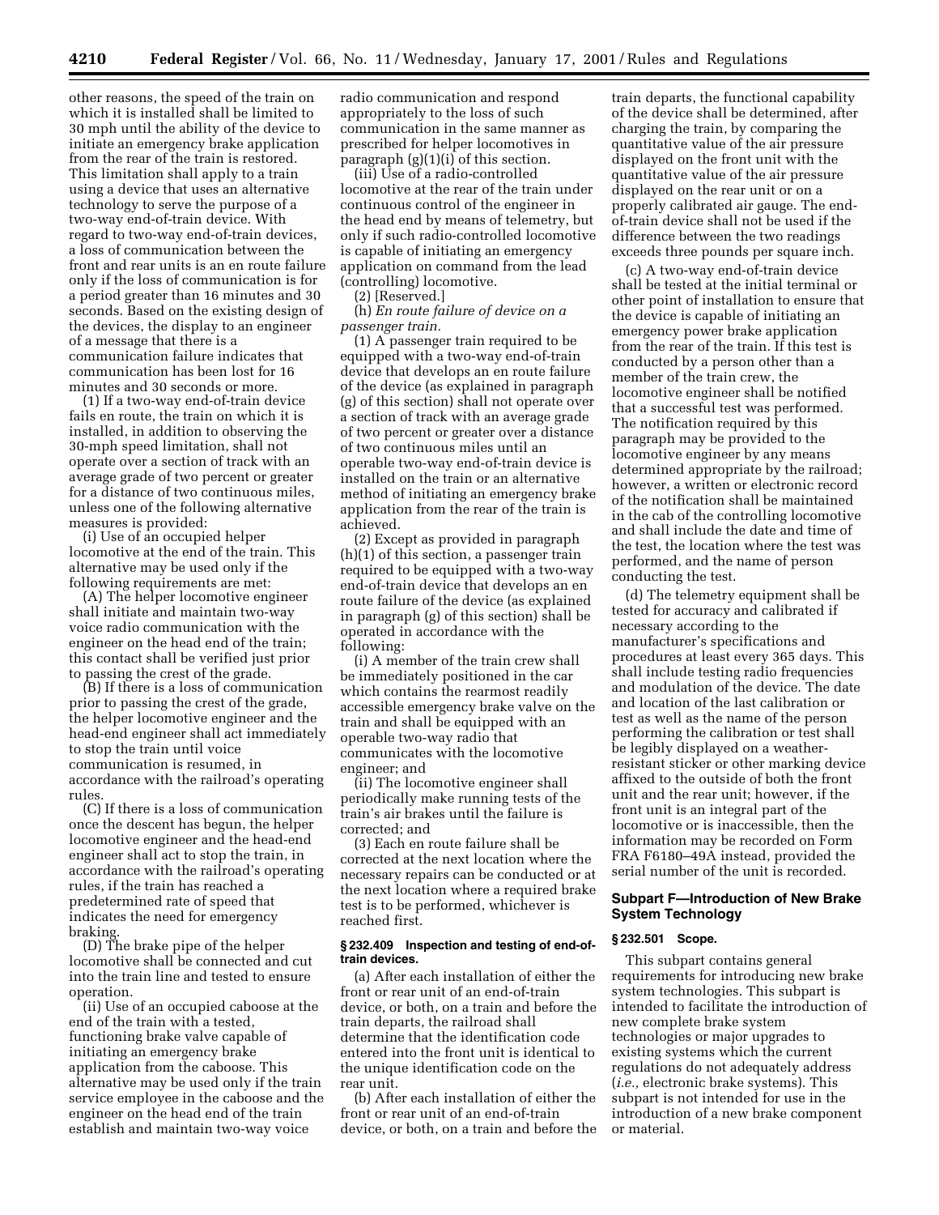other reasons, the speed of the train on which it is installed shall be limited to 30 mph until the ability of the device to initiate an emergency brake application from the rear of the train is restored. This limitation shall apply to a train using a device that uses an alternative technology to serve the purpose of a two-way end-of-train device. With regard to two-way end-of-train devices, a loss of communication between the front and rear units is an en route failure only if the loss of communication is for a period greater than 16 minutes and 30 seconds. Based on the existing design of the devices, the display to an engineer of a message that there is a communication failure indicates that communication has been lost for 16 minutes and 30 seconds or more.

(1) If a two-way end-of-train device fails en route, the train on which it is installed, in addition to observing the 30-mph speed limitation, shall not operate over a section of track with an average grade of two percent or greater for a distance of two continuous miles, unless one of the following alternative measures is provided:

(i) Use of an occupied helper locomotive at the end of the train. This alternative may be used only if the following requirements are met:

(A) The helper locomotive engineer shall initiate and maintain two-way voice radio communication with the engineer on the head end of the train; this contact shall be verified just prior to passing the crest of the grade.

(B) If there is a loss of communication prior to passing the crest of the grade, the helper locomotive engineer and the head-end engineer shall act immediately to stop the train until voice communication is resumed, in accordance with the railroad's operating rules.

(C) If there is a loss of communication once the descent has begun, the helper locomotive engineer and the head-end engineer shall act to stop the train, in accordance with the railroad's operating rules, if the train has reached a predetermined rate of speed that indicates the need for emergency braking.

(D) The brake pipe of the helper locomotive shall be connected and cut into the train line and tested to ensure operation.

(ii) Use of an occupied caboose at the end of the train with a tested, functioning brake valve capable of initiating an emergency brake application from the caboose. This alternative may be used only if the train service employee in the caboose and the engineer on the head end of the train establish and maintain two-way voice radio communication and respond appropriately to the loss of such communication in the same manner as prescribed for helper locomotives in paragraph (g)(1)(i) of this section.

(iii) Use of a radio-controlled locomotive at the rear of the train under continuous control of the engineer in the head end by means of telemetry, but only if such radio-controlled locomotive is capable of initiating an emergency application on command from the lead (controlling) locomotive.

(2) [Reserved.]

(h) *En route failure of device on a passenger train.*

(1) A passenger train required to be equipped with a two-way end-of-train device that develops an en route failure of the device (as explained in paragraph (g) of this section) shall not operate over a section of track with an average grade of two percent or greater over a distance of two continuous miles until an operable two-way end-of-train device is installed on the train or an alternative method of initiating an emergency brake application from the rear of the train is achieved.

(2) Except as provided in paragraph (h)(1) of this section, a passenger train required to be equipped with a two-way end-of-train device that develops an en route failure of the device (as explained in paragraph (g) of this section) shall be operated in accordance with the following:

(i) A member of the train crew shall be immediately positioned in the car which contains the rearmost readily accessible emergency brake valve on the train and shall be equipped with an operable two-way radio that communicates with the locomotive engineer; and

(ii) The locomotive engineer shall periodically make running tests of the train's air brakes until the failure is corrected; and

(3) Each en route failure shall be corrected at the next location where the necessary repairs can be conducted or at the next location where a required brake test is to be performed, whichever is reached first.

#### § 232.409 Inspection and testing of end-of-train devices.

(a) After each installation of either the front or rear unit of an end-of-train device, or both, on a train and before the train departs, the railroad shall determine that the identification code entered into the front unit is identical to the unique identification code on the rear unit.

(b) After each installation of either the front or rear unit of an end-of-train device, or both, on a train and before the train departs, the functional capability of the device shall be determined, after charging the train, by comparing the quantitative value of the air pressure displayed on the front unit with the quantitative value of the air pressure displayed on the rear unit or on a properly calibrated air gauge. The end-of-train device shall not be used if the difference between the two readings exceeds three pounds per square inch.

(c) A two-way end-of-train device shall be tested at the initial terminal or other point of installation to ensure that the device is capable of initiating an emergency power brake application from the rear of the train. If this test is conducted by a person other than a member of the train crew, the locomotive engineer shall be notified that a successful test was performed. The notification required by this paragraph may be provided to the locomotive engineer by any means determined appropriate by the railroad; however, a written or electronic record of the notification shall be maintained in the cab of the controlling locomotive and shall include the date and time of the test, the location where the test was performed, and the name of person conducting the test.

(d) The telemetry equipment shall be tested for accuracy and calibrated if necessary according to the manufacturer's specifications and procedures at least every 365 days. This shall include testing radio frequencies and modulation of the device. The date and location of the last calibration or test as well as the name of the person performing the calibration or test shall be legibly displayed on a weather-resistant sticker or other marking device affixed to the outside of both the front unit and the rear unit; however, if the front unit is an integral part of the locomotive or is inaccessible, then the information may be recorded on Form FRA F6180–49A instead, provided the serial number of the unit is recorded.

### Subpart F—Introduction of New Brake System Technology

#### § 232.501 Scope.

This subpart contains general requirements for introducing new brake system technologies. This subpart is intended to facilitate the introduction of new complete brake system technologies or major upgrades to existing systems which the current regulations do not adequately address (*i.e.,* electronic brake systems). This subpart is not intended for use in the introduction of a new brake component or material.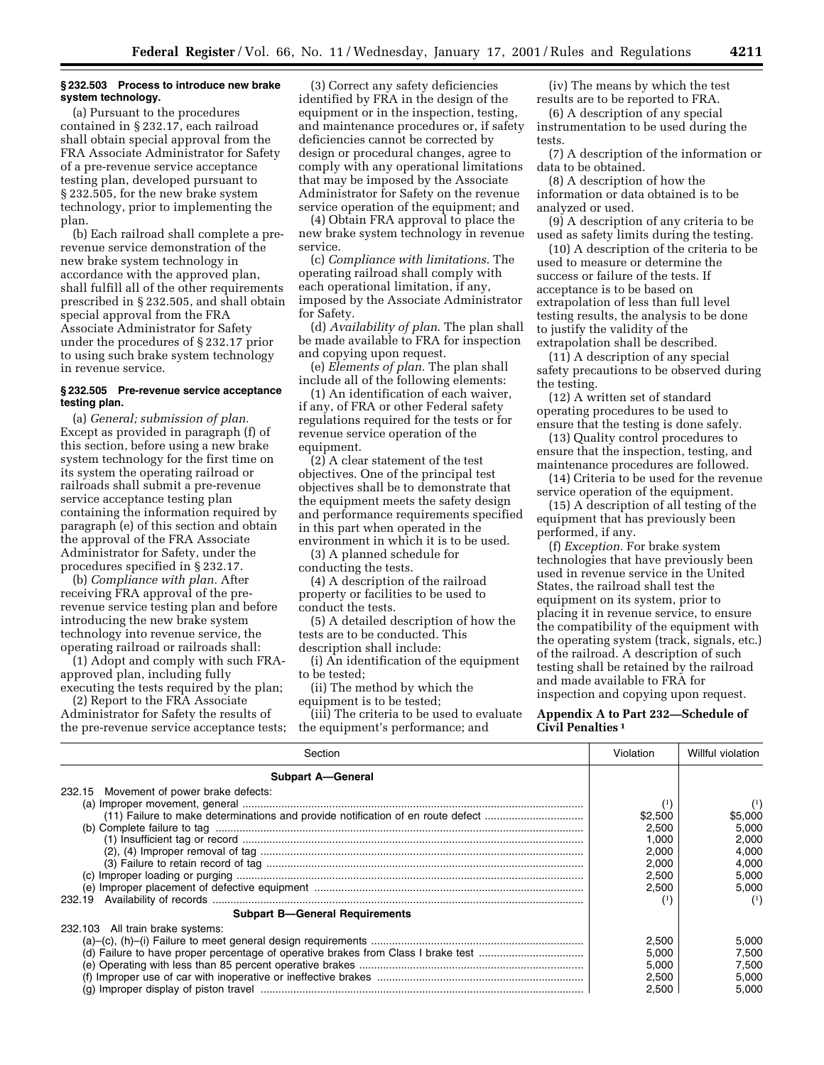### § 232.503 Process to introduce new brake system technology.

(a) Pursuant to the procedures contained in § 232.17, each railroad shall obtain special approval from the FRA Associate Administrator for Safety of a pre-revenue service acceptance testing plan, developed pursuant to § 232.505, for the new brake system technology, prior to implementing the plan.

(b) Each railroad shall complete a pre-revenue service demonstration of the new brake system technology in accordance with the approved plan, shall fulfill all of the other requirements prescribed in § 232.505, and shall obtain special approval from the FRA Associate Administrator for Safety under the procedures of § 232.17 prior to using such brake system technology in revenue service.

### § 232.505 Pre-revenue service acceptance testing plan.

(a) *General; submission of plan.* Except as provided in paragraph (f) of this section, before using a new brake system technology for the first time on its system the operating railroad or railroads shall submit a pre-revenue service acceptance testing plan containing the information required by paragraph (e) of this section and obtain the approval of the FRA Associate Administrator for Safety, under the procedures specified in § 232.17.

(b) *Compliance with plan.* After receiving FRA approval of the pre-revenue service testing plan and before introducing the new brake system technology into revenue service, the operating railroad or railroads shall:

(1) Adopt and comply with such FRA-approved plan, including fully executing the tests required by the plan;

(2) Report to the FRA Associate Administrator for Safety the results of the pre-revenue service acceptance tests;

(3) Correct any safety deficiencies identified by FRA in the design of the equipment or in the inspection, testing, and maintenance procedures or, if safety deficiencies cannot be corrected by design or procedural changes, agree to comply with any operational limitations that may be imposed by the Associate Administrator for Safety on the revenue service operation of the equipment; and

(4) Obtain FRA approval to place the new brake system technology in revenue service.

(c) *Compliance with limitations.* The operating railroad shall comply with each operational limitation, if any, imposed by the Associate Administrator for Safety.

(d) *Availability of plan.* The plan shall be made available to FRA for inspection and copying upon request.

(e) *Elements of plan.* The plan shall include all of the following elements:

(1) An identification of each waiver, if any, of FRA or other Federal safety regulations required for the tests or for revenue service operation of the equipment.

(2) A clear statement of the test objectives. One of the principal test objectives shall be to demonstrate that the equipment meets the safety design and performance requirements specified in this part when operated in the environment in which it is to be used.

(3) A planned schedule for conducting the tests.

(4) A description of the railroad property or facilities to be used to conduct the tests.

(5) A detailed description of how the tests are to be conducted. This description shall include:

(i) An identification of the equipment to be tested;

(ii) The method by which the equipment is to be tested;

(iii) The criteria to be used to evaluate the equipment's performance; and

(iv) The means by which the test results are to be reported to FRA.

(6) A description of any special instrumentation to be used during the tests.

(7) A description of the information or data to be obtained.

(8) A description of how the information or data obtained is to be analyzed or used.

(9) A description of any criteria to be used as safety limits during the testing.

(10) A description of the criteria to be used to measure or determine the success or failure of the tests. If acceptance is to be based on extrapolation of less than full level testing results, the analysis to be done to justify the validity of the extrapolation shall be described.

(11) A description of any special safety precautions to be observed during the testing.

(12) A written set of standard operating procedures to be used to ensure that the testing is done safely.

(13) Quality control procedures to ensure that the inspection, testing, and maintenance procedures are followed.

(14) Criteria to be used for the revenue service operation of the equipment.

(15) A description of all testing of the equipment that has previously been performed, if any.

(f) *Exception.* For brake system technologies that have previously been used in revenue service in the United States, the railroad shall test the equipment on its system, prior to placing it in revenue service, to ensure the compatibility of the equipment with the operating system (track, signals, etc.) of the railroad. A description of such testing shall be retained by the railroad and made available to FRA for inspection and copying upon request.

## Appendix A to Part 232—Schedule of Civil Penalties [1]

| Section | Violation | Willful violation |
|---|---|---|
| **Subpart A—General** | | |
| 232.15 Movement of power brake defects: | | |
| (a) Improper movement, general | (1) | (1) |
| (11) Failure to make determinations and provide notification of en route defect | $2,500 | $5,000 |
| (b) Complete failure to tag | 2,500 | 5,000 |
| (1) Insufficient tag or record | 1,000 | 2,000 |
| (2), (4) Improper removal of tag | 2,000 | 4,000 |
| (3) Failure to retain record of tag | 2,000 | 4,000 |
| (c) Improper loading or purging | 2,500 | 5,000 |
| (e) Improper placement of defective equipment | 2,500 | 5,000 |
| 232.19 Availability of records | (1) | (1) |
| **Subpart B—General Requirements** | | |
| 232.103 All train brake systems: | | |
| (a)–(c), (h)–(i) Failure to meet general design requirements | 2,500 | 5,000 |
| (d) Failure to have proper percentage of operative brakes from Class I brake test | 5,000 | 7,500 |
| (e) Operating with less than 85 percent operative brakes | 5,000 | 7,500 |
| (f) Improper use of car with inoperative or ineffective brakes | 2,500 | 5,000 |
| (g) Improper display of piston travel | 2,500 | 5,000 |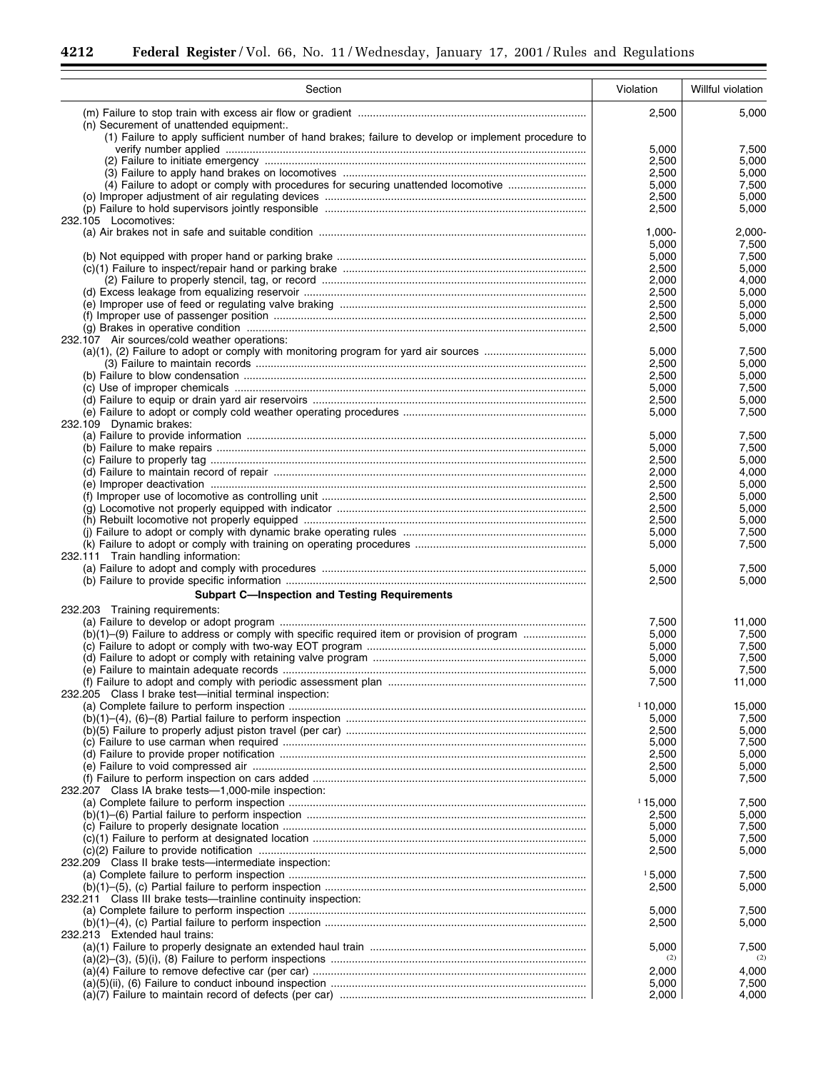| Section | Violation | Willful violation |
|---|---|---|
| (m) Failure to stop train with excess air flow or gradient | 2,500 | 5,000 |
| (n) Securement of unattended equipment:. | | |
| (1) Failure to apply sufficient number of hand brakes; failure to develop or implement procedure to verify number applied | 5,000 | 7,500 |
| (2) Failure to initiate emergency | 2,500 | 5,000 |
| (3) Failure to apply hand brakes on locomotives | 2,500 | 5,000 |
| (4) Failure to adopt or comply with procedures for securing unattended locomotive | 5,000 | 7,500 |
| (o) Improper adjustment of air regulating devices | 2,500 | 5,000 |
| (p) Failure to hold supervisors jointly responsible | 2,500 | 5,000 |
| 232.105 Locomotives: | | |
| (a) Air brakes not in safe and suitable condition | 1,000-5,000 | 2,000-7,500 |
| (b) Not equipped with proper hand or parking brake | 5,000 | 7,500 |
| (c)(1) Failure to inspect/repair hand or parking brake | 2,500 | 5,000 |
| (2) Failure to properly stencil, tag, or record | 2,000 | 4,000 |
| (d) Excess leakage from equalizing reservoir | 2,500 | 5,000 |
| (e) Improper use of feed or regulating valve braking | 2,500 | 5,000 |
| (f) Improper use of passenger position | 2,500 | 5,000 |
| (g) Brakes in operative condition | 2,500 | 5,000 |
| 232.107 Air sources/cold weather operations: | | |
| (a)(1), (2) Failure to adopt or comply with monitoring program for yard air sources | 5,000 | 7,500 |
| (3) Failure to maintain records | 2,500 | 5,000 |
| (b) Failure to blow condensation | 2,500 | 5,000 |
| (c) Use of improper chemicals | 5,000 | 7,500 |
| (d) Failure to equip or drain yard air reservoirs | 2,500 | 5,000 |
| (e) Failure to adopt or comply cold weather operating procedures | 5,000 | 7,500 |
| 232.109 Dynamic brakes: | | |
| (a) Failure to provide information | 5,000 | 7,500 |
| (b) Failure to make repairs | 5,000 | 7,500 |
| (c) Failure to properly tag | 2,500 | 5,000 |
| (d) Failure to maintain record of repair | 2,000 | 4,000 |
| (e) Improper deactivation | 2,500 | 5,000 |
| (f) Improper use of locomotive as controlling unit | 2,500 | 5,000 |
| (g) Locomotive not properly equipped with indicator | 2,500 | 5,000 |
| (h) Rebuilt locomotive not properly equipped | 2,500 | 5,000 |
| (j) Failure to adopt or comply with dynamic brake operating rules | 5,000 | 7,500 |
| (k) Failure to adopt or comply with training on operating procedures | 5,000 | 7,500 |
| 232.111 Train handling information: | | |
| (a) Failure to adopt and comply with procedures | 5,000 | 7,500 |
| (b) Failure to provide specific information | 2,500 | 5,000 |
| **Subpart C—Inspection and Testing Requirements** | | |
| 232.203 Training requirements: | | |
| (a) Failure to develop or adopt program | 7,500 | 11,000 |
| (b)(1)–(9) Failure to address or comply with specific required item or provision of program | 5,000 | 7,500 |
| (c) Failure to adopt or comply with two-way EOT program | 5,000 | 7,500 |
| (d) Failure to adopt or comply with retaining valve program | 5,000 | 7,500 |
| (e) Failure to maintain adequate records | 5,000 | 7,500 |
| (f) Failure to adopt and comply with periodic assessment plan | 7,500 | 11,000 |
| 232.205 Class I brake test—initial terminal inspection: | | |
| (a) Complete failure to perform inspection | [1] 10,000 | 15,000 |
| (b)(1)–(4), (6)–(8) Partial failure to perform inspection | 5,000 | 7,500 |
| (b)(5) Failure to properly adjust piston travel (per car) | 2,500 | 5,000 |
| (c) Failure to use carman when required | 5,000 | 7,500 |
| (d) Failure to provide proper notification | 2,500 | 5,000 |
| (e) Failure to void compressed air | 2,500 | 5,000 |
| (f) Failure to perform inspection on cars added | 5,000 | 7,500 |
| 232.207 Class IA brake tests—1,000-mile inspection: | | |
| (a) Complete failure to perform inspection | [1] 15,000 | 7,500 |
| (b)(1)–(6) Partial failure to perform inspection | 2,500 | 5,000 |
| (c) Failure to properly designate location | 5,000 | 7,500 |
| (c)(1) Failure to perform at designated location | 5,000 | 7,500 |
| (c)(2) Failure to provide notification | 2,500 | 5,000 |
| 232.209 Class II brake tests—intermediate inspection: | | |
| (a) Complete failure to perform inspection | [1] 5,000 | 7,500 |
| (b)(1)–(5), (c) Partial failure to perform inspection | 2,500 | 5,000 |
| 232.211 Class III brake tests—trainline continuity inspection: | | |
| (a) Complete failure to perform inspection | 5,000 | 7,500 |
| (b)(1)–(4), (c) Partial failure to perform inspection | 2,500 | 5,000 |
| 232.213 Extended haul trains: | | |
| (a)(1) Failure to properly designate an extended haul train | 5,000 | 7,500 |
| (a)(2)–(3), (5)(i), (8) Failure to perform inspections | (2) | (2) |
| (a)(4) Failure to remove defective car (per car) | 2,000 | 4,000 |
| (a)(5)(ii), (6) Failure to conduct inbound inspection | 5,000 | 7,500 |
| (a)(7) Failure to maintain record of defects (per car) | 2,000 | 4,000 |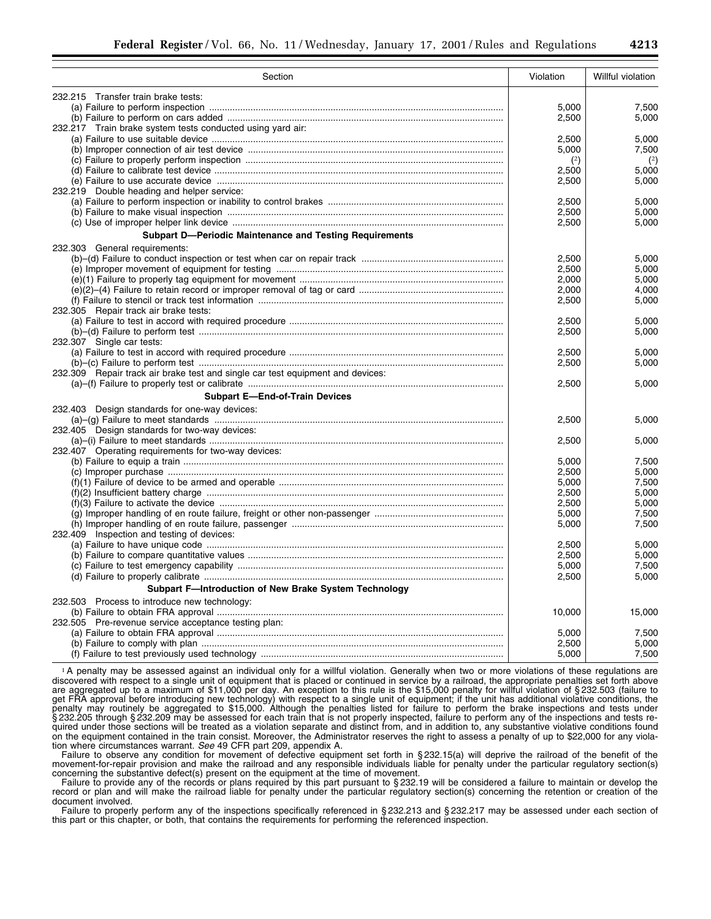| Section | Violation | Willful violation |
|---|---|---|
| 232.215 Transfer train brake tests: | | |
| (a) Failure to perform inspection | 5,000 | 7,500 |
| (b) Failure to perform on cars added | 2,500 | 5,000 |
| 232.217 Train brake system tests conducted using yard air: | | |
| (a) Failure to use suitable device | 2,500 | 5,000 |
| (b) Improper connection of air test device | 5,000 | 7,500 |
| (c) Failure to properly perform inspection | (2) | (2) |
| (d) Failure to calibrate test device | 2,500 | 5,000 |
| (e) Failure to use accurate device | 2,500 | 5,000 |
| 232.219 Double heading and helper service: | | |
| (a) Failure to perform inspection or inability to control brakes | 2,500 | 5,000 |
| (b) Failure to make visual inspection | 2,500 | 5,000 |
| (c) Use of improper helper link device | 2,500 | 5,000 |
| **Subpart D—Periodic Maintenance and Testing Requirements** | | |
| 232.303 General requirements: | | |
| (b)–(d) Failure to conduct inspection or test when car on repair track | 2,500 | 5,000 |
| (e) Improper movement of equipment for testing | 2,500 | 5,000 |
| (e)(1) Failure to properly tag equipment for movement | 2,000 | 5,000 |
| (e)(2)–(4) Failure to retain record or improper removal of tag or card | 2,000 | 4,000 |
| (f) Failure to stencil or track test information | 2,500 | 5,000 |
| 232.305 Repair track air brake tests: | | |
| (a) Failure to test in accord with required procedure | 2,500 | 5,000 |
| (b)–(d) Failure to perform test | 2,500 | 5,000 |
| 232.307 Single car tests: | | |
| (a) Failure to test in accord with required procedure | 2,500 | 5,000 |
| (b)–(c) Failure to perform test | 2,500 | 5,000 |
| 232.309 Repair track air brake test and single car test equipment and devices: | | |
| (a)–(f) Failure to properly test or calibrate | 2,500 | 5,000 |
| **Subpart E—End-of-Train Devices** | | |
| 232.403 Design standards for one-way devices: | | |
| (a)–(g) Failure to meet standards | 2,500 | 5,000 |
| 232.405 Design standards for two-way devices: | | |
| (a)–(i) Failure to meet standards | 2,500 | 5,000 |
| 232.407 Operating requirements for two-way devices: | | |
| (b) Failure to equip a train | 5,000 | 7,500 |
| (c) Improper purchase | 2,500 | 5,000 |
| (f)(1) Failure of device to be armed and operable | 5,000 | 7,500 |
| (f)(2) Insufficient battery charge | 2,500 | 5,000 |
| (f)(3) Failure to activate the device | 2,500 | 5,000 |
| (g) Improper handling of en route failure, freight or other non-passenger | 5,000 | 7,500 |
| (h) Improper handling of en route failure, passenger | 5,000 | 7,500 |
| 232.409 Inspection and testing of devices: | | |
| (a) Failure to have unique code | 2,500 | 5,000 |
| (b) Failure to compare quantitative values | 2,500 | 5,000 |
| (c) Failure to test emergency capability | 5,000 | 7,500 |
| (d) Failure to properly calibrate | 2,500 | 5,000 |
| **Subpart F—Introduction of New Brake System Technology** | | |
| 232.503 Process to introduce new technology: | | |
| (b) Failure to obtain FRA approval | 10,000 | 15,000 |
| 232.505 Pre-revenue service acceptance testing plan: | | |
| (a) Failure to obtain FRA approval | 5,000 | 7,500 |
| (b) Failure to comply with plan | 2,500 | 5,000 |
| (f) Failure to test previously used technology | 5,000 | 7,500 |

[1] A penalty may be assessed against an individual only for a willful violation. Generally when two or more violations of these regulations are discovered with respect to a single unit of equipment that is placed or continued in service by a railroad, the appropriate penalties set forth above are aggregated up to a maximum of $11,000 per day. An exception to this rule is the $15,000 penalty for willful violation of § 232.503 (failure to get FRA approval before introducing new technology) with respect to a single unit of equipment; if the unit has additional violative conditions, the penalty may routinely be aggregated to $15,000. Although the penalties listed for failure to perform the brake inspections and tests under § 232.205 through § 232.209 may be assessed for each train that is not properly inspected, failure to perform any of the inspections and tests required under those sections will be treated as a violation separate and distinct from, and in addition to, any substantive violative conditions found on the equipment contained in the train consist. Moreover, the Administrator reserves the right to assess a penalty of up to $22,000 for any violation where circumstances warrant. *See* 49 CFR part 209, appendix A.

Failure to observe any condition for movement of defective equipment set forth in § 232.15(a) will deprive the railroad of the benefit of the movement-for-repair provision and make the railroad and any responsible individuals liable for penalty under the particular regulatory section(s) concerning the substantive defect(s) present on the equipment at the time of movement.

Failure to provide any of the records or plans required by this part pursuant to § 232.19 will be considered a failure to maintain or develop the record or plan and will make the railroad liable for penalty under the particular regulatory section(s) concerning the retention or creation of the document involved.

Failure to properly perform any of the inspections specifically referenced in § 232.213 and § 232.217 may be assessed under each section of this part or this chapter, or both, that contains the requirements for performing the referenced inspection.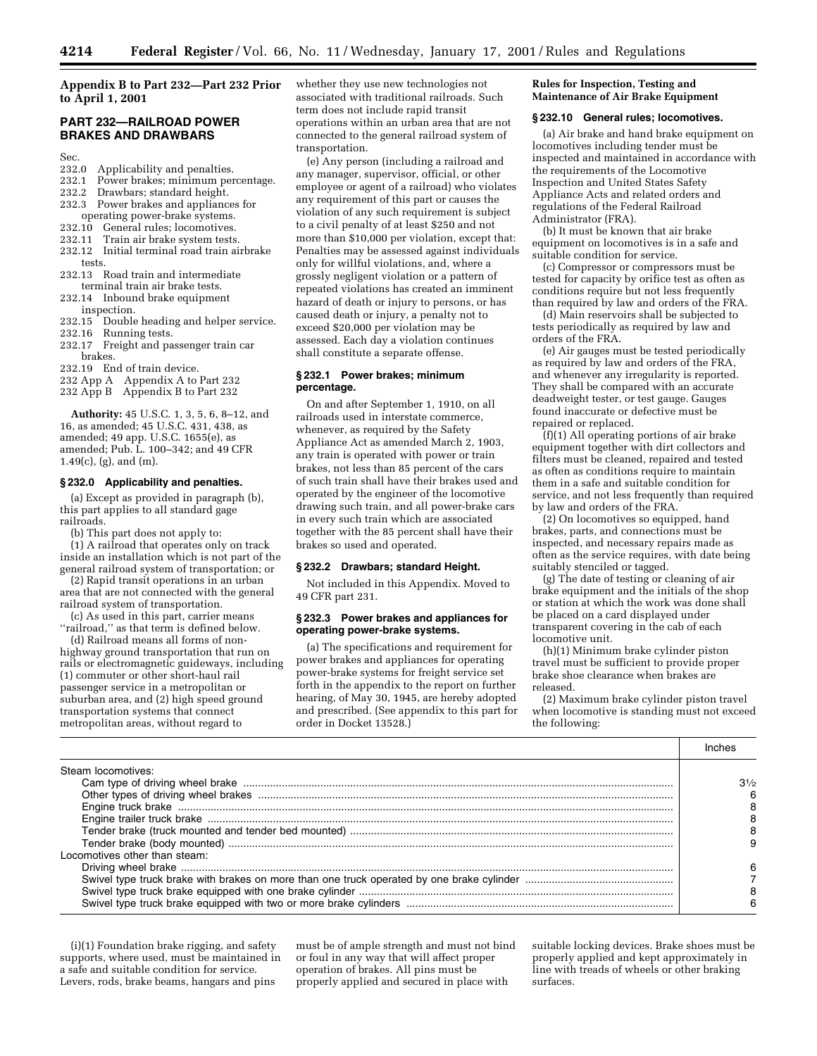## Appendix B to Part 232—Part 232 Prior to April 1, 2001

## PART 232—RAILROAD POWER BRAKES AND DRAWBARS

Sec.
- 232.0 Applicability and penalties.
- 232.1 Power brakes; minimum percentage.
- 232.2 Drawbars; standard height.
- 232.3 Power brakes and appliances for operating power-brake systems.
- 232.10 General rules; locomotives.
- 232.11 Train air brake system tests.
- 232.12 Initial terminal road train airbrake tests.
- 232.13 Road train and intermediate terminal train air brake tests.
- 232.14 Inbound brake equipment inspection.
- 232.15 Double heading and helper service.
- 232.16 Running tests.
- 232.17 Freight and passenger train car brakes.
- 232.19 End of train device.
- 232 App A Appendix A to Part 232
- 232 App B Appendix B to Part 232

**Authority:** 45 U.S.C. 1, 3, 5, 6, 8–12, and 16, as amended; 45 U.S.C. 431, 438, as amended; 49 app. U.S.C. 1655(e), as amended; Pub. L. 100–342; and 49 CFR 1.49(c), (g), and (m).

### § 232.0 Applicability and penalties.

(a) Except as provided in paragraph (b), this part applies to all standard gage railroads.

(b) This part does not apply to:

(1) A railroad that operates only on track inside an installation which is not part of the general railroad system of transportation; or

(2) Rapid transit operations in an urban area that are not connected with the general railroad system of transportation.

(c) As used in this part, carrier means ''railroad,'' as that term is defined below.

(d) Railroad means all forms of non-highway ground transportation that run on rails or electromagnetic guideways, including (1) commuter or other short-haul rail passenger service in a metropolitan or suburban area, and (2) high speed ground transportation systems that connect metropolitan areas, without regard to whether they use new technologies not associated with traditional railroads. Such term does not include rapid transit operations within an urban area that are not connected to the general railroad system of transportation.

(e) Any person (including a railroad and any manager, supervisor, official, or other employee or agent of a railroad) who violates any requirement of this part or causes the violation of any such requirement is subject to a civil penalty of at least $250 and not more than $10,000 per violation, except that: Penalties may be assessed against individuals only for willful violations, and, where a grossly negligent violation or a pattern of repeated violations has created an imminent hazard of death or injury to persons, or has caused death or injury, a penalty not to exceed $20,000 per violation may be assessed. Each day a violation continues shall constitute a separate offense.

### § 232.1 Power brakes; minimum percentage.

On and after September 1, 1910, on all railroads used in interstate commerce, whenever, as required by the Safety Appliance Act as amended March 2, 1903, any train is operated with power or train brakes, not less than 85 percent of the cars of such train shall have their brakes used and operated by the engineer of the locomotive drawing such train, and all power-brake cars in every such train which are associated together with the 85 percent shall have their brakes so used and operated.

### § 232.2 Drawbars; standard Height.

Not included in this Appendix. Moved to 49 CFR part 231.

### § 232.3 Power brakes and appliances for operating power-brake systems.

(a) The specifications and requirement for power brakes and appliances for operating power-brake systems for freight service set forth in the appendix to the report on further hearing, of May 30, 1945, are hereby adopted and prescribed. (See appendix to this part for order in Docket 13528.)

### Rules for Inspection, Testing and Maintenance of Air Brake Equipment

### § 232.10 General rules; locomotives.

(a) Air brake and hand brake equipment on locomotives including tender must be inspected and maintained in accordance with the requirements of the Locomotive Inspection and United States Safety Appliance Acts and related orders and regulations of the Federal Railroad Administrator (FRA).

(b) It must be known that air brake equipment on locomotives is in a safe and suitable condition for service.

(c) Compressor or compressors must be tested for capacity by orifice test as often as conditions require but not less frequently than required by law and orders of the FRA.

(d) Main reservoirs shall be subjected to tests periodically as required by law and orders of the FRA.

(e) Air gauges must be tested periodically as required by law and orders of the FRA, and whenever any irregularity is reported. They shall be compared with an accurate deadweight tester, or test gauge. Gauges found inaccurate or defective must be repaired or replaced.

(f)(1) All operating portions of air brake equipment together with dirt collectors and filters must be cleaned, repaired and tested as often as conditions require to maintain them in a safe and suitable condition for service, and not less frequently than required by law and orders of the FRA.

(2) On locomotives so equipped, hand brakes, parts, and connections must be inspected, and necessary repairs made as often as the service requires, with date being suitably stenciled or tagged.

(g) The date of testing or cleaning of air brake equipment and the initials of the shop or station at which the work was done shall be placed on a card displayed under transparent covering in the cab of each locomotive unit.

(h)(1) Minimum brake cylinder piston travel must be sufficient to provide proper brake shoe clearance when brakes are released.

(2) Maximum brake cylinder piston travel when locomotive is standing must not exceed the following:

| | Inches |
|---|---|
| Steam locomotives: | |
| Cam type of driving wheel brake | 3½ |
| Other types of driving wheel brakes | 6 |
| Engine truck brake | 8 |
| Engine trailer truck brake | 8 |
| Tender brake (truck mounted and tender bed mounted) | 8 |
| Tender brake (body mounted) | 9 |
| Locomotives other than steam: | |
| Driving wheel brake | 6 |
| Swivel type truck brake with brakes on more than one truck operated by one brake cylinder | 7 |
| Swivel type truck brake equipped with one brake cylinder | 8 |
| Swivel type truck brake equipped with two or more brake cylinders | 6 |

(i)(1) Foundation brake rigging, and safety supports, where used, must be maintained in a safe and suitable condition for service. Levers, rods, brake beams, hangars and pins must be of ample strength and must not bind or foul in any way that will affect proper operation of brakes. All pins must be properly applied and secured in place with suitable locking devices. Brake shoes must be properly applied and kept approximately in line with treads of wheels or other braking surfaces.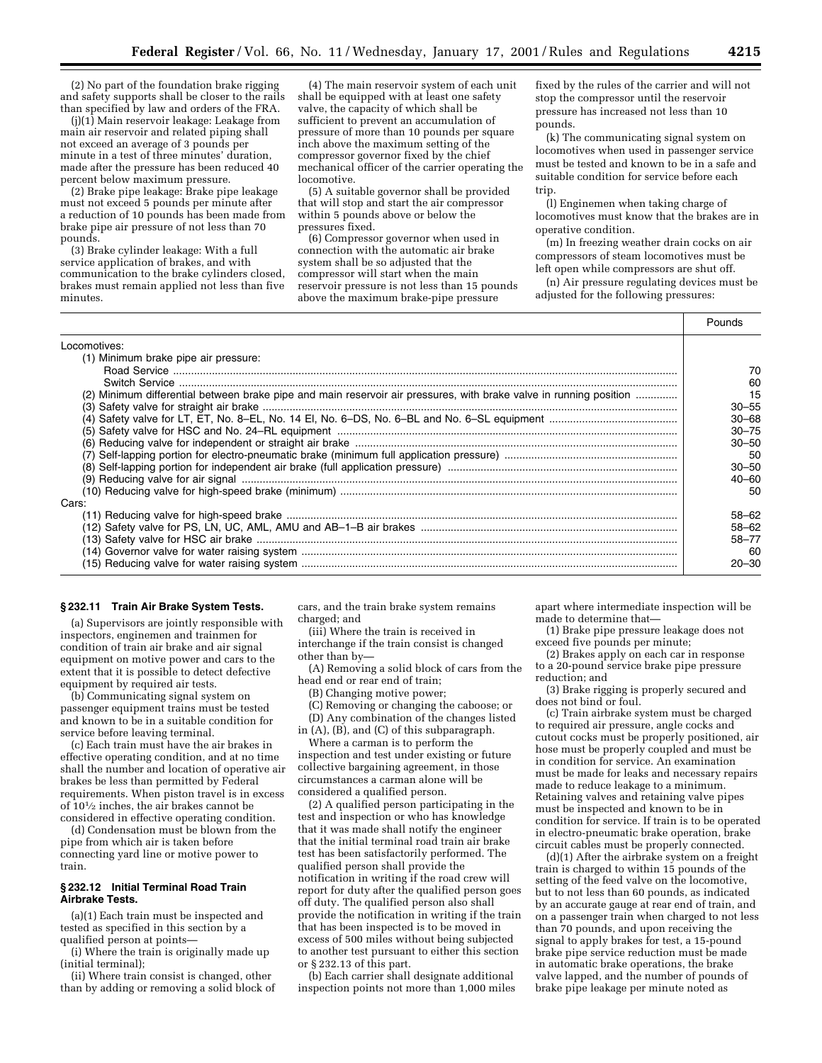(2) No part of the foundation brake rigging and safety supports shall be closer to the rails than specified by law and orders of the FRA.

(j)(1) Main reservoir leakage: Leakage from main air reservoir and related piping shall not exceed an average of 3 pounds per minute in a test of three minutes' duration, made after the pressure has been reduced 40 percent below maximum pressure.

(2) Brake pipe leakage: Brake pipe leakage must not exceed 5 pounds per minute after a reduction of 10 pounds has been made from brake pipe air pressure of not less than 70 pounds.

(3) Brake cylinder leakage: With a full service application of brakes, and with communication to the brake cylinders closed, brakes must remain applied not less than five minutes.

(4) The main reservoir system of each unit shall be equipped with at least one safety valve, the capacity of which shall be sufficient to prevent an accumulation of pressure of more than 10 pounds per square inch above the maximum setting of the compressor governor fixed by the chief mechanical officer of the carrier operating the locomotive.

(5) A suitable governor shall be provided that will stop and start the air compressor within 5 pounds above or below the pressures fixed.

(6) Compressor governor when used in connection with the automatic air brake system shall be so adjusted that the compressor will start when the main reservoir pressure is not less than 15 pounds above the maximum brake-pipe pressure fixed by the rules of the carrier and will not stop the compressor until the reservoir pressure has increased not less than 10 pounds.

(k) The communicating signal system on locomotives when used in passenger service must be tested and known to be in a safe and suitable condition for service before each trip.

(l) Enginemen when taking charge of locomotives must know that the brakes are in operative condition.

(m) In freezing weather drain cocks on air compressors of steam locomotives must be left open while compressors are shut off.

(n) Air pressure regulating devices must be adjusted for the following pressures:

| | Pounds |
|---|---|
| Locomotives: | |
| (1) Minimum brake pipe air pressure: | |
| Road Service | 70 |
| Switch Service | 60 |
| (2) Minimum differential between brake pipe and main reservoir air pressures, with brake valve in running position | 15 |
| (3) Safety valve for straight air brake | 30–55 |
| (4) Safety valve for LT, ET, No. 8–EL, No. 14 El, No. 6–DS, No. 6–BL and No. 6–SL equipment | 30–68 |
| (5) Safety valve for HSC and No. 24–RL equipment | 30–75 |
| (6) Reducing valve for independent or straight air brake | 30–50 |
| (7) Self-lapping portion for electro-pneumatic brake (minimum full application pressure) | 50 |
| (8) Self-lapping portion for independent air brake (full application pressure) | 30–50 |
| (9) Reducing valve for air signal | 40–60 |
| (10) Reducing valve for high-speed brake (minimum) | 50 |
| Cars: | |
| (11) Reducing valve for high-speed brake | 58–62 |
| (12) Safety valve for PS, LN, UC, AML, AMU and AB–1–B air brakes | 58–62 |
| (13) Safety valve for HSC air brake | 58–77 |
| (14) Governor valve for water raising system | 60 |
| (15) Reducing valve for water raising system | 20–30 |

### § 232.11 Train Air Brake System Tests.

(a) Supervisors are jointly responsible with inspectors, enginemen and trainmen for condition of train air brake and air signal equipment on motive power and cars to the extent that it is possible to detect defective equipment by required air tests.

(b) Communicating signal system on passenger equipment trains must be tested and known to be in a suitable condition for service before leaving terminal.

(c) Each train must have the air brakes in effective operating condition, and at no time shall the number and location of operative air brakes be less than permitted by Federal requirements. When piston travel is in excess of 10½ inches, the air brakes cannot be considered in effective operating condition.

(d) Condensation must be blown from the pipe from which air is taken before connecting yard line or motive power to train.

### § 232.12 Initial Terminal Road Train Airbrake Tests.

(a)(1) Each train must be inspected and tested as specified in this section by a qualified person at points—

(i) Where the train is originally made up (initial terminal);

(ii) Where train consist is changed, other than by adding or removing a solid block of cars, and the train brake system remains charged; and

(iii) Where the train is received in interchange if the train consist is changed other than by—

(A) Removing a solid block of cars from the head end or rear end of train;

(B) Changing motive power;

(C) Removing or changing the caboose; or

(D) Any combination of the changes listed in (A), (B), and (C) of this subparagraph.

Where a carman is to perform the inspection and test under existing or future collective bargaining agreement, in those circumstances a carman alone will be considered a qualified person.

(2) A qualified person participating in the test and inspection or who has knowledge that it was made shall notify the engineer that the initial terminal road train air brake test has been satisfactorily performed. The qualified person shall provide the notification in writing if the road crew will report for duty after the qualified person goes off duty. The qualified person also shall provide the notification in writing if the train that has been inspected is to be moved in excess of 500 miles without being subjected to another test pursuant to either this section or § 232.13 of this part.

(b) Each carrier shall designate additional inspection points not more than 1,000 miles apart where intermediate inspection will be made to determine that—

(1) Brake pipe pressure leakage does not exceed five pounds per minute;

(2) Brakes apply on each car in response to a 20-pound service brake pipe pressure reduction; and

(3) Brake rigging is properly secured and does not bind or foul.

(c) Train airbrake system must be charged to required air pressure, angle cocks and cutout cocks must be properly positioned, air hose must be properly coupled and must be in condition for service. An examination must be made for leaks and necessary repairs made to reduce leakage to a minimum. Retaining valves and retaining valve pipes must be inspected and known to be in condition for service. If train is to be operated in electro-pneumatic brake operation, brake circuit cables must be properly connected.

(d)(1) After the airbrake system on a freight train is charged to within 15 pounds of the setting of the feed valve on the locomotive, but to not less than 60 pounds, as indicated by an accurate gauge at rear end of train, and on a passenger train when charged to not less than 70 pounds, and upon receiving the signal to apply brakes for test, a 15-pound brake pipe service reduction must be made in automatic brake operations, the brake valve lapped, and the number of pounds of brake pipe leakage per minute noted as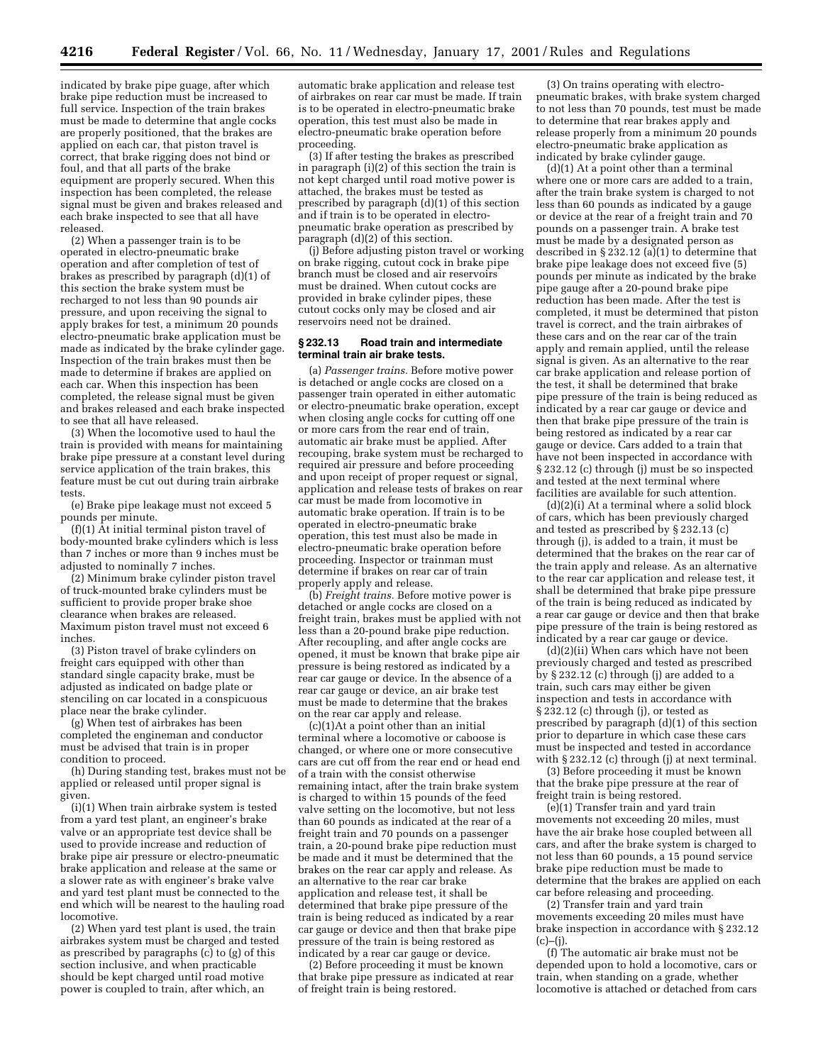indicated by brake pipe guage, after which brake pipe reduction must be increased to full service. Inspection of the train brakes must be made to determine that angle cocks are properly positioned, that the brakes are applied on each car, that piston travel is correct, that brake rigging does not bind or foul, and that all parts of the brake equipment are properly secured. When this inspection has been completed, the release signal must be given and brakes released and each brake inspected to see that all have released.

(2) When a passenger train is to be operated in electro-pneumatic brake operation and after completion of test of brakes as prescribed by paragraph (d)(1) of this section the brake system must be recharged to not less than 90 pounds air pressure, and upon receiving the signal to apply brakes for test, a minimum 20 pounds electro-pneumatic brake application must be made as indicated by the brake cylinder gage. Inspection of the train brakes must then be made to determine if brakes are applied on each car. When this inspection has been completed, the release signal must be given and brakes released and each brake inspected to see that all have released.

(3) When the locomotive used to haul the train is provided with means for maintaining brake pipe pressure at a constant level during service application of the train brakes, this feature must be cut out during train airbrake tests.

(e) Brake pipe leakage must not exceed 5 pounds per minute.

(f)(1) At initial terminal piston travel of body-mounted brake cylinders which is less than 7 inches or more than 9 inches must be adjusted to nominally 7 inches.

(2) Minimum brake cylinder piston travel of truck-mounted brake cylinders must be sufficient to provide proper brake shoe clearance when brakes are released. Maximum piston travel must not exceed 6 inches.

(3) Piston travel of brake cylinders on freight cars equipped with other than standard single capacity brake, must be adjusted as indicated on badge plate or stenciling on car located in a conspicuous place near the brake cylinder.

(g) When test of airbrakes has been completed the engineman and conductor must be advised that train is in proper condition to proceed.

(h) During standing test, brakes must not be applied or released until proper signal is given.

(i)(1) When train airbrake system is tested from a yard test plant, an engineer's brake valve or an appropriate test device shall be used to provide increase and reduction of brake pipe air pressure or electro-pneumatic brake application and release at the same or a slower rate as with engineer's brake valve and yard test plant must be connected to the end which will be nearest to the hauling road locomotive.

(2) When yard test plant is used, the train airbrakes system must be charged and tested as prescribed by paragraphs (c) to (g) of this section inclusive, and when practicable should be kept charged until road motive power is coupled to train, after which, an automatic brake application and release test of airbrakes on rear car must be made. If train is to be operated in electro-pneumatic brake operation, this test must also be made in electro-pneumatic brake operation before proceeding.

(3) If after testing the brakes as prescribed in paragraph (i)(2) of this section the train is not kept charged until road motive power is attached, the brakes must be tested as prescribed by paragraph (d)(1) of this section and if train is to be operated in electro-pneumatic brake operation as prescribed by paragraph (d)(2) of this section.

(j) Before adjusting piston travel or working on brake rigging, cutout cock in brake pipe branch must be closed and air reservoirs must be drained. When cutout cocks are provided in brake cylinder pipes, these cutout cocks only may be closed and air reservoirs need not be drained.

### § 232.13 Road train and intermediate terminal train air brake tests.

(a) *Passenger trains.* Before motive power is detached or angle cocks are closed on a passenger train operated in either automatic or electro-pneumatic brake operation, except when closing angle cocks for cutting off one or more cars from the rear end of train, automatic air brake must be applied. After recouping, brake system must be recharged to required air pressure and before proceeding and upon receipt of proper request or signal, application and release tests of brakes on rear car must be made from locomotive in automatic brake operation. If train is to be operated in electro-pneumatic brake operation, this test must also be made in electro-pneumatic brake operation before proceeding. Inspector or trainman must determine if brakes on rear car of train properly apply and release.

(b) *Freight trains.* Before motive power is detached or angle cocks are closed on a freight train, brakes must be applied with not less than a 20-pound brake pipe reduction. After recoupling, and after angle cocks are opened, it must be known that brake pipe air pressure is being restored as indicated by a rear car gauge or device. In the absence of a rear car gauge or device, an air brake test must be made to determine that the brakes on the rear car apply and release.

(c)(1)At a point other than an initial terminal where a locomotive or caboose is changed, or where one or more consecutive cars are cut off from the rear end or head end of a train with the consist otherwise remaining intact, after the train brake system is charged to within 15 pounds of the feed valve setting on the locomotive, but not less than 60 pounds as indicated at the rear of a freight train and 70 pounds on a passenger train, a 20-pound brake pipe reduction must be made and it must be determined that the brakes on the rear car apply and release. As an alternative to the rear car brake application and release test, it shall be determined that brake pipe pressure of the train is being reduced as indicated by a rear car gauge or device and then that brake pipe pressure of the train is being restored as indicated by a rear car gauge or device.

(2) Before proceeding it must be known that brake pipe pressure as indicated at rear of freight train is being restored.

(3) On trains operating with electro-pneumatic brakes, with brake system charged to not less than 70 pounds, test must be made to determine that rear brakes apply and release properly from a minimum 20 pounds electro-pneumatic brake application as indicated by brake cylinder gauge.

(d)(1) At a point other than a terminal where one or more cars are added to a train, after the train brake system is charged to not less than 60 pounds as indicated by a gauge or device at the rear of a freight train and 70 pounds on a passenger train. A brake test must be made by a designated person as described in § 232.12 (a)(1) to determine that brake pipe leakage does not exceed five (5) pounds per minute as indicated by the brake pipe gauge after a 20-pound brake pipe reduction has been made. After the test is completed, it must be determined that piston travel is correct, and the train airbrakes of these cars and on the rear car of the train apply and remain applied, until the release signal is given. As an alternative to the rear car brake application and release portion of the test, it shall be determined that brake pipe pressure of the train is being reduced as indicated by a rear car gauge or device and then that brake pipe pressure of the train is being restored as indicated by a rear car gauge or device. Cars added to a train that have not been inspected in accordance with § 232.12 (c) through (j) must be so inspected and tested at the next terminal where facilities are available for such attention.

(d)(2)(i) At a terminal where a solid block of cars, which has been previously charged and tested as prescribed by § 232.13 (c) through (j), is added to a train, it must be determined that the brakes on the rear car of the train apply and release. As an alternative to the rear car application and release test, it shall be determined that brake pipe pressure of the train is being reduced as indicated by a rear car gauge or device and then that brake pipe pressure of the train is being restored as indicated by a rear car gauge or device.

(d)(2)(ii) When cars which have not been previously charged and tested as prescribed by § 232.12 (c) through (j) are added to a train, such cars may either be given inspection and tests in accordance with § 232.12 (c) through (j), or tested as prescribed by paragraph (d)(1) of this section prior to departure in which case these cars must be inspected and tested in accordance with § 232.12 (c) through (j) at next terminal.

(3) Before proceeding it must be known that the brake pipe pressure at the rear of freight train is being restored.

(e)(1) Transfer train and yard train movements not exceeding 20 miles, must have the air brake hose coupled between all cars, and after the brake system is charged to not less than 60 pounds, a 15 pound service brake pipe reduction must be made to determine that the brakes are applied on each car before releasing and proceeding.

(2) Transfer train and yard train movements exceeding 20 miles must have brake inspection in accordance with § 232.12 (c)–(j).

(f) The automatic air brake must not be depended upon to hold a locomotive, cars or train, when standing on a grade, whether locomotive is attached or detached from cars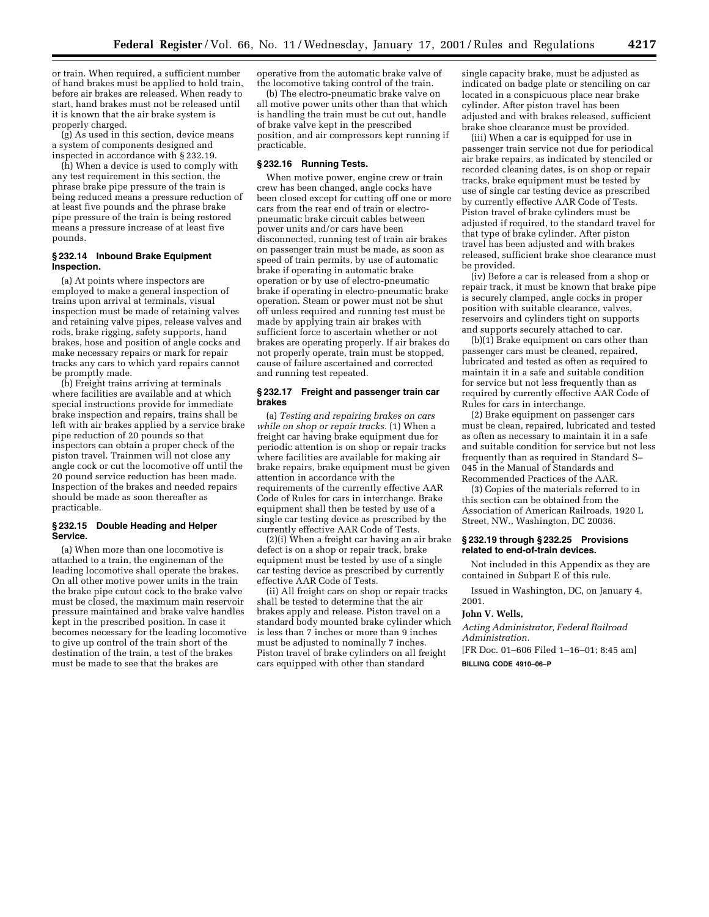or train. When required, a sufficient number of hand brakes must be applied to hold train, before air brakes are released. When ready to start, hand brakes must not be released until it is known that the air brake system is properly charged.

(g) As used in this section, device means a system of components designed and inspected in accordance with § 232.19.

(h) When a device is used to comply with any test requirement in this section, the phrase brake pipe pressure of the train is being reduced means a pressure reduction of at least five pounds and the phrase brake pipe pressure of the train is being restored means a pressure increase of at least five pounds.

### § 232.14 Inbound Brake Equipment Inspection.

(a) At points where inspectors are employed to make a general inspection of trains upon arrival at terminals, visual inspection must be made of retaining valves and retaining valve pipes, release valves and rods, brake rigging, safety supports, hand brakes, hose and position of angle cocks and make necessary repairs or mark for repair tracks any cars to which yard repairs cannot be promptly made.

(b) Freight trains arriving at terminals where facilities are available and at which special instructions provide for immediate brake inspection and repairs, trains shall be left with air brakes applied by a service brake pipe reduction of 20 pounds so that inspectors can obtain a proper check of the piston travel. Trainmen will not close any angle cock or cut the locomotive off until the 20 pound service reduction has been made. Inspection of the brakes and needed repairs should be made as soon thereafter as practicable.

### § 232.15 Double Heading and Helper Service.

(a) When more than one locomotive is attached to a train, the engineman of the leading locomotive shall operate the brakes. On all other motive power units in the train the brake pipe cutout cock to the brake valve must be closed, the maximum main reservoir pressure maintained and brake valve handles kept in the prescribed position. In case it becomes necessary for the leading locomotive to give up control of the train short of the destination of the train, a test of the brakes must be made to see that the brakes are operative from the automatic brake valve of the locomotive taking control of the train.

(b) The electro-pneumatic brake valve on all motive power units other than that which is handling the train must be cut out, handle of brake valve kept in the prescribed position, and air compressors kept running if practicable.

### § 232.16 Running Tests.

When motive power, engine crew or train crew has been changed, angle cocks have been closed except for cutting off one or more cars from the rear end of train or electro-pneumatic brake circuit cables between power units and/or cars have been disconnected, running test of train air brakes on passenger train must be made, as soon as speed of train permits, by use of automatic brake if operating in automatic brake operation or by use of electro-pneumatic brake if operating in electro-pneumatic brake operation. Steam or power must not be shut off unless required and running test must be made by applying train air brakes with sufficient force to ascertain whether or not brakes are operating properly. If air brakes do not properly operate, train must be stopped, cause of failure ascertained and corrected and running test repeated.

### § 232.17 Freight and passenger train car brakes

(a) *Testing and repairing brakes on cars while on shop or repair tracks.* (1) When a freight car having brake equipment due for periodic attention is on shop or repair tracks where facilities are available for making air brake repairs, brake equipment must be given attention in accordance with the requirements of the currently effective AAR Code of Rules for cars in interchange. Brake equipment shall then be tested by use of a single car testing device as prescribed by the currently effective AAR Code of Tests.

(2)(i) When a freight car having an air brake defect is on a shop or repair track, brake equipment must be tested by use of a single car testing device as prescribed by currently effective AAR Code of Tests.

(ii) All freight cars on shop or repair tracks shall be tested to determine that the air brakes apply and release. Piston travel on a standard body mounted brake cylinder which is less than 7 inches or more than 9 inches must be adjusted to nominally 7 inches. Piston travel of brake cylinders on all freight cars equipped with other than standard single capacity brake, must be adjusted as indicated on badge plate or stenciling on car located in a conspicuous place near brake cylinder. After piston travel has been adjusted and with brakes released, sufficient brake shoe clearance must be provided.

(iii) When a car is equipped for use in passenger train service not due for periodical air brake repairs, as indicated by stenciled or recorded cleaning dates, is on shop or repair tracks, brake equipment must be tested by use of single car testing device as prescribed by currently effective AAR Code of Tests. Piston travel of brake cylinders must be adjusted if required, to the standard travel for that type of brake cylinder. After piston travel has been adjusted and with brakes released, sufficient brake shoe clearance must be provided.

(iv) Before a car is released from a shop or repair track, it must be known that brake pipe is securely clamped, angle cocks in proper position with suitable clearance, valves, reservoirs and cylinders tight on supports and supports securely attached to car.

(b)(1) Brake equipment on cars other than passenger cars must be cleaned, repaired, lubricated and tested as often as required to maintain it in a safe and suitable condition for service but not less frequently than as required by currently effective AAR Code of Rules for cars in interchange.

(2) Brake equipment on passenger cars must be clean, repaired, lubricated and tested as often as necessary to maintain it in a safe and suitable condition for service but not less frequently than as required in Standard S–045 in the Manual of Standards and Recommended Practices of the AAR.

(3) Copies of the materials referred to in this section can be obtained from the Association of American Railroads, 1920 L Street, NW., Washington, DC 20036.

### § 232.19 through § 232.25 Provisions related to end-of-train devices.

Not included in this Appendix as they are contained in Subpart E of this rule.

Issued in Washington, DC, on January 4, 2001.

**John V. Wells,**

*Acting Administrator, Federal Railroad Administration.*

[FR Doc. 01–606 Filed 1–16–01; 8:45 am]

**BILLING CODE 4910–06–P**